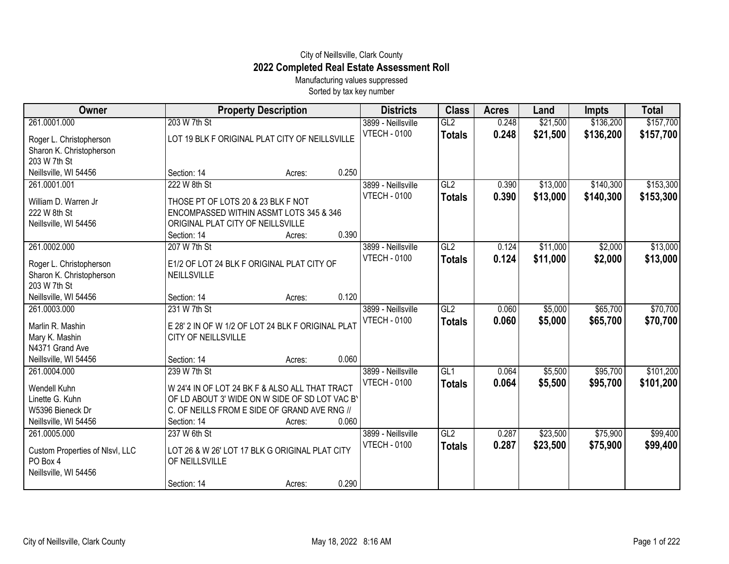# City of Neillsville, Clark County
## 2022 Completed Real Estate Assessment Roll
Manufacturing values suppressed
Sorted by tax key number

| Owner | Property Description | Districts | Class | Acres | Land | Impts | Total |
|---|---|---|---|---|---|---|---|
| 261.0001.000<br>Roger L. Christopherson<br>Sharon K. Christopherson<br>203 W 7th St<br>Neillsville, WI 54456 | 203 W 7th St<br>LOT 19 BLK F ORIGINAL PLAT CITY OF NEILLSVILLE<br>Section: 14 Acres: 0.250 | 3899 - Neillsville<br>VTECH - 0100 | GL2<br>**Totals** | 0.248<br>**0.248** | $21,500<br>**$21,500** | $136,200<br>**$136,200** | $157,700<br>**$157,700** |
| 261.0001.001<br>William D. Warren Jr<br>222 W 8th St<br>Neillsville, WI 54456 | 222 W 8th St<br>THOSE PT OF LOTS 20 & 23 BLK F NOT ENCOMPASSED WITHIN ASSMT LOTS 345 & 346 ORIGINAL PLAT CITY OF NEILLSVILLE<br>Section: 14 Acres: 0.390 | 3899 - Neillsville<br>VTECH - 0100 | GL2<br>**Totals** | 0.390<br>**0.390** | $13,000<br>**$13,000** | $140,300<br>**$140,300** | $153,300<br>**$153,300** |
| 261.0002.000<br>Roger L. Christopherson<br>Sharon K. Christopherson<br>203 W 7th St<br>Neillsville, WI 54456 | 207 W 7th St<br>E1/2 OF LOT 24 BLK F ORIGINAL PLAT CITY OF NEILLSVILLE<br>Section: 14 Acres: 0.120 | 3899 - Neillsville<br>VTECH - 0100 | GL2<br>**Totals** | 0.124<br>**0.124** | $11,000<br>**$11,000** | $2,000<br>**$2,000** | $13,000<br>**$13,000** |
| 261.0003.000<br>Marlin R. Mashin<br>Mary K. Mashin<br>N4371 Grand Ave<br>Neillsville, WI 54456 | 231 W 7th St<br>E 28' 2 IN OF W 1/2 OF LOT 24 BLK F ORIGINAL PLAT CITY OF NEILLSVILLE<br>Section: 14 Acres: 0.060 | 3899 - Neillsville<br>VTECH - 0100 | GL2<br>**Totals** | 0.060<br>**0.060** | $5,000<br>**$5,000** | $65,700<br>**$65,700** | $70,700<br>**$70,700** |
| 261.0004.000<br>Wendell Kuhn<br>Linette G. Kuhn<br>W5396 Bieneck Dr<br>Neillsville, WI 54456 | 239 W 7th St<br>W 24'4 IN OF LOT 24 BK F & ALSO ALL THAT TRACT OF LD ABOUT 3' WIDE ON W SIDE OF SD LOT VAC BY C. OF NEILLS FROM E SIDE OF GRAND AVE RNG //<br>Section: 14 Acres: 0.060 | 3899 - Neillsville<br>VTECH - 0100 | GL1<br>**Totals** | 0.064<br>**0.064** | $5,500<br>**$5,500** | $95,700<br>**$95,700** | $101,200<br>**$101,200** |
| 261.0005.000<br>Custom Properties of Nlsvl, LLC<br>PO Box 4<br>Neillsville, WI 54456 | 237 W 6th St<br>LOT 26 & W 26' LOT 17 BLK G ORIGINAL PLAT CITY OF NEILLSVILLE<br>Section: 14 Acres: 0.290 | 3899 - Neillsville<br>VTECH - 0100 | GL2<br>**Totals** | 0.287<br>**0.287** | $23,500<br>**$23,500** | $75,900<br>**$75,900** | $99,400<br>**$99,400** |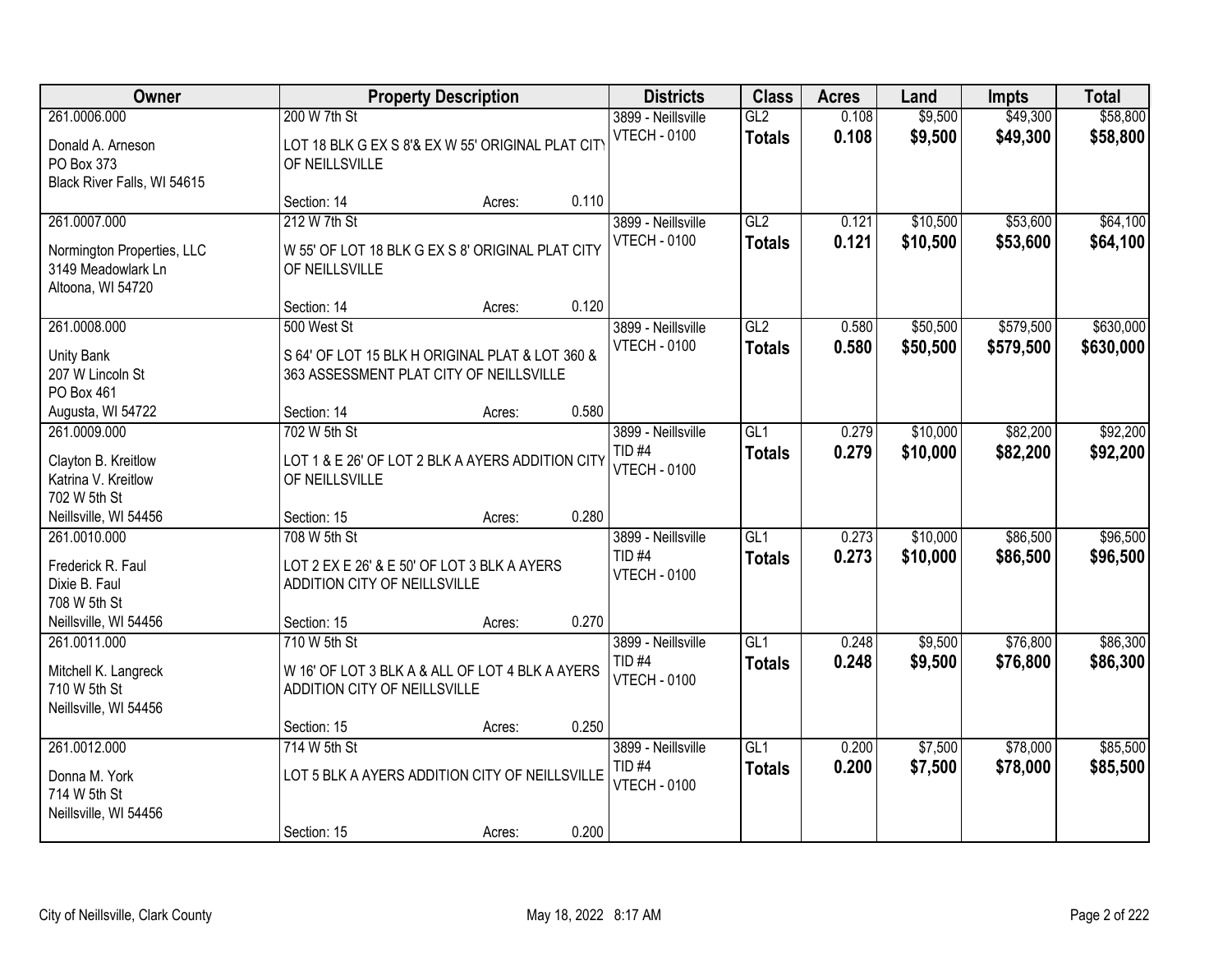| Owner | Property Description | Districts | Class | Acres | Land | Impts | Total |
|---|---|---|---|---|---|---|---|
| 261.0006.000<br>Donald A. Arneson<br>PO Box 373<br>Black River Falls, WI 54615 | 200 W 7th St<br>LOT 18 BLK G EX S 8'& EX W 55' ORIGINAL PLAT CITY OF NEILLSVILLE<br>Section: 14 Acres: 0.110 | 3899 - Neillsville<br>VTECH - 0100 | GL2<br>**Totals** | 0.108<br>**0.108** | $9,500<br>**$9,500** | $49,300<br>**$49,300** | $58,800<br>**$58,800** |
| 261.0007.000<br>Normington Properties, LLC<br>3149 Meadowlark Ln<br>Altoona, WI 54720 | 212 W 7th St<br>W 55' OF LOT 18 BLK G EX S 8' ORIGINAL PLAT CITY OF NEILLSVILLE<br>Section: 14 Acres: 0.120 | 3899 - Neillsville<br>VTECH - 0100 | GL2<br>**Totals** | 0.121<br>**0.121** | $10,500<br>**$10,500** | $53,600<br>**$53,600** | $64,100<br>**$64,100** |
| 261.0008.000<br>Unity Bank<br>207 W Lincoln St<br>PO Box 461<br>Augusta, WI 54722 | 500 West St<br>S 64' OF LOT 15 BLK H ORIGINAL PLAT & LOT 360 & 363 ASSESSMENT PLAT CITY OF NEILLSVILLE<br>Section: 14 Acres: 0.580 | 3899 - Neillsville<br>VTECH - 0100 | GL2<br>**Totals** | 0.580<br>**0.580** | $50,500<br>**$50,500** | $579,500<br>**$579,500** | $630,000<br>**$630,000** |
| 261.0009.000<br>Clayton B. Kreitlow<br>Katrina V. Kreitlow<br>702 W 5th St<br>Neillsville, WI 54456 | 702 W 5th St<br>LOT 1 & E 26' OF LOT 2 BLK A AYERS ADDITION CITY OF NEILLSVILLE<br>Section: 15 Acres: 0.280 | 3899 - Neillsville<br>TID #4<br>VTECH - 0100 | GL1<br>**Totals** | 0.279<br>**0.279** | $10,000<br>**$10,000** | $82,200<br>**$82,200** | $92,200<br>**$92,200** |
| 261.0010.000<br>Frederick R. Faul<br>Dixie B. Faul<br>708 W 5th St<br>Neillsville, WI 54456 | 708 W 5th St<br>LOT 2 EX E 26' & E 50' OF LOT 3 BLK A AYERS ADDITION CITY OF NEILLSVILLE<br>Section: 15 Acres: 0.270 | 3899 - Neillsville<br>TID #4<br>VTECH - 0100 | GL1<br>**Totals** | 0.273<br>**0.273** | $10,000<br>**$10,000** | $86,500<br>**$86,500** | $96,500<br>**$96,500** |
| 261.0011.000<br>Mitchell K. Langreck<br>710 W 5th St<br>Neillsville, WI 54456 | 710 W 5th St<br>W 16' OF LOT 3 BLK A & ALL OF LOT 4 BLK A AYERS ADDITION CITY OF NEILLSVILLE<br>Section: 15 Acres: 0.250 | 3899 - Neillsville<br>TID #4<br>VTECH - 0100 | GL1<br>**Totals** | 0.248<br>**0.248** | $9,500<br>**$9,500** | $76,800<br>**$76,800** | $86,300<br>**$86,300** |
| 261.0012.000<br>Donna M. York<br>714 W 5th St<br>Neillsville, WI 54456 | 714 W 5th St<br>LOT 5 BLK A AYERS ADDITION CITY OF NEILLSVILLE<br>Section: 15 Acres: 0.200 | 3899 - Neillsville<br>TID #4<br>VTECH - 0100 | GL1<br>**Totals** | 0.200<br>**0.200** | $7,500<br>**$7,500** | $78,000<br>**$78,000** | $85,500<br>**$85,500** |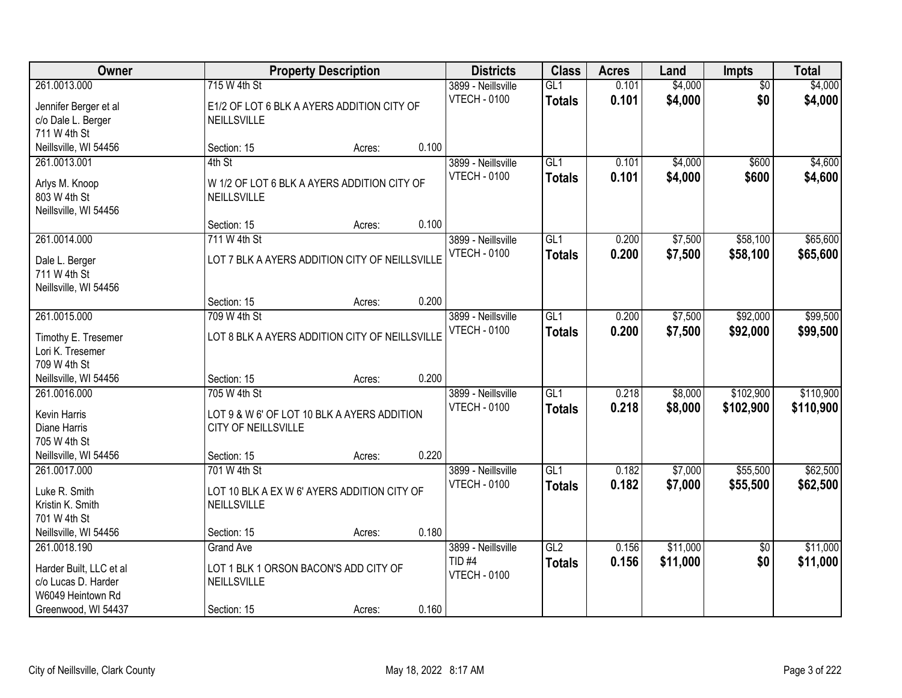| Owner | Property Description | | | Districts | Class | Acres | Land | Impts | Total |
|---|---|---|---|---|---|---|---|---|---|
| 261.0013.000<br>Jennifer Berger et al<br>c/o Dale L. Berger<br>711 W 4th St<br>Neillsville, WI 54456 | 715 W 4th St<br>E1/2 OF LOT 6 BLK A AYERS ADDITION CITY OF NEILLSVILLE<br>Section: 15 | Acres: | 0.100 | 3899 - Neillsville<br>VTECH - 0100 | GL1<br>**Totals** | 0.101<br>**0.101** | $4,000<br>**$4,000** | $0<br>**$0** | $4,000<br>**$4,000** |
| 261.0013.001<br>Arlys M. Knoop<br>803 W 4th St<br>Neillsville, WI 54456 | 4th St<br>W 1/2 OF LOT 6 BLK A AYERS ADDITION CITY OF NEILLSVILLE<br>Section: 15 | Acres: | 0.100 | 3899 - Neillsville<br>VTECH - 0100 | GL1<br>**Totals** | 0.101<br>**0.101** | $4,000<br>**$4,000** | $600<br>**$600** | $4,600<br>**$4,600** |
| 261.0014.000<br>Dale L. Berger<br>711 W 4th St<br>Neillsville, WI 54456 | 711 W 4th St<br>LOT 7 BLK A AYERS ADDITION CITY OF NEILLSVILLE<br>Section: 15 | Acres: | 0.200 | 3899 - Neillsville<br>VTECH - 0100 | GL1<br>**Totals** | 0.200<br>**0.200** | $7,500<br>**$7,500** | $58,100<br>**$58,100** | $65,600<br>**$65,600** |
| 261.0015.000<br>Timothy E. Tresemer<br>Lori K. Tresemer<br>709 W 4th St<br>Neillsville, WI 54456 | 709 W 4th St<br>LOT 8 BLK A AYERS ADDITION CITY OF NEILLSVILLE<br>Section: 15 | Acres: | 0.200 | 3899 - Neillsville<br>VTECH - 0100 | GL1<br>**Totals** | 0.200<br>**0.200** | $7,500<br>**$7,500** | $92,000<br>**$92,000** | $99,500<br>**$99,500** |
| 261.0016.000<br>Kevin Harris<br>Diane Harris<br>705 W 4th St<br>Neillsville, WI 54456 | 705 W 4th St<br>LOT 9 & W 6' OF LOT 10 BLK A AYERS ADDITION CITY OF NEILLSVILLE<br>Section: 15 | Acres: | 0.220 | 3899 - Neillsville<br>VTECH - 0100 | GL1<br>**Totals** | 0.218<br>**0.218** | $8,000<br>**$8,000** | $102,900<br>**$102,900** | $110,900<br>**$110,900** |
| 261.0017.000<br>Luke R. Smith<br>Kristin K. Smith<br>701 W 4th St<br>Neillsville, WI 54456 | 701 W 4th St<br>LOT 10 BLK A EX W 6' AYERS ADDITION CITY OF NEILLSVILLE<br>Section: 15 | Acres: | 0.180 | 3899 - Neillsville<br>VTECH - 0100 | GL1<br>**Totals** | 0.182<br>**0.182** | $7,000<br>**$7,000** | $55,500<br>**$55,500** | $62,500<br>**$62,500** |
| 261.0018.190<br>Harder Built, LLC et al<br>c/o Lucas D. Harder<br>W6049 Heintown Rd<br>Greenwood, WI 54437 | Grand Ave<br>LOT 1 BLK 1 ORSON BACON'S ADD CITY OF NEILLSVILLE<br>Section: 15 | Acres: | 0.160 | 3899 - Neillsville<br>TID #4<br>VTECH - 0100 | GL2<br>**Totals** | 0.156<br>**0.156** | $11,000<br>**$11,000** | $0<br>**$0** | $11,000<br>**$11,000** |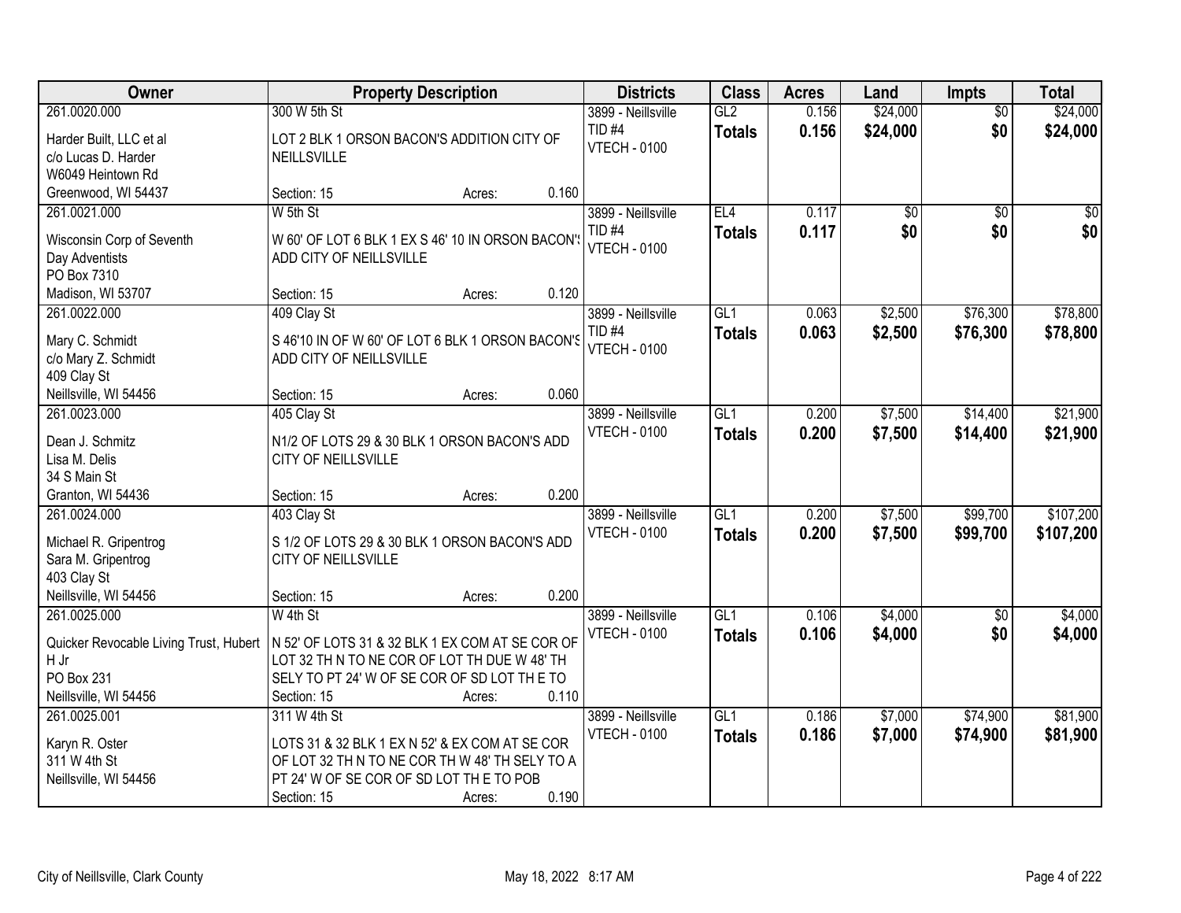| Owner | Property Description | | | Districts | Class | Acres | Land | Impts | Total |
|---|---|---|---|---|---|---|---|---|---|
| 261.0020.000<br>Harder Built, LLC et al<br>c/o Lucas D. Harder<br>W6049 Heintown Rd<br>Greenwood, WI 54437 | 300 W 5th St<br>LOT 2 BLK 1 ORSON BACON'S ADDITION CITY OF NEILLSVILLE<br>Section: 15 | Acres: | 0.160 | 3899 - Neillsville<br>TID #4<br>VTECH - 0100 | GL2<br>**Totals** | 0.156<br>**0.156** | $24,000<br>**$24,000** | $0<br>**$0** | $24,000<br>**$24,000** |
| 261.0021.000<br>Wisconsin Corp of Seventh<br>Day Adventists<br>PO Box 7310<br>Madison, WI 53707 | W 5th St<br>W 60' OF LOT 6 BLK 1 EX S 46' 10 IN ORSON BACON'S ADD CITY OF NEILLSVILLE<br>Section: 15 | Acres: | 0.120 | 3899 - Neillsville<br>TID #4<br>VTECH - 0100 | EL4<br>**Totals** | 0.117<br>**0.117** | $0<br>**$0** | $0<br>**$0** | $0<br>**$0** |
| 261.0022.000<br>Mary C. Schmidt<br>c/o Mary Z. Schmidt<br>409 Clay St<br>Neillsville, WI 54456 | 409 Clay St<br>S 46'10 IN OF W 60' OF LOT 6 BLK 1 ORSON BACON'S ADD CITY OF NEILLSVILLE<br>Section: 15 | Acres: | 0.060 | 3899 - Neillsville<br>TID #4<br>VTECH - 0100 | GL1<br>**Totals** | 0.063<br>**0.063** | $2,500<br>**$2,500** | $76,300<br>**$76,300** | $78,800<br>**$78,800** |
| 261.0023.000<br>Dean J. Schmitz<br>Lisa M. Delis<br>34 S Main St<br>Granton, WI 54436 | 405 Clay St<br>N1/2 OF LOTS 29 & 30 BLK 1 ORSON BACON'S ADD CITY OF NEILLSVILLE<br>Section: 15 | Acres: | 0.200 | 3899 - Neillsville<br>VTECH - 0100 | GL1<br>**Totals** | 0.200<br>**0.200** | $7,500<br>**$7,500** | $14,400<br>**$14,400** | $21,900<br>**$21,900** |
| 261.0024.000<br>Michael R. Gripentrog<br>Sara M. Gripentrog<br>403 Clay St<br>Neillsville, WI 54456 | 403 Clay St<br>S 1/2 OF LOTS 29 & 30 BLK 1 ORSON BACON'S ADD CITY OF NEILLSVILLE<br>Section: 15 | Acres: | 0.200 | 3899 - Neillsville<br>VTECH - 0100 | GL1<br>**Totals** | 0.200<br>**0.200** | $7,500<br>**$7,500** | $99,700<br>**$99,700** | $107,200<br>**$107,200** |
| 261.0025.000<br>Quicker Revocable Living Trust, Hubert H Jr<br>PO Box 231<br>Neillsville, WI 54456 | W 4th St<br>N 52' OF LOTS 31 & 32 BLK 1 EX COM AT SE COR OF LOT 32 TH N TO NE COR OF LOT TH DUE W 48' TH SELY TO PT 24' W OF SE COR OF SD LOT TH E TO<br>Section: 15 | Acres: | 0.110 | 3899 - Neillsville<br>VTECH - 0100 | GL1<br>**Totals** | 0.106<br>**0.106** | $4,000<br>**$4,000** | $0<br>**$0** | $4,000<br>**$4,000** |
| 261.0025.001<br>Karyn R. Oster<br>311 W 4th St<br>Neillsville, WI 54456 | 311 W 4th St<br>LOTS 31 & 32 BLK 1 EX N 52' & EX COM AT SE COR OF LOT 32 TH N TO NE COR TH W 48' TH SELY TO A PT 24' W OF SE COR OF SD LOT TH E TO POB<br>Section: 15 | Acres: | 0.190 | 3899 - Neillsville<br>VTECH - 0100 | GL1<br>**Totals** | 0.186<br>**0.186** | $7,000<br>**$7,000** | $74,900<br>**$74,900** | $81,900<br>**$81,900** |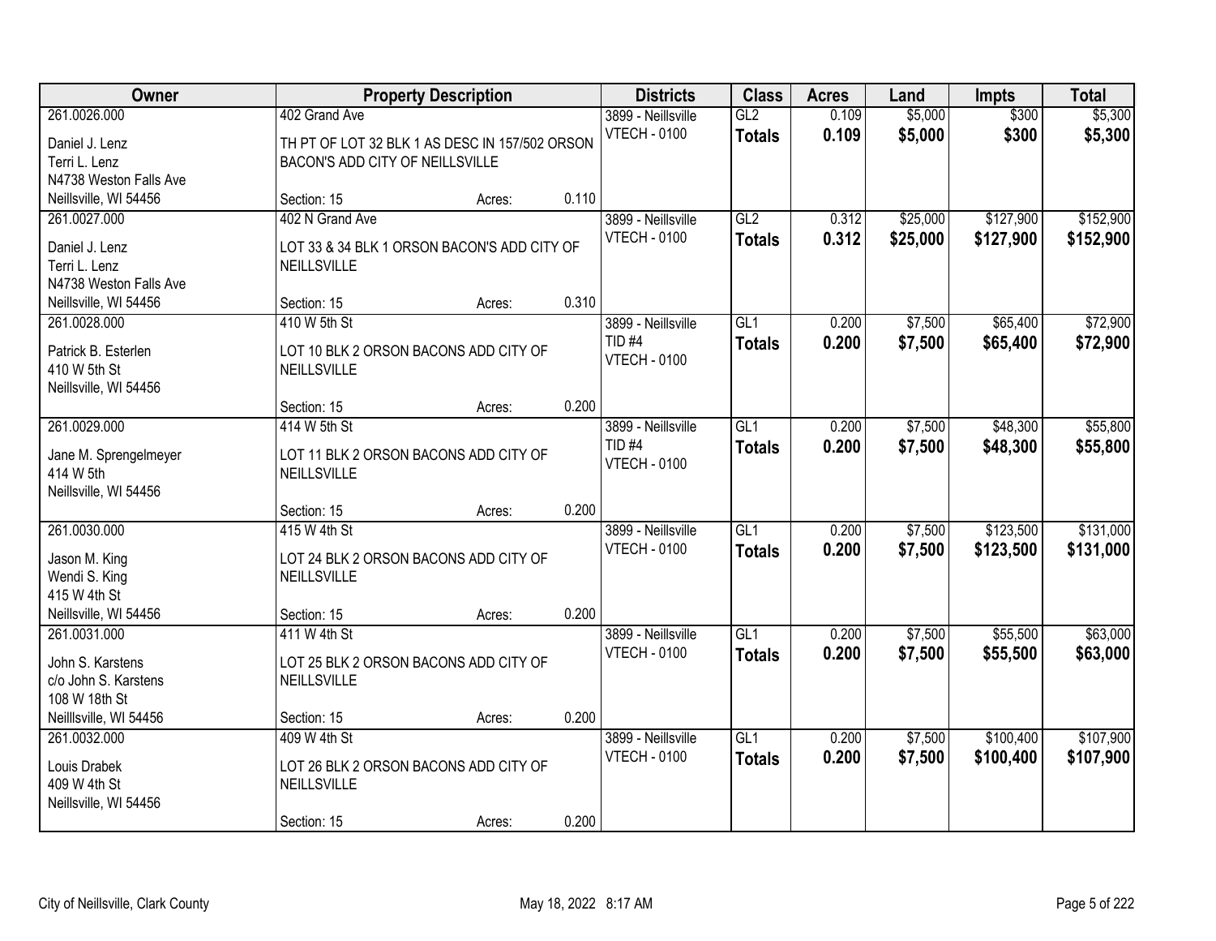| Owner | Property Description | Districts | Class | Acres | Land | Impts | Total |
|---|---|---|---|---|---|---|---|
| 261.0026.000<br>Daniel J. Lenz<br>Terri L. Lenz<br>N4738 Weston Falls Ave<br>Neillsville, WI 54456 | 402 Grand Ave<br>TH PT OF LOT 32 BLK 1 AS DESC IN 157/502 ORSON BACON'S ADD CITY OF NEILLSVILLE<br>Section: 15 Acres: 0.110 | 3899 - Neillsville<br>VTECH - 0100 | GL2<br>**Totals** | 0.109<br>**0.109** | $5,000<br>**$5,000** | $300<br>**$300** | $5,300<br>**$5,300** |
| 261.0027.000<br>Daniel J. Lenz<br>Terri L. Lenz<br>N4738 Weston Falls Ave<br>Neillsville, WI 54456 | 402 N Grand Ave<br>LOT 33 & 34 BLK 1 ORSON BACON'S ADD CITY OF NEILLSVILLE<br>Section: 15 Acres: 0.310 | 3899 - Neillsville<br>VTECH - 0100 | GL2<br>**Totals** | 0.312<br>**0.312** | $25,000<br>**$25,000** | $127,900<br>**$127,900** | $152,900<br>**$152,900** |
| 261.0028.000<br>Patrick B. Esterlen<br>410 W 5th St<br>Neillsville, WI 54456 | 410 W 5th St<br>LOT 10 BLK 2 ORSON BACONS ADD CITY OF NEILLSVILLE<br>Section: 15 Acres: 0.200 | 3899 - Neillsville<br>TID #4<br>VTECH - 0100 | GL1<br>**Totals** | 0.200<br>**0.200** | $7,500<br>**$7,500** | $65,400<br>**$65,400** | $72,900<br>**$72,900** |
| 261.0029.000<br>Jane M. Sprengelmeyer<br>414 W 5th<br>Neillsville, WI 54456 | 414 W 5th St<br>LOT 11 BLK 2 ORSON BACONS ADD CITY OF NEILLSVILLE<br>Section: 15 Acres: 0.200 | 3899 - Neillsville<br>TID #4<br>VTECH - 0100 | GL1<br>**Totals** | 0.200<br>**0.200** | $7,500<br>**$7,500** | $48,300<br>**$48,300** | $55,800<br>**$55,800** |
| 261.0030.000<br>Jason M. King<br>Wendi S. King<br>415 W 4th St<br>Neillsville, WI 54456 | 415 W 4th St<br>LOT 24 BLK 2 ORSON BACONS ADD CITY OF NEILLSVILLE<br>Section: 15 Acres: 0.200 | 3899 - Neillsville<br>VTECH - 0100 | GL1<br>**Totals** | 0.200<br>**0.200** | $7,500<br>**$7,500** | $123,500<br>**$123,500** | $131,000<br>**$131,000** |
| 261.0031.000<br>John S. Karstens<br>c/o John S. Karstens<br>108 W 18th St<br>Neilllsville, WI 54456 | 411 W 4th St<br>LOT 25 BLK 2 ORSON BACONS ADD CITY OF NEILLSVILLE<br>Section: 15 Acres: 0.200 | 3899 - Neillsville<br>VTECH - 0100 | GL1<br>**Totals** | 0.200<br>**0.200** | $7,500<br>**$7,500** | $55,500<br>**$55,500** | $63,000<br>**$63,000** |
| 261.0032.000<br>Louis Drabek<br>409 W 4th St<br>Neillsville, WI 54456 | 409 W 4th St<br>LOT 26 BLK 2 ORSON BACONS ADD CITY OF NEILLSVILLE<br>Section: 15 Acres: 0.200 | 3899 - Neillsville<br>VTECH - 0100 | GL1<br>**Totals** | 0.200<br>**0.200** | $7,500<br>**$7,500** | $100,400<br>**$100,400** | $107,900<br>**$107,900** |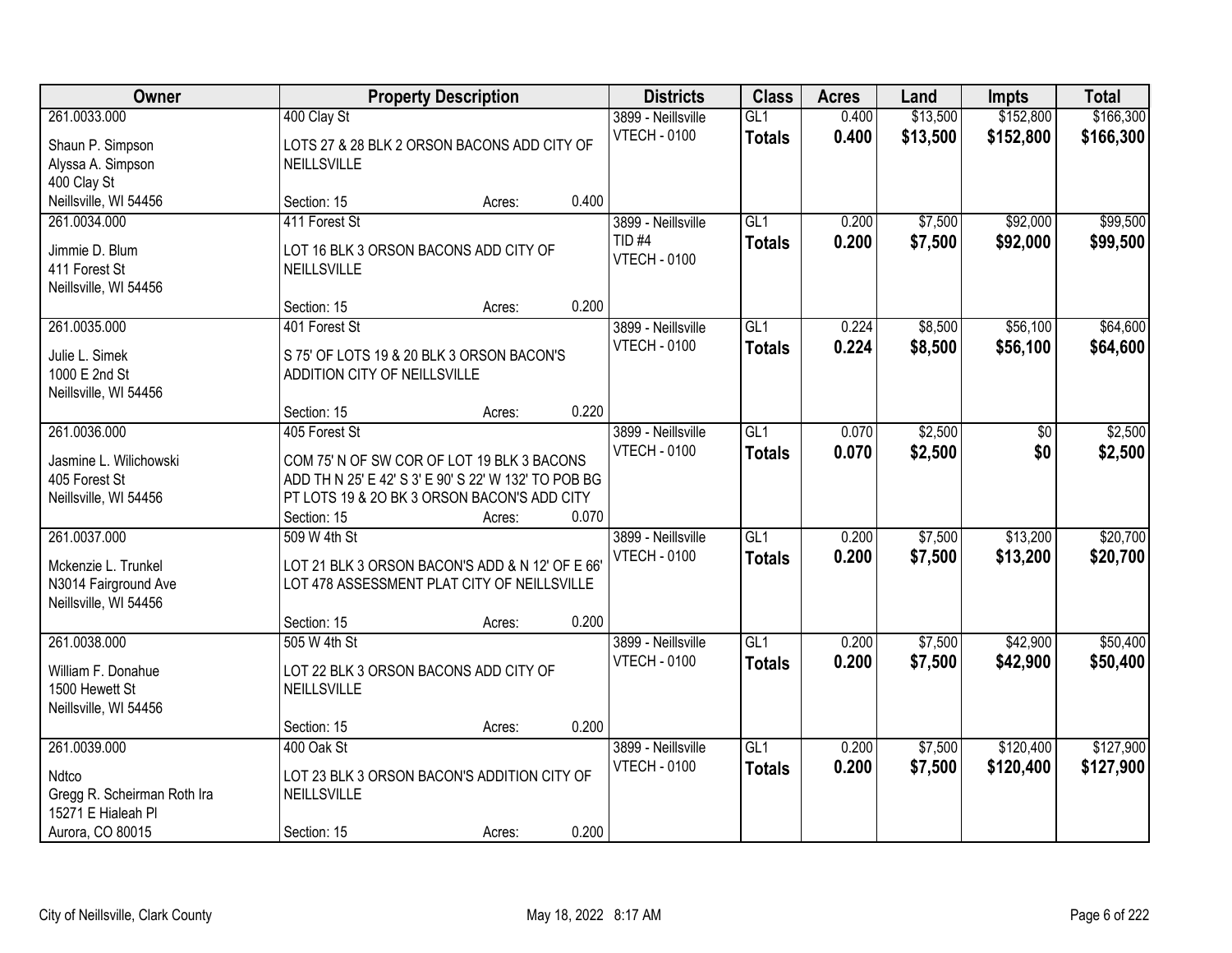| Owner | Property Description | Districts | Class | Acres | Land | Impts | Total |
|---|---|---|---|---|---|---|---|
| 261.0033.000<br>Shaun P. Simpson<br>Alyssa A. Simpson<br>400 Clay St<br>Neillsville, WI 54456 | 400 Clay St<br>LOTS 27 & 28 BLK 2 ORSON BACONS ADD CITY OF NEILLSVILLE<br>Section: 15 Acres: 0.400 | 3899 - Neillsville<br>VTECH - 0100 | GL1<br>**Totals** | 0.400<br>**0.400** | $13,500<br>**$13,500** | $152,800<br>**$152,800** | $166,300<br>**$166,300** |
| 261.0034.000<br>Jimmie D. Blum<br>411 Forest St<br>Neillsville, WI 54456 | 411 Forest St<br>LOT 16 BLK 3 ORSON BACONS ADD CITY OF NEILLSVILLE<br>Section: 15 Acres: 0.200 | 3899 - Neillsville<br>TID #4<br>VTECH - 0100 | GL1<br>**Totals** | 0.200<br>**0.200** | $7,500<br>**$7,500** | $92,000<br>**$92,000** | $99,500<br>**$99,500** |
| 261.0035.000<br>Julie L. Simek<br>1000 E 2nd St<br>Neillsville, WI 54456 | 401 Forest St<br>S 75' OF LOTS 19 & 20 BLK 3 ORSON BACON'S ADDITION CITY OF NEILLSVILLE<br>Section: 15 Acres: 0.220 | 3899 - Neillsville<br>VTECH - 0100 | GL1<br>**Totals** | 0.224<br>**0.224** | $8,500<br>**$8,500** | $56,100<br>**$56,100** | $64,600<br>**$64,600** |
| 261.0036.000<br>Jasmine L. Wilichowski<br>405 Forest St<br>Neillsville, WI 54456 | 405 Forest St<br>COM 75' N OF SW COR OF LOT 19 BLK 3 BACONS ADD TH N 25' E 42' S 3' E 90' S 22' W 132' TO POB BG PT LOTS 19 & 2O BK 3 ORSON BACON'S ADD CITY<br>Section: 15 Acres: 0.070 | 3899 - Neillsville<br>VTECH - 0100 | GL1<br>**Totals** | 0.070<br>**0.070** | $2,500<br>**$2,500** | $0<br>**$0** | $2,500<br>**$2,500** |
| 261.0037.000<br>Mckenzie L. Trunkel<br>N3014 Fairground Ave<br>Neillsville, WI 54456 | 509 W 4th St<br>LOT 21 BLK 3 ORSON BACON'S ADD & N 12' OF E 66' LOT 478 ASSESSMENT PLAT CITY OF NEILLSVILLE<br>Section: 15 Acres: 0.200 | 3899 - Neillsville<br>VTECH - 0100 | GL1<br>**Totals** | 0.200<br>**0.200** | $7,500<br>**$7,500** | $13,200<br>**$13,200** | $20,700<br>**$20,700** |
| 261.0038.000<br>William F. Donahue<br>1500 Hewett St<br>Neillsville, WI 54456 | 505 W 4th St<br>LOT 22 BLK 3 ORSON BACONS ADD CITY OF NEILLSVILLE<br>Section: 15 Acres: 0.200 | 3899 - Neillsville<br>VTECH - 0100 | GL1<br>**Totals** | 0.200<br>**0.200** | $7,500<br>**$7,500** | $42,900<br>**$42,900** | $50,400<br>**$50,400** |
| 261.0039.000<br>Ndtco<br>Gregg R. Scheirman Roth Ira<br>15271 E Hialeah Pl<br>Aurora, CO 80015 | 400 Oak St<br>LOT 23 BLK 3 ORSON BACON'S ADDITION CITY OF NEILLSVILLE<br>Section: 15 Acres: 0.200 | 3899 - Neillsville<br>VTECH - 0100 | GL1<br>**Totals** | 0.200<br>**0.200** | $7,500<br>**$7,500** | $120,400<br>**$120,400** | $127,900<br>**$127,900** |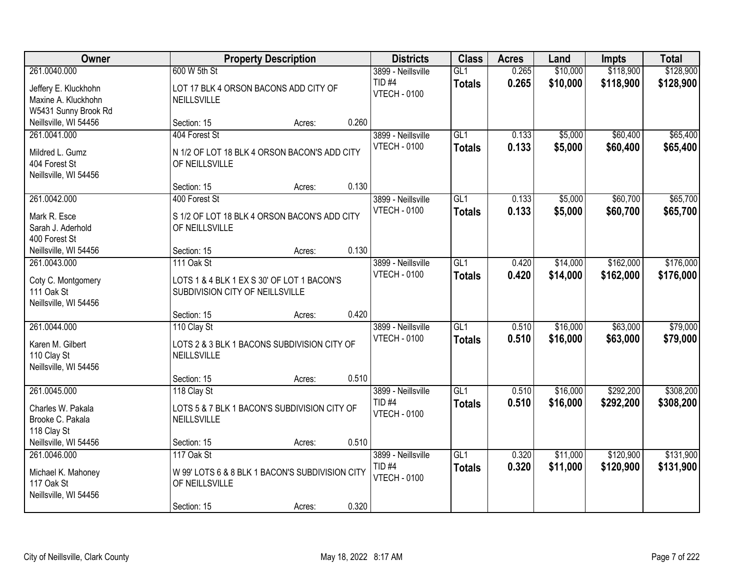| Owner | Property Description | Districts | Class | Acres | Land | Impts | Total |
|---|---|---|---|---|---|---|---|
| 261.0040.000<br>Jeffery E. Kluckhohn<br>Maxine A. Kluckhohn<br>W5431 Sunny Brook Rd<br>Neillsville, WI 54456 | 600 W 5th St<br>LOT 17 BLK 4 ORSON BACONS ADD CITY OF NEILLSVILLE<br>Section: 15 Acres: 0.260 | 3899 - Neillsville<br>TID #4<br>VTECH - 0100 | GL1<br>**Totals** | 0.265<br>**0.265** | $10,000<br>**$10,000** | $118,900<br>**$118,900** | $128,900<br>**$128,900** |
| 261.0041.000<br>Mildred L. Gumz<br>404 Forest St<br>Neillsville, WI 54456 | 404 Forest St<br>N 1/2 OF LOT 18 BLK 4 ORSON BACON'S ADD CITY OF NEILLSVILLE<br>Section: 15 Acres: 0.130 | 3899 - Neillsville<br>VTECH - 0100 | GL1<br>**Totals** | 0.133<br>**0.133** | $5,000<br>**$5,000** | $60,400<br>**$60,400** | $65,400<br>**$65,400** |
| 261.0042.000<br>Mark R. Esce<br>Sarah J. Aderhold<br>400 Forest St<br>Neillsville, WI 54456 | 400 Forest St<br>S 1/2 OF LOT 18 BLK 4 ORSON BACON'S ADD CITY OF NEILLSVILLE<br>Section: 15 Acres: 0.130 | 3899 - Neillsville<br>VTECH - 0100 | GL1<br>**Totals** | 0.133<br>**0.133** | $5,000<br>**$5,000** | $60,700<br>**$60,700** | $65,700<br>**$65,700** |
| 261.0043.000<br>Coty C. Montgomery<br>111 Oak St<br>Neillsville, WI 54456 | 111 Oak St<br>LOTS 1 & 4 BLK 1 EX S 30' OF LOT 1 BACON'S SUBDIVISION CITY OF NEILLSVILLE<br>Section: 15 Acres: 0.420 | 3899 - Neillsville<br>VTECH - 0100 | GL1<br>**Totals** | 0.420<br>**0.420** | $14,000<br>**$14,000** | $162,000<br>**$162,000** | $176,000<br>**$176,000** |
| 261.0044.000<br>Karen M. Gilbert<br>110 Clay St<br>Neillsville, WI 54456 | 110 Clay St<br>LOTS 2 & 3 BLK 1 BACONS SUBDIVISION CITY OF NEILLSVILLE<br>Section: 15 Acres: 0.510 | 3899 - Neillsville<br>VTECH - 0100 | GL1<br>**Totals** | 0.510<br>**0.510** | $16,000<br>**$16,000** | $63,000<br>**$63,000** | $79,000<br>**$79,000** |
| 261.0045.000<br>Charles W. Pakala<br>Brooke C. Pakala<br>118 Clay St<br>Neillsville, WI 54456 | 118 Clay St<br>LOTS 5 & 7 BLK 1 BACON'S SUBDIVISION CITY OF NEILLSVILLE<br>Section: 15 Acres: 0.510 | 3899 - Neillsville<br>TID #4<br>VTECH - 0100 | GL1<br>**Totals** | 0.510<br>**0.510** | $16,000<br>**$16,000** | $292,200<br>**$292,200** | $308,200<br>**$308,200** |
| 261.0046.000<br>Michael K. Mahoney<br>117 Oak St<br>Neillsville, WI 54456 | 117 Oak St<br>W 99' LOTS 6 & 8 BLK 1 BACON'S SUBDIVISION CITY OF NEILLSVILLE<br>Section: 15 Acres: 0.320 | 3899 - Neillsville<br>TID #4<br>VTECH - 0100 | GL1<br>**Totals** | 0.320<br>**0.320** | $11,000<br>**$11,000** | $120,900<br>**$120,900** | $131,900<br>**$131,900** |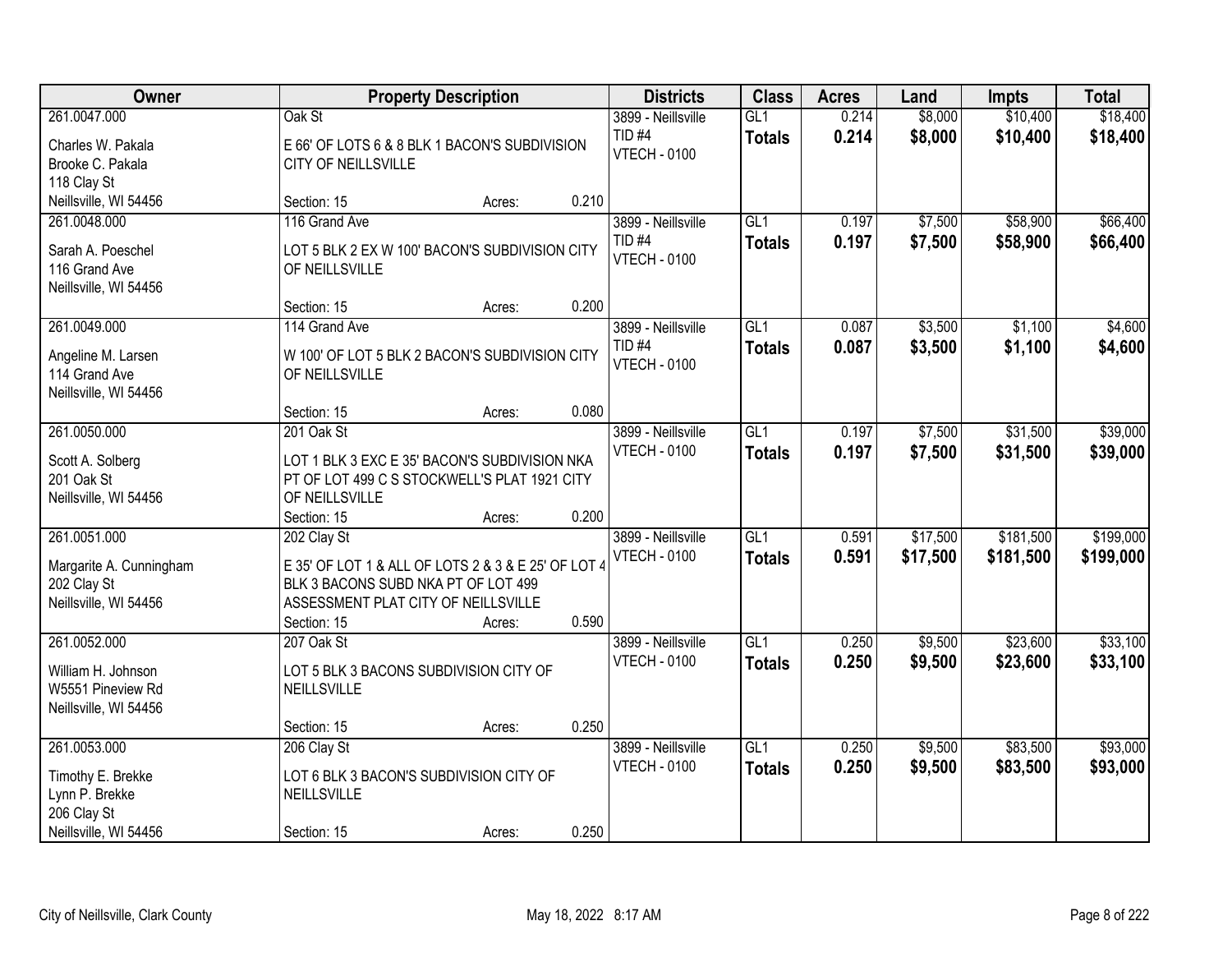| Owner | Property Description | Districts | Class | Acres | Land | Impts | Total |
|---|---|---|---|---|---|---|---|
| 261.0047.000<br>Charles W. Pakala<br>Brooke C. Pakala<br>118 Clay St<br>Neillsville, WI 54456 | Oak St<br>E 66' OF LOTS 6 & 8 BLK 1 BACON'S SUBDIVISION CITY OF NEILLSVILLE<br>Section: 15 Acres: 0.210 | 3899 - Neillsville<br>TID #4<br>VTECH - 0100 | GL1<br>**Totals** | 0.214<br>**0.214** | $8,000<br>**$8,000** | $10,400<br>**$10,400** | $18,400<br>**$18,400** |
| 261.0048.000<br>Sarah A. Poeschel<br>116 Grand Ave<br>Neillsville, WI 54456 | 116 Grand Ave<br>LOT 5 BLK 2 EX W 100' BACON'S SUBDIVISION CITY OF NEILLSVILLE<br>Section: 15 Acres: 0.200 | 3899 - Neillsville<br>TID #4<br>VTECH - 0100 | GL1<br>**Totals** | 0.197<br>**0.197** | $7,500<br>**$7,500** | $58,900<br>**$58,900** | $66,400<br>**$66,400** |
| 261.0049.000<br>Angeline M. Larsen<br>114 Grand Ave<br>Neillsville, WI 54456 | 114 Grand Ave<br>W 100' OF LOT 5 BLK 2 BACON'S SUBDIVISION CITY OF NEILLSVILLE<br>Section: 15 Acres: 0.080 | 3899 - Neillsville<br>TID #4<br>VTECH - 0100 | GL1<br>**Totals** | 0.087<br>**0.087** | $3,500<br>**$3,500** | $1,100<br>**$1,100** | $4,600<br>**$4,600** |
| 261.0050.000<br>Scott A. Solberg<br>201 Oak St<br>Neillsville, WI 54456 | 201 Oak St<br>LOT 1 BLK 3 EXC E 35' BACON'S SUBDIVISION NKA PT OF LOT 499 C S STOCKWELL'S PLAT 1921 CITY OF NEILLSVILLE<br>Section: 15 Acres: 0.200 | 3899 - Neillsville<br>VTECH - 0100 | GL1<br>**Totals** | 0.197<br>**0.197** | $7,500<br>**$7,500** | $31,500<br>**$31,500** | $39,000<br>**$39,000** |
| 261.0051.000<br>Margarite A. Cunningham<br>202 Clay St<br>Neillsville, WI 54456 | 202 Clay St<br>E 35' OF LOT 1 & ALL OF LOTS 2 & 3 & E 25' OF LOT 4 BLK 3 BACONS SUBD NKA PT OF LOT 499 ASSESSMENT PLAT CITY OF NEILLSVILLE<br>Section: 15 Acres: 0.590 | 3899 - Neillsville<br>VTECH - 0100 | GL1<br>**Totals** | 0.591<br>**0.591** | $17,500<br>**$17,500** | $181,500<br>**$181,500** | $199,000<br>**$199,000** |
| 261.0052.000<br>William H. Johnson<br>W5551 Pineview Rd<br>Neillsville, WI 54456 | 207 Oak St<br>LOT 5 BLK 3 BACONS SUBDIVISION CITY OF NEILLSVILLE<br>Section: 15 Acres: 0.250 | 3899 - Neillsville<br>VTECH - 0100 | GL1<br>**Totals** | 0.250<br>**0.250** | $9,500<br>**$9,500** | $23,600<br>**$23,600** | $33,100<br>**$33,100** |
| 261.0053.000<br>Timothy E. Brekke<br>Lynn P. Brekke<br>206 Clay St<br>Neillsville, WI 54456 | 206 Clay St<br>LOT 6 BLK 3 BACON'S SUBDIVISION CITY OF NEILLSVILLE<br>Section: 15 Acres: 0.250 | 3899 - Neillsville<br>VTECH - 0100 | GL1<br>**Totals** | 0.250<br>**0.250** | $9,500<br>**$9,500** | $83,500<br>**$83,500** | $93,000<br>**$93,000** |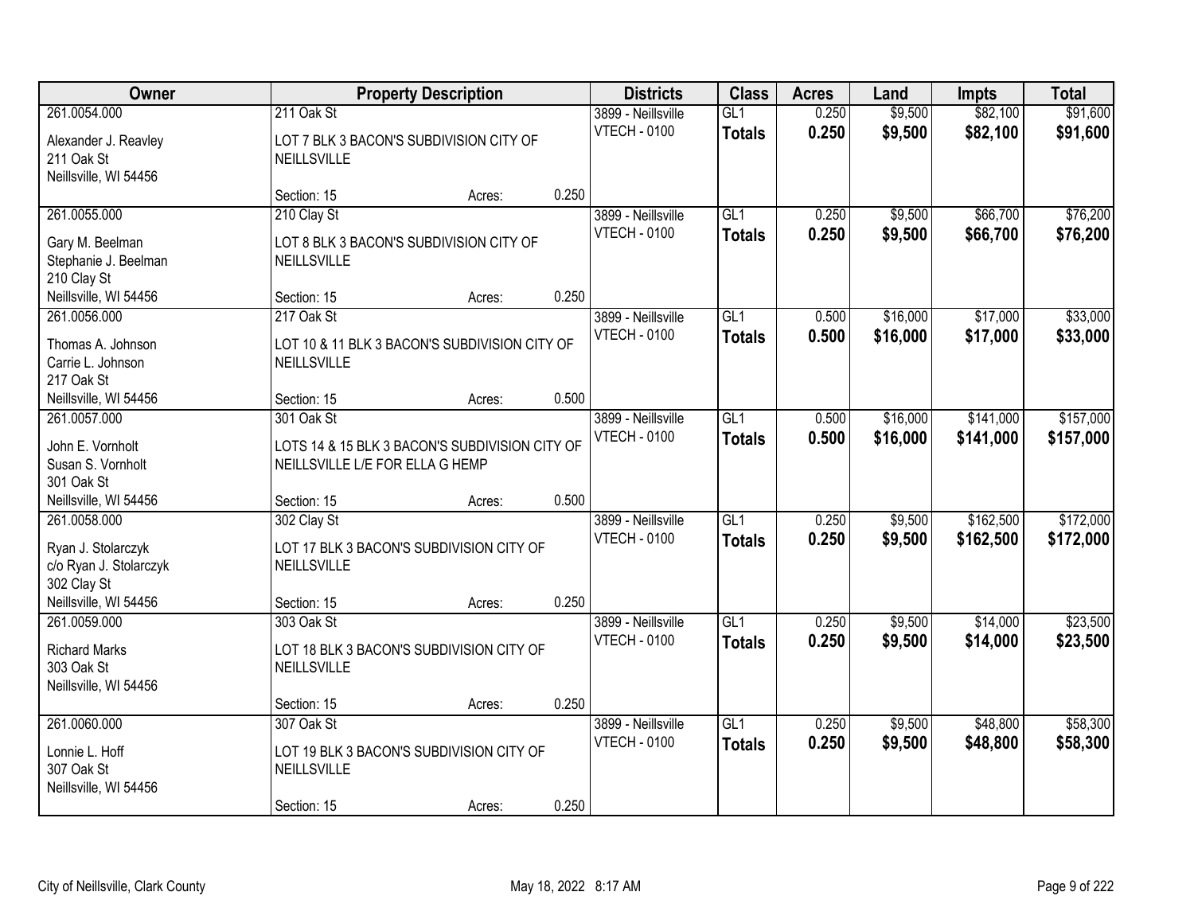| Owner | Property Description | | | Districts | Class | Acres | Land | Impts | Total |
|---|---|---|---|---|---|---|---|---|---|
| 261.0054.000<br><br>Alexander J. Reavley<br>211 Oak St<br>Neillsville, WI 54456 | 211 Oak St<br><br>LOT 7 BLK 3 BACON'S SUBDIVISION CITY OF NEILLSVILLE<br><br>Section: 15 | Acres: | 0.250 | 3899 - Neillsville<br>VTECH - 0100 | GL1<br>**Totals** | 0.250<br>**0.250** | $9,500<br>**$9,500** | $82,100<br>**$82,100** | $91,600<br>**$91,600** |
| 261.0055.000<br><br>Gary M. Beelman<br>Stephanie J. Beelman<br>210 Clay St<br>Neillsville, WI 54456 | 210 Clay St<br><br>LOT 8 BLK 3 BACON'S SUBDIVISION CITY OF NEILLSVILLE<br><br>Section: 15 | Acres: | 0.250 | 3899 - Neillsville<br>VTECH - 0100 | GL1<br>**Totals** | 0.250<br>**0.250** | $9,500<br>**$9,500** | $66,700<br>**$66,700** | $76,200<br>**$76,200** |
| 261.0056.000<br><br>Thomas A. Johnson<br>Carrie L. Johnson<br>217 Oak St<br>Neillsville, WI 54456 | 217 Oak St<br><br>LOT 10 & 11 BLK 3 BACON'S SUBDIVISION CITY OF NEILLSVILLE<br><br>Section: 15 | Acres: | 0.500 | 3899 - Neillsville<br>VTECH - 0100 | GL1<br>**Totals** | 0.500<br>**0.500** | $16,000<br>**$16,000** | $17,000<br>**$17,000** | $33,000<br>**$33,000** |
| 261.0057.000<br><br>John E. Vornholt<br>Susan S. Vornholt<br>301 Oak St<br>Neillsville, WI 54456 | 301 Oak St<br><br>LOTS 14 & 15 BLK 3 BACON'S SUBDIVISION CITY OF NEILLSVILLE L/E FOR ELLA G HEMP<br><br>Section: 15 | Acres: | 0.500 | 3899 - Neillsville<br>VTECH - 0100 | GL1<br>**Totals** | 0.500<br>**0.500** | $16,000<br>**$16,000** | $141,000<br>**$141,000** | $157,000<br>**$157,000** |
| 261.0058.000<br><br>Ryan J. Stolarczyk<br>c/o Ryan J. Stolarczyk<br>302 Clay St<br>Neillsville, WI 54456 | 302 Clay St<br><br>LOT 17 BLK 3 BACON'S SUBDIVISION CITY OF NEILLSVILLE<br><br>Section: 15 | Acres: | 0.250 | 3899 - Neillsville<br>VTECH - 0100 | GL1<br>**Totals** | 0.250<br>**0.250** | $9,500<br>**$9,500** | $162,500<br>**$162,500** | $172,000<br>**$172,000** |
| 261.0059.000<br><br>Richard Marks<br>303 Oak St<br>Neillsville, WI 54456 | 303 Oak St<br><br>LOT 18 BLK 3 BACON'S SUBDIVISION CITY OF NEILLSVILLE<br><br>Section: 15 | Acres: | 0.250 | 3899 - Neillsville<br>VTECH - 0100 | GL1<br>**Totals** | 0.250<br>**0.250** | $9,500<br>**$9,500** | $14,000<br>**$14,000** | $23,500<br>**$23,500** |
| 261.0060.000<br><br>Lonnie L. Hoff<br>307 Oak St<br>Neillsville, WI 54456 | 307 Oak St<br><br>LOT 19 BLK 3 BACON'S SUBDIVISION CITY OF NEILLSVILLE<br><br>Section: 15 | Acres: | 0.250 | 3899 - Neillsville<br>VTECH - 0100 | GL1<br>**Totals** | 0.250<br>**0.250** | $9,500<br>**$9,500** | $48,800<br>**$48,800** | $58,300<br>**$58,300** |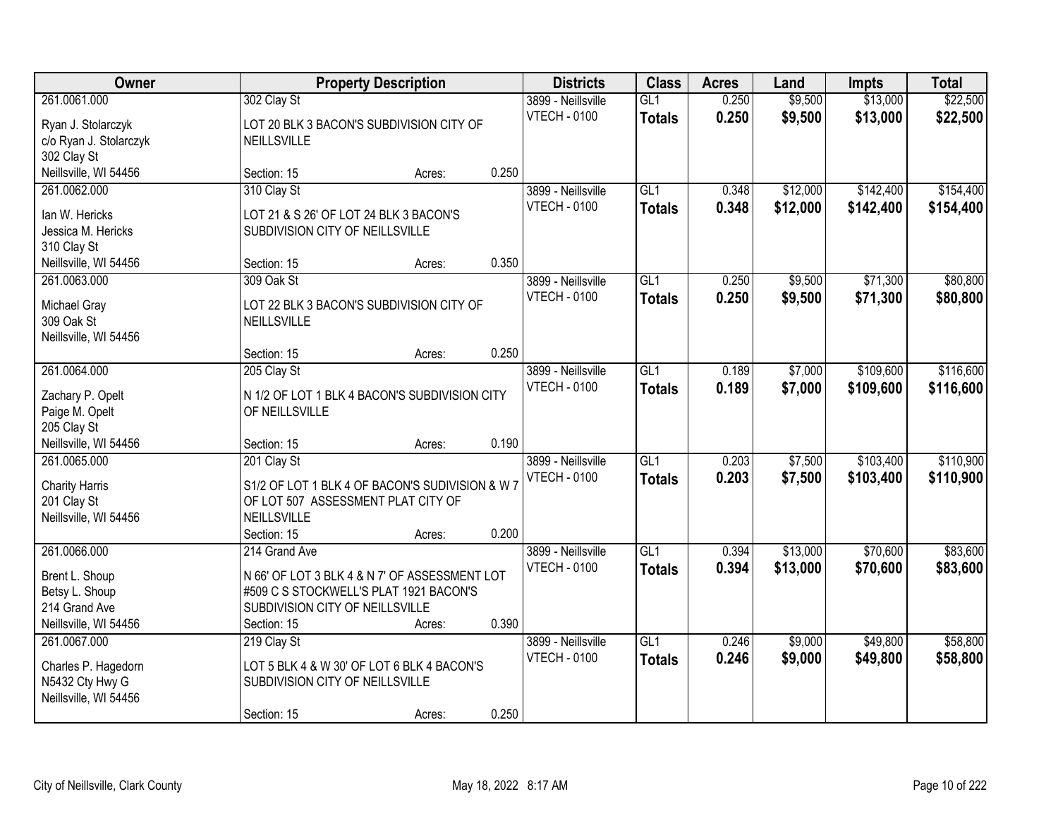| Owner | Property Description | | | Districts | Class | Acres | Land | Impts | Total |
|---|---|---|---|---|---|---|---|---|---|
| 261.0061.000<br>Ryan J. Stolarczyk<br>c/o Ryan J. Stolarczyk<br>302 Clay St<br>Neillsville, WI 54456 | 302 Clay St<br>LOT 20 BLK 3 BACON'S SUBDIVISION CITY OF NEILLSVILLE<br>Section: 15 | Acres: | 0.250 | 3899 - Neillsville<br>VTECH - 0100 | GL1<br>**Totals** | 0.250<br>**0.250** | $9,500<br>**$9,500** | $13,000<br>**$13,000** | $22,500<br>**$22,500** |
| 261.0062.000<br>Ian W. Hericks<br>Jessica M. Hericks<br>310 Clay St<br>Neillsville, WI 54456 | 310 Clay St<br>LOT 21 & S 26' OF LOT 24 BLK 3 BACON'S SUBDIVISION CITY OF NEILLSVILLE<br>Section: 15 | Acres: | 0.350 | 3899 - Neillsville<br>VTECH - 0100 | GL1<br>**Totals** | 0.348<br>**0.348** | $12,000<br>**$12,000** | $142,400<br>**$142,400** | $154,400<br>**$154,400** |
| 261.0063.000<br>Michael Gray<br>309 Oak St<br>Neillsville, WI 54456 | 309 Oak St<br>LOT 22 BLK 3 BACON'S SUBDIVISION CITY OF NEILLSVILLE<br>Section: 15 | Acres: | 0.250 | 3899 - Neillsville<br>VTECH - 0100 | GL1<br>**Totals** | 0.250<br>**0.250** | $9,500<br>**$9,500** | $71,300<br>**$71,300** | $80,800<br>**$80,800** |
| 261.0064.000<br>Zachary P. Opelt<br>Paige M. Opelt<br>205 Clay St<br>Neillsville, WI 54456 | 205 Clay St<br>N 1/2 OF LOT 1 BLK 4 BACON'S SUBDIVISION CITY OF NEILLSVILLE<br>Section: 15 | Acres: | 0.190 | 3899 - Neillsville<br>VTECH - 0100 | GL1<br>**Totals** | 0.189<br>**0.189** | $7,000<br>**$7,000** | $109,600<br>**$109,600** | $116,600<br>**$116,600** |
| 261.0065.000<br>Charity Harris<br>201 Clay St<br>Neillsville, WI 54456 | 201 Clay St<br>S1/2 OF LOT 1 BLK 4 OF BACON'S SUDIVISION & W 7 OF LOT 507 ASSESSMENT PLAT CITY OF NEILLSVILLE<br>Section: 15 | Acres: | 0.200 | 3899 - Neillsville<br>VTECH - 0100 | GL1<br>**Totals** | 0.203<br>**0.203** | $7,500<br>**$7,500** | $103,400<br>**$103,400** | $110,900<br>**$110,900** |
| 261.0066.000<br>Brent L. Shoup<br>Betsy L. Shoup<br>214 Grand Ave<br>Neillsville, WI 54456 | 214 Grand Ave<br>N 66' OF LOT 3 BLK 4 & N 7' OF ASSESSMENT LOT #509 C S STOCKWELL'S PLAT 1921 BACON'S SUBDIVISION CITY OF NEILLSVILLE<br>Section: 15 | Acres: | 0.390 | 3899 - Neillsville<br>VTECH - 0100 | GL1<br>**Totals** | 0.394<br>**0.394** | $13,000<br>**$13,000** | $70,600<br>**$70,600** | $83,600<br>**$83,600** |
| 261.0067.000<br>Charles P. Hagedorn<br>N5432 Cty Hwy G<br>Neillsville, WI 54456 | 219 Clay St<br>LOT 5 BLK 4 & W 30' OF LOT 6 BLK 4 BACON'S SUBDIVISION CITY OF NEILLSVILLE<br>Section: 15 | Acres: | 0.250 | 3899 - Neillsville<br>VTECH - 0100 | GL1<br>**Totals** | 0.246<br>**0.246** | $9,000<br>**$9,000** | $49,800<br>**$49,800** | $58,800<br>**$58,800** |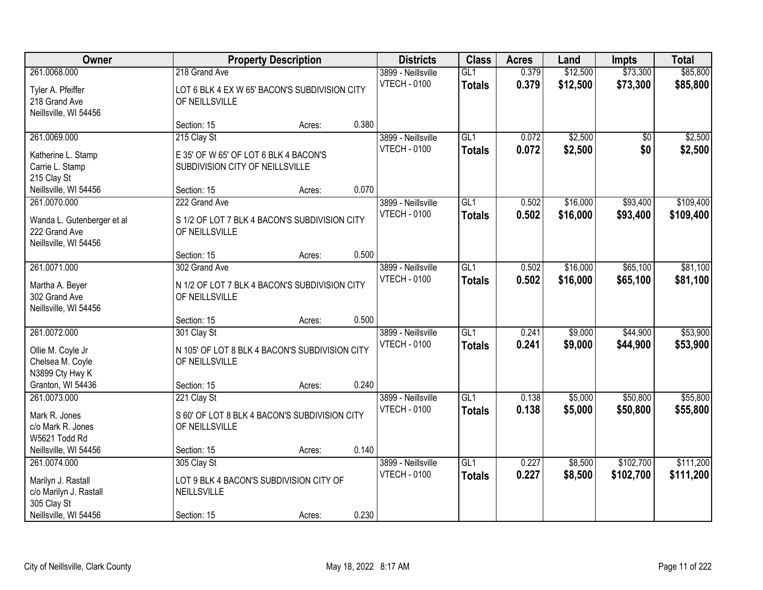| Owner | Property Description | Districts | Class | Acres | Land | Impts | Total |
|---|---|---|---|---|---|---|---|
| 261.0068.000<br>Tyler A. Pfeiffer<br>218 Grand Ave<br>Neillsville, WI 54456 | 218 Grand Ave<br>LOT 6 BLK 4 EX W 65' BACON'S SUBDIVISION CITY OF NEILLSVILLE<br>Section: 15 Acres: 0.380 | 3899 - Neillsville<br>VTECH - 0100 | GL1<br>**Totals** | 0.379<br>**0.379** | $12,500<br>**$12,500** | $73,300<br>**$73,300** | $85,800<br>**$85,800** |
| 261.0069.000<br>Katherine L. Stamp<br>Carrie L. Stamp<br>215 Clay St<br>Neillsville, WI 54456 | 215 Clay St<br>E 35' OF W 65' OF LOT 6 BLK 4 BACON'S SUBDIVISION CITY OF NEILLSVILLE<br>Section: 15 Acres: 0.070 | 3899 - Neillsville<br>VTECH - 0100 | GL1<br>**Totals** | 0.072<br>**0.072** | $2,500<br>**$2,500** | $0<br>**$0** | $2,500<br>**$2,500** |
| 261.0070.000<br>Wanda L. Gutenberger et al<br>222 Grand Ave<br>Neillsville, WI 54456 | 222 Grand Ave<br>S 1/2 OF LOT 7 BLK 4 BACON'S SUBDIVISION CITY OF NEILLSVILLE<br>Section: 15 Acres: 0.500 | 3899 - Neillsville<br>VTECH - 0100 | GL1<br>**Totals** | 0.502<br>**0.502** | $16,000<br>**$16,000** | $93,400<br>**$93,400** | $109,400<br>**$109,400** |
| 261.0071.000<br>Martha A. Beyer<br>302 Grand Ave<br>Neillsville, WI 54456 | 302 Grand Ave<br>N 1/2 OF LOT 7 BLK 4 BACON'S SUBDIVISION CITY OF NEILLSVILLE<br>Section: 15 Acres: 0.500 | 3899 - Neillsville<br>VTECH - 0100 | GL1<br>**Totals** | 0.502<br>**0.502** | $16,000<br>**$16,000** | $65,100<br>**$65,100** | $81,100<br>**$81,100** |
| 261.0072.000<br>Ollie M. Coyle Jr<br>Chelsea M. Coyle<br>N3899 Cty Hwy K<br>Granton, WI 54436 | 301 Clay St<br>N 105' OF LOT 8 BLK 4 BACON'S SUBDIVISION CITY OF NEILLSVILLE<br>Section: 15 Acres: 0.240 | 3899 - Neillsville<br>VTECH - 0100 | GL1<br>**Totals** | 0.241<br>**0.241** | $9,000<br>**$9,000** | $44,900<br>**$44,900** | $53,900<br>**$53,900** |
| 261.0073.000<br>Mark R. Jones<br>c/o Mark R. Jones<br>W5621 Todd Rd<br>Neillsville, WI 54456 | 221 Clay St<br>S 60' OF LOT 8 BLK 4 BACON'S SUBDIVISION CITY OF NEILLSVILLE<br>Section: 15 Acres: 0.140 | 3899 - Neillsville<br>VTECH - 0100 | GL1<br>**Totals** | 0.138<br>**0.138** | $5,000<br>**$5,000** | $50,800<br>**$50,800** | $55,800<br>**$55,800** |
| 261.0074.000<br>Marilyn J. Rastall<br>c/o Marilyn J. Rastall<br>305 Clay St<br>Neillsville, WI 54456 | 305 Clay St<br>LOT 9 BLK 4 BACON'S SUBDIVISION CITY OF NEILLSVILLE<br>Section: 15 Acres: 0.230 | 3899 - Neillsville<br>VTECH - 0100 | GL1<br>**Totals** | 0.227<br>**0.227** | $8,500<br>**$8,500** | $102,700<br>**$102,700** | $111,200<br>**$111,200** |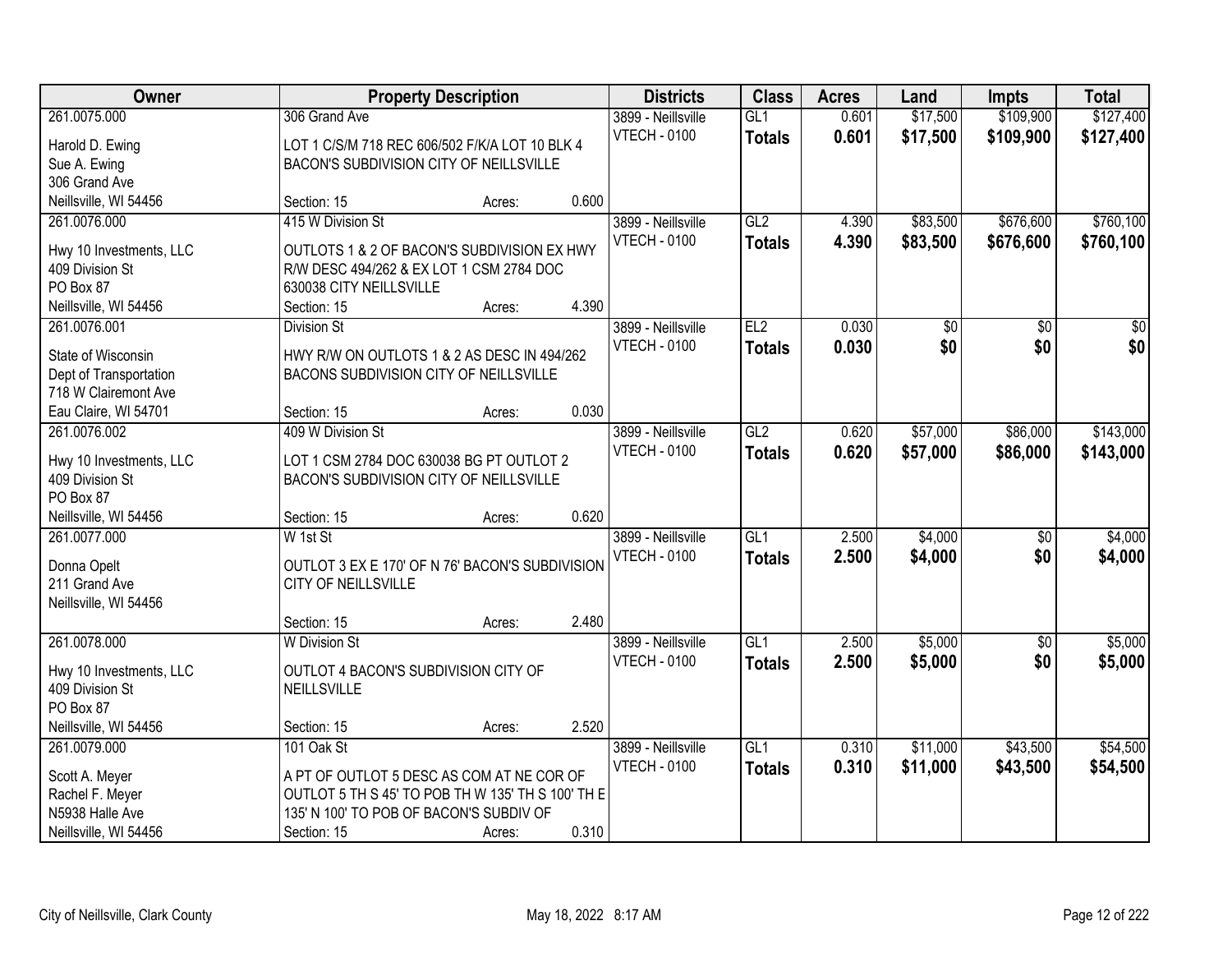| Owner | Property Description | | | Districts | Class | Acres | Land | Impts | Total |
|---|---|---|---|---|---|---|---|---|---|
| 261.0075.000 | 306 Grand Ave | | | 3899 - Neillsville | GL1 | 0.601 | $17,500 | $109,900 | $127,400 |
| Harold D. Ewing<br>Sue A. Ewing<br>306 Grand Ave<br>Neillsville, WI 54456 | LOT 1 C/S/M 718 REC 606/502 F/K/A LOT 10 BLK 4 BACON'S SUBDIVISION CITY OF NEILLSVILLE | | | VTECH - 0100 | **Totals** | **0.601** | **$17,500** | **$109,900** | **$127,400** |
| | Section: 15 | Acres: | 0.600 | | | | | | |
| 261.0076.000 | 415 W Division St | | | 3899 - Neillsville | GL2 | 4.390 | $83,500 | $676,600 | $760,100 |
| Hwy 10 Investments, LLC<br>409 Division St<br>PO Box 87<br>Neillsville, WI 54456 | OUTLOTS 1 & 2 OF BACON'S SUBDIVISION EX HWY R/W DESC 494/262 & EX LOT 1 CSM 2784 DOC 630038 CITY NEILLSVILLE | | | VTECH - 0100 | **Totals** | **4.390** | **$83,500** | **$676,600** | **$760,100** |
| | Section: 15 | Acres: | 4.390 | | | | | | |
| 261.0076.001 | Division St | | | 3899 - Neillsville | EL2 | 0.030 | $0 | $0 | $0 |
| State of Wisconsin<br>Dept of Transportation<br>718 W Clairemont Ave<br>Eau Claire, WI 54701 | HWY R/W ON OUTLOTS 1 & 2 AS DESC IN 494/262 BACONS SUBDIVISION CITY OF NEILLSVILLE | | | VTECH - 0100 | **Totals** | **0.030** | **$0** | **$0** | **$0** |
| | Section: 15 | Acres: | 0.030 | | | | | | |
| 261.0076.002 | 409 W Division St | | | 3899 - Neillsville | GL2 | 0.620 | $57,000 | $86,000 | $143,000 |
| Hwy 10 Investments, LLC<br>409 Division St<br>PO Box 87<br>Neillsville, WI 54456 | LOT 1 CSM 2784 DOC 630038 BG PT OUTLOT 2 BACON'S SUBDIVISION CITY OF NEILLSVILLE | | | VTECH - 0100 | **Totals** | **0.620** | **$57,000** | **$86,000** | **$143,000** |
| | Section: 15 | Acres: | 0.620 | | | | | | |
| 261.0077.000 | W 1st St | | | 3899 - Neillsville | GL1 | 2.500 | $4,000 | $0 | $4,000 |
| Donna Opelt<br>211 Grand Ave<br>Neillsville, WI 54456 | OUTLOT 3 EX E 170' OF N 76' BACON'S SUBDIVISION CITY OF NEILLSVILLE | | | VTECH - 0100 | **Totals** | **2.500** | **$4,000** | **$0** | **$4,000** |
| | Section: 15 | Acres: | 2.480 | | | | | | |
| 261.0078.000 | W Division St | | | 3899 - Neillsville | GL1 | 2.500 | $5,000 | $0 | $5,000 |
| Hwy 10 Investments, LLC<br>409 Division St<br>PO Box 87<br>Neillsville, WI 54456 | OUTLOT 4 BACON'S SUBDIVISION CITY OF NEILLSVILLE | | | VTECH - 0100 | **Totals** | **2.500** | **$5,000** | **$0** | **$5,000** |
| | Section: 15 | Acres: | 2.520 | | | | | | |
| 261.0079.000 | 101 Oak St | | | 3899 - Neillsville | GL1 | 0.310 | $11,000 | $43,500 | $54,500 |
| Scott A. Meyer<br>Rachel F. Meyer<br>N5938 Halle Ave<br>Neillsville, WI 54456 | A PT OF OUTLOT 5 DESC AS COM AT NE COR OF OUTLOT 5 TH S 45' TO POB TH W 135' TH S 100' TH E 135' N 100' TO POB OF BACON'S SUBDIV OF | | | VTECH - 0100 | **Totals** | **0.310** | **$11,000** | **$43,500** | **$54,500** |
| | Section: 15 | Acres: | 0.310 | | | | | | |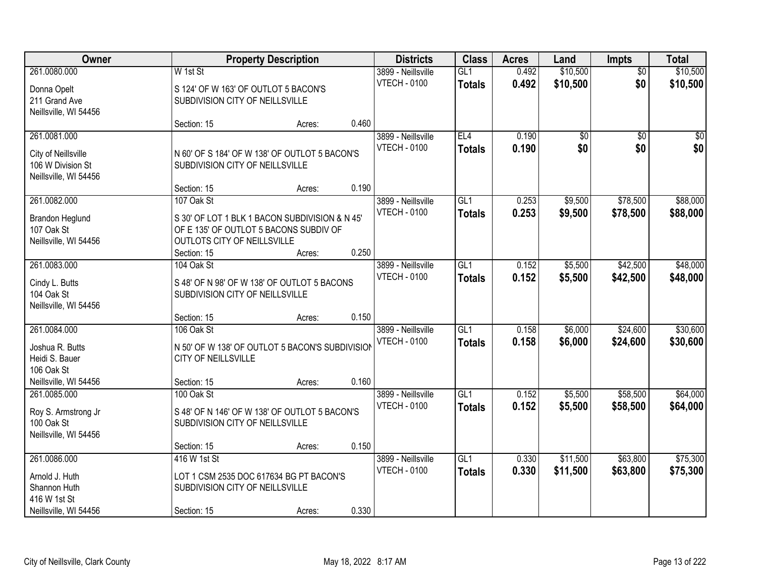| Owner | Property Description | | | Districts | Class | Acres | Land | Impts | Total |
|---|---|---|---|---|---|---|---|---|---|
| 261.0080.000 | W 1st St | | | 3899 - Neillsville | GL1 | 0.492 | $10,500 | $0 | $10,500 |
| Donna Opelt<br>211 Grand Ave<br>Neillsville, WI 54456 | S 124' OF W 163' OF OUTLOT 5 BACON'S SUBDIVISION CITY OF NEILLSVILLE | | | VTECH - 0100 | **Totals** | **0.492** | **$10,500** | **$0** | **$10,500** |
| | Section: 15 | Acres: | 0.460 | | | | | | |
| 261.0081.000 | | | | 3899 - Neillsville | EL4 | 0.190 | $0 | $0 | $0 |
| City of Neillsville<br>106 W Division St<br>Neillsville, WI 54456 | N 60' OF S 184' OF W 138' OF OUTLOT 5 BACON'S SUBDIVISION CITY OF NEILLSVILLE | | | VTECH - 0100 | **Totals** | **0.190** | **$0** | **$0** | **$0** |
| | Section: 15 | Acres: | 0.190 | | | | | | |
| 261.0082.000 | 107 Oak St | | | 3899 - Neillsville | GL1 | 0.253 | $9,500 | $78,500 | $88,000 |
| Brandon Heglund<br>107 Oak St<br>Neillsville, WI 54456 | S 30' OF LOT 1 BLK 1 BACON SUBDIVISION & N 45' OF E 135' OF OUTLOT 5 BACONS SUBDIV OF OUTLOTS CITY OF NEILLSVILLE | | | VTECH - 0100 | **Totals** | **0.253** | **$9,500** | **$78,500** | **$88,000** |
| | Section: 15 | Acres: | 0.250 | | | | | | |
| 261.0083.000 | 104 Oak St | | | 3899 - Neillsville | GL1 | 0.152 | $5,500 | $42,500 | $48,000 |
| Cindy L. Butts<br>104 Oak St<br>Neillsville, WI 54456 | S 48' OF N 98' OF W 138' OF OUTLOT 5 BACONS SUBDIVISION CITY OF NEILLSVILLE | | | VTECH - 0100 | **Totals** | **0.152** | **$5,500** | **$42,500** | **$48,000** |
| | Section: 15 | Acres: | 0.150 | | | | | | |
| 261.0084.000 | 106 Oak St | | | 3899 - Neillsville | GL1 | 0.158 | $6,000 | $24,600 | $30,600 |
| Joshua R. Butts<br>Heidi S. Bauer<br>106 Oak St<br>Neillsville, WI 54456 | N 50' OF W 138' OF OUTLOT 5 BACON'S SUBDIVISION CITY OF NEILLSVILLE | | | VTECH - 0100 | **Totals** | **0.158** | **$6,000** | **$24,600** | **$30,600** |
| | Section: 15 | Acres: | 0.160 | | | | | | |
| 261.0085.000 | 100 Oak St | | | 3899 - Neillsville | GL1 | 0.152 | $5,500 | $58,500 | $64,000 |
| Roy S. Armstrong Jr<br>100 Oak St<br>Neillsville, WI 54456 | S 48' OF N 146' OF W 138' OF OUTLOT 5 BACON'S SUBDIVISION CITY OF NEILLSVILLE | | | VTECH - 0100 | **Totals** | **0.152** | **$5,500** | **$58,500** | **$64,000** |
| | Section: 15 | Acres: | 0.150 | | | | | | |
| 261.0086.000 | 416 W 1st St | | | 3899 - Neillsville | GL1 | 0.330 | $11,500 | $63,800 | $75,300 |
| Arnold J. Huth<br>Shannon Huth<br>416 W 1st St<br>Neillsville, WI 54456 | LOT 1 CSM 2535 DOC 617634 BG PT BACON'S SUBDIVISION CITY OF NEILLSVILLE | | | VTECH - 0100 | **Totals** | **0.330** | **$11,500** | **$63,800** | **$75,300** |
| | Section: 15 | Acres: | 0.330 | | | | | | |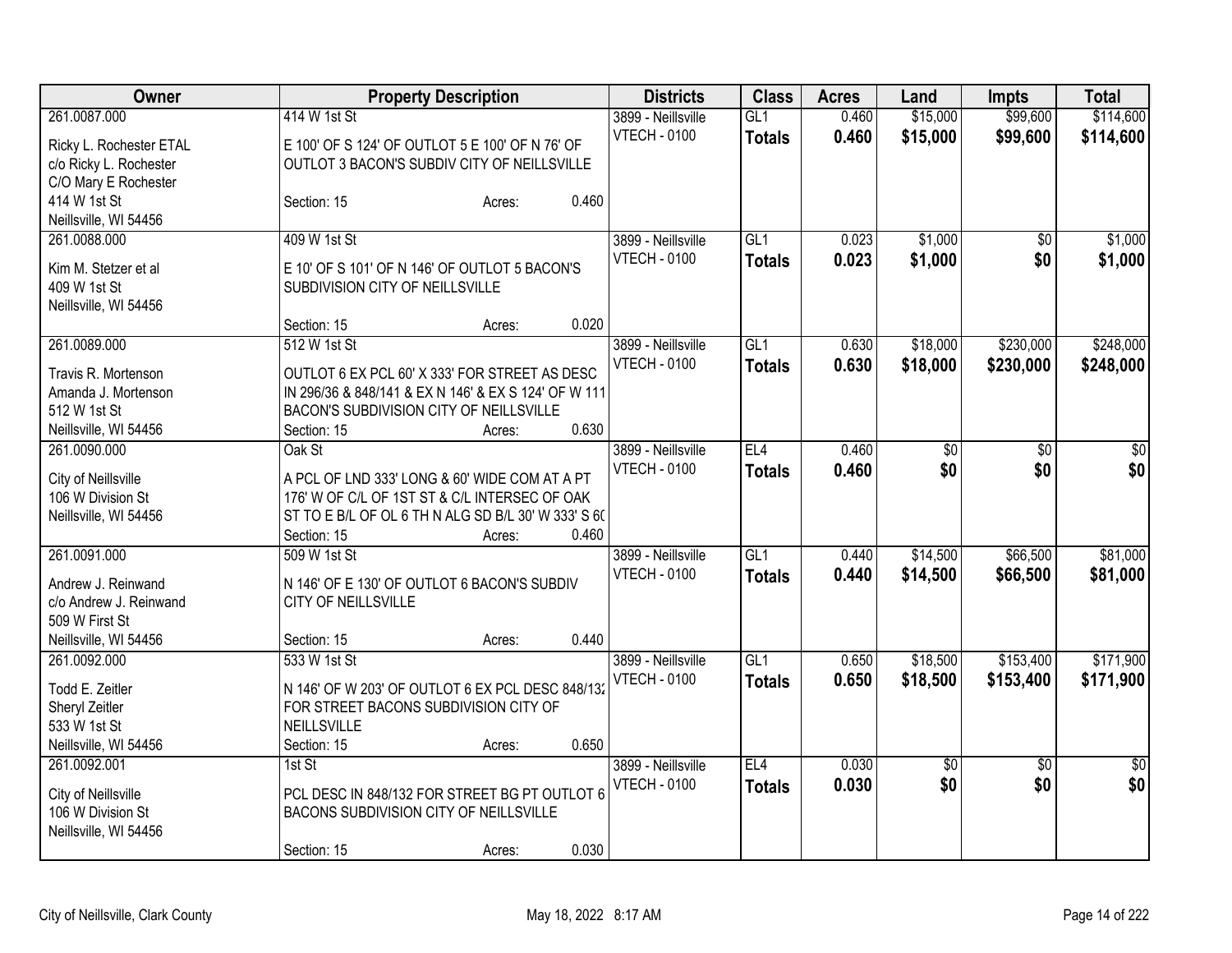| Owner | Property Description | Districts | Class | Acres | Land | Impts | Total |
|---|---|---|---|---|---|---|---|
| 261.0087.000<br>Ricky L. Rochester ETAL<br>c/o Ricky L. Rochester<br>C/O Mary E Rochester<br>414 W 1st St<br>Neillsville, WI 54456 | 414 W 1st St<br>E 100' OF S 124' OF OUTLOT 5 E 100' OF N 76' OF OUTLOT 3 BACON'S SUBDIV CITY OF NEILLSVILLE<br>Section: 15 Acres: 0.460 | 3899 - Neillsville<br>VTECH - 0100 | GL1<br>**Totals** | 0.460<br>**0.460** | $15,000<br>**$15,000** | $99,600<br>**$99,600** | $114,600<br>**$114,600** |
| 261.0088.000<br>Kim M. Stetzer et al<br>409 W 1st St<br>Neillsville, WI 54456 | 409 W 1st St<br>E 10' OF S 101' OF N 146' OF OUTLOT 5 BACON'S SUBDIVISION CITY OF NEILLSVILLE<br>Section: 15 Acres: 0.020 | 3899 - Neillsville<br>VTECH - 0100 | GL1<br>**Totals** | 0.023<br>**0.023** | $1,000<br>**$1,000** | $0<br>**$0** | $1,000<br>**$1,000** |
| 261.0089.000<br>Travis R. Mortenson<br>Amanda J. Mortenson<br>512 W 1st St<br>Neillsville, WI 54456 | 512 W 1st St<br>OUTLOT 6 EX PCL 60' X 333' FOR STREET AS DESC IN 296/36 & 848/141 & EX N 146' & EX S 124' OF W 111 BACON'S SUBDIVISION CITY OF NEILLSVILLE<br>Section: 15 Acres: 0.630 | 3899 - Neillsville<br>VTECH - 0100 | GL1<br>**Totals** | 0.630<br>**0.630** | $18,000<br>**$18,000** | $230,000<br>**$230,000** | $248,000<br>**$248,000** |
| 261.0090.000<br>City of Neillsville<br>106 W Division St<br>Neillsville, WI 54456 | Oak St<br>A PCL OF LND 333' LONG & 60' WIDE COM AT A PT 176' W OF C/L OF 1ST ST & C/L INTERSEC OF OAK ST TO E B/L OF OL 6 TH N ALG SD B/L 30' W 333' S 60<br>Section: 15 Acres: 0.460 | 3899 - Neillsville<br>VTECH - 0100 | EL4<br>**Totals** | 0.460<br>**0.460** | $0<br>**$0** | $0<br>**$0** | $0<br>**$0** |
| 261.0091.000<br>Andrew J. Reinwand<br>c/o Andrew J. Reinwand<br>509 W First St<br>Neillsville, WI 54456 | 509 W 1st St<br>N 146' OF E 130' OF OUTLOT 6 BACON'S SUBDIV CITY OF NEILLSVILLE<br>Section: 15 Acres: 0.440 | 3899 - Neillsville<br>VTECH - 0100 | GL1<br>**Totals** | 0.440<br>**0.440** | $14,500<br>**$14,500** | $66,500<br>**$66,500** | $81,000<br>**$81,000** |
| 261.0092.000<br>Todd E. Zeitler<br>Sheryl Zeitler<br>533 W 1st St<br>Neillsville, WI 54456 | 533 W 1st St<br>N 146' OF W 203' OF OUTLOT 6 EX PCL DESC 848/132 FOR STREET BACONS SUBDIVISION CITY OF NEILLSVILLE<br>Section: 15 Acres: 0.650 | 3899 - Neillsville<br>VTECH - 0100 | GL1<br>**Totals** | 0.650<br>**0.650** | $18,500<br>**$18,500** | $153,400<br>**$153,400** | $171,900<br>**$171,900** |
| 261.0092.001<br>City of Neillsville<br>106 W Division St<br>Neillsville, WI 54456 | 1st St<br>PCL DESC IN 848/132 FOR STREET BG PT OUTLOT 6 BACONS SUBDIVISION CITY OF NEILLSVILLE<br>Section: 15 Acres: 0.030 | 3899 - Neillsville<br>VTECH - 0100 | EL4<br>**Totals** | 0.030<br>**0.030** | $0<br>**$0** | $0<br>**$0** | $0<br>**$0** |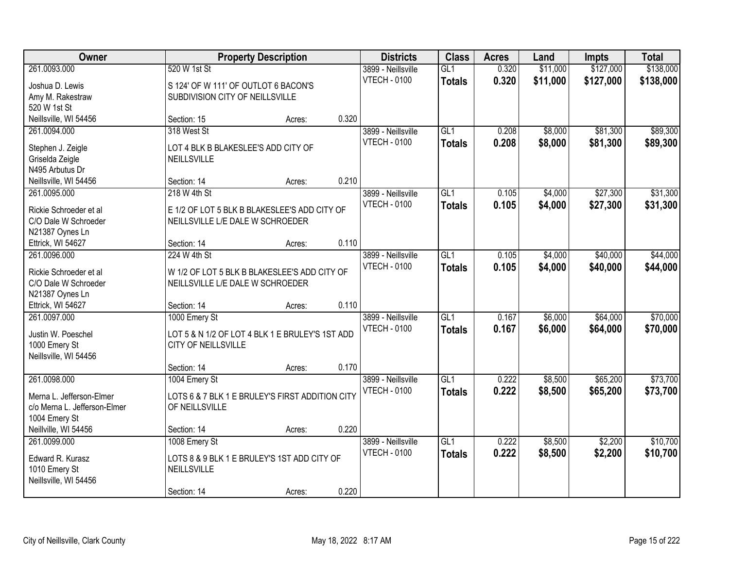| Owner | Property Description | | | Districts | Class | Acres | Land | Impts | Total |
|---|---|---|---|---|---|---|---|---|---|
| 261.0093.000 | 520 W 1st St | | | 3899 - Neillsville | GL1 | 0.320 | $11,000 | $127,000 | $138,000 |
| Joshua D. Lewis<br>Amy M. Rakestraw<br>520 W 1st St<br>Neillsville, WI 54456 | S 124' OF W 111' OF OUTLOT 6 BACON'S SUBDIVISION CITY OF NEILLSVILLE | | | VTECH - 0100 | **Totals** | **0.320** | **$11,000** | **$127,000** | **$138,000** |
| | Section: 15 | Acres: | 0.320 | | | | | | |
| 261.0094.000 | 318 West St | | | 3899 - Neillsville | GL1 | 0.208 | $8,000 | $81,300 | $89,300 |
| Stephen J. Zeigle<br>Griselda Zeigle<br>N495 Arbutus Dr<br>Neillsville, WI 54456 | LOT 4 BLK B BLAKESLEE'S ADD CITY OF NEILLSVILLE | | | VTECH - 0100 | **Totals** | **0.208** | **$8,000** | **$81,300** | **$89,300** |
| | Section: 14 | Acres: | 0.210 | | | | | | |
| 261.0095.000 | 218 W 4th St | | | 3899 - Neillsville | GL1 | 0.105 | $4,000 | $27,300 | $31,300 |
| Rickie Schroeder et al<br>C/O Dale W Schroeder<br>N21387 Oynes Ln<br>Ettrick, WI 54627 | E 1/2 OF LOT 5 BLK B BLAKESLEE'S ADD CITY OF NEILLSVILLE L/E DALE W SCHROEDER | | | VTECH - 0100 | **Totals** | **0.105** | **$4,000** | **$27,300** | **$31,300** |
| | Section: 14 | Acres: | 0.110 | | | | | | |
| 261.0096.000 | 224 W 4th St | | | 3899 - Neillsville | GL1 | 0.105 | $4,000 | $40,000 | $44,000 |
| Rickie Schroeder et al<br>C/O Dale W Schroeder<br>N21387 Oynes Ln<br>Ettrick, WI 54627 | W 1/2 OF LOT 5 BLK B BLAKESLEE'S ADD CITY OF NEILLSVILLE L/E DALE W SCHROEDER | | | VTECH - 0100 | **Totals** | **0.105** | **$4,000** | **$40,000** | **$44,000** |
| | Section: 14 | Acres: | 0.110 | | | | | | |
| 261.0097.000 | 1000 Emery St | | | 3899 - Neillsville | GL1 | 0.167 | $6,000 | $64,000 | $70,000 |
| Justin W. Poeschel<br>1000 Emery St<br>Neillsville, WI 54456 | LOT 5 & N 1/2 OF LOT 4 BLK 1 E BRULEY'S 1ST ADD CITY OF NEILLSVILLE | | | VTECH - 0100 | **Totals** | **0.167** | **$6,000** | **$64,000** | **$70,000** |
| | Section: 14 | Acres: | 0.170 | | | | | | |
| 261.0098.000 | 1004 Emery St | | | 3899 - Neillsville | GL1 | 0.222 | $8,500 | $65,200 | $73,700 |
| Merna L. Jefferson-Elmer<br>c/o Merna L. Jefferson-Elmer<br>1004 Emery St<br>Neillville, WI 54456 | LOTS 6 & 7 BLK 1 E BRULEY'S FIRST ADDITION CITY OF NEILLSVILLE | | | VTECH - 0100 | **Totals** | **0.222** | **$8,500** | **$65,200** | **$73,700** |
| | Section: 14 | Acres: | 0.220 | | | | | | |
| 261.0099.000 | 1008 Emery St | | | 3899 - Neillsville | GL1 | 0.222 | $8,500 | $2,200 | $10,700 |
| Edward R. Kurasz<br>1010 Emery St<br>Neillsville, WI 54456 | LOTS 8 & 9 BLK 1 E BRULEY'S 1ST ADD CITY OF NEILLSVILLE | | | VTECH - 0100 | **Totals** | **0.222** | **$8,500** | **$2,200** | **$10,700** |
| | Section: 14 | Acres: | 0.220 | | | | | | |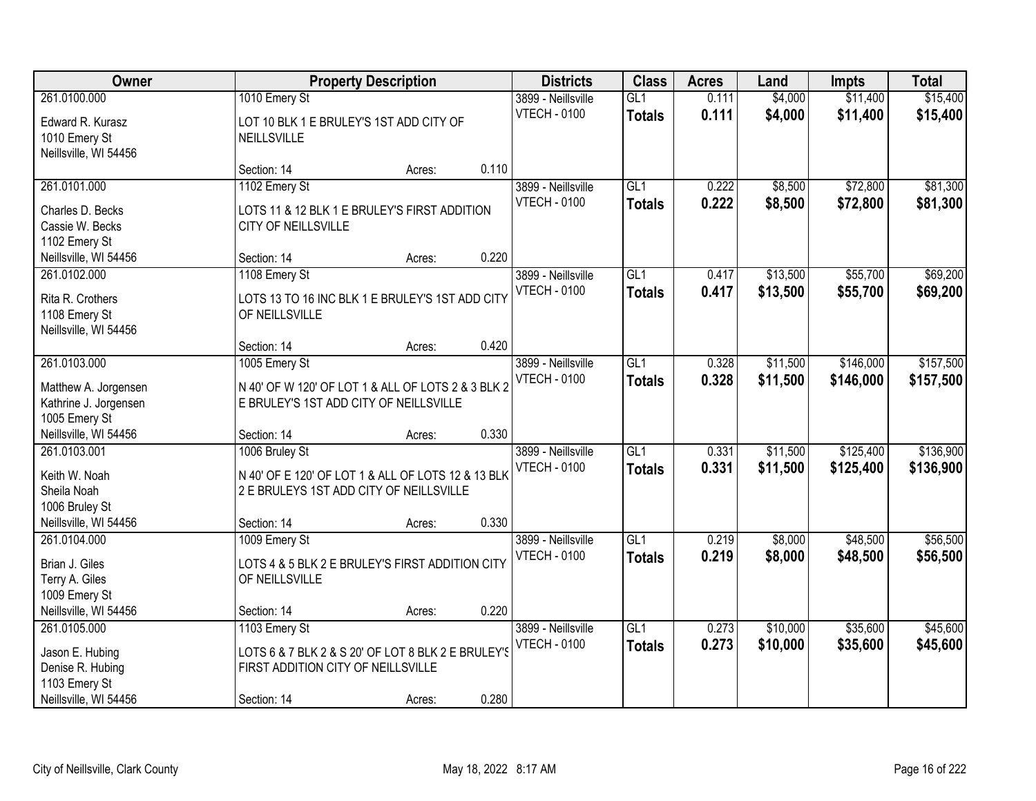| Owner | Property Description | | | Districts | Class | Acres | Land | Impts | Total |
|---|---|---|---|---|---|---|---|---|---|
| 261.0100.000 | 1010 Emery St | | | 3899 - Neillsville | GL1 | 0.111 | $4,000 | $11,400 | $15,400 |
| Edward R. Kurasz<br>1010 Emery St<br>Neillsville, WI 54456 | LOT 10 BLK 1 E BRULEY'S 1ST ADD CITY OF NEILLSVILLE | | | VTECH - 0100 | **Totals** | **0.111** | **$4,000** | **$11,400** | **$15,400** |
| | Section: 14 | Acres: | 0.110 | | | | | | |
| 261.0101.000 | 1102 Emery St | | | 3899 - Neillsville | GL1 | 0.222 | $8,500 | $72,800 | $81,300 |
| Charles D. Becks<br>Cassie W. Becks<br>1102 Emery St<br>Neillsville, WI 54456 | LOTS 11 & 12 BLK 1 E BRULEY'S FIRST ADDITION CITY OF NEILLSVILLE | | | VTECH - 0100 | **Totals** | **0.222** | **$8,500** | **$72,800** | **$81,300** |
| | Section: 14 | Acres: | 0.220 | | | | | | |
| 261.0102.000 | 1108 Emery St | | | 3899 - Neillsville | GL1 | 0.417 | $13,500 | $55,700 | $69,200 |
| Rita R. Crothers<br>1108 Emery St<br>Neillsville, WI 54456 | LOTS 13 TO 16 INC BLK 1 E BRULEY'S 1ST ADD CITY OF NEILLSVILLE | | | VTECH - 0100 | **Totals** | **0.417** | **$13,500** | **$55,700** | **$69,200** |
| | Section: 14 | Acres: | 0.420 | | | | | | |
| 261.0103.000 | 1005 Emery St | | | 3899 - Neillsville | GL1 | 0.328 | $11,500 | $146,000 | $157,500 |
| Matthew A. Jorgensen<br>Kathrine J. Jorgensen<br>1005 Emery St<br>Neillsville, WI 54456 | N 40' OF W 120' OF LOT 1 & ALL OF LOTS 2 & 3 BLK 2 E BRULEY'S 1ST ADD CITY OF NEILLSVILLE | | | VTECH - 0100 | **Totals** | **0.328** | **$11,500** | **$146,000** | **$157,500** |
| | Section: 14 | Acres: | 0.330 | | | | | | |
| 261.0103.001 | 1006 Bruley St | | | 3899 - Neillsville | GL1 | 0.331 | $11,500 | $125,400 | $136,900 |
| Keith W. Noah<br>Sheila Noah<br>1006 Bruley St<br>Neillsville, WI 54456 | N 40' OF E 120' OF LOT 1 & ALL OF LOTS 12 & 13 BLK 2 E BRULEYS 1ST ADD CITY OF NEILLSVILLE | | | VTECH - 0100 | **Totals** | **0.331** | **$11,500** | **$125,400** | **$136,900** |
| | Section: 14 | Acres: | 0.330 | | | | | | |
| 261.0104.000 | 1009 Emery St | | | 3899 - Neillsville | GL1 | 0.219 | $8,000 | $48,500 | $56,500 |
| Brian J. Giles<br>Terry A. Giles<br>1009 Emery St<br>Neillsville, WI 54456 | LOTS 4 & 5 BLK 2 E BRULEY'S FIRST ADDITION CITY OF NEILLSVILLE | | | VTECH - 0100 | **Totals** | **0.219** | **$8,000** | **$48,500** | **$56,500** |
| | Section: 14 | Acres: | 0.220 | | | | | | |
| 261.0105.000 | 1103 Emery St | | | 3899 - Neillsville | GL1 | 0.273 | $10,000 | $35,600 | $45,600 |
| Jason E. Hubing<br>Denise R. Hubing<br>1103 Emery St<br>Neillsville, WI 54456 | LOTS 6 & 7 BLK 2 & S 20' OF LOT 8 BLK 2 E BRULEY'S FIRST ADDITION CITY OF NEILLSVILLE | | | VTECH - 0100 | **Totals** | **0.273** | **$10,000** | **$35,600** | **$45,600** |
| | Section: 14 | Acres: | 0.280 | | | | | | |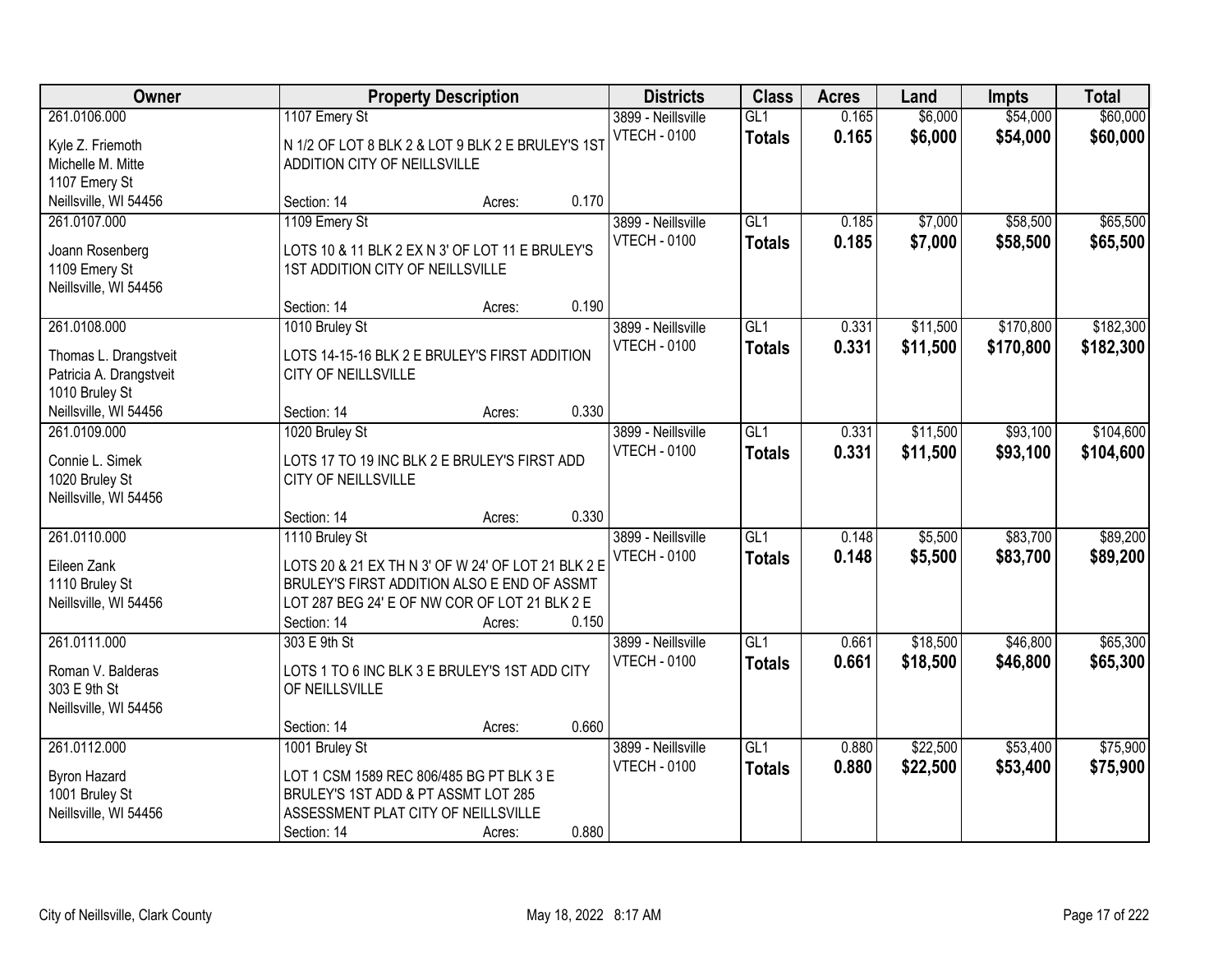| Owner | Property Description | Districts | Class | Acres | Land | Impts | Total |
|---|---|---|---|---|---|---|---|
| 261.0106.000<br>Kyle Z. Friemoth<br>Michelle M. Mitte<br>1107 Emery St<br>Neillsville, WI 54456 | 1107 Emery St<br>N 1/2 OF LOT 8 BLK 2 & LOT 9 BLK 2 E BRULEY'S 1ST ADDITION CITY OF NEILLSVILLE<br>Section: 14 Acres: 0.170 | 3899 - Neillsville<br>VTECH - 0100 | GL1<br>**Totals** | 0.165<br>**0.165** | $6,000<br>**$6,000** | $54,000<br>**$54,000** | $60,000<br>**$60,000** |
| 261.0107.000<br>Joann Rosenberg<br>1109 Emery St<br>Neillsville, WI 54456 | 1109 Emery St<br>LOTS 10 & 11 BLK 2 EX N 3' OF LOT 11 E BRULEY'S 1ST ADDITION CITY OF NEILLSVILLE<br>Section: 14 Acres: 0.190 | 3899 - Neillsville<br>VTECH - 0100 | GL1<br>**Totals** | 0.185<br>**0.185** | $7,000<br>**$7,000** | $58,500<br>**$58,500** | $65,500<br>**$65,500** |
| 261.0108.000<br>Thomas L. Drangstveit<br>Patricia A. Drangstveit<br>1010 Bruley St<br>Neillsville, WI 54456 | 1010 Bruley St<br>LOTS 14-15-16 BLK 2 E BRULEY'S FIRST ADDITION CITY OF NEILLSVILLE<br>Section: 14 Acres: 0.330 | 3899 - Neillsville<br>VTECH - 0100 | GL1<br>**Totals** | 0.331<br>**0.331** | $11,500<br>**$11,500** | $170,800<br>**$170,800** | $182,300<br>**$182,300** |
| 261.0109.000<br>Connie L. Simek<br>1020 Bruley St<br>Neillsville, WI 54456 | 1020 Bruley St<br>LOTS 17 TO 19 INC BLK 2 E BRULEY'S FIRST ADD CITY OF NEILLSVILLE<br>Section: 14 Acres: 0.330 | 3899 - Neillsville<br>VTECH - 0100 | GL1<br>**Totals** | 0.331<br>**0.331** | $11,500<br>**$11,500** | $93,100<br>**$93,100** | $104,600<br>**$104,600** |
| 261.0110.000<br>Eileen Zank<br>1110 Bruley St<br>Neillsville, WI 54456 | 1110 Bruley St<br>LOTS 20 & 21 EX TH N 3' OF W 24' OF LOT 21 BLK 2 E BRULEY'S FIRST ADDITION ALSO E END OF ASSMT LOT 287 BEG 24' E OF NW COR OF LOT 21 BLK 2 E<br>Section: 14 Acres: 0.150 | 3899 - Neillsville<br>VTECH - 0100 | GL1<br>**Totals** | 0.148<br>**0.148** | $5,500<br>**$5,500** | $83,700<br>**$83,700** | $89,200<br>**$89,200** |
| 261.0111.000<br>Roman V. Balderas<br>303 E 9th St<br>Neillsville, WI 54456 | 303 E 9th St<br>LOTS 1 TO 6 INC BLK 3 E BRULEY'S 1ST ADD CITY OF NEILLSVILLE<br>Section: 14 Acres: 0.660 | 3899 - Neillsville<br>VTECH - 0100 | GL1<br>**Totals** | 0.661<br>**0.661** | $18,500<br>**$18,500** | $46,800<br>**$46,800** | $65,300<br>**$65,300** |
| 261.0112.000<br>Byron Hazard<br>1001 Bruley St<br>Neillsville, WI 54456 | 1001 Bruley St<br>LOT 1 CSM 1589 REC 806/485 BG PT BLK 3 E BRULEY'S 1ST ADD & PT ASSMT LOT 285 ASSESSMENT PLAT CITY OF NEILLSVILLE<br>Section: 14 Acres: 0.880 | 3899 - Neillsville<br>VTECH - 0100 | GL1<br>**Totals** | 0.880<br>**0.880** | $22,500<br>**$22,500** | $53,400<br>**$53,400** | $75,900<br>**$75,900** |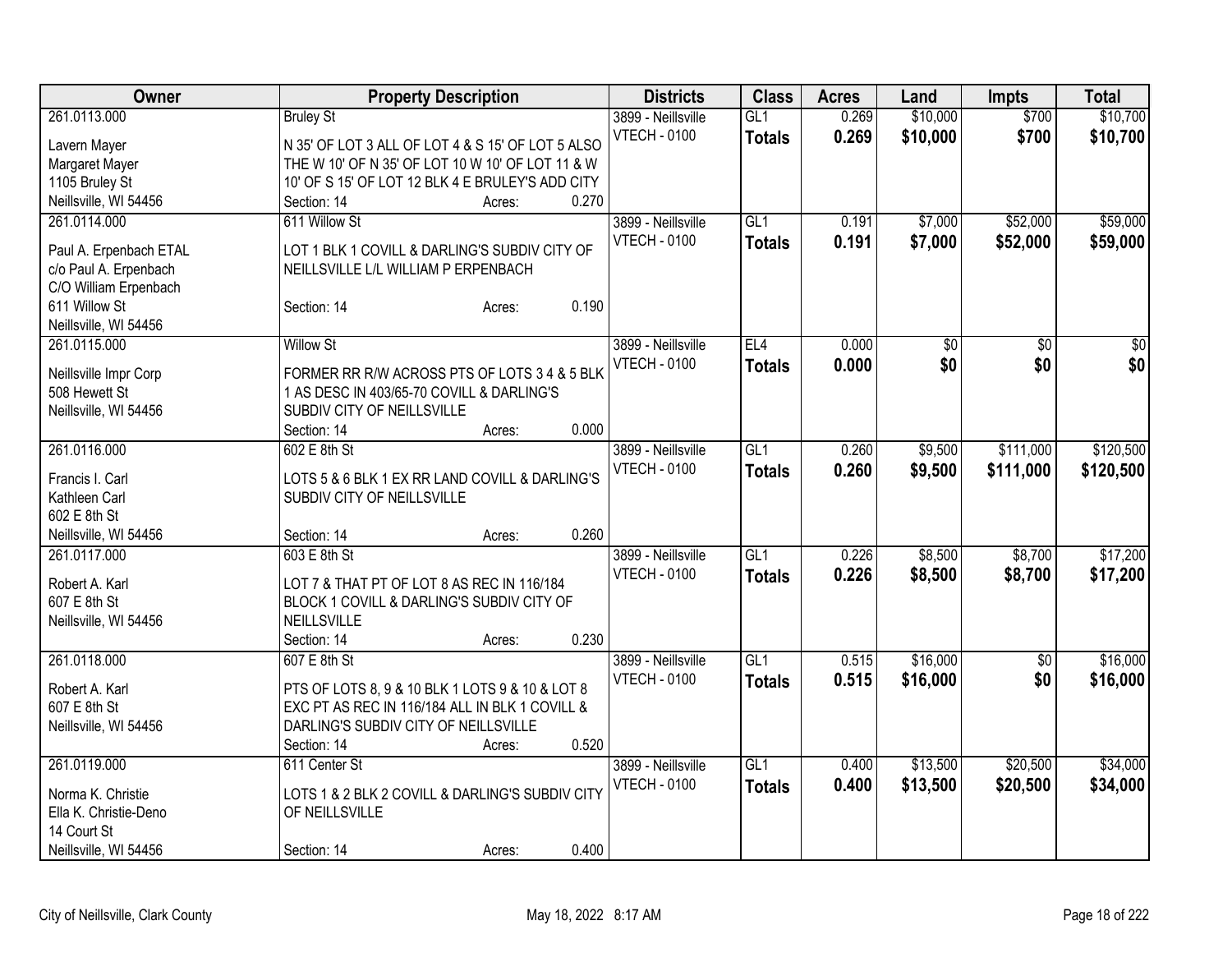| Owner | Property Description | Districts | Class | Acres | Land | Impts | Total |
|---|---|---|---|---|---|---|---|
| 261.0113.000<br><br>Lavern Mayer<br>Margaret Mayer<br>1105 Bruley St<br>Neillsville, WI 54456 | Bruley St<br><br>N 35' OF LOT 3 ALL OF LOT 4 & S 15' OF LOT 5 ALSO THE W 10' OF N 35' OF LOT 10 W 10' OF LOT 11 & W 10' OF S 15' OF LOT 12 BLK 4 E BRULEY'S ADD CITY<br>Section: 14 Acres: 0.270 | 3899 - Neillsville<br>VTECH - 0100 | GL1<br>**Totals** | 0.269<br>**0.269** | $10,000<br>**$10,000** | $700<br>**$700** | $10,700<br>**$10,700** |
| 261.0114.000<br><br>Paul A. Erpenbach ETAL<br>c/o Paul A. Erpenbach<br>C/O William Erpenbach<br>611 Willow St<br>Neillsville, WI 54456 | 611 Willow St<br><br>LOT 1 BLK 1 COVILL & DARLING'S SUBDIV CITY OF NEILLSVILLE L/L WILLIAM P ERPENBACH<br><br>Section: 14 Acres: 0.190 | 3899 - Neillsville<br>VTECH - 0100 | GL1<br>**Totals** | 0.191<br>**0.191** | $7,000<br>**$7,000** | $52,000<br>**$52,000** | $59,000<br>**$59,000** |
| 261.0115.000<br><br>Neillsville Impr Corp<br>508 Hewett St<br>Neillsville, WI 54456 | Willow St<br><br>FORMER RR R/W ACROSS PTS OF LOTS 3 4 & 5 BLK 1 AS DESC IN 403/65-70 COVILL & DARLING'S SUBDIV CITY OF NEILLSVILLE<br>Section: 14 Acres: 0.000 | 3899 - Neillsville<br>VTECH - 0100 | EL4<br>**Totals** | 0.000<br>**0.000** | $0<br>**$0** | $0<br>**$0** | $0<br>**$0** |
| 261.0116.000<br><br>Francis I. Carl<br>Kathleen Carl<br>602 E 8th St<br>Neillsville, WI 54456 | 602 E 8th St<br><br>LOTS 5 & 6 BLK 1 EX RR LAND COVILL & DARLING'S SUBDIV CITY OF NEILLSVILLE<br><br>Section: 14 Acres: 0.260 | 3899 - Neillsville<br>VTECH - 0100 | GL1<br>**Totals** | 0.260<br>**0.260** | $9,500<br>**$9,500** | $111,000<br>**$111,000** | $120,500<br>**$120,500** |
| 261.0117.000<br><br>Robert A. Karl<br>607 E 8th St<br>Neillsville, WI 54456 | 603 E 8th St<br><br>LOT 7 & THAT PT OF LOT 8 AS REC IN 116/184 BLOCK 1 COVILL & DARLING'S SUBDIV CITY OF NEILLSVILLE<br>Section: 14 Acres: 0.230 | 3899 - Neillsville<br>VTECH - 0100 | GL1<br>**Totals** | 0.226<br>**0.226** | $8,500<br>**$8,500** | $8,700<br>**$8,700** | $17,200<br>**$17,200** |
| 261.0118.000<br><br>Robert A. Karl<br>607 E 8th St<br>Neillsville, WI 54456 | 607 E 8th St<br><br>PTS OF LOTS 8, 9 & 10 BLK 1 LOTS 9 & 10 & LOT 8 EXC PT AS REC IN 116/184 ALL IN BLK 1 COVILL & DARLING'S SUBDIV CITY OF NEILLSVILLE<br>Section: 14 Acres: 0.520 | 3899 - Neillsville<br>VTECH - 0100 | GL1<br>**Totals** | 0.515<br>**0.515** | $16,000<br>**$16,000** | $0<br>**$0** | $16,000<br>**$16,000** |
| 261.0119.000<br><br>Norma K. Christie<br>Ella K. Christie-Deno<br>14 Court St<br>Neillsville, WI 54456 | 611 Center St<br><br>LOTS 1 & 2 BLK 2 COVILL & DARLING'S SUBDIV CITY OF NEILLSVILLE<br><br>Section: 14 Acres: 0.400 | 3899 - Neillsville<br>VTECH - 0100 | GL1<br>**Totals** | 0.400<br>**0.400** | $13,500<br>**$13,500** | $20,500<br>**$20,500** | $34,000<br>**$34,000** |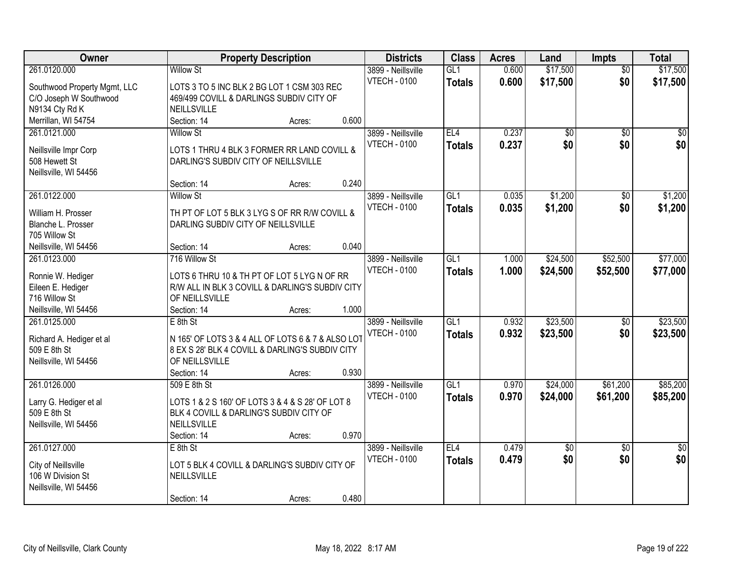| Owner | Property Description | Districts | Class | Acres | Land | Impts | Total |
|---|---|---|---|---|---|---|---|
| 261.0120.000<br>Southwood Property Mgmt, LLC<br>C/O Joseph W Southwood<br>N9134 Cty Rd K<br>Merrillan, WI 54754 | Willow St<br>LOTS 3 TO 5 INC BLK 2 BG LOT 1 CSM 303 REC 469/499 COVILL & DARLINGS SUBDIV CITY OF NEILLSVILLE<br>Section: 14 Acres: 0.600 | 3899 - Neillsville<br>VTECH - 0100 | GL1<br>**Totals** | 0.600<br>**0.600** | $17,500<br>**$17,500** | $0<br>**$0** | $17,500<br>**$17,500** |
| 261.0121.000<br>Neillsville Impr Corp<br>508 Hewett St<br>Neillsville, WI 54456 | Willow St<br>LOTS 1 THRU 4 BLK 3 FORMER RR LAND COVILL & DARLING'S SUBDIV CITY OF NEILLSVILLE<br>Section: 14 Acres: 0.240 | 3899 - Neillsville<br>VTECH - 0100 | EL4<br>**Totals** | 0.237<br>**0.237** | $0<br>**$0** | $0<br>**$0** | $0<br>**$0** |
| 261.0122.000<br>William H. Prosser<br>Blanche L. Prosser<br>705 Willow St<br>Neillsville, WI 54456 | Willow St<br>TH PT OF LOT 5 BLK 3 LYG S OF RR R/W COVILL & DARLING SUBDIV CITY OF NEILLSVILLE<br>Section: 14 Acres: 0.040 | 3899 - Neillsville<br>VTECH - 0100 | GL1<br>**Totals** | 0.035<br>**0.035** | $1,200<br>**$1,200** | $0<br>**$0** | $1,200<br>**$1,200** |
| 261.0123.000<br>Ronnie W. Hediger<br>Eileen E. Hediger<br>716 Willow St<br>Neillsville, WI 54456 | 716 Willow St<br>LOTS 6 THRU 10 & TH PT OF LOT 5 LYG N OF RR R/W ALL IN BLK 3 COVILL & DARLING'S SUBDIV CITY OF NEILLSVILLE<br>Section: 14 Acres: 1.000 | 3899 - Neillsville<br>VTECH - 0100 | GL1<br>**Totals** | 1.000<br>**1.000** | $24,500<br>**$24,500** | $52,500<br>**$52,500** | $77,000<br>**$77,000** |
| 261.0125.000<br>Richard A. Hediger et al<br>509 E 8th St<br>Neillsville, WI 54456 | E 8th St<br>N 165' OF LOTS 3 & 4 ALL OF LOTS 6 & 7 & ALSO LOT 8 EX S 28' BLK 4 COVILL & DARLING'S SUBDIV CITY OF NEILLSVILLE<br>Section: 14 Acres: 0.930 | 3899 - Neillsville<br>VTECH - 0100 | GL1<br>**Totals** | 0.932<br>**0.932** | $23,500<br>**$23,500** | $0<br>**$0** | $23,500<br>**$23,500** |
| 261.0126.000<br>Larry G. Hediger et al<br>509 E 8th St<br>Neillsville, WI 54456 | 509 E 8th St<br>LOTS 1 & 2 S 160' OF LOTS 3 & 4 & S 28' OF LOT 8 BLK 4 COVILL & DARLING'S SUBDIV CITY OF NEILLSVILLE<br>Section: 14 Acres: 0.970 | 3899 - Neillsville<br>VTECH - 0100 | GL1<br>**Totals** | 0.970<br>**0.970** | $24,000<br>**$24,000** | $61,200<br>**$61,200** | $85,200<br>**$85,200** |
| 261.0127.000<br>City of Neillsville<br>106 W Division St<br>Neillsville, WI 54456 | E 8th St<br>LOT 5 BLK 4 COVILL & DARLING'S SUBDIV CITY OF NEILLSVILLE<br>Section: 14 Acres: 0.480 | 3899 - Neillsville<br>VTECH - 0100 | EL4<br>**Totals** | 0.479<br>**0.479** | $0<br>**$0** | $0<br>**$0** | $0<br>**$0** |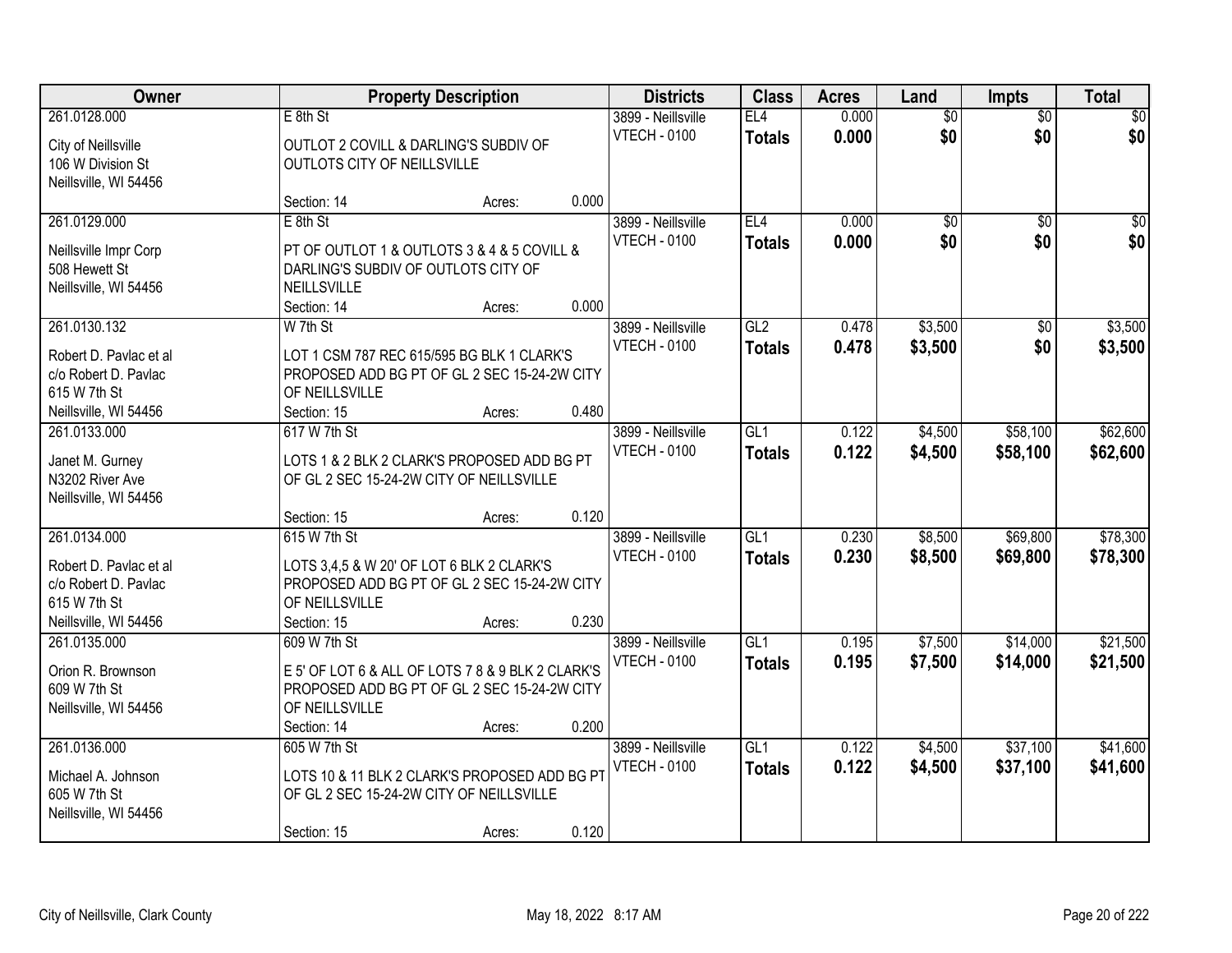| Owner | Property Description | | | Districts | Class | Acres | Land | Impts | Total |
|---|---|---|---|---|---|---|---|---|---|
| 261.0128.000 | E 8th St | | | 3899 - Neillsville | EL4 | 0.000 | $0 | $0 | $0 |
| City of Neillsville<br>106 W Division St<br>Neillsville, WI 54456 | OUTLOT 2 COVILL & DARLING'S SUBDIV OF OUTLOTS CITY OF NEILLSVILLE | | | VTECH - 0100 | **Totals** | **0.000** | **$0** | **$0** | **$0** |
| | Section: 14 | Acres: | 0.000 | | | | | | |
| 261.0129.000 | E 8th St | | | 3899 - Neillsville | EL4 | 0.000 | $0 | $0 | $0 |
| Neillsville Impr Corp<br>508 Hewett St<br>Neillsville, WI 54456 | PT OF OUTLOT 1 & OUTLOTS 3 & 4 & 5 COVILL & DARLING'S SUBDIV OF OUTLOTS CITY OF NEILLSVILLE | | | VTECH - 0100 | **Totals** | **0.000** | **$0** | **$0** | **$0** |
| | Section: 14 | Acres: | 0.000 | | | | | | |
| 261.0130.132 | W 7th St | | | 3899 - Neillsville | GL2 | 0.478 | $3,500 | $0 | $3,500 |
| Robert D. Pavlac et al<br>c/o Robert D. Pavlac<br>615 W 7th St<br>Neillsville, WI 54456 | LOT 1 CSM 787 REC 615/595 BG BLK 1 CLARK'S PROPOSED ADD BG PT OF GL 2 SEC 15-24-2W CITY OF NEILLSVILLE | | | VTECH - 0100 | **Totals** | **0.478** | **$3,500** | **$0** | **$3,500** |
| | Section: 15 | Acres: | 0.480 | | | | | | |
| 261.0133.000 | 617 W 7th St | | | 3899 - Neillsville | GL1 | 0.122 | $4,500 | $58,100 | $62,600 |
| Janet M. Gurney<br>N3202 River Ave<br>Neillsville, WI 54456 | LOTS 1 & 2 BLK 2 CLARK'S PROPOSED ADD BG PT OF GL 2 SEC 15-24-2W CITY OF NEILLSVILLE | | | VTECH - 0100 | **Totals** | **0.122** | **$4,500** | **$58,100** | **$62,600** |
| | Section: 15 | Acres: | 0.120 | | | | | | |
| 261.0134.000 | 615 W 7th St | | | 3899 - Neillsville | GL1 | 0.230 | $8,500 | $69,800 | $78,300 |
| Robert D. Pavlac et al<br>c/o Robert D. Pavlac<br>615 W 7th St<br>Neillsville, WI 54456 | LOTS 3,4,5 & W 20' OF LOT 6 BLK 2 CLARK'S PROPOSED ADD BG PT OF GL 2 SEC 15-24-2W CITY OF NEILLSVILLE | | | VTECH - 0100 | **Totals** | **0.230** | **$8,500** | **$69,800** | **$78,300** |
| | Section: 15 | Acres: | 0.230 | | | | | | |
| 261.0135.000 | 609 W 7th St | | | 3899 - Neillsville | GL1 | 0.195 | $7,500 | $14,000 | $21,500 |
| Orion R. Brownson<br>609 W 7th St<br>Neillsville, WI 54456 | E 5' OF LOT 6 & ALL OF LOTS 7 8 & 9 BLK 2 CLARK'S PROPOSED ADD BG PT OF GL 2 SEC 15-24-2W CITY OF NEILLSVILLE | | | VTECH - 0100 | **Totals** | **0.195** | **$7,500** | **$14,000** | **$21,500** |
| | Section: 14 | Acres: | 0.200 | | | | | | |
| 261.0136.000 | 605 W 7th St | | | 3899 - Neillsville | GL1 | 0.122 | $4,500 | $37,100 | $41,600 |
| Michael A. Johnson<br>605 W 7th St<br>Neillsville, WI 54456 | LOTS 10 & 11 BLK 2 CLARK'S PROPOSED ADD BG PT OF GL 2 SEC 15-24-2W CITY OF NEILLSVILLE | | | VTECH - 0100 | **Totals** | **0.122** | **$4,500** | **$37,100** | **$41,600** |
| | Section: 15 | Acres: | 0.120 | | | | | | |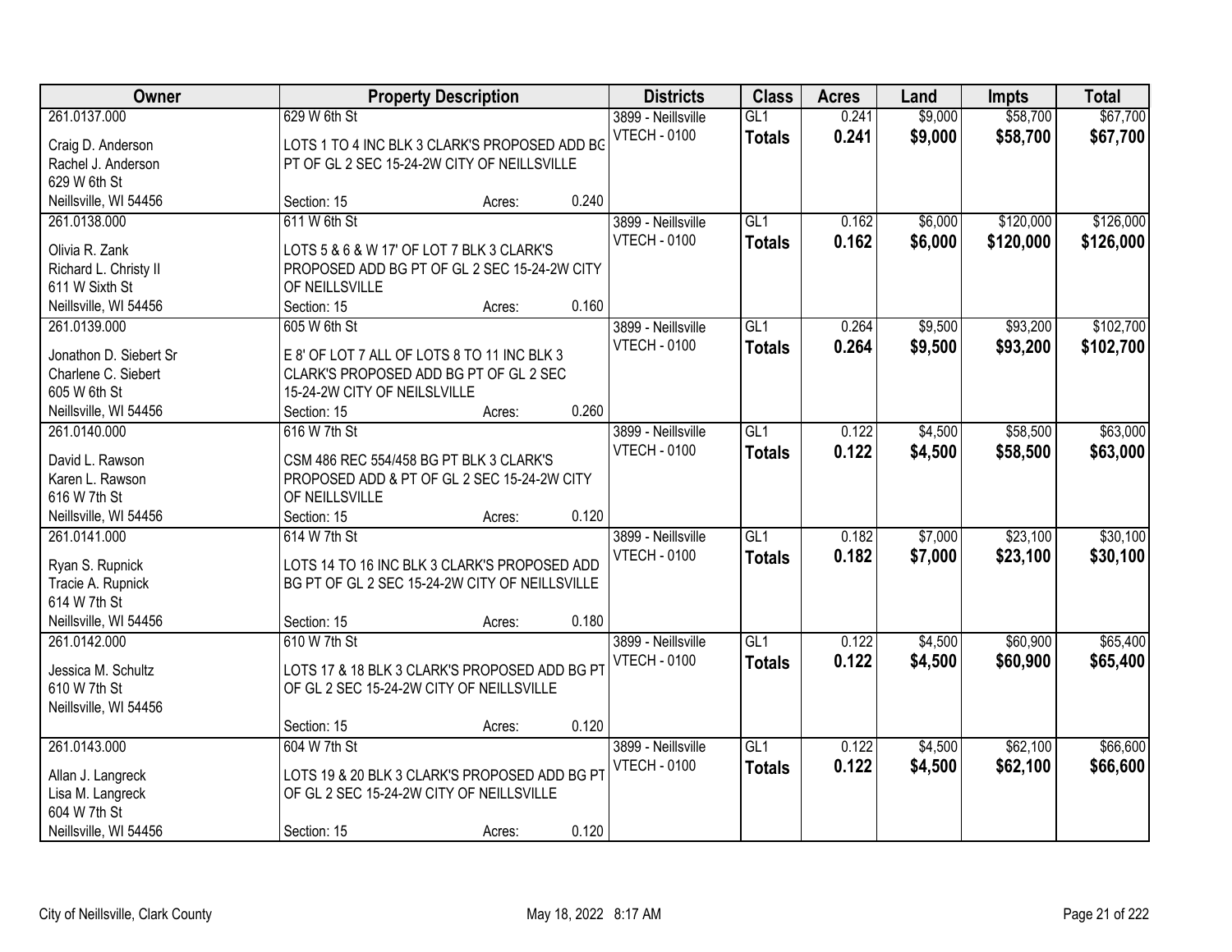| Owner | Property Description | Districts | Class | Acres | Land | Impts | Total |
|---|---|---|---|---|---|---|---|
| 261.0137.000<br>Craig D. Anderson<br>Rachel J. Anderson<br>629 W 6th St<br>Neillsville, WI 54456 | 629 W 6th St<br>LOTS 1 TO 4 INC BLK 3 CLARK'S PROPOSED ADD BG PT OF GL 2 SEC 15-24-2W CITY OF NEILLSVILLE<br>Section: 15 Acres: 0.240 | 3899 - Neillsville<br>VTECH - 0100 | GL1<br>**Totals** | 0.241<br>**0.241** | $9,000<br>**$9,000** | $58,700<br>**$58,700** | $67,700<br>**$67,700** |
| 261.0138.000<br>Olivia R. Zank<br>Richard L. Christy II<br>611 W Sixth St<br>Neillsville, WI 54456 | 611 W 6th St<br>LOTS 5 & 6 & W 17' OF LOT 7 BLK 3 CLARK'S PROPOSED ADD BG PT OF GL 2 SEC 15-24-2W CITY OF NEILLSVILLE<br>Section: 15 Acres: 0.160 | 3899 - Neillsville<br>VTECH - 0100 | GL1<br>**Totals** | 0.162<br>**0.162** | $6,000<br>**$6,000** | $120,000<br>**$120,000** | $126,000<br>**$126,000** |
| 261.0139.000<br>Jonathon D. Siebert Sr<br>Charlene C. Siebert<br>605 W 6th St<br>Neillsville, WI 54456 | 605 W 6th St<br>E 8' OF LOT 7 ALL OF LOTS 8 TO 11 INC BLK 3 CLARK'S PROPOSED ADD BG PT OF GL 2 SEC 15-24-2W CITY OF NEILSLVILLE<br>Section: 15 Acres: 0.260 | 3899 - Neillsville<br>VTECH - 0100 | GL1<br>**Totals** | 0.264<br>**0.264** | $9,500<br>**$9,500** | $93,200<br>**$93,200** | $102,700<br>**$102,700** |
| 261.0140.000<br>David L. Rawson<br>Karen L. Rawson<br>616 W 7th St<br>Neillsville, WI 54456 | 616 W 7th St<br>CSM 486 REC 554/458 BG PT BLK 3 CLARK'S PROPOSED ADD & PT OF GL 2 SEC 15-24-2W CITY OF NEILLSVILLE<br>Section: 15 Acres: 0.120 | 3899 - Neillsville<br>VTECH - 0100 | GL1<br>**Totals** | 0.122<br>**0.122** | $4,500<br>**$4,500** | $58,500<br>**$58,500** | $63,000<br>**$63,000** |
| 261.0141.000<br>Ryan S. Rupnick<br>Tracie A. Rupnick<br>614 W 7th St<br>Neillsville, WI 54456 | 614 W 7th St<br>LOTS 14 TO 16 INC BLK 3 CLARK'S PROPOSED ADD BG PT OF GL 2 SEC 15-24-2W CITY OF NEILLSVILLE<br>Section: 15 Acres: 0.180 | 3899 - Neillsville<br>VTECH - 0100 | GL1<br>**Totals** | 0.182<br>**0.182** | $7,000<br>**$7,000** | $23,100<br>**$23,100** | $30,100<br>**$30,100** |
| 261.0142.000<br>Jessica M. Schultz<br>610 W 7th St<br>Neillsville, WI 54456 | 610 W 7th St<br>LOTS 17 & 18 BLK 3 CLARK'S PROPOSED ADD BG PT OF GL 2 SEC 15-24-2W CITY OF NEILLSVILLE<br>Section: 15 Acres: 0.120 | 3899 - Neillsville<br>VTECH - 0100 | GL1<br>**Totals** | 0.122<br>**0.122** | $4,500<br>**$4,500** | $60,900<br>**$60,900** | $65,400<br>**$65,400** |
| 261.0143.000<br>Allan J. Langreck<br>Lisa M. Langreck<br>604 W 7th St<br>Neillsville, WI 54456 | 604 W 7th St<br>LOTS 19 & 20 BLK 3 CLARK'S PROPOSED ADD BG PT OF GL 2 SEC 15-24-2W CITY OF NEILLSVILLE<br>Section: 15 Acres: 0.120 | 3899 - Neillsville<br>VTECH - 0100 | GL1<br>**Totals** | 0.122<br>**0.122** | $4,500<br>**$4,500** | $62,100<br>**$62,100** | $66,600<br>**$66,600** |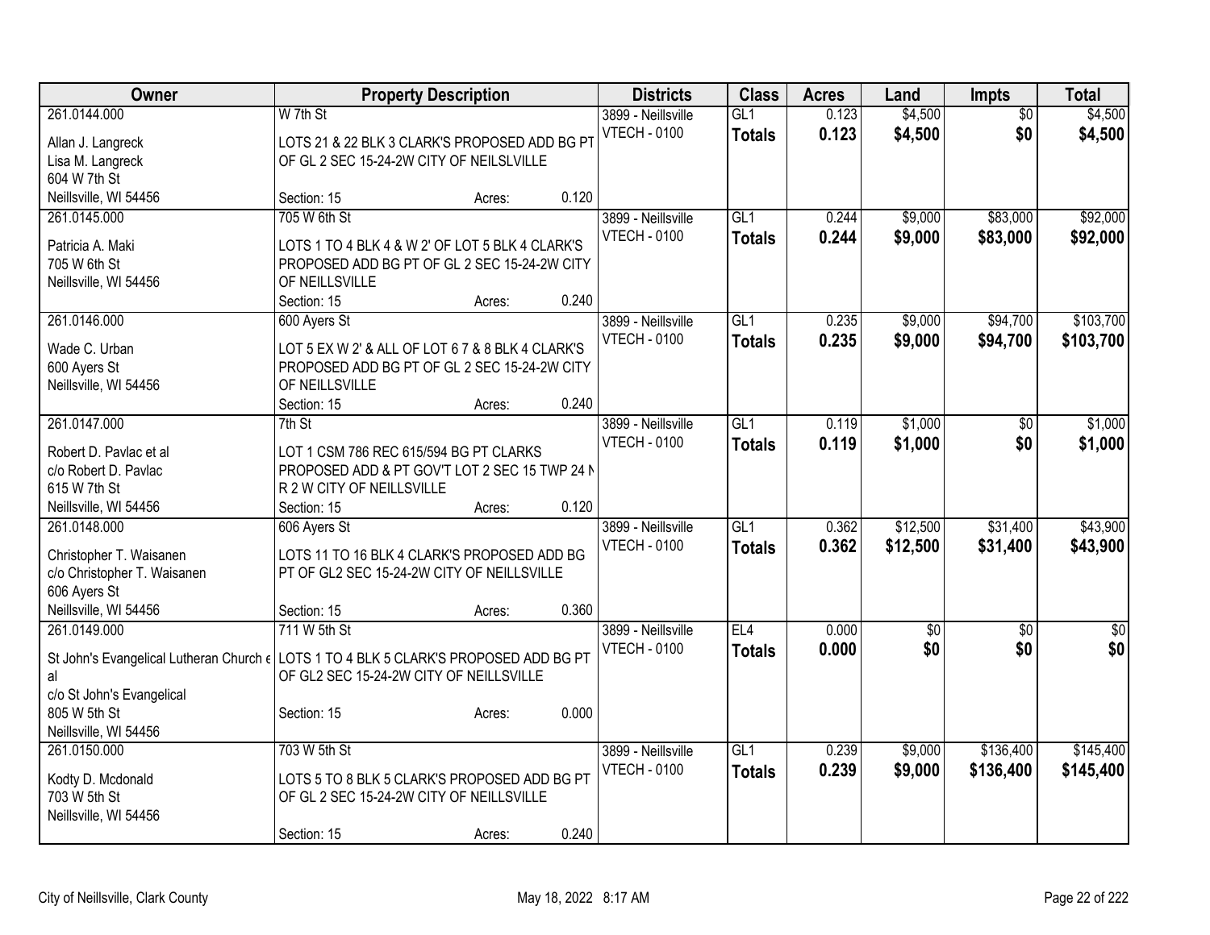| Owner | Property Description | Districts | Class | Acres | Land | Impts | Total |
|---|---|---|---|---|---|---|---|
| 261.0144.000<br>Allan J. Langreck<br>Lisa M. Langreck<br>604 W 7th St<br>Neillsville, WI 54456 | W 7th St<br>LOTS 21 & 22 BLK 3 CLARK'S PROPOSED ADD BG PT OF GL 2 SEC 15-24-2W CITY OF NEILSLVILLE<br>Section: 15 Acres: 0.120 | 3899 - Neillsville<br>VTECH - 0100 | GL1<br>**Totals** | 0.123<br>**0.123** | $4,500<br>**$4,500** | $0<br>**$0** | $4,500<br>**$4,500** |
| 261.0145.000<br>Patricia A. Maki<br>705 W 6th St<br>Neillsville, WI 54456 | 705 W 6th St<br>LOTS 1 TO 4 BLK 4 & W 2' OF LOT 5 BLK 4 CLARK'S PROPOSED ADD BG PT OF GL 2 SEC 15-24-2W CITY OF NEILLSVILLE<br>Section: 15 Acres: 0.240 | 3899 - Neillsville<br>VTECH - 0100 | GL1<br>**Totals** | 0.244<br>**0.244** | $9,000<br>**$9,000** | $83,000<br>**$83,000** | $92,000<br>**$92,000** |
| 261.0146.000<br>Wade C. Urban<br>600 Ayers St<br>Neillsville, WI 54456 | 600 Ayers St<br>LOT 5 EX W 2' & ALL OF LOT 6 7 & 8 BLK 4 CLARK'S PROPOSED ADD BG PT OF GL 2 SEC 15-24-2W CITY OF NEILLSVILLE<br>Section: 15 Acres: 0.240 | 3899 - Neillsville<br>VTECH - 0100 | GL1<br>**Totals** | 0.235<br>**0.235** | $9,000<br>**$9,000** | $94,700<br>**$94,700** | $103,700<br>**$103,700** |
| 261.0147.000<br>Robert D. Pavlac et al<br>c/o Robert D. Pavlac<br>615 W 7th St<br>Neillsville, WI 54456 | 7th St<br>LOT 1 CSM 786 REC 615/594 BG PT CLARKS PROPOSED ADD & PT GOV'T LOT 2 SEC 15 TWP 24 N R 2 W CITY OF NEILLSVILLE<br>Section: 15 Acres: 0.120 | 3899 - Neillsville<br>VTECH - 0100 | GL1<br>**Totals** | 0.119<br>**0.119** | $1,000<br>**$1,000** | $0<br>**$0** | $1,000<br>**$1,000** |
| 261.0148.000<br>Christopher T. Waisanen<br>c/o Christopher T. Waisanen<br>606 Ayers St<br>Neillsville, WI 54456 | 606 Ayers St<br>LOTS 11 TO 16 BLK 4 CLARK'S PROPOSED ADD BG PT OF GL2 SEC 15-24-2W CITY OF NEILLSVILLE<br>Section: 15 Acres: 0.360 | 3899 - Neillsville<br>VTECH - 0100 | GL1<br>**Totals** | 0.362<br>**0.362** | $12,500<br>**$12,500** | $31,400<br>**$31,400** | $43,900<br>**$43,900** |
| 261.0149.000<br>St John's Evangelical Lutheran Church et al<br>c/o St John's Evangelical<br>805 W 5th St<br>Neillsville, WI 54456 | 711 W 5th St<br>LOTS 1 TO 4 BLK 5 CLARK'S PROPOSED ADD BG PT OF GL2 SEC 15-24-2W CITY OF NEILLSVILLE<br>Section: 15 Acres: 0.000 | 3899 - Neillsville<br>VTECH - 0100 | EL4<br>**Totals** | 0.000<br>**0.000** | $0<br>**$0** | $0<br>**$0** | $0<br>**$0** |
| 261.0150.000<br>Kodty D. Mcdonald<br>703 W 5th St<br>Neillsville, WI 54456 | 703 W 5th St<br>LOTS 5 TO 8 BLK 5 CLARK'S PROPOSED ADD BG PT OF GL 2 SEC 15-24-2W CITY OF NEILLSVILLE<br>Section: 15 Acres: 0.240 | 3899 - Neillsville<br>VTECH - 0100 | GL1<br>**Totals** | 0.239<br>**0.239** | $9,000<br>**$9,000** | $136,400<br>**$136,400** | $145,400<br>**$145,400** |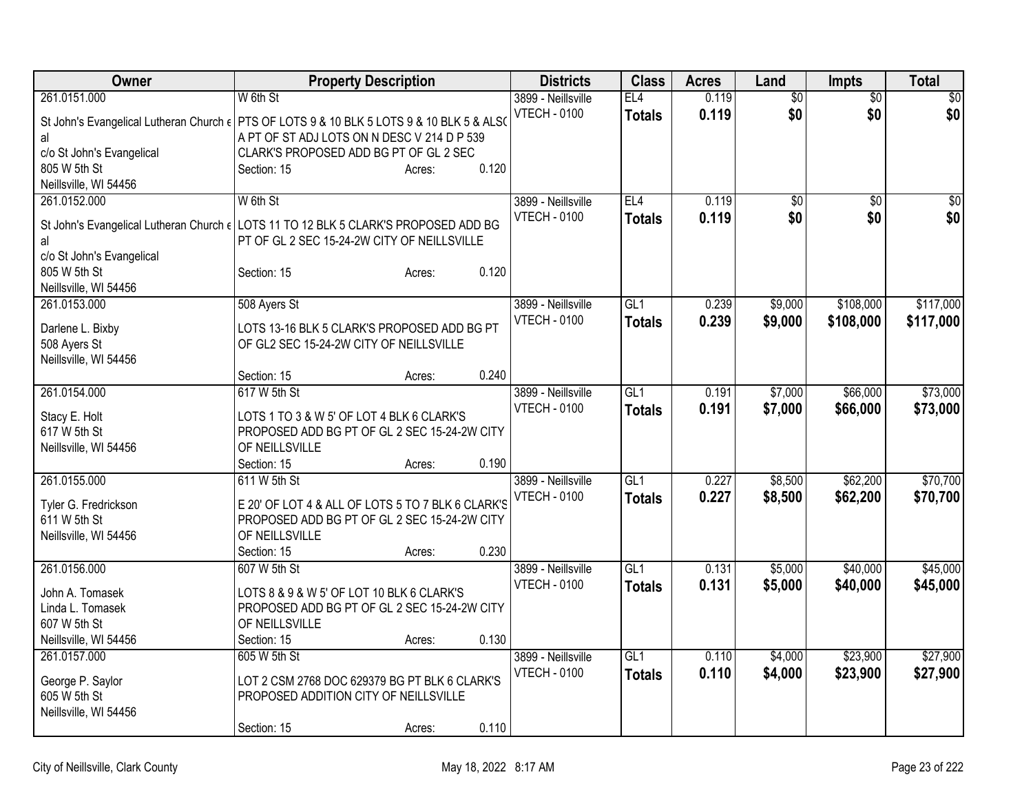| Owner | Property Description | Districts | Class | Acres | Land | Impts | Total |
|---|---|---|---|---|---|---|---|
| 261.0151.000<br>St John's Evangelical Lutheran Church et al<br>c/o St John's Evangelical<br>805 W 5th St<br>Neillsville, WI 54456 | W 6th St<br>PTS OF LOTS 9 & 10 BLK 5 LOTS 9 & 10 BLK 5 & ALSO A PT OF ST ADJ LOTS ON N DESC V 214 D P 539 CLARK'S PROPOSED ADD BG PT OF GL 2 SEC<br>Section: 15 Acres: 0.120 | 3899 - Neillsville<br>VTECH - 0100 | EL4<br>**Totals** | 0.119<br>**0.119** | $0<br>**$0** | $0<br>**$0** | $0<br>**$0** |
| 261.0152.000<br>St John's Evangelical Lutheran Church et al<br>c/o St John's Evangelical<br>805 W 5th St<br>Neillsville, WI 54456 | W 6th St<br>LOTS 11 TO 12 BLK 5 CLARK'S PROPOSED ADD BG PT OF GL 2 SEC 15-24-2W CITY OF NEILLSVILLE<br>Section: 15 Acres: 0.120 | 3899 - Neillsville<br>VTECH - 0100 | EL4<br>**Totals** | 0.119<br>**0.119** | $0<br>**$0** | $0<br>**$0** | $0<br>**$0** |
| 261.0153.000<br>Darlene L. Bixby<br>508 Ayers St<br>Neillsville, WI 54456 | 508 Ayers St<br>LOTS 13-16 BLK 5 CLARK'S PROPOSED ADD BG PT OF GL2 SEC 15-24-2W CITY OF NEILLSVILLE<br>Section: 15 Acres: 0.240 | 3899 - Neillsville<br>VTECH - 0100 | GL1<br>**Totals** | 0.239<br>**0.239** | $9,000<br>**$9,000** | $108,000<br>**$108,000** | $117,000<br>**$117,000** |
| 261.0154.000<br>Stacy E. Holt<br>617 W 5th St<br>Neillsville, WI 54456 | 617 W 5th St<br>LOTS 1 TO 3 & W 5' OF LOT 4 BLK 6 CLARK'S PROPOSED ADD BG PT OF GL 2 SEC 15-24-2W CITY OF NEILLSVILLE<br>Section: 15 Acres: 0.190 | 3899 - Neillsville<br>VTECH - 0100 | GL1<br>**Totals** | 0.191<br>**0.191** | $7,000<br>**$7,000** | $66,000<br>**$66,000** | $73,000<br>**$73,000** |
| 261.0155.000<br>Tyler G. Fredrickson<br>611 W 5th St<br>Neillsville, WI 54456 | 611 W 5th St<br>E 20' OF LOT 4 & ALL OF LOTS 5 TO 7 BLK 6 CLARK'S PROPOSED ADD BG PT OF GL 2 SEC 15-24-2W CITY OF NEILLSVILLE<br>Section: 15 Acres: 0.230 | 3899 - Neillsville<br>VTECH - 0100 | GL1<br>**Totals** | 0.227<br>**0.227** | $8,500<br>**$8,500** | $62,200<br>**$62,200** | $70,700<br>**$70,700** |
| 261.0156.000<br>John A. Tomasek<br>Linda L. Tomasek<br>607 W 5th St<br>Neillsville, WI 54456 | 607 W 5th St<br>LOTS 8 & 9 & W 5' OF LOT 10 BLK 6 CLARK'S PROPOSED ADD BG PT OF GL 2 SEC 15-24-2W CITY OF NEILLSVILLE<br>Section: 15 Acres: 0.130 | 3899 - Neillsville<br>VTECH - 0100 | GL1<br>**Totals** | 0.131<br>**0.131** | $5,000<br>**$5,000** | $40,000<br>**$40,000** | $45,000<br>**$45,000** |
| 261.0157.000<br>George P. Saylor<br>605 W 5th St<br>Neillsville, WI 54456 | 605 W 5th St<br>LOT 2 CSM 2768 DOC 629379 BG PT BLK 6 CLARK'S PROPOSED ADDITION CITY OF NEILLSVILLE<br>Section: 15 Acres: 0.110 | 3899 - Neillsville<br>VTECH - 0100 | GL1<br>**Totals** | 0.110<br>**0.110** | $4,000<br>**$4,000** | $23,900<br>**$23,900** | $27,900<br>**$27,900** |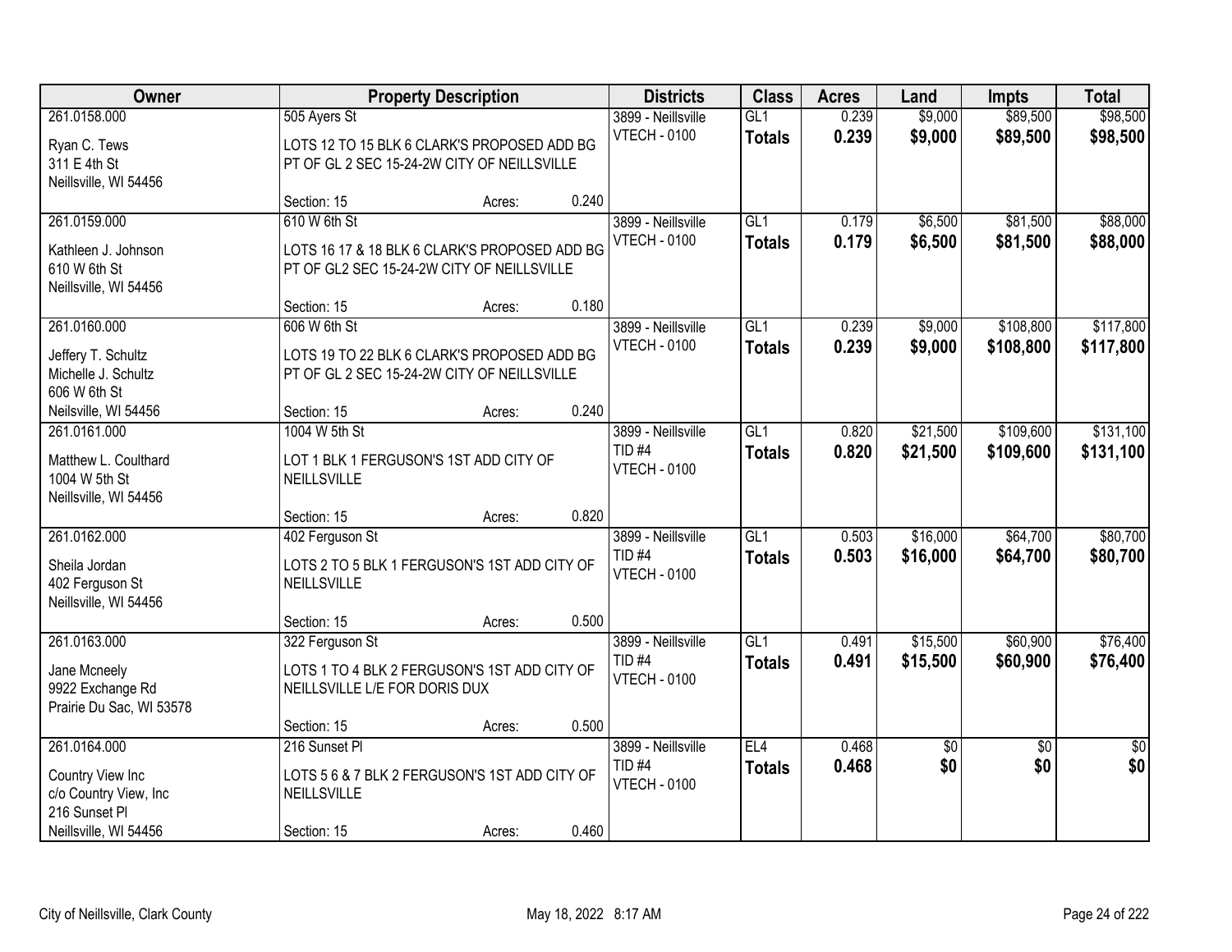| Owner | Property Description | Districts | Class | Acres | Land | Impts | Total |
|---|---|---|---|---|---|---|---|
| 261.0158.000<br>Ryan C. Tews<br>311 E 4th St<br>Neillsville, WI 54456 | 505 Ayers St<br>LOTS 12 TO 15 BLK 6 CLARK'S PROPOSED ADD BG PT OF GL 2 SEC 15-24-2W CITY OF NEILLSVILLE<br>Section: 15 Acres: 0.240 | 3899 - Neillsville<br>VTECH - 0100 | GL1<br>**Totals** | 0.239<br>**0.239** | $9,000<br>**$9,000** | $89,500<br>**$89,500** | $98,500<br>**$98,500** |
| 261.0159.000<br>Kathleen J. Johnson<br>610 W 6th St<br>Neillsville, WI 54456 | 610 W 6th St<br>LOTS 16 17 & 18 BLK 6 CLARK'S PROPOSED ADD BG PT OF GL2 SEC 15-24-2W CITY OF NEILLSVILLE<br>Section: 15 Acres: 0.180 | 3899 - Neillsville<br>VTECH - 0100 | GL1<br>**Totals** | 0.179<br>**0.179** | $6,500<br>**$6,500** | $81,500<br>**$81,500** | $88,000<br>**$88,000** |
| 261.0160.000<br>Jeffery T. Schultz<br>Michelle J. Schultz<br>606 W 6th St<br>Neilsville, WI 54456 | 606 W 6th St<br>LOTS 19 TO 22 BLK 6 CLARK'S PROPOSED ADD BG PT OF GL 2 SEC 15-24-2W CITY OF NEILLSVILLE<br>Section: 15 Acres: 0.240 | 3899 - Neillsville<br>VTECH - 0100 | GL1<br>**Totals** | 0.239<br>**0.239** | $9,000<br>**$9,000** | $108,800<br>**$108,800** | $117,800<br>**$117,800** |
| 261.0161.000<br>Matthew L. Coulthard<br>1004 W 5th St<br>Neillsville, WI 54456 | 1004 W 5th St<br>LOT 1 BLK 1 FERGUSON'S 1ST ADD CITY OF NEILLSVILLE<br>Section: 15 Acres: 0.820 | 3899 - Neillsville<br>TID #4<br>VTECH - 0100 | GL1<br>**Totals** | 0.820<br>**0.820** | $21,500<br>**$21,500** | $109,600<br>**$109,600** | $131,100<br>**$131,100** |
| 261.0162.000<br>Sheila Jordan<br>402 Ferguson St<br>Neillsville, WI 54456 | 402 Ferguson St<br>LOTS 2 TO 5 BLK 1 FERGUSON'S 1ST ADD CITY OF NEILLSVILLE<br>Section: 15 Acres: 0.500 | 3899 - Neillsville<br>TID #4<br>VTECH - 0100 | GL1<br>**Totals** | 0.503<br>**0.503** | $16,000<br>**$16,000** | $64,700<br>**$64,700** | $80,700<br>**$80,700** |
| 261.0163.000<br>Jane Mcneely<br>9922 Exchange Rd<br>Prairie Du Sac, WI 53578 | 322 Ferguson St<br>LOTS 1 TO 4 BLK 2 FERGUSON'S 1ST ADD CITY OF NEILLSVILLE L/E FOR DORIS DUX<br>Section: 15 Acres: 0.500 | 3899 - Neillsville<br>TID #4<br>VTECH - 0100 | GL1<br>**Totals** | 0.491<br>**0.491** | $15,500<br>**$15,500** | $60,900<br>**$60,900** | $76,400<br>**$76,400** |
| 261.0164.000<br>Country View Inc<br>c/o Country View, Inc<br>216 Sunset Pl<br>Neillsville, WI 54456 | 216 Sunset Pl<br>LOTS 5 6 & 7 BLK 2 FERGUSON'S 1ST ADD CITY OF NEILLSVILLE<br>Section: 15 Acres: 0.460 | 3899 - Neillsville<br>TID #4<br>VTECH - 0100 | EL4<br>**Totals** | 0.468<br>**0.468** | $0<br>**$0** | $0<br>**$0** | $0<br>**$0** |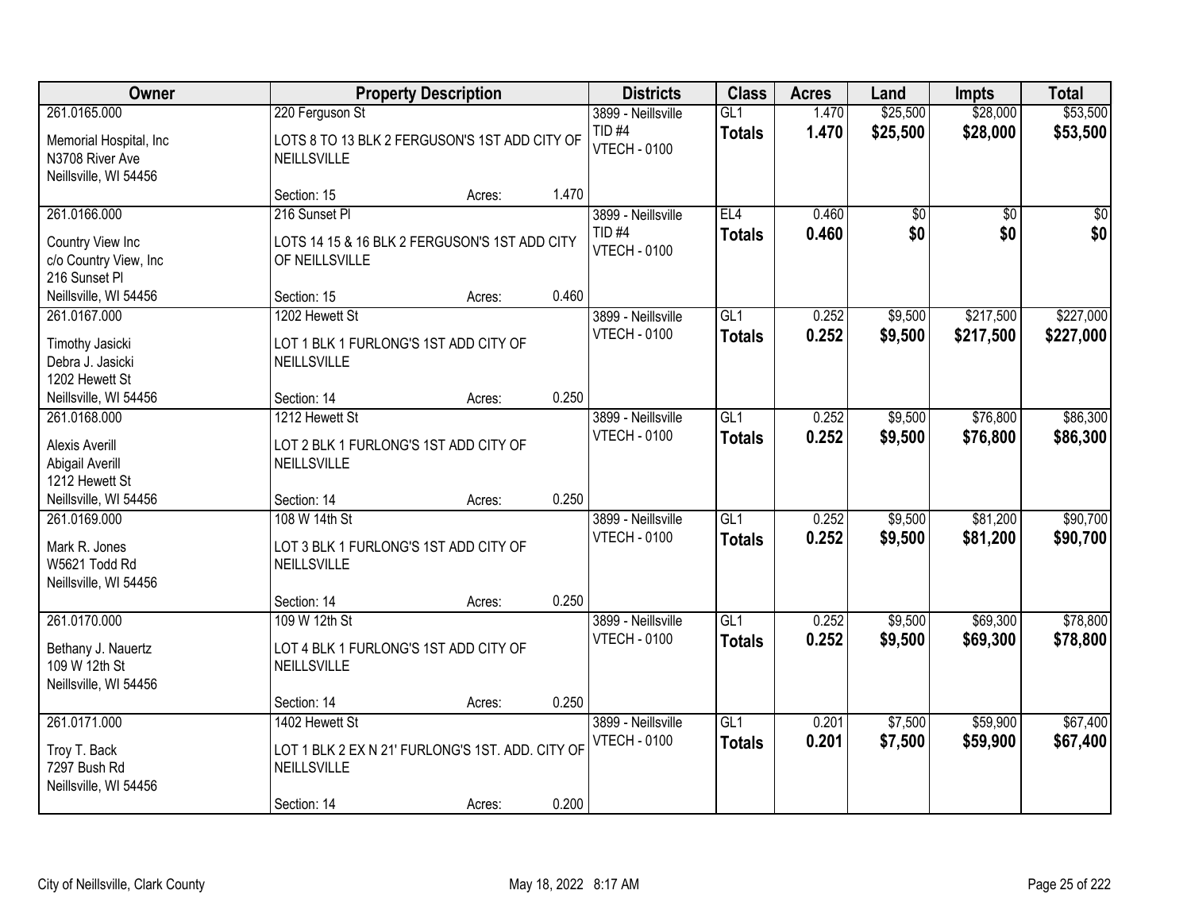| Owner | Property Description | | | Districts | Class | Acres | Land | Impts | Total |
|---|---|---|---|---|---|---|---|---|---|
| 261.0165.000<br>Memorial Hospital, Inc<br>N3708 River Ave<br>Neillsville, WI 54456 | 220 Ferguson St<br>LOTS 8 TO 13 BLK 2 FERGUSON'S 1ST ADD CITY OF NEILLSVILLE<br>Section: 15 | Acres: | 1.470 | 3899 - Neillsville<br>TID #4<br>VTECH - 0100 | GL1<br>**Totals** | 1.470<br>**1.470** | $25,500<br>**$25,500** | $28,000<br>**$28,000** | $53,500<br>**$53,500** |
| 261.0166.000<br>Country View Inc<br>c/o Country View, Inc<br>216 Sunset Pl<br>Neillsville, WI 54456 | 216 Sunset Pl<br>LOTS 14 15 & 16 BLK 2 FERGUSON'S 1ST ADD CITY OF NEILLSVILLE<br>Section: 15 | Acres: | 0.460 | 3899 - Neillsville<br>TID #4<br>VTECH - 0100 | EL4<br>**Totals** | 0.460<br>**0.460** | $0<br>**$0** | $0<br>**$0** | $0<br>**$0** |
| 261.0167.000<br>Timothy Jasicki<br>Debra J. Jasicki<br>1202 Hewett St<br>Neillsville, WI 54456 | 1202 Hewett St<br>LOT 1 BLK 1 FURLONG'S 1ST ADD CITY OF NEILLSVILLE<br>Section: 14 | Acres: | 0.250 | 3899 - Neillsville<br>VTECH - 0100 | GL1<br>**Totals** | 0.252<br>**0.252** | $9,500<br>**$9,500** | $217,500<br>**$217,500** | $227,000<br>**$227,000** |
| 261.0168.000<br>Alexis Averill<br>Abigail Averill<br>1212 Hewett St<br>Neillsville, WI 54456 | 1212 Hewett St<br>LOT 2 BLK 1 FURLONG'S 1ST ADD CITY OF NEILLSVILLE<br>Section: 14 | Acres: | 0.250 | 3899 - Neillsville<br>VTECH - 0100 | GL1<br>**Totals** | 0.252<br>**0.252** | $9,500<br>**$9,500** | $76,800<br>**$76,800** | $86,300<br>**$86,300** |
| 261.0169.000<br>Mark R. Jones<br>W5621 Todd Rd<br>Neillsville, WI 54456 | 108 W 14th St<br>LOT 3 BLK 1 FURLONG'S 1ST ADD CITY OF NEILLSVILLE<br>Section: 14 | Acres: | 0.250 | 3899 - Neillsville<br>VTECH - 0100 | GL1<br>**Totals** | 0.252<br>**0.252** | $9,500<br>**$9,500** | $81,200<br>**$81,200** | $90,700<br>**$90,700** |
| 261.0170.000<br>Bethany J. Nauertz<br>109 W 12th St<br>Neillsville, WI 54456 | 109 W 12th St<br>LOT 4 BLK 1 FURLONG'S 1ST ADD CITY OF NEILLSVILLE<br>Section: 14 | Acres: | 0.250 | 3899 - Neillsville<br>VTECH - 0100 | GL1<br>**Totals** | 0.252<br>**0.252** | $9,500<br>**$9,500** | $69,300<br>**$69,300** | $78,800<br>**$78,800** |
| 261.0171.000<br>Troy T. Back<br>7297 Bush Rd<br>Neillsville, WI 54456 | 1402 Hewett St<br>LOT 1 BLK 2 EX N 21' FURLONG'S 1ST. ADD. CITY OF NEILLSVILLE<br>Section: 14 | Acres: | 0.200 | 3899 - Neillsville<br>VTECH - 0100 | GL1<br>**Totals** | 0.201<br>**0.201** | $7,500<br>**$7,500** | $59,900<br>**$59,900** | $67,400<br>**$67,400** |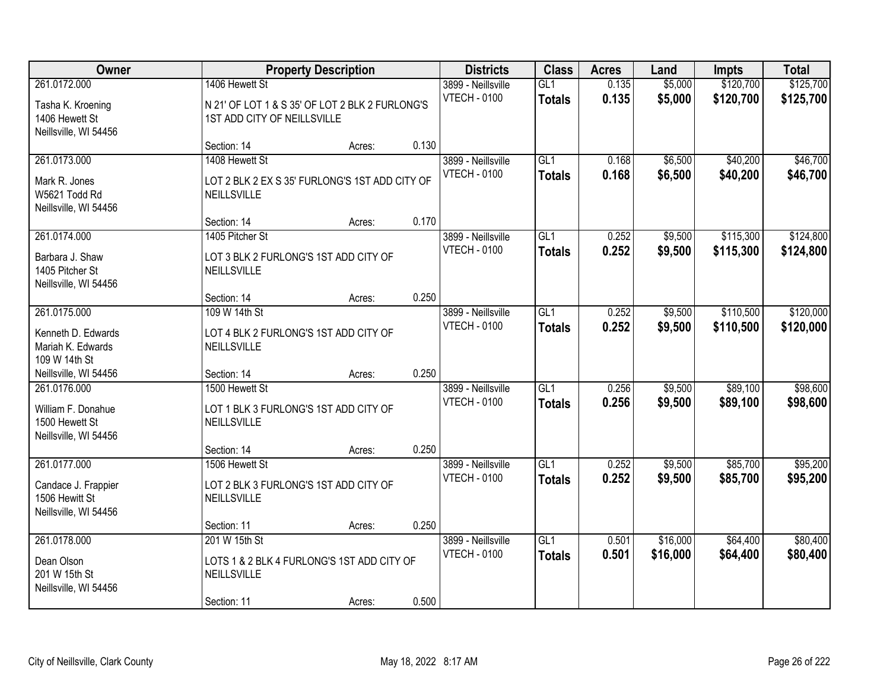| Owner | Property Description | | | Districts | Class | Acres | Land | Impts | Total |
|---|---|---|---|---|---|---|---|---|---|
| 261.0172.000 | 1406 Hewett St | | | 3899 - Neillsville | GL1 | 0.135 | $5,000 | $120,700 | $125,700 |
| Tasha K. Kroening<br>1406 Hewett St<br>Neillsville, WI 54456 | N 21' OF LOT 1 & S 35' OF LOT 2 BLK 2 FURLONG'S 1ST ADD CITY OF NEILLSVILLE | | | VTECH - 0100 | **Totals** | **0.135** | **$5,000** | **$120,700** | **$125,700** |
| | Section: 14 | Acres: | 0.130 | | | | | | |
| 261.0173.000 | 1408 Hewett St | | | 3899 - Neillsville | GL1 | 0.168 | $6,500 | $40,200 | $46,700 |
| Mark R. Jones<br>W5621 Todd Rd<br>Neillsville, WI 54456 | LOT 2 BLK 2 EX S 35' FURLONG'S 1ST ADD CITY OF NEILLSVILLE | | | VTECH - 0100 | **Totals** | **0.168** | **$6,500** | **$40,200** | **$46,700** |
| | Section: 14 | Acres: | 0.170 | | | | | | |
| 261.0174.000 | 1405 Pitcher St | | | 3899 - Neillsville | GL1 | 0.252 | $9,500 | $115,300 | $124,800 |
| Barbara J. Shaw<br>1405 Pitcher St<br>Neillsville, WI 54456 | LOT 3 BLK 2 FURLONG'S 1ST ADD CITY OF NEILLSVILLE | | | VTECH - 0100 | **Totals** | **0.252** | **$9,500** | **$115,300** | **$124,800** |
| | Section: 14 | Acres: | 0.250 | | | | | | |
| 261.0175.000 | 109 W 14th St | | | 3899 - Neillsville | GL1 | 0.252 | $9,500 | $110,500 | $120,000 |
| Kenneth D. Edwards<br>Mariah K. Edwards<br>109 W 14th St<br>Neillsville, WI 54456 | LOT 4 BLK 2 FURLONG'S 1ST ADD CITY OF NEILLSVILLE | | | VTECH - 0100 | **Totals** | **0.252** | **$9,500** | **$110,500** | **$120,000** |
| | Section: 14 | Acres: | 0.250 | | | | | | |
| 261.0176.000 | 1500 Hewett St | | | 3899 - Neillsville | GL1 | 0.256 | $9,500 | $89,100 | $98,600 |
| William F. Donahue<br>1500 Hewett St<br>Neillsville, WI 54456 | LOT 1 BLK 3 FURLONG'S 1ST ADD CITY OF NEILLSVILLE | | | VTECH - 0100 | **Totals** | **0.256** | **$9,500** | **$89,100** | **$98,600** |
| | Section: 14 | Acres: | 0.250 | | | | | | |
| 261.0177.000 | 1506 Hewett St | | | 3899 - Neillsville | GL1 | 0.252 | $9,500 | $85,700 | $95,200 |
| Candace J. Frappier<br>1506 Hewitt St<br>Neillsville, WI 54456 | LOT 2 BLK 3 FURLONG'S 1ST ADD CITY OF NEILLSVILLE | | | VTECH - 0100 | **Totals** | **0.252** | **$9,500** | **$85,700** | **$95,200** |
| | Section: 11 | Acres: | 0.250 | | | | | | |
| 261.0178.000 | 201 W 15th St | | | 3899 - Neillsville | GL1 | 0.501 | $16,000 | $64,400 | $80,400 |
| Dean Olson<br>201 W 15th St<br>Neillsville, WI 54456 | LOTS 1 & 2 BLK 4 FURLONG'S 1ST ADD CITY OF NEILLSVILLE | | | VTECH - 0100 | **Totals** | **0.501** | **$16,000** | **$64,400** | **$80,400** |
| | Section: 11 | Acres: | 0.500 | | | | | | |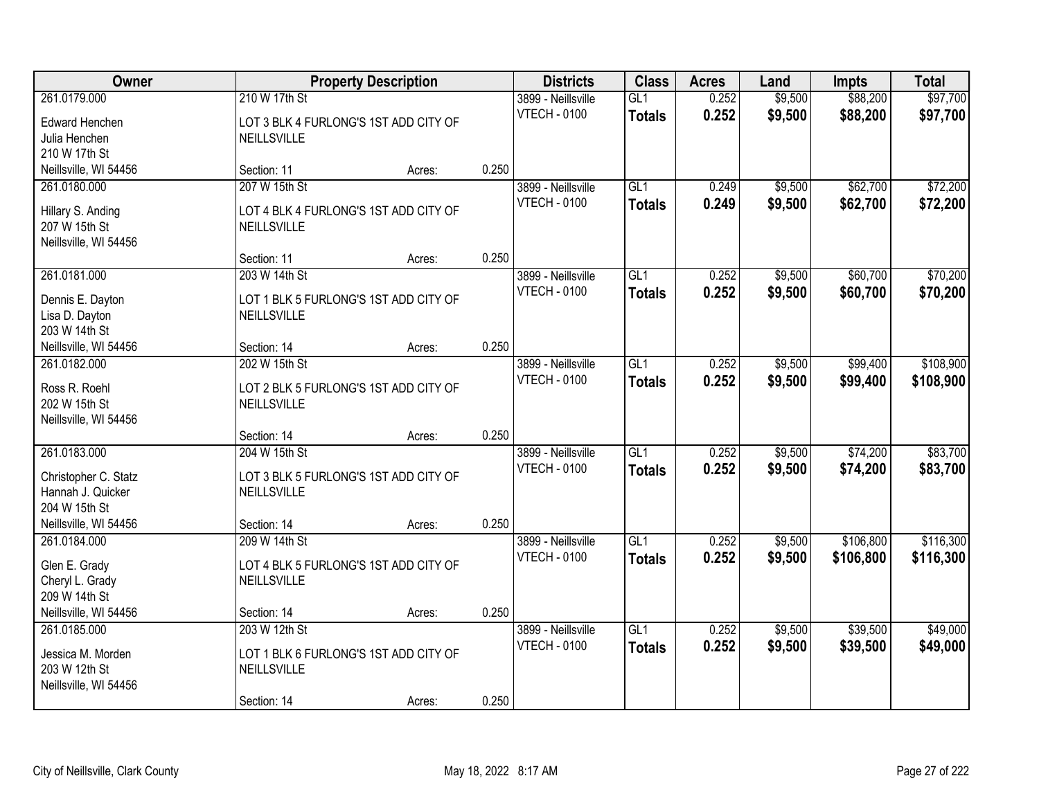| Owner | Property Description | | | Districts | Class | Acres | Land | Impts | Total |
|---|---|---|---|---|---|---|---|---|---|
| 261.0179.000 | 210 W 17th St | | | 3899 - Neillsville | GL1 | 0.252 | $9,500 | $88,200 | $97,700 |
| Edward Henchen<br>Julia Henchen<br>210 W 17th St<br>Neillsville, WI 54456 | LOT 3 BLK 4 FURLONG'S 1ST ADD CITY OF NEILLSVILLE | | | VTECH - 0100 | **Totals** | **0.252** | **$9,500** | **$88,200** | **$97,700** |
| | Section: 11 | Acres: | 0.250 | | | | | | |
| 261.0180.000 | 207 W 15th St | | | 3899 - Neillsville | GL1 | 0.249 | $9,500 | $62,700 | $72,200 |
| Hillary S. Anding<br>207 W 15th St<br>Neillsville, WI 54456 | LOT 4 BLK 4 FURLONG'S 1ST ADD CITY OF NEILLSVILLE | | | VTECH - 0100 | **Totals** | **0.249** | **$9,500** | **$62,700** | **$72,200** |
| | Section: 11 | Acres: | 0.250 | | | | | | |
| 261.0181.000 | 203 W 14th St | | | 3899 - Neillsville | GL1 | 0.252 | $9,500 | $60,700 | $70,200 |
| Dennis E. Dayton<br>Lisa D. Dayton<br>203 W 14th St<br>Neillsville, WI 54456 | LOT 1 BLK 5 FURLONG'S 1ST ADD CITY OF NEILLSVILLE | | | VTECH - 0100 | **Totals** | **0.252** | **$9,500** | **$60,700** | **$70,200** |
| | Section: 14 | Acres: | 0.250 | | | | | | |
| 261.0182.000 | 202 W 15th St | | | 3899 - Neillsville | GL1 | 0.252 | $9,500 | $99,400 | $108,900 |
| Ross R. Roehl<br>202 W 15th St<br>Neillsville, WI 54456 | LOT 2 BLK 5 FURLONG'S 1ST ADD CITY OF NEILLSVILLE | | | VTECH - 0100 | **Totals** | **0.252** | **$9,500** | **$99,400** | **$108,900** |
| | Section: 14 | Acres: | 0.250 | | | | | | |
| 261.0183.000 | 204 W 15th St | | | 3899 - Neillsville | GL1 | 0.252 | $9,500 | $74,200 | $83,700 |
| Christopher C. Statz<br>Hannah J. Quicker<br>204 W 15th St<br>Neillsville, WI 54456 | LOT 3 BLK 5 FURLONG'S 1ST ADD CITY OF NEILLSVILLE | | | VTECH - 0100 | **Totals** | **0.252** | **$9,500** | **$74,200** | **$83,700** |
| | Section: 14 | Acres: | 0.250 | | | | | | |
| 261.0184.000 | 209 W 14th St | | | 3899 - Neillsville | GL1 | 0.252 | $9,500 | $106,800 | $116,300 |
| Glen E. Grady<br>Cheryl L. Grady<br>209 W 14th St<br>Neillsville, WI 54456 | LOT 4 BLK 5 FURLONG'S 1ST ADD CITY OF NEILLSVILLE | | | VTECH - 0100 | **Totals** | **0.252** | **$9,500** | **$106,800** | **$116,300** |
| | Section: 14 | Acres: | 0.250 | | | | | | |
| 261.0185.000 | 203 W 12th St | | | 3899 - Neillsville | GL1 | 0.252 | $9,500 | $39,500 | $49,000 |
| Jessica M. Morden<br>203 W 12th St<br>Neillsville, WI 54456 | LOT 1 BLK 6 FURLONG'S 1ST ADD CITY OF NEILLSVILLE | | | VTECH - 0100 | **Totals** | **0.252** | **$9,500** | **$39,500** | **$49,000** |
| | Section: 14 | Acres: | 0.250 | | | | | | |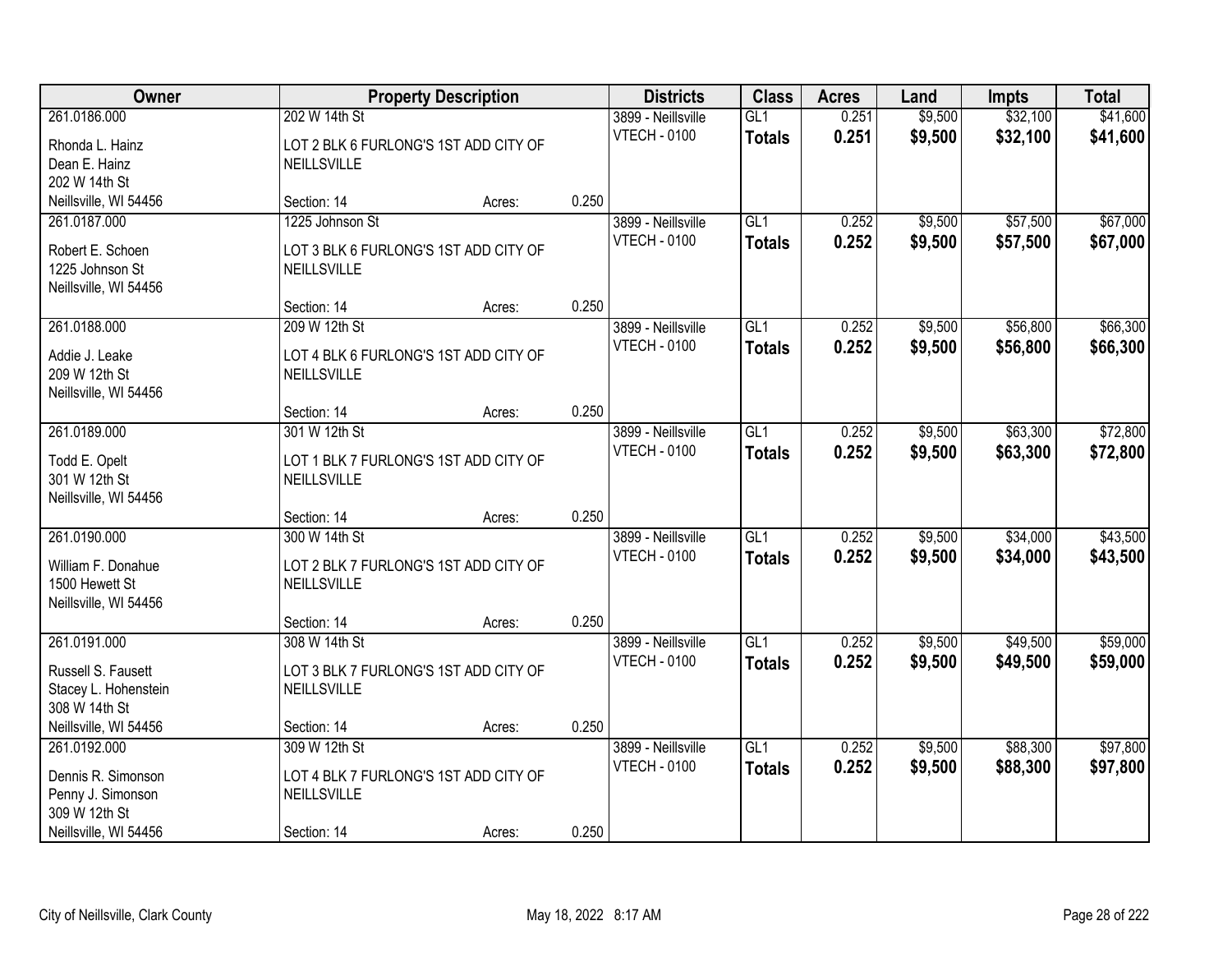| Owner | Property Description | | | Districts | Class | Acres | Land | Impts | Total |
|---|---|---|---|---|---|---|---|---|---|
| 261.0186.000 | 202 W 14th St | | | 3899 - Neillsville | GL1 | 0.251 | $9,500 | $32,100 | $41,600 |
| Rhonda L. Hainz<br>Dean E. Hainz<br>202 W 14th St<br>Neillsville, WI 54456 | LOT 2 BLK 6 FURLONG'S 1ST ADD CITY OF NEILLSVILLE | | | VTECH - 0100 | **Totals** | **0.251** | **$9,500** | **$32,100** | **$41,600** |
| | Section: 14 | Acres: | 0.250 | | | | | | |
| 261.0187.000 | 1225 Johnson St | | | 3899 - Neillsville | GL1 | 0.252 | $9,500 | $57,500 | $67,000 |
| Robert E. Schoen<br>1225 Johnson St<br>Neillsville, WI 54456 | LOT 3 BLK 6 FURLONG'S 1ST ADD CITY OF NEILLSVILLE | | | VTECH - 0100 | **Totals** | **0.252** | **$9,500** | **$57,500** | **$67,000** |
| | Section: 14 | Acres: | 0.250 | | | | | | |
| 261.0188.000 | 209 W 12th St | | | 3899 - Neillsville | GL1 | 0.252 | $9,500 | $56,800 | $66,300 |
| Addie J. Leake<br>209 W 12th St<br>Neillsville, WI 54456 | LOT 4 BLK 6 FURLONG'S 1ST ADD CITY OF NEILLSVILLE | | | VTECH - 0100 | **Totals** | **0.252** | **$9,500** | **$56,800** | **$66,300** |
| | Section: 14 | Acres: | 0.250 | | | | | | |
| 261.0189.000 | 301 W 12th St | | | 3899 - Neillsville | GL1 | 0.252 | $9,500 | $63,300 | $72,800 |
| Todd E. Opelt<br>301 W 12th St<br>Neillsville, WI 54456 | LOT 1 BLK 7 FURLONG'S 1ST ADD CITY OF NEILLSVILLE | | | VTECH - 0100 | **Totals** | **0.252** | **$9,500** | **$63,300** | **$72,800** |
| | Section: 14 | Acres: | 0.250 | | | | | | |
| 261.0190.000 | 300 W 14th St | | | 3899 - Neillsville | GL1 | 0.252 | $9,500 | $34,000 | $43,500 |
| William F. Donahue<br>1500 Hewett St<br>Neillsville, WI 54456 | LOT 2 BLK 7 FURLONG'S 1ST ADD CITY OF NEILLSVILLE | | | VTECH - 0100 | **Totals** | **0.252** | **$9,500** | **$34,000** | **$43,500** |
| | Section: 14 | Acres: | 0.250 | | | | | | |
| 261.0191.000 | 308 W 14th St | | | 3899 - Neillsville | GL1 | 0.252 | $9,500 | $49,500 | $59,000 |
| Russell S. Fausett<br>Stacey L. Hohenstein<br>308 W 14th St<br>Neillsville, WI 54456 | LOT 3 BLK 7 FURLONG'S 1ST ADD CITY OF NEILLSVILLE | | | VTECH - 0100 | **Totals** | **0.252** | **$9,500** | **$49,500** | **$59,000** |
| | Section: 14 | Acres: | 0.250 | | | | | | |
| 261.0192.000 | 309 W 12th St | | | 3899 - Neillsville | GL1 | 0.252 | $9,500 | $88,300 | $97,800 |
| Dennis R. Simonson<br>Penny J. Simonson<br>309 W 12th St<br>Neillsville, WI 54456 | LOT 4 BLK 7 FURLONG'S 1ST ADD CITY OF NEILLSVILLE | | | VTECH - 0100 | **Totals** | **0.252** | **$9,500** | **$88,300** | **$97,800** |
| | Section: 14 | Acres: | 0.250 | | | | | | |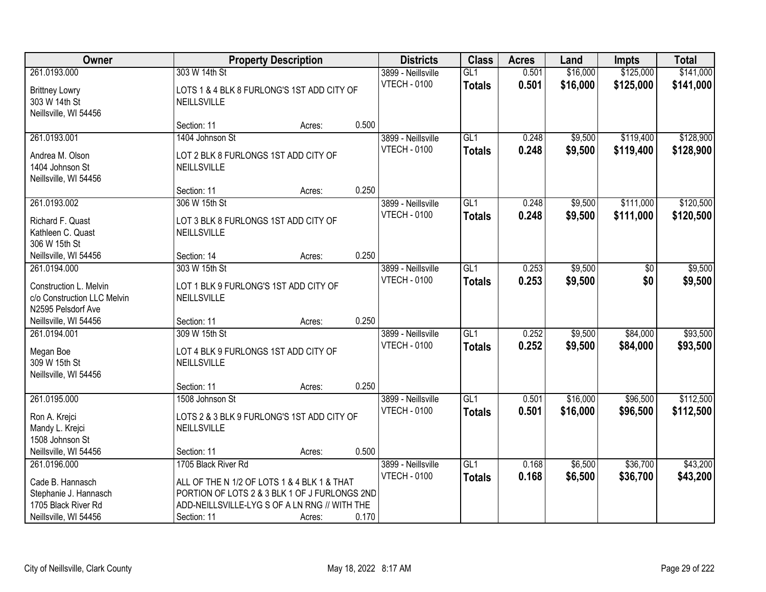| Owner | Property Description | | | Districts | Class | Acres | Land | Impts | Total |
|---|---|---|---|---|---|---|---|---|---|
| 261.0193.000 | 303 W 14th St | | | 3899 - Neillsville | GL1 | 0.501 | $16,000 | $125,000 | $141,000 |
| Brittney Lowry<br>303 W 14th St<br>Neillsville, WI 54456 | LOTS 1 & 4 BLK 8 FURLONG'S 1ST ADD CITY OF NEILLSVILLE | | | VTECH - 0100 | **Totals** | **0.501** | **$16,000** | **$125,000** | **$141,000** |
| | Section: 11 | Acres: | 0.500 | | | | | | |
| 261.0193.001 | 1404 Johnson St | | | 3899 - Neillsville | GL1 | 0.248 | $9,500 | $119,400 | $128,900 |
| Andrea M. Olson<br>1404 Johnson St<br>Neillsville, WI 54456 | LOT 2 BLK 8 FURLONGS 1ST ADD CITY OF NEILLSVILLE | | | VTECH - 0100 | **Totals** | **0.248** | **$9,500** | **$119,400** | **$128,900** |
| | Section: 11 | Acres: | 0.250 | | | | | | |
| 261.0193.002 | 306 W 15th St | | | 3899 - Neillsville | GL1 | 0.248 | $9,500 | $111,000 | $120,500 |
| Richard F. Quast<br>Kathleen C. Quast<br>306 W 15th St<br>Neillsville, WI 54456 | LOT 3 BLK 8 FURLONGS 1ST ADD CITY OF NEILLSVILLE | | | VTECH - 0100 | **Totals** | **0.248** | **$9,500** | **$111,000** | **$120,500** |
| | Section: 14 | Acres: | 0.250 | | | | | | |
| 261.0194.000 | 303 W 15th St | | | 3899 - Neillsville | GL1 | 0.253 | $9,500 | $0 | $9,500 |
| Construction L. Melvin<br>c/o Construction LLC Melvin<br>N2595 Pelsdorf Ave<br>Neillsville, WI 54456 | LOT 1 BLK 9 FURLONG'S 1ST ADD CITY OF NEILLSVILLE | | | VTECH - 0100 | **Totals** | **0.253** | **$9,500** | **$0** | **$9,500** |
| | Section: 11 | Acres: | 0.250 | | | | | | |
| 261.0194.001 | 309 W 15th St | | | 3899 - Neillsville | GL1 | 0.252 | $9,500 | $84,000 | $93,500 |
| Megan Boe<br>309 W 15th St<br>Neillsville, WI 54456 | LOT 4 BLK 9 FURLONGS 1ST ADD CITY OF NEILLSVILLE | | | VTECH - 0100 | **Totals** | **0.252** | **$9,500** | **$84,000** | **$93,500** |
| | Section: 11 | Acres: | 0.250 | | | | | | |
| 261.0195.000 | 1508 Johnson St | | | 3899 - Neillsville | GL1 | 0.501 | $16,000 | $96,500 | $112,500 |
| Ron A. Krejci<br>Mandy L. Krejci<br>1508 Johnson St<br>Neillsville, WI 54456 | LOTS 2 & 3 BLK 9 FURLONG'S 1ST ADD CITY OF NEILLSVILLE | | | VTECH - 0100 | **Totals** | **0.501** | **$16,000** | **$96,500** | **$112,500** |
| | Section: 11 | Acres: | 0.500 | | | | | | |
| 261.0196.000 | 1705 Black River Rd | | | 3899 - Neillsville | GL1 | 0.168 | $6,500 | $36,700 | $43,200 |
| Cade B. Hannasch<br>Stephanie J. Hannasch<br>1705 Black River Rd<br>Neillsville, WI 54456 | ALL OF THE N 1/2 OF LOTS 1 & 4 BLK 1 & THAT PORTION OF LOTS 2 & 3 BLK 1 OF J FURLONGS 2ND ADD-NEILLSVILLE-LYG S OF A LN RNG // WITH THE | | | VTECH - 0100 | **Totals** | **0.168** | **$6,500** | **$36,700** | **$43,200** |
| | Section: 11 | Acres: | 0.170 | | | | | | |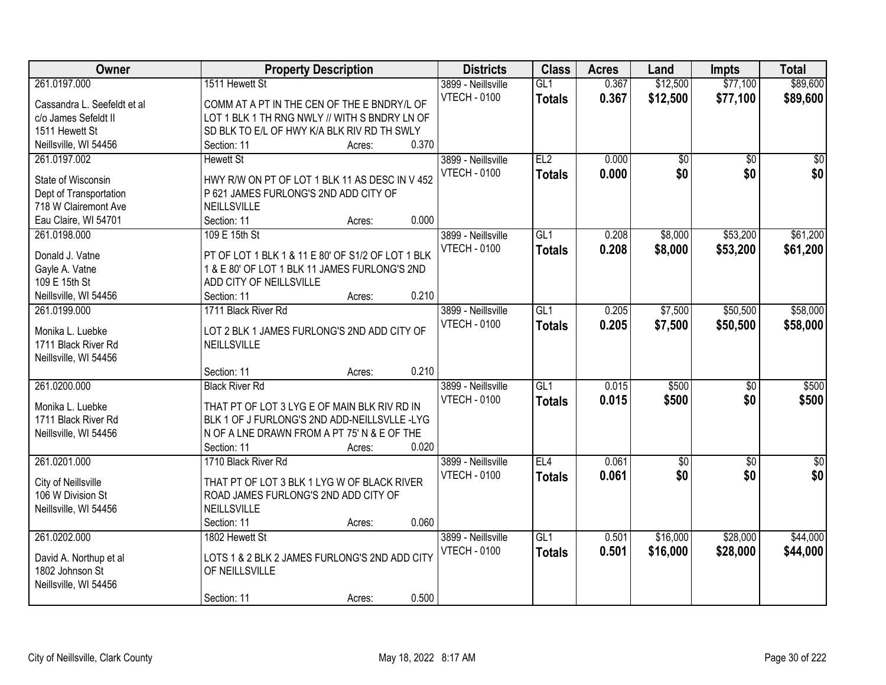| Owner | Property Description | Districts | Class | Acres | Land | Impts | Total |
|---|---|---|---|---|---|---|---|
| 261.0197.000<br>Cassandra L. Seefeldt et al<br>c/o James Sefeldt II<br>1511 Hewett St<br>Neillsville, WI 54456 | 1511 Hewett St<br>COMM AT A PT IN THE CEN OF THE E BNDRY/L OF LOT 1 BLK 1 TH RNG NWLY // WITH S BNDRY LN OF SD BLK TO E/L OF HWY K/A BLK RIV RD TH SWLY<br>Section: 11 Acres: 0.370 | 3899 - Neillsville<br>VTECH - 0100 | GL1<br>**Totals** | 0.367<br>**0.367** | $12,500<br>**$12,500** | $77,100<br>**$77,100** | $89,600<br>**$89,600** |
| 261.0197.002<br>State of Wisconsin<br>Dept of Transportation<br>718 W Clairemont Ave<br>Eau Claire, WI 54701 | Hewett St<br>HWY R/W ON PT OF LOT 1 BLK 11 AS DESC IN V 452 P 621 JAMES FURLONG'S 2ND ADD CITY OF NEILLSVILLE<br>Section: 11 Acres: 0.000 | 3899 - Neillsville<br>VTECH - 0100 | EL2<br>**Totals** | 0.000<br>**0.000** | $0<br>**$0** | $0<br>**$0** | $0<br>**$0** |
| 261.0198.000<br>Donald J. Vatne<br>Gayle A. Vatne<br>109 E 15th St<br>Neillsville, WI 54456 | 109 E 15th St<br>PT OF LOT 1 BLK 1 & 11 E 80' OF S1/2 OF LOT 1 BLK 1 & E 80' OF LOT 1 BLK 11 JAMES FURLONG'S 2ND ADD CITY OF NEILLSVILLE<br>Section: 11 Acres: 0.210 | 3899 - Neillsville<br>VTECH - 0100 | GL1<br>**Totals** | 0.208<br>**0.208** | $8,000<br>**$8,000** | $53,200<br>**$53,200** | $61,200<br>**$61,200** |
| 261.0199.000<br>Monika L. Luebke<br>1711 Black River Rd<br>Neillsville, WI 54456 | 1711 Black River Rd<br>LOT 2 BLK 1 JAMES FURLONG'S 2ND ADD CITY OF NEILLSVILLE<br>Section: 11 Acres: 0.210 | 3899 - Neillsville<br>VTECH - 0100 | GL1<br>**Totals** | 0.205<br>**0.205** | $7,500<br>**$7,500** | $50,500<br>**$50,500** | $58,000<br>**$58,000** |
| 261.0200.000<br>Monika L. Luebke<br>1711 Black River Rd<br>Neillsville, WI 54456 | Black River Rd<br>THAT PT OF LOT 3 LYG E OF MAIN BLK RIV RD IN BLK 1 OF J FURLONG'S 2ND ADD-NEILLSVLLE -LYG N OF A LNE DRAWN FROM A PT 75' N & E OF THE<br>Section: 11 Acres: 0.020 | 3899 - Neillsville<br>VTECH - 0100 | GL1<br>**Totals** | 0.015<br>**0.015** | $500<br>**$500** | $0<br>**$0** | $500<br>**$500** |
| 261.0201.000<br>City of Neillsville<br>106 W Division St<br>Neillsville, WI 54456 | 1710 Black River Rd<br>THAT PT OF LOT 3 BLK 1 LYG W OF BLACK RIVER ROAD JAMES FURLONG'S 2ND ADD CITY OF NEILLSVILLE<br>Section: 11 Acres: 0.060 | 3899 - Neillsville<br>VTECH - 0100 | EL4<br>**Totals** | 0.061<br>**0.061** | $0<br>**$0** | $0<br>**$0** | $0<br>**$0** |
| 261.0202.000<br>David A. Northup et al<br>1802 Johnson St<br>Neillsville, WI 54456 | 1802 Hewett St<br>LOTS 1 & 2 BLK 2 JAMES FURLONG'S 2ND ADD CITY OF NEILLSVILLE<br>Section: 11 Acres: 0.500 | 3899 - Neillsville<br>VTECH - 0100 | GL1<br>**Totals** | 0.501<br>**0.501** | $16,000<br>**$16,000** | $28,000<br>**$28,000** | $44,000<br>**$44,000** |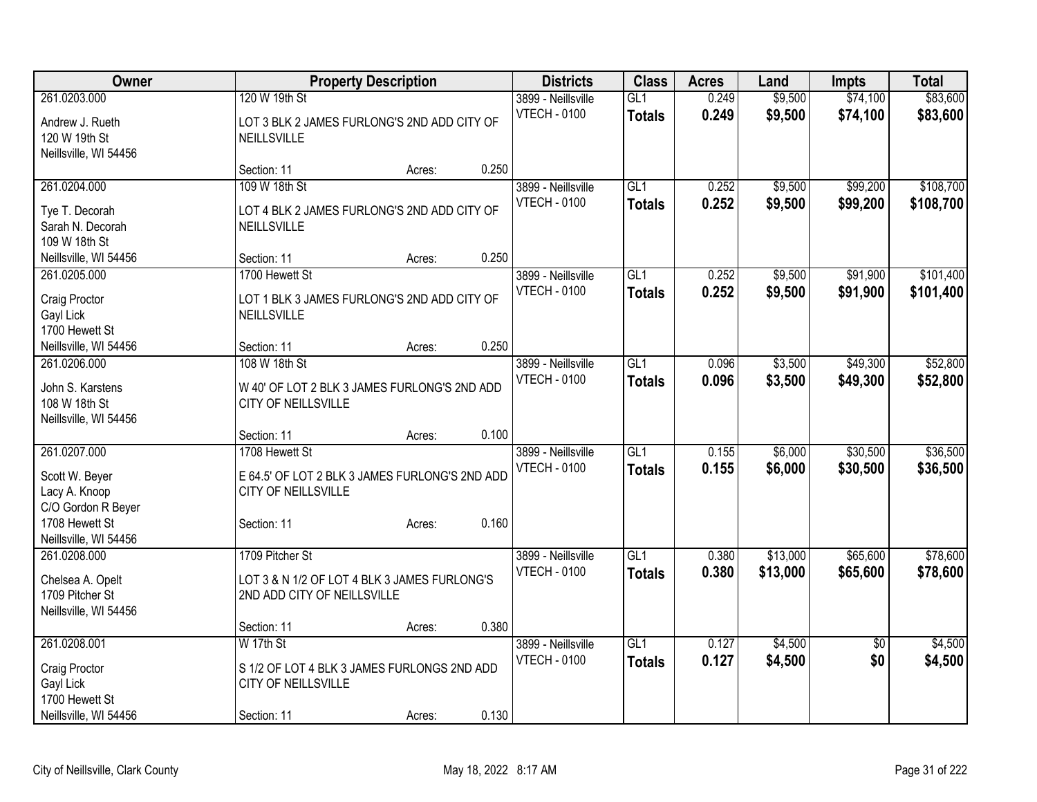| Owner | Property Description | | | Districts | Class | Acres | Land | Impts | Total |
|---|---|---|---|---|---|---|---|---|---|
| 261.0203.000 | 120 W 19th St | | | 3899 - Neillsville | GL1 | 0.249 | $9,500 | $74,100 | $83,600 |
| Andrew J. Rueth<br>120 W 19th St<br>Neillsville, WI 54456 | LOT 3 BLK 2 JAMES FURLONG'S 2ND ADD CITY OF NEILLSVILLE | | | VTECH - 0100 | **Totals** | **0.249** | **$9,500** | **$74,100** | **$83,600** |
| | Section: 11 | Acres: | 0.250 | | | | | | |
| 261.0204.000 | 109 W 18th St | | | 3899 - Neillsville | GL1 | 0.252 | $9,500 | $99,200 | $108,700 |
| Tye T. Decorah<br>Sarah N. Decorah<br>109 W 18th St<br>Neillsville, WI 54456 | LOT 4 BLK 2 JAMES FURLONG'S 2ND ADD CITY OF NEILLSVILLE | | | VTECH - 0100 | **Totals** | **0.252** | **$9,500** | **$99,200** | **$108,700** |
| | Section: 11 | Acres: | 0.250 | | | | | | |
| 261.0205.000 | 1700 Hewett St | | | 3899 - Neillsville | GL1 | 0.252 | $9,500 | $91,900 | $101,400 |
| Craig Proctor<br>Gayl Lick<br>1700 Hewett St<br>Neillsville, WI 54456 | LOT 1 BLK 3 JAMES FURLONG'S 2ND ADD CITY OF NEILLSVILLE | | | VTECH - 0100 | **Totals** | **0.252** | **$9,500** | **$91,900** | **$101,400** |
| | Section: 11 | Acres: | 0.250 | | | | | | |
| 261.0206.000 | 108 W 18th St | | | 3899 - Neillsville | GL1 | 0.096 | $3,500 | $49,300 | $52,800 |
| John S. Karstens<br>108 W 18th St<br>Neillsville, WI 54456 | W 40' OF LOT 2 BLK 3 JAMES FURLONG'S 2ND ADD CITY OF NEILLSVILLE | | | VTECH - 0100 | **Totals** | **0.096** | **$3,500** | **$49,300** | **$52,800** |
| | Section: 11 | Acres: | 0.100 | | | | | | |
| 261.0207.000 | 1708 Hewett St | | | 3899 - Neillsville | GL1 | 0.155 | $6,000 | $30,500 | $36,500 |
| Scott W. Beyer<br>Lacy A. Knoop<br>C/O Gordon R Beyer<br>1708 Hewett St<br>Neillsville, WI 54456 | E 64.5' OF LOT 2 BLK 3 JAMES FURLONG'S 2ND ADD CITY OF NEILLSVILLE | | | VTECH - 0100 | **Totals** | **0.155** | **$6,000** | **$30,500** | **$36,500** |
| | Section: 11 | Acres: | 0.160 | | | | | | |
| 261.0208.000 | 1709 Pitcher St | | | 3899 - Neillsville | GL1 | 0.380 | $13,000 | $65,600 | $78,600 |
| Chelsea A. Opelt<br>1709 Pitcher St<br>Neillsville, WI 54456 | LOT 3 & N 1/2 OF LOT 4 BLK 3 JAMES FURLONG'S 2ND ADD CITY OF NEILLSVILLE | | | VTECH - 0100 | **Totals** | **0.380** | **$13,000** | **$65,600** | **$78,600** |
| | Section: 11 | Acres: | 0.380 | | | | | | |
| 261.0208.001 | W 17th St | | | 3899 - Neillsville | GL1 | 0.127 | $4,500 | $0 | $4,500 |
| Craig Proctor<br>Gayl Lick<br>1700 Hewett St<br>Neillsville, WI 54456 | S 1/2 OF LOT 4 BLK 3 JAMES FURLONGS 2ND ADD CITY OF NEILLSVILLE | | | VTECH - 0100 | **Totals** | **0.127** | **$4,500** | **$0** | **$4,500** |
| | Section: 11 | Acres: | 0.130 | | | | | | |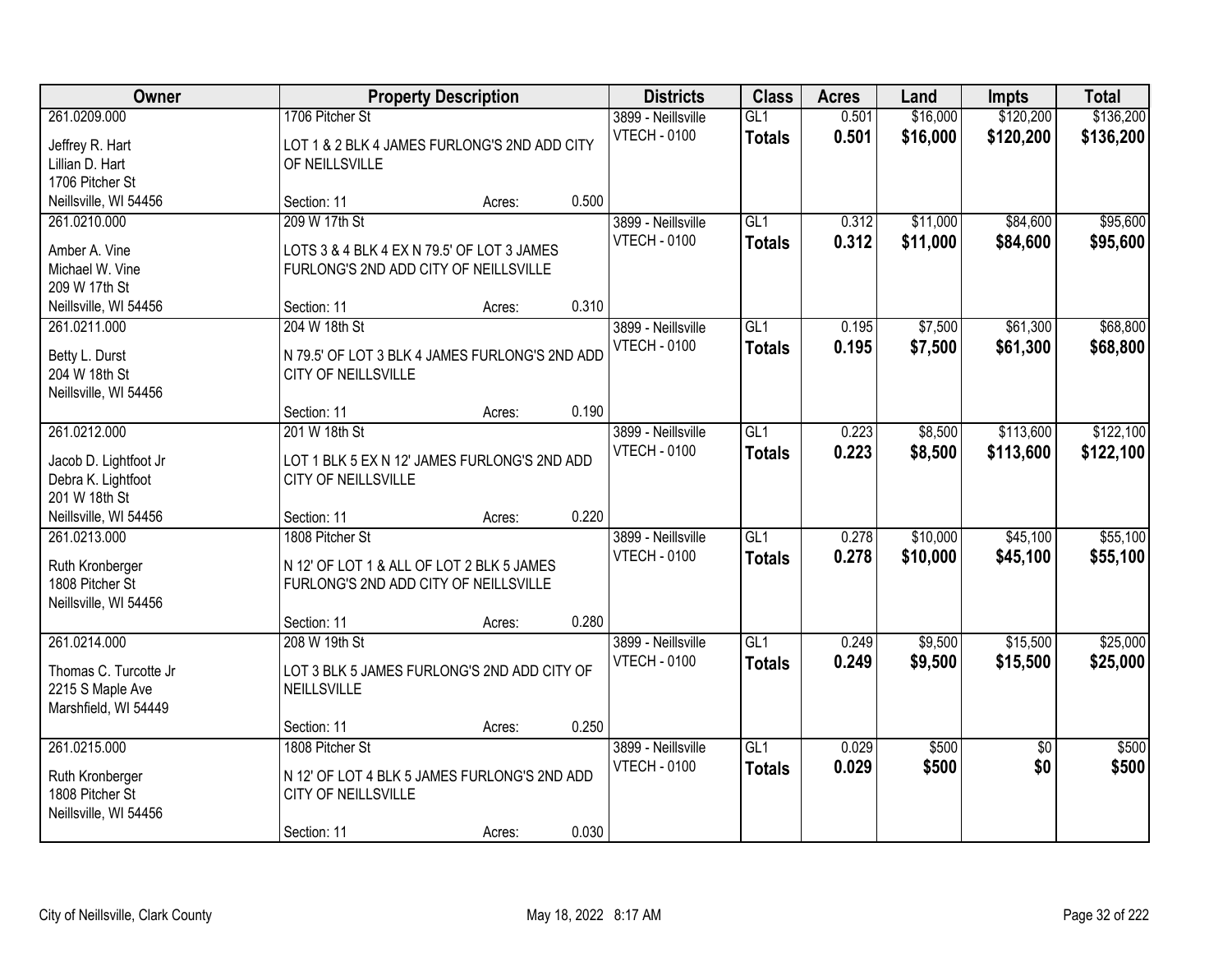| Owner | Property Description | | | Districts | Class | Acres | Land | Impts | Total |
|---|---|---|---|---|---|---|---|---|---|
| 261.0209.000<br>Jeffrey R. Hart<br>Lillian D. Hart<br>1706 Pitcher St<br>Neillsville, WI 54456 | 1706 Pitcher St<br>LOT 1 & 2 BLK 4 JAMES FURLONG'S 2ND ADD CITY OF NEILLSVILLE<br>Section: 11 | Acres: | 0.500 | 3899 - Neillsville<br>VTECH - 0100 | GL1<br>**Totals** | 0.501<br>**0.501** | $16,000<br>**$16,000** | $120,200<br>**$120,200** | $136,200<br>**$136,200** |
| 261.0210.000<br>Amber A. Vine<br>Michael W. Vine<br>209 W 17th St<br>Neillsville, WI 54456 | 209 W 17th St<br>LOTS 3 & 4 BLK 4 EX N 79.5' OF LOT 3 JAMES FURLONG'S 2ND ADD CITY OF NEILLSVILLE<br>Section: 11 | Acres: | 0.310 | 3899 - Neillsville<br>VTECH - 0100 | GL1<br>**Totals** | 0.312<br>**0.312** | $11,000<br>**$11,000** | $84,600<br>**$84,600** | $95,600<br>**$95,600** |
| 261.0211.000<br>Betty L. Durst<br>204 W 18th St<br>Neillsville, WI 54456 | 204 W 18th St<br>N 79.5' OF LOT 3 BLK 4 JAMES FURLONG'S 2ND ADD CITY OF NEILLSVILLE<br>Section: 11 | Acres: | 0.190 | 3899 - Neillsville<br>VTECH - 0100 | GL1<br>**Totals** | 0.195<br>**0.195** | $7,500<br>**$7,500** | $61,300<br>**$61,300** | $68,800<br>**$68,800** |
| 261.0212.000<br>Jacob D. Lightfoot Jr<br>Debra K. Lightfoot<br>201 W 18th St<br>Neillsville, WI 54456 | 201 W 18th St<br>LOT 1 BLK 5 EX N 12' JAMES FURLONG'S 2ND ADD CITY OF NEILLSVILLE<br>Section: 11 | Acres: | 0.220 | 3899 - Neillsville<br>VTECH - 0100 | GL1<br>**Totals** | 0.223<br>**0.223** | $8,500<br>**$8,500** | $113,600<br>**$113,600** | $122,100<br>**$122,100** |
| 261.0213.000<br>Ruth Kronberger<br>1808 Pitcher St<br>Neillsville, WI 54456 | 1808 Pitcher St<br>N 12' OF LOT 1 & ALL OF LOT 2 BLK 5 JAMES FURLONG'S 2ND ADD CITY OF NEILLSVILLE<br>Section: 11 | Acres: | 0.280 | 3899 - Neillsville<br>VTECH - 0100 | GL1<br>**Totals** | 0.278<br>**0.278** | $10,000<br>**$10,000** | $45,100<br>**$45,100** | $55,100<br>**$55,100** |
| 261.0214.000<br>Thomas C. Turcotte Jr<br>2215 S Maple Ave<br>Marshfield, WI 54449 | 208 W 19th St<br>LOT 3 BLK 5 JAMES FURLONG'S 2ND ADD CITY OF NEILLSVILLE<br>Section: 11 | Acres: | 0.250 | 3899 - Neillsville<br>VTECH - 0100 | GL1<br>**Totals** | 0.249<br>**0.249** | $9,500<br>**$9,500** | $15,500<br>**$15,500** | $25,000<br>**$25,000** |
| 261.0215.000<br>Ruth Kronberger<br>1808 Pitcher St<br>Neillsville, WI 54456 | 1808 Pitcher St<br>N 12' OF LOT 4 BLK 5 JAMES FURLONG'S 2ND ADD CITY OF NEILLSVILLE<br>Section: 11 | Acres: | 0.030 | 3899 - Neillsville<br>VTECH - 0100 | GL1<br>**Totals** | 0.029<br>**0.029** | $500<br>**$500** | $0<br>**$0** | $500<br>**$500** |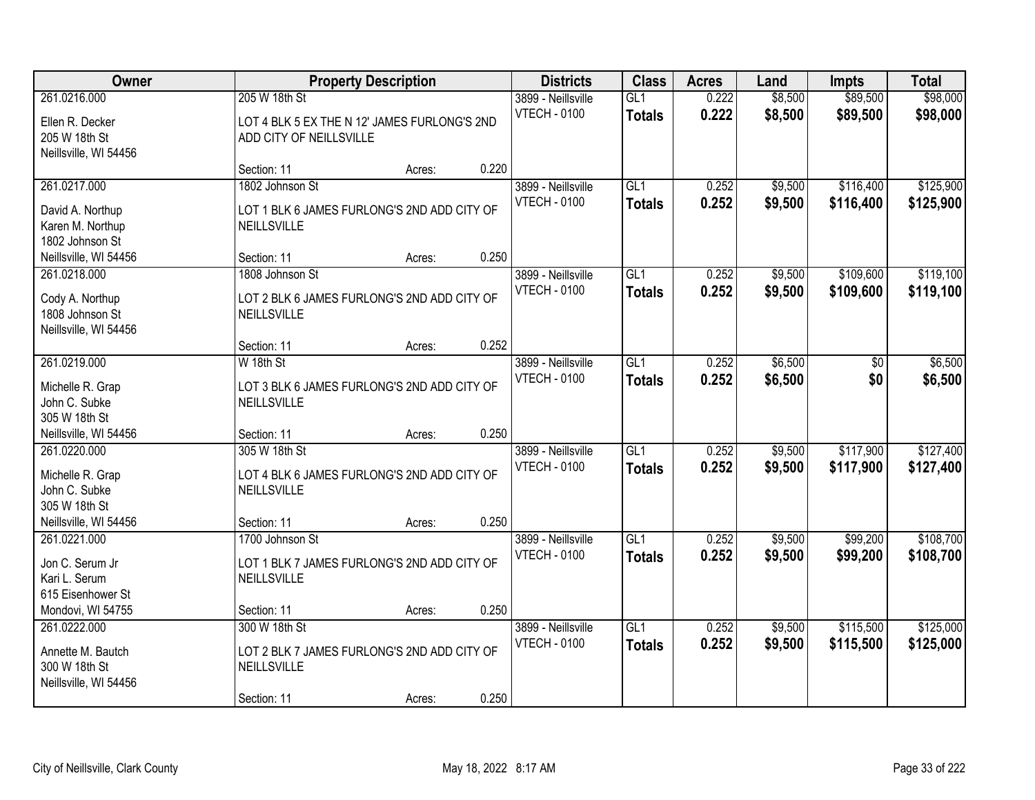| Owner | Property Description | | | Districts | Class | Acres | Land | Impts | Total |
|---|---|---|---|---|---|---|---|---|---|
| 261.0216.000<br>Ellen R. Decker<br>205 W 18th St<br>Neillsville, WI 54456 | 205 W 18th St<br>LOT 4 BLK 5 EX THE N 12' JAMES FURLONG'S 2ND ADD CITY OF NEILLSVILLE<br>Section: 11 | Acres: | 0.220 | 3899 - Neillsville<br>VTECH - 0100 | GL1<br>**Totals** | 0.222<br>**0.222** | $8,500<br>**$8,500** | $89,500<br>**$89,500** | $98,000<br>**$98,000** |
| 261.0217.000<br>David A. Northup<br>Karen M. Northup<br>1802 Johnson St<br>Neillsville, WI 54456 | 1802 Johnson St<br>LOT 1 BLK 6 JAMES FURLONG'S 2ND ADD CITY OF NEILLSVILLE<br>Section: 11 | Acres: | 0.250 | 3899 - Neillsville<br>VTECH - 0100 | GL1<br>**Totals** | 0.252<br>**0.252** | $9,500<br>**$9,500** | $116,400<br>**$116,400** | $125,900<br>**$125,900** |
| 261.0218.000<br>Cody A. Northup<br>1808 Johnson St<br>Neillsville, WI 54456 | 1808 Johnson St<br>LOT 2 BLK 6 JAMES FURLONG'S 2ND ADD CITY OF NEILLSVILLE<br>Section: 11 | Acres: | 0.252 | 3899 - Neillsville<br>VTECH - 0100 | GL1<br>**Totals** | 0.252<br>**0.252** | $9,500<br>**$9,500** | $109,600<br>**$109,600** | $119,100<br>**$119,100** |
| 261.0219.000<br>Michelle R. Grap<br>John C. Subke<br>305 W 18th St<br>Neillsville, WI 54456 | W 18th St<br>LOT 3 BLK 6 JAMES FURLONG'S 2ND ADD CITY OF NEILLSVILLE<br>Section: 11 | Acres: | 0.250 | 3899 - Neillsville<br>VTECH - 0100 | GL1<br>**Totals** | 0.252<br>**0.252** | $6,500<br>**$6,500** | $0<br>**$0** | $6,500<br>**$6,500** |
| 261.0220.000<br>Michelle R. Grap<br>John C. Subke<br>305 W 18th St<br>Neillsville, WI 54456 | 305 W 18th St<br>LOT 4 BLK 6 JAMES FURLONG'S 2ND ADD CITY OF NEILLSVILLE<br>Section: 11 | Acres: | 0.250 | 3899 - Neillsville<br>VTECH - 0100 | GL1<br>**Totals** | 0.252<br>**0.252** | $9,500<br>**$9,500** | $117,900<br>**$117,900** | $127,400<br>**$127,400** |
| 261.0221.000<br>Jon C. Serum Jr<br>Kari L. Serum<br>615 Eisenhower St<br>Mondovi, WI 54755 | 1700 Johnson St<br>LOT 1 BLK 7 JAMES FURLONG'S 2ND ADD CITY OF NEILLSVILLE<br>Section: 11 | Acres: | 0.250 | 3899 - Neillsville<br>VTECH - 0100 | GL1<br>**Totals** | 0.252<br>**0.252** | $9,500<br>**$9,500** | $99,200<br>**$99,200** | $108,700<br>**$108,700** |
| 261.0222.000<br>Annette M. Bautch<br>300 W 18th St<br>Neillsville, WI 54456 | 300 W 18th St<br>LOT 2 BLK 7 JAMES FURLONG'S 2ND ADD CITY OF NEILLSVILLE<br>Section: 11 | Acres: | 0.250 | 3899 - Neillsville<br>VTECH - 0100 | GL1<br>**Totals** | 0.252<br>**0.252** | $9,500<br>**$9,500** | $115,500<br>**$115,500** | $125,000<br>**$125,000** |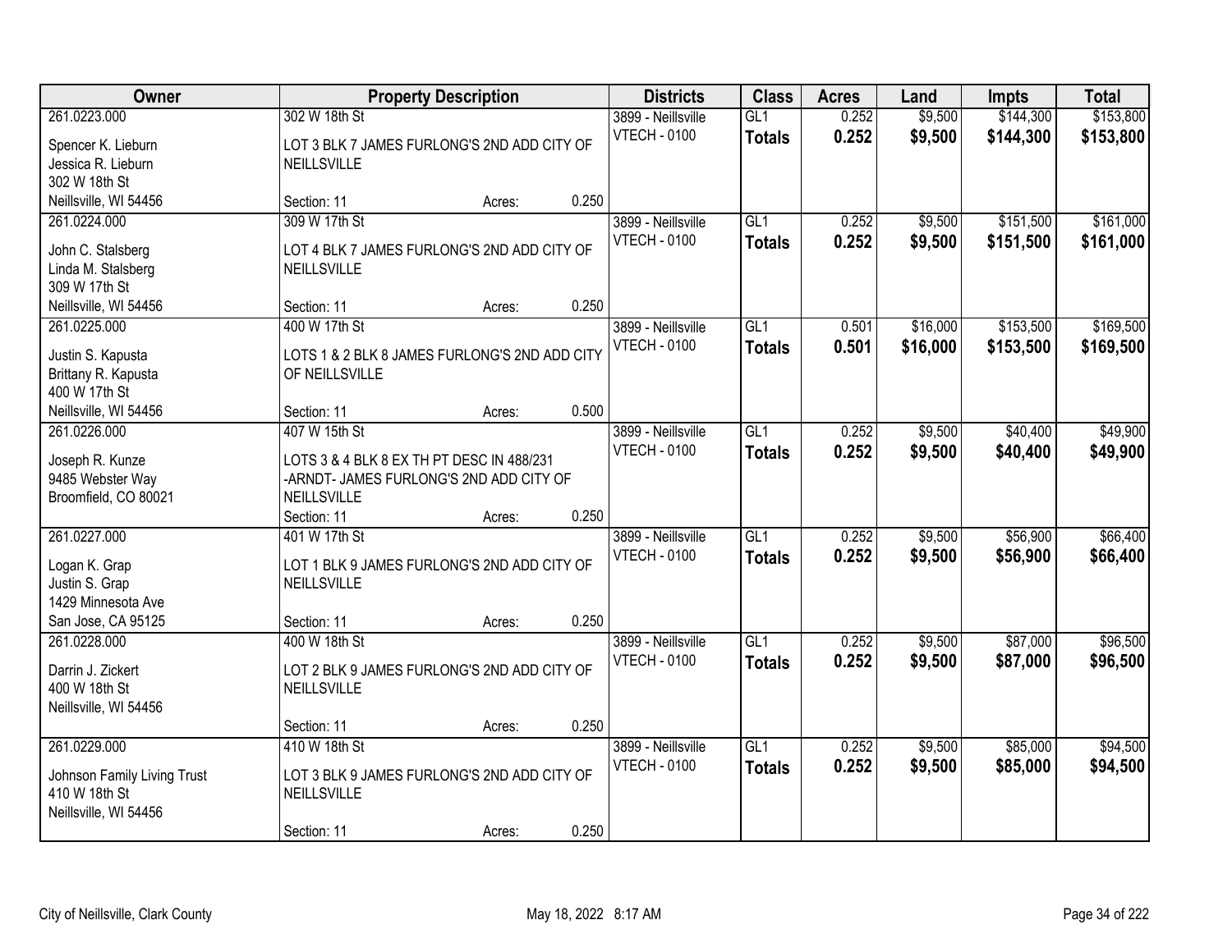| Owner | Property Description | | | Districts | Class | Acres | Land | Impts | Total |
|---|---|---|---|---|---|---|---|---|---|
| 261.0223.000<br><br>Spencer K. Lieburn<br>Jessica R. Lieburn<br>302 W 18th St<br>Neillsville, WI 54456 | 302 W 18th St<br><br>LOT 3 BLK 7 JAMES FURLONG'S 2ND ADD CITY OF NEILLSVILLE<br><br>Section: 11 | Acres: | 0.250 | 3899 - Neillsville<br>VTECH - 0100 | GL1<br>**Totals** | 0.252<br>**0.252** | $9,500<br>**$9,500** | $144,300<br>**$144,300** | $153,800<br>**$153,800** |
| 261.0224.000<br><br>John C. Stalsberg<br>Linda M. Stalsberg<br>309 W 17th St<br>Neillsville, WI 54456 | 309 W 17th St<br><br>LOT 4 BLK 7 JAMES FURLONG'S 2ND ADD CITY OF NEILLSVILLE<br><br>Section: 11 | Acres: | 0.250 | 3899 - Neillsville<br>VTECH - 0100 | GL1<br>**Totals** | 0.252<br>**0.252** | $9,500<br>**$9,500** | $151,500<br>**$151,500** | $161,000<br>**$161,000** |
| 261.0225.000<br><br>Justin S. Kapusta<br>Brittany R. Kapusta<br>400 W 17th St<br>Neillsville, WI 54456 | 400 W 17th St<br><br>LOTS 1 & 2 BLK 8 JAMES FURLONG'S 2ND ADD CITY OF NEILLSVILLE<br><br>Section: 11 | Acres: | 0.500 | 3899 - Neillsville<br>VTECH - 0100 | GL1<br>**Totals** | 0.501<br>**0.501** | $16,000<br>**$16,000** | $153,500<br>**$153,500** | $169,500<br>**$169,500** |
| 261.0226.000<br><br>Joseph R. Kunze<br>9485 Webster Way<br>Broomfield, CO 80021 | 407 W 15th St<br><br>LOTS 3 & 4 BLK 8 EX TH PT DESC IN 488/231 -ARNDT- JAMES FURLONG'S 2ND ADD CITY OF NEILLSVILLE<br>Section: 11 | Acres: | 0.250 | 3899 - Neillsville<br>VTECH - 0100 | GL1<br>**Totals** | 0.252<br>**0.252** | $9,500<br>**$9,500** | $40,400<br>**$40,400** | $49,900<br>**$49,900** |
| 261.0227.000<br><br>Logan K. Grap<br>Justin S. Grap<br>1429 Minnesota Ave<br>San Jose, CA 95125 | 401 W 17th St<br><br>LOT 1 BLK 9 JAMES FURLONG'S 2ND ADD CITY OF NEILLSVILLE<br><br>Section: 11 | Acres: | 0.250 | 3899 - Neillsville<br>VTECH - 0100 | GL1<br>**Totals** | 0.252<br>**0.252** | $9,500<br>**$9,500** | $56,900<br>**$56,900** | $66,400<br>**$66,400** |
| 261.0228.000<br><br>Darrin J. Zickert<br>400 W 18th St<br>Neillsville, WI 54456 | 400 W 18th St<br><br>LOT 2 BLK 9 JAMES FURLONG'S 2ND ADD CITY OF NEILLSVILLE<br><br>Section: 11 | Acres: | 0.250 | 3899 - Neillsville<br>VTECH - 0100 | GL1<br>**Totals** | 0.252<br>**0.252** | $9,500<br>**$9,500** | $87,000<br>**$87,000** | $96,500<br>**$96,500** |
| 261.0229.000<br><br>Johnson Family Living Trust<br>410 W 18th St<br>Neillsville, WI 54456 | 410 W 18th St<br><br>LOT 3 BLK 9 JAMES FURLONG'S 2ND ADD CITY OF NEILLSVILLE<br><br>Section: 11 | Acres: | 0.250 | 3899 - Neillsville<br>VTECH - 0100 | GL1<br>**Totals** | 0.252<br>**0.252** | $9,500<br>**$9,500** | $85,000<br>**$85,000** | $94,500<br>**$94,500** |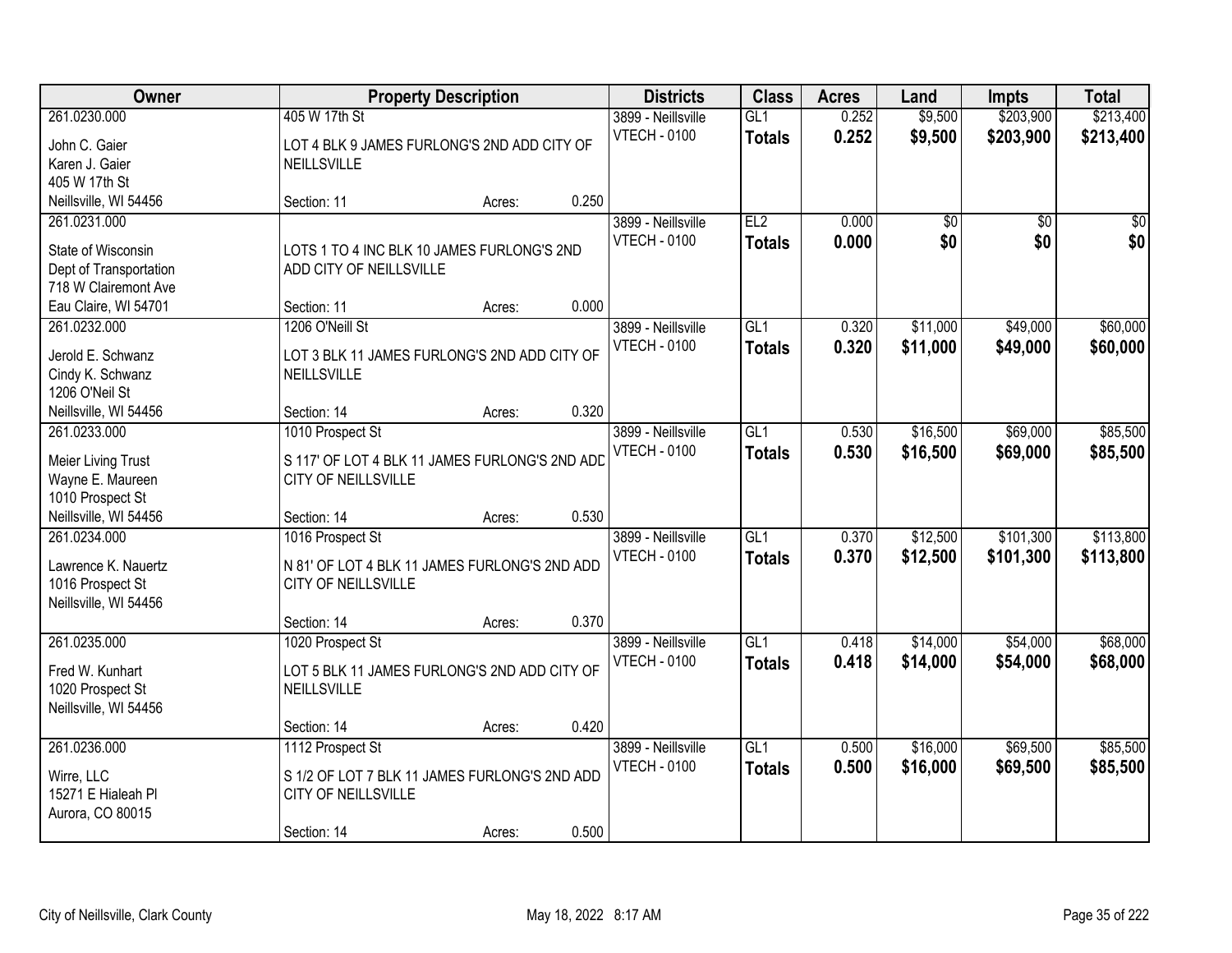| Owner | Property Description | Districts | Class | Acres | Land | Impts | Total |
|---|---|---|---|---|---|---|---|
| 261.0230.000<br>John C. Gaier<br>Karen J. Gaier<br>405 W 17th St<br>Neillsville, WI 54456 | 405 W 17th St<br>LOT 4 BLK 9 JAMES FURLONG'S 2ND ADD CITY OF NEILLSVILLE<br>Section: 11 Acres: 0.250 | 3899 - Neillsville<br>VTECH - 0100 | GL1<br>**Totals** | 0.252<br>**0.252** | $9,500<br>**$9,500** | $203,900<br>**$203,900** | $213,400<br>**$213,400** |
| 261.0231.000<br>State of Wisconsin<br>Dept of Transportation<br>718 W Clairemont Ave<br>Eau Claire, WI 54701 | LOTS 1 TO 4 INC BLK 10 JAMES FURLONG'S 2ND ADD CITY OF NEILLSVILLE<br>Section: 11 Acres: 0.000 | 3899 - Neillsville<br>VTECH - 0100 | EL2<br>**Totals** | 0.000<br>**0.000** | $0<br>**$0** | $0<br>**$0** | $0<br>**$0** |
| 261.0232.000<br>Jerold E. Schwanz<br>Cindy K. Schwanz<br>1206 O'Neil St<br>Neillsville, WI 54456 | 1206 O'Neill St<br>LOT 3 BLK 11 JAMES FURLONG'S 2ND ADD CITY OF NEILLSVILLE<br>Section: 14 Acres: 0.320 | 3899 - Neillsville<br>VTECH - 0100 | GL1<br>**Totals** | 0.320<br>**0.320** | $11,000<br>**$11,000** | $49,000<br>**$49,000** | $60,000<br>**$60,000** |
| 261.0233.000<br>Meier Living Trust<br>Wayne E. Maureen<br>1010 Prospect St<br>Neillsville, WI 54456 | 1010 Prospect St<br>S 117' OF LOT 4 BLK 11 JAMES FURLONG'S 2ND ADD CITY OF NEILLSVILLE<br>Section: 14 Acres: 0.530 | 3899 - Neillsville<br>VTECH - 0100 | GL1<br>**Totals** | 0.530<br>**0.530** | $16,500<br>**$16,500** | $69,000<br>**$69,000** | $85,500<br>**$85,500** |
| 261.0234.000<br>Lawrence K. Nauertz<br>1016 Prospect St<br>Neillsville, WI 54456 | 1016 Prospect St<br>N 81' OF LOT 4 BLK 11 JAMES FURLONG'S 2ND ADD CITY OF NEILLSVILLE<br>Section: 14 Acres: 0.370 | 3899 - Neillsville<br>VTECH - 0100 | GL1<br>**Totals** | 0.370<br>**0.370** | $12,500<br>**$12,500** | $101,300<br>**$101,300** | $113,800<br>**$113,800** |
| 261.0235.000<br>Fred W. Kunhart<br>1020 Prospect St<br>Neillsville, WI 54456 | 1020 Prospect St<br>LOT 5 BLK 11 JAMES FURLONG'S 2ND ADD CITY OF NEILLSVILLE<br>Section: 14 Acres: 0.420 | 3899 - Neillsville<br>VTECH - 0100 | GL1<br>**Totals** | 0.418<br>**0.418** | $14,000<br>**$14,000** | $54,000<br>**$54,000** | $68,000<br>**$68,000** |
| 261.0236.000<br>Wirre, LLC<br>15271 E Hialeah Pl<br>Aurora, CO 80015 | 1112 Prospect St<br>S 1/2 OF LOT 7 BLK 11 JAMES FURLONG'S 2ND ADD CITY OF NEILLSVILLE<br>Section: 14 Acres: 0.500 | 3899 - Neillsville<br>VTECH - 0100 | GL1<br>**Totals** | 0.500<br>**0.500** | $16,000<br>**$16,000** | $69,500<br>**$69,500** | $85,500<br>**$85,500** |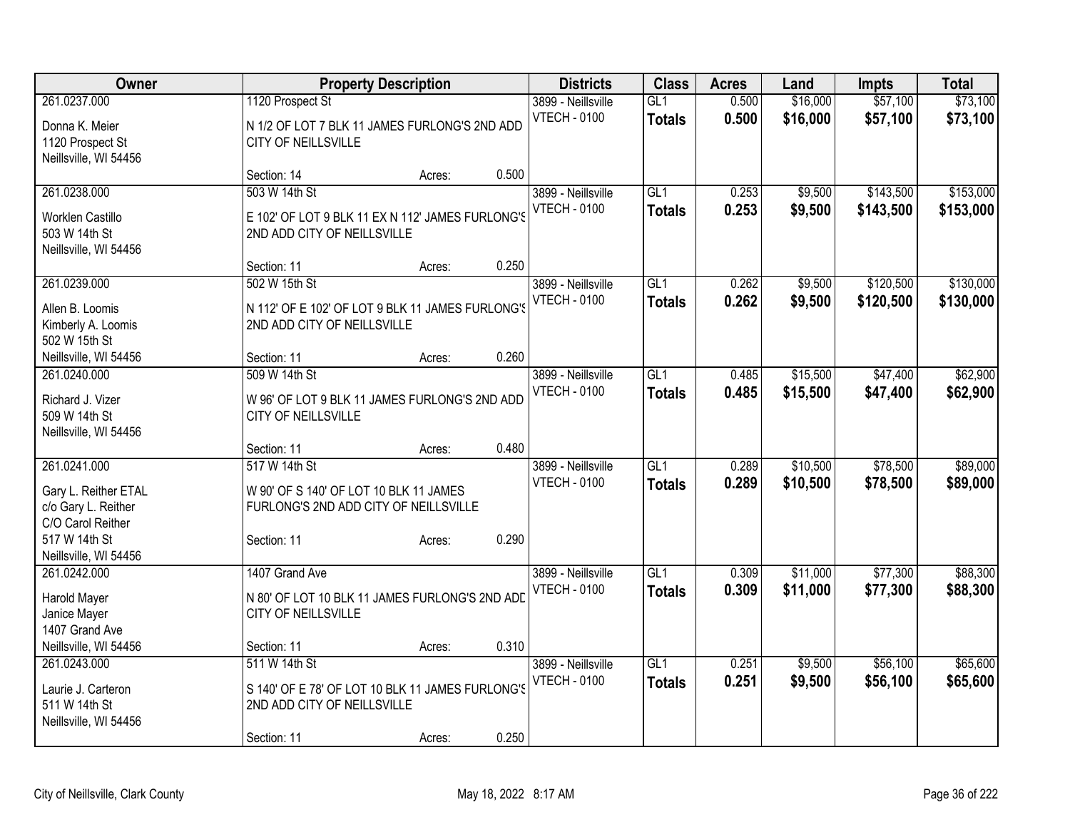| Owner | Property Description | | | Districts | Class | Acres | Land | Impts | Total |
|---|---|---|---|---|---|---|---|---|---|
| 261.0237.000<br>Donna K. Meier<br>1120 Prospect St<br>Neillsville, WI 54456 | 1120 Prospect St<br>N 1/2 OF LOT 7 BLK 11 JAMES FURLONG'S 2ND ADD CITY OF NEILLSVILLE<br>Section: 14 | Acres: | 0.500 | 3899 - Neillsville<br>VTECH - 0100 | GL1<br>**Totals** | 0.500<br>**0.500** | $16,000<br>**$16,000** | $57,100<br>**$57,100** | $73,100<br>**$73,100** |
| 261.0238.000<br>Worklen Castillo<br>503 W 14th St<br>Neillsville, WI 54456 | 503 W 14th St<br>E 102' OF LOT 9 BLK 11 EX N 112' JAMES FURLONG'S 2ND ADD CITY OF NEILLSVILLE<br>Section: 11 | Acres: | 0.250 | 3899 - Neillsville<br>VTECH - 0100 | GL1<br>**Totals** | 0.253<br>**0.253** | $9,500<br>**$9,500** | $143,500<br>**$143,500** | $153,000<br>**$153,000** |
| 261.0239.000<br>Allen B. Loomis<br>Kimberly A. Loomis<br>502 W 15th St<br>Neillsville, WI 54456 | 502 W 15th St<br>N 112' OF E 102' OF LOT 9 BLK 11 JAMES FURLONG'S 2ND ADD CITY OF NEILLSVILLE<br>Section: 11 | Acres: | 0.260 | 3899 - Neillsville<br>VTECH - 0100 | GL1<br>**Totals** | 0.262<br>**0.262** | $9,500<br>**$9,500** | $120,500<br>**$120,500** | $130,000<br>**$130,000** |
| 261.0240.000<br>Richard J. Vizer<br>509 W 14th St<br>Neillsville, WI 54456 | 509 W 14th St<br>W 96' OF LOT 9 BLK 11 JAMES FURLONG'S 2ND ADD CITY OF NEILLSVILLE<br>Section: 11 | Acres: | 0.480 | 3899 - Neillsville<br>VTECH - 0100 | GL1<br>**Totals** | 0.485<br>**0.485** | $15,500<br>**$15,500** | $47,400<br>**$47,400** | $62,900<br>**$62,900** |
| 261.0241.000<br>Gary L. Reither ETAL<br>c/o Gary L. Reither<br>C/O Carol Reither<br>517 W 14th St<br>Neillsville, WI 54456 | 517 W 14th St<br>W 90' OF S 140' OF LOT 10 BLK 11 JAMES FURLONG'S 2ND ADD CITY OF NEILLSVILLE<br>Section: 11 | Acres: | 0.290 | 3899 - Neillsville<br>VTECH - 0100 | GL1<br>**Totals** | 0.289<br>**0.289** | $10,500<br>**$10,500** | $78,500<br>**$78,500** | $89,000<br>**$89,000** |
| 261.0242.000<br>Harold Mayer<br>Janice Mayer<br>1407 Grand Ave<br>Neillsville, WI 54456 | 1407 Grand Ave<br>N 80' OF LOT 10 BLK 11 JAMES FURLONG'S 2ND ADD CITY OF NEILLSVILLE<br>Section: 11 | Acres: | 0.310 | 3899 - Neillsville<br>VTECH - 0100 | GL1<br>**Totals** | 0.309<br>**0.309** | $11,000<br>**$11,000** | $77,300<br>**$77,300** | $88,300<br>**$88,300** |
| 261.0243.000<br>Laurie J. Carteron<br>511 W 14th St<br>Neillsville, WI 54456 | 511 W 14th St<br>S 140' OF E 78' OF LOT 10 BLK 11 JAMES FURLONG'S 2ND ADD CITY OF NEILLSVILLE<br>Section: 11 | Acres: | 0.250 | 3899 - Neillsville<br>VTECH - 0100 | GL1<br>**Totals** | 0.251<br>**0.251** | $9,500<br>**$9,500** | $56,100<br>**$56,100** | $65,600<br>**$65,600** |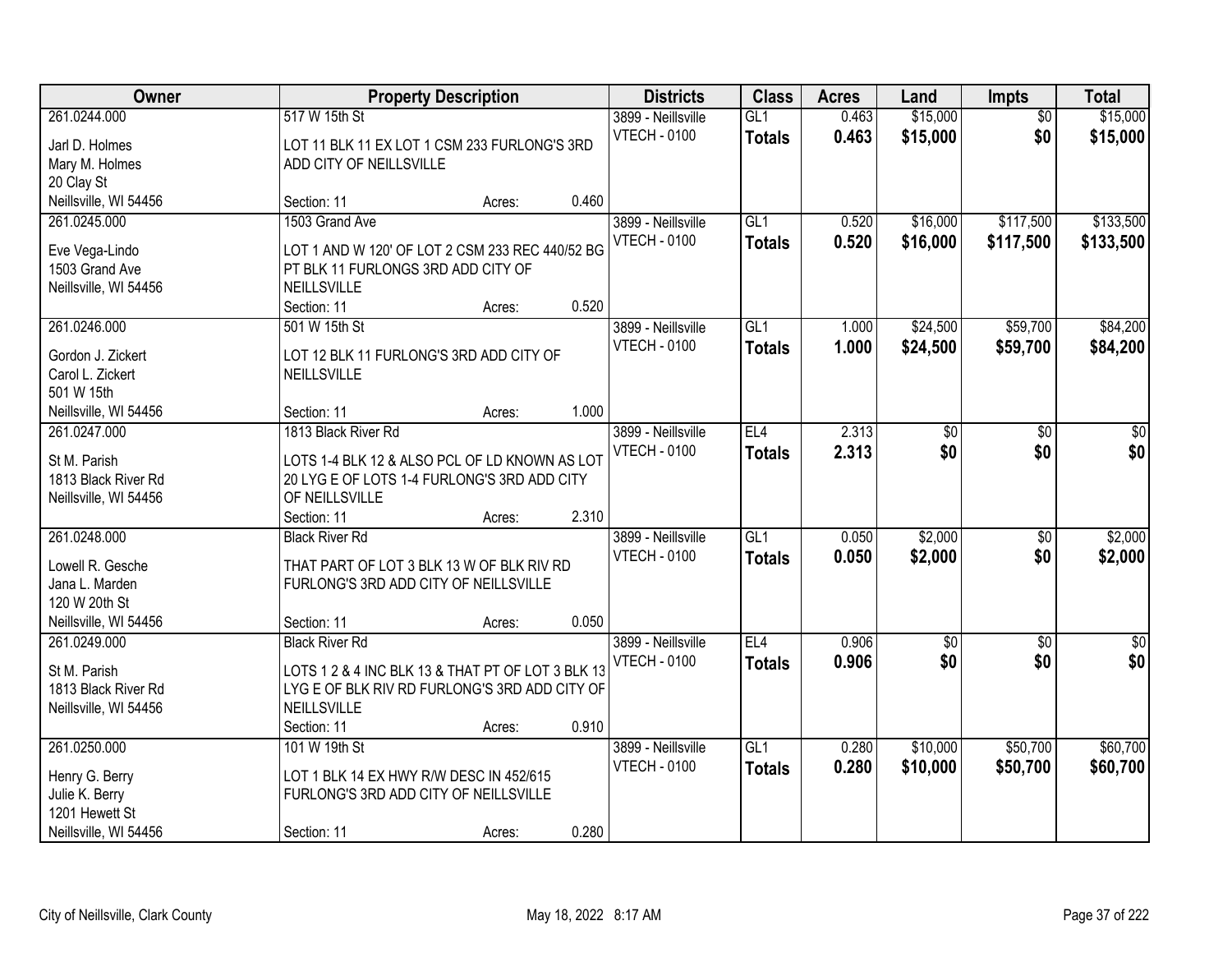| Owner | Property Description | Districts | Class | Acres | Land | Impts | Total |
|---|---|---|---|---|---|---|---|
| 261.0244.000<br>Jarl D. Holmes<br>Mary M. Holmes<br>20 Clay St<br>Neillsville, WI 54456 | 517 W 15th St<br>LOT 11 BLK 11 EX LOT 1 CSM 233 FURLONG'S 3RD ADD CITY OF NEILLSVILLE<br>Section: 11 Acres: 0.460 | 3899 - Neillsville<br>VTECH - 0100 | GL1<br>**Totals** | 0.463<br>**0.463** | $15,000<br>**$15,000** | $0<br>**$0** | $15,000<br>**$15,000** |
| 261.0245.000<br>Eve Vega-Lindo<br>1503 Grand Ave<br>Neillsville, WI 54456 | 1503 Grand Ave<br>LOT 1 AND W 120' OF LOT 2 CSM 233 REC 440/52 BG PT BLK 11 FURLONGS 3RD ADD CITY OF NEILLSVILLE<br>Section: 11 Acres: 0.520 | 3899 - Neillsville<br>VTECH - 0100 | GL1<br>**Totals** | 0.520<br>**0.520** | $16,000<br>**$16,000** | $117,500<br>**$117,500** | $133,500<br>**$133,500** |
| 261.0246.000<br>Gordon J. Zickert<br>Carol L. Zickert<br>501 W 15th<br>Neillsville, WI 54456 | 501 W 15th St<br>LOT 12 BLK 11 FURLONG'S 3RD ADD CITY OF NEILLSVILLE<br>Section: 11 Acres: 1.000 | 3899 - Neillsville<br>VTECH - 0100 | GL1<br>**Totals** | 1.000<br>**1.000** | $24,500<br>**$24,500** | $59,700<br>**$59,700** | $84,200<br>**$84,200** |
| 261.0247.000<br>St M. Parish<br>1813 Black River Rd<br>Neillsville, WI 54456 | 1813 Black River Rd<br>LOTS 1-4 BLK 12 & ALSO PCL OF LD KNOWN AS LOT 20 LYG E OF LOTS 1-4 FURLONG'S 3RD ADD CITY OF NEILLSVILLE<br>Section: 11 Acres: 2.310 | 3899 - Neillsville<br>VTECH - 0100 | EL4<br>**Totals** | 2.313<br>**2.313** | $0<br>**$0** | $0<br>**$0** | $0<br>**$0** |
| 261.0248.000<br>Lowell R. Gesche<br>Jana L. Marden<br>120 W 20th St<br>Neillsville, WI 54456 | Black River Rd<br>THAT PART OF LOT 3 BLK 13 W OF BLK RIV RD FURLONG'S 3RD ADD CITY OF NEILLSVILLE<br>Section: 11 Acres: 0.050 | 3899 - Neillsville<br>VTECH - 0100 | GL1<br>**Totals** | 0.050<br>**0.050** | $2,000<br>**$2,000** | $0<br>**$0** | $2,000<br>**$2,000** |
| 261.0249.000<br>St M. Parish<br>1813 Black River Rd<br>Neillsville, WI 54456 | Black River Rd<br>LOTS 1 2 & 4 INC BLK 13 & THAT PT OF LOT 3 BLK 13 LYG E OF BLK RIV RD FURLONG'S 3RD ADD CITY OF NEILLSVILLE<br>Section: 11 Acres: 0.910 | 3899 - Neillsville<br>VTECH - 0100 | EL4<br>**Totals** | 0.906<br>**0.906** | $0<br>**$0** | $0<br>**$0** | $0<br>**$0** |
| 261.0250.000<br>Henry G. Berry<br>Julie K. Berry<br>1201 Hewett St<br>Neillsville, WI 54456 | 101 W 19th St<br>LOT 1 BLK 14 EX HWY R/W DESC IN 452/615 FURLONG'S 3RD ADD CITY OF NEILLSVILLE<br>Section: 11 Acres: 0.280 | 3899 - Neillsville<br>VTECH - 0100 | GL1<br>**Totals** | 0.280<br>**0.280** | $10,000<br>**$10,000** | $50,700<br>**$50,700** | $60,700<br>**$60,700** |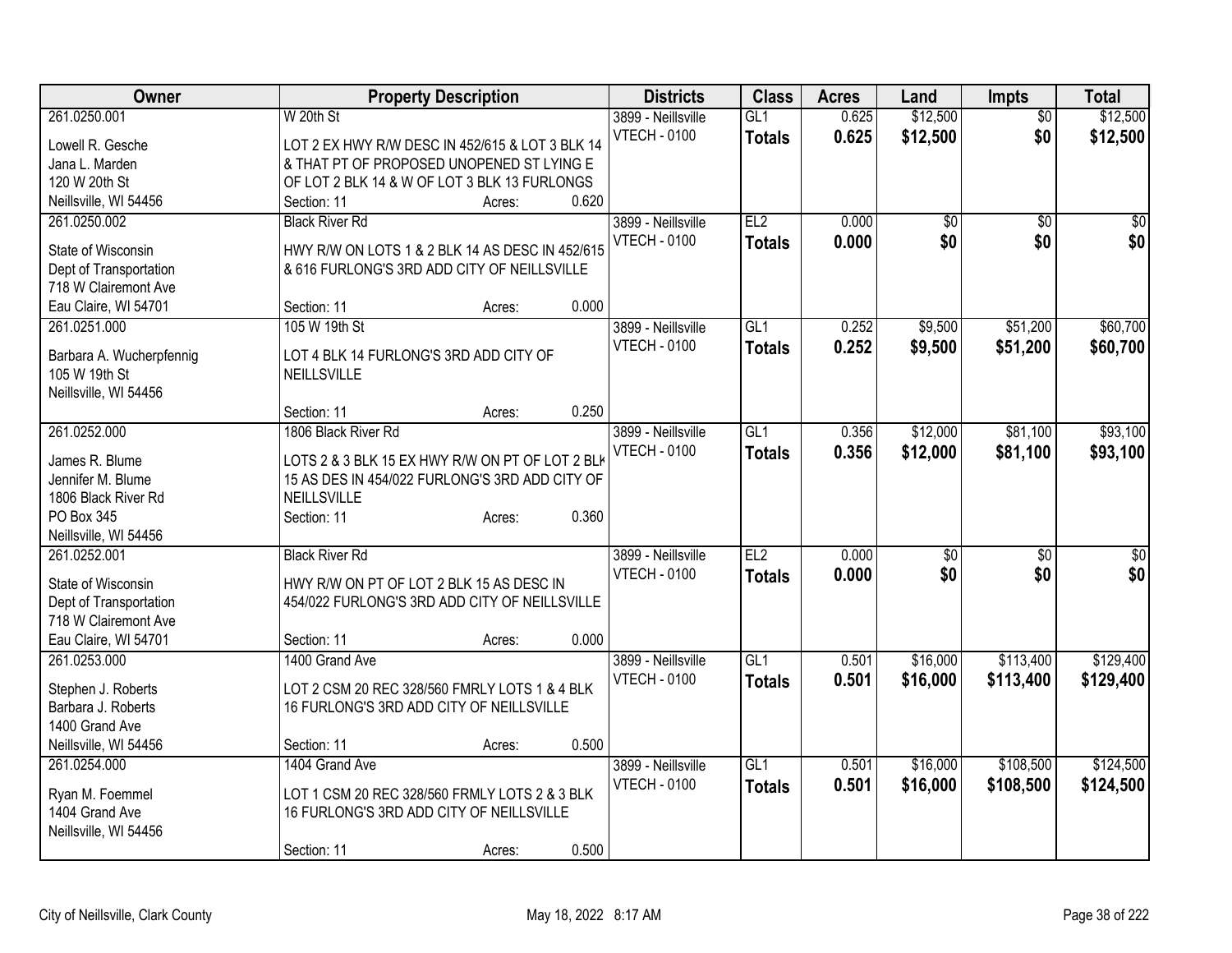| Owner | Property Description | | | Districts | Class | Acres | Land | Impts | Total |
|---|---|---|---|---|---|---|---|---|---|
| 261.0250.001<br>Lowell R. Gesche<br>Jana L. Marden<br>120 W 20th St<br>Neillsville, WI 54456 | W 20th St<br>LOT 2 EX HWY R/W DESC IN 452/615 & LOT 3 BLK 14 & THAT PT OF PROPOSED UNOPENED ST LYING E OF LOT 2 BLK 14 & W OF LOT 3 BLK 13 FURLONGS<br>Section: 11 | Acres: | 0.620 | 3899 - Neillsville<br>VTECH - 0100 | GL1<br>**Totals** | 0.625<br>**0.625** | $12,500<br>**$12,500** | $0<br>**$0** | $12,500<br>**$12,500** |
| 261.0250.002<br>State of Wisconsin<br>Dept of Transportation<br>718 W Clairemont Ave<br>Eau Claire, WI 54701 | Black River Rd<br>HWY R/W ON LOTS 1 & 2 BLK 14 AS DESC IN 452/615 & 616 FURLONG'S 3RD ADD CITY OF NEILLSVILLE<br>Section: 11 | Acres: | 0.000 | 3899 - Neillsville<br>VTECH - 0100 | EL2<br>**Totals** | 0.000<br>**0.000** | $0<br>**$0** | $0<br>**$0** | $0<br>**$0** |
| 261.0251.000<br>Barbara A. Wucherpfennig<br>105 W 19th St<br>Neillsville, WI 54456 | 105 W 19th St<br>LOT 4 BLK 14 FURLONG'S 3RD ADD CITY OF NEILLSVILLE<br>Section: 11 | Acres: | 0.250 | 3899 - Neillsville<br>VTECH - 0100 | GL1<br>**Totals** | 0.252<br>**0.252** | $9,500<br>**$9,500** | $51,200<br>**$51,200** | $60,700<br>**$60,700** |
| 261.0252.000<br>James R. Blume<br>Jennifer M. Blume<br>1806 Black River Rd<br>PO Box 345<br>Neillsville, WI 54456 | 1806 Black River Rd<br>LOTS 2 & 3 BLK 15 EX HWY R/W ON PT OF LOT 2 BLK 15 AS DES IN 454/022 FURLONG'S 3RD ADD CITY OF NEILLSVILLE<br>Section: 11 | Acres: | 0.360 | 3899 - Neillsville<br>VTECH - 0100 | GL1<br>**Totals** | 0.356<br>**0.356** | $12,000<br>**$12,000** | $81,100<br>**$81,100** | $93,100<br>**$93,100** |
| 261.0252.001<br>State of Wisconsin<br>Dept of Transportation<br>718 W Clairemont Ave<br>Eau Claire, WI 54701 | Black River Rd<br>HWY R/W ON PT OF LOT 2 BLK 15 AS DESC IN 454/022 FURLONG'S 3RD ADD CITY OF NEILLSVILLE<br>Section: 11 | Acres: | 0.000 | 3899 - Neillsville<br>VTECH - 0100 | EL2<br>**Totals** | 0.000<br>**0.000** | $0<br>**$0** | $0<br>**$0** | $0<br>**$0** |
| 261.0253.000<br>Stephen J. Roberts<br>Barbara J. Roberts<br>1400 Grand Ave<br>Neillsville, WI 54456 | 1400 Grand Ave<br>LOT 2 CSM 20 REC 328/560 FMRLY LOTS 1 & 4 BLK 16 FURLONG'S 3RD ADD CITY OF NEILLSVILLE<br>Section: 11 | Acres: | 0.500 | 3899 - Neillsville<br>VTECH - 0100 | GL1<br>**Totals** | 0.501<br>**0.501** | $16,000<br>**$16,000** | $113,400<br>**$113,400** | $129,400<br>**$129,400** |
| 261.0254.000<br>Ryan M. Foemmel<br>1404 Grand Ave<br>Neillsville, WI 54456 | 1404 Grand Ave<br>LOT 1 CSM 20 REC 328/560 FRMLY LOTS 2 & 3 BLK 16 FURLONG'S 3RD ADD CITY OF NEILLSVILLE<br>Section: 11 | Acres: | 0.500 | 3899 - Neillsville<br>VTECH - 0100 | GL1<br>**Totals** | 0.501<br>**0.501** | $16,000<br>**$16,000** | $108,500<br>**$108,500** | $124,500<br>**$124,500** |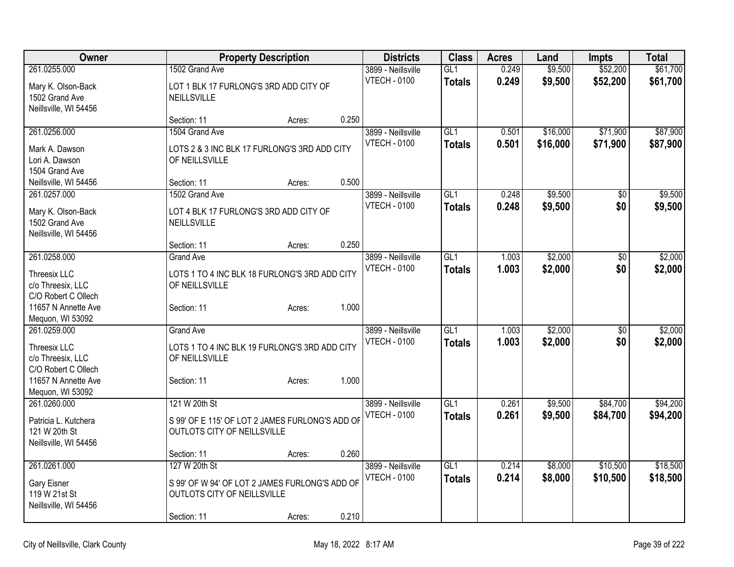| Owner | Property Description | | | Districts | Class | Acres | Land | Impts | Total |
|---|---|---|---|---|---|---|---|---|---|
| 261.0255.000 | 1502 Grand Ave | | | 3899 - Neillsville | GL1 | 0.249 | $9,500 | $52,200 | $61,700 |
| Mary K. Olson-Back<br>1502 Grand Ave<br>Neillsville, WI 54456 | LOT 1 BLK 17 FURLONG'S 3RD ADD CITY OF NEILLSVILLE | | | VTECH - 0100 | **Totals** | **0.249** | **$9,500** | **$52,200** | **$61,700** |
| | Section: 11 | Acres: | 0.250 | | | | | | |
| 261.0256.000 | 1504 Grand Ave | | | 3899 - Neillsville | GL1 | 0.501 | $16,000 | $71,900 | $87,900 |
| Mark A. Dawson<br>Lori A. Dawson<br>1504 Grand Ave<br>Neillsville, WI 54456 | LOTS 2 & 3 INC BLK 17 FURLONG'S 3RD ADD CITY OF NEILLSVILLE | | | VTECH - 0100 | **Totals** | **0.501** | **$16,000** | **$71,900** | **$87,900** |
| | Section: 11 | Acres: | 0.500 | | | | | | |
| 261.0257.000 | 1502 Grand Ave | | | 3899 - Neillsville | GL1 | 0.248 | $9,500 | $0 | $9,500 |
| Mary K. Olson-Back<br>1502 Grand Ave<br>Neillsville, WI 54456 | LOT 4 BLK 17 FURLONG'S 3RD ADD CITY OF NEILLSVILLE | | | VTECH - 0100 | **Totals** | **0.248** | **$9,500** | **$0** | **$9,500** |
| | Section: 11 | Acres: | 0.250 | | | | | | |
| 261.0258.000 | Grand Ave | | | 3899 - Neillsville | GL1 | 1.003 | $2,000 | $0 | $2,000 |
| Threesix LLC<br>c/o Threesix, LLC<br>C/O Robert C Ollech<br>11657 N Annette Ave<br>Mequon, WI 53092 | LOTS 1 TO 4 INC BLK 18 FURLONG'S 3RD ADD CITY OF NEILLSVILLE | | | VTECH - 0100 | **Totals** | **1.003** | **$2,000** | **$0** | **$2,000** |
| | Section: 11 | Acres: | 1.000 | | | | | | |
| 261.0259.000 | Grand Ave | | | 3899 - Neillsville | GL1 | 1.003 | $2,000 | $0 | $2,000 |
| Threesix LLC<br>c/o Threesix, LLC<br>C/O Robert C Ollech<br>11657 N Annette Ave<br>Mequon, WI 53092 | LOTS 1 TO 4 INC BLK 19 FURLONG'S 3RD ADD CITY OF NEILLSVILLE | | | VTECH - 0100 | **Totals** | **1.003** | **$2,000** | **$0** | **$2,000** |
| | Section: 11 | Acres: | 1.000 | | | | | | |
| 261.0260.000 | 121 W 20th St | | | 3899 - Neillsville | GL1 | 0.261 | $9,500 | $84,700 | $94,200 |
| Patricia L. Kutchera<br>121 W 20th St<br>Neillsville, WI 54456 | S 99' OF E 115' OF LOT 2 JAMES FURLONG'S ADD OF OUTLOTS CITY OF NEILLSVILLE | | | VTECH - 0100 | **Totals** | **0.261** | **$9,500** | **$84,700** | **$94,200** |
| | Section: 11 | Acres: | 0.260 | | | | | | |
| 261.0261.000 | 127 W 20th St | | | 3899 - Neillsville | GL1 | 0.214 | $8,000 | $10,500 | $18,500 |
| Gary Eisner<br>119 W 21st St<br>Neillsville, WI 54456 | S 99' OF W 94' OF LOT 2 JAMES FURLONG'S ADD OF OUTLOTS CITY OF NEILLSVILLE | | | VTECH - 0100 | **Totals** | **0.214** | **$8,000** | **$10,500** | **$18,500** |
| | Section: 11 | Acres: | 0.210 | | | | | | |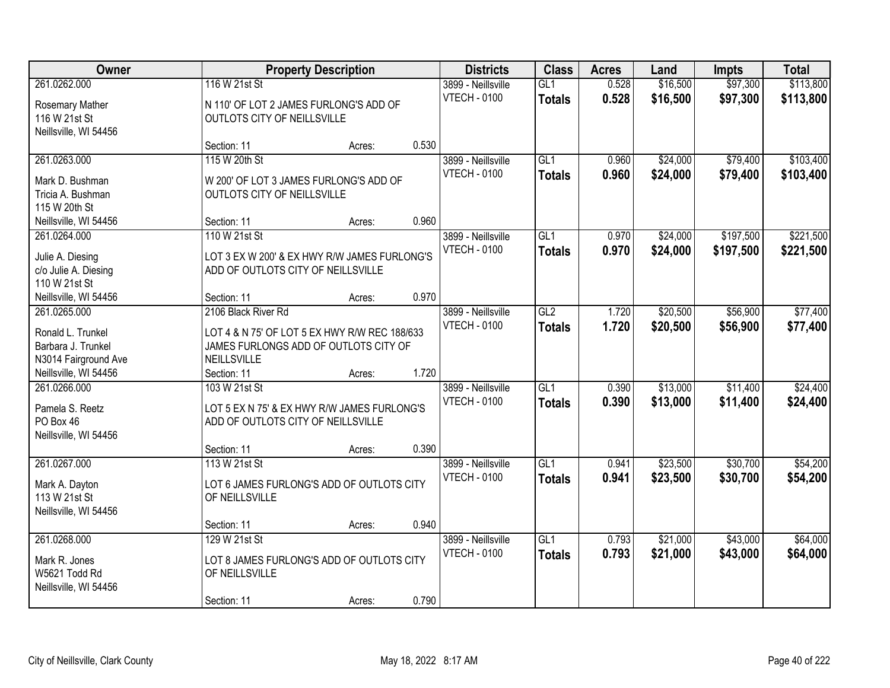| Owner | Property Description | Districts | Class | Acres | Land | Impts | Total |
|---|---|---|---|---|---|---|---|
| 261.0262.000<br>Rosemary Mather<br>116 W 21st St<br>Neillsville, WI 54456 | 116 W 21st St<br>N 110' OF LOT 2 JAMES FURLONG'S ADD OF OUTLOTS CITY OF NEILLSVILLE<br>Section: 11 Acres: 0.530 | 3899 - Neillsville<br>VTECH - 0100 | GL1<br>**Totals** | 0.528<br>**0.528** | $16,500<br>**$16,500** | $97,300<br>**$97,300** | $113,800<br>**$113,800** |
| 261.0263.000<br>Mark D. Bushman<br>Tricia A. Bushman<br>115 W 20th St<br>Neillsville, WI 54456 | 115 W 20th St<br>W 200' OF LOT 3 JAMES FURLONG'S ADD OF OUTLOTS CITY OF NEILLSVILLE<br>Section: 11 Acres: 0.960 | 3899 - Neillsville<br>VTECH - 0100 | GL1<br>**Totals** | 0.960<br>**0.960** | $24,000<br>**$24,000** | $79,400<br>**$79,400** | $103,400<br>**$103,400** |
| 261.0264.000<br>Julie A. Diesing<br>c/o Julie A. Diesing<br>110 W 21st St<br>Neillsville, WI 54456 | 110 W 21st St<br>LOT 3 EX W 200' & EX HWY R/W JAMES FURLONG'S ADD OF OUTLOTS CITY OF NEILLSVILLE<br>Section: 11 Acres: 0.970 | 3899 - Neillsville<br>VTECH - 0100 | GL1<br>**Totals** | 0.970<br>**0.970** | $24,000<br>**$24,000** | $197,500<br>**$197,500** | $221,500<br>**$221,500** |
| 261.0265.000<br>Ronald L. Trunkel<br>Barbara J. Trunkel<br>N3014 Fairground Ave<br>Neillsville, WI 54456 | 2106 Black River Rd<br>LOT 4 & N 75' OF LOT 5 EX HWY R/W REC 188/633 JAMES FURLONGS ADD OF OUTLOTS CITY OF NEILLSVILLE<br>Section: 11 Acres: 1.720 | 3899 - Neillsville<br>VTECH - 0100 | GL2<br>**Totals** | 1.720<br>**1.720** | $20,500<br>**$20,500** | $56,900<br>**$56,900** | $77,400<br>**$77,400** |
| 261.0266.000<br>Pamela S. Reetz<br>PO Box 46<br>Neillsville, WI 54456 | 103 W 21st St<br>LOT 5 EX N 75' & EX HWY R/W JAMES FURLONG'S ADD OF OUTLOTS CITY OF NEILLSVILLE<br>Section: 11 Acres: 0.390 | 3899 - Neillsville<br>VTECH - 0100 | GL1<br>**Totals** | 0.390<br>**0.390** | $13,000<br>**$13,000** | $11,400<br>**$11,400** | $24,400<br>**$24,400** |
| 261.0267.000<br>Mark A. Dayton<br>113 W 21st St<br>Neillsville, WI 54456 | 113 W 21st St<br>LOT 6 JAMES FURLONG'S ADD OF OUTLOTS CITY OF NEILLSVILLE<br>Section: 11 Acres: 0.940 | 3899 - Neillsville<br>VTECH - 0100 | GL1<br>**Totals** | 0.941<br>**0.941** | $23,500<br>**$23,500** | $30,700<br>**$30,700** | $54,200<br>**$54,200** |
| 261.0268.000<br>Mark R. Jones<br>W5621 Todd Rd<br>Neillsville, WI 54456 | 129 W 21st St<br>LOT 8 JAMES FURLONG'S ADD OF OUTLOTS CITY OF NEILLSVILLE<br>Section: 11 Acres: 0.790 | 3899 - Neillsville<br>VTECH - 0100 | GL1<br>**Totals** | 0.793<br>**0.793** | $21,000<br>**$21,000** | $43,000<br>**$43,000** | $64,000<br>**$64,000** |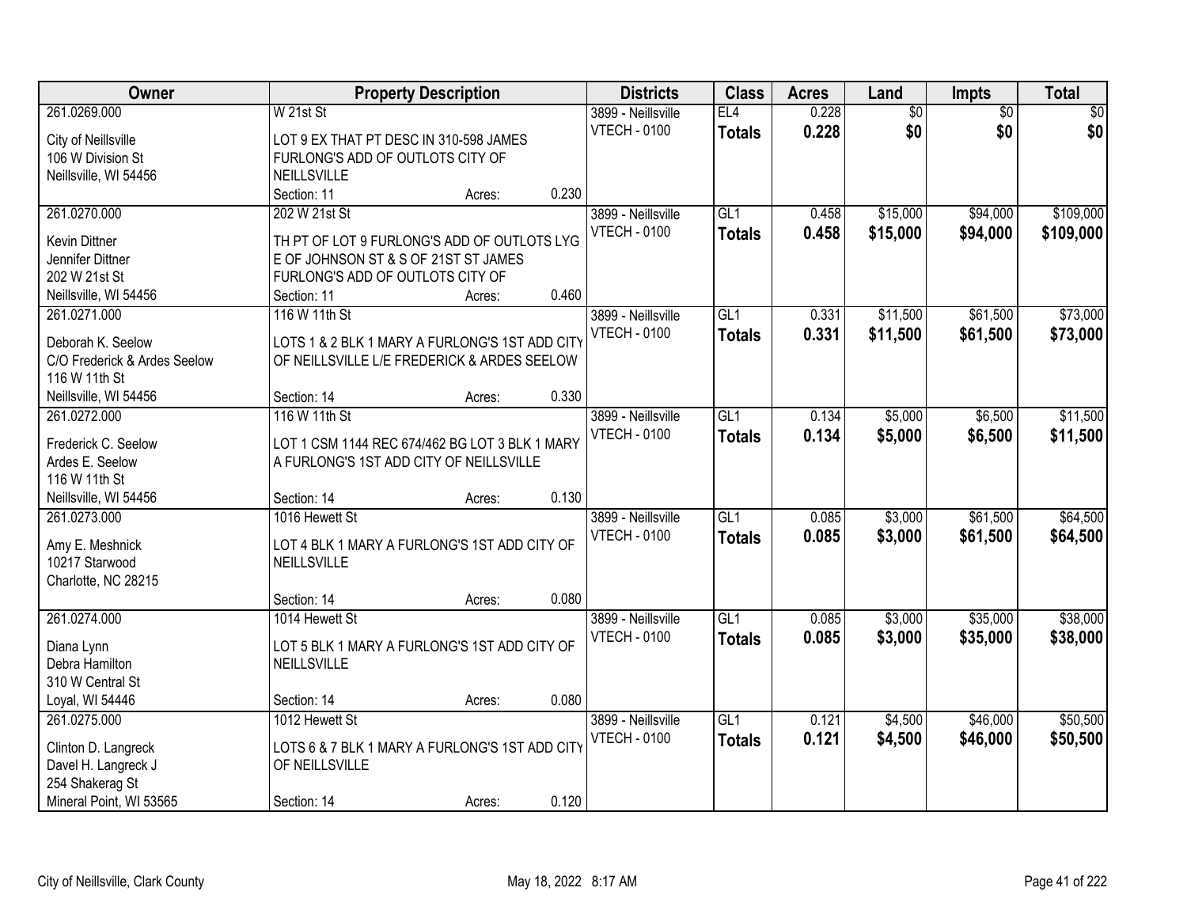| Owner | Property Description | | | Districts | Class | Acres | Land | Impts | Total |
|---|---|---|---|---|---|---|---|---|---|
| 261.0269.000 | W 21st St | | | 3899 - Neillsville | EL4 | 0.228 | $0 | $0 | $0 |
| City of Neillsville<br>106 W Division St<br>Neillsville, WI 54456 | LOT 9 EX THAT PT DESC IN 310-598 JAMES FURLONG'S ADD OF OUTLOTS CITY OF NEILLSVILLE | | | VTECH - 0100 | **Totals** | **0.228** | **$0** | **$0** | **$0** |
| | Section: 11 | Acres: | 0.230 | | | | | | |
| 261.0270.000 | 202 W 21st St | | | 3899 - Neillsville | GL1 | 0.458 | $15,000 | $94,000 | $109,000 |
| Kevin Dittner<br>Jennifer Dittner<br>202 W 21st St<br>Neillsville, WI 54456 | TH PT OF LOT 9 FURLONG'S ADD OF OUTLOTS LYG E OF JOHNSON ST & S OF 21ST ST JAMES FURLONG'S ADD OF OUTLOTS CITY OF | | | VTECH - 0100 | **Totals** | **0.458** | **$15,000** | **$94,000** | **$109,000** |
| | Section: 11 | Acres: | 0.460 | | | | | | |
| 261.0271.000 | 116 W 11th St | | | 3899 - Neillsville | GL1 | 0.331 | $11,500 | $61,500 | $73,000 |
| Deborah K. Seelow<br>C/O Frederick & Ardes Seelow<br>116 W 11th St<br>Neillsville, WI 54456 | LOTS 1 & 2 BLK 1 MARY A FURLONG'S 1ST ADD CITY OF NEILLSVILLE L/E FREDERICK & ARDES SEELOW | | | VTECH - 0100 | **Totals** | **0.331** | **$11,500** | **$61,500** | **$73,000** |
| | Section: 14 | Acres: | 0.330 | | | | | | |
| 261.0272.000 | 116 W 11th St | | | 3899 - Neillsville | GL1 | 0.134 | $5,000 | $6,500 | $11,500 |
| Frederick C. Seelow<br>Ardes E. Seelow<br>116 W 11th St<br>Neillsville, WI 54456 | LOT 1 CSM 1144 REC 674/462 BG LOT 3 BLK 1 MARY A FURLONG'S 1ST ADD CITY OF NEILLSVILLE | | | VTECH - 0100 | **Totals** | **0.134** | **$5,000** | **$6,500** | **$11,500** |
| | Section: 14 | Acres: | 0.130 | | | | | | |
| 261.0273.000 | 1016 Hewett St | | | 3899 - Neillsville | GL1 | 0.085 | $3,000 | $61,500 | $64,500 |
| Amy E. Meshnick<br>10217 Starwood<br>Charlotte, NC 28215 | LOT 4 BLK 1 MARY A FURLONG'S 1ST ADD CITY OF NEILLSVILLE | | | VTECH - 0100 | **Totals** | **0.085** | **$3,000** | **$61,500** | **$64,500** |
| | Section: 14 | Acres: | 0.080 | | | | | | |
| 261.0274.000 | 1014 Hewett St | | | 3899 - Neillsville | GL1 | 0.085 | $3,000 | $35,000 | $38,000 |
| Diana Lynn<br>Debra Hamilton<br>310 W Central St<br>Loyal, WI 54446 | LOT 5 BLK 1 MARY A FURLONG'S 1ST ADD CITY OF NEILLSVILLE | | | VTECH - 0100 | **Totals** | **0.085** | **$3,000** | **$35,000** | **$38,000** |
| | Section: 14 | Acres: | 0.080 | | | | | | |
| 261.0275.000 | 1012 Hewett St | | | 3899 - Neillsville | GL1 | 0.121 | $4,500 | $46,000 | $50,500 |
| Clinton D. Langreck<br>Davel H. Langreck J<br>254 Shakerag St<br>Mineral Point, WI 53565 | LOTS 6 & 7 BLK 1 MARY A FURLONG'S 1ST ADD CITY OF NEILLSVILLE | | | VTECH - 0100 | **Totals** | **0.121** | **$4,500** | **$46,000** | **$50,500** |
| | Section: 14 | Acres: | 0.120 | | | | | | |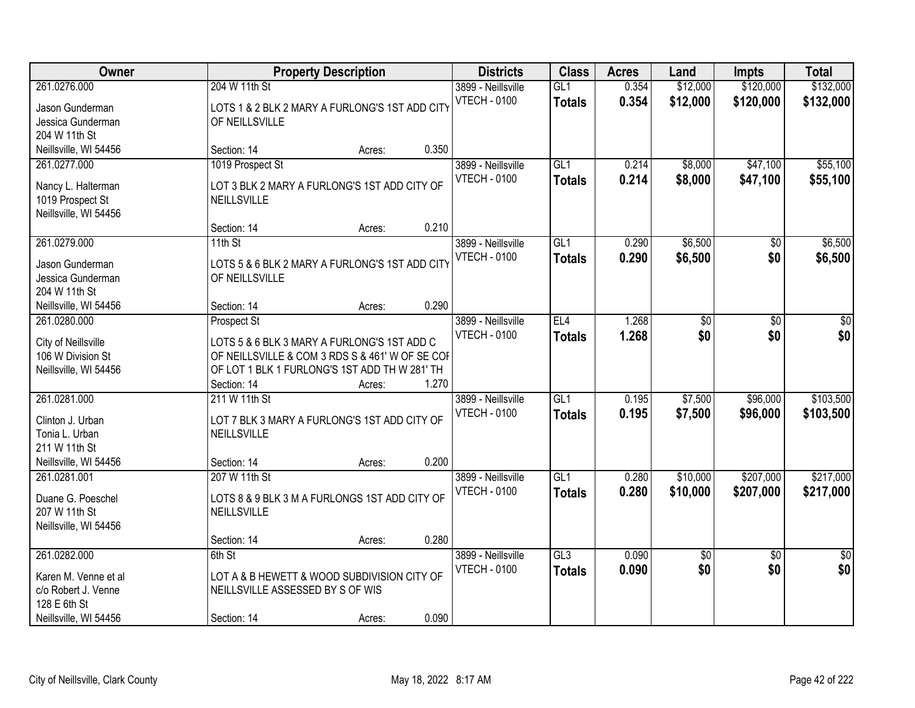| Owner | Property Description | | | Districts | Class | Acres | Land | Impts | Total |
|---|---|---|---|---|---|---|---|---|---|
| 261.0276.000<br>Jason Gunderman<br>Jessica Gunderman<br>204 W 11th St<br>Neillsville, WI 54456 | 204 W 11th St<br>LOTS 1 & 2 BLK 2 MARY A FURLONG'S 1ST ADD CITY OF NEILLSVILLE<br>Section: 14 | Acres: | 0.350 | 3899 - Neillsville<br>VTECH - 0100 | GL1<br>**Totals** | 0.354<br>**0.354** | $12,000<br>**$12,000** | $120,000<br>**$120,000** | $132,000<br>**$132,000** |
| 261.0277.000<br>Nancy L. Halterman<br>1019 Prospect St<br>Neillsville, WI 54456 | 1019 Prospect St<br>LOT 3 BLK 2 MARY A FURLONG'S 1ST ADD CITY OF NEILLSVILLE<br>Section: 14 | Acres: | 0.210 | 3899 - Neillsville<br>VTECH - 0100 | GL1<br>**Totals** | 0.214<br>**0.214** | $8,000<br>**$8,000** | $47,100<br>**$47,100** | $55,100<br>**$55,100** |
| 261.0279.000<br>Jason Gunderman<br>Jessica Gunderman<br>204 W 11th St<br>Neillsville, WI 54456 | 11th St<br>LOTS 5 & 6 BLK 2 MARY A FURLONG'S 1ST ADD CITY OF NEILLSVILLE<br>Section: 14 | Acres: | 0.290 | 3899 - Neillsville<br>VTECH - 0100 | GL1<br>**Totals** | 0.290<br>**0.290** | $6,500<br>**$6,500** | $0<br>**$0** | $6,500<br>**$6,500** |
| 261.0280.000<br>City of Neillsville<br>106 W Division St<br>Neillsville, WI 54456 | Prospect St<br>LOTS 5 & 6 BLK 3 MARY A FURLONG'S 1ST ADD C OF NEILLSVILLE & COM 3 RDS S & 461' W OF SE COR OF LOT 1 BLK 1 FURLONG'S 1ST ADD TH W 281' TH<br>Section: 14 | Acres: | 1.270 | 3899 - Neillsville<br>VTECH - 0100 | EL4<br>**Totals** | 1.268<br>**1.268** | $0<br>**$0** | $0<br>**$0** | $0<br>**$0** |
| 261.0281.000<br>Clinton J. Urban<br>Tonia L. Urban<br>211 W 11th St<br>Neillsville, WI 54456 | 211 W 11th St<br>LOT 7 BLK 3 MARY A FURLONG'S 1ST ADD CITY OF NEILLSVILLE<br>Section: 14 | Acres: | 0.200 | 3899 - Neillsville<br>VTECH - 0100 | GL1<br>**Totals** | 0.195<br>**0.195** | $7,500<br>**$7,500** | $96,000<br>**$96,000** | $103,500<br>**$103,500** |
| 261.0281.001<br>Duane G. Poeschel<br>207 W 11th St<br>Neillsville, WI 54456 | 207 W 11th St<br>LOTS 8 & 9 BLK 3 M A FURLONGS 1ST ADD CITY OF NEILLSVILLE<br>Section: 14 | Acres: | 0.280 | 3899 - Neillsville<br>VTECH - 0100 | GL1<br>**Totals** | 0.280<br>**0.280** | $10,000<br>**$10,000** | $207,000<br>**$207,000** | $217,000<br>**$217,000** |
| 261.0282.000<br>Karen M. Venne et al<br>c/o Robert J. Venne<br>128 E 6th St<br>Neillsville, WI 54456 | 6th St<br>LOT A & B HEWETT & WOOD SUBDIVISION CITY OF NEILLSVILLE ASSESSED BY S OF WIS<br>Section: 14 | Acres: | 0.090 | 3899 - Neillsville<br>VTECH - 0100 | GL3<br>**Totals** | 0.090<br>**0.090** | $0<br>**$0** | $0<br>**$0** | $0<br>**$0** |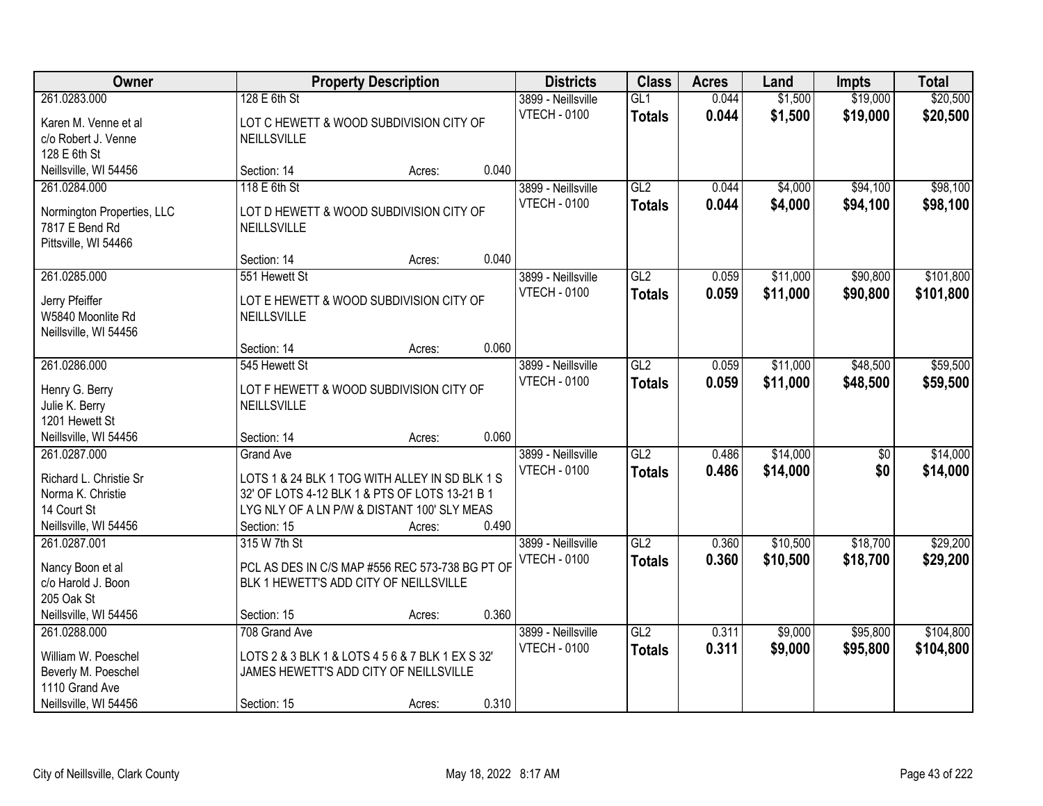| Owner | Property Description | | | Districts | Class | Acres | Land | Impts | Total |
|---|---|---|---|---|---|---|---|---|---|
| 261.0283.000 | 128 E 6th St | | | 3899 - Neillsville | GL1 | 0.044 | $1,500 | $19,000 | $20,500 |
| Karen M. Venne et al | LOT C HEWETT & WOOD SUBDIVISION CITY OF | | | VTECH - 0100 | **Totals** | **0.044** | **$1,500** | **$19,000** | **$20,500** |
| c/o Robert J. Venne | NEILLSVILLE | | | | | | | | |
| 128 E 6th St | | | | | | | | | |
| Neillsville, WI 54456 | Section: 14 | Acres: | 0.040 | | | | | | |
| 261.0284.000 | 118 E 6th St | | | 3899 - Neillsville | GL2 | 0.044 | $4,000 | $94,100 | $98,100 |
| Normington Properties, LLC | LOT D HEWETT & WOOD SUBDIVISION CITY OF | | | VTECH - 0100 | **Totals** | **0.044** | **$4,000** | **$94,100** | **$98,100** |
| 7817 E Bend Rd | NEILLSVILLE | | | | | | | | |
| Pittsville, WI 54466 | | | | | | | | | |
| | Section: 14 | Acres: | 0.040 | | | | | | |
| 261.0285.000 | 551 Hewett St | | | 3899 - Neillsville | GL2 | 0.059 | $11,000 | $90,800 | $101,800 |
| Jerry Pfeiffer | LOT E HEWETT & WOOD SUBDIVISION CITY OF | | | VTECH - 0100 | **Totals** | **0.059** | **$11,000** | **$90,800** | **$101,800** |
| W5840 Moonlite Rd | NEILLSVILLE | | | | | | | | |
| Neillsville, WI 54456 | | | | | | | | | |
| | Section: 14 | Acres: | 0.060 | | | | | | |
| 261.0286.000 | 545 Hewett St | | | 3899 - Neillsville | GL2 | 0.059 | $11,000 | $48,500 | $59,500 |
| Henry G. Berry | LOT F HEWETT & WOOD SUBDIVISION CITY OF | | | VTECH - 0100 | **Totals** | **0.059** | **$11,000** | **$48,500** | **$59,500** |
| Julie K. Berry | NEILLSVILLE | | | | | | | | |
| 1201 Hewett St | | | | | | | | | |
| Neillsville, WI 54456 | Section: 14 | Acres: | 0.060 | | | | | | |
| 261.0287.000 | Grand Ave | | | 3899 - Neillsville | GL2 | 0.486 | $14,000 | $0 | $14,000 |
| Richard L. Christie Sr | LOTS 1 & 24 BLK 1 TOG WITH ALLEY IN SD BLK 1 S | | | VTECH - 0100 | **Totals** | **0.486** | **$14,000** | **$0** | **$14,000** |
| Norma K. Christie | 32' OF LOTS 4-12 BLK 1 & PTS OF LOTS 13-21 B 1 | | | | | | | | |
| 14 Court St | LYG NLY OF A LN P/W & DISTANT 100' SLY MEAS | | | | | | | | |
| Neillsville, WI 54456 | Section: 15 | Acres: | 0.490 | | | | | | |
| 261.0287.001 | 315 W 7th St | | | 3899 - Neillsville | GL2 | 0.360 | $10,500 | $18,700 | $29,200 |
| Nancy Boon et al | PCL AS DES IN C/S MAP #556 REC 573-738 BG PT OF | | | VTECH - 0100 | **Totals** | **0.360** | **$10,500** | **$18,700** | **$29,200** |
| c/o Harold J. Boon | BLK 1 HEWETT'S ADD CITY OF NEILLSVILLE | | | | | | | | |
| 205 Oak St | | | | | | | | | |
| Neillsville, WI 54456 | Section: 15 | Acres: | 0.360 | | | | | | |
| 261.0288.000 | 708 Grand Ave | | | 3899 - Neillsville | GL2 | 0.311 | $9,000 | $95,800 | $104,800 |
| William W. Poeschel | LOTS 2 & 3 BLK 1 & LOTS 4 5 6 & 7 BLK 1 EX S 32' | | | VTECH - 0100 | **Totals** | **0.311** | **$9,000** | **$95,800** | **$104,800** |
| Beverly M. Poeschel | JAMES HEWETT'S ADD CITY OF NEILLSVILLE | | | | | | | | |
| 1110 Grand Ave | | | | | | | | | |
| Neillsville, WI 54456 | Section: 15 | Acres: | 0.310 | | | | | | |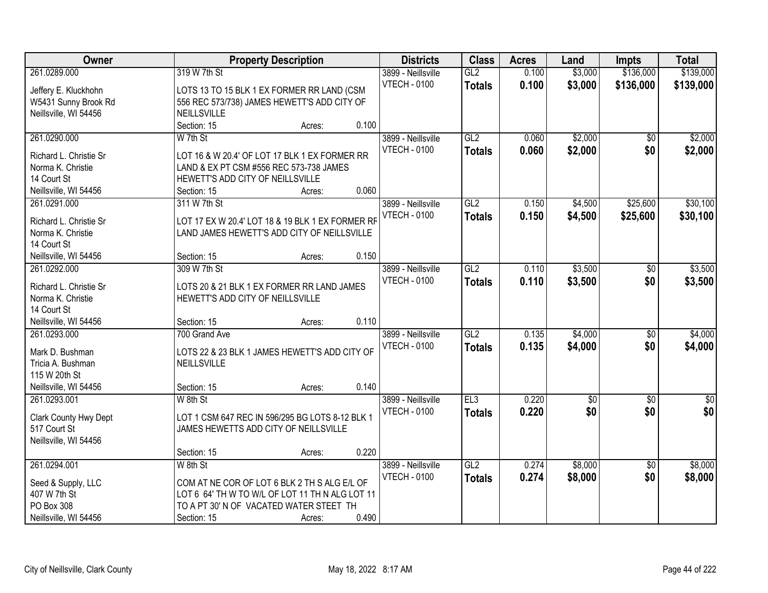| Owner | Property Description | Districts | Class | Acres | Land | Impts | Total |
|---|---|---|---|---|---|---|---|
| 261.0289.000<br>Jeffery E. Kluckhohn<br>W5431 Sunny Brook Rd<br>Neillsville, WI 54456 | 319 W 7th St<br>LOTS 13 TO 15 BLK 1 EX FORMER RR LAND (CSM 556 REC 573/738) JAMES HEWETT'S ADD CITY OF NEILLSVILLE<br>Section: 15 Acres: 0.100 | 3899 - Neillsville<br>VTECH - 0100 | GL2<br>**Totals** | 0.100<br>**0.100** | $3,000<br>**$3,000** | $136,000<br>**$136,000** | $139,000<br>**$139,000** |
| 261.0290.000<br>Richard L. Christie Sr<br>Norma K. Christie<br>14 Court St<br>Neillsville, WI 54456 | W 7th St<br>LOT 16 & W 20.4' OF LOT 17 BLK 1 EX FORMER RR LAND & EX PT CSM #556 REC 573-738 JAMES HEWETT'S ADD CITY OF NEILLSVILLE<br>Section: 15 Acres: 0.060 | 3899 - Neillsville<br>VTECH - 0100 | GL2<br>**Totals** | 0.060<br>**0.060** | $2,000<br>**$2,000** | $0<br>**$0** | $2,000<br>**$2,000** |
| 261.0291.000<br>Richard L. Christie Sr<br>Norma K. Christie<br>14 Court St<br>Neillsville, WI 54456 | 311 W 7th St<br>LOT 17 EX W 20.4' LOT 18 & 19 BLK 1 EX FORMER RR LAND JAMES HEWETT'S ADD CITY OF NEILLSVILLE<br>Section: 15 Acres: 0.150 | 3899 - Neillsville<br>VTECH - 0100 | GL2<br>**Totals** | 0.150<br>**0.150** | $4,500<br>**$4,500** | $25,600<br>**$25,600** | $30,100<br>**$30,100** |
| 261.0292.000<br>Richard L. Christie Sr<br>Norma K. Christie<br>14 Court St<br>Neillsville, WI 54456 | 309 W 7th St<br>LOTS 20 & 21 BLK 1 EX FORMER RR LAND JAMES HEWETT'S ADD CITY OF NEILLSVILLE<br>Section: 15 Acres: 0.110 | 3899 - Neillsville<br>VTECH - 0100 | GL2<br>**Totals** | 0.110<br>**0.110** | $3,500<br>**$3,500** | $0<br>**$0** | $3,500<br>**$3,500** |
| 261.0293.000<br>Mark D. Bushman<br>Tricia A. Bushman<br>115 W 20th St<br>Neillsville, WI 54456 | 700 Grand Ave<br>LOTS 22 & 23 BLK 1 JAMES HEWETT'S ADD CITY OF NEILLSVILLE<br>Section: 15 Acres: 0.140 | 3899 - Neillsville<br>VTECH - 0100 | GL2<br>**Totals** | 0.135<br>**0.135** | $4,000<br>**$4,000** | $0<br>**$0** | $4,000<br>**$4,000** |
| 261.0293.001<br>Clark County Hwy Dept<br>517 Court St<br>Neillsville, WI 54456 | W 8th St<br>LOT 1 CSM 647 REC IN 596/295 BG LOTS 8-12 BLK 1 JAMES HEWETTS ADD CITY OF NEILLSVILLE<br>Section: 15 Acres: 0.220 | 3899 - Neillsville<br>VTECH - 0100 | EL3<br>**Totals** | 0.220<br>**0.220** | $0<br>**$0** | $0<br>**$0** | $0<br>**$0** |
| 261.0294.001<br>Seed & Supply, LLC<br>407 W 7th St<br>PO Box 308<br>Neillsville, WI 54456 | W 8th St<br>COM AT NE COR OF LOT 6 BLK 2 TH S ALG E/L OF LOT 6 64' TH W TO W/L OF LOT 11 TH N ALG LOT 11 TO A PT 30' N OF VACATED WATER STEET TH<br>Section: 15 Acres: 0.490 | 3899 - Neillsville<br>VTECH - 0100 | GL2<br>**Totals** | 0.274<br>**0.274** | $8,000<br>**$8,000** | $0<br>**$0** | $8,000<br>**$8,000** |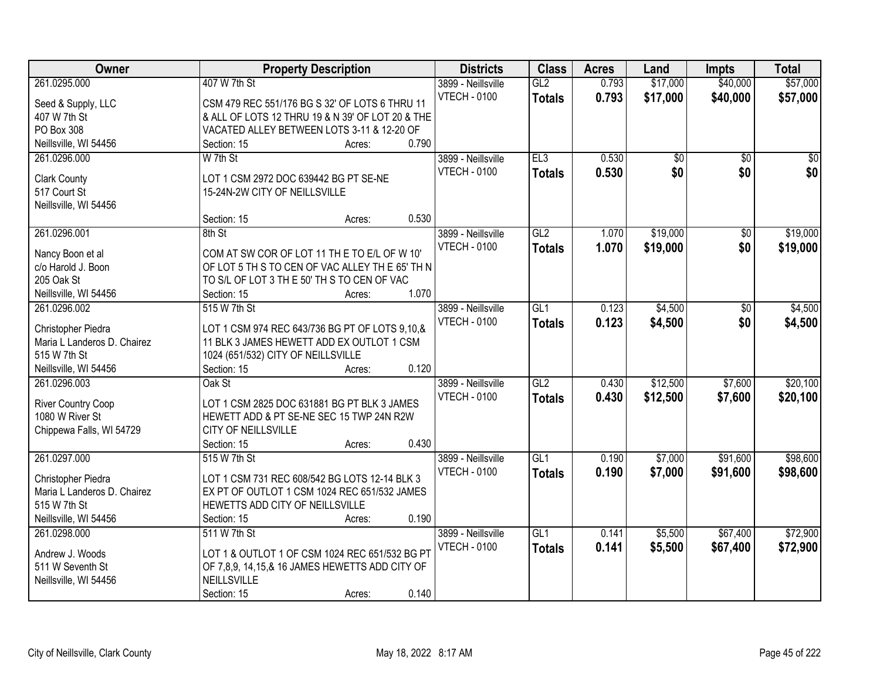| Owner | Property Description | Districts | Class | Acres | Land | Impts | Total |
|---|---|---|---|---|---|---|---|
| 261.0295.000<br><br>Seed & Supply, LLC<br>407 W 7th St<br>PO Box 308<br>Neillsville, WI 54456 | 407 W 7th St<br><br>CSM 479 REC 551/176 BG S 32' OF LOTS 6 THRU 11 & ALL OF LOTS 12 THRU 19 & N 39' OF LOT 20 & THE VACATED ALLEY BETWEEN LOTS 3-11 & 12-20 OF<br>Section: 15 Acres: 0.790 | 3899 - Neillsville<br>VTECH - 0100 | GL2<br>**Totals** | 0.793<br>**0.793** | $17,000<br>**$17,000** | $40,000<br>**$40,000** | $57,000<br>**$57,000** |
| 261.0296.000<br><br>Clark County<br>517 Court St<br>Neillsville, WI 54456 | W 7th St<br><br>LOT 1 CSM 2972 DOC 639442 BG PT SE-NE 15-24N-2W CITY OF NEILLSVILLE<br><br>Section: 15 Acres: 0.530 | 3899 - Neillsville<br>VTECH - 0100 | EL3<br>**Totals** | 0.530<br>**0.530** | $0<br>**$0** | $0<br>**$0** | $0<br>**$0** |
| 261.0296.001<br><br>Nancy Boon et al<br>c/o Harold J. Boon<br>205 Oak St<br>Neillsville, WI 54456 | 8th St<br><br>COM AT SW COR OF LOT 11 TH E TO E/L OF W 10' OF LOT 5 TH S TO CEN OF VAC ALLEY TH E 65' TH N TO S/L OF LOT 3 TH E 50' TH S TO CEN OF VAC<br>Section: 15 Acres: 1.070 | 3899 - Neillsville<br>VTECH - 0100 | GL2<br>**Totals** | 1.070<br>**1.070** | $19,000<br>**$19,000** | $0<br>**$0** | $19,000<br>**$19,000** |
| 261.0296.002<br><br>Christopher Piedra<br>Maria L Landeros D. Chairez<br>515 W 7th St<br>Neillsville, WI 54456 | 515 W 7th St<br><br>LOT 1 CSM 974 REC 643/736 BG PT OF LOTS 9,10,& 11 BLK 3 JAMES HEWETT ADD EX OUTLOT 1 CSM 1024 (651/532) CITY OF NEILLSVILLE<br>Section: 15 Acres: 0.120 | 3899 - Neillsville<br>VTECH - 0100 | GL1<br>**Totals** | 0.123<br>**0.123** | $4,500<br>**$4,500** | $0<br>**$0** | $4,500<br>**$4,500** |
| 261.0296.003<br><br>River Country Coop<br>1080 W River St<br>Chippewa Falls, WI 54729 | Oak St<br><br>LOT 1 CSM 2825 DOC 631881 BG PT BLK 3 JAMES HEWETT ADD & PT SE-NE SEC 15 TWP 24N R2W CITY OF NEILLSVILLE<br>Section: 15 Acres: 0.430 | 3899 - Neillsville<br>VTECH - 0100 | GL2<br>**Totals** | 0.430<br>**0.430** | $12,500<br>**$12,500** | $7,600<br>**$7,600** | $20,100<br>**$20,100** |
| 261.0297.000<br><br>Christopher Piedra<br>Maria L Landeros D. Chairez<br>515 W 7th St<br>Neillsville, WI 54456 | 515 W 7th St<br><br>LOT 1 CSM 731 REC 608/542 BG LOTS 12-14 BLK 3 EX PT OF OUTLOT 1 CSM 1024 REC 651/532 JAMES HEWETTS ADD CITY OF NEILLSVILLE<br>Section: 15 Acres: 0.190 | 3899 - Neillsville<br>VTECH - 0100 | GL1<br>**Totals** | 0.190<br>**0.190** | $7,000<br>**$7,000** | $91,600<br>**$91,600** | $98,600<br>**$98,600** |
| 261.0298.000<br><br>Andrew J. Woods<br>511 W Seventh St<br>Neillsville, WI 54456 | 511 W 7th St<br><br>LOT 1 & OUTLOT 1 OF CSM 1024 REC 651/532 BG PT OF 7,8,9, 14,15,& 16 JAMES HEWETTS ADD CITY OF NEILLSVILLE<br>Section: 15 Acres: 0.140 | 3899 - Neillsville<br>VTECH - 0100 | GL1<br>**Totals** | 0.141<br>**0.141** | $5,500<br>**$5,500** | $67,400<br>**$67,400** | $72,900<br>**$72,900** |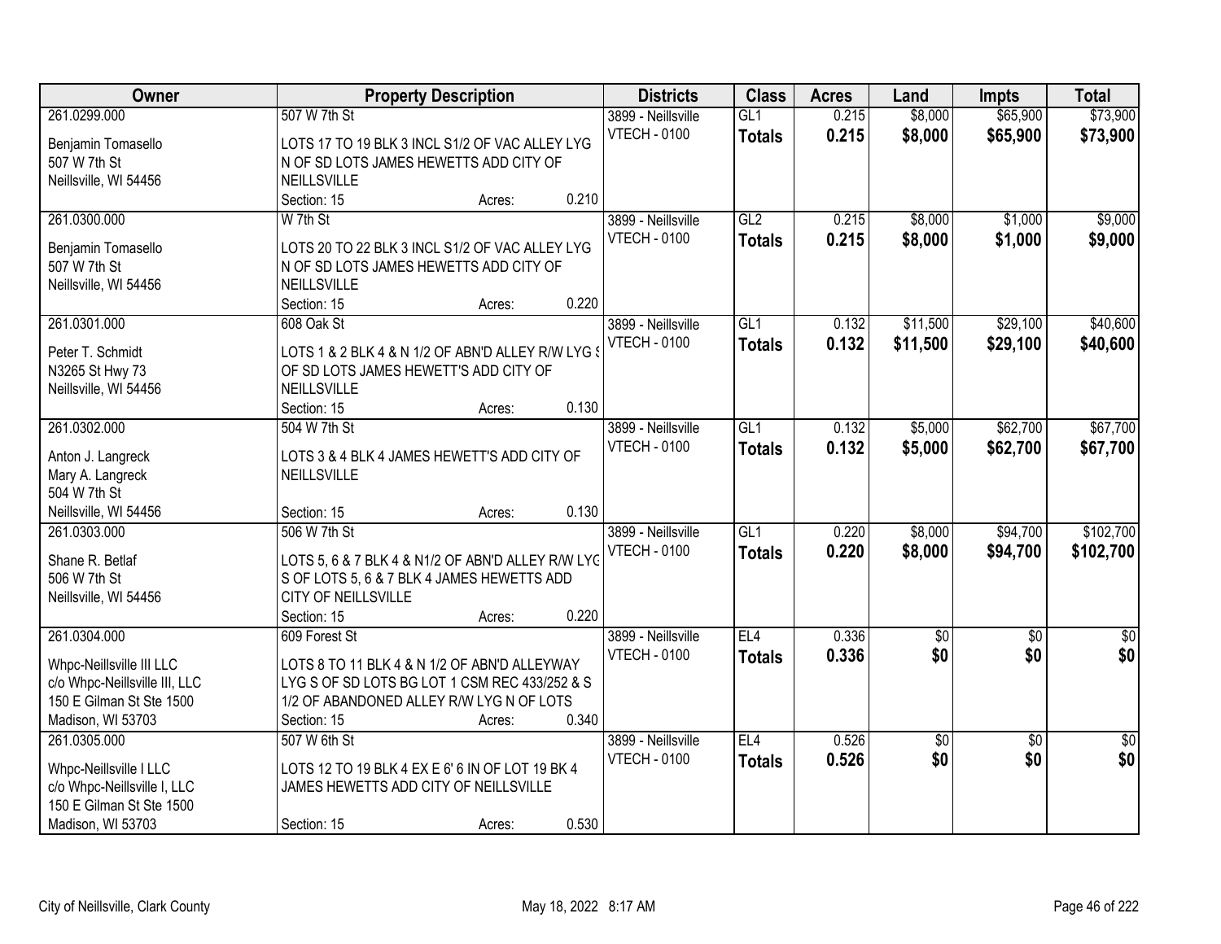| Owner | Property Description | Districts | Class | Acres | Land | Impts | Total |
|---|---|---|---|---|---|---|---|
| 261.0299.000<br><br>Benjamin Tomasello<br>507 W 7th St<br>Neillsville, WI 54456 | 507 W 7th St<br><br>LOTS 17 TO 19 BLK 3 INCL S1/2 OF VAC ALLEY LYG N OF SD LOTS JAMES HEWETTS ADD CITY OF NEILLSVILLE<br>Section: 15 Acres: 0.210 | 3899 - Neillsville<br>VTECH - 0100 | GL1<br>**Totals** | 0.215<br>**0.215** | $8,000<br>**$8,000** | $65,900<br>**$65,900** | $73,900<br>**$73,900** |
| 261.0300.000<br><br>Benjamin Tomasello<br>507 W 7th St<br>Neillsville, WI 54456 | W 7th St<br><br>LOTS 20 TO 22 BLK 3 INCL S1/2 OF VAC ALLEY LYG N OF SD LOTS JAMES HEWETTS ADD CITY OF NEILLSVILLE<br>Section: 15 Acres: 0.220 | 3899 - Neillsville<br>VTECH - 0100 | GL2<br>**Totals** | 0.215<br>**0.215** | $8,000<br>**$8,000** | $1,000<br>**$1,000** | $9,000<br>**$9,000** |
| 261.0301.000<br><br>Peter T. Schmidt<br>N3265 St Hwy 73<br>Neillsville, WI 54456 | 608 Oak St<br><br>LOTS 1 & 2 BLK 4 & N 1/2 OF ABN'D ALLEY R/W LYG S OF SD LOTS JAMES HEWETT'S ADD CITY OF NEILLSVILLE<br>Section: 15 Acres: 0.130 | 3899 - Neillsville<br>VTECH - 0100 | GL1<br>**Totals** | 0.132<br>**0.132** | $11,500<br>**$11,500** | $29,100<br>**$29,100** | $40,600<br>**$40,600** |
| 261.0302.000<br><br>Anton J. Langreck<br>Mary A. Langreck<br>504 W 7th St<br>Neillsville, WI 54456 | 504 W 7th St<br><br>LOTS 3 & 4 BLK 4 JAMES HEWETT'S ADD CITY OF NEILLSVILLE<br>Section: 15 Acres: 0.130 | 3899 - Neillsville<br>VTECH - 0100 | GL1<br>**Totals** | 0.132<br>**0.132** | $5,000<br>**$5,000** | $62,700<br>**$62,700** | $67,700<br>**$67,700** |
| 261.0303.000<br><br>Shane R. Betlaf<br>506 W 7th St<br>Neillsville, WI 54456 | 506 W 7th St<br><br>LOTS 5, 6 & 7 BLK 4 & N1/2 OF ABN'D ALLEY R/W LYG S OF LOTS 5, 6 & 7 BLK 4 JAMES HEWETTS ADD CITY OF NEILLSVILLE<br>Section: 15 Acres: 0.220 | 3899 - Neillsville<br>VTECH - 0100 | GL1<br>**Totals** | 0.220<br>**0.220** | $8,000<br>**$8,000** | $94,700<br>**$94,700** | $102,700<br>**$102,700** |
| 261.0304.000<br><br>Whpc-Neillsville III LLC<br>c/o Whpc-Neillsville III, LLC<br>150 E Gilman St Ste 1500<br>Madison, WI 53703 | 609 Forest St<br><br>LOTS 8 TO 11 BLK 4 & N 1/2 OF ABN'D ALLEYWAY LYG S OF SD LOTS BG LOT 1 CSM REC 433/252 & S 1/2 OF ABANDONED ALLEY R/W LYG N OF LOTS<br>Section: 15 Acres: 0.340 | 3899 - Neillsville<br>VTECH - 0100 | EL4<br>**Totals** | 0.336<br>**0.336** | $0<br>**$0** | $0<br>**$0** | $0<br>**$0** |
| 261.0305.000<br><br>Whpc-Neillsville I LLC<br>c/o Whpc-Neillsville I, LLC<br>150 E Gilman St Ste 1500<br>Madison, WI 53703 | 507 W 6th St<br><br>LOTS 12 TO 19 BLK 4 EX E 6' 6 IN OF LOT 19 BK 4 JAMES HEWETTS ADD CITY OF NEILLSVILLE<br>Section: 15 Acres: 0.530 | 3899 - Neillsville<br>VTECH - 0100 | EL4<br>**Totals** | 0.526<br>**0.526** | $0<br>**$0** | $0<br>**$0** | $0<br>**$0** |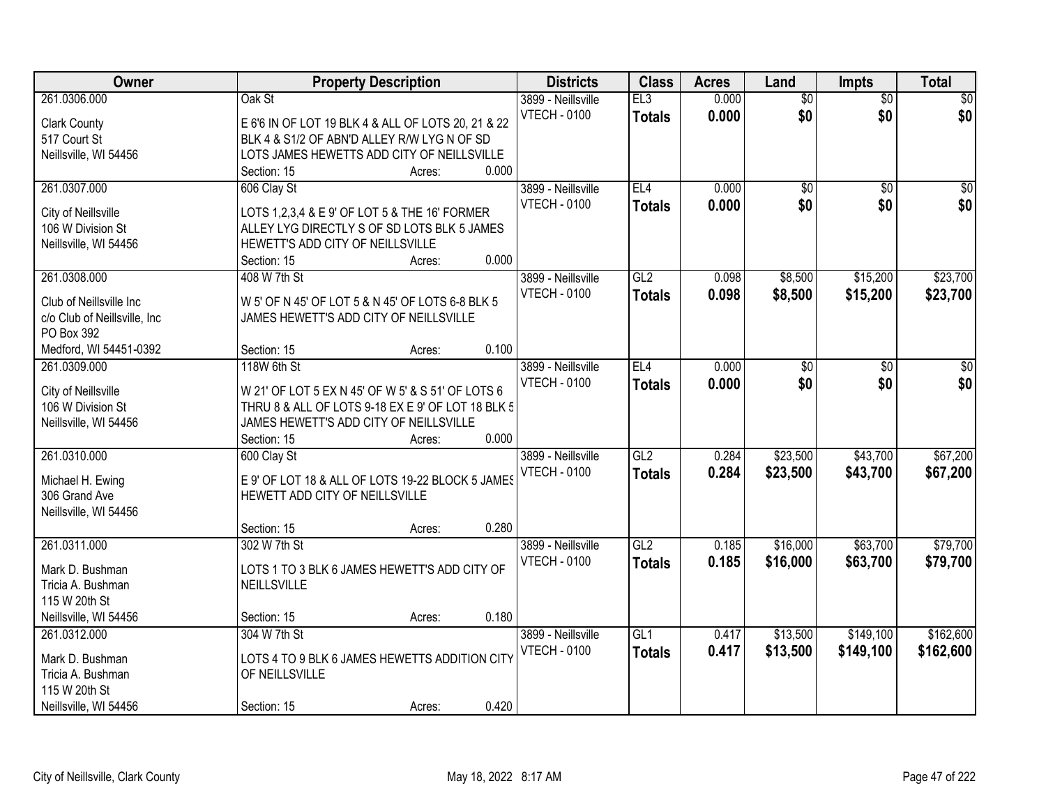| Owner | Property Description | Districts | Class | Acres | Land | Impts | Total |
|---|---|---|---|---|---|---|---|
| 261.0306.000<br>Clark County<br>517 Court St<br>Neillsville, WI 54456 | Oak St<br>E 6'6 IN OF LOT 19 BLK 4 & ALL OF LOTS 20, 21 & 22 BLK 4 & S1/2 OF ABN'D ALLEY R/W LYG N OF SD LOTS JAMES HEWETTS ADD CITY OF NEILLSVILLE<br>Section: 15 Acres: 0.000 | 3899 - Neillsville<br>VTECH - 0100 | EL3<br>**Totals** | 0.000<br>**0.000** | $0<br>**$0** | $0<br>**$0** | $0<br>**$0** |
| 261.0307.000<br>City of Neillsville<br>106 W Division St<br>Neillsville, WI 54456 | 606 Clay St<br>LOTS 1,2,3,4 & E 9' OF LOT 5 & THE 16' FORMER ALLEY LYG DIRECTLY S OF SD LOTS BLK 5 JAMES HEWETT'S ADD CITY OF NEILLSVILLE<br>Section: 15 Acres: 0.000 | 3899 - Neillsville<br>VTECH - 0100 | EL4<br>**Totals** | 0.000<br>**0.000** | $0<br>**$0** | $0<br>**$0** | $0<br>**$0** |
| 261.0308.000<br>Club of Neillsville Inc<br>c/o Club of Neillsville, Inc<br>PO Box 392<br>Medford, WI 54451-0392 | 408 W 7th St<br>W 5' OF N 45' OF LOT 5 & N 45' OF LOTS 6-8 BLK 5 JAMES HEWETT'S ADD CITY OF NEILLSVILLE<br>Section: 15 Acres: 0.100 | 3899 - Neillsville<br>VTECH - 0100 | GL2<br>**Totals** | 0.098<br>**0.098** | $8,500<br>**$8,500** | $15,200<br>**$15,200** | $23,700<br>**$23,700** |
| 261.0309.000<br>City of Neillsville<br>106 W Division St<br>Neillsville, WI 54456 | 118W 6th St<br>W 21' OF LOT 5 EX N 45' OF W 5' & S 51' OF LOTS 6 THRU 8 & ALL OF LOTS 9-18 EX E 9' OF LOT 18 BLK 5 JAMES HEWETT'S ADD CITY OF NEILLSVILLE<br>Section: 15 Acres: 0.000 | 3899 - Neillsville<br>VTECH - 0100 | EL4<br>**Totals** | 0.000<br>**0.000** | $0<br>**$0** | $0<br>**$0** | $0<br>**$0** |
| 261.0310.000<br>Michael H. Ewing<br>306 Grand Ave<br>Neillsville, WI 54456 | 600 Clay St<br>E 9' OF LOT 18 & ALL OF LOTS 19-22 BLOCK 5 JAMES HEWETT ADD CITY OF NEILLSVILLE<br>Section: 15 Acres: 0.280 | 3899 - Neillsville<br>VTECH - 0100 | GL2<br>**Totals** | 0.284<br>**0.284** | $23,500<br>**$23,500** | $43,700<br>**$43,700** | $67,200<br>**$67,200** |
| 261.0311.000<br>Mark D. Bushman<br>Tricia A. Bushman<br>115 W 20th St<br>Neillsville, WI 54456 | 302 W 7th St<br>LOTS 1 TO 3 BLK 6 JAMES HEWETT'S ADD CITY OF NEILLSVILLE<br>Section: 15 Acres: 0.180 | 3899 - Neillsville<br>VTECH - 0100 | GL2<br>**Totals** | 0.185<br>**0.185** | $16,000<br>**$16,000** | $63,700<br>**$63,700** | $79,700<br>**$79,700** |
| 261.0312.000<br>Mark D. Bushman<br>Tricia A. Bushman<br>115 W 20th St<br>Neillsville, WI 54456 | 304 W 7th St<br>LOTS 4 TO 9 BLK 6 JAMES HEWETTS ADDITION CITY OF NEILLSVILLE<br>Section: 15 Acres: 0.420 | 3899 - Neillsville<br>VTECH - 0100 | GL1<br>**Totals** | 0.417<br>**0.417** | $13,500<br>**$13,500** | $149,100<br>**$149,100** | $162,600<br>**$162,600** |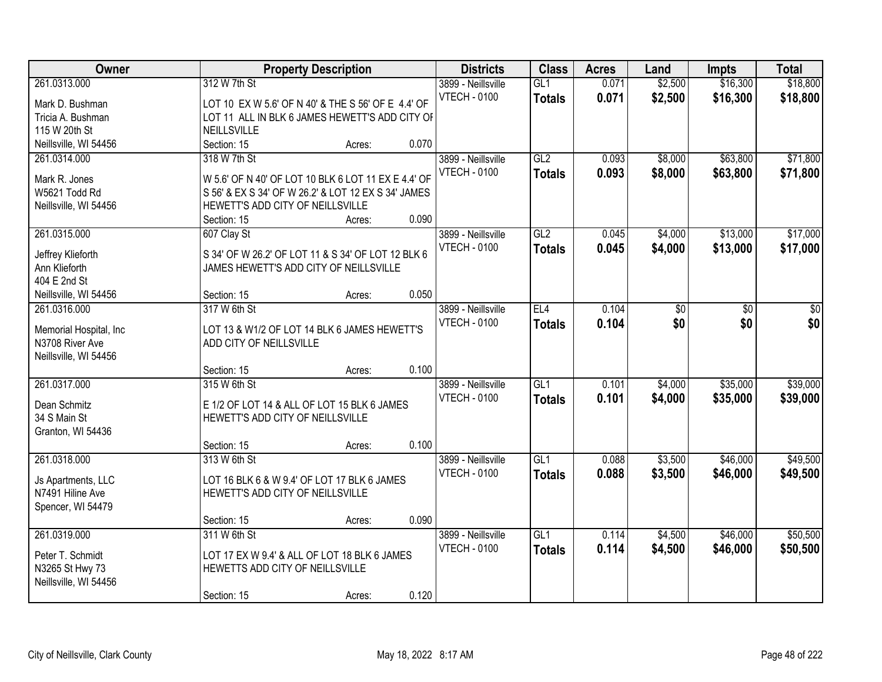| Owner | Property Description | Districts | Class | Acres | Land | Impts | Total |
|---|---|---|---|---|---|---|---|
| 261.0313.000<br>Mark D. Bushman<br>Tricia A. Bushman<br>115 W 20th St<br>Neillsville, WI 54456 | 312 W 7th St<br>LOT 10 EX W 5.6' OF N 40' & THE S 56' OF E 4.4' OF LOT 11 ALL IN BLK 6 JAMES HEWETT'S ADD CITY OF NEILLSVILLE<br>Section: 15 Acres: 0.070 | 3899 - Neillsville<br>VTECH - 0100 | GL1<br>**Totals** | 0.071<br>**0.071** | $2,500<br>**$2,500** | $16,300<br>**$16,300** | $18,800<br>**$18,800** |
| 261.0314.000<br>Mark R. Jones<br>W5621 Todd Rd<br>Neillsville, WI 54456 | 318 W 7th St<br>W 5.6' OF N 40' OF LOT 10 BLK 6 LOT 11 EX E 4.4' OF S 56' & EX S 34' OF W 26.2' & LOT 12 EX S 34' JAMES HEWETT'S ADD CITY OF NEILLSVILLE<br>Section: 15 Acres: 0.090 | 3899 - Neillsville<br>VTECH - 0100 | GL2<br>**Totals** | 0.093<br>**0.093** | $8,000<br>**$8,000** | $63,800<br>**$63,800** | $71,800<br>**$71,800** |
| 261.0315.000<br>Jeffrey Klieforth<br>Ann Klieforth<br>404 E 2nd St<br>Neillsville, WI 54456 | 607 Clay St<br>S 34' OF W 26.2' OF LOT 11 & S 34' OF LOT 12 BLK 6 JAMES HEWETT'S ADD CITY OF NEILLSVILLE<br>Section: 15 Acres: 0.050 | 3899 - Neillsville<br>VTECH - 0100 | GL2<br>**Totals** | 0.045<br>**0.045** | $4,000<br>**$4,000** | $13,000<br>**$13,000** | $17,000<br>**$17,000** |
| 261.0316.000<br>Memorial Hospital, Inc<br>N3708 River Ave<br>Neillsville, WI 54456 | 317 W 6th St<br>LOT 13 & W1/2 OF LOT 14 BLK 6 JAMES HEWETT'S ADD CITY OF NEILLSVILLE<br>Section: 15 Acres: 0.100 | 3899 - Neillsville<br>VTECH - 0100 | EL4<br>**Totals** | 0.104<br>**0.104** | $0<br>**$0** | $0<br>**$0** | $0<br>**$0** |
| 261.0317.000<br>Dean Schmitz<br>34 S Main St<br>Granton, WI 54436 | 315 W 6th St<br>E 1/2 OF LOT 14 & ALL OF LOT 15 BLK 6 JAMES HEWETT'S ADD CITY OF NEILLSVILLE<br>Section: 15 Acres: 0.100 | 3899 - Neillsville<br>VTECH - 0100 | GL1<br>**Totals** | 0.101<br>**0.101** | $4,000<br>**$4,000** | $35,000<br>**$35,000** | $39,000<br>**$39,000** |
| 261.0318.000<br>Js Apartments, LLC<br>N7491 Hiline Ave<br>Spencer, WI 54479 | 313 W 6th St<br>LOT 16 BLK 6 & W 9.4' OF LOT 17 BLK 6 JAMES HEWETT'S ADD CITY OF NEILLSVILLE<br>Section: 15 Acres: 0.090 | 3899 - Neillsville<br>VTECH - 0100 | GL1<br>**Totals** | 0.088<br>**0.088** | $3,500<br>**$3,500** | $46,000<br>**$46,000** | $49,500<br>**$49,500** |
| 261.0319.000<br>Peter T. Schmidt<br>N3265 St Hwy 73<br>Neillsville, WI 54456 | 311 W 6th St<br>LOT 17 EX W 9.4' & ALL OF LOT 18 BLK 6 JAMES HEWETTS ADD CITY OF NEILLSVILLE<br>Section: 15 Acres: 0.120 | 3899 - Neillsville<br>VTECH - 0100 | GL1<br>**Totals** | 0.114<br>**0.114** | $4,500<br>**$4,500** | $46,000<br>**$46,000** | $50,500<br>**$50,500** |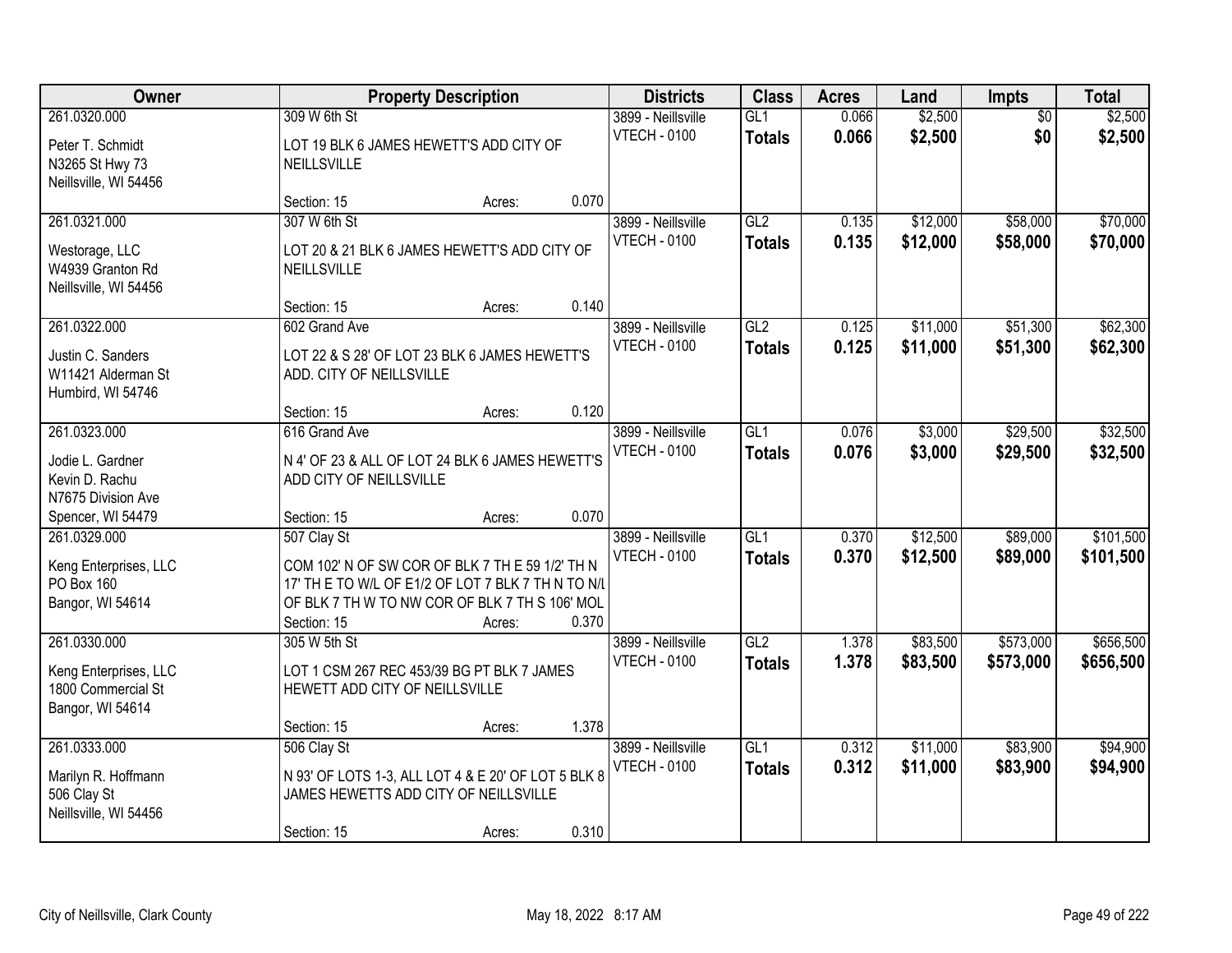| Owner | Property Description | | | Districts | Class | Acres | Land | Impts | Total |
|---|---|---|---|---|---|---|---|---|---|
| 261.0320.000<br>Peter T. Schmidt<br>N3265 St Hwy 73<br>Neillsville, WI 54456 | 309 W 6th St<br>LOT 19 BLK 6 JAMES HEWETT'S ADD CITY OF NEILLSVILLE<br>Section: 15 | Acres: | 0.070 | 3899 - Neillsville<br>VTECH - 0100 | GL1<br>**Totals** | 0.066<br>**0.066** | $2,500<br>**$2,500** | $0<br>**$0** | $2,500<br>**$2,500** |
| 261.0321.000<br>Westorage, LLC<br>W4939 Granton Rd<br>Neillsville, WI 54456 | 307 W 6th St<br>LOT 20 & 21 BLK 6 JAMES HEWETT'S ADD CITY OF NEILLSVILLE<br>Section: 15 | Acres: | 0.140 | 3899 - Neillsville<br>VTECH - 0100 | GL2<br>**Totals** | 0.135<br>**0.135** | $12,000<br>**$12,000** | $58,000<br>**$58,000** | $70,000<br>**$70,000** |
| 261.0322.000<br>Justin C. Sanders<br>W11421 Alderman St<br>Humbird, WI 54746 | 602 Grand Ave<br>LOT 22 & S 28' OF LOT 23 BLK 6 JAMES HEWETT'S ADD. CITY OF NEILLSVILLE<br>Section: 15 | Acres: | 0.120 | 3899 - Neillsville<br>VTECH - 0100 | GL2<br>**Totals** | 0.125<br>**0.125** | $11,000<br>**$11,000** | $51,300<br>**$51,300** | $62,300<br>**$62,300** |
| 261.0323.000<br>Jodie L. Gardner<br>Kevin D. Rachu<br>N7675 Division Ave<br>Spencer, WI 54479 | 616 Grand Ave<br>N 4' OF 23 & ALL OF LOT 24 BLK 6 JAMES HEWETT'S ADD CITY OF NEILLSVILLE<br>Section: 15 | Acres: | 0.070 | 3899 - Neillsville<br>VTECH - 0100 | GL1<br>**Totals** | 0.076<br>**0.076** | $3,000<br>**$3,000** | $29,500<br>**$29,500** | $32,500<br>**$32,500** |
| 261.0329.000<br>Keng Enterprises, LLC<br>PO Box 160<br>Bangor, WI 54614 | 507 Clay St<br>COM 102' N OF SW COR OF BLK 7 TH E 59 1/2' TH N 17' TH E TO W/L OF E1/2 OF LOT 7 BLK 7 TH N TO N/L OF BLK 7 TH W TO NW COR OF BLK 7 TH S 106' MOL<br>Section: 15 | Acres: | 0.370 | 3899 - Neillsville<br>VTECH - 0100 | GL1<br>**Totals** | 0.370<br>**0.370** | $12,500<br>**$12,500** | $89,000<br>**$89,000** | $101,500<br>**$101,500** |
| 261.0330.000<br>Keng Enterprises, LLC<br>1800 Commercial St<br>Bangor, WI 54614 | 305 W 5th St<br>LOT 1 CSM 267 REC 453/39 BG PT BLK 7 JAMES HEWETT ADD CITY OF NEILLSVILLE<br>Section: 15 | Acres: | 1.378 | 3899 - Neillsville<br>VTECH - 0100 | GL2<br>**Totals** | 1.378<br>**1.378** | $83,500<br>**$83,500** | $573,000<br>**$573,000** | $656,500<br>**$656,500** |
| 261.0333.000<br>Marilyn R. Hoffmann<br>506 Clay St<br>Neillsville, WI 54456 | 506 Clay St<br>N 93' OF LOTS 1-3, ALL LOT 4 & E 20' OF LOT 5 BLK 8 JAMES HEWETTS ADD CITY OF NEILLSVILLE<br>Section: 15 | Acres: | 0.310 | 3899 - Neillsville<br>VTECH - 0100 | GL1<br>**Totals** | 0.312<br>**0.312** | $11,000<br>**$11,000** | $83,900<br>**$83,900** | $94,900<br>**$94,900** |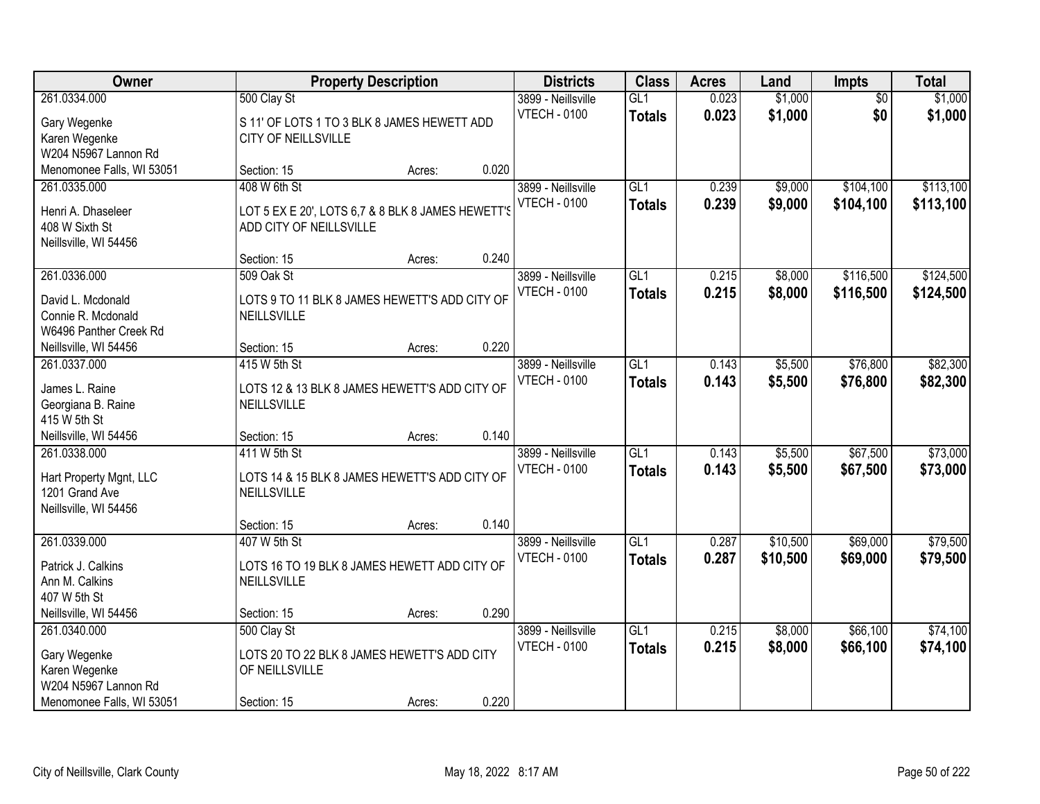| Owner | Property Description | Districts | Class | Acres | Land | Impts | Total |
|---|---|---|---|---|---|---|---|
| 261.0334.000<br>Gary Wegenke<br>Karen Wegenke<br>W204 N5967 Lannon Rd<br>Menomonee Falls, WI 53051 | 500 Clay St<br>S 11' OF LOTS 1 TO 3 BLK 8 JAMES HEWETT ADD CITY OF NEILLSVILLE<br>Section: 15 Acres: 0.020 | 3899 - Neillsville<br>VTECH - 0100 | GL1<br>**Totals** | 0.023<br>**0.023** | $1,000<br>**$1,000** | $0<br>**$0** | $1,000<br>**$1,000** |
| 261.0335.000<br>Henri A. Dhaseleer<br>408 W Sixth St<br>Neillsville, WI 54456 | 408 W 6th St<br>LOT 5 EX E 20', LOTS 6,7 & 8 BLK 8 JAMES HEWETT'S ADD CITY OF NEILLSVILLE<br>Section: 15 Acres: 0.240 | 3899 - Neillsville<br>VTECH - 0100 | GL1<br>**Totals** | 0.239<br>**0.239** | $9,000<br>**$9,000** | $104,100<br>**$104,100** | $113,100<br>**$113,100** |
| 261.0336.000<br>David L. Mcdonald<br>Connie R. Mcdonald<br>W6496 Panther Creek Rd<br>Neillsville, WI 54456 | 509 Oak St<br>LOTS 9 TO 11 BLK 8 JAMES HEWETT'S ADD CITY OF NEILLSVILLE<br>Section: 15 Acres: 0.220 | 3899 - Neillsville<br>VTECH - 0100 | GL1<br>**Totals** | 0.215<br>**0.215** | $8,000<br>**$8,000** | $116,500<br>**$116,500** | $124,500<br>**$124,500** |
| 261.0337.000<br>James L. Raine<br>Georgiana B. Raine<br>415 W 5th St<br>Neillsville, WI 54456 | 415 W 5th St<br>LOTS 12 & 13 BLK 8 JAMES HEWETT'S ADD CITY OF NEILLSVILLE<br>Section: 15 Acres: 0.140 | 3899 - Neillsville<br>VTECH - 0100 | GL1<br>**Totals** | 0.143<br>**0.143** | $5,500<br>**$5,500** | $76,800<br>**$76,800** | $82,300<br>**$82,300** |
| 261.0338.000<br>Hart Property Mgnt, LLC<br>1201 Grand Ave<br>Neillsville, WI 54456 | 411 W 5th St<br>LOTS 14 & 15 BLK 8 JAMES HEWETT'S ADD CITY OF NEILLSVILLE<br>Section: 15 Acres: 0.140 | 3899 - Neillsville<br>VTECH - 0100 | GL1<br>**Totals** | 0.143<br>**0.143** | $5,500<br>**$5,500** | $67,500<br>**$67,500** | $73,000<br>**$73,000** |
| 261.0339.000<br>Patrick J. Calkins<br>Ann M. Calkins<br>407 W 5th St<br>Neillsville, WI 54456 | 407 W 5th St<br>LOTS 16 TO 19 BLK 8 JAMES HEWETT ADD CITY OF NEILLSVILLE<br>Section: 15 Acres: 0.290 | 3899 - Neillsville<br>VTECH - 0100 | GL1<br>**Totals** | 0.287<br>**0.287** | $10,500<br>**$10,500** | $69,000<br>**$69,000** | $79,500<br>**$79,500** |
| 261.0340.000<br>Gary Wegenke<br>Karen Wegenke<br>W204 N5967 Lannon Rd<br>Menomonee Falls, WI 53051 | 500 Clay St<br>LOTS 20 TO 22 BLK 8 JAMES HEWETT'S ADD CITY OF NEILLSVILLE<br>Section: 15 Acres: 0.220 | 3899 - Neillsville<br>VTECH - 0100 | GL1<br>**Totals** | 0.215<br>**0.215** | $8,000<br>**$8,000** | $66,100<br>**$66,100** | $74,100<br>**$74,100** |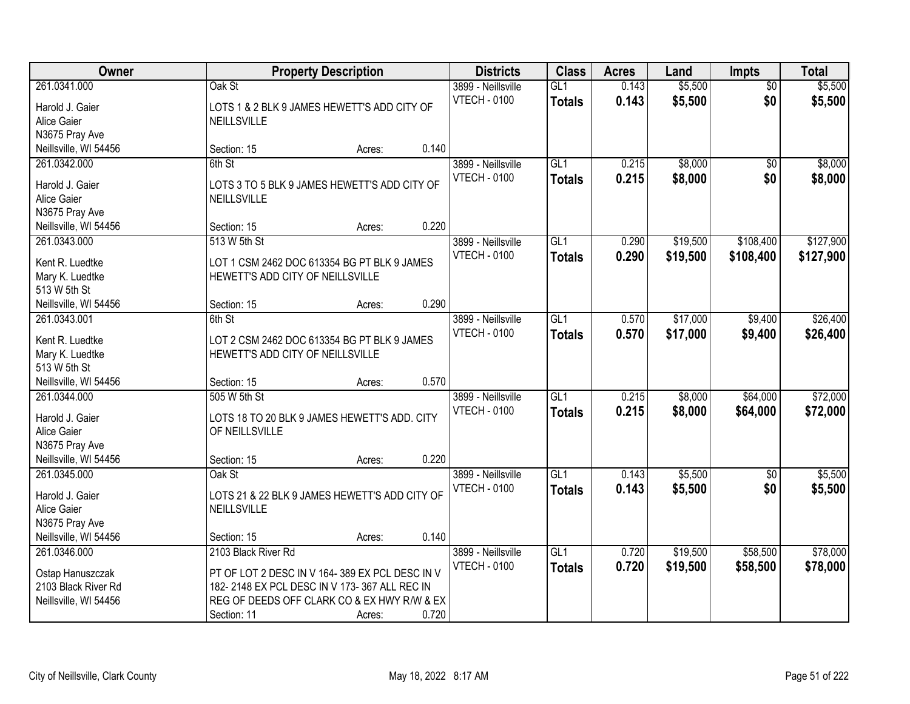| Owner | Property Description | Districts | Class | Acres | Land | Impts | Total |
|---|---|---|---|---|---|---|---|
| 261.0341.000<br>Harold J. Gaier<br>Alice Gaier<br>N3675 Pray Ave<br>Neillsville, WI 54456 | Oak St<br>LOTS 1 & 2 BLK 9 JAMES HEWETT'S ADD CITY OF NEILLSVILLE<br>Section: 15 Acres: 0.140 | 3899 - Neillsville<br>VTECH - 0100 | GL1<br>**Totals** | 0.143<br>**0.143** | $5,500<br>**$5,500** | $0<br>**$0** | $5,500<br>**$5,500** |
| 261.0342.000<br>Harold J. Gaier<br>Alice Gaier<br>N3675 Pray Ave<br>Neillsville, WI 54456 | 6th St<br>LOTS 3 TO 5 BLK 9 JAMES HEWETT'S ADD CITY OF NEILLSVILLE<br>Section: 15 Acres: 0.220 | 3899 - Neillsville<br>VTECH - 0100 | GL1<br>**Totals** | 0.215<br>**0.215** | $8,000<br>**$8,000** | $0<br>**$0** | $8,000<br>**$8,000** |
| 261.0343.000<br>Kent R. Luedtke<br>Mary K. Luedtke<br>513 W 5th St<br>Neillsville, WI 54456 | 513 W 5th St<br>LOT 1 CSM 2462 DOC 613354 BG PT BLK 9 JAMES HEWETT'S ADD CITY OF NEILLSVILLE<br>Section: 15 Acres: 0.290 | 3899 - Neillsville<br>VTECH - 0100 | GL1<br>**Totals** | 0.290<br>**0.290** | $19,500<br>**$19,500** | $108,400<br>**$108,400** | $127,900<br>**$127,900** |
| 261.0343.001<br>Kent R. Luedtke<br>Mary K. Luedtke<br>513 W 5th St<br>Neillsville, WI 54456 | 6th St<br>LOT 2 CSM 2462 DOC 613354 BG PT BLK 9 JAMES HEWETT'S ADD CITY OF NEILLSVILLE<br>Section: 15 Acres: 0.570 | 3899 - Neillsville<br>VTECH - 0100 | GL1<br>**Totals** | 0.570<br>**0.570** | $17,000<br>**$17,000** | $9,400<br>**$9,400** | $26,400<br>**$26,400** |
| 261.0344.000<br>Harold J. Gaier<br>Alice Gaier<br>N3675 Pray Ave<br>Neillsville, WI 54456 | 505 W 5th St<br>LOTS 18 TO 20 BLK 9 JAMES HEWETT'S ADD. CITY OF NEILLSVILLE<br>Section: 15 Acres: 0.220 | 3899 - Neillsville<br>VTECH - 0100 | GL1<br>**Totals** | 0.215<br>**0.215** | $8,000<br>**$8,000** | $64,000<br>**$64,000** | $72,000<br>**$72,000** |
| 261.0345.000<br>Harold J. Gaier<br>Alice Gaier<br>N3675 Pray Ave<br>Neillsville, WI 54456 | Oak St<br>LOTS 21 & 22 BLK 9 JAMES HEWETT'S ADD CITY OF NEILLSVILLE<br>Section: 15 Acres: 0.140 | 3899 - Neillsville<br>VTECH - 0100 | GL1<br>**Totals** | 0.143<br>**0.143** | $5,500<br>**$5,500** | $0<br>**$0** | $5,500<br>**$5,500** |
| 261.0346.000<br>Ostap Hanuszczak<br>2103 Black River Rd<br>Neillsville, WI 54456 | 2103 Black River Rd<br>PT OF LOT 2 DESC IN V 164- 389 EX PCL DESC IN V 182- 2148 EX PCL DESC IN V 173- 367 ALL REC IN REG OF DEEDS OFF CLARK CO & EX HWY R/W & EX<br>Section: 11 Acres: 0.720 | 3899 - Neillsville<br>VTECH - 0100 | GL1<br>**Totals** | 0.720<br>**0.720** | $19,500<br>**$19,500** | $58,500<br>**$58,500** | $78,000<br>**$78,000** |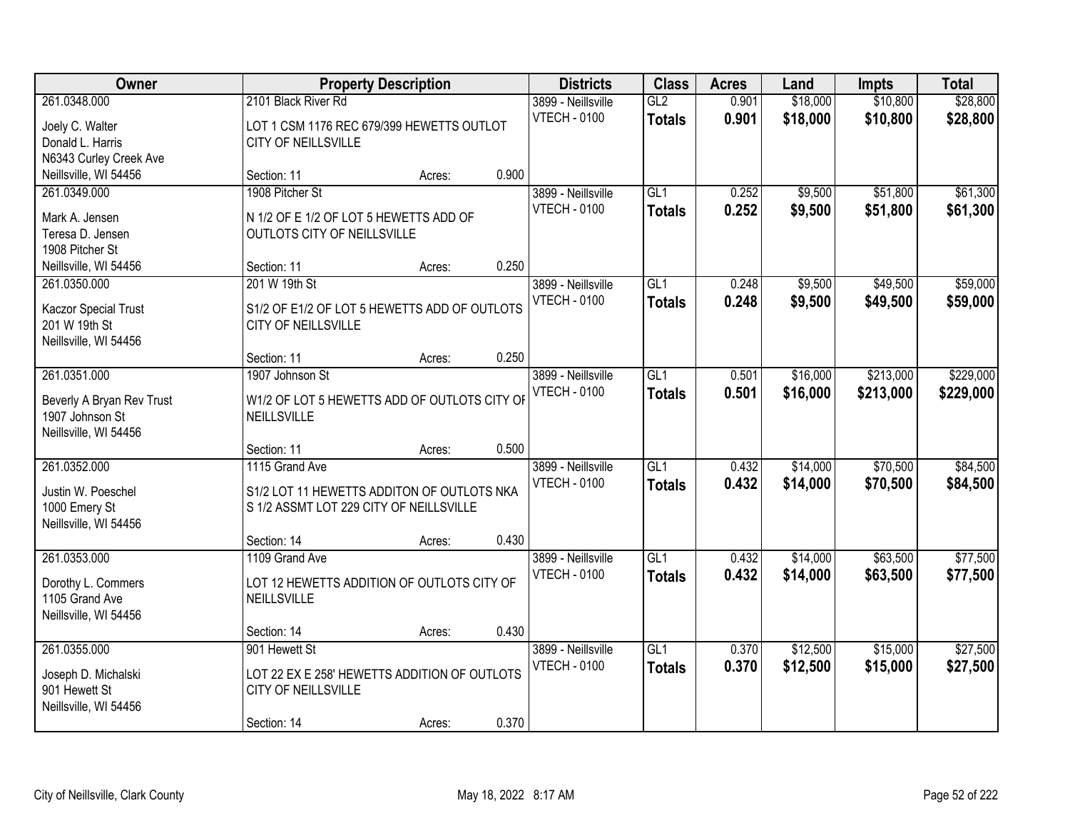| Owner | Property Description | | | Districts | Class | Acres | Land | Impts | Total |
|---|---|---|---|---|---|---|---|---|---|
| 261.0348.000<br><br>Joely C. Walter<br>Donald L. Harris<br>N6343 Curley Creek Ave<br>Neillsville, WI 54456 | 2101 Black River Rd<br><br>LOT 1 CSM 1176 REC 679/399 HEWETTS OUTLOT CITY OF NEILLSVILLE<br><br>Section: 11 | Acres: | 0.900 | 3899 - Neillsville<br>VTECH - 0100 | GL2<br>**Totals** | 0.901<br>**0.901** | $18,000<br>**$18,000** | $10,800<br>**$10,800** | $28,800<br>**$28,800** |
| 261.0349.000<br><br>Mark A. Jensen<br>Teresa D. Jensen<br>1908 Pitcher St<br>Neillsville, WI 54456 | 1908 Pitcher St<br><br>N 1/2 OF E 1/2 OF LOT 5 HEWETTS ADD OF OUTLOTS CITY OF NEILLSVILLE<br><br>Section: 11 | Acres: | 0.250 | 3899 - Neillsville<br>VTECH - 0100 | GL1<br>**Totals** | 0.252<br>**0.252** | $9,500<br>**$9,500** | $51,800<br>**$51,800** | $61,300<br>**$61,300** |
| 261.0350.000<br><br>Kaczor Special Trust<br>201 W 19th St<br>Neillsville, WI 54456 | 201 W 19th St<br><br>S1/2 OF E1/2 OF LOT 5 HEWETTS ADD OF OUTLOTS CITY OF NEILLSVILLE<br><br>Section: 11 | Acres: | 0.250 | 3899 - Neillsville<br>VTECH - 0100 | GL1<br>**Totals** | 0.248<br>**0.248** | $9,500<br>**$9,500** | $49,500<br>**$49,500** | $59,000<br>**$59,000** |
| 261.0351.000<br><br>Beverly A Bryan Rev Trust<br>1907 Johnson St<br>Neillsville, WI 54456 | 1907 Johnson St<br><br>W1/2 OF LOT 5 HEWETTS ADD OF OUTLOTS CITY OF NEILLSVILLE<br><br>Section: 11 | Acres: | 0.500 | 3899 - Neillsville<br>VTECH - 0100 | GL1<br>**Totals** | 0.501<br>**0.501** | $16,000<br>**$16,000** | $213,000<br>**$213,000** | $229,000<br>**$229,000** |
| 261.0352.000<br><br>Justin W. Poeschel<br>1000 Emery St<br>Neillsville, WI 54456 | 1115 Grand Ave<br><br>S1/2 LOT 11 HEWETTS ADDITON OF OUTLOTS NKA S 1/2 ASSMT LOT 229 CITY OF NEILLSVILLE<br><br>Section: 14 | Acres: | 0.430 | 3899 - Neillsville<br>VTECH - 0100 | GL1<br>**Totals** | 0.432<br>**0.432** | $14,000<br>**$14,000** | $70,500<br>**$70,500** | $84,500<br>**$84,500** |
| 261.0353.000<br><br>Dorothy L. Commers<br>1105 Grand Ave<br>Neillsville, WI 54456 | 1109 Grand Ave<br><br>LOT 12 HEWETTS ADDITION OF OUTLOTS CITY OF NEILLSVILLE<br><br>Section: 14 | Acres: | 0.430 | 3899 - Neillsville<br>VTECH - 0100 | GL1<br>**Totals** | 0.432<br>**0.432** | $14,000<br>**$14,000** | $63,500<br>**$63,500** | $77,500<br>**$77,500** |
| 261.0355.000<br><br>Joseph D. Michalski<br>901 Hewett St<br>Neillsville, WI 54456 | 901 Hewett St<br><br>LOT 22 EX E 258' HEWETTS ADDITION OF OUTLOTS CITY OF NEILLSVILLE<br><br>Section: 14 | Acres: | 0.370 | 3899 - Neillsville<br>VTECH - 0100 | GL1<br>**Totals** | 0.370<br>**0.370** | $12,500<br>**$12,500** | $15,000<br>**$15,000** | $27,500<br>**$27,500** |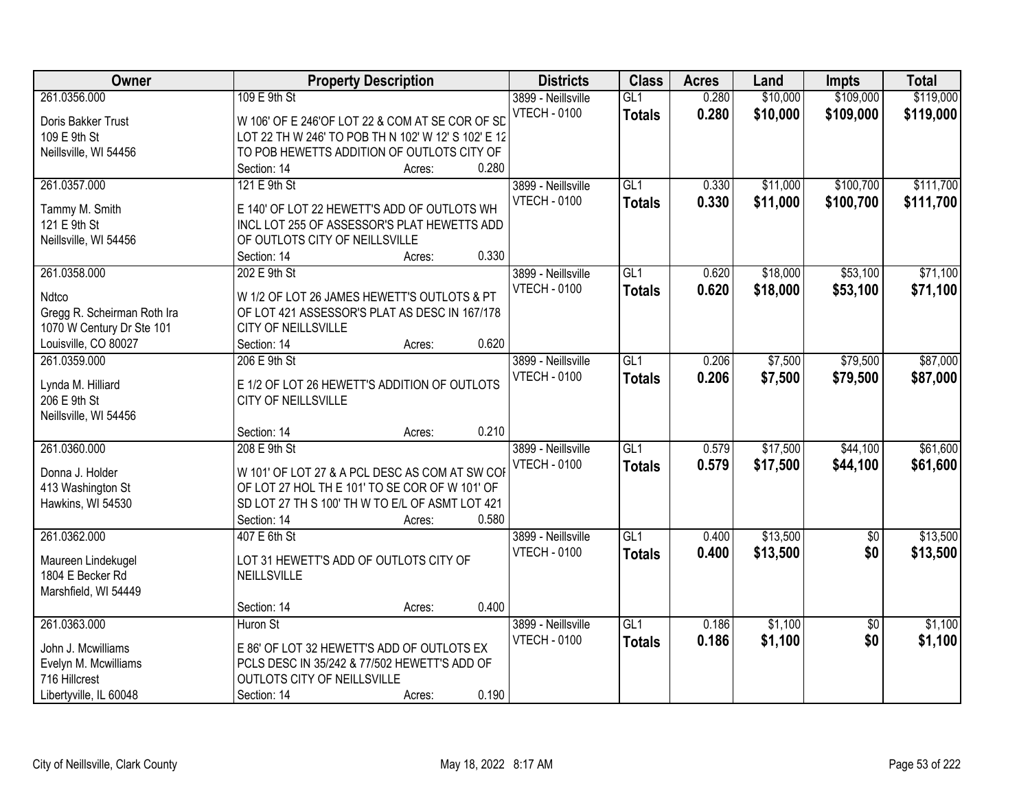| Owner | Property Description | Districts | Class | Acres | Land | Impts | Total |
|---|---|---|---|---|---|---|---|
| 261.0356.000<br>Doris Bakker Trust<br>109 E 9th St<br>Neillsville, WI 54456 | 109 E 9th St<br>W 106' OF E 246'OF LOT 22 & COM AT SE COR OF SD LOT 22 TH W 246' TO POB TH N 102' W 12' S 102' E 12 TO POB HEWETTS ADDITION OF OUTLOTS CITY OF<br>Section: 14 Acres: 0.280 | 3899 - Neillsville<br>VTECH - 0100 | GL1<br>**Totals** | 0.280<br>**0.280** | $10,000<br>**$10,000** | $109,000<br>**$109,000** | $119,000<br>**$119,000** |
| 261.0357.000<br>Tammy M. Smith<br>121 E 9th St<br>Neillsville, WI 54456 | 121 E 9th St<br>E 140' OF LOT 22 HEWETT'S ADD OF OUTLOTS WH INCL LOT 255 OF ASSESSOR'S PLAT HEWETTS ADD OF OUTLOTS CITY OF NEILLSVILLE<br>Section: 14 Acres: 0.330 | 3899 - Neillsville<br>VTECH - 0100 | GL1<br>**Totals** | 0.330<br>**0.330** | $11,000<br>**$11,000** | $100,700<br>**$100,700** | $111,700<br>**$111,700** |
| 261.0358.000<br>Ndtco<br>Gregg R. Scheirman Roth Ira<br>1070 W Century Dr Ste 101<br>Louisville, CO 80027 | 202 E 9th St<br>W 1/2 OF LOT 26 JAMES HEWETT'S OUTLOTS & PT OF LOT 421 ASSESSOR'S PLAT AS DESC IN 167/178 CITY OF NEILLSVILLE<br>Section: 14 Acres: 0.620 | 3899 - Neillsville<br>VTECH - 0100 | GL1<br>**Totals** | 0.620<br>**0.620** | $18,000<br>**$18,000** | $53,100<br>**$53,100** | $71,100<br>**$71,100** |
| 261.0359.000<br>Lynda M. Hilliard<br>206 E 9th St<br>Neillsville, WI 54456 | 206 E 9th St<br>E 1/2 OF LOT 26 HEWETT'S ADDITION OF OUTLOTS CITY OF NEILLSVILLE<br>Section: 14 Acres: 0.210 | 3899 - Neillsville<br>VTECH - 0100 | GL1<br>**Totals** | 0.206<br>**0.206** | $7,500<br>**$7,500** | $79,500<br>**$79,500** | $87,000<br>**$87,000** |
| 261.0360.000<br>Donna J. Holder<br>413 Washington St<br>Hawkins, WI 54530 | 208 E 9th St<br>W 101' OF LOT 27 & A PCL DESC AS COM AT SW COR OF LOT 27 HOL TH E 101' TO SE COR OF W 101' OF SD LOT 27 TH S 100' TH W TO E/L OF ASMT LOT 421<br>Section: 14 Acres: 0.580 | 3899 - Neillsville<br>VTECH - 0100 | GL1<br>**Totals** | 0.579<br>**0.579** | $17,500<br>**$17,500** | $44,100<br>**$44,100** | $61,600<br>**$61,600** |
| 261.0362.000<br>Maureen Lindekugel<br>1804 E Becker Rd<br>Marshfield, WI 54449 | 407 E 6th St<br>LOT 31 HEWETT'S ADD OF OUTLOTS CITY OF NEILLSVILLE<br>Section: 14 Acres: 0.400 | 3899 - Neillsville<br>VTECH - 0100 | GL1<br>**Totals** | 0.400<br>**0.400** | $13,500<br>**$13,500** | $0<br>**$0** | $13,500<br>**$13,500** |
| 261.0363.000<br>John J. Mcwilliams<br>Evelyn M. Mcwilliams<br>716 Hillcrest<br>Libertyville, IL 60048 | Huron St<br>E 86' OF LOT 32 HEWETT'S ADD OF OUTLOTS EX PCLS DESC IN 35/242 & 77/502 HEWETT'S ADD OF OUTLOTS CITY OF NEILLSVILLE<br>Section: 14 Acres: 0.190 | 3899 - Neillsville<br>VTECH - 0100 | GL1<br>**Totals** | 0.186<br>**0.186** | $1,100<br>**$1,100** | $0<br>**$0** | $1,100<br>**$1,100** |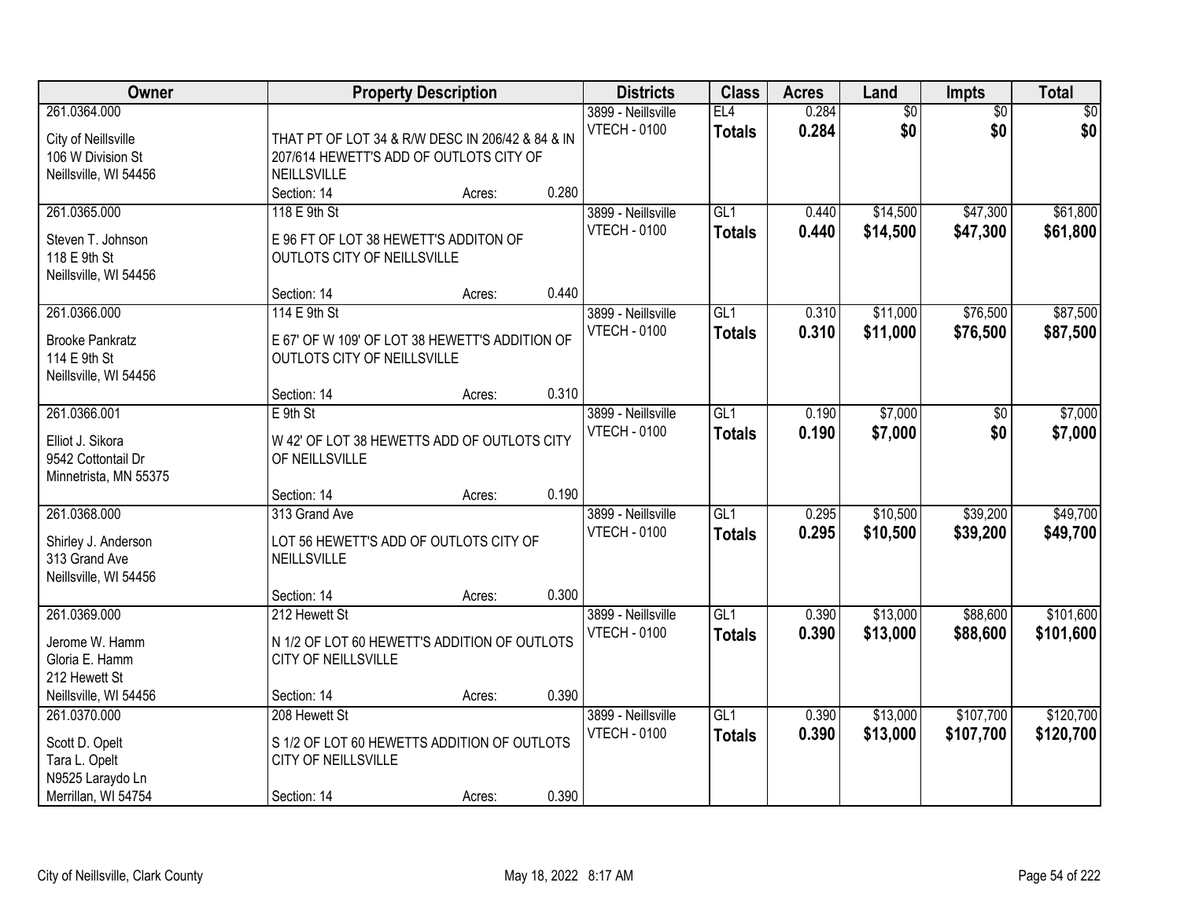| Owner | Property Description | | | Districts | Class | Acres | Land | Impts | Total |
|---|---|---|---|---|---|---|---|---|---|
| 261.0364.000<br><br>City of Neillsville<br>106 W Division St<br>Neillsville, WI 54456 | THAT PT OF LOT 34 & R/W DESC IN 206/42 & 84 & IN 207/614 HEWETT'S ADD OF OUTLOTS CITY OF NEILLSVILLE<br>Section: 14 | Acres: | 0.280 | 3899 - Neillsville<br>VTECH - 0100 | EL4<br>**Totals** | 0.284<br>**0.284** | $0<br>**$0** | $0<br>**$0** | $0<br>**$0** |
| 261.0365.000<br><br>Steven T. Johnson<br>118 E 9th St<br>Neillsville, WI 54456 | 118 E 9th St<br>E 96 FT OF LOT 38 HEWETT'S ADDITON OF OUTLOTS CITY OF NEILLSVILLE<br>Section: 14 | Acres: | 0.440 | 3899 - Neillsville<br>VTECH - 0100 | GL1<br>**Totals** | 0.440<br>**0.440** | $14,500<br>**$14,500** | $47,300<br>**$47,300** | $61,800<br>**$61,800** |
| 261.0366.000<br><br>Brooke Pankratz<br>114 E 9th St<br>Neillsville, WI 54456 | 114 E 9th St<br>E 67' OF W 109' OF LOT 38 HEWETT'S ADDITION OF OUTLOTS CITY OF NEILLSVILLE<br>Section: 14 | Acres: | 0.310 | 3899 - Neillsville<br>VTECH - 0100 | GL1<br>**Totals** | 0.310<br>**0.310** | $11,000<br>**$11,000** | $76,500<br>**$76,500** | $87,500<br>**$87,500** |
| 261.0366.001<br><br>Elliot J. Sikora<br>9542 Cottontail Dr<br>Minnetrista, MN 55375 | E 9th St<br>W 42' OF LOT 38 HEWETTS ADD OF OUTLOTS CITY OF NEILLSVILLE<br>Section: 14 | Acres: | 0.190 | 3899 - Neillsville<br>VTECH - 0100 | GL1<br>**Totals** | 0.190<br>**0.190** | $7,000<br>**$7,000** | $0<br>**$0** | $7,000<br>**$7,000** |
| 261.0368.000<br><br>Shirley J. Anderson<br>313 Grand Ave<br>Neillsville, WI 54456 | 313 Grand Ave<br>LOT 56 HEWETT'S ADD OF OUTLOTS CITY OF NEILLSVILLE<br>Section: 14 | Acres: | 0.300 | 3899 - Neillsville<br>VTECH - 0100 | GL1<br>**Totals** | 0.295<br>**0.295** | $10,500<br>**$10,500** | $39,200<br>**$39,200** | $49,700<br>**$49,700** |
| 261.0369.000<br><br>Jerome W. Hamm<br>Gloria E. Hamm<br>212 Hewett St<br>Neillsville, WI 54456 | 212 Hewett St<br>N 1/2 OF LOT 60 HEWETT'S ADDITION OF OUTLOTS CITY OF NEILLSVILLE<br>Section: 14 | Acres: | 0.390 | 3899 - Neillsville<br>VTECH - 0100 | GL1<br>**Totals** | 0.390<br>**0.390** | $13,000<br>**$13,000** | $88,600<br>**$88,600** | $101,600<br>**$101,600** |
| 261.0370.000<br><br>Scott D. Opelt<br>Tara L. Opelt<br>N9525 Laraydo Ln<br>Merrillan, WI 54754 | 208 Hewett St<br>S 1/2 OF LOT 60 HEWETTS ADDITION OF OUTLOTS CITY OF NEILLSVILLE<br>Section: 14 | Acres: | 0.390 | 3899 - Neillsville<br>VTECH - 0100 | GL1<br>**Totals** | 0.390<br>**0.390** | $13,000<br>**$13,000** | $107,700<br>**$107,700** | $120,700<br>**$120,700** |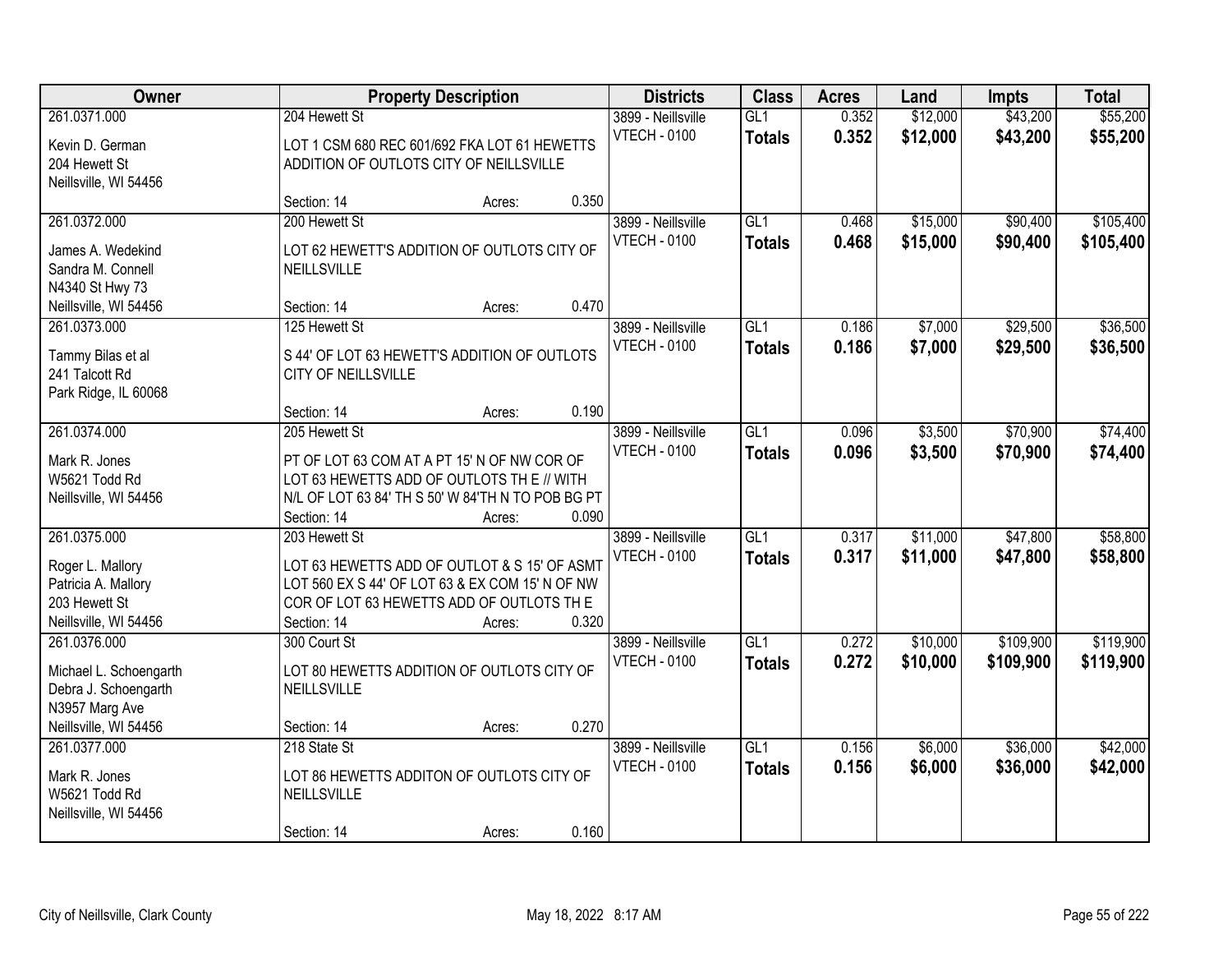| Owner | Property Description | Districts | Class | Acres | Land | Impts | Total |
|---|---|---|---|---|---|---|---|
| 261.0371.000<br>Kevin D. German<br>204 Hewett St<br>Neillsville, WI 54456 | 204 Hewett St<br>LOT 1 CSM 680 REC 601/692 FKA LOT 61 HEWETTS ADDITION OF OUTLOTS CITY OF NEILLSVILLE<br>Section: 14 Acres: 0.350 | 3899 - Neillsville<br>VTECH - 0100 | GL1<br>**Totals** | 0.352<br>**0.352** | $12,000<br>**$12,000** | $43,200<br>**$43,200** | $55,200<br>**$55,200** |
| 261.0372.000<br>James A. Wedekind<br>Sandra M. Connell<br>N4340 St Hwy 73<br>Neillsville, WI 54456 | 200 Hewett St<br>LOT 62 HEWETT'S ADDITION OF OUTLOTS CITY OF NEILLSVILLE<br>Section: 14 Acres: 0.470 | 3899 - Neillsville<br>VTECH - 0100 | GL1<br>**Totals** | 0.468<br>**0.468** | $15,000<br>**$15,000** | $90,400<br>**$90,400** | $105,400<br>**$105,400** |
| 261.0373.000<br>Tammy Bilas et al<br>241 Talcott Rd<br>Park Ridge, IL 60068 | 125 Hewett St<br>S 44' OF LOT 63 HEWETT'S ADDITION OF OUTLOTS CITY OF NEILLSVILLE<br>Section: 14 Acres: 0.190 | 3899 - Neillsville<br>VTECH - 0100 | GL1<br>**Totals** | 0.186<br>**0.186** | $7,000<br>**$7,000** | $29,500<br>**$29,500** | $36,500<br>**$36,500** |
| 261.0374.000<br>Mark R. Jones<br>W5621 Todd Rd<br>Neillsville, WI 54456 | 205 Hewett St<br>PT OF LOT 63 COM AT A PT 15' N OF NW COR OF LOT 63 HEWETTS ADD OF OUTLOTS TH E // WITH N/L OF LOT 63 84' TH S 50' W 84'TH N TO POB BG PT<br>Section: 14 Acres: 0.090 | 3899 - Neillsville<br>VTECH - 0100 | GL1<br>**Totals** | 0.096<br>**0.096** | $3,500<br>**$3,500** | $70,900<br>**$70,900** | $74,400<br>**$74,400** |
| 261.0375.000<br>Roger L. Mallory<br>Patricia A. Mallory<br>203 Hewett St<br>Neillsville, WI 54456 | 203 Hewett St<br>LOT 63 HEWETTS ADD OF OUTLOT & S 15' OF ASMT LOT 560 EX S 44' OF LOT 63 & EX COM 15' N OF NW COR OF LOT 63 HEWETTS ADD OF OUTLOTS TH E<br>Section: 14 Acres: 0.320 | 3899 - Neillsville<br>VTECH - 0100 | GL1<br>**Totals** | 0.317<br>**0.317** | $11,000<br>**$11,000** | $47,800<br>**$47,800** | $58,800<br>**$58,800** |
| 261.0376.000<br>Michael L. Schoengarth<br>Debra J. Schoengarth<br>N3957 Marg Ave<br>Neillsville, WI 54456 | 300 Court St<br>LOT 80 HEWETTS ADDITION OF OUTLOTS CITY OF NEILLSVILLE<br>Section: 14 Acres: 0.270 | 3899 - Neillsville<br>VTECH - 0100 | GL1<br>**Totals** | 0.272<br>**0.272** | $10,000<br>**$10,000** | $109,900<br>**$109,900** | $119,900<br>**$119,900** |
| 261.0377.000<br>Mark R. Jones<br>W5621 Todd Rd<br>Neillsville, WI 54456 | 218 State St<br>LOT 86 HEWETTS ADDITON OF OUTLOTS CITY OF NEILLSVILLE<br>Section: 14 Acres: 0.160 | 3899 - Neillsville<br>VTECH - 0100 | GL1<br>**Totals** | 0.156<br>**0.156** | $6,000<br>**$6,000** | $36,000<br>**$36,000** | $42,000<br>**$42,000** |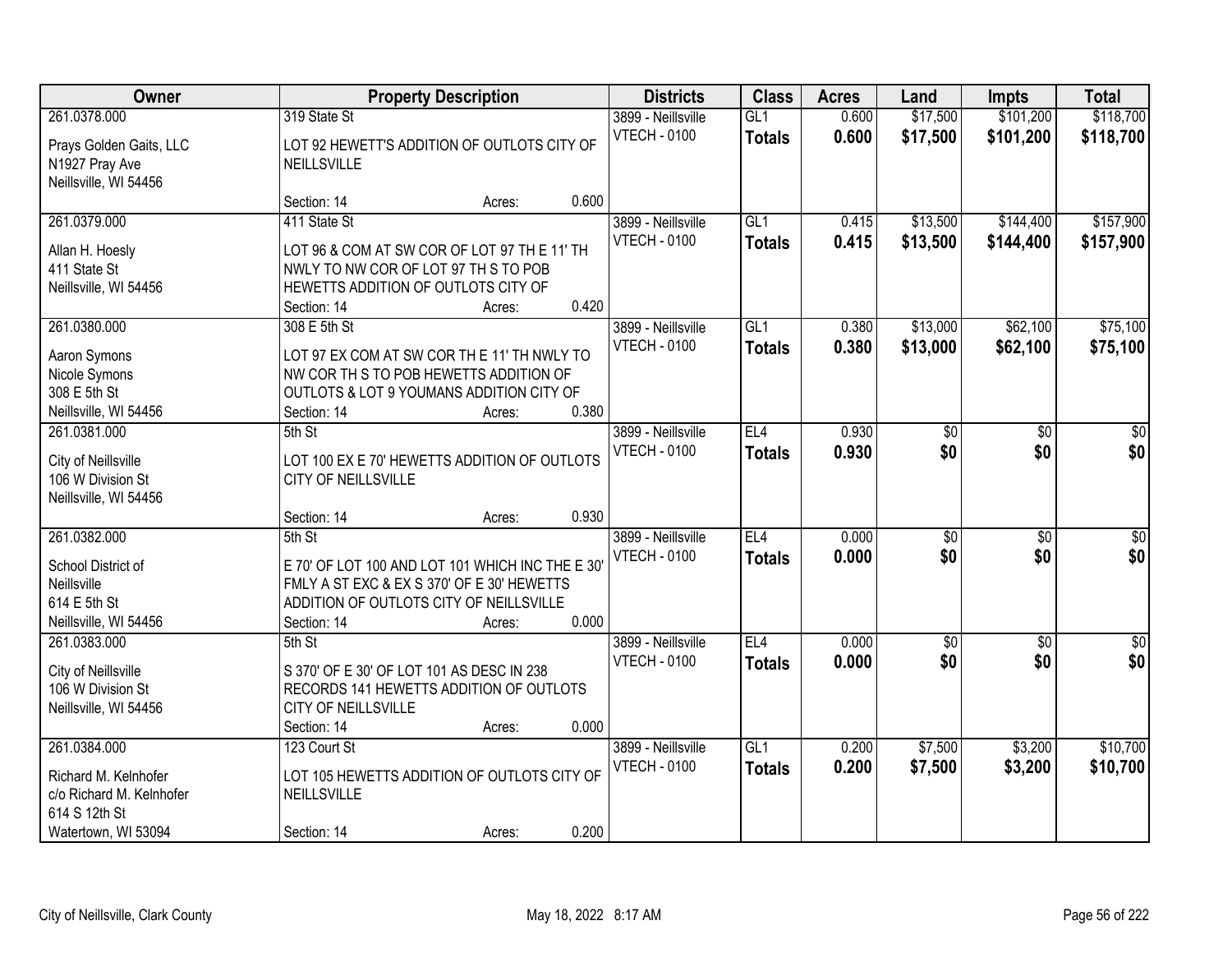| Owner | Property Description | Districts | Class | Acres | Land | Impts | Total |
|---|---|---|---|---|---|---|---|
| 261.0378.000<br>Prays Golden Gaits, LLC<br>N1927 Pray Ave<br>Neillsville, WI 54456 | 319 State St<br>LOT 92 HEWETT'S ADDITION OF OUTLOTS CITY OF NEILLSVILLE<br>Section: 14 Acres: 0.600 | 3899 - Neillsville<br>VTECH - 0100 | GL1<br>**Totals** | 0.600<br>**0.600** | $17,500<br>**$17,500** | $101,200<br>**$101,200** | $118,700<br>**$118,700** |
| 261.0379.000<br>Allan H. Hoesly<br>411 State St<br>Neillsville, WI 54456 | 411 State St<br>LOT 96 & COM AT SW COR OF LOT 97 TH E 11' TH NWLY TO NW COR OF LOT 97 TH S TO POB HEWETTS ADDITION OF OUTLOTS CITY OF<br>Section: 14 Acres: 0.420 | 3899 - Neillsville<br>VTECH - 0100 | GL1<br>**Totals** | 0.415<br>**0.415** | $13,500<br>**$13,500** | $144,400<br>**$144,400** | $157,900<br>**$157,900** |
| 261.0380.000<br>Aaron Symons<br>Nicole Symons<br>308 E 5th St<br>Neillsville, WI 54456 | 308 E 5th St<br>LOT 97 EX COM AT SW COR TH E 11' TH NWLY TO NW COR TH S TO POB HEWETTS ADDITION OF OUTLOTS & LOT 9 YOUMANS ADDITION CITY OF<br>Section: 14 Acres: 0.380 | 3899 - Neillsville<br>VTECH - 0100 | GL1<br>**Totals** | 0.380<br>**0.380** | $13,000<br>**$13,000** | $62,100<br>**$62,100** | $75,100<br>**$75,100** |
| 261.0381.000<br>City of Neillsville<br>106 W Division St<br>Neillsville, WI 54456 | 5th St<br>LOT 100 EX E 70' HEWETTS ADDITION OF OUTLOTS CITY OF NEILLSVILLE<br>Section: 14 Acres: 0.930 | 3899 - Neillsville<br>VTECH - 0100 | EL4<br>**Totals** | 0.930<br>**0.930** | $0<br>**$0** | $0<br>**$0** | $0<br>**$0** |
| 261.0382.000<br>School District of Neillsville<br>614 E 5th St<br>Neillsville, WI 54456 | 5th St<br>E 70' OF LOT 100 AND LOT 101 WHICH INC THE E 30' FMLY A ST EXC & EX S 370' OF E 30' HEWETTS ADDITION OF OUTLOTS CITY OF NEILLSVILLE<br>Section: 14 Acres: 0.000 | 3899 - Neillsville<br>VTECH - 0100 | EL4<br>**Totals** | 0.000<br>**0.000** | $0<br>**$0** | $0<br>**$0** | $0<br>**$0** |
| 261.0383.000<br>City of Neillsville<br>106 W Division St<br>Neillsville, WI 54456 | 5th St<br>S 370' OF E 30' OF LOT 101 AS DESC IN 238 RECORDS 141 HEWETTS ADDITION OF OUTLOTS CITY OF NEILLSVILLE<br>Section: 14 Acres: 0.000 | 3899 - Neillsville<br>VTECH - 0100 | EL4<br>**Totals** | 0.000<br>**0.000** | $0<br>**$0** | $0<br>**$0** | $0<br>**$0** |
| 261.0384.000<br>Richard M. Kelnhofer<br>c/o Richard M. Kelnhofer<br>614 S 12th St<br>Watertown, WI 53094 | 123 Court St<br>LOT 105 HEWETTS ADDITION OF OUTLOTS CITY OF NEILLSVILLE<br>Section: 14 Acres: 0.200 | 3899 - Neillsville<br>VTECH - 0100 | GL1<br>**Totals** | 0.200<br>**0.200** | $7,500<br>**$7,500** | $3,200<br>**$3,200** | $10,700<br>**$10,700** |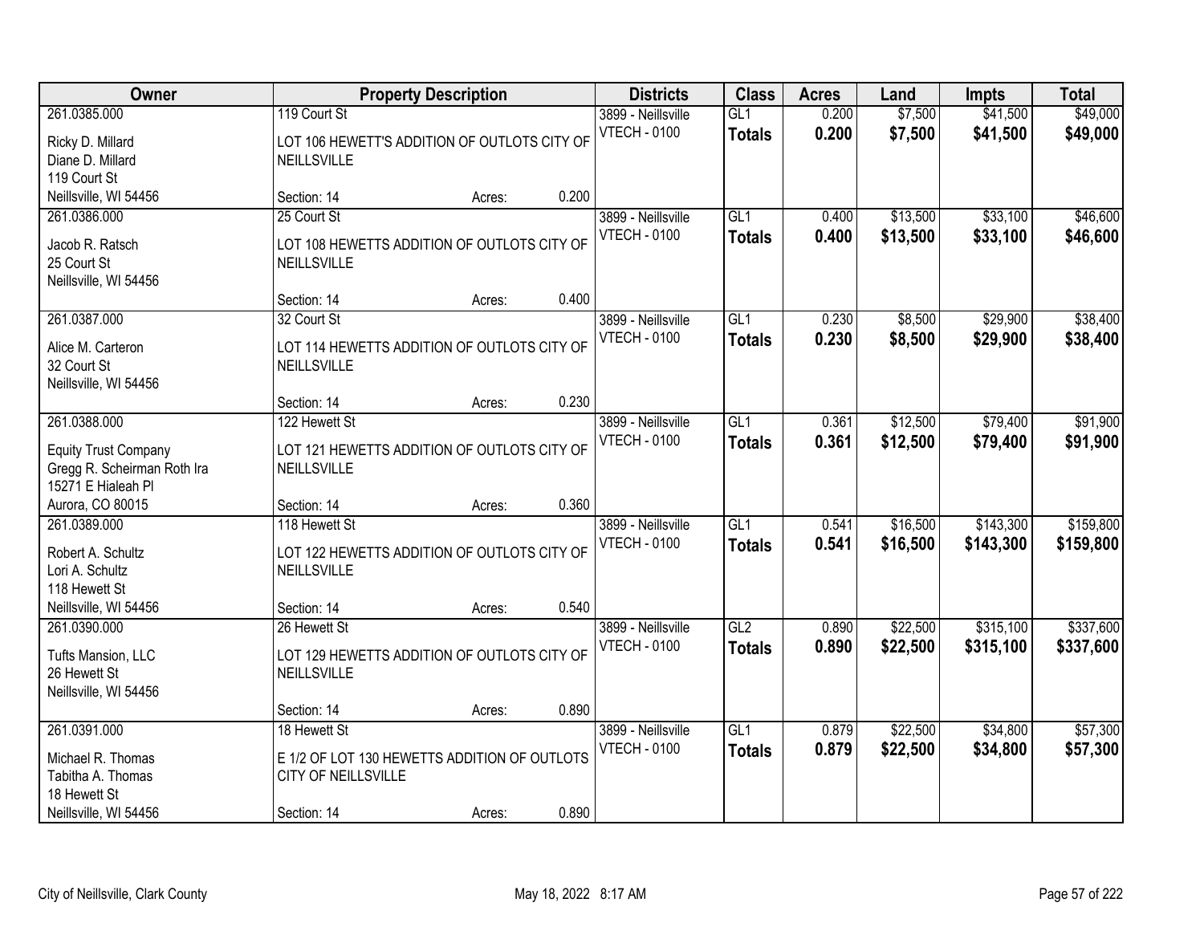| Owner | Property Description | | | Districts | Class | Acres | Land | Impts | Total |
|---|---|---|---|---|---|---|---|---|---|
| 261.0385.000<br>Ricky D. Millard<br>Diane D. Millard<br>119 Court St<br>Neillsville, WI 54456 | 119 Court St<br>LOT 106 HEWETT'S ADDITION OF OUTLOTS CITY OF NEILLSVILLE<br>Section: 14 | Acres: | 0.200 | 3899 - Neillsville<br>VTECH - 0100 | GL1<br>**Totals** | 0.200<br>**0.200** | \$7,500<br>**\$7,500** | \$41,500<br>**\$41,500** | \$49,000<br>**\$49,000** |
| 261.0386.000<br>Jacob R. Ratsch<br>25 Court St<br>Neillsville, WI 54456 | 25 Court St<br>LOT 108 HEWETTS ADDITION OF OUTLOTS CITY OF NEILLSVILLE<br>Section: 14 | Acres: | 0.400 | 3899 - Neillsville<br>VTECH - 0100 | GL1<br>**Totals** | 0.400<br>**0.400** | \$13,500<br>**\$13,500** | \$33,100<br>**\$33,100** | \$46,600<br>**\$46,600** |
| 261.0387.000<br>Alice M. Carteron<br>32 Court St<br>Neillsville, WI 54456 | 32 Court St<br>LOT 114 HEWETTS ADDITION OF OUTLOTS CITY OF NEILLSVILLE<br>Section: 14 | Acres: | 0.230 | 3899 - Neillsville<br>VTECH - 0100 | GL1<br>**Totals** | 0.230<br>**0.230** | \$8,500<br>**\$8,500** | \$29,900<br>**\$29,900** | \$38,400<br>**\$38,400** |
| 261.0388.000<br>Equity Trust Company<br>Gregg R. Scheirman Roth Ira<br>15271 E Hialeah Pl<br>Aurora, CO 80015 | 122 Hewett St<br>LOT 121 HEWETTS ADDITION OF OUTLOTS CITY OF NEILLSVILLE<br>Section: 14 | Acres: | 0.360 | 3899 - Neillsville<br>VTECH - 0100 | GL1<br>**Totals** | 0.361<br>**0.361** | \$12,500<br>**\$12,500** | \$79,400<br>**\$79,400** | \$91,900<br>**\$91,900** |
| 261.0389.000<br>Robert A. Schultz<br>Lori A. Schultz<br>118 Hewett St<br>Neillsville, WI 54456 | 118 Hewett St<br>LOT 122 HEWETTS ADDITION OF OUTLOTS CITY OF NEILLSVILLE<br>Section: 14 | Acres: | 0.540 | 3899 - Neillsville<br>VTECH - 0100 | GL1<br>**Totals** | 0.541<br>**0.541** | \$16,500<br>**\$16,500** | \$143,300<br>**\$143,300** | \$159,800<br>**\$159,800** |
| 261.0390.000<br>Tufts Mansion, LLC<br>26 Hewett St<br>Neillsville, WI 54456 | 26 Hewett St<br>LOT 129 HEWETTS ADDITION OF OUTLOTS CITY OF NEILLSVILLE<br>Section: 14 | Acres: | 0.890 | 3899 - Neillsville<br>VTECH - 0100 | GL2<br>**Totals** | 0.890<br>**0.890** | \$22,500<br>**\$22,500** | \$315,100<br>**\$315,100** | \$337,600<br>**\$337,600** |
| 261.0391.000<br>Michael R. Thomas<br>Tabitha A. Thomas<br>18 Hewett St<br>Neillsville, WI 54456 | 18 Hewett St<br>E 1/2 OF LOT 130 HEWETTS ADDITION OF OUTLOTS CITY OF NEILLSVILLE<br>Section: 14 | Acres: | 0.890 | 3899 - Neillsville<br>VTECH - 0100 | GL1<br>**Totals** | 0.879<br>**0.879** | \$22,500<br>**\$22,500** | \$34,800<br>**\$34,800** | \$57,300<br>**\$57,300** |

City of Neillsville, Clark County | May 18, 2022 8:17 AM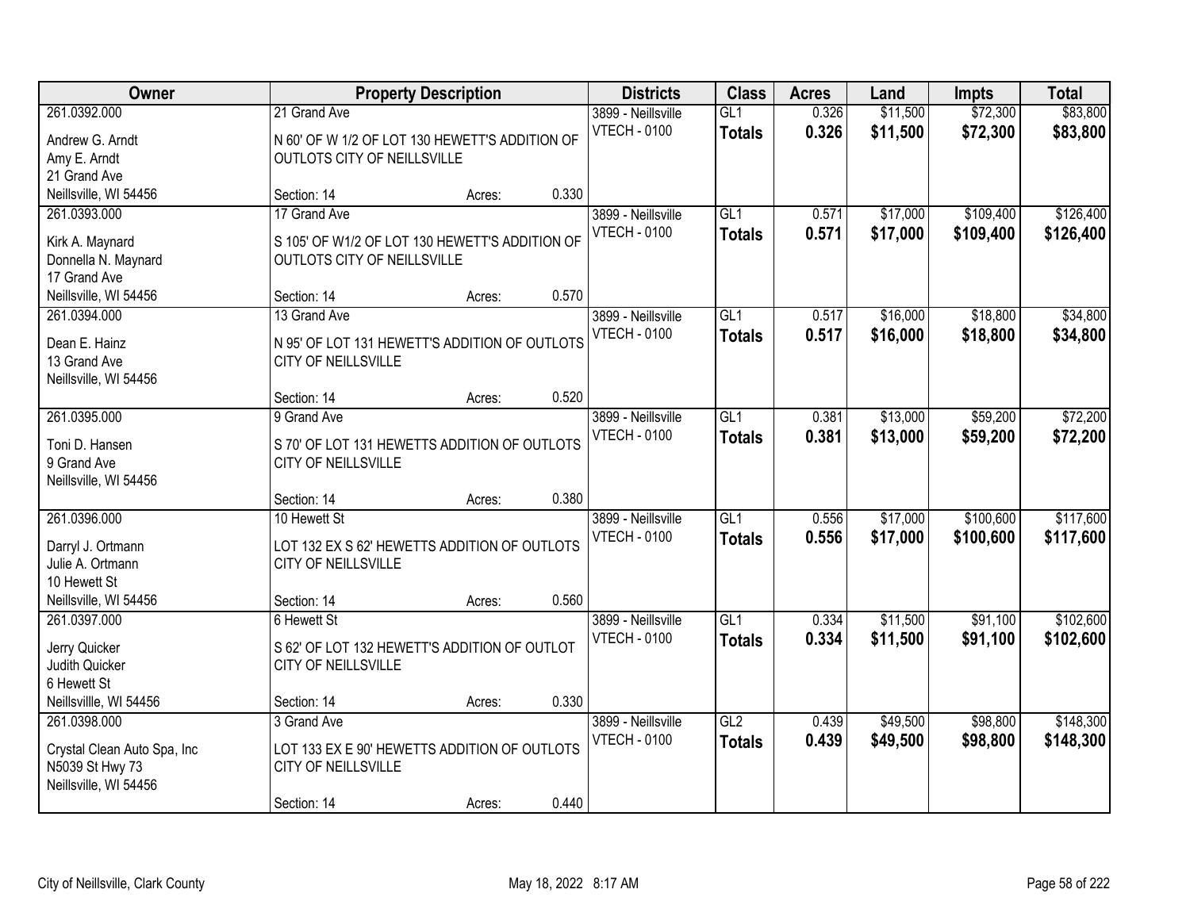| Owner | Property Description | Districts | Class | Acres | Land | Impts | Total |
|---|---|---|---|---|---|---|---|
| 261.0392.000<br>Andrew G. Arndt<br>Amy E. Arndt<br>21 Grand Ave<br>Neillsville, WI 54456 | 21 Grand Ave<br>N 60' OF W 1/2 OF LOT 130 HEWETT'S ADDITION OF OUTLOTS CITY OF NEILLSVILLE<br>Section: 14 Acres: 0.330 | 3899 - Neillsville<br>VTECH - 0100 | GL1<br>**Totals** | 0.326<br>**0.326** | $11,500<br>**$11,500** | $72,300<br>**$72,300** | $83,800<br>**$83,800** |
| 261.0393.000<br>Kirk A. Maynard<br>Donnella N. Maynard<br>17 Grand Ave<br>Neillsville, WI 54456 | 17 Grand Ave<br>S 105' OF W1/2 OF LOT 130 HEWETT'S ADDITION OF OUTLOTS CITY OF NEILLSVILLE<br>Section: 14 Acres: 0.570 | 3899 - Neillsville<br>VTECH - 0100 | GL1<br>**Totals** | 0.571<br>**0.571** | $17,000<br>**$17,000** | $109,400<br>**$109,400** | $126,400<br>**$126,400** |
| 261.0394.000<br>Dean E. Hainz<br>13 Grand Ave<br>Neillsville, WI 54456 | 13 Grand Ave<br>N 95' OF LOT 131 HEWETT'S ADDITION OF OUTLOTS CITY OF NEILLSVILLE<br>Section: 14 Acres: 0.520 | 3899 - Neillsville<br>VTECH - 0100 | GL1<br>**Totals** | 0.517<br>**0.517** | $16,000<br>**$16,000** | $18,800<br>**$18,800** | $34,800<br>**$34,800** |
| 261.0395.000<br>Toni D. Hansen<br>9 Grand Ave<br>Neillsville, WI 54456 | 9 Grand Ave<br>S 70' OF LOT 131 HEWETTS ADDITION OF OUTLOTS CITY OF NEILLSVILLE<br>Section: 14 Acres: 0.380 | 3899 - Neillsville<br>VTECH - 0100 | GL1<br>**Totals** | 0.381<br>**0.381** | $13,000<br>**$13,000** | $59,200<br>**$59,200** | $72,200<br>**$72,200** |
| 261.0396.000<br>Darryl J. Ortmann<br>Julie A. Ortmann<br>10 Hewett St<br>Neillsville, WI 54456 | 10 Hewett St<br>LOT 132 EX S 62' HEWETTS ADDITION OF OUTLOTS CITY OF NEILLSVILLE<br>Section: 14 Acres: 0.560 | 3899 - Neillsville<br>VTECH - 0100 | GL1<br>**Totals** | 0.556<br>**0.556** | $17,000<br>**$17,000** | $100,600<br>**$100,600** | $117,600<br>**$117,600** |
| 261.0397.000<br>Jerry Quicker<br>Judith Quicker<br>6 Hewett St<br>Neillsvillle, WI 54456 | 6 Hewett St<br>S 62' OF LOT 132 HEWETT'S ADDITION OF OUTLOT CITY OF NEILLSVILLE<br>Section: 14 Acres: 0.330 | 3899 - Neillsville<br>VTECH - 0100 | GL1<br>**Totals** | 0.334<br>**0.334** | $11,500<br>**$11,500** | $91,100<br>**$91,100** | $102,600<br>**$102,600** |
| 261.0398.000<br>Crystal Clean Auto Spa, Inc<br>N5039 St Hwy 73<br>Neillsville, WI 54456 | 3 Grand Ave<br>LOT 133 EX E 90' HEWETTS ADDITION OF OUTLOTS CITY OF NEILLSVILLE<br>Section: 14 Acres: 0.440 | 3899 - Neillsville<br>VTECH - 0100 | GL2<br>**Totals** | 0.439<br>**0.439** | $49,500<br>**$49,500** | $98,800<br>**$98,800** | $148,300<br>**$148,300** |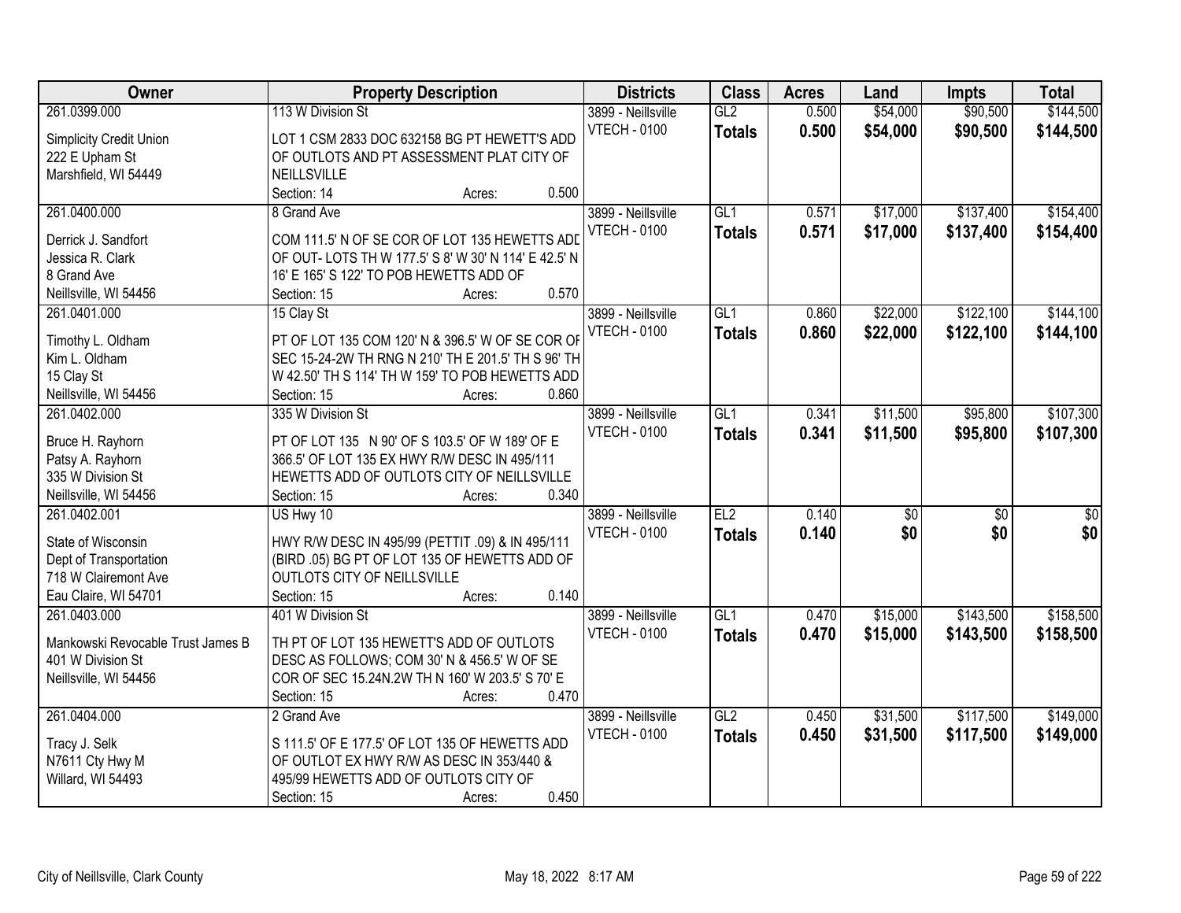| Owner | Property Description | Districts | Class | Acres | Land | Impts | Total |
|---|---|---|---|---|---|---|---|
| 261.0399.000<br>Simplicity Credit Union<br>222 E Upham St<br>Marshfield, WI 54449 | 113 W Division St<br>LOT 1 CSM 2833 DOC 632158 BG PT HEWETT'S ADD OF OUTLOTS AND PT ASSESSMENT PLAT CITY OF NEILLSVILLE<br>Section: 14 Acres: 0.500 | 3899 - Neillsville<br>VTECH - 0100 | GL2<br>**Totals** | 0.500<br>**0.500** | $54,000<br>**$54,000** | $90,500<br>**$90,500** | $144,500<br>**$144,500** |
| 261.0400.000<br>Derrick J. Sandfort<br>Jessica R. Clark<br>8 Grand Ave<br>Neillsville, WI 54456 | 8 Grand Ave<br>COM 111.5' N OF SE COR OF LOT 135 HEWETTS ADD OF OUT- LOTS TH W 177.5' S 8' W 30' N 114' E 42.5' N 16' E 165' S 122' TO POB HEWETTS ADD OF<br>Section: 15 Acres: 0.570 | 3899 - Neillsville<br>VTECH - 0100 | GL1<br>**Totals** | 0.571<br>**0.571** | $17,000<br>**$17,000** | $137,400<br>**$137,400** | $154,400<br>**$154,400** |
| 261.0401.000<br>Timothy L. Oldham<br>Kim L. Oldham<br>15 Clay St<br>Neillsville, WI 54456 | 15 Clay St<br>PT OF LOT 135 COM 120' N & 396.5' W OF SE COR OF SEC 15-24-2W TH RNG N 210' TH E 201.5' TH S 96' TH W 42.50' TH S 114' TH W 159' TO POB HEWETTS ADD<br>Section: 15 Acres: 0.860 | 3899 - Neillsville<br>VTECH - 0100 | GL1<br>**Totals** | 0.860<br>**0.860** | $22,000<br>**$22,000** | $122,100<br>**$122,100** | $144,100<br>**$144,100** |
| 261.0402.000<br>Bruce H. Rayhorn<br>Patsy A. Rayhorn<br>335 W Division St<br>Neillsville, WI 54456 | 335 W Division St<br>PT OF LOT 135 N 90' OF S 103.5' OF W 189' OF E 366.5' OF LOT 135 EX HWY R/W DESC IN 495/111 HEWETTS ADD OF OUTLOTS CITY OF NEILLSVILLE<br>Section: 15 Acres: 0.340 | 3899 - Neillsville<br>VTECH - 0100 | GL1<br>**Totals** | 0.341<br>**0.341** | $11,500<br>**$11,500** | $95,800<br>**$95,800** | $107,300<br>**$107,300** |
| 261.0402.001<br>State of Wisconsin<br>Dept of Transportation<br>718 W Clairemont Ave<br>Eau Claire, WI 54701 | US Hwy 10<br>HWY R/W DESC IN 495/99 (PETTIT .09) & IN 495/111 (BIRD .05) BG PT OF LOT 135 OF HEWETTS ADD OF OUTLOTS CITY OF NEILLSVILLE<br>Section: 15 Acres: 0.140 | 3899 - Neillsville<br>VTECH - 0100 | EL2<br>**Totals** | 0.140<br>**0.140** | $0<br>**$0** | $0<br>**$0** | $0<br>**$0** |
| 261.0403.000<br>Mankowski Revocable Trust James B<br>401 W Division St<br>Neillsville, WI 54456 | 401 W Division St<br>TH PT OF LOT 135 HEWETT'S ADD OF OUTLOTS DESC AS FOLLOWS; COM 30' N & 456.5' W OF SE COR OF SEC 15.24N.2W TH N 160' W 203.5' S 70' E<br>Section: 15 Acres: 0.470 | 3899 - Neillsville<br>VTECH - 0100 | GL1<br>**Totals** | 0.470<br>**0.470** | $15,000<br>**$15,000** | $143,500<br>**$143,500** | $158,500<br>**$158,500** |
| 261.0404.000<br>Tracy J. Selk<br>N7611 Cty Hwy M<br>Willard, WI 54493 | 2 Grand Ave<br>S 111.5' OF E 177.5' OF LOT 135 OF HEWETTS ADD OF OUTLOT EX HWY R/W AS DESC IN 353/440 & 495/99 HEWETTS ADD OF OUTLOTS CITY OF<br>Section: 15 Acres: 0.450 | 3899 - Neillsville<br>VTECH - 0100 | GL2<br>**Totals** | 0.450<br>**0.450** | $31,500<br>**$31,500** | $117,500<br>**$117,500** | $149,000<br>**$149,000** |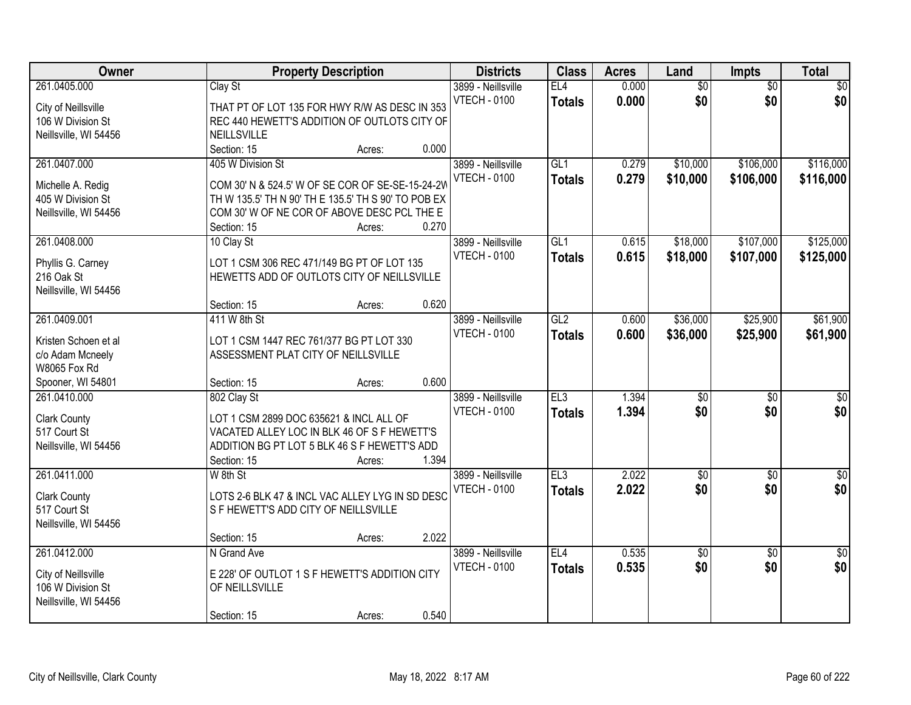| Owner | Property Description | Districts | Class | Acres | Land | Impts | Total |
|---|---|---|---|---|---|---|---|
| 261.0405.000<br>City of Neillsville<br>106 W Division St<br>Neillsville, WI 54456 | Clay St<br>THAT PT OF LOT 135 FOR HWY R/W AS DESC IN 353 REC 440 HEWETT'S ADDITION OF OUTLOTS CITY OF NEILLSVILLE<br>Section: 15 Acres: 0.000 | 3899 - Neillsville<br>VTECH - 0100 | EL4<br>**Totals** | 0.000<br>**0.000** | $0<br>**$0** | $0<br>**$0** | $0<br>**$0** |
| 261.0407.000<br>Michelle A. Redig<br>405 W Division St<br>Neillsville, WI 54456 | 405 W Division St<br>COM 30' N & 524.5' W OF SE COR OF SE-SE-15-24-2W TH W 135.5' TH N 90' TH E 135.5' TH S 90' TO POB EX COM 30' W OF NE COR OF ABOVE DESC PCL THE E<br>Section: 15 Acres: 0.270 | 3899 - Neillsville<br>VTECH - 0100 | GL1<br>**Totals** | 0.279<br>**0.279** | $10,000<br>**$10,000** | $106,000<br>**$106,000** | $116,000<br>**$116,000** |
| 261.0408.000<br>Phyllis G. Carney<br>216 Oak St<br>Neillsville, WI 54456 | 10 Clay St<br>LOT 1 CSM 306 REC 471/149 BG PT OF LOT 135 HEWETTS ADD OF OUTLOTS CITY OF NEILLSVILLE<br>Section: 15 Acres: 0.620 | 3899 - Neillsville<br>VTECH - 0100 | GL1<br>**Totals** | 0.615<br>**0.615** | $18,000<br>**$18,000** | $107,000<br>**$107,000** | $125,000<br>**$125,000** |
| 261.0409.001<br>Kristen Schoen et al<br>c/o Adam Mcneely<br>W8065 Fox Rd<br>Spooner, WI 54801 | 411 W 8th St<br>LOT 1 CSM 1447 REC 761/377 BG PT LOT 330 ASSESSMENT PLAT CITY OF NEILLSVILLE<br>Section: 15 Acres: 0.600 | 3899 - Neillsville<br>VTECH - 0100 | GL2<br>**Totals** | 0.600<br>**0.600** | $36,000<br>**$36,000** | $25,900<br>**$25,900** | $61,900<br>**$61,900** |
| 261.0410.000<br>Clark County<br>517 Court St<br>Neillsville, WI 54456 | 802 Clay St<br>LOT 1 CSM 2899 DOC 635621 & INCL ALL OF VACATED ALLEY LOC IN BLK 46 OF S F HEWETT'S ADDITION BG PT LOT 5 BLK 46 S F HEWETT'S ADD<br>Section: 15 Acres: 1.394 | 3899 - Neillsville<br>VTECH - 0100 | EL3<br>**Totals** | 1.394<br>**1.394** | $0<br>**$0** | $0<br>**$0** | $0<br>**$0** |
| 261.0411.000<br>Clark County<br>517 Court St<br>Neillsville, WI 54456 | W 8th St<br>LOTS 2-6 BLK 47 & INCL VAC ALLEY LYG IN SD DESC S F HEWETT'S ADD CITY OF NEILLSVILLE<br>Section: 15 Acres: 2.022 | 3899 - Neillsville<br>VTECH - 0100 | EL3<br>**Totals** | 2.022<br>**2.022** | $0<br>**$0** | $0<br>**$0** | $0<br>**$0** |
| 261.0412.000<br>City of Neillsville<br>106 W Division St<br>Neillsville, WI 54456 | N Grand Ave<br>E 228' OF OUTLOT 1 S F HEWETT'S ADDITION CITY OF NEILLSVILLE<br>Section: 15 Acres: 0.540 | 3899 - Neillsville<br>VTECH - 0100 | EL4<br>**Totals** | 0.535<br>**0.535** | $0<br>**$0** | $0<br>**$0** | $0<br>**$0** |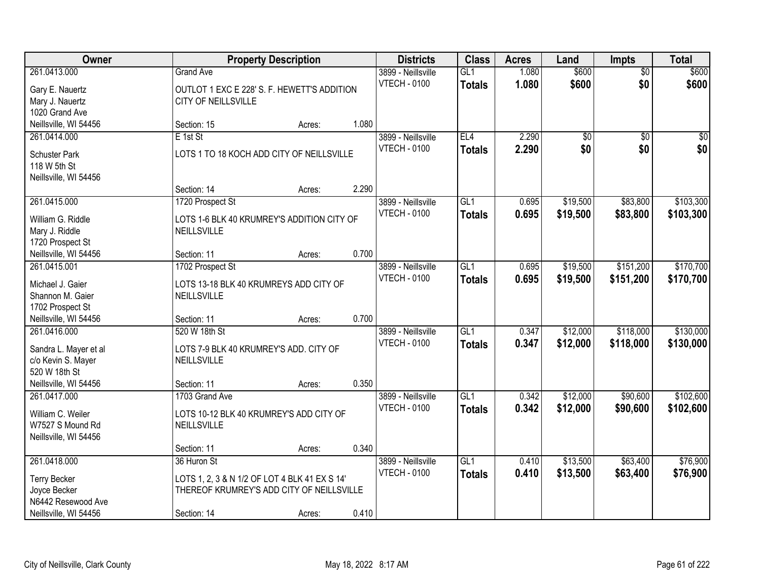| Owner | Property Description | | | Districts | Class | Acres | Land | Impts | Total |
|---|---|---|---|---|---|---|---|---|---|
| 261.0413.000<br>Gary E. Nauertz<br>Mary J. Nauertz<br>1020 Grand Ave<br>Neillsville, WI 54456 | Grand Ave<br>OUTLOT 1 EXC E 228' S. F. HEWETT'S ADDITION CITY OF NEILLSVILLE<br>Section: 15 | Acres: | 1.080 | 3899 - Neillsville<br>VTECH - 0100 | GL1<br>**Totals** | 1.080<br>**1.080** | $600<br>**$600** | $0<br>**$0** | $600<br>**$600** |
| 261.0414.000<br>Schuster Park<br>118 W 5th St<br>Neillsville, WI 54456 | E 1st St<br>LOTS 1 TO 18 KOCH ADD CITY OF NEILLSVILLE<br>Section: 14 | Acres: | 2.290 | 3899 - Neillsville<br>VTECH - 0100 | EL4<br>**Totals** | 2.290<br>**2.290** | $0<br>**$0** | $0<br>**$0** | $0<br>**$0** |
| 261.0415.000<br>William G. Riddle<br>Mary J. Riddle<br>1720 Prospect St<br>Neillsville, WI 54456 | 1720 Prospect St<br>LOTS 1-6 BLK 40 KRUMREY'S ADDITION CITY OF NEILLSVILLE<br>Section: 11 | Acres: | 0.700 | 3899 - Neillsville<br>VTECH - 0100 | GL1<br>**Totals** | 0.695<br>**0.695** | $19,500<br>**$19,500** | $83,800<br>**$83,800** | $103,300<br>**$103,300** |
| 261.0415.001<br>Michael J. Gaier<br>Shannon M. Gaier<br>1702 Prospect St<br>Neillsville, WI 54456 | 1702 Prospect St<br>LOTS 13-18 BLK 40 KRUMREYS ADD CITY OF NEILLSVILLE<br>Section: 11 | Acres: | 0.700 | 3899 - Neillsville<br>VTECH - 0100 | GL1<br>**Totals** | 0.695<br>**0.695** | $19,500<br>**$19,500** | $151,200<br>**$151,200** | $170,700<br>**$170,700** |
| 261.0416.000<br>Sandra L. Mayer et al<br>c/o Kevin S. Mayer<br>520 W 18th St<br>Neillsville, WI 54456 | 520 W 18th St<br>LOTS 7-9 BLK 40 KRUMREY'S ADD. CITY OF NEILLSVILLE<br>Section: 11 | Acres: | 0.350 | 3899 - Neillsville<br>VTECH - 0100 | GL1<br>**Totals** | 0.347<br>**0.347** | $12,000<br>**$12,000** | $118,000<br>**$118,000** | $130,000<br>**$130,000** |
| 261.0417.000<br>William C. Weiler<br>W7527 S Mound Rd<br>Neillsville, WI 54456 | 1703 Grand Ave<br>LOTS 10-12 BLK 40 KRUMREY'S ADD CITY OF NEILLSVILLE<br>Section: 11 | Acres: | 0.340 | 3899 - Neillsville<br>VTECH - 0100 | GL1<br>**Totals** | 0.342<br>**0.342** | $12,000<br>**$12,000** | $90,600<br>**$90,600** | $102,600<br>**$102,600** |
| 261.0418.000<br>Terry Becker<br>Joyce Becker<br>N6442 Resewood Ave<br>Neillsville, WI 54456 | 36 Huron St<br>LOTS 1, 2, 3 & N 1/2 OF LOT 4 BLK 41 EX S 14' THEREOF KRUMREY'S ADD CITY OF NEILLSVILLE<br>Section: 14 | Acres: | 0.410 | 3899 - Neillsville<br>VTECH - 0100 | GL1<br>**Totals** | 0.410<br>**0.410** | $13,500<br>**$13,500** | $63,400<br>**$63,400** | $76,900<br>**$76,900** |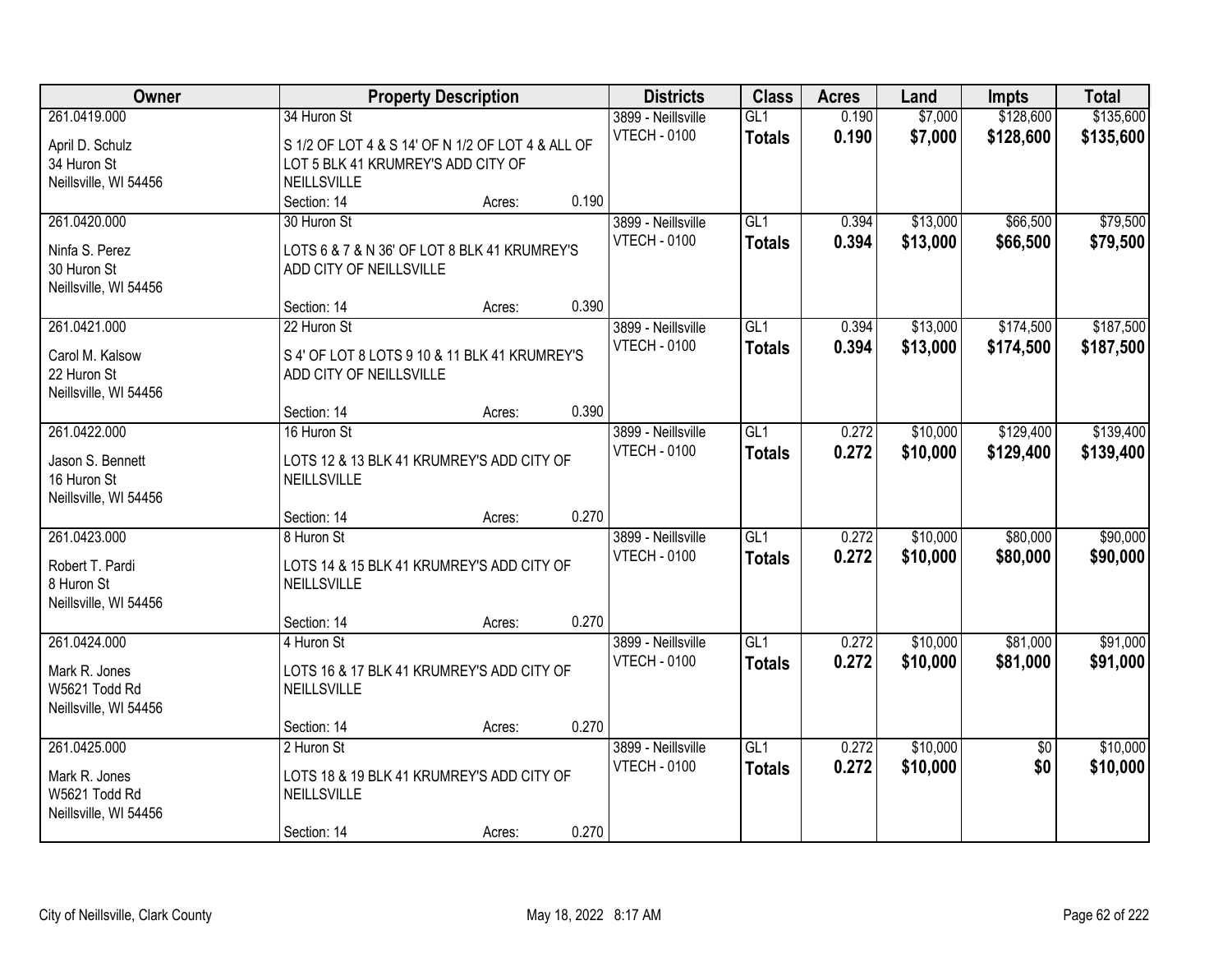| Owner | Property Description | Districts | Class | Acres | Land | Impts | Total |
|---|---|---|---|---|---|---|---|
| 261.0419.000<br>April D. Schulz<br>34 Huron St<br>Neillsville, WI 54456 | 34 Huron St<br>S 1/2 OF LOT 4 & S 14' OF N 1/2 OF LOT 4 & ALL OF LOT 5 BLK 41 KRUMREY'S ADD CITY OF NEILLSVILLE<br>Section: 14 Acres: 0.190 | 3899 - Neillsville<br>VTECH - 0100 | GL1<br>**Totals** | 0.190<br>**0.190** | $7,000<br>**$7,000** | $128,600<br>**$128,600** | $135,600<br>**$135,600** |
| 261.0420.000<br>Ninfa S. Perez<br>30 Huron St<br>Neillsville, WI 54456 | 30 Huron St<br>LOTS 6 & 7 & N 36' OF LOT 8 BLK 41 KRUMREY'S ADD CITY OF NEILLSVILLE<br>Section: 14 Acres: 0.390 | 3899 - Neillsville<br>VTECH - 0100 | GL1<br>**Totals** | 0.394<br>**0.394** | $13,000<br>**$13,000** | $66,500<br>**$66,500** | $79,500<br>**$79,500** |
| 261.0421.000<br>Carol M. Kalsow<br>22 Huron St<br>Neillsville, WI 54456 | 22 Huron St<br>S 4' OF LOT 8 LOTS 9 10 & 11 BLK 41 KRUMREY'S ADD CITY OF NEILLSVILLE<br>Section: 14 Acres: 0.390 | 3899 - Neillsville<br>VTECH - 0100 | GL1<br>**Totals** | 0.394<br>**0.394** | $13,000<br>**$13,000** | $174,500<br>**$174,500** | $187,500<br>**$187,500** |
| 261.0422.000<br>Jason S. Bennett<br>16 Huron St<br>Neillsville, WI 54456 | 16 Huron St<br>LOTS 12 & 13 BLK 41 KRUMREY'S ADD CITY OF NEILLSVILLE<br>Section: 14 Acres: 0.270 | 3899 - Neillsville<br>VTECH - 0100 | GL1<br>**Totals** | 0.272<br>**0.272** | $10,000<br>**$10,000** | $129,400<br>**$129,400** | $139,400<br>**$139,400** |
| 261.0423.000<br>Robert T. Pardi<br>8 Huron St<br>Neillsville, WI 54456 | 8 Huron St<br>LOTS 14 & 15 BLK 41 KRUMREY'S ADD CITY OF NEILLSVILLE<br>Section: 14 Acres: 0.270 | 3899 - Neillsville<br>VTECH - 0100 | GL1<br>**Totals** | 0.272<br>**0.272** | $10,000<br>**$10,000** | $80,000<br>**$80,000** | $90,000<br>**$90,000** |
| 261.0424.000<br>Mark R. Jones<br>W5621 Todd Rd<br>Neillsville, WI 54456 | 4 Huron St<br>LOTS 16 & 17 BLK 41 KRUMREY'S ADD CITY OF NEILLSVILLE<br>Section: 14 Acres: 0.270 | 3899 - Neillsville<br>VTECH - 0100 | GL1<br>**Totals** | 0.272<br>**0.272** | $10,000<br>**$10,000** | $81,000<br>**$81,000** | $91,000<br>**$91,000** |
| 261.0425.000<br>Mark R. Jones<br>W5621 Todd Rd<br>Neillsville, WI 54456 | 2 Huron St<br>LOTS 18 & 19 BLK 41 KRUMREY'S ADD CITY OF NEILLSVILLE<br>Section: 14 Acres: 0.270 | 3899 - Neillsville<br>VTECH - 0100 | GL1<br>**Totals** | 0.272<br>**0.272** | $10,000<br>**$10,000** | $0<br>**$0** | $10,000<br>**$10,000** |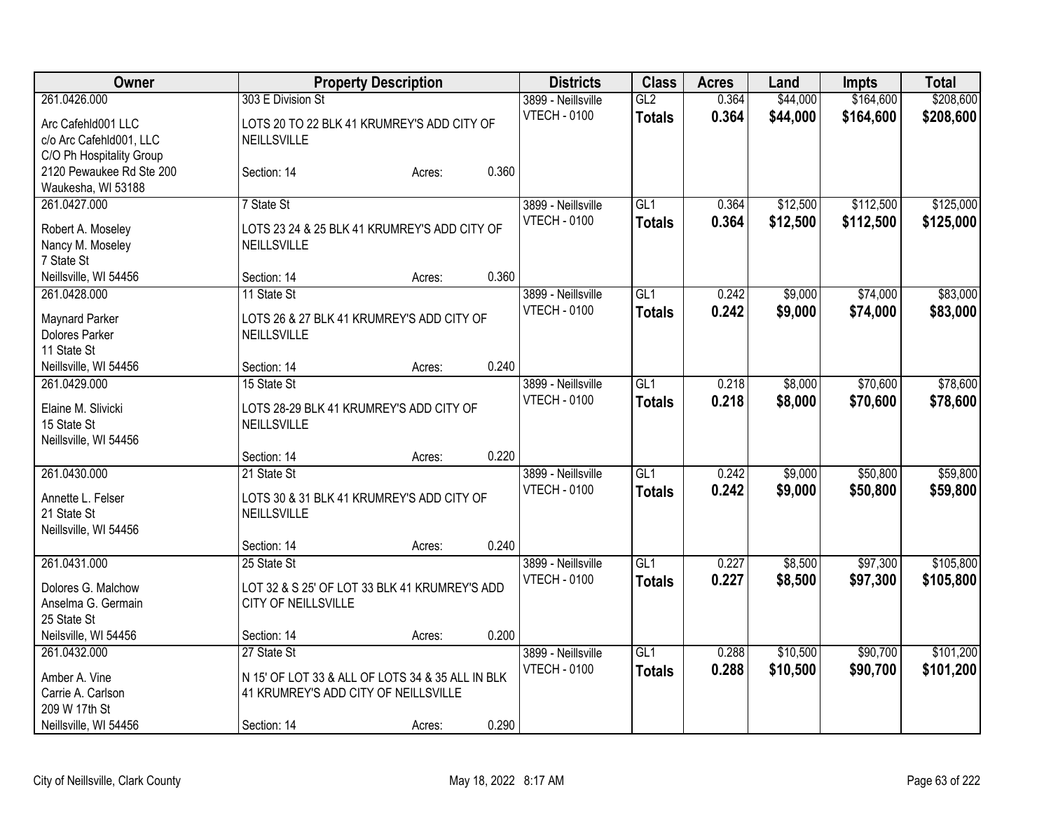| Owner | Property Description | Districts | Class | Acres | Land | Impts | Total |
|---|---|---|---|---|---|---|---|
| 261.0426.000<br>Arc Cafehld001 LLC<br>c/o Arc Cafehld001, LLC<br>C/O Ph Hospitality Group<br>2120 Pewaukee Rd Ste 200<br>Waukesha, WI 53188 | 303 E Division St<br>LOTS 20 TO 22 BLK 41 KRUMREY'S ADD CITY OF NEILLSVILLE<br>Section: 14 Acres: 0.360 | 3899 - Neillsville<br>VTECH - 0100 | GL2<br>**Totals** | 0.364<br>**0.364** | $44,000<br>**$44,000** | $164,600<br>**$164,600** | $208,600<br>**$208,600** |
| 261.0427.000<br>Robert A. Moseley<br>Nancy M. Moseley<br>7 State St<br>Neillsville, WI 54456 | 7 State St<br>LOTS 23 24 & 25 BLK 41 KRUMREY'S ADD CITY OF NEILLSVILLE<br>Section: 14 Acres: 0.360 | 3899 - Neillsville<br>VTECH - 0100 | GL1<br>**Totals** | 0.364<br>**0.364** | $12,500<br>**$12,500** | $112,500<br>**$112,500** | $125,000<br>**$125,000** |
| 261.0428.000<br>Maynard Parker<br>Dolores Parker<br>11 State St<br>Neillsville, WI 54456 | 11 State St<br>LOTS 26 & 27 BLK 41 KRUMREY'S ADD CITY OF NEILLSVILLE<br>Section: 14 Acres: 0.240 | 3899 - Neillsville<br>VTECH - 0100 | GL1<br>**Totals** | 0.242<br>**0.242** | $9,000<br>**$9,000** | $74,000<br>**$74,000** | $83,000<br>**$83,000** |
| 261.0429.000<br>Elaine M. Slivicki<br>15 State St<br>Neillsville, WI 54456 | 15 State St<br>LOTS 28-29 BLK 41 KRUMREY'S ADD CITY OF NEILLSVILLE<br>Section: 14 Acres: 0.220 | 3899 - Neillsville<br>VTECH - 0100 | GL1<br>**Totals** | 0.218<br>**0.218** | $8,000<br>**$8,000** | $70,600<br>**$70,600** | $78,600<br>**$78,600** |
| 261.0430.000<br>Annette L. Felser<br>21 State St<br>Neillsville, WI 54456 | 21 State St<br>LOTS 30 & 31 BLK 41 KRUMREY'S ADD CITY OF NEILLSVILLE<br>Section: 14 Acres: 0.240 | 3899 - Neillsville<br>VTECH - 0100 | GL1<br>**Totals** | 0.242<br>**0.242** | $9,000<br>**$9,000** | $50,800<br>**$50,800** | $59,800<br>**$59,800** |
| 261.0431.000<br>Dolores G. Malchow<br>Anselma G. Germain<br>25 State St<br>Neilsville, WI 54456 | 25 State St<br>LOT 32 & S 25' OF LOT 33 BLK 41 KRUMREY'S ADD CITY OF NEILLSVILLE<br>Section: 14 Acres: 0.200 | 3899 - Neillsville<br>VTECH - 0100 | GL1<br>**Totals** | 0.227<br>**0.227** | $8,500<br>**$8,500** | $97,300<br>**$97,300** | $105,800<br>**$105,800** |
| 261.0432.000<br>Amber A. Vine<br>Carrie A. Carlson<br>209 W 17th St<br>Neillsville, WI 54456 | 27 State St<br>N 15' OF LOT 33 & ALL OF LOTS 34 & 35 ALL IN BLK 41 KRUMREY'S ADD CITY OF NEILLSVILLE<br>Section: 14 Acres: 0.290 | 3899 - Neillsville<br>VTECH - 0100 | GL1<br>**Totals** | 0.288<br>**0.288** | $10,500<br>**$10,500** | $90,700<br>**$90,700** | $101,200<br>**$101,200** |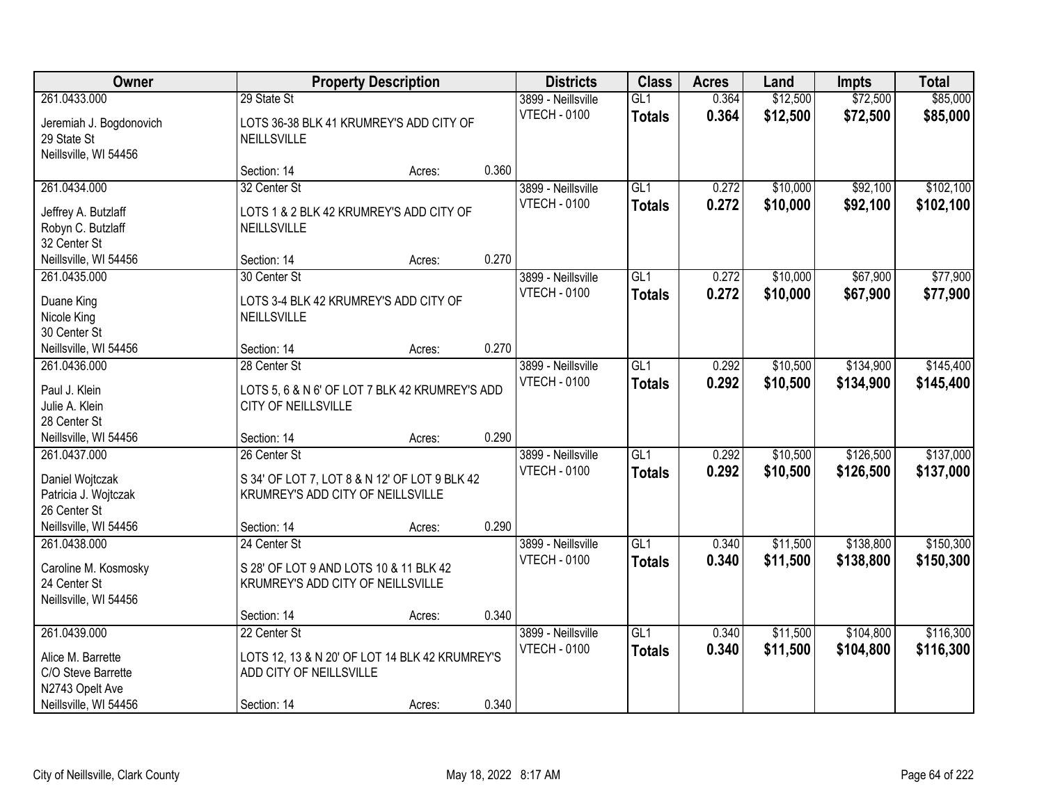| Owner | Property Description | | | Districts | Class | Acres | Land | Impts | Total |
|---|---|---|---|---|---|---|---|---|---|
| 261.0433.000 | 29 State St | | | 3899 - Neillsville | GL1 | 0.364 | $12,500 | $72,500 | $85,000 |
| Jeremiah J. Bogdonovich<br>29 State St<br>Neillsville, WI 54456 | LOTS 36-38 BLK 41 KRUMREY'S ADD CITY OF NEILLSVILLE | | | VTECH - 0100 | **Totals** | **0.364** | **$12,500** | **$72,500** | **$85,000** |
| | Section: 14 | Acres: | 0.360 | | | | | | |
| 261.0434.000 | 32 Center St | | | 3899 - Neillsville | GL1 | 0.272 | $10,000 | $92,100 | $102,100 |
| Jeffrey A. Butzlaff<br>Robyn C. Butzlaff<br>32 Center St<br>Neillsville, WI 54456 | LOTS 1 & 2 BLK 42 KRUMREY'S ADD CITY OF NEILLSVILLE | | | VTECH - 0100 | **Totals** | **0.272** | **$10,000** | **$92,100** | **$102,100** |
| | Section: 14 | Acres: | 0.270 | | | | | | |
| 261.0435.000 | 30 Center St | | | 3899 - Neillsville | GL1 | 0.272 | $10,000 | $67,900 | $77,900 |
| Duane King<br>Nicole King<br>30 Center St<br>Neillsville, WI 54456 | LOTS 3-4 BLK 42 KRUMREY'S ADD CITY OF NEILLSVILLE | | | VTECH - 0100 | **Totals** | **0.272** | **$10,000** | **$67,900** | **$77,900** |
| | Section: 14 | Acres: | 0.270 | | | | | | |
| 261.0436.000 | 28 Center St | | | 3899 - Neillsville | GL1 | 0.292 | $10,500 | $134,900 | $145,400 |
| Paul J. Klein<br>Julie A. Klein<br>28 Center St<br>Neillsville, WI 54456 | LOTS 5, 6 & N 6' OF LOT 7 BLK 42 KRUMREY'S ADD CITY OF NEILLSVILLE | | | VTECH - 0100 | **Totals** | **0.292** | **$10,500** | **$134,900** | **$145,400** |
| | Section: 14 | Acres: | 0.290 | | | | | | |
| 261.0437.000 | 26 Center St | | | 3899 - Neillsville | GL1 | 0.292 | $10,500 | $126,500 | $137,000 |
| Daniel Wojtczak<br>Patricia J. Wojtczak<br>26 Center St<br>Neillsville, WI 54456 | S 34' OF LOT 7, LOT 8 & N 12' OF LOT 9 BLK 42 KRUMREY'S ADD CITY OF NEILLSVILLE | | | VTECH - 0100 | **Totals** | **0.292** | **$10,500** | **$126,500** | **$137,000** |
| | Section: 14 | Acres: | 0.290 | | | | | | |
| 261.0438.000 | 24 Center St | | | 3899 - Neillsville | GL1 | 0.340 | $11,500 | $138,800 | $150,300 |
| Caroline M. Kosmosky<br>24 Center St<br>Neillsville, WI 54456 | S 28' OF LOT 9 AND LOTS 10 & 11 BLK 42 KRUMREY'S ADD CITY OF NEILLSVILLE | | | VTECH - 0100 | **Totals** | **0.340** | **$11,500** | **$138,800** | **$150,300** |
| | Section: 14 | Acres: | 0.340 | | | | | | |
| 261.0439.000 | 22 Center St | | | 3899 - Neillsville | GL1 | 0.340 | $11,500 | $104,800 | $116,300 |
| Alice M. Barrette<br>C/O Steve Barrette<br>N2743 Opelt Ave<br>Neillsville, WI 54456 | LOTS 12, 13 & N 20' OF LOT 14 BLK 42 KRUMREY'S ADD CITY OF NEILLSVILLE | | | VTECH - 0100 | **Totals** | **0.340** | **$11,500** | **$104,800** | **$116,300** |
| | Section: 14 | Acres: | 0.340 | | | | | | |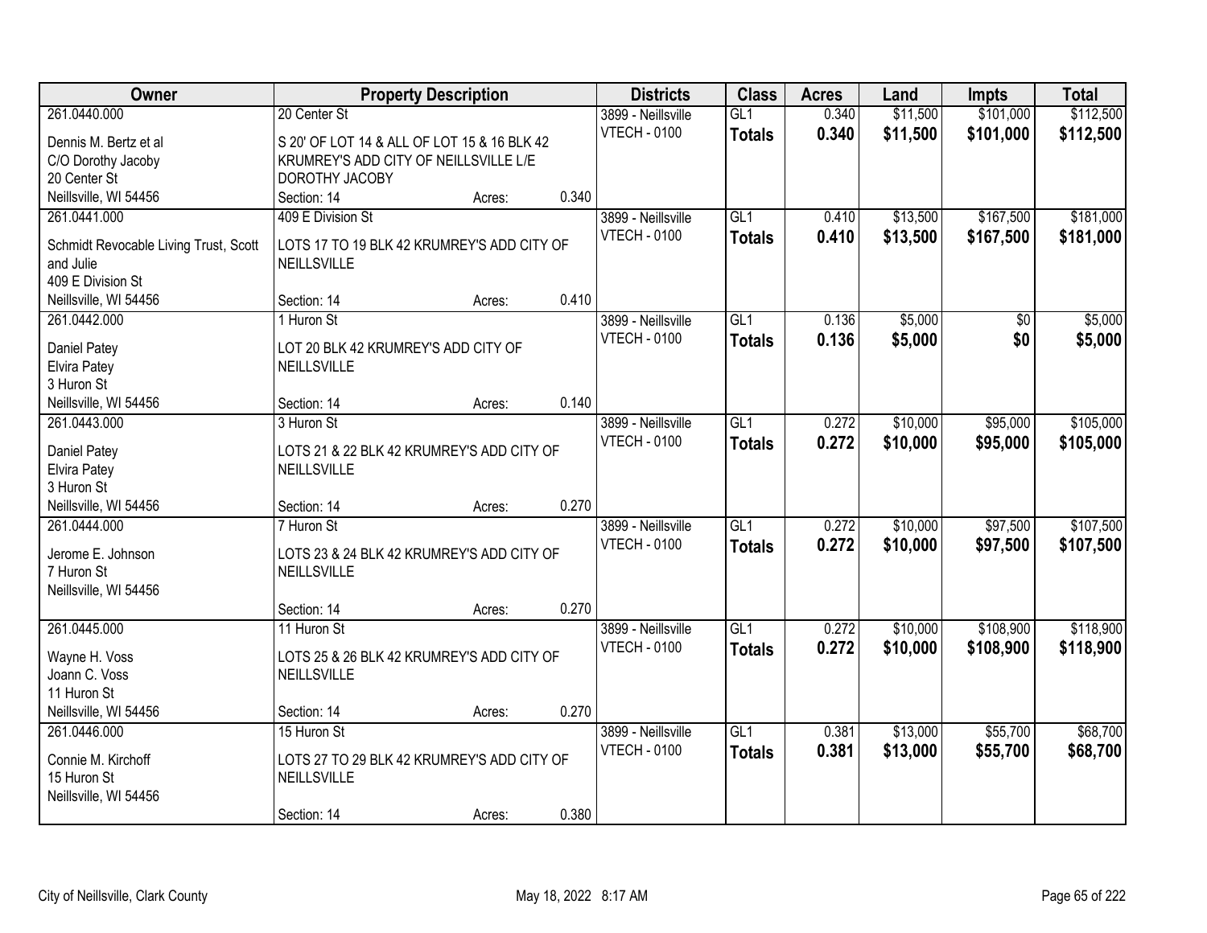| Owner | Property Description | Districts | Class | Acres | Land | Impts | Total |
|---|---|---|---|---|---|---|---|
| 261.0440.000<br>Dennis M. Bertz et al<br>C/O Dorothy Jacoby<br>20 Center St<br>Neillsville, WI 54456 | 20 Center St<br>S 20' OF LOT 14 & ALL OF LOT 15 & 16 BLK 42 KRUMREY'S ADD CITY OF NEILLSVILLE L/E DOROTHY JACOBY<br>Section: 14 Acres: 0.340 | 3899 - Neillsville<br>VTECH - 0100 | GL1<br>**Totals** | 0.340<br>**0.340** | $11,500<br>**$11,500** | $101,000<br>**$101,000** | $112,500<br>**$112,500** |
| 261.0441.000<br>Schmidt Revocable Living Trust, Scott and Julie<br>409 E Division St<br>Neillsville, WI 54456 | 409 E Division St<br>LOTS 17 TO 19 BLK 42 KRUMREY'S ADD CITY OF NEILLSVILLE<br>Section: 14 Acres: 0.410 | 3899 - Neillsville<br>VTECH - 0100 | GL1<br>**Totals** | 0.410<br>**0.410** | $13,500<br>**$13,500** | $167,500<br>**$167,500** | $181,000<br>**$181,000** |
| 261.0442.000<br>Daniel Patey<br>Elvira Patey<br>3 Huron St<br>Neillsville, WI 54456 | 1 Huron St<br>LOT 20 BLK 42 KRUMREY'S ADD CITY OF NEILLSVILLE<br>Section: 14 Acres: 0.140 | 3899 - Neillsville<br>VTECH - 0100 | GL1<br>**Totals** | 0.136<br>**0.136** | $5,000<br>**$5,000** | $0<br>**$0** | $5,000<br>**$5,000** |
| 261.0443.000<br>Daniel Patey<br>Elvira Patey<br>3 Huron St<br>Neillsville, WI 54456 | 3 Huron St<br>LOTS 21 & 22 BLK 42 KRUMREY'S ADD CITY OF NEILLSVILLE<br>Section: 14 Acres: 0.270 | 3899 - Neillsville<br>VTECH - 0100 | GL1<br>**Totals** | 0.272<br>**0.272** | $10,000<br>**$10,000** | $95,000<br>**$95,000** | $105,000<br>**$105,000** |
| 261.0444.000<br>Jerome E. Johnson<br>7 Huron St<br>Neillsville, WI 54456 | 7 Huron St<br>LOTS 23 & 24 BLK 42 KRUMREY'S ADD CITY OF NEILLSVILLE<br>Section: 14 Acres: 0.270 | 3899 - Neillsville<br>VTECH - 0100 | GL1<br>**Totals** | 0.272<br>**0.272** | $10,000<br>**$10,000** | $97,500<br>**$97,500** | $107,500<br>**$107,500** |
| 261.0445.000<br>Wayne H. Voss<br>Joann C. Voss<br>11 Huron St<br>Neillsville, WI 54456 | 11 Huron St<br>LOTS 25 & 26 BLK 42 KRUMREY'S ADD CITY OF NEILLSVILLE<br>Section: 14 Acres: 0.270 | 3899 - Neillsville<br>VTECH - 0100 | GL1<br>**Totals** | 0.272<br>**0.272** | $10,000<br>**$10,000** | $108,900<br>**$108,900** | $118,900<br>**$118,900** |
| 261.0446.000<br>Connie M. Kirchoff<br>15 Huron St<br>Neillsville, WI 54456 | 15 Huron St<br>LOTS 27 TO 29 BLK 42 KRUMREY'S ADD CITY OF NEILLSVILLE<br>Section: 14 Acres: 0.380 | 3899 - Neillsville<br>VTECH - 0100 | GL1<br>**Totals** | 0.381<br>**0.381** | $13,000<br>**$13,000** | $55,700<br>**$55,700** | $68,700<br>**$68,700** |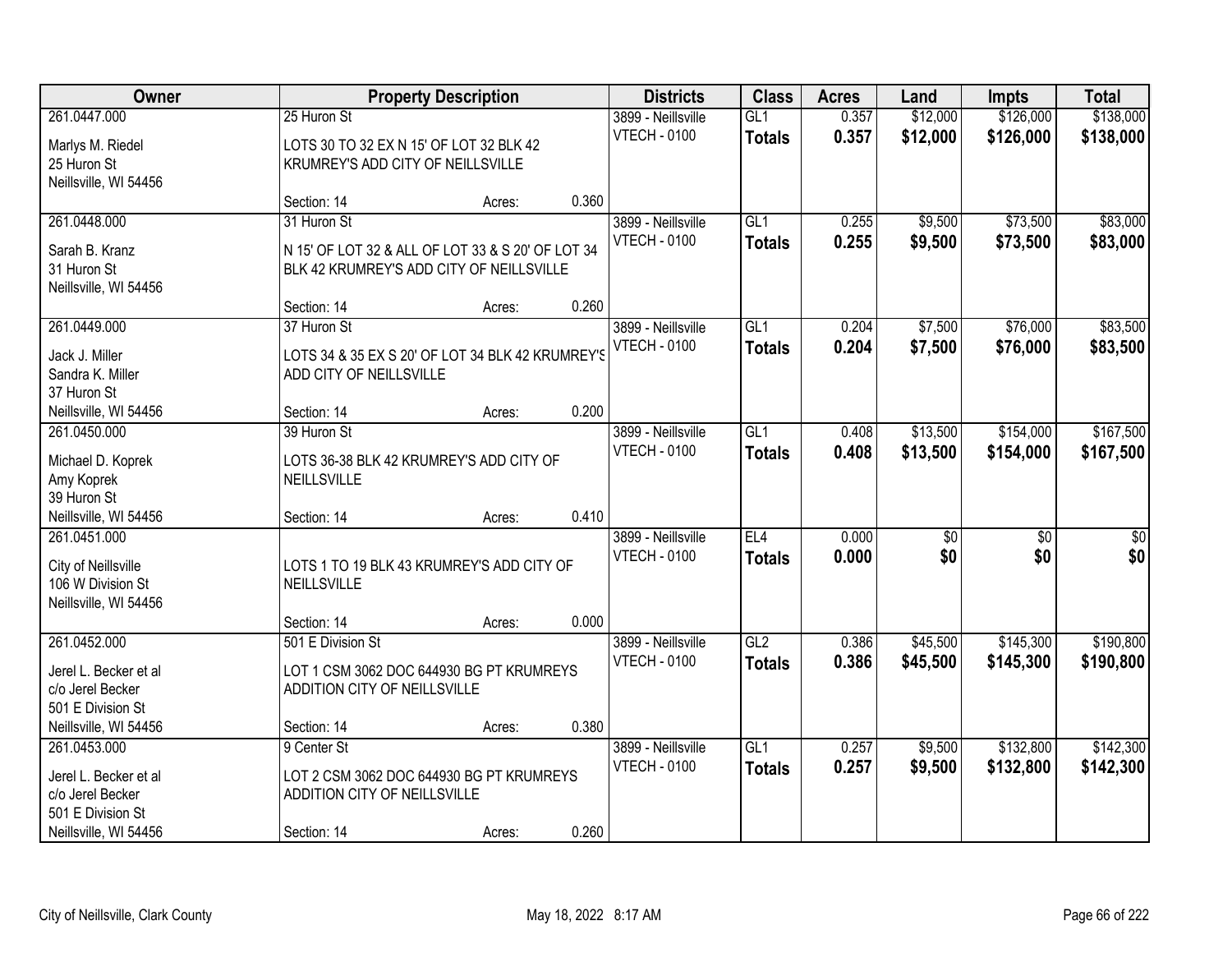| Owner | Property Description | | | Districts | Class | Acres | Land | Impts | Total |
|---|---|---|---|---|---|---|---|---|---|
| 261.0447.000<br>Marlys M. Riedel<br>25 Huron St<br>Neillsville, WI 54456 | 25 Huron St<br>LOTS 30 TO 32 EX N 15' OF LOT 32 BLK 42 KRUMREY'S ADD CITY OF NEILLSVILLE<br>Section: 14 | Acres: | 0.360 | 3899 - Neillsville<br>VTECH - 0100 | GL1<br>**Totals** | 0.357<br>**0.357** | $12,000<br>**$12,000** | $126,000<br>**$126,000** | $138,000<br>**$138,000** |
| 261.0448.000<br>Sarah B. Kranz<br>31 Huron St<br>Neillsville, WI 54456 | 31 Huron St<br>N 15' OF LOT 32 & ALL OF LOT 33 & S 20' OF LOT 34 BLK 42 KRUMREY'S ADD CITY OF NEILLSVILLE<br>Section: 14 | Acres: | 0.260 | 3899 - Neillsville<br>VTECH - 0100 | GL1<br>**Totals** | 0.255<br>**0.255** | $9,500<br>**$9,500** | $73,500<br>**$73,500** | $83,000<br>**$83,000** |
| 261.0449.000<br>Jack J. Miller<br>Sandra K. Miller<br>37 Huron St<br>Neillsville, WI 54456 | 37 Huron St<br>LOTS 34 & 35 EX S 20' OF LOT 34 BLK 42 KRUMREY'S ADD CITY OF NEILLSVILLE<br>Section: 14 | Acres: | 0.200 | 3899 - Neillsville<br>VTECH - 0100 | GL1<br>**Totals** | 0.204<br>**0.204** | $7,500<br>**$7,500** | $76,000<br>**$76,000** | $83,500<br>**$83,500** |
| 261.0450.000<br>Michael D. Koprek<br>Amy Koprek<br>39 Huron St<br>Neillsville, WI 54456 | 39 Huron St<br>LOTS 36-38 BLK 42 KRUMREY'S ADD CITY OF NEILLSVILLE<br>Section: 14 | Acres: | 0.410 | 3899 - Neillsville<br>VTECH - 0100 | GL1<br>**Totals** | 0.408<br>**0.408** | $13,500<br>**$13,500** | $154,000<br>**$154,000** | $167,500<br>**$167,500** |
| 261.0451.000<br>City of Neillsville<br>106 W Division St<br>Neillsville, WI 54456 | LOTS 1 TO 19 BLK 43 KRUMREY'S ADD CITY OF NEILLSVILLE<br>Section: 14 | Acres: | 0.000 | 3899 - Neillsville<br>VTECH - 0100 | EL4<br>**Totals** | 0.000<br>**0.000** | $0<br>**$0** | $0<br>**$0** | $0<br>**$0** |
| 261.0452.000<br>Jerel L. Becker et al<br>c/o Jerel Becker<br>501 E Division St<br>Neillsville, WI 54456 | 501 E Division St<br>LOT 1 CSM 3062 DOC 644930 BG PT KRUMREYS ADDITION CITY OF NEILLSVILLE<br>Section: 14 | Acres: | 0.380 | 3899 - Neillsville<br>VTECH - 0100 | GL2<br>**Totals** | 0.386<br>**0.386** | $45,500<br>**$45,500** | $145,300<br>**$145,300** | $190,800<br>**$190,800** |
| 261.0453.000<br>Jerel L. Becker et al<br>c/o Jerel Becker<br>501 E Division St<br>Neillsville, WI 54456 | 9 Center St<br>LOT 2 CSM 3062 DOC 644930 BG PT KRUMREYS ADDITION CITY OF NEILLSVILLE<br>Section: 14 | Acres: | 0.260 | 3899 - Neillsville<br>VTECH - 0100 | GL1<br>**Totals** | 0.257<br>**0.257** | $9,500<br>**$9,500** | $132,800<br>**$132,800** | $142,300<br>**$142,300** |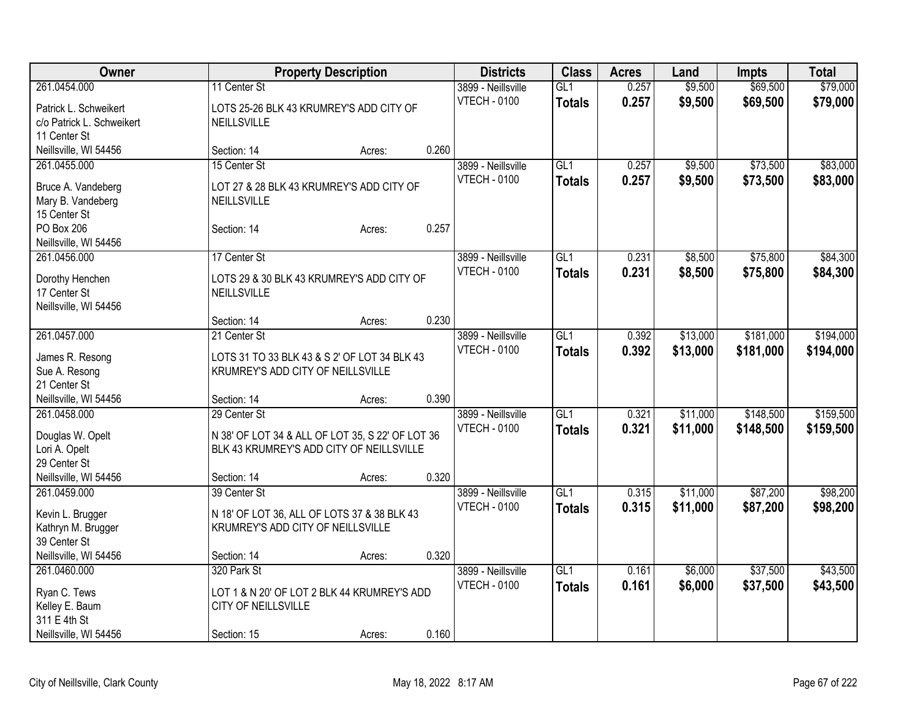| Owner | Property Description | Districts | Class | Acres | Land | Impts | Total |
|---|---|---|---|---|---|---|---|
| 261.0454.000<br>Patrick L. Schweikert<br>c/o Patrick L. Schweikert<br>11 Center St<br>Neillsville, WI 54456 | 11 Center St<br>LOTS 25-26 BLK 43 KRUMREY'S ADD CITY OF NEILLSVILLE<br>Section: 14 Acres: 0.260 | 3899 - Neillsville<br>VTECH - 0100 | GL1<br>**Totals** | 0.257<br>**0.257** | $9,500<br>**$9,500** | $69,500<br>**$69,500** | $79,000<br>**$79,000** |
| 261.0455.000<br>Bruce A. Vandeberg<br>Mary B. Vandeberg<br>15 Center St<br>PO Box 206<br>Neillsville, WI 54456 | 15 Center St<br>LOT 27 & 28 BLK 43 KRUMREY'S ADD CITY OF NEILLSVILLE<br>Section: 14 Acres: 0.257 | 3899 - Neillsville<br>VTECH - 0100 | GL1<br>**Totals** | 0.257<br>**0.257** | $9,500<br>**$9,500** | $73,500<br>**$73,500** | $83,000<br>**$83,000** |
| 261.0456.000<br>Dorothy Henchen<br>17 Center St<br>Neillsville, WI 54456 | 17 Center St<br>LOTS 29 & 30 BLK 43 KRUMREY'S ADD CITY OF NEILLSVILLE<br>Section: 14 Acres: 0.230 | 3899 - Neillsville<br>VTECH - 0100 | GL1<br>**Totals** | 0.231<br>**0.231** | $8,500<br>**$8,500** | $75,800<br>**$75,800** | $84,300<br>**$84,300** |
| 261.0457.000<br>James R. Resong<br>Sue A. Resong<br>21 Center St<br>Neillsville, WI 54456 | 21 Center St<br>LOTS 31 TO 33 BLK 43 & S 2' OF LOT 34 BLK 43 KRUMREY'S ADD CITY OF NEILLSVILLE<br>Section: 14 Acres: 0.390 | 3899 - Neillsville<br>VTECH - 0100 | GL1<br>**Totals** | 0.392<br>**0.392** | $13,000<br>**$13,000** | $181,000<br>**$181,000** | $194,000<br>**$194,000** |
| 261.0458.000<br>Douglas W. Opelt<br>Lori A. Opelt<br>29 Center St<br>Neillsville, WI 54456 | 29 Center St<br>N 38' OF LOT 34 & ALL OF LOT 35, S 22' OF LOT 36 BLK 43 KRUMREY'S ADD CITY OF NEILLSVILLE<br>Section: 14 Acres: 0.320 | 3899 - Neillsville<br>VTECH - 0100 | GL1<br>**Totals** | 0.321<br>**0.321** | $11,000<br>**$11,000** | $148,500<br>**$148,500** | $159,500<br>**$159,500** |
| 261.0459.000<br>Kevin L. Brugger<br>Kathryn M. Brugger<br>39 Center St<br>Neillsville, WI 54456 | 39 Center St<br>N 18' OF LOT 36, ALL OF LOTS 37 & 38 BLK 43 KRUMREY'S ADD CITY OF NEILLSVILLE<br>Section: 14 Acres: 0.320 | 3899 - Neillsville<br>VTECH - 0100 | GL1<br>**Totals** | 0.315<br>**0.315** | $11,000<br>**$11,000** | $87,200<br>**$87,200** | $98,200<br>**$98,200** |
| 261.0460.000<br>Ryan C. Tews<br>Kelley E. Baum<br>311 E 4th St<br>Neillsville, WI 54456 | 320 Park St<br>LOT 1 & N 20' OF LOT 2 BLK 44 KRUMREY'S ADD CITY OF NEILLSVILLE<br>Section: 15 Acres: 0.160 | 3899 - Neillsville<br>VTECH - 0100 | GL1<br>**Totals** | 0.161<br>**0.161** | $6,000<br>**$6,000** | $37,500<br>**$37,500** | $43,500<br>**$43,500** |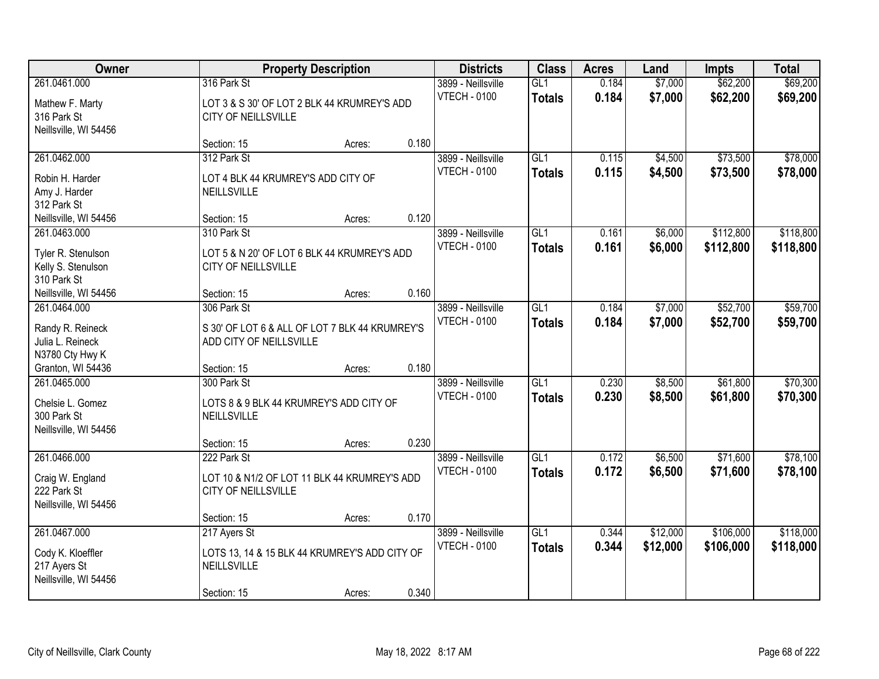| Owner | Property Description | | | Districts | Class | Acres | Land | Impts | Total |
|---|---|---|---|---|---|---|---|---|---|
| 261.0461.000<br>Mathew F. Marty<br>316 Park St<br>Neillsville, WI 54456 | 316 Park St<br>LOT 3 & S 30' OF LOT 2 BLK 44 KRUMREY'S ADD CITY OF NEILLSVILLE<br>Section: 15 | Acres: | 0.180 | 3899 - Neillsville<br>VTECH - 0100 | GL1<br>**Totals** | 0.184<br>**0.184** | $7,000<br>**$7,000** | $62,200<br>**$62,200** | $69,200<br>**$69,200** |
| 261.0462.000<br>Robin H. Harder<br>Amy J. Harder<br>312 Park St<br>Neillsville, WI 54456 | 312 Park St<br>LOT 4 BLK 44 KRUMREY'S ADD CITY OF NEILLSVILLE<br>Section: 15 | Acres: | 0.120 | 3899 - Neillsville<br>VTECH - 0100 | GL1<br>**Totals** | 0.115<br>**0.115** | $4,500<br>**$4,500** | $73,500<br>**$73,500** | $78,000<br>**$78,000** |
| 261.0463.000<br>Tyler R. Stenulson<br>Kelly S. Stenulson<br>310 Park St<br>Neillsville, WI 54456 | 310 Park St<br>LOT 5 & N 20' OF LOT 6 BLK 44 KRUMREY'S ADD CITY OF NEILLSVILLE<br>Section: 15 | Acres: | 0.160 | 3899 - Neillsville<br>VTECH - 0100 | GL1<br>**Totals** | 0.161<br>**0.161** | $6,000<br>**$6,000** | $112,800<br>**$112,800** | $118,800<br>**$118,800** |
| 261.0464.000<br>Randy R. Reineck<br>Julia L. Reineck<br>N3780 Cty Hwy K<br>Granton, WI 54436 | 306 Park St<br>S 30' OF LOT 6 & ALL OF LOT 7 BLK 44 KRUMREY'S ADD CITY OF NEILLSVILLE<br>Section: 15 | Acres: | 0.180 | 3899 - Neillsville<br>VTECH - 0100 | GL1<br>**Totals** | 0.184<br>**0.184** | $7,000<br>**$7,000** | $52,700<br>**$52,700** | $59,700<br>**$59,700** |
| 261.0465.000<br>Chelsie L. Gomez<br>300 Park St<br>Neillsville, WI 54456 | 300 Park St<br>LOTS 8 & 9 BLK 44 KRUMREY'S ADD CITY OF NEILLSVILLE<br>Section: 15 | Acres: | 0.230 | 3899 - Neillsville<br>VTECH - 0100 | GL1<br>**Totals** | 0.230<br>**0.230** | $8,500<br>**$8,500** | $61,800<br>**$61,800** | $70,300<br>**$70,300** |
| 261.0466.000<br>Craig W. England<br>222 Park St<br>Neillsville, WI 54456 | 222 Park St<br>LOT 10 & N1/2 OF LOT 11 BLK 44 KRUMREY'S ADD CITY OF NEILLSVILLE<br>Section: 15 | Acres: | 0.170 | 3899 - Neillsville<br>VTECH - 0100 | GL1<br>**Totals** | 0.172<br>**0.172** | $6,500<br>**$6,500** | $71,600<br>**$71,600** | $78,100<br>**$78,100** |
| 261.0467.000<br>Cody K. Kloeffler<br>217 Ayers St<br>Neillsville, WI 54456 | 217 Ayers St<br>LOTS 13, 14 & 15 BLK 44 KRUMREY'S ADD CITY OF NEILLSVILLE<br>Section: 15 | Acres: | 0.340 | 3899 - Neillsville<br>VTECH - 0100 | GL1<br>**Totals** | 0.344<br>**0.344** | $12,000<br>**$12,000** | $106,000<br>**$106,000** | $118,000<br>**$118,000** |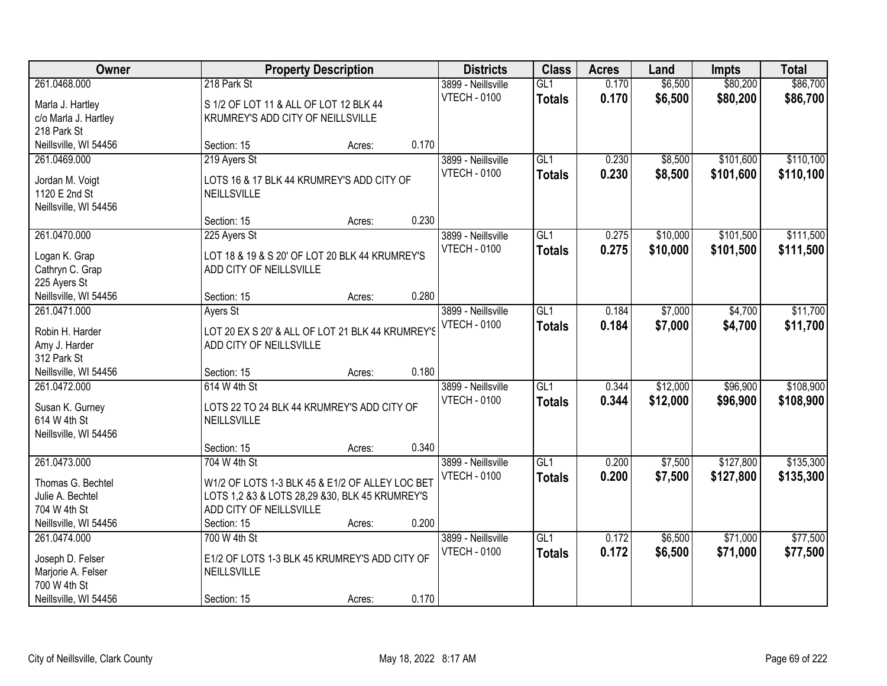| Owner | Property Description | | | Districts | Class | Acres | Land | Impts | Total |
|---|---|---|---|---|---|---|---|---|---|
| 261.0468.000<br>Marla J. Hartley<br>c/o Marla J. Hartley<br>218 Park St<br>Neillsville, WI 54456 | 218 Park St<br>S 1/2 OF LOT 11 & ALL OF LOT 12 BLK 44 KRUMREY'S ADD CITY OF NEILLSVILLE<br>Section: 15 | Acres: | 0.170 | 3899 - Neillsville<br>VTECH - 0100 | GL1<br>**Totals** | 0.170<br>**0.170** | $6,500<br>**$6,500** | $80,200<br>**$80,200** | $86,700<br>**$86,700** |
| 261.0469.000<br>Jordan M. Voigt<br>1120 E 2nd St<br>Neillsville, WI 54456 | 219 Ayers St<br>LOTS 16 & 17 BLK 44 KRUMREY'S ADD CITY OF NEILLSVILLE<br>Section: 15 | Acres: | 0.230 | 3899 - Neillsville<br>VTECH - 0100 | GL1<br>**Totals** | 0.230<br>**0.230** | $8,500<br>**$8,500** | $101,600<br>**$101,600** | $110,100<br>**$110,100** |
| 261.0470.000<br>Logan K. Grap<br>Cathryn C. Grap<br>225 Ayers St<br>Neillsville, WI 54456 | 225 Ayers St<br>LOT 18 & 19 & S 20' OF LOT 20 BLK 44 KRUMREY'S ADD CITY OF NEILLSVILLE<br>Section: 15 | Acres: | 0.280 | 3899 - Neillsville<br>VTECH - 0100 | GL1<br>**Totals** | 0.275<br>**0.275** | $10,000<br>**$10,000** | $101,500<br>**$101,500** | $111,500<br>**$111,500** |
| 261.0471.000<br>Robin H. Harder<br>Amy J. Harder<br>312 Park St<br>Neillsville, WI 54456 | Ayers St<br>LOT 20 EX S 20' & ALL OF LOT 21 BLK 44 KRUMREY'S ADD CITY OF NEILLSVILLE<br>Section: 15 | Acres: | 0.180 | 3899 - Neillsville<br>VTECH - 0100 | GL1<br>**Totals** | 0.184<br>**0.184** | $7,000<br>**$7,000** | $4,700<br>**$4,700** | $11,700<br>**$11,700** |
| 261.0472.000<br>Susan K. Gurney<br>614 W 4th St<br>Neillsville, WI 54456 | 614 W 4th St<br>LOTS 22 TO 24 BLK 44 KRUMREY'S ADD CITY OF NEILLSVILLE<br>Section: 15 | Acres: | 0.340 | 3899 - Neillsville<br>VTECH - 0100 | GL1<br>**Totals** | 0.344<br>**0.344** | $12,000<br>**$12,000** | $96,900<br>**$96,900** | $108,900<br>**$108,900** |
| 261.0473.000<br>Thomas G. Bechtel<br>Julie A. Bechtel<br>704 W 4th St<br>Neillsville, WI 54456 | 704 W 4th St<br>W1/2 OF LOTS 1-3 BLK 45 & E1/2 OF ALLEY LOC BET LOTS 1,2 &3 & LOTS 28,29 &30, BLK 45 KRUMREY'S ADD CITY OF NEILLSVILLE<br>Section: 15 | Acres: | 0.200 | 3899 - Neillsville<br>VTECH - 0100 | GL1<br>**Totals** | 0.200<br>**0.200** | $7,500<br>**$7,500** | $127,800<br>**$127,800** | $135,300<br>**$135,300** |
| 261.0474.000<br>Joseph D. Felser<br>Marjorie A. Felser<br>700 W 4th St<br>Neillsville, WI 54456 | 700 W 4th St<br>E1/2 OF LOTS 1-3 BLK 45 KRUMREY'S ADD CITY OF NEILLSVILLE<br>Section: 15 | Acres: | 0.170 | 3899 - Neillsville<br>VTECH - 0100 | GL1<br>**Totals** | 0.172<br>**0.172** | $6,500<br>**$6,500** | $71,000<br>**$71,000** | $77,500<br>**$77,500** |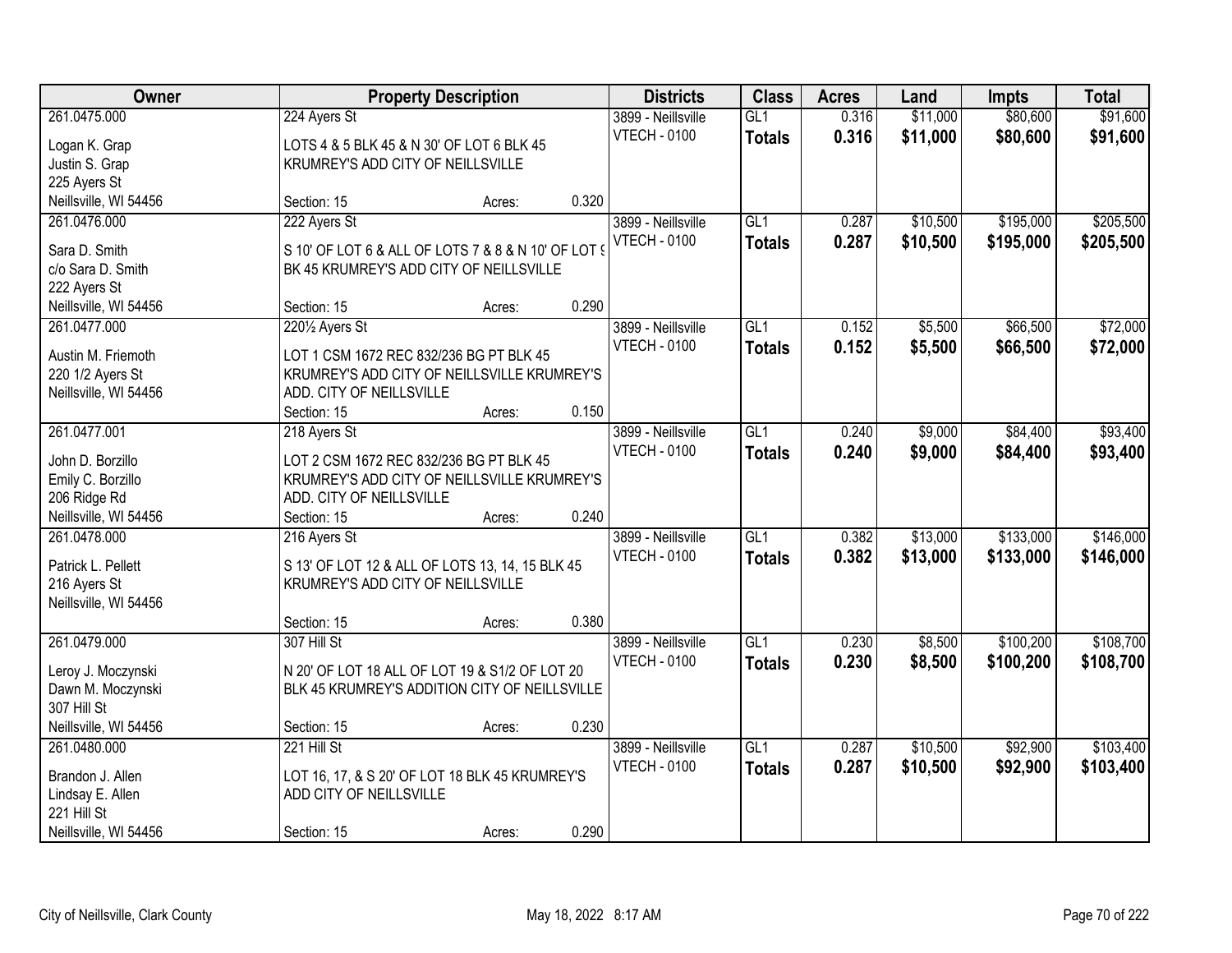| Owner | Property Description | | | Districts | Class | Acres | Land | Impts | Total |
|---|---|---|---|---|---|---|---|---|---|
| 261.0475.000 | 224 Ayers St | | | 3899 - Neillsville | GL1 | 0.316 | $11,000 | $80,600 | $91,600 |
| Logan K. Grap<br>Justin S. Grap<br>225 Ayers St<br>Neillsville, WI 54456 | LOTS 4 & 5 BLK 45 & N 30' OF LOT 6 BLK 45 KRUMREY'S ADD CITY OF NEILLSVILLE | | | VTECH - 0100 | **Totals** | **0.316** | **$11,000** | **$80,600** | **$91,600** |
| | Section: 15 | Acres: | 0.320 | | | | | | |
| 261.0476.000 | 222 Ayers St | | | 3899 - Neillsville | GL1 | 0.287 | $10,500 | $195,000 | $205,500 |
| Sara D. Smith<br>c/o Sara D. Smith<br>222 Ayers St<br>Neillsville, WI 54456 | S 10' OF LOT 6 & ALL OF LOTS 7 & 8 & N 10' OF LOT 9 BK 45 KRUMREY'S ADD CITY OF NEILLSVILLE | | | VTECH - 0100 | **Totals** | **0.287** | **$10,500** | **$195,000** | **$205,500** |
| | Section: 15 | Acres: | 0.290 | | | | | | |
| 261.0477.000 | 220½ Ayers St | | | 3899 - Neillsville | GL1 | 0.152 | $5,500 | $66,500 | $72,000 |
| Austin M. Friemoth<br>220 1/2 Ayers St<br>Neillsville, WI 54456 | LOT 1 CSM 1672 REC 832/236 BG PT BLK 45 KRUMREY'S ADD CITY OF NEILLSVILLE KRUMREY'S ADD. CITY OF NEILLSVILLE | | | VTECH - 0100 | **Totals** | **0.152** | **$5,500** | **$66,500** | **$72,000** |
| | Section: 15 | Acres: | 0.150 | | | | | | |
| 261.0477.001 | 218 Ayers St | | | 3899 - Neillsville | GL1 | 0.240 | $9,000 | $84,400 | $93,400 |
| John D. Borzillo<br>Emily C. Borzillo<br>206 Ridge Rd<br>Neillsville, WI 54456 | LOT 2 CSM 1672 REC 832/236 BG PT BLK 45 KRUMREY'S ADD CITY OF NEILLSVILLE KRUMREY'S ADD. CITY OF NEILLSVILLE | | | VTECH - 0100 | **Totals** | **0.240** | **$9,000** | **$84,400** | **$93,400** |
| | Section: 15 | Acres: | 0.240 | | | | | | |
| 261.0478.000 | 216 Ayers St | | | 3899 - Neillsville | GL1 | 0.382 | $13,000 | $133,000 | $146,000 |
| Patrick L. Pellett<br>216 Ayers St<br>Neillsville, WI 54456 | S 13' OF LOT 12 & ALL OF LOTS 13, 14, 15 BLK 45 KRUMREY'S ADD CITY OF NEILLSVILLE | | | VTECH - 0100 | **Totals** | **0.382** | **$13,000** | **$133,000** | **$146,000** |
| | Section: 15 | Acres: | 0.380 | | | | | | |
| 261.0479.000 | 307 Hill St | | | 3899 - Neillsville | GL1 | 0.230 | $8,500 | $100,200 | $108,700 |
| Leroy J. Moczynski<br>Dawn M. Moczynski<br>307 Hill St<br>Neillsville, WI 54456 | N 20' OF LOT 18 ALL OF LOT 19 & S1/2 OF LOT 20 BLK 45 KRUMREY'S ADDITION CITY OF NEILLSVILLE | | | VTECH - 0100 | **Totals** | **0.230** | **$8,500** | **$100,200** | **$108,700** |
| | Section: 15 | Acres: | 0.230 | | | | | | |
| 261.0480.000 | 221 Hill St | | | 3899 - Neillsville | GL1 | 0.287 | $10,500 | $92,900 | $103,400 |
| Brandon J. Allen<br>Lindsay E. Allen<br>221 Hill St<br>Neillsville, WI 54456 | LOT 16, 17, & S 20' OF LOT 18 BLK 45 KRUMREY'S ADD CITY OF NEILLSVILLE | | | VTECH - 0100 | **Totals** | **0.287** | **$10,500** | **$92,900** | **$103,400** |
| | Section: 15 | Acres: | 0.290 | | | | | | |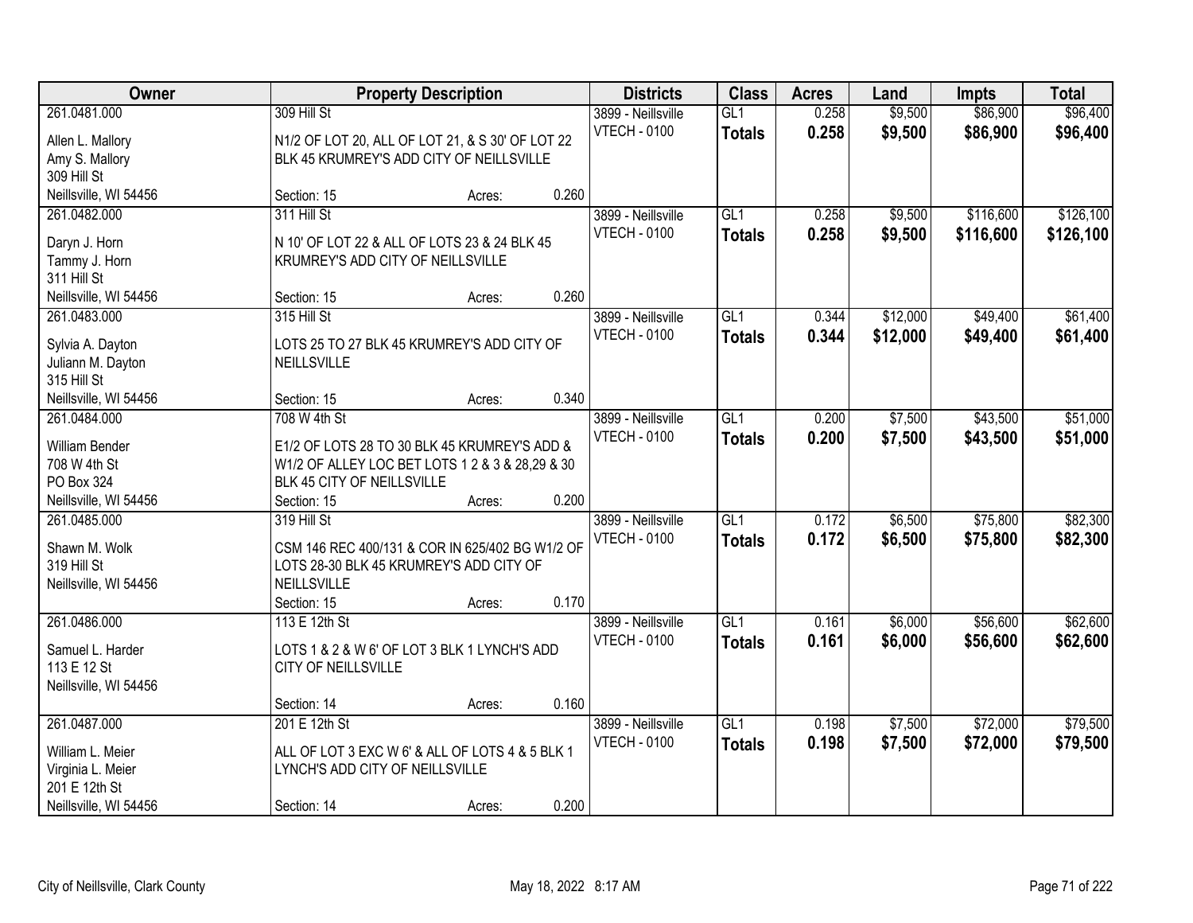| Owner | Property Description | Districts | Class | Acres | Land | Impts | Total |
|---|---|---|---|---|---|---|---|
| 261.0481.000<br>Allen L. Mallory<br>Amy S. Mallory<br>309 Hill St<br>Neillsville, WI 54456 | 309 Hill St<br>N1/2 OF LOT 20, ALL OF LOT 21, & S 30' OF LOT 22 BLK 45 KRUMREY'S ADD CITY OF NEILLSVILLE<br>Section: 15 Acres: 0.260 | 3899 - Neillsville<br>VTECH - 0100 | GL1<br>**Totals** | 0.258<br>**0.258** | $9,500<br>**$9,500** | $86,900<br>**$86,900** | $96,400<br>**$96,400** |
| 261.0482.000<br>Daryn J. Horn<br>Tammy J. Horn<br>311 Hill St<br>Neillsville, WI 54456 | 311 Hill St<br>N 10' OF LOT 22 & ALL OF LOTS 23 & 24 BLK 45 KRUMREY'S ADD CITY OF NEILLSVILLE<br>Section: 15 Acres: 0.260 | 3899 - Neillsville<br>VTECH - 0100 | GL1<br>**Totals** | 0.258<br>**0.258** | $9,500<br>**$9,500** | $116,600<br>**$116,600** | $126,100<br>**$126,100** |
| 261.0483.000<br>Sylvia A. Dayton<br>Juliann M. Dayton<br>315 Hill St<br>Neillsville, WI 54456 | 315 Hill St<br>LOTS 25 TO 27 BLK 45 KRUMREY'S ADD CITY OF NEILLSVILLE<br>Section: 15 Acres: 0.340 | 3899 - Neillsville<br>VTECH - 0100 | GL1<br>**Totals** | 0.344<br>**0.344** | $12,000<br>**$12,000** | $49,400<br>**$49,400** | $61,400<br>**$61,400** |
| 261.0484.000<br>William Bender<br>708 W 4th St<br>PO Box 324<br>Neillsville, WI 54456 | 708 W 4th St<br>E1/2 OF LOTS 28 TO 30 BLK 45 KRUMREY'S ADD & W1/2 OF ALLEY LOC BET LOTS 1 2 & 3 & 28,29 & 30 BLK 45 CITY OF NEILLSVILLE<br>Section: 15 Acres: 0.200 | 3899 - Neillsville<br>VTECH - 0100 | GL1<br>**Totals** | 0.200<br>**0.200** | $7,500<br>**$7,500** | $43,500<br>**$43,500** | $51,000<br>**$51,000** |
| 261.0485.000<br>Shawn M. Wolk<br>319 Hill St<br>Neillsville, WI 54456 | 319 Hill St<br>CSM 146 REC 400/131 & COR IN 625/402 BG W1/2 OF LOTS 28-30 BLK 45 KRUMREY'S ADD CITY OF NEILLSVILLE<br>Section: 15 Acres: 0.170 | 3899 - Neillsville<br>VTECH - 0100 | GL1<br>**Totals** | 0.172<br>**0.172** | $6,500<br>**$6,500** | $75,800<br>**$75,800** | $82,300<br>**$82,300** |
| 261.0486.000<br>Samuel L. Harder<br>113 E 12 St<br>Neillsville, WI 54456 | 113 E 12th St<br>LOTS 1 & 2 & W 6' OF LOT 3 BLK 1 LYNCH'S ADD CITY OF NEILLSVILLE<br>Section: 14 Acres: 0.160 | 3899 - Neillsville<br>VTECH - 0100 | GL1<br>**Totals** | 0.161<br>**0.161** | $6,000<br>**$6,000** | $56,600<br>**$56,600** | $62,600<br>**$62,600** |
| 261.0487.000<br>William L. Meier<br>Virginia L. Meier<br>201 E 12th St<br>Neillsville, WI 54456 | 201 E 12th St<br>ALL OF LOT 3 EXC W 6' & ALL OF LOTS 4 & 5 BLK 1 LYNCH'S ADD CITY OF NEILLSVILLE<br>Section: 14 Acres: 0.200 | 3899 - Neillsville<br>VTECH - 0100 | GL1<br>**Totals** | 0.198<br>**0.198** | $7,500<br>**$7,500** | $72,000<br>**$72,000** | $79,500<br>**$79,500** |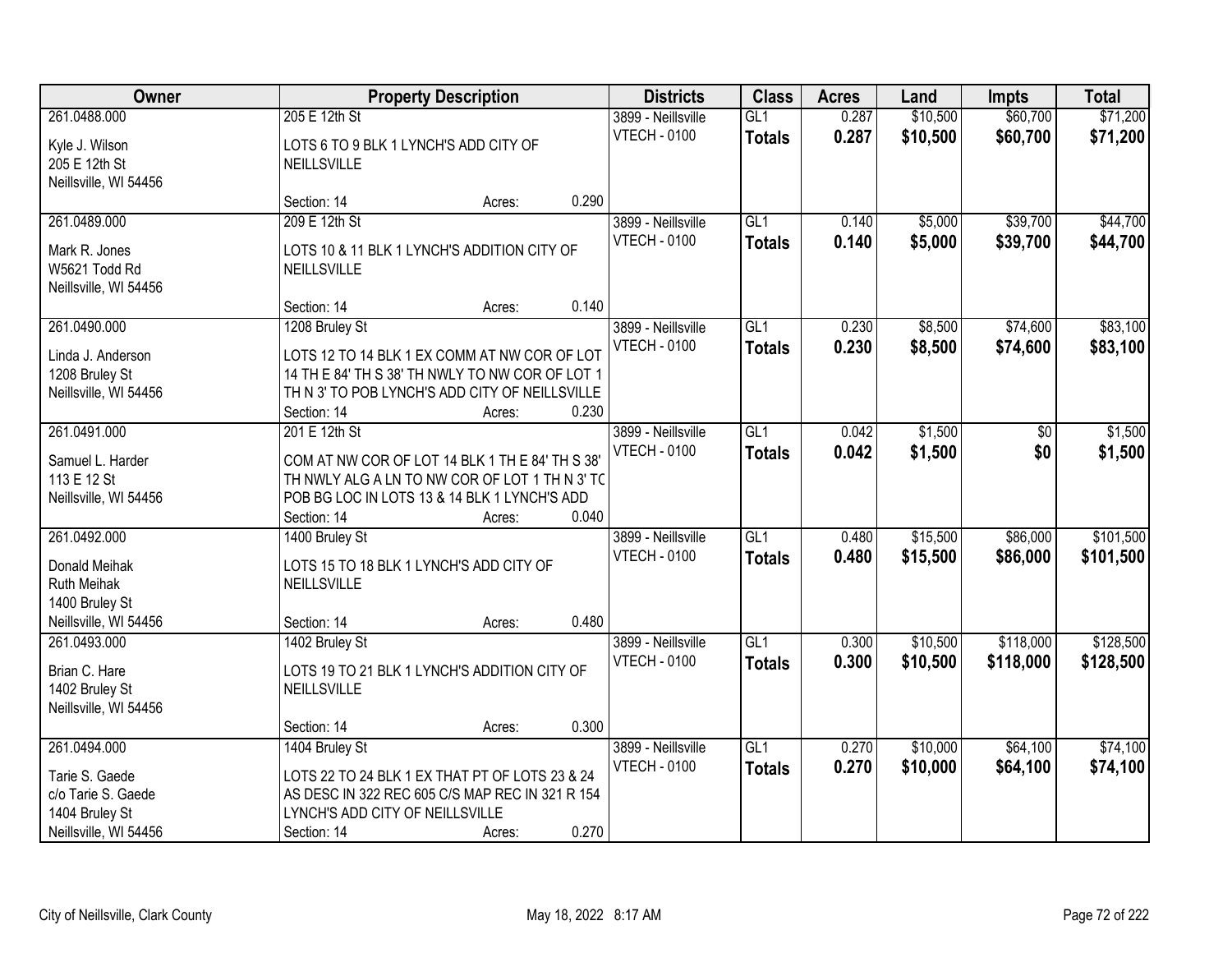| Owner | Property Description | | | Districts | Class | Acres | Land | Impts | Total |
|---|---|---|---|---|---|---|---|---|---|
| 261.0488.000<br>Kyle J. Wilson<br>205 E 12th St<br>Neillsville, WI 54456 | 205 E 12th St<br>LOTS 6 TO 9 BLK 1 LYNCH'S ADD CITY OF NEILLSVILLE<br>Section: 14 | Acres: | 0.290 | 3899 - Neillsville<br>VTECH - 0100 | GL1<br>**Totals** | 0.287<br>**0.287** | $10,500<br>**$10,500** | $60,700<br>**$60,700** | $71,200<br>**$71,200** |
| 261.0489.000<br>Mark R. Jones<br>W5621 Todd Rd<br>Neillsville, WI 54456 | 209 E 12th St<br>LOTS 10 & 11 BLK 1 LYNCH'S ADDITION CITY OF NEILLSVILLE<br>Section: 14 | Acres: | 0.140 | 3899 - Neillsville<br>VTECH - 0100 | GL1<br>**Totals** | 0.140<br>**0.140** | $5,000<br>**$5,000** | $39,700<br>**$39,700** | $44,700<br>**$44,700** |
| 261.0490.000<br>Linda J. Anderson<br>1208 Bruley St<br>Neillsville, WI 54456 | 1208 Bruley St<br>LOTS 12 TO 14 BLK 1 EX COMM AT NW COR OF LOT 14 TH E 84' TH S 38' TH NWLY TO NW COR OF LOT 1 TH N 3' TO POB LYNCH'S ADD CITY OF NEILLSVILLE<br>Section: 14 | Acres: | 0.230 | 3899 - Neillsville<br>VTECH - 0100 | GL1<br>**Totals** | 0.230<br>**0.230** | $8,500<br>**$8,500** | $74,600<br>**$74,600** | $83,100<br>**$83,100** |
| 261.0491.000<br>Samuel L. Harder<br>113 E 12 St<br>Neillsville, WI 54456 | 201 E 12th St<br>COM AT NW COR OF LOT 14 BLK 1 TH E 84' TH S 38' TH NWLY ALG A LN TO NW COR OF LOT 1 TH N 3' TO POB BG LOC IN LOTS 13 & 14 BLK 1 LYNCH'S ADD<br>Section: 14 | Acres: | 0.040 | 3899 - Neillsville<br>VTECH - 0100 | GL1<br>**Totals** | 0.042<br>**0.042** | $1,500<br>**$1,500** | $0<br>**$0** | $1,500<br>**$1,500** |
| 261.0492.000<br>Donald Meihak<br>Ruth Meihak<br>1400 Bruley St<br>Neillsville, WI 54456 | 1400 Bruley St<br>LOTS 15 TO 18 BLK 1 LYNCH'S ADD CITY OF NEILLSVILLE<br>Section: 14 | Acres: | 0.480 | 3899 - Neillsville<br>VTECH - 0100 | GL1<br>**Totals** | 0.480<br>**0.480** | $15,500<br>**$15,500** | $86,000<br>**$86,000** | $101,500<br>**$101,500** |
| 261.0493.000<br>Brian C. Hare<br>1402 Bruley St<br>Neillsville, WI 54456 | 1402 Bruley St<br>LOTS 19 TO 21 BLK 1 LYNCH'S ADDITION CITY OF NEILLSVILLE<br>Section: 14 | Acres: | 0.300 | 3899 - Neillsville<br>VTECH - 0100 | GL1<br>**Totals** | 0.300<br>**0.300** | $10,500<br>**$10,500** | $118,000<br>**$118,000** | $128,500<br>**$128,500** |
| 261.0494.000<br>Tarie S. Gaede<br>c/o Tarie S. Gaede<br>1404 Bruley St<br>Neillsville, WI 54456 | 1404 Bruley St<br>LOTS 22 TO 24 BLK 1 EX THAT PT OF LOTS 23 & 24 AS DESC IN 322 REC 605 C/S MAP REC IN 321 R 154 LYNCH'S ADD CITY OF NEILLSVILLE<br>Section: 14 | Acres: | 0.270 | 3899 - Neillsville<br>VTECH - 0100 | GL1<br>**Totals** | 0.270<br>**0.270** | $10,000<br>**$10,000** | $64,100<br>**$64,100** | $74,100<br>**$74,100** |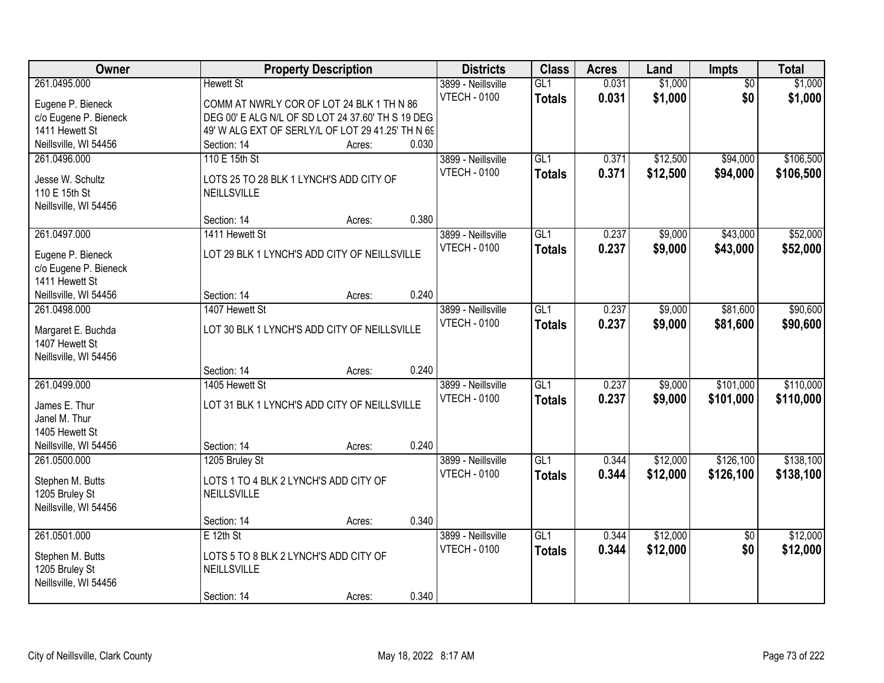| Owner | Property Description | Districts | Class | Acres | Land | Impts | Total |
|---|---|---|---|---|---|---|---|
| 261.0495.000<br>Eugene P. Bieneck<br>c/o Eugene P. Bieneck<br>1411 Hewett St<br>Neillsville, WI 54456 | Hewett St<br>COMM AT NWRLY COR OF LOT 24 BLK 1 TH N 86 DEG 00' E ALG N/L OF SD LOT 24 37.60' TH S 19 DEG 49' W ALG EXT OF SERLY/L OF LOT 29 41.25' TH N 69<br>Section: 14 Acres: 0.030 | 3899 - Neillsville<br>VTECH - 0100 | GL1<br>**Totals** | 0.031<br>**0.031** | $1,000<br>**$1,000** | $0<br>**$0** | $1,000<br>**$1,000** |
| 261.0496.000<br>Jesse W. Schultz<br>110 E 15th St<br>Neillsville, WI 54456 | 110 E 15th St<br>LOTS 25 TO 28 BLK 1 LYNCH'S ADD CITY OF NEILLSVILLE<br>Section: 14 Acres: 0.380 | 3899 - Neillsville<br>VTECH - 0100 | GL1<br>**Totals** | 0.371<br>**0.371** | $12,500<br>**$12,500** | $94,000<br>**$94,000** | $106,500<br>**$106,500** |
| 261.0497.000<br>Eugene P. Bieneck<br>c/o Eugene P. Bieneck<br>1411 Hewett St<br>Neillsville, WI 54456 | 1411 Hewett St<br>LOT 29 BLK 1 LYNCH'S ADD CITY OF NEILLSVILLE<br>Section: 14 Acres: 0.240 | 3899 - Neillsville<br>VTECH - 0100 | GL1<br>**Totals** | 0.237<br>**0.237** | $9,000<br>**$9,000** | $43,000<br>**$43,000** | $52,000<br>**$52,000** |
| 261.0498.000<br>Margaret E. Buchda<br>1407 Hewett St<br>Neillsville, WI 54456 | 1407 Hewett St<br>LOT 30 BLK 1 LYNCH'S ADD CITY OF NEILLSVILLE<br>Section: 14 Acres: 0.240 | 3899 - Neillsville<br>VTECH - 0100 | GL1<br>**Totals** | 0.237<br>**0.237** | $9,000<br>**$9,000** | $81,600<br>**$81,600** | $90,600<br>**$90,600** |
| 261.0499.000<br>James E. Thur<br>Janel M. Thur<br>1405 Hewett St<br>Neillsville, WI 54456 | 1405 Hewett St<br>LOT 31 BLK 1 LYNCH'S ADD CITY OF NEILLSVILLE<br>Section: 14 Acres: 0.240 | 3899 - Neillsville<br>VTECH - 0100 | GL1<br>**Totals** | 0.237<br>**0.237** | $9,000<br>**$9,000** | $101,000<br>**$101,000** | $110,000<br>**$110,000** |
| 261.0500.000<br>Stephen M. Butts<br>1205 Bruley St<br>Neillsville, WI 54456 | 1205 Bruley St<br>LOTS 1 TO 4 BLK 2 LYNCH'S ADD CITY OF NEILLSVILLE<br>Section: 14 Acres: 0.340 | 3899 - Neillsville<br>VTECH - 0100 | GL1<br>**Totals** | 0.344<br>**0.344** | $12,000<br>**$12,000** | $126,100<br>**$126,100** | $138,100<br>**$138,100** |
| 261.0501.000<br>Stephen M. Butts<br>1205 Bruley St<br>Neillsville, WI 54456 | E 12th St<br>LOTS 5 TO 8 BLK 2 LYNCH'S ADD CITY OF NEILLSVILLE<br>Section: 14 Acres: 0.340 | 3899 - Neillsville<br>VTECH - 0100 | GL1<br>**Totals** | 0.344<br>**0.344** | $12,000<br>**$12,000** | $0<br>**$0** | $12,000<br>**$12,000** |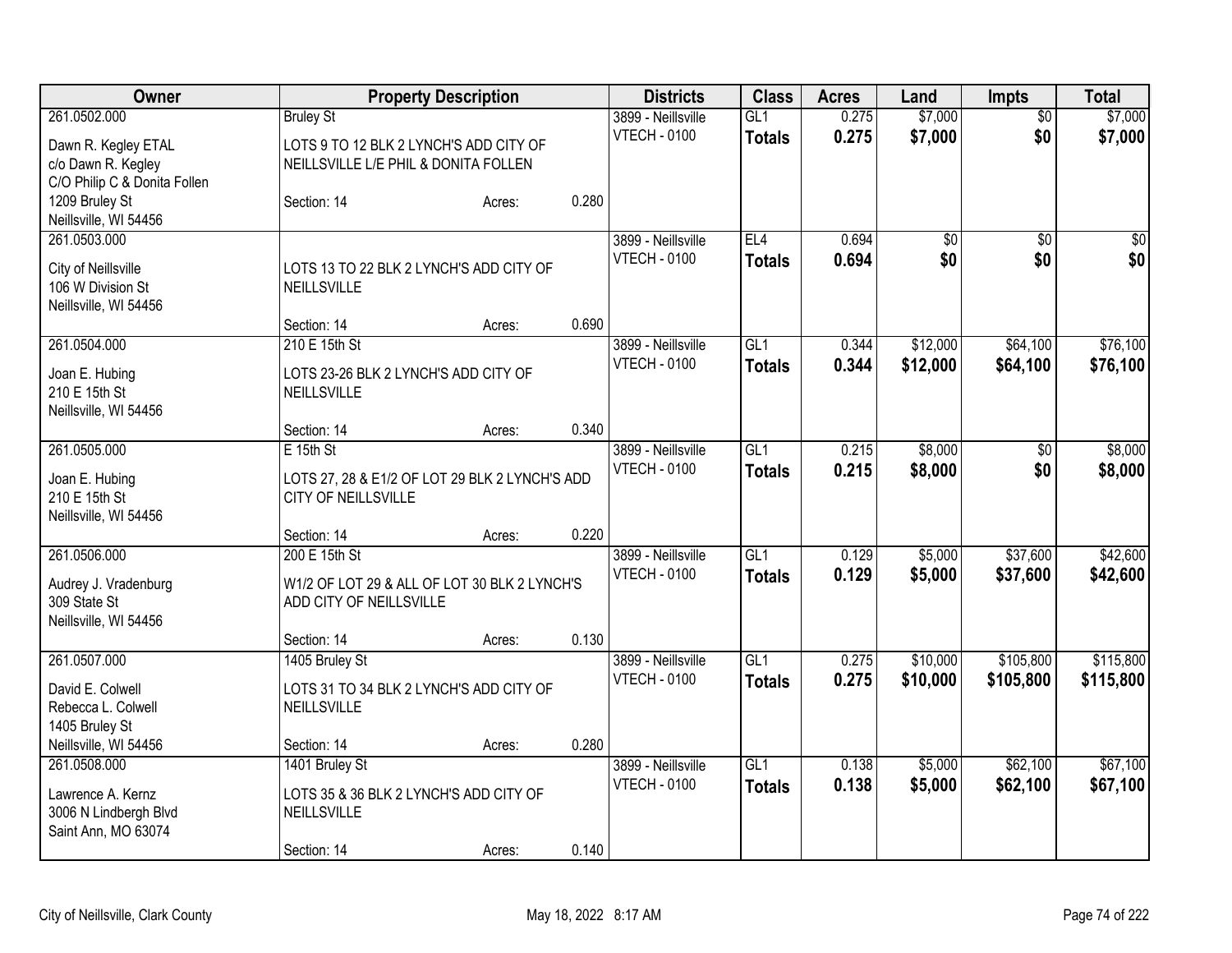| Owner | Property Description | | | Districts | Class | Acres | Land | Impts | Total |
|---|---|---|---|---|---|---|---|---|---|
| 261.0502.000 | Bruley St | | | 3899 - Neillsville | GL1 | 0.275 | $7,000 | $0 | $7,000 |
| Dawn R. Kegley ETAL<br>c/o Dawn R. Kegley<br>C/O Philip C & Donita Follen<br>1209 Bruley St<br>Neillsville, WI 54456 | LOTS 9 TO 12 BLK 2 LYNCH'S ADD CITY OF NEILLSVILLE L/E PHIL & DONITA FOLLEN<br>Section: 14 | Acres: | 0.280 | VTECH - 0100 | **Totals** | **0.275** | **$7,000** | **$0** | **$7,000** |
| 261.0503.000 | | | | 3899 - Neillsville | EL4 | 0.694 | $0 | $0 | $0 |
| City of Neillsville<br>106 W Division St<br>Neillsville, WI 54456 | LOTS 13 TO 22 BLK 2 LYNCH'S ADD CITY OF NEILLSVILLE<br>Section: 14 | Acres: | 0.690 | VTECH - 0100 | **Totals** | **0.694** | **$0** | **$0** | **$0** |
| 261.0504.000 | 210 E 15th St | | | 3899 - Neillsville | GL1 | 0.344 | $12,000 | $64,100 | $76,100 |
| Joan E. Hubing<br>210 E 15th St<br>Neillsville, WI 54456 | LOTS 23-26 BLK 2 LYNCH'S ADD CITY OF NEILLSVILLE<br>Section: 14 | Acres: | 0.340 | VTECH - 0100 | **Totals** | **0.344** | **$12,000** | **$64,100** | **$76,100** |
| 261.0505.000 | E 15th St | | | 3899 - Neillsville | GL1 | 0.215 | $8,000 | $0 | $8,000 |
| Joan E. Hubing<br>210 E 15th St<br>Neillsville, WI 54456 | LOTS 27, 28 & E1/2 OF LOT 29 BLK 2 LYNCH'S ADD CITY OF NEILLSVILLE<br>Section: 14 | Acres: | 0.220 | VTECH - 0100 | **Totals** | **0.215** | **$8,000** | **$0** | **$8,000** |
| 261.0506.000 | 200 E 15th St | | | 3899 - Neillsville | GL1 | 0.129 | $5,000 | $37,600 | $42,600 |
| Audrey J. Vradenburg<br>309 State St<br>Neillsville, WI 54456 | W1/2 OF LOT 29 & ALL OF LOT 30 BLK 2 LYNCH'S ADD CITY OF NEILLSVILLE<br>Section: 14 | Acres: | 0.130 | VTECH - 0100 | **Totals** | **0.129** | **$5,000** | **$37,600** | **$42,600** |
| 261.0507.000 | 1405 Bruley St | | | 3899 - Neillsville | GL1 | 0.275 | $10,000 | $105,800 | $115,800 |
| David E. Colwell<br>Rebecca L. Colwell<br>1405 Bruley St<br>Neillsville, WI 54456 | LOTS 31 TO 34 BLK 2 LYNCH'S ADD CITY OF NEILLSVILLE<br>Section: 14 | Acres: | 0.280 | VTECH - 0100 | **Totals** | **0.275** | **$10,000** | **$105,800** | **$115,800** |
| 261.0508.000 | 1401 Bruley St | | | 3899 - Neillsville | GL1 | 0.138 | $5,000 | $62,100 | $67,100 |
| Lawrence A. Kernz<br>3006 N Lindbergh Blvd<br>Saint Ann, MO 63074 | LOTS 35 & 36 BLK 2 LYNCH'S ADD CITY OF NEILLSVILLE<br>Section: 14 | Acres: | 0.140 | VTECH - 0100 | **Totals** | **0.138** | **$5,000** | **$62,100** | **$67,100** |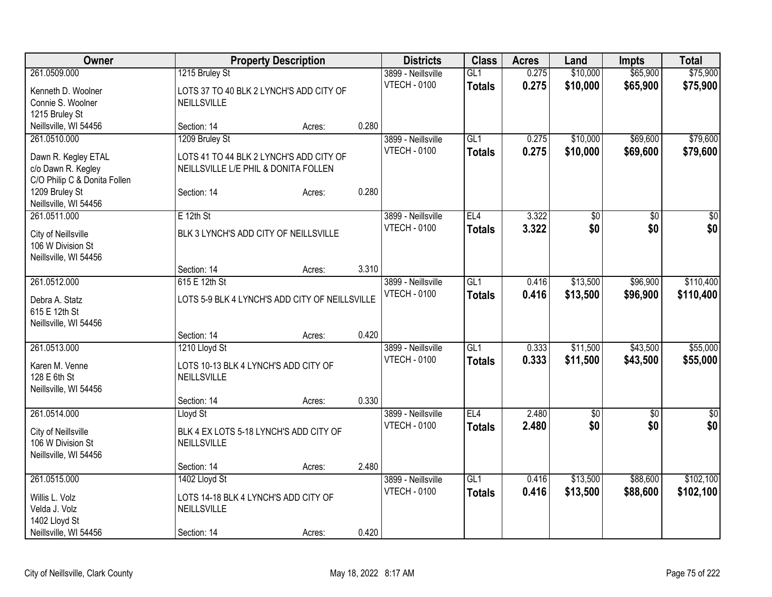| Owner | Property Description | | | Districts | Class | Acres | Land | Impts | Total |
|---|---|---|---|---|---|---|---|---|---|
| 261.0509.000 | 1215 Bruley St | | | 3899 - Neillsville | GL1 | 0.275 | $10,000 | $65,900 | $75,900 |
| Kenneth D. Woolner<br>Connie S. Woolner<br>1215 Bruley St<br>Neillsville, WI 54456 | LOTS 37 TO 40 BLK 2 LYNCH'S ADD CITY OF NEILLSVILLE | | | VTECH - 0100 | **Totals** | **0.275** | **$10,000** | **$65,900** | **$75,900** |
| | Section: 14 | Acres: | 0.280 | | | | | | |
| 261.0510.000 | 1209 Bruley St | | | 3899 - Neillsville | GL1 | 0.275 | $10,000 | $69,600 | $79,600 |
| Dawn R. Kegley ETAL<br>c/o Dawn R. Kegley<br>C/O Philip C & Donita Follen<br>1209 Bruley St<br>Neillsville, WI 54456 | LOTS 41 TO 44 BLK 2 LYNCH'S ADD CITY OF NEILLSVILLE L/E PHIL & DONITA FOLLEN | | | VTECH - 0100 | **Totals** | **0.275** | **$10,000** | **$69,600** | **$79,600** |
| | Section: 14 | Acres: | 0.280 | | | | | | |
| 261.0511.000 | E 12th St | | | 3899 - Neillsville | EL4 | 3.322 | $0 | $0 | $0 |
| City of Neillsville<br>106 W Division St<br>Neillsville, WI 54456 | BLK 3 LYNCH'S ADD CITY OF NEILLSVILLE | | | VTECH - 0100 | **Totals** | **3.322** | **$0** | **$0** | **$0** |
| | Section: 14 | Acres: | 3.310 | | | | | | |
| 261.0512.000 | 615 E 12th St | | | 3899 - Neillsville | GL1 | 0.416 | $13,500 | $96,900 | $110,400 |
| Debra A. Statz<br>615 E 12th St<br>Neillsville, WI 54456 | LOTS 5-9 BLK 4 LYNCH'S ADD CITY OF NEILLSVILLE | | | VTECH - 0100 | **Totals** | **0.416** | **$13,500** | **$96,900** | **$110,400** |
| | Section: 14 | Acres: | 0.420 | | | | | | |
| 261.0513.000 | 1210 Lloyd St | | | 3899 - Neillsville | GL1 | 0.333 | $11,500 | $43,500 | $55,000 |
| Karen M. Venne<br>128 E 6th St<br>Neillsville, WI 54456 | LOTS 10-13 BLK 4 LYNCH'S ADD CITY OF NEILLSVILLE | | | VTECH - 0100 | **Totals** | **0.333** | **$11,500** | **$43,500** | **$55,000** |
| | Section: 14 | Acres: | 0.330 | | | | | | |
| 261.0514.000 | Lloyd St | | | 3899 - Neillsville | EL4 | 2.480 | $0 | $0 | $0 |
| City of Neillsville<br>106 W Division St<br>Neillsville, WI 54456 | BLK 4 EX LOTS 5-18 LYNCH'S ADD CITY OF NEILLSVILLE | | | VTECH - 0100 | **Totals** | **2.480** | **$0** | **$0** | **$0** |
| | Section: 14 | Acres: | 2.480 | | | | | | |
| 261.0515.000 | 1402 Lloyd St | | | 3899 - Neillsville | GL1 | 0.416 | $13,500 | $88,600 | $102,100 |
| Willis L. Volz<br>Velda J. Volz<br>1402 Lloyd St<br>Neillsville, WI 54456 | LOTS 14-18 BLK 4 LYNCH'S ADD CITY OF NEILLSVILLE | | | VTECH - 0100 | **Totals** | **0.416** | **$13,500** | **$88,600** | **$102,100** |
| | Section: 14 | Acres: | 0.420 | | | | | | |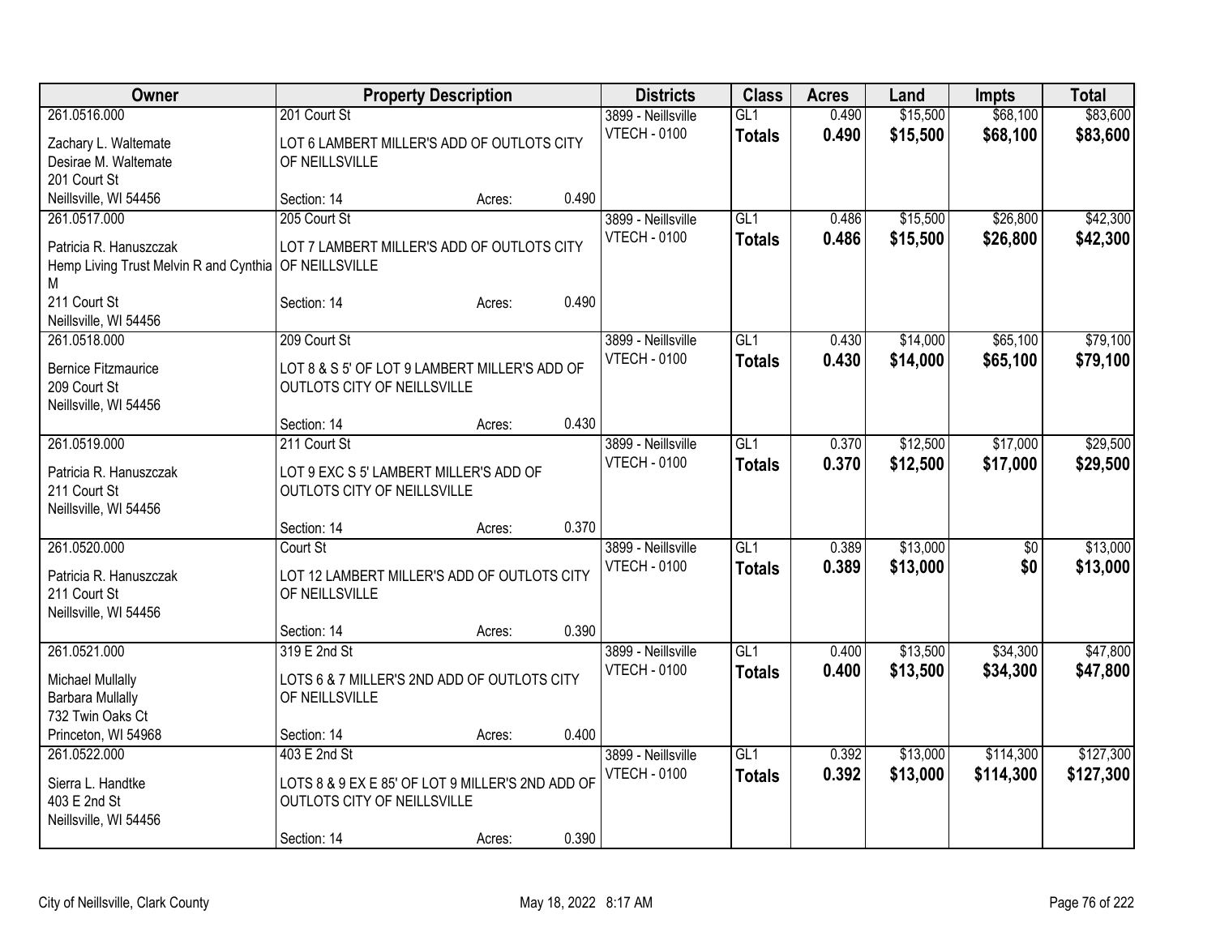| Owner | Property Description | | | Districts | Class | Acres | Land | Impts | Total |
|---|---|---|---|---|---|---|---|---|---|
| 261.0516.000 | 201 Court St | | | 3899 - Neillsville | GL1 | 0.490 | $15,500 | $68,100 | $83,600 |
| Zachary L. Waltemate<br>Desirae M. Waltemate<br>201 Court St<br>Neillsville, WI 54456 | LOT 6 LAMBERT MILLER'S ADD OF OUTLOTS CITY OF NEILLSVILLE | | | VTECH - 0100 | **Totals** | **0.490** | **$15,500** | **$68,100** | **$83,600** |
| | Section: 14 | Acres: | 0.490 | | | | | | |
| 261.0517.000 | 205 Court St | | | 3899 - Neillsville | GL1 | 0.486 | $15,500 | $26,800 | $42,300 |
| Patricia R. Hanuszczak<br>Hemp Living Trust Melvin R and Cynthia M<br>211 Court St<br>Neillsville, WI 54456 | LOT 7 LAMBERT MILLER'S ADD OF OUTLOTS CITY OF NEILLSVILLE | | | VTECH - 0100 | **Totals** | **0.486** | **$15,500** | **$26,800** | **$42,300** |
| | Section: 14 | Acres: | 0.490 | | | | | | |
| 261.0518.000 | 209 Court St | | | 3899 - Neillsville | GL1 | 0.430 | $14,000 | $65,100 | $79,100 |
| Bernice Fitzmaurice<br>209 Court St<br>Neillsville, WI 54456 | LOT 8 & S 5' OF LOT 9 LAMBERT MILLER'S ADD OF OUTLOTS CITY OF NEILLSVILLE | | | VTECH - 0100 | **Totals** | **0.430** | **$14,000** | **$65,100** | **$79,100** |
| | Section: 14 | Acres: | 0.430 | | | | | | |
| 261.0519.000 | 211 Court St | | | 3899 - Neillsville | GL1 | 0.370 | $12,500 | $17,000 | $29,500 |
| Patricia R. Hanuszczak<br>211 Court St<br>Neillsville, WI 54456 | LOT 9 EXC S 5' LAMBERT MILLER'S ADD OF OUTLOTS CITY OF NEILLSVILLE | | | VTECH - 0100 | **Totals** | **0.370** | **$12,500** | **$17,000** | **$29,500** |
| | Section: 14 | Acres: | 0.370 | | | | | | |
| 261.0520.000 | Court St | | | 3899 - Neillsville | GL1 | 0.389 | $13,000 | $0 | $13,000 |
| Patricia R. Hanuszczak<br>211 Court St<br>Neillsville, WI 54456 | LOT 12 LAMBERT MILLER'S ADD OF OUTLOTS CITY OF NEILLSVILLE | | | VTECH - 0100 | **Totals** | **0.389** | **$13,000** | **$0** | **$13,000** |
| | Section: 14 | Acres: | 0.390 | | | | | | |
| 261.0521.000 | 319 E 2nd St | | | 3899 - Neillsville | GL1 | 0.400 | $13,500 | $34,300 | $47,800 |
| Michael Mullally<br>Barbara Mullally<br>732 Twin Oaks Ct<br>Princeton, WI 54968 | LOTS 6 & 7 MILLER'S 2ND ADD OF OUTLOTS CITY OF NEILLSVILLE | | | VTECH - 0100 | **Totals** | **0.400** | **$13,500** | **$34,300** | **$47,800** |
| | Section: 14 | Acres: | 0.400 | | | | | | |
| 261.0522.000 | 403 E 2nd St | | | 3899 - Neillsville | GL1 | 0.392 | $13,000 | $114,300 | $127,300 |
| Sierra L. Handtke<br>403 E 2nd St<br>Neillsville, WI 54456 | LOTS 8 & 9 EX E 85' OF LOT 9 MILLER'S 2ND ADD OF OUTLOTS CITY OF NEILLSVILLE | | | VTECH - 0100 | **Totals** | **0.392** | **$13,000** | **$114,300** | **$127,300** |
| | Section: 14 | Acres: | 0.390 | | | | | | |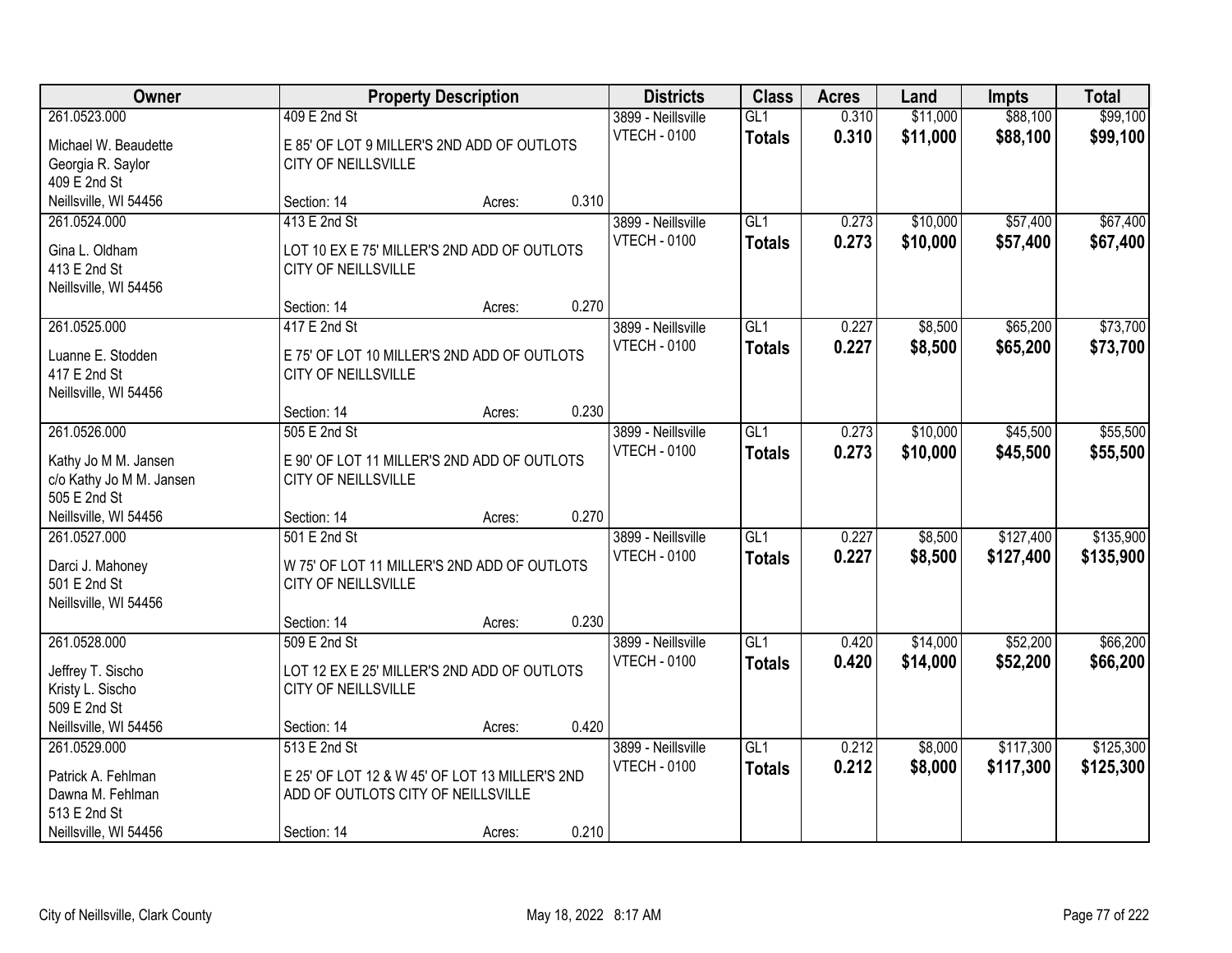| Owner | Property Description | | | Districts | Class | Acres | Land | Impts | Total |
|---|---|---|---|---|---|---|---|---|---|
| 261.0523.000<br>Michael W. Beaudette<br>Georgia R. Saylor<br>409 E 2nd St<br>Neillsville, WI 54456 | 409 E 2nd St<br>E 85' OF LOT 9 MILLER'S 2ND ADD OF OUTLOTS CITY OF NEILLSVILLE<br>Section: 14 | Acres: | 0.310 | 3899 - Neillsville<br>VTECH - 0100 | GL1<br>**Totals** | 0.310<br>**0.310** | $11,000<br>**$11,000** | $88,100<br>**$88,100** | $99,100<br>**$99,100** |
| 261.0524.000<br>Gina L. Oldham<br>413 E 2nd St<br>Neillsville, WI 54456 | 413 E 2nd St<br>LOT 10 EX E 75' MILLER'S 2ND ADD OF OUTLOTS CITY OF NEILLSVILLE<br>Section: 14 | Acres: | 0.270 | 3899 - Neillsville<br>VTECH - 0100 | GL1<br>**Totals** | 0.273<br>**0.273** | $10,000<br>**$10,000** | $57,400<br>**$57,400** | $67,400<br>**$67,400** |
| 261.0525.000<br>Luanne E. Stodden<br>417 E 2nd St<br>Neillsville, WI 54456 | 417 E 2nd St<br>E 75' OF LOT 10 MILLER'S 2ND ADD OF OUTLOTS CITY OF NEILLSVILLE<br>Section: 14 | Acres: | 0.230 | 3899 - Neillsville<br>VTECH - 0100 | GL1<br>**Totals** | 0.227<br>**0.227** | $8,500<br>**$8,500** | $65,200<br>**$65,200** | $73,700<br>**$73,700** |
| 261.0526.000<br>Kathy Jo M M. Jansen<br>c/o Kathy Jo M M. Jansen<br>505 E 2nd St<br>Neillsville, WI 54456 | 505 E 2nd St<br>E 90' OF LOT 11 MILLER'S 2ND ADD OF OUTLOTS CITY OF NEILLSVILLE<br>Section: 14 | Acres: | 0.270 | 3899 - Neillsville<br>VTECH - 0100 | GL1<br>**Totals** | 0.273<br>**0.273** | $10,000<br>**$10,000** | $45,500<br>**$45,500** | $55,500<br>**$55,500** |
| 261.0527.000<br>Darci J. Mahoney<br>501 E 2nd St<br>Neillsville, WI 54456 | 501 E 2nd St<br>W 75' OF LOT 11 MILLER'S 2ND ADD OF OUTLOTS CITY OF NEILLSVILLE<br>Section: 14 | Acres: | 0.230 | 3899 - Neillsville<br>VTECH - 0100 | GL1<br>**Totals** | 0.227<br>**0.227** | $8,500<br>**$8,500** | $127,400<br>**$127,400** | $135,900<br>**$135,900** |
| 261.0528.000<br>Jeffrey T. Sischo<br>Kristy L. Sischo<br>509 E 2nd St<br>Neillsville, WI 54456 | 509 E 2nd St<br>LOT 12 EX E 25' MILLER'S 2ND ADD OF OUTLOTS CITY OF NEILLSVILLE<br>Section: 14 | Acres: | 0.420 | 3899 - Neillsville<br>VTECH - 0100 | GL1<br>**Totals** | 0.420<br>**0.420** | $14,000<br>**$14,000** | $52,200<br>**$52,200** | $66,200<br>**$66,200** |
| 261.0529.000<br>Patrick A. Fehlman<br>Dawna M. Fehlman<br>513 E 2nd St<br>Neillsville, WI 54456 | 513 E 2nd St<br>E 25' OF LOT 12 & W 45' OF LOT 13 MILLER'S 2ND ADD OF OUTLOTS CITY OF NEILLSVILLE<br>Section: 14 | Acres: | 0.210 | 3899 - Neillsville<br>VTECH - 0100 | GL1<br>**Totals** | 0.212<br>**0.212** | $8,000<br>**$8,000** | $117,300<br>**$117,300** | $125,300<br>**$125,300** |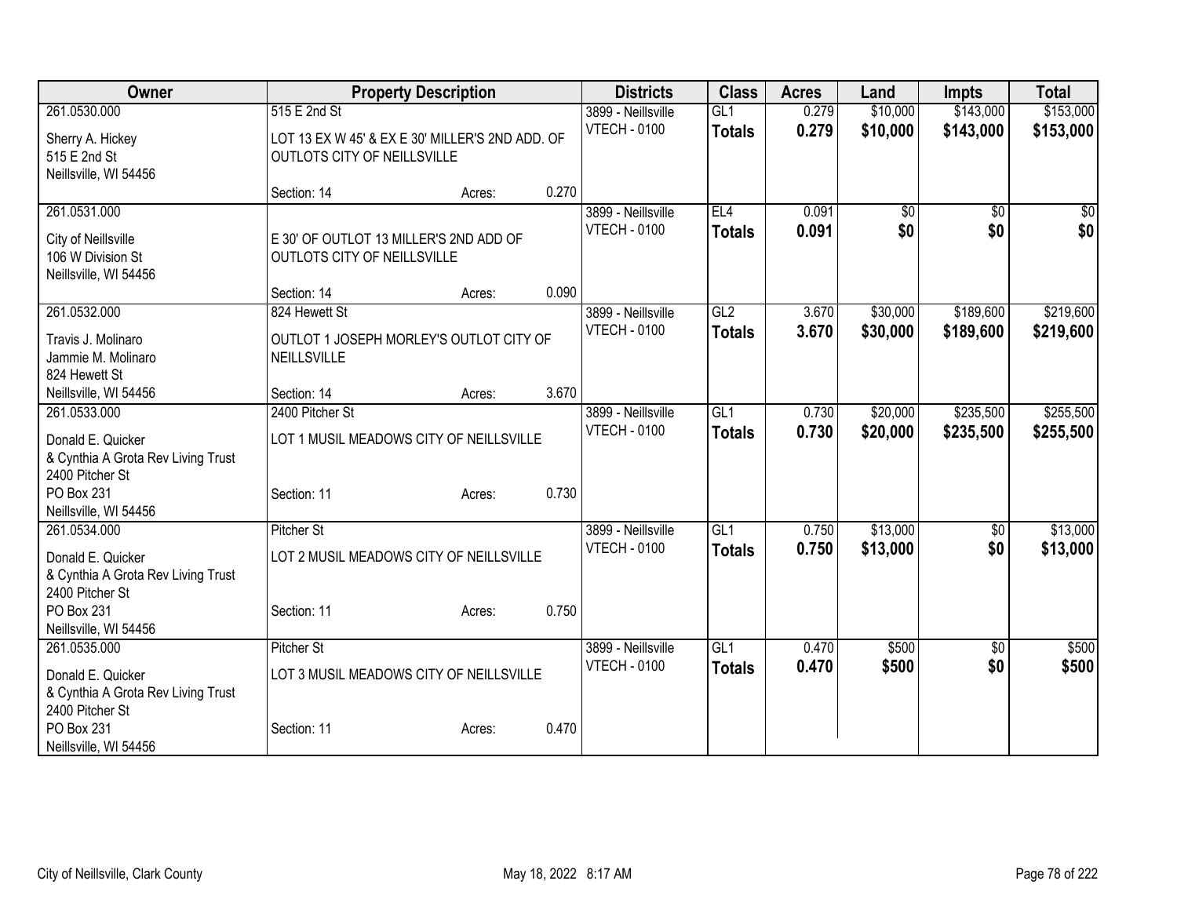| Owner | Property Description | | | Districts | Class | Acres | Land | Impts | Total |
|---|---|---|---|---|---|---|---|---|---|
| 261.0530.000<br>Sherry A. Hickey<br>515 E 2nd St<br>Neillsville, WI 54456 | 515 E 2nd St<br>LOT 13 EX W 45' & EX E 30' MILLER'S 2ND ADD. OF OUTLOTS CITY OF NEILLSVILLE<br>Section: 14 | Acres: | 0.270 | 3899 - Neillsville<br>VTECH - 0100 | GL1<br>**Totals** | 0.279<br>**0.279** | $10,000<br>**$10,000** | $143,000<br>**$143,000** | $153,000<br>**$153,000** |
| 261.0531.000<br>City of Neillsville<br>106 W Division St<br>Neillsville, WI 54456 | E 30' OF OUTLOT 13 MILLER'S 2ND ADD OF OUTLOTS CITY OF NEILLSVILLE<br>Section: 14 | Acres: | 0.090 | 3899 - Neillsville<br>VTECH - 0100 | EL4<br>**Totals** | 0.091<br>**0.091** | $0<br>**$0** | $0<br>**$0** | $0<br>**$0** |
| 261.0532.000<br>Travis J. Molinaro<br>Jammie M. Molinaro<br>824 Hewett St<br>Neillsville, WI 54456 | 824 Hewett St<br>OUTLOT 1 JOSEPH MORLEY'S OUTLOT CITY OF NEILLSVILLE<br>Section: 14 | Acres: | 3.670 | 3899 - Neillsville<br>VTECH - 0100 | GL2<br>**Totals** | 3.670<br>**3.670** | $30,000<br>**$30,000** | $189,600<br>**$189,600** | $219,600<br>**$219,600** |
| 261.0533.000<br>Donald E. Quicker<br>& Cynthia A Grota Rev Living Trust<br>2400 Pitcher St<br>PO Box 231<br>Neillsville, WI 54456 | 2400 Pitcher St<br>LOT 1 MUSIL MEADOWS CITY OF NEILLSVILLE<br>Section: 11 | Acres: | 0.730 | 3899 - Neillsville<br>VTECH - 0100 | GL1<br>**Totals** | 0.730<br>**0.730** | $20,000<br>**$20,000** | $235,500<br>**$235,500** | $255,500<br>**$255,500** |
| 261.0534.000<br>Donald E. Quicker<br>& Cynthia A Grota Rev Living Trust<br>2400 Pitcher St<br>PO Box 231<br>Neillsville, WI 54456 | Pitcher St<br>LOT 2 MUSIL MEADOWS CITY OF NEILLSVILLE<br>Section: 11 | Acres: | 0.750 | 3899 - Neillsville<br>VTECH - 0100 | GL1<br>**Totals** | 0.750<br>**0.750** | $13,000<br>**$13,000** | $0<br>**$0** | $13,000<br>**$13,000** |
| 261.0535.000<br>Donald E. Quicker<br>& Cynthia A Grota Rev Living Trust<br>2400 Pitcher St<br>PO Box 231<br>Neillsville, WI 54456 | Pitcher St<br>LOT 3 MUSIL MEADOWS CITY OF NEILLSVILLE<br>Section: 11 | Acres: | 0.470 | 3899 - Neillsville<br>VTECH - 0100 | GL1<br>**Totals** | 0.470<br>**0.470** | $500<br>**$500** | $0<br>**$0** | $500<br>**$500** |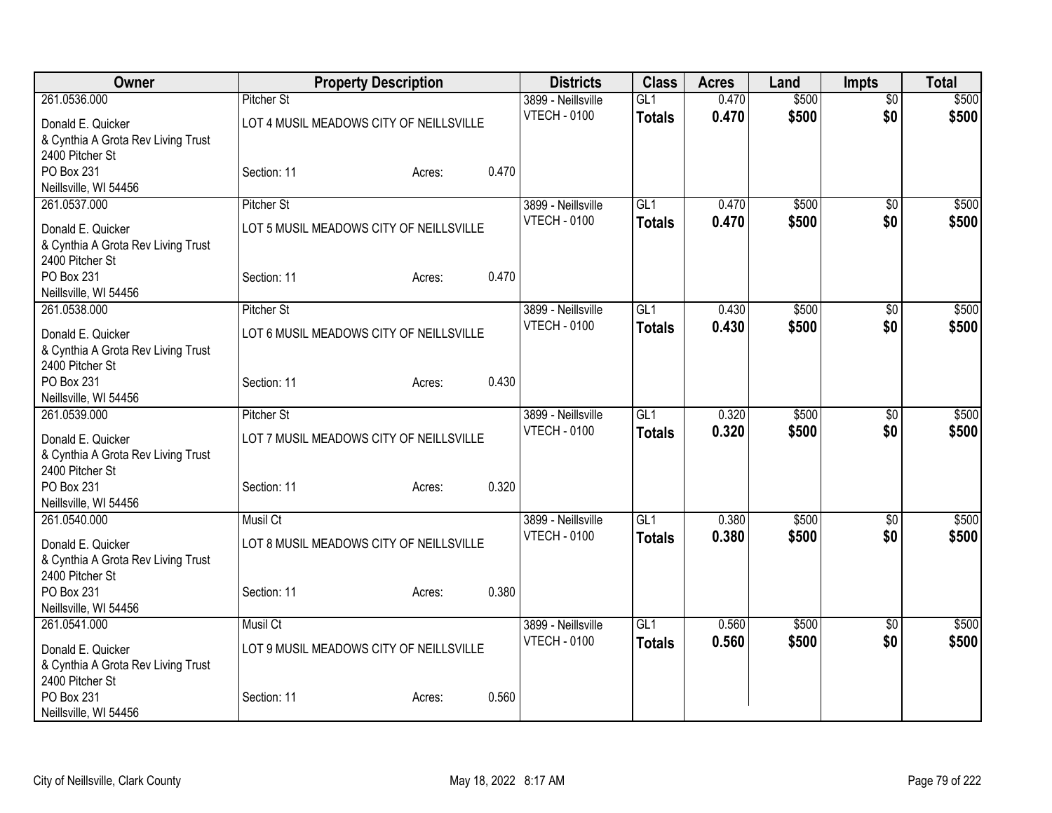| Owner | Property Description | | | Districts | Class | Acres | Land | Impts | Total |
|---|---|---|---|---|---|---|---|---|---|
| 261.0536.000 | Pitcher St | | | 3899 - Neillsville | GL1 | 0.470 | $500 | $0 | $500 |
| Donald E. Quicker | LOT 4 MUSIL MEADOWS CITY OF NEILLSVILLE | | | VTECH - 0100 | **Totals** | **0.470** | **$500** | **$0** | **$500** |
| & Cynthia A Grota Rev Living Trust | | | | | | | | | |
| 2400 Pitcher St | | | | | | | | | |
| PO Box 231 | Section: 11 | Acres: | 0.470 | | | | | | |
| Neillsville, WI 54456 | | | | | | | | | |
| 261.0537.000 | Pitcher St | | | 3899 - Neillsville | GL1 | 0.470 | $500 | $0 | $500 |
| Donald E. Quicker | LOT 5 MUSIL MEADOWS CITY OF NEILLSVILLE | | | VTECH - 0100 | **Totals** | **0.470** | **$500** | **$0** | **$500** |
| & Cynthia A Grota Rev Living Trust | | | | | | | | | |
| 2400 Pitcher St | | | | | | | | | |
| PO Box 231 | Section: 11 | Acres: | 0.470 | | | | | | |
| Neillsville, WI 54456 | | | | | | | | | |
| 261.0538.000 | Pitcher St | | | 3899 - Neillsville | GL1 | 0.430 | $500 | $0 | $500 |
| Donald E. Quicker | LOT 6 MUSIL MEADOWS CITY OF NEILLSVILLE | | | VTECH - 0100 | **Totals** | **0.430** | **$500** | **$0** | **$500** |
| & Cynthia A Grota Rev Living Trust | | | | | | | | | |
| 2400 Pitcher St | | | | | | | | | |
| PO Box 231 | Section: 11 | Acres: | 0.430 | | | | | | |
| Neillsville, WI 54456 | | | | | | | | | |
| 261.0539.000 | Pitcher St | | | 3899 - Neillsville | GL1 | 0.320 | $500 | $0 | $500 |
| Donald E. Quicker | LOT 7 MUSIL MEADOWS CITY OF NEILLSVILLE | | | VTECH - 0100 | **Totals** | **0.320** | **$500** | **$0** | **$500** |
| & Cynthia A Grota Rev Living Trust | | | | | | | | | |
| 2400 Pitcher St | | | | | | | | | |
| PO Box 231 | Section: 11 | Acres: | 0.320 | | | | | | |
| Neillsville, WI 54456 | | | | | | | | | |
| 261.0540.000 | Musil Ct | | | 3899 - Neillsville | GL1 | 0.380 | $500 | $0 | $500 |
| Donald E. Quicker | LOT 8 MUSIL MEADOWS CITY OF NEILLSVILLE | | | VTECH - 0100 | **Totals** | **0.380** | **$500** | **$0** | **$500** |
| & Cynthia A Grota Rev Living Trust | | | | | | | | | |
| 2400 Pitcher St | | | | | | | | | |
| PO Box 231 | Section: 11 | Acres: | 0.380 | | | | | | |
| Neillsville, WI 54456 | | | | | | | | | |
| 261.0541.000 | Musil Ct | | | 3899 - Neillsville | GL1 | 0.560 | $500 | $0 | $500 |
| Donald E. Quicker | LOT 9 MUSIL MEADOWS CITY OF NEILLSVILLE | | | VTECH - 0100 | **Totals** | **0.560** | **$500** | **$0** | **$500** |
| & Cynthia A Grota Rev Living Trust | | | | | | | | | |
| 2400 Pitcher St | | | | | | | | | |
| PO Box 231 | Section: 11 | Acres: | 0.560 | | | | | | |
| Neillsville, WI 54456 | | | | | | | | | |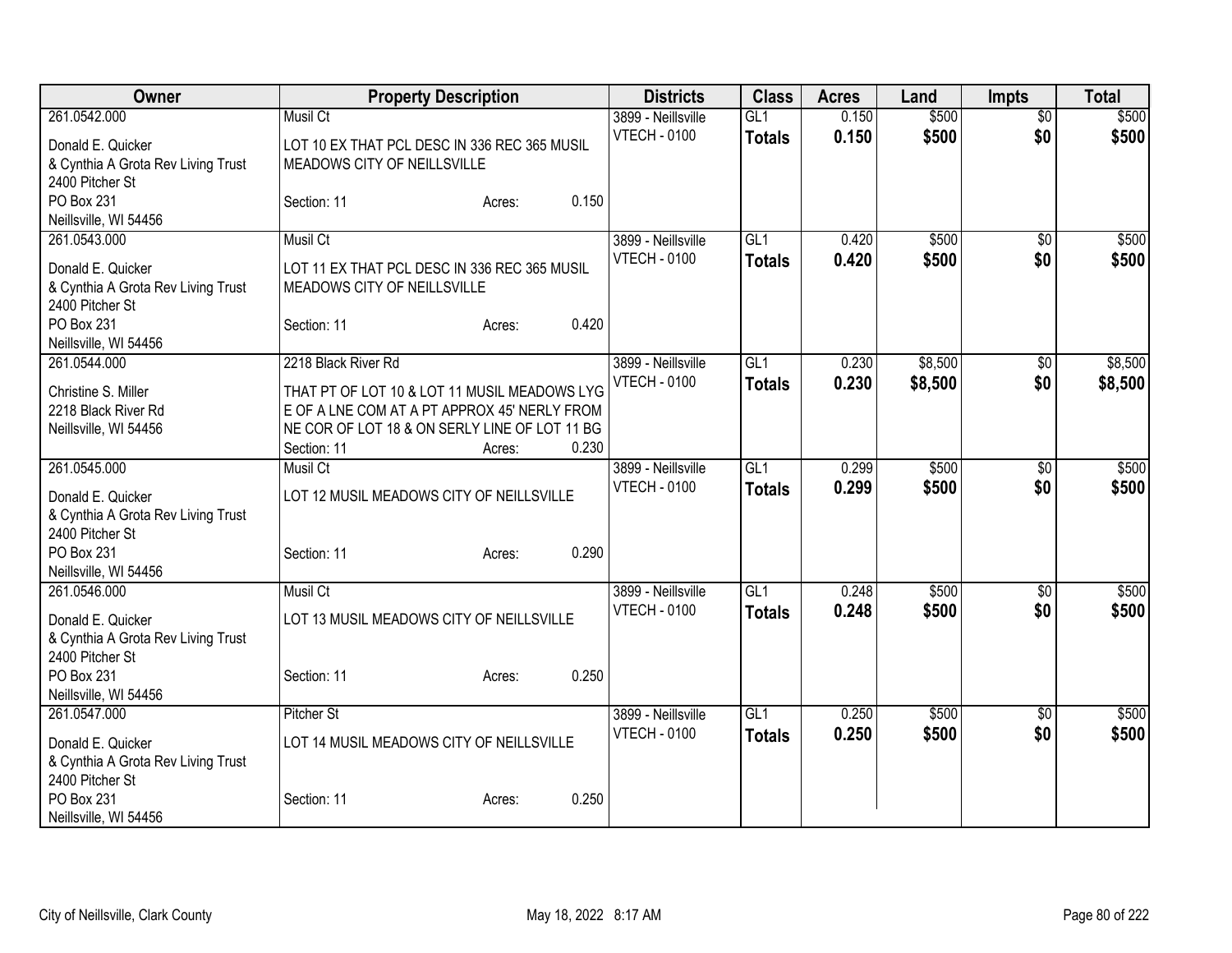| Owner | Property Description | Districts | Class | Acres | Land | Impts | Total |
|---|---|---|---|---|---|---|---|
| 261.0542.000<br>Donald E. Quicker<br>& Cynthia A Grota Rev Living Trust<br>2400 Pitcher St<br>PO Box 231<br>Neillsville, WI 54456 | Musil Ct<br>LOT 10 EX THAT PCL DESC IN 336 REC 365 MUSIL MEADOWS CITY OF NEILLSVILLE<br>Section: 11 Acres: 0.150 | 3899 - Neillsville<br>VTECH - 0100 | GL1<br>**Totals** | 0.150<br>**0.150** | $500<br>**$500** | $0<br>**$0** | $500<br>**$500** |
| 261.0543.000<br>Donald E. Quicker<br>& Cynthia A Grota Rev Living Trust<br>2400 Pitcher St<br>PO Box 231<br>Neillsville, WI 54456 | Musil Ct<br>LOT 11 EX THAT PCL DESC IN 336 REC 365 MUSIL MEADOWS CITY OF NEILLSVILLE<br>Section: 11 Acres: 0.420 | 3899 - Neillsville<br>VTECH - 0100 | GL1<br>**Totals** | 0.420<br>**0.420** | $500<br>**$500** | $0<br>**$0** | $500<br>**$500** |
| 261.0544.000<br>Christine S. Miller<br>2218 Black River Rd<br>Neillsville, WI 54456 | 2218 Black River Rd<br>THAT PT OF LOT 10 & LOT 11 MUSIL MEADOWS LYG E OF A LNE COM AT A PT APPROX 45' NERLY FROM NE COR OF LOT 18 & ON SERLY LINE OF LOT 11 BG<br>Section: 11 Acres: 0.230 | 3899 - Neillsville<br>VTECH - 0100 | GL1<br>**Totals** | 0.230<br>**0.230** | $8,500<br>**$8,500** | $0<br>**$0** | $8,500<br>**$8,500** |
| 261.0545.000<br>Donald E. Quicker<br>& Cynthia A Grota Rev Living Trust<br>2400 Pitcher St<br>PO Box 231<br>Neillsville, WI 54456 | Musil Ct<br>LOT 12 MUSIL MEADOWS CITY OF NEILLSVILLE<br>Section: 11 Acres: 0.290 | 3899 - Neillsville<br>VTECH - 0100 | GL1<br>**Totals** | 0.299<br>**0.299** | $500<br>**$500** | $0<br>**$0** | $500<br>**$500** |
| 261.0546.000<br>Donald E. Quicker<br>& Cynthia A Grota Rev Living Trust<br>2400 Pitcher St<br>PO Box 231<br>Neillsville, WI 54456 | Musil Ct<br>LOT 13 MUSIL MEADOWS CITY OF NEILLSVILLE<br>Section: 11 Acres: 0.250 | 3899 - Neillsville<br>VTECH - 0100 | GL1<br>**Totals** | 0.248<br>**0.248** | $500<br>**$500** | $0<br>**$0** | $500<br>**$500** |
| 261.0547.000<br>Donald E. Quicker<br>& Cynthia A Grota Rev Living Trust<br>2400 Pitcher St<br>PO Box 231<br>Neillsville, WI 54456 | Pitcher St<br>LOT 14 MUSIL MEADOWS CITY OF NEILLSVILLE<br>Section: 11 Acres: 0.250 | 3899 - Neillsville<br>VTECH - 0100 | GL1<br>**Totals** | 0.250<br>**0.250** | $500<br>**$500** | $0<br>**$0** | $500<br>**$500** |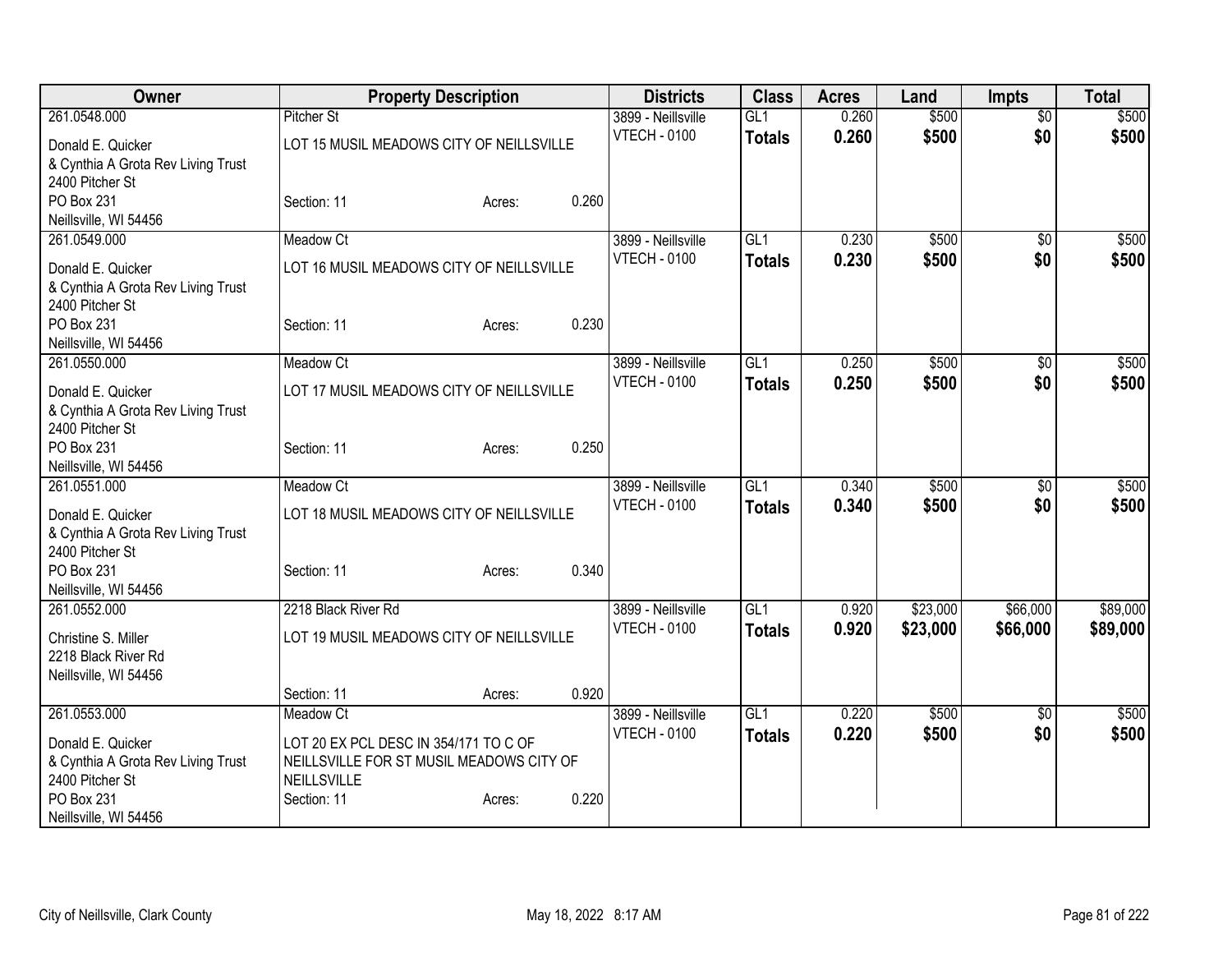| Owner | Property Description | | | Districts | Class | Acres | Land | Impts | Total |
|---|---|---|---|---|---|---|---|---|---|
| 261.0548.000 | Pitcher St | | | 3899 - Neillsville | GL1 | 0.260 | $500 | $0 | $500 |
| Donald E. Quicker<br>& Cynthia A Grota Rev Living Trust<br>2400 Pitcher St<br>PO Box 231<br>Neillsville, WI 54456 | LOT 15 MUSIL MEADOWS CITY OF NEILLSVILLE | | | VTECH - 0100 | **Totals** | **0.260** | **$500** | **$0** | **$500** |
| | Section: 11 | Acres: | 0.260 | | | | | | |
| 261.0549.000 | Meadow Ct | | | 3899 - Neillsville | GL1 | 0.230 | $500 | $0 | $500 |
| Donald E. Quicker<br>& Cynthia A Grota Rev Living Trust<br>2400 Pitcher St<br>PO Box 231<br>Neillsville, WI 54456 | LOT 16 MUSIL MEADOWS CITY OF NEILLSVILLE | | | VTECH - 0100 | **Totals** | **0.230** | **$500** | **$0** | **$500** |
| | Section: 11 | Acres: | 0.230 | | | | | | |
| 261.0550.000 | Meadow Ct | | | 3899 - Neillsville | GL1 | 0.250 | $500 | $0 | $500 |
| Donald E. Quicker<br>& Cynthia A Grota Rev Living Trust<br>2400 Pitcher St<br>PO Box 231<br>Neillsville, WI 54456 | LOT 17 MUSIL MEADOWS CITY OF NEILLSVILLE | | | VTECH - 0100 | **Totals** | **0.250** | **$500** | **$0** | **$500** |
| | Section: 11 | Acres: | 0.250 | | | | | | |
| 261.0551.000 | Meadow Ct | | | 3899 - Neillsville | GL1 | 0.340 | $500 | $0 | $500 |
| Donald E. Quicker<br>& Cynthia A Grota Rev Living Trust<br>2400 Pitcher St<br>PO Box 231<br>Neillsville, WI 54456 | LOT 18 MUSIL MEADOWS CITY OF NEILLSVILLE | | | VTECH - 0100 | **Totals** | **0.340** | **$500** | **$0** | **$500** |
| | Section: 11 | Acres: | 0.340 | | | | | | |
| 261.0552.000 | 2218 Black River Rd | | | 3899 - Neillsville | GL1 | 0.920 | $23,000 | $66,000 | $89,000 |
| Christine S. Miller<br>2218 Black River Rd<br>Neillsville, WI 54456 | LOT 19 MUSIL MEADOWS CITY OF NEILLSVILLE | | | VTECH - 0100 | **Totals** | **0.920** | **$23,000** | **$66,000** | **$89,000** |
| | Section: 11 | Acres: | 0.920 | | | | | | |
| 261.0553.000 | Meadow Ct | | | 3899 - Neillsville | GL1 | 0.220 | $500 | $0 | $500 |
| Donald E. Quicker<br>& Cynthia A Grota Rev Living Trust<br>2400 Pitcher St<br>PO Box 231<br>Neillsville, WI 54456 | LOT 20 EX PCL DESC IN 354/171 TO C OF NEILLSVILLE FOR ST MUSIL MEADOWS CITY OF NEILLSVILLE | | | VTECH - 0100 | **Totals** | **0.220** | **$500** | **$0** | **$500** |
| | Section: 11 | Acres: | 0.220 | | | | | | |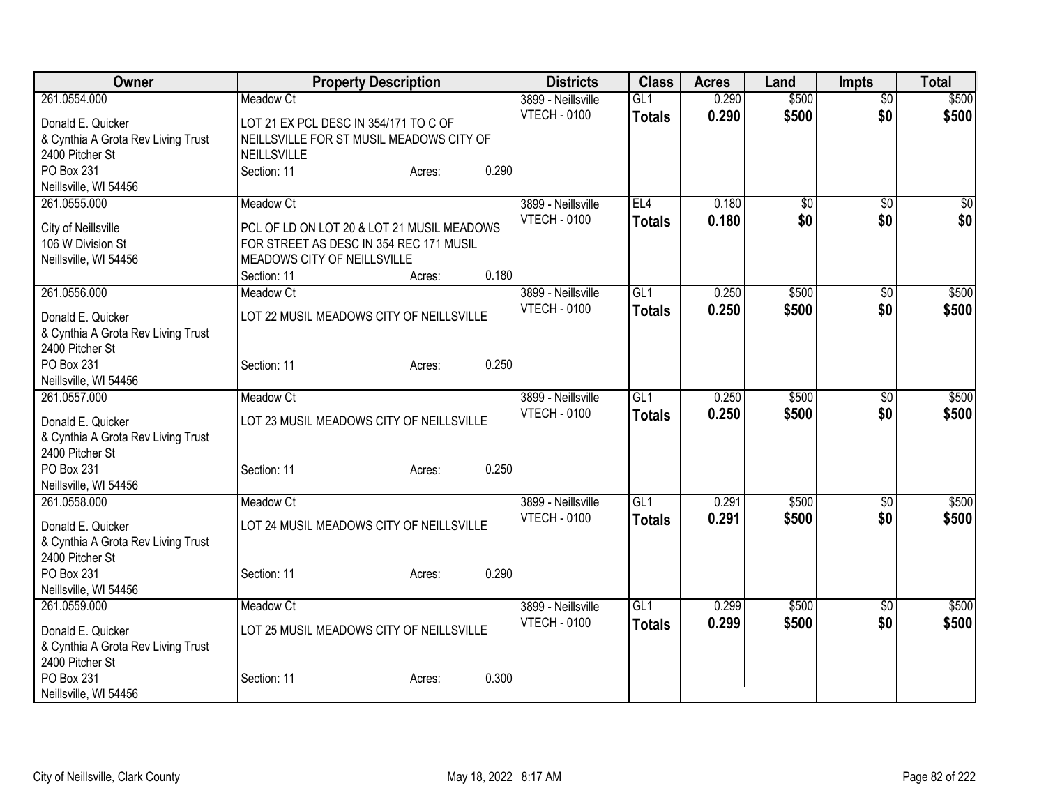| Owner | Property Description | Districts | Class | Acres | Land | Impts | Total |
|---|---|---|---|---|---|---|---|
| 261.0554.000<br>Donald E. Quicker<br>& Cynthia A Grota Rev Living Trust<br>2400 Pitcher St<br>PO Box 231<br>Neillsville, WI 54456 | Meadow Ct<br>LOT 21 EX PCL DESC IN 354/171 TO C OF NEILLSVILLE FOR ST MUSIL MEADOWS CITY OF NEILLSVILLE<br>Section: 11 Acres: 0.290 | 3899 - Neillsville<br>VTECH - 0100 | GL1<br>**Totals** | 0.290<br>**0.290** | $500<br>**$500** | $0<br>**$0** | $500<br>**$500** |
| 261.0555.000<br>City of Neillsville<br>106 W Division St<br>Neillsville, WI 54456 | Meadow Ct<br>PCL OF LD ON LOT 20 & LOT 21 MUSIL MEADOWS FOR STREET AS DESC IN 354 REC 171 MUSIL MEADOWS CITY OF NEILLSVILLE<br>Section: 11 Acres: 0.180 | 3899 - Neillsville<br>VTECH - 0100 | EL4<br>**Totals** | 0.180<br>**0.180** | $0<br>**$0** | $0<br>**$0** | $0<br>**$0** |
| 261.0556.000<br>Donald E. Quicker<br>& Cynthia A Grota Rev Living Trust<br>2400 Pitcher St<br>PO Box 231<br>Neillsville, WI 54456 | Meadow Ct<br>LOT 22 MUSIL MEADOWS CITY OF NEILLSVILLE<br>Section: 11 Acres: 0.250 | 3899 - Neillsville<br>VTECH - 0100 | GL1<br>**Totals** | 0.250<br>**0.250** | $500<br>**$500** | $0<br>**$0** | $500<br>**$500** |
| 261.0557.000<br>Donald E. Quicker<br>& Cynthia A Grota Rev Living Trust<br>2400 Pitcher St<br>PO Box 231<br>Neillsville, WI 54456 | Meadow Ct<br>LOT 23 MUSIL MEADOWS CITY OF NEILLSVILLE<br>Section: 11 Acres: 0.250 | 3899 - Neillsville<br>VTECH - 0100 | GL1<br>**Totals** | 0.250<br>**0.250** | $500<br>**$500** | $0<br>**$0** | $500<br>**$500** |
| 261.0558.000<br>Donald E. Quicker<br>& Cynthia A Grota Rev Living Trust<br>2400 Pitcher St<br>PO Box 231<br>Neillsville, WI 54456 | Meadow Ct<br>LOT 24 MUSIL MEADOWS CITY OF NEILLSVILLE<br>Section: 11 Acres: 0.290 | 3899 - Neillsville<br>VTECH - 0100 | GL1<br>**Totals** | 0.291<br>**0.291** | $500<br>**$500** | $0<br>**$0** | $500<br>**$500** |
| 261.0559.000<br>Donald E. Quicker<br>& Cynthia A Grota Rev Living Trust<br>2400 Pitcher St<br>PO Box 231<br>Neillsville, WI 54456 | Meadow Ct<br>LOT 25 MUSIL MEADOWS CITY OF NEILLSVILLE<br>Section: 11 Acres: 0.300 | 3899 - Neillsville<br>VTECH - 0100 | GL1<br>**Totals** | 0.299<br>**0.299** | $500<br>**$500** | $0<br>**$0** | $500<br>**$500** |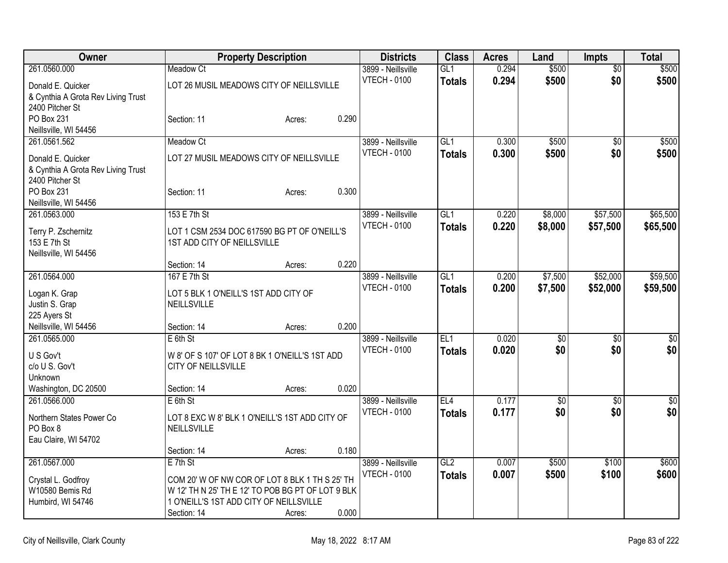| Owner | Property Description | Districts | Class | Acres | Land | Impts | Total |
|---|---|---|---|---|---|---|---|
| 261.0560.000<br>Donald E. Quicker<br>& Cynthia A Grota Rev Living Trust<br>2400 Pitcher St<br>PO Box 231<br>Neillsville, WI 54456 | Meadow Ct<br>LOT 26 MUSIL MEADOWS CITY OF NEILLSVILLE<br>Section: 11 Acres: 0.290 | 3899 - Neillsville<br>VTECH - 0100 | GL1<br>**Totals** | 0.294<br>**0.294** | $500<br>**$500** | $0<br>**$0** | $500<br>**$500** |
| 261.0561.562<br>Donald E. Quicker<br>& Cynthia A Grota Rev Living Trust<br>2400 Pitcher St<br>PO Box 231<br>Neillsville, WI 54456 | Meadow Ct<br>LOT 27 MUSIL MEADOWS CITY OF NEILLSVILLE<br>Section: 11 Acres: 0.300 | 3899 - Neillsville<br>VTECH - 0100 | GL1<br>**Totals** | 0.300<br>**0.300** | $500<br>**$500** | $0<br>**$0** | $500<br>**$500** |
| 261.0563.000<br>Terry P. Zschernitz<br>153 E 7th St<br>Neillsville, WI 54456 | 153 E 7th St<br>LOT 1 CSM 2534 DOC 617590 BG PT OF O'NEILL'S 1ST ADD CITY OF NEILLSVILLE<br>Section: 14 Acres: 0.220 | 3899 - Neillsville<br>VTECH - 0100 | GL1<br>**Totals** | 0.220<br>**0.220** | $8,000<br>**$8,000** | $57,500<br>**$57,500** | $65,500<br>**$65,500** |
| 261.0564.000<br>Logan K. Grap<br>Justin S. Grap<br>225 Ayers St<br>Neillsville, WI 54456 | 167 E 7th St<br>LOT 5 BLK 1 O'NEILL'S 1ST ADD CITY OF NEILLSVILLE<br>Section: 14 Acres: 0.200 | 3899 - Neillsville<br>VTECH - 0100 | GL1<br>**Totals** | 0.200<br>**0.200** | $7,500<br>**$7,500** | $52,000<br>**$52,000** | $59,500<br>**$59,500** |
| 261.0565.000<br>U S Gov't<br>c/o U S. Gov't<br>Unknown<br>Washington, DC 20500 | E 6th St<br>W 8' OF S 107' OF LOT 8 BK 1 O'NEILL'S 1ST ADD CITY OF NEILLSVILLE<br>Section: 14 Acres: 0.020 | 3899 - Neillsville<br>VTECH - 0100 | EL1<br>**Totals** | 0.020<br>**0.020** | $0<br>**$0** | $0<br>**$0** | $0<br>**$0** |
| 261.0566.000<br>Northern States Power Co<br>PO Box 8<br>Eau Claire, WI 54702 | E 6th St<br>LOT 8 EXC W 8' BLK 1 O'NEILL'S 1ST ADD CITY OF NEILLSVILLE<br>Section: 14 Acres: 0.180 | 3899 - Neillsville<br>VTECH - 0100 | EL4<br>**Totals** | 0.177<br>**0.177** | $0<br>**$0** | $0<br>**$0** | $0<br>**$0** |
| 261.0567.000<br>Crystal L. Godfroy<br>W10580 Bemis Rd<br>Humbird, WI 54746 | E 7th St<br>COM 20' W OF NW COR OF LOT 8 BLK 1 TH S 25' TH W 12' TH N 25' TH E 12' TO POB BG PT OF LOT 9 BLK 1 O'NEILL'S 1ST ADD CITY OF NEILLSVILLE<br>Section: 14 Acres: 0.000 | 3899 - Neillsville<br>VTECH - 0100 | GL2<br>**Totals** | 0.007<br>**0.007** | $500<br>**$500** | $100<br>**$100** | $600<br>**$600** |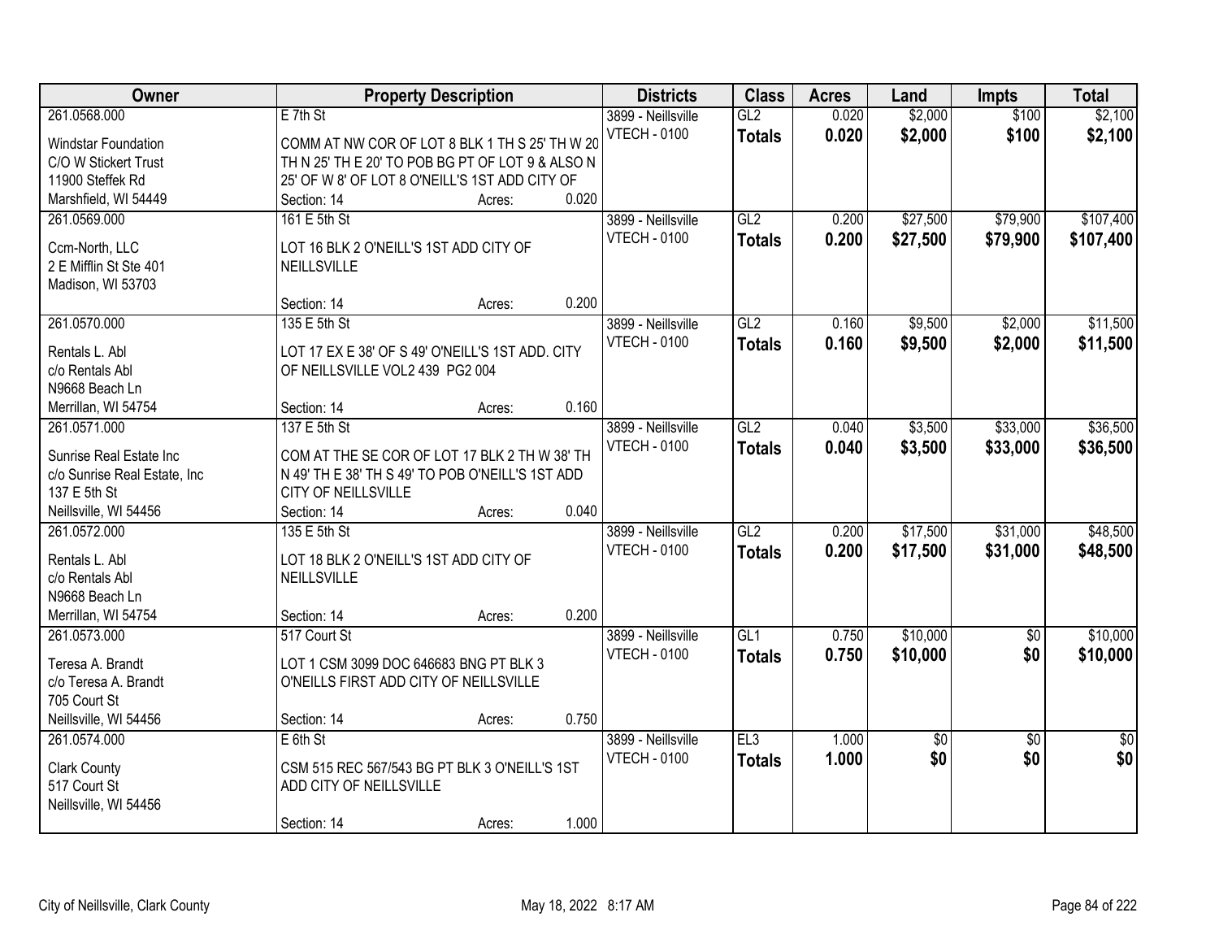| Owner | Property Description | Districts | Class | Acres | Land | Impts | Total |
|---|---|---|---|---|---|---|---|
| 261.0568.000<br>Windstar Foundation<br>C/O W Stickert Trust<br>11900 Steffek Rd<br>Marshfield, WI 54449 | E 7th St<br>COMM AT NW COR OF LOT 8 BLK 1 TH S 25' TH W 20 TH N 25' TH E 20' TO POB BG PT OF LOT 9 & ALSO N 25' OF W 8' OF LOT 8 O'NEILL'S 1ST ADD CITY OF<br>Section: 14 Acres: 0.020 | 3899 - Neillsville<br>VTECH - 0100 | GL2<br>**Totals** | 0.020<br>**0.020** | $2,000<br>**$2,000** | $100<br>**$100** | $2,100<br>**$2,100** |
| 261.0569.000<br>Ccm-North, LLC<br>2 E Mifflin St Ste 401<br>Madison, WI 53703 | 161 E 5th St<br>LOT 16 BLK 2 O'NEILL'S 1ST ADD CITY OF NEILLSVILLE<br>Section: 14 Acres: 0.200 | 3899 - Neillsville<br>VTECH - 0100 | GL2<br>**Totals** | 0.200<br>**0.200** | $27,500<br>**$27,500** | $79,900<br>**$79,900** | $107,400<br>**$107,400** |
| 261.0570.000<br>Rentals L. Abl<br>c/o Rentals Abl<br>N9668 Beach Ln<br>Merrillan, WI 54754 | 135 E 5th St<br>LOT 17 EX E 38' OF S 49' O'NEILL'S 1ST ADD. CITY OF NEILLSVILLE VOL2 439 PG2 004<br>Section: 14 Acres: 0.160 | 3899 - Neillsville<br>VTECH - 0100 | GL2<br>**Totals** | 0.160<br>**0.160** | $9,500<br>**$9,500** | $2,000<br>**$2,000** | $11,500<br>**$11,500** |
| 261.0571.000<br>Sunrise Real Estate Inc<br>c/o Sunrise Real Estate, Inc<br>137 E 5th St<br>Neillsville, WI 54456 | 137 E 5th St<br>COM AT THE SE COR OF LOT 17 BLK 2 TH W 38' TH N 49' TH E 38' TH S 49' TO POB O'NEILL'S 1ST ADD CITY OF NEILLSVILLE<br>Section: 14 Acres: 0.040 | 3899 - Neillsville<br>VTECH - 0100 | GL2<br>**Totals** | 0.040<br>**0.040** | $3,500<br>**$3,500** | $33,000<br>**$33,000** | $36,500<br>**$36,500** |
| 261.0572.000<br>Rentals L. Abl<br>c/o Rentals Abl<br>N9668 Beach Ln<br>Merrillan, WI 54754 | 135 E 5th St<br>LOT 18 BLK 2 O'NEILL'S 1ST ADD CITY OF NEILLSVILLE<br>Section: 14 Acres: 0.200 | 3899 - Neillsville<br>VTECH - 0100 | GL2<br>**Totals** | 0.200<br>**0.200** | $17,500<br>**$17,500** | $31,000<br>**$31,000** | $48,500<br>**$48,500** |
| 261.0573.000<br>Teresa A. Brandt<br>c/o Teresa A. Brandt<br>705 Court St<br>Neillsville, WI 54456 | 517 Court St<br>LOT 1 CSM 3099 DOC 646683 BNG PT BLK 3 O'NEILLS FIRST ADD CITY OF NEILLSVILLE<br>Section: 14 Acres: 0.750 | 3899 - Neillsville<br>VTECH - 0100 | GL1<br>**Totals** | 0.750<br>**0.750** | $10,000<br>**$10,000** | $0<br>**$0** | $10,000<br>**$10,000** |
| 261.0574.000<br>Clark County<br>517 Court St<br>Neillsville, WI 54456 | E 6th St<br>CSM 515 REC 567/543 BG PT BLK 3 O'NEILL'S 1ST ADD CITY OF NEILLSVILLE<br>Section: 14 Acres: 1.000 | 3899 - Neillsville<br>VTECH - 0100 | EL3<br>**Totals** | 1.000<br>**1.000** | $0<br>**$0** | $0<br>**$0** | $0<br>**$0** |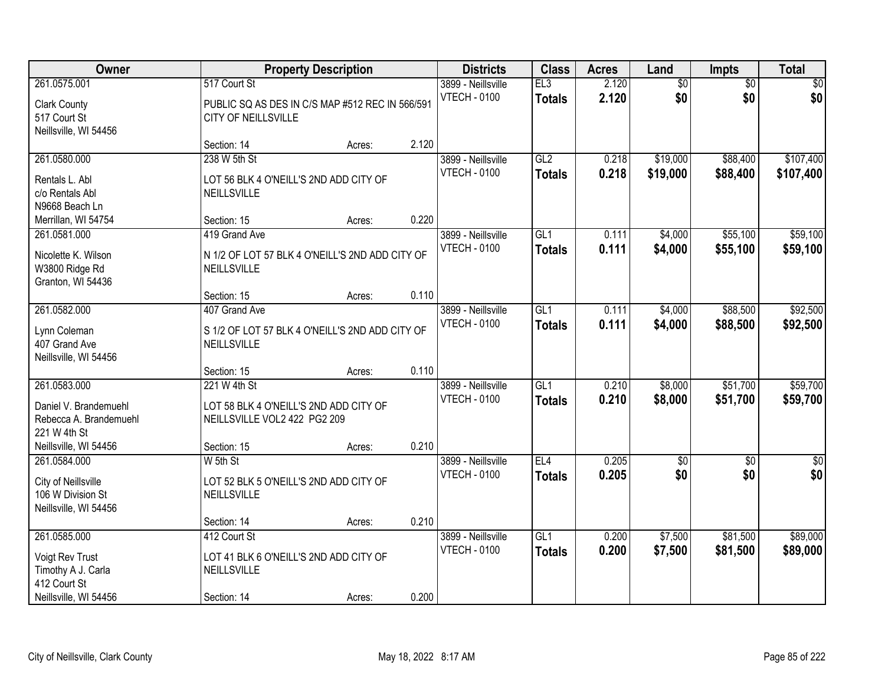| Owner | Property Description | | | Districts | Class | Acres | Land | Impts | Total |
|---|---|---|---|---|---|---|---|---|---|
| 261.0575.001<br>Clark County<br>517 Court St<br>Neillsville, WI 54456 | 517 Court St<br>PUBLIC SQ AS DES IN C/S MAP #512 REC IN 566/591 CITY OF NEILLSVILLE<br>Section: 14 | Acres: | 2.120 | 3899 - Neillsville<br>VTECH - 0100 | EL3<br>**Totals** | 2.120<br>**2.120** | $0<br>**$0** | $0<br>**$0** | $0<br>**$0** |
| 261.0580.000<br>Rentals L. Abl<br>c/o Rentals Abl<br>N9668 Beach Ln<br>Merrillan, WI 54754 | 238 W 5th St<br>LOT 56 BLK 4 O'NEILL'S 2ND ADD CITY OF NEILLSVILLE<br>Section: 15 | Acres: | 0.220 | 3899 - Neillsville<br>VTECH - 0100 | GL2<br>**Totals** | 0.218<br>**0.218** | $19,000<br>**$19,000** | $88,400<br>**$88,400** | $107,400<br>**$107,400** |
| 261.0581.000<br>Nicolette K. Wilson<br>W3800 Ridge Rd<br>Granton, WI 54436 | 419 Grand Ave<br>N 1/2 OF LOT 57 BLK 4 O'NEILL'S 2ND ADD CITY OF NEILLSVILLE<br>Section: 15 | Acres: | 0.110 | 3899 - Neillsville<br>VTECH - 0100 | GL1<br>**Totals** | 0.111<br>**0.111** | $4,000<br>**$4,000** | $55,100<br>**$55,100** | $59,100<br>**$59,100** |
| 261.0582.000<br>Lynn Coleman<br>407 Grand Ave<br>Neillsville, WI 54456 | 407 Grand Ave<br>S 1/2 OF LOT 57 BLK 4 O'NEILL'S 2ND ADD CITY OF NEILLSVILLE<br>Section: 15 | Acres: | 0.110 | 3899 - Neillsville<br>VTECH - 0100 | GL1<br>**Totals** | 0.111<br>**0.111** | $4,000<br>**$4,000** | $88,500<br>**$88,500** | $92,500<br>**$92,500** |
| 261.0583.000<br>Daniel V. Brandemuehl<br>Rebecca A. Brandemuehl<br>221 W 4th St<br>Neillsville, WI 54456 | 221 W 4th St<br>LOT 58 BLK 4 O'NEILL'S 2ND ADD CITY OF NEILLSVILLE VOL2 422 PG2 209<br>Section: 15 | Acres: | 0.210 | 3899 - Neillsville<br>VTECH - 0100 | GL1<br>**Totals** | 0.210<br>**0.210** | $8,000<br>**$8,000** | $51,700<br>**$51,700** | $59,700<br>**$59,700** |
| 261.0584.000<br>City of Neillsville<br>106 W Division St<br>Neillsville, WI 54456 | W 5th St<br>LOT 52 BLK 5 O'NEILL'S 2ND ADD CITY OF NEILLSVILLE<br>Section: 14 | Acres: | 0.210 | 3899 - Neillsville<br>VTECH - 0100 | EL4<br>**Totals** | 0.205<br>**0.205** | $0<br>**$0** | $0<br>**$0** | $0<br>**$0** |
| 261.0585.000<br>Voigt Rev Trust<br>Timothy A J. Carla<br>412 Court St<br>Neillsville, WI 54456 | 412 Court St<br>LOT 41 BLK 6 O'NEILL'S 2ND ADD CITY OF NEILLSVILLE<br>Section: 14 | Acres: | 0.200 | 3899 - Neillsville<br>VTECH - 0100 | GL1<br>**Totals** | 0.200<br>**0.200** | $7,500<br>**$7,500** | $81,500<br>**$81,500** | $89,000<br>**$89,000** |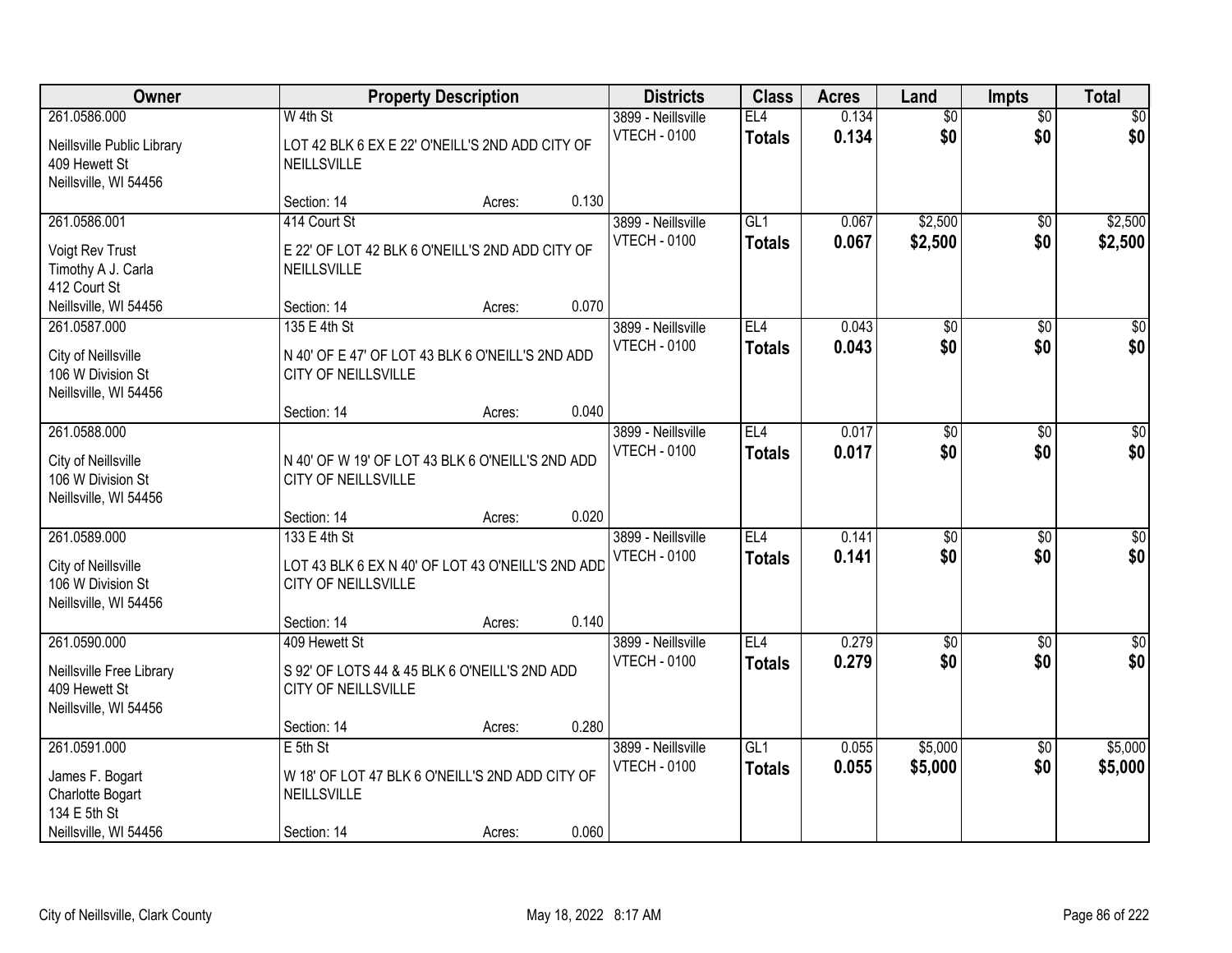| Owner | Property Description | | | Districts | Class | Acres | Land | Impts | Total |
|---|---|---|---|---|---|---|---|---|---|
| 261.0586.000 | W 4th St | | | 3899 - Neillsville | EL4 | 0.134 | $0 | $0 | $0 |
| Neillsville Public Library<br>409 Hewett St<br>Neillsville, WI 54456 | LOT 42 BLK 6 EX E 22' O'NEILL'S 2ND ADD CITY OF NEILLSVILLE | | | VTECH - 0100 | **Totals** | **0.134** | **$0** | **$0** | **$0** |
| | Section: 14 | Acres: | 0.130 | | | | | | |
| 261.0586.001 | 414 Court St | | | 3899 - Neillsville | GL1 | 0.067 | $2,500 | $0 | $2,500 |
| Voigt Rev Trust<br>Timothy A J. Carla<br>412 Court St<br>Neillsville, WI 54456 | E 22' OF LOT 42 BLK 6 O'NEILL'S 2ND ADD CITY OF NEILLSVILLE | | | VTECH - 0100 | **Totals** | **0.067** | **$2,500** | **$0** | **$2,500** |
| | Section: 14 | Acres: | 0.070 | | | | | | |
| 261.0587.000 | 135 E 4th St | | | 3899 - Neillsville | EL4 | 0.043 | $0 | $0 | $0 |
| City of Neillsville<br>106 W Division St<br>Neillsville, WI 54456 | N 40' OF E 47' OF LOT 43 BLK 6 O'NEILL'S 2ND ADD CITY OF NEILLSVILLE | | | VTECH - 0100 | **Totals** | **0.043** | **$0** | **$0** | **$0** |
| | Section: 14 | Acres: | 0.040 | | | | | | |
| 261.0588.000 | | | | 3899 - Neillsville | EL4 | 0.017 | $0 | $0 | $0 |
| City of Neillsville<br>106 W Division St<br>Neillsville, WI 54456 | N 40' OF W 19' OF LOT 43 BLK 6 O'NEILL'S 2ND ADD CITY OF NEILLSVILLE | | | VTECH - 0100 | **Totals** | **0.017** | **$0** | **$0** | **$0** |
| | Section: 14 | Acres: | 0.020 | | | | | | |
| 261.0589.000 | 133 E 4th St | | | 3899 - Neillsville | EL4 | 0.141 | $0 | $0 | $0 |
| City of Neillsville<br>106 W Division St<br>Neillsville, WI 54456 | LOT 43 BLK 6 EX N 40' OF LOT 43 O'NEILL'S 2ND ADD CITY OF NEILLSVILLE | | | VTECH - 0100 | **Totals** | **0.141** | **$0** | **$0** | **$0** |
| | Section: 14 | Acres: | 0.140 | | | | | | |
| 261.0590.000 | 409 Hewett St | | | 3899 - Neillsville | EL4 | 0.279 | $0 | $0 | $0 |
| Neillsville Free Library<br>409 Hewett St<br>Neillsville, WI 54456 | S 92' OF LOTS 44 & 45 BLK 6 O'NEILL'S 2ND ADD CITY OF NEILLSVILLE | | | VTECH - 0100 | **Totals** | **0.279** | **$0** | **$0** | **$0** |
| | Section: 14 | Acres: | 0.280 | | | | | | |
| 261.0591.000 | E 5th St | | | 3899 - Neillsville | GL1 | 0.055 | $5,000 | $0 | $5,000 |
| James F. Bogart<br>Charlotte Bogart<br>134 E 5th St<br>Neillsville, WI 54456 | W 18' OF LOT 47 BLK 6 O'NEILL'S 2ND ADD CITY OF NEILLSVILLE | | | VTECH - 0100 | **Totals** | **0.055** | **$5,000** | **$0** | **$5,000** |
| | Section: 14 | Acres: | 0.060 | | | | | | |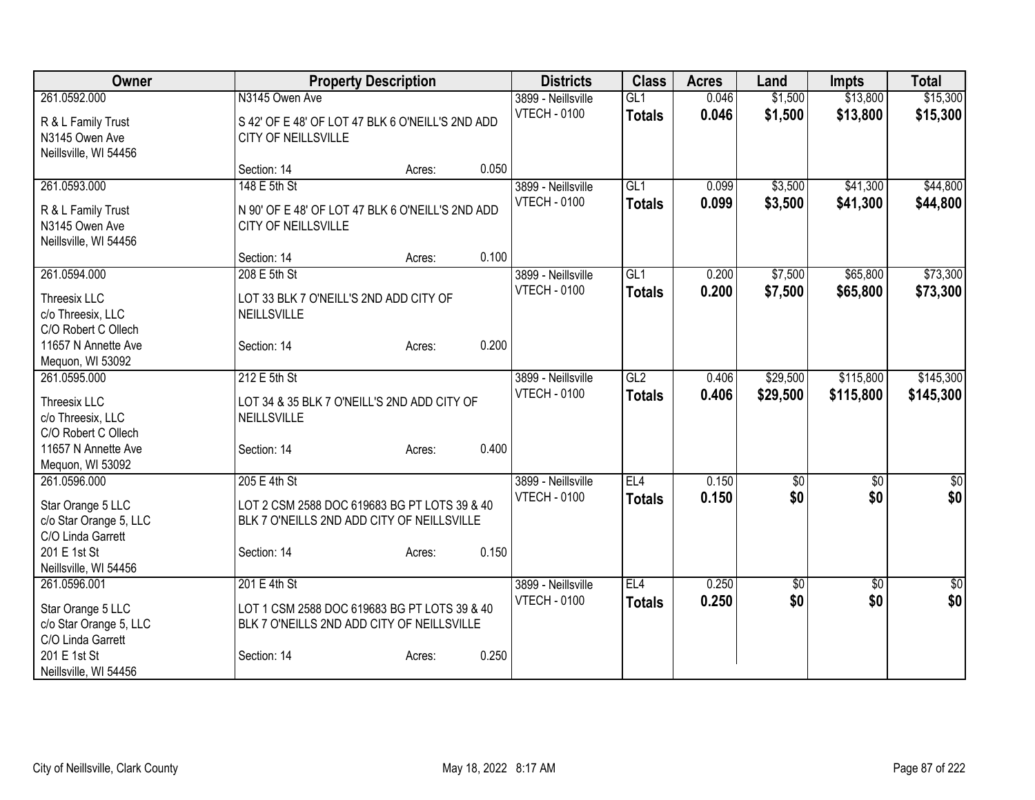| Owner | Property Description | | | Districts | Class | Acres | Land | Impts | Total |
|---|---|---|---|---|---|---|---|---|---|
| 261.0592.000 | N3145 Owen Ave | | | 3899 - Neillsville | GL1 | 0.046 | $1,500 | $13,800 | $15,300 |
| R & L Family Trust<br>N3145 Owen Ave<br>Neillsville, WI 54456 | S 42' OF E 48' OF LOT 47 BLK 6 O'NEILL'S 2ND ADD CITY OF NEILLSVILLE | | | VTECH - 0100 | **Totals** | **0.046** | **$1,500** | **$13,800** | **$15,300** |
| | Section: 14 | Acres: | 0.050 | | | | | | |
| 261.0593.000 | 148 E 5th St | | | 3899 - Neillsville | GL1 | 0.099 | $3,500 | $41,300 | $44,800 |
| R & L Family Trust<br>N3145 Owen Ave<br>Neillsville, WI 54456 | N 90' OF E 48' OF LOT 47 BLK 6 O'NEILL'S 2ND ADD CITY OF NEILLSVILLE | | | VTECH - 0100 | **Totals** | **0.099** | **$3,500** | **$41,300** | **$44,800** |
| | Section: 14 | Acres: | 0.100 | | | | | | |
| 261.0594.000 | 208 E 5th St | | | 3899 - Neillsville | GL1 | 0.200 | $7,500 | $65,800 | $73,300 |
| Threesix LLC<br>c/o Threesix, LLC<br>C/O Robert C Ollech<br>11657 N Annette Ave<br>Mequon, WI 53092 | LOT 33 BLK 7 O'NEILL'S 2ND ADD CITY OF NEILLSVILLE | | | VTECH - 0100 | **Totals** | **0.200** | **$7,500** | **$65,800** | **$73,300** |
| | Section: 14 | Acres: | 0.200 | | | | | | |
| 261.0595.000 | 212 E 5th St | | | 3899 - Neillsville | GL2 | 0.406 | $29,500 | $115,800 | $145,300 |
| Threesix LLC<br>c/o Threesix, LLC<br>C/O Robert C Ollech<br>11657 N Annette Ave<br>Mequon, WI 53092 | LOT 34 & 35 BLK 7 O'NEILL'S 2ND ADD CITY OF NEILLSVILLE | | | VTECH - 0100 | **Totals** | **0.406** | **$29,500** | **$115,800** | **$145,300** |
| | Section: 14 | Acres: | 0.400 | | | | | | |
| 261.0596.000 | 205 E 4th St | | | 3899 - Neillsville | EL4 | 0.150 | $0 | $0 | $0 |
| Star Orange 5 LLC<br>c/o Star Orange 5, LLC<br>C/O Linda Garrett<br>201 E 1st St<br>Neillsville, WI 54456 | LOT 2 CSM 2588 DOC 619683 BG PT LOTS 39 & 40 BLK 7 O'NEILLS 2ND ADD CITY OF NEILLSVILLE | | | VTECH - 0100 | **Totals** | **0.150** | **$0** | **$0** | **$0** |
| | Section: 14 | Acres: | 0.150 | | | | | | |
| 261.0596.001 | 201 E 4th St | | | 3899 - Neillsville | EL4 | 0.250 | $0 | $0 | $0 |
| Star Orange 5 LLC<br>c/o Star Orange 5, LLC<br>C/O Linda Garrett<br>201 E 1st St<br>Neillsville, WI 54456 | LOT 1 CSM 2588 DOC 619683 BG PT LOTS 39 & 40 BLK 7 O'NEILLS 2ND ADD CITY OF NEILLSVILLE | | | VTECH - 0100 | **Totals** | **0.250** | **$0** | **$0** | **$0** |
| | Section: 14 | Acres: | 0.250 | | | | | | |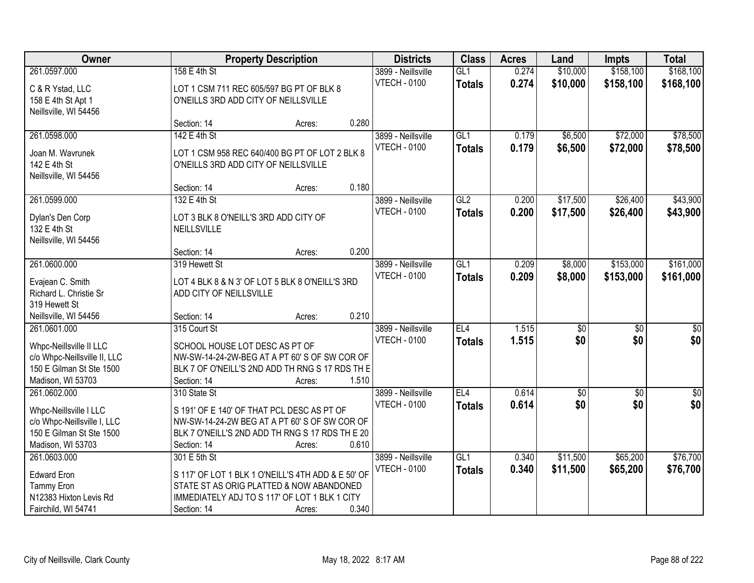| Owner | Property Description | Districts | Class | Acres | Land | Impts | Total |
|---|---|---|---|---|---|---|---|
| 261.0597.000<br>C & R Ystad, LLC<br>158 E 4th St Apt 1<br>Neillsville, WI 54456 | 158 E 4th St<br>LOT 1 CSM 711 REC 605/597 BG PT OF BLK 8 O'NEILLS 3RD ADD CITY OF NEILLSVILLE<br>Section: 14 Acres: 0.280 | 3899 - Neillsville<br>VTECH - 0100 | GL1<br>**Totals** | 0.274<br>**0.274** | $10,000<br>**$10,000** | $158,100<br>**$158,100** | $168,100<br>**$168,100** |
| 261.0598.000<br>Joan M. Wavrunek<br>142 E 4th St<br>Neillsville, WI 54456 | 142 E 4th St<br>LOT 1 CSM 958 REC 640/400 BG PT OF LOT 2 BLK 8 O'NEILLS 3RD ADD CITY OF NEILLSVILLE<br>Section: 14 Acres: 0.180 | 3899 - Neillsville<br>VTECH - 0100 | GL1<br>**Totals** | 0.179<br>**0.179** | $6,500<br>**$6,500** | $72,000<br>**$72,000** | $78,500<br>**$78,500** |
| 261.0599.000<br>Dylan's Den Corp<br>132 E 4th St<br>Neillsville, WI 54456 | 132 E 4th St<br>LOT 3 BLK 8 O'NEILL'S 3RD ADD CITY OF NEILLSVILLE<br>Section: 14 Acres: 0.200 | 3899 - Neillsville<br>VTECH - 0100 | GL2<br>**Totals** | 0.200<br>**0.200** | $17,500<br>**$17,500** | $26,400<br>**$26,400** | $43,900<br>**$43,900** |
| 261.0600.000<br>Evajean C. Smith<br>Richard L. Christie Sr<br>319 Hewett St<br>Neillsville, WI 54456 | 319 Hewett St<br>LOT 4 BLK 8 & N 3' OF LOT 5 BLK 8 O'NEILL'S 3RD ADD CITY OF NEILLSVILLE<br>Section: 14 Acres: 0.210 | 3899 - Neillsville<br>VTECH - 0100 | GL1<br>**Totals** | 0.209<br>**0.209** | $8,000<br>**$8,000** | $153,000<br>**$153,000** | $161,000<br>**$161,000** |
| 261.0601.000<br>Whpc-Neillsville II LLC<br>c/o Whpc-Neillsville II, LLC<br>150 E Gilman St Ste 1500<br>Madison, WI 53703 | 315 Court St<br>SCHOOL HOUSE LOT DESC AS PT OF NW-SW-14-24-2W-BEG AT A PT 60' S OF SW COR OF BLK 7 OF O'NEILL'S 2ND ADD TH RNG S 17 RDS TH E<br>Section: 14 Acres: 1.510 | 3899 - Neillsville<br>VTECH - 0100 | EL4<br>**Totals** | 1.515<br>**1.515** | $0<br>**$0** | $0<br>**$0** | $0<br>**$0** |
| 261.0602.000<br>Whpc-Neillsville I LLC<br>c/o Whpc-Neillsville I, LLC<br>150 E Gilman St Ste 1500<br>Madison, WI 53703 | 310 State St<br>S 191' OF E 140' OF THAT PCL DESC AS PT OF NW-SW-14-24-2W BEG AT A PT 60' S OF SW COR OF BLK 7 O'NEILL'S 2ND ADD TH RNG S 17 RDS TH E 20<br>Section: 14 Acres: 0.610 | 3899 - Neillsville<br>VTECH - 0100 | EL4<br>**Totals** | 0.614<br>**0.614** | $0<br>**$0** | $0<br>**$0** | $0<br>**$0** |
| 261.0603.000<br>Edward Eron<br>Tammy Eron<br>N12383 Hixton Levis Rd<br>Fairchild, WI 54741 | 301 E 5th St<br>S 117' OF LOT 1 BLK 1 O'NEILL'S 4TH ADD & E 50' OF STATE ST AS ORIG PLATTED & NOW ABANDONED IMMEDIATELY ADJ TO S 117' OF LOT 1 BLK 1 CITY<br>Section: 14 Acres: 0.340 | 3899 - Neillsville<br>VTECH - 0100 | GL1<br>**Totals** | 0.340<br>**0.340** | $11,500<br>**$11,500** | $65,200<br>**$65,200** | $76,700<br>**$76,700** |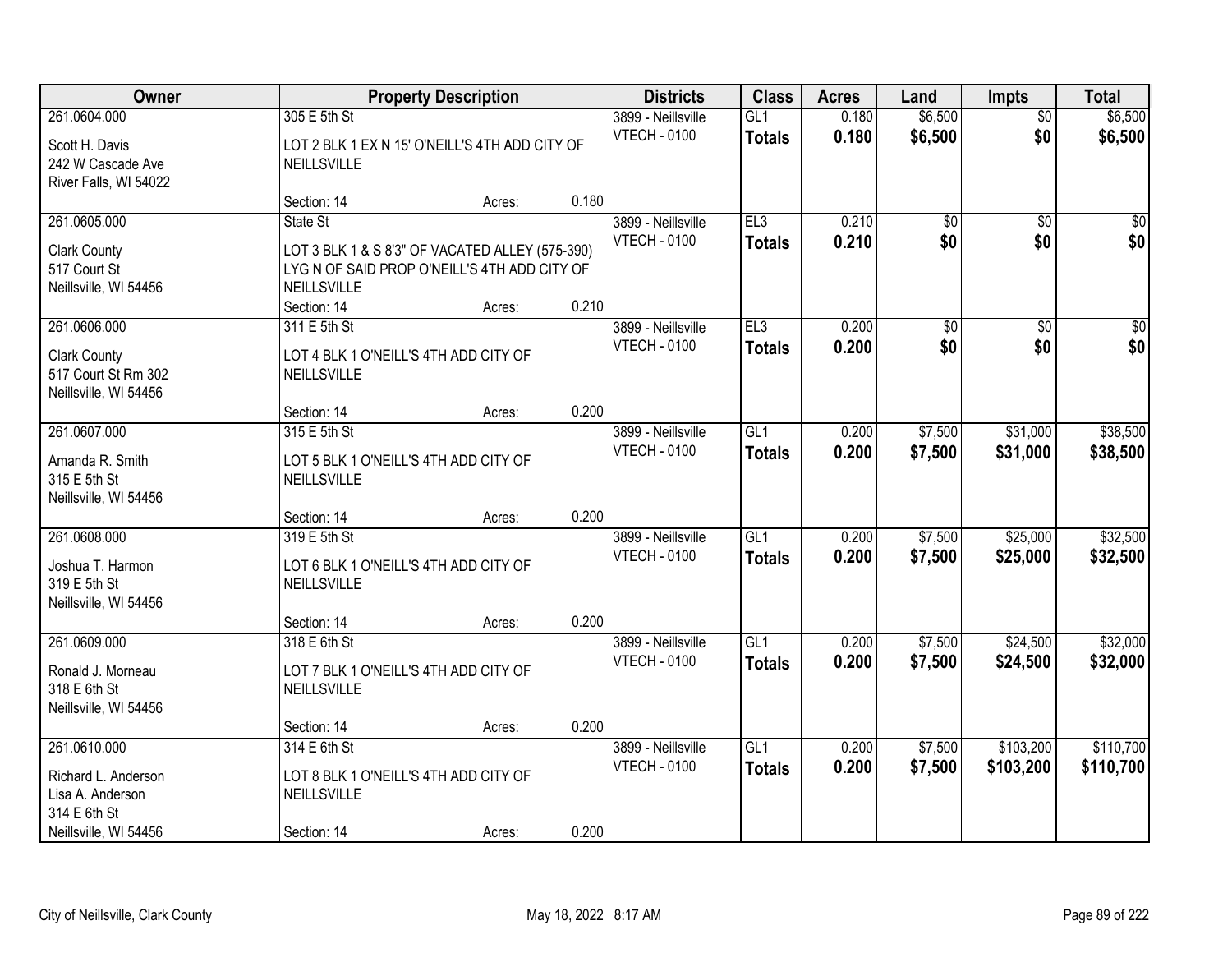| Owner | Property Description | | | Districts | Class | Acres | Land | Impts | Total |
|---|---|---|---|---|---|---|---|---|---|
| 261.0604.000<br>Scott H. Davis<br>242 W Cascade Ave<br>River Falls, WI 54022 | 305 E 5th St<br>LOT 2 BLK 1 EX N 15' O'NEILL'S 4TH ADD CITY OF NEILLSVILLE<br>Section: 14 | Acres: | 0.180 | 3899 - Neillsville<br>VTECH - 0100 | GL1<br>**Totals** | 0.180<br>**0.180** | $6,500<br>**$6,500** | $0<br>**$0** | $6,500<br>**$6,500** |
| 261.0605.000<br>Clark County<br>517 Court St<br>Neillsville, WI 54456 | State St<br>LOT 3 BLK 1 & S 8'3" OF VACATED ALLEY (575-390) LYG N OF SAID PROP O'NEILL'S 4TH ADD CITY OF NEILLSVILLE<br>Section: 14 | Acres: | 0.210 | 3899 - Neillsville<br>VTECH - 0100 | EL3<br>**Totals** | 0.210<br>**0.210** | $0<br>**$0** | $0<br>**$0** | $0<br>**$0** |
| 261.0606.000<br>Clark County<br>517 Court St Rm 302<br>Neillsville, WI 54456 | 311 E 5th St<br>LOT 4 BLK 1 O'NEILL'S 4TH ADD CITY OF NEILLSVILLE<br>Section: 14 | Acres: | 0.200 | 3899 - Neillsville<br>VTECH - 0100 | EL3<br>**Totals** | 0.200<br>**0.200** | $0<br>**$0** | $0<br>**$0** | $0<br>**$0** |
| 261.0607.000<br>Amanda R. Smith<br>315 E 5th St<br>Neillsville, WI 54456 | 315 E 5th St<br>LOT 5 BLK 1 O'NEILL'S 4TH ADD CITY OF NEILLSVILLE<br>Section: 14 | Acres: | 0.200 | 3899 - Neillsville<br>VTECH - 0100 | GL1<br>**Totals** | 0.200<br>**0.200** | $7,500<br>**$7,500** | $31,000<br>**$31,000** | $38,500<br>**$38,500** |
| 261.0608.000<br>Joshua T. Harmon<br>319 E 5th St<br>Neillsville, WI 54456 | 319 E 5th St<br>LOT 6 BLK 1 O'NEILL'S 4TH ADD CITY OF NEILLSVILLE<br>Section: 14 | Acres: | 0.200 | 3899 - Neillsville<br>VTECH - 0100 | GL1<br>**Totals** | 0.200<br>**0.200** | $7,500<br>**$7,500** | $25,000<br>**$25,000** | $32,500<br>**$32,500** |
| 261.0609.000<br>Ronald J. Morneau<br>318 E 6th St<br>Neillsville, WI 54456 | 318 E 6th St<br>LOT 7 BLK 1 O'NEILL'S 4TH ADD CITY OF NEILLSVILLE<br>Section: 14 | Acres: | 0.200 | 3899 - Neillsville<br>VTECH - 0100 | GL1<br>**Totals** | 0.200<br>**0.200** | $7,500<br>**$7,500** | $24,500<br>**$24,500** | $32,000<br>**$32,000** |
| 261.0610.000<br>Richard L. Anderson<br>Lisa A. Anderson<br>314 E 6th St<br>Neillsville, WI 54456 | 314 E 6th St<br>LOT 8 BLK 1 O'NEILL'S 4TH ADD CITY OF NEILLSVILLE<br>Section: 14 | Acres: | 0.200 | 3899 - Neillsville<br>VTECH - 0100 | GL1<br>**Totals** | 0.200<br>**0.200** | $7,500<br>**$7,500** | $103,200<br>**$103,200** | $110,700<br>**$110,700** |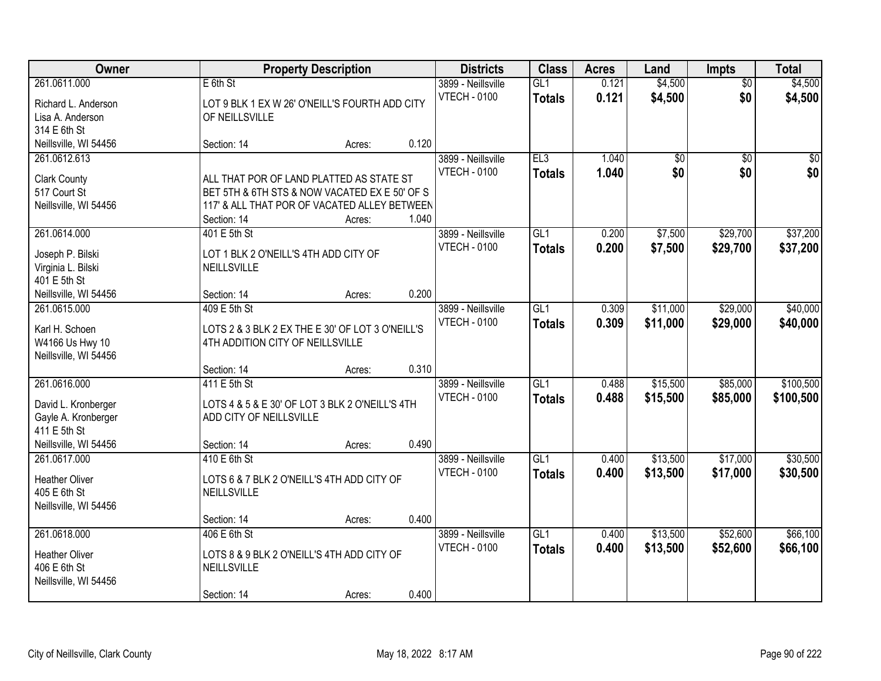| Owner | Property Description | Districts | Class | Acres | Land | Impts | Total |
|---|---|---|---|---|---|---|---|
| 261.0611.000<br>Richard L. Anderson<br>Lisa A. Anderson<br>314 E 6th St<br>Neillsville, WI 54456 | E 6th St<br>LOT 9 BLK 1 EX W 26' O'NEILL'S FOURTH ADD CITY OF NEILLSVILLE<br>Section: 14 Acres: 0.120 | 3899 - Neillsville<br>VTECH - 0100 | GL1<br>**Totals** | 0.121<br>**0.121** | $4,500<br>**$4,500** | $0<br>**$0** | $4,500<br>**$4,500** |
| 261.0612.613<br>Clark County<br>517 Court St<br>Neillsville, WI 54456 | ALL THAT POR OF LAND PLATTED AS STATE ST BET 5TH & 6TH STS & NOW VACATED EX E 50' OF S 117' & ALL THAT POR OF VACATED ALLEY BETWEEN<br>Section: 14 Acres: 1.040 | 3899 - Neillsville<br>VTECH - 0100 | EL3<br>**Totals** | 1.040<br>**1.040** | $0<br>**$0** | $0<br>**$0** | $0<br>**$0** |
| 261.0614.000<br>Joseph P. Bilski<br>Virginia L. Bilski<br>401 E 5th St<br>Neillsville, WI 54456 | 401 E 5th St<br>LOT 1 BLK 2 O'NEILL'S 4TH ADD CITY OF NEILLSVILLE<br>Section: 14 Acres: 0.200 | 3899 - Neillsville<br>VTECH - 0100 | GL1<br>**Totals** | 0.200<br>**0.200** | $7,500<br>**$7,500** | $29,700<br>**$29,700** | $37,200<br>**$37,200** |
| 261.0615.000<br>Karl H. Schoen<br>W4166 Us Hwy 10<br>Neillsville, WI 54456 | 409 E 5th St<br>LOTS 2 & 3 BLK 2 EX THE E 30' OF LOT 3 O'NEILL'S 4TH ADDITION CITY OF NEILLSVILLE<br>Section: 14 Acres: 0.310 | 3899 - Neillsville<br>VTECH - 0100 | GL1<br>**Totals** | 0.309<br>**0.309** | $11,000<br>**$11,000** | $29,000<br>**$29,000** | $40,000<br>**$40,000** |
| 261.0616.000<br>David L. Kronberger<br>Gayle A. Kronberger<br>411 E 5th St<br>Neillsville, WI 54456 | 411 E 5th St<br>LOTS 4 & 5 & E 30' OF LOT 3 BLK 2 O'NEILL'S 4TH ADD CITY OF NEILLSVILLE<br>Section: 14 Acres: 0.490 | 3899 - Neillsville<br>VTECH - 0100 | GL1<br>**Totals** | 0.488<br>**0.488** | $15,500<br>**$15,500** | $85,000<br>**$85,000** | $100,500<br>**$100,500** |
| 261.0617.000<br>Heather Oliver<br>405 E 6th St<br>Neillsville, WI 54456 | 410 E 6th St<br>LOTS 6 & 7 BLK 2 O'NEILL'S 4TH ADD CITY OF NEILLSVILLE<br>Section: 14 Acres: 0.400 | 3899 - Neillsville<br>VTECH - 0100 | GL1<br>**Totals** | 0.400<br>**0.400** | $13,500<br>**$13,500** | $17,000<br>**$17,000** | $30,500<br>**$30,500** |
| 261.0618.000<br>Heather Oliver<br>406 E 6th St<br>Neillsville, WI 54456 | 406 E 6th St<br>LOTS 8 & 9 BLK 2 O'NEILL'S 4TH ADD CITY OF NEILLSVILLE<br>Section: 14 Acres: 0.400 | 3899 - Neillsville<br>VTECH - 0100 | GL1<br>**Totals** | 0.400<br>**0.400** | $13,500<br>**$13,500** | $52,600<br>**$52,600** | $66,100<br>**$66,100** |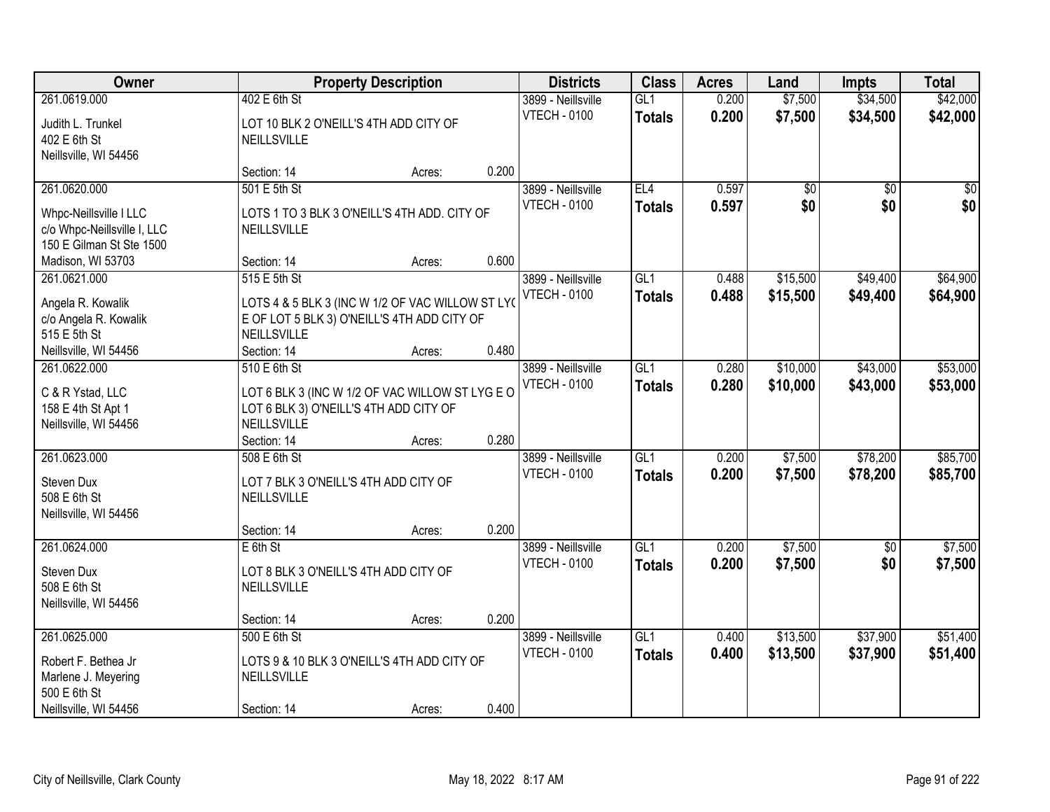| Owner | Property Description | | | Districts | Class | Acres | Land | Impts | Total |
|---|---|---|---|---|---|---|---|---|---|
| 261.0619.000 | 402 E 6th St | | | 3899 - Neillsville | GL1 | 0.200 | $7,500 | $34,500 | $42,000 |
| Judith L. Trunkel<br>402 E 6th St<br>Neillsville, WI 54456 | LOT 10 BLK 2 O'NEILL'S 4TH ADD CITY OF NEILLSVILLE | | | VTECH - 0100 | **Totals** | **0.200** | **$7,500** | **$34,500** | **$42,000** |
| | Section: 14 | Acres: | 0.200 | | | | | | |
| 261.0620.000 | 501 E 5th St | | | 3899 - Neillsville | EL4 | 0.597 | $0 | $0 | $0 |
| Whpc-Neillsville I LLC<br>c/o Whpc-Neillsville I, LLC<br>150 E Gilman St Ste 1500<br>Madison, WI 53703 | LOTS 1 TO 3 BLK 3 O'NEILL'S 4TH ADD. CITY OF NEILLSVILLE | | | VTECH - 0100 | **Totals** | **0.597** | **$0** | **$0** | **$0** |
| | Section: 14 | Acres: | 0.600 | | | | | | |
| 261.0621.000 | 515 E 5th St | | | 3899 - Neillsville | GL1 | 0.488 | $15,500 | $49,400 | $64,900 |
| Angela R. Kowalik<br>c/o Angela R. Kowalik<br>515 E 5th St<br>Neillsville, WI 54456 | LOTS 4 & 5 BLK 3 (INC W 1/2 OF VAC WILLOW ST LY( E OF LOT 5 BLK 3) O'NEILL'S 4TH ADD CITY OF NEILLSVILLE | | | VTECH - 0100 | **Totals** | **0.488** | **$15,500** | **$49,400** | **$64,900** |
| | Section: 14 | Acres: | 0.480 | | | | | | |
| 261.0622.000 | 510 E 6th St | | | 3899 - Neillsville | GL1 | 0.280 | $10,000 | $43,000 | $53,000 |
| C & R Ystad, LLC<br>158 E 4th St Apt 1<br>Neillsville, WI 54456 | LOT 6 BLK 3 (INC W 1/2 OF VAC WILLOW ST LYG E O LOT 6 BLK 3) O'NEILL'S 4TH ADD CITY OF NEILLSVILLE | | | VTECH - 0100 | **Totals** | **0.280** | **$10,000** | **$43,000** | **$53,000** |
| | Section: 14 | Acres: | 0.280 | | | | | | |
| 261.0623.000 | 508 E 6th St | | | 3899 - Neillsville | GL1 | 0.200 | $7,500 | $78,200 | $85,700 |
| Steven Dux<br>508 E 6th St<br>Neillsville, WI 54456 | LOT 7 BLK 3 O'NEILL'S 4TH ADD CITY OF NEILLSVILLE | | | VTECH - 0100 | **Totals** | **0.200** | **$7,500** | **$78,200** | **$85,700** |
| | Section: 14 | Acres: | 0.200 | | | | | | |
| 261.0624.000 | E 6th St | | | 3899 - Neillsville | GL1 | 0.200 | $7,500 | $0 | $7,500 |
| Steven Dux<br>508 E 6th St<br>Neillsville, WI 54456 | LOT 8 BLK 3 O'NEILL'S 4TH ADD CITY OF NEILLSVILLE | | | VTECH - 0100 | **Totals** | **0.200** | **$7,500** | **$0** | **$7,500** |
| | Section: 14 | Acres: | 0.200 | | | | | | |
| 261.0625.000 | 500 E 6th St | | | 3899 - Neillsville | GL1 | 0.400 | $13,500 | $37,900 | $51,400 |
| Robert F. Bethea Jr<br>Marlene J. Meyering<br>500 E 6th St<br>Neillsville, WI 54456 | LOTS 9 & 10 BLK 3 O'NEILL'S 4TH ADD CITY OF NEILLSVILLE | | | VTECH - 0100 | **Totals** | **0.400** | **$13,500** | **$37,900** | **$51,400** |
| | Section: 14 | Acres: | 0.400 | | | | | | |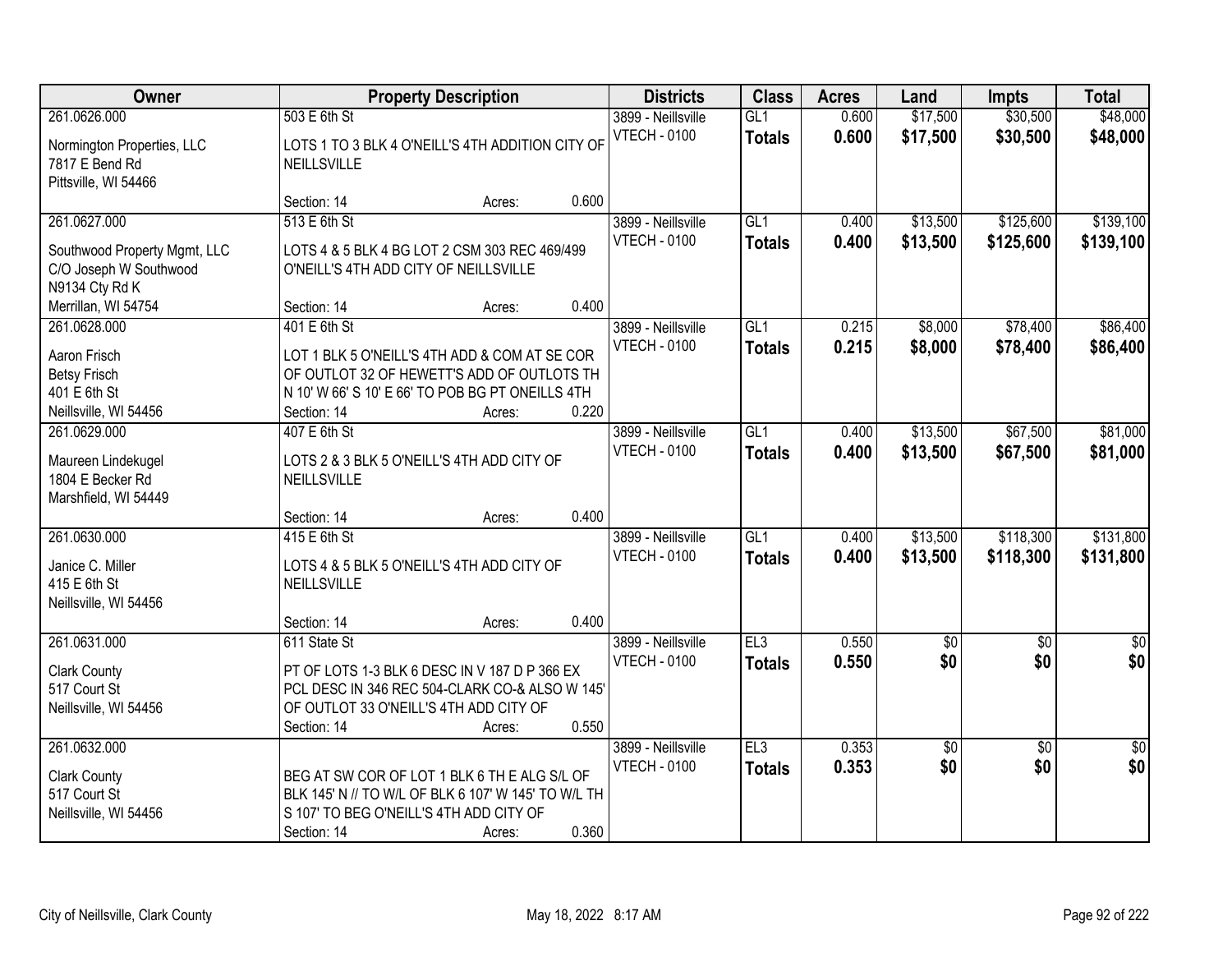| Owner | Property Description | Districts | Class | Acres | Land | Impts | Total |
|---|---|---|---|---|---|---|---|
| 261.0626.000<br>Normington Properties, LLC<br>7817 E Bend Rd<br>Pittsville, WI 54466 | 503 E 6th St<br>LOTS 1 TO 3 BLK 4 O'NEILL'S 4TH ADDITION CITY OF NEILLSVILLE<br>Section: 14 Acres: 0.600 | 3899 - Neillsville<br>VTECH - 0100 | GL1<br>**Totals** | 0.600<br>**0.600** | $17,500<br>**$17,500** | $30,500<br>**$30,500** | $48,000<br>**$48,000** |
| 261.0627.000<br>Southwood Property Mgmt, LLC<br>C/O Joseph W Southwood<br>N9134 Cty Rd K<br>Merrillan, WI 54754 | 513 E 6th St<br>LOTS 4 & 5 BLK 4 BG LOT 2 CSM 303 REC 469/499 O'NEILL'S 4TH ADD CITY OF NEILLSVILLE<br>Section: 14 Acres: 0.400 | 3899 - Neillsville<br>VTECH - 0100 | GL1<br>**Totals** | 0.400<br>**0.400** | $13,500<br>**$13,500** | $125,600<br>**$125,600** | $139,100<br>**$139,100** |
| 261.0628.000<br>Aaron Frisch<br>Betsy Frisch<br>401 E 6th St<br>Neillsville, WI 54456 | 401 E 6th St<br>LOT 1 BLK 5 O'NEILL'S 4TH ADD & COM AT SE COR OF OUTLOT 32 OF HEWETT'S ADD OF OUTLOTS TH N 10' W 66' S 10' E 66' TO POB BG PT ONEILLS 4TH<br>Section: 14 Acres: 0.220 | 3899 - Neillsville<br>VTECH - 0100 | GL1<br>**Totals** | 0.215<br>**0.215** | $8,000<br>**$8,000** | $78,400<br>**$78,400** | $86,400<br>**$86,400** |
| 261.0629.000<br>Maureen Lindekugel<br>1804 E Becker Rd<br>Marshfield, WI 54449 | 407 E 6th St<br>LOTS 2 & 3 BLK 5 O'NEILL'S 4TH ADD CITY OF NEILLSVILLE<br>Section: 14 Acres: 0.400 | 3899 - Neillsville<br>VTECH - 0100 | GL1<br>**Totals** | 0.400<br>**0.400** | $13,500<br>**$13,500** | $67,500<br>**$67,500** | $81,000<br>**$81,000** |
| 261.0630.000<br>Janice C. Miller<br>415 E 6th St<br>Neillsville, WI 54456 | 415 E 6th St<br>LOTS 4 & 5 BLK 5 O'NEILL'S 4TH ADD CITY OF NEILLSVILLE<br>Section: 14 Acres: 0.400 | 3899 - Neillsville<br>VTECH - 0100 | GL1<br>**Totals** | 0.400<br>**0.400** | $13,500<br>**$13,500** | $118,300<br>**$118,300** | $131,800<br>**$131,800** |
| 261.0631.000<br>Clark County<br>517 Court St<br>Neillsville, WI 54456 | 611 State St<br>PT OF LOTS 1-3 BLK 6 DESC IN V 187 D P 366 EX PCL DESC IN 346 REC 504-CLARK CO-& ALSO W 145' OF OUTLOT 33 O'NEILL'S 4TH ADD CITY OF<br>Section: 14 Acres: 0.550 | 3899 - Neillsville<br>VTECH - 0100 | EL3<br>**Totals** | 0.550<br>**0.550** | $0<br>**$0** | $0<br>**$0** | $0<br>**$0** |
| 261.0632.000<br>Clark County<br>517 Court St<br>Neillsville, WI 54456 | BEG AT SW COR OF LOT 1 BLK 6 TH E ALG S/L OF BLK 145' N // TO W/L OF BLK 6 107' W 145' TO W/L TH S 107' TO BEG O'NEILL'S 4TH ADD CITY OF<br>Section: 14 Acres: 0.360 | 3899 - Neillsville<br>VTECH - 0100 | EL3<br>**Totals** | 0.353<br>**0.353** | $0<br>**$0** | $0<br>**$0** | $0<br>**$0** |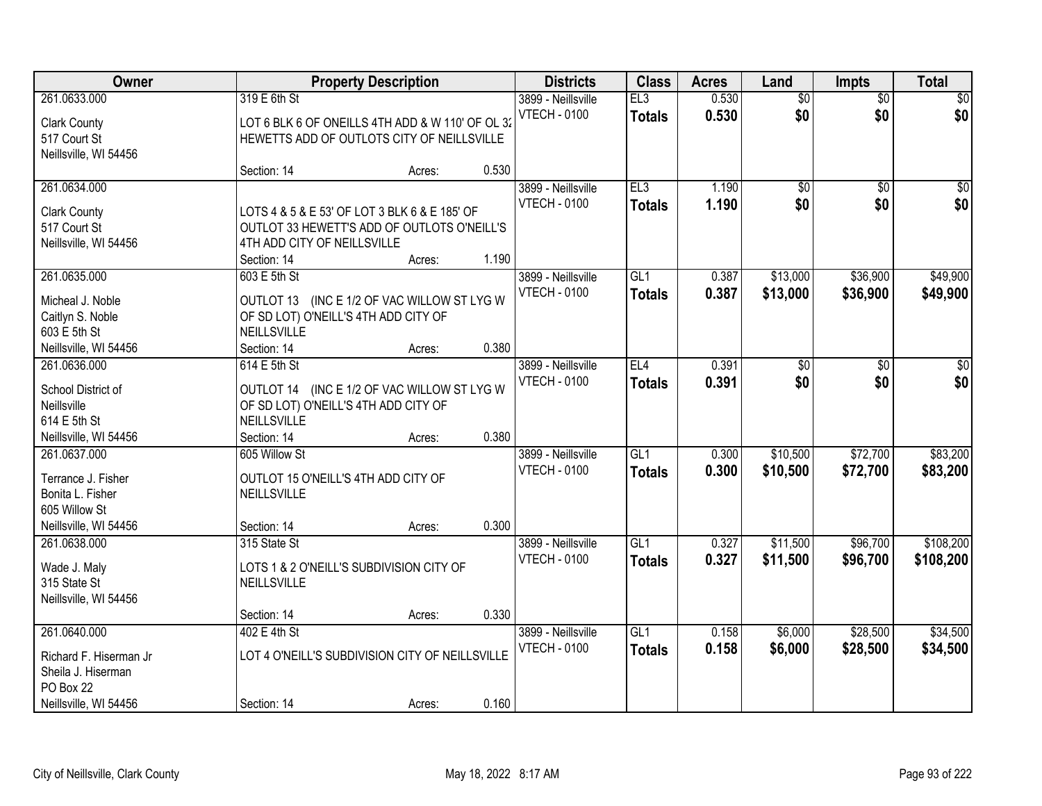| Owner | Property Description | Districts | Class | Acres | Land | Impts | Total |
|---|---|---|---|---|---|---|---|
| 261.0633.000<br>Clark County<br>517 Court St<br>Neillsville, WI 54456 | 319 E 6th St<br>LOT 6 BLK 6 OF ONEILLS 4TH ADD & W 110' OF OL 32 HEWETTS ADD OF OUTLOTS CITY OF NEILLSVILLE<br>Section: 14 Acres: 0.530 | 3899 - Neillsville<br>VTECH - 0100 | EL3<br>**Totals** | 0.530<br>**0.530** | $0<br>**$0** | $0<br>**$0** | $0<br>**$0** |
| 261.0634.000<br>Clark County<br>517 Court St<br>Neillsville, WI 54456 | LOTS 4 & 5 & E 53' OF LOT 3 BLK 6 & E 185' OF OUTLOT 33 HEWETT'S ADD OF OUTLOTS O'NEILL'S 4TH ADD CITY OF NEILLSVILLE<br>Section: 14 Acres: 1.190 | 3899 - Neillsville<br>VTECH - 0100 | EL3<br>**Totals** | 1.190<br>**1.190** | $0<br>**$0** | $0<br>**$0** | $0<br>**$0** |
| 261.0635.000<br>Micheal J. Noble<br>Caitlyn S. Noble<br>603 E 5th St<br>Neillsville, WI 54456 | 603 E 5th St<br>OUTLOT 13 (INC E 1/2 OF VAC WILLOW ST LYG W OF SD LOT) O'NEILL'S 4TH ADD CITY OF NEILLSVILLE<br>Section: 14 Acres: 0.380 | 3899 - Neillsville<br>VTECH - 0100 | GL1<br>**Totals** | 0.387<br>**0.387** | $13,000<br>**$13,000** | $36,900<br>**$36,900** | $49,900<br>**$49,900** |
| 261.0636.000<br>School District of Neillsville<br>614 E 5th St<br>Neillsville, WI 54456 | 614 E 5th St<br>OUTLOT 14 (INC E 1/2 OF VAC WILLOW ST LYG W OF SD LOT) O'NEILL'S 4TH ADD CITY OF NEILLSVILLE<br>Section: 14 Acres: 0.380 | 3899 - Neillsville<br>VTECH - 0100 | EL4<br>**Totals** | 0.391<br>**0.391** | $0<br>**$0** | $0<br>**$0** | $0<br>**$0** |
| 261.0637.000<br>Terrance J. Fisher<br>Bonita L. Fisher<br>605 Willow St<br>Neillsville, WI 54456 | 605 Willow St<br>OUTLOT 15 O'NEILL'S 4TH ADD CITY OF NEILLSVILLE<br>Section: 14 Acres: 0.300 | 3899 - Neillsville<br>VTECH - 0100 | GL1<br>**Totals** | 0.300<br>**0.300** | $10,500<br>**$10,500** | $72,700<br>**$72,700** | $83,200<br>**$83,200** |
| 261.0638.000<br>Wade J. Maly<br>315 State St<br>Neillsville, WI 54456 | 315 State St<br>LOTS 1 & 2 O'NEILL'S SUBDIVISION CITY OF NEILLSVILLE<br>Section: 14 Acres: 0.330 | 3899 - Neillsville<br>VTECH - 0100 | GL1<br>**Totals** | 0.327<br>**0.327** | $11,500<br>**$11,500** | $96,700<br>**$96,700** | $108,200<br>**$108,200** |
| 261.0640.000<br>Richard F. Hiserman Jr<br>Sheila J. Hiserman<br>PO Box 22<br>Neillsville, WI 54456 | 402 E 4th St<br>LOT 4 O'NEILL'S SUBDIVISION CITY OF NEILLSVILLE<br>Section: 14 Acres: 0.160 | 3899 - Neillsville<br>VTECH - 0100 | GL1<br>**Totals** | 0.158<br>**0.158** | $6,000<br>**$6,000** | $28,500<br>**$28,500** | $34,500<br>**$34,500** |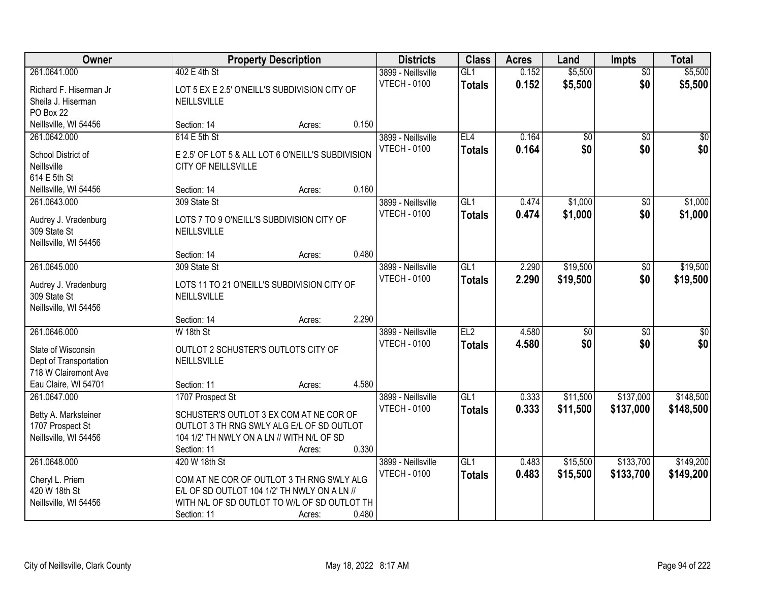| Owner | Property Description | | | Districts | Class | Acres | Land | Impts | Total |
|---|---|---|---|---|---|---|---|---|---|
| 261.0641.000<br>Richard F. Hiserman Jr<br>Sheila J. Hiserman<br>PO Box 22<br>Neillsville, WI 54456 | 402 E 4th St<br>LOT 5 EX E 2.5' O'NEILL'S SUBDIVISION CITY OF NEILLSVILLE<br>Section: 14 | Acres: | 0.150 | 3899 - Neillsville<br>VTECH - 0100 | GL1<br>**Totals** | 0.152<br>**0.152** | $5,500<br>**$5,500** | $0<br>**$0** | $5,500<br>**$5,500** |
| 261.0642.000<br>School District of Neillsville<br>614 E 5th St<br>Neillsville, WI 54456 | 614 E 5th St<br>E 2.5' OF LOT 5 & ALL LOT 6 O'NEILL'S SUBDIVISION CITY OF NEILLSVILLE<br>Section: 14 | Acres: | 0.160 | 3899 - Neillsville<br>VTECH - 0100 | EL4<br>**Totals** | 0.164<br>**0.164** | $0<br>**$0** | $0<br>**$0** | $0<br>**$0** |
| 261.0643.000<br>Audrey J. Vradenburg<br>309 State St<br>Neillsville, WI 54456 | 309 State St<br>LOTS 7 TO 9 O'NEILL'S SUBDIVISION CITY OF NEILLSVILLE<br>Section: 14 | Acres: | 0.480 | 3899 - Neillsville<br>VTECH - 0100 | GL1<br>**Totals** | 0.474<br>**0.474** | $1,000<br>**$1,000** | $0<br>**$0** | $1,000<br>**$1,000** |
| 261.0645.000<br>Audrey J. Vradenburg<br>309 State St<br>Neillsville, WI 54456 | 309 State St<br>LOTS 11 TO 21 O'NEILL'S SUBDIVISION CITY OF NEILLSVILLE<br>Section: 14 | Acres: | 2.290 | 3899 - Neillsville<br>VTECH - 0100 | GL1<br>**Totals** | 2.290<br>**2.290** | $19,500<br>**$19,500** | $0<br>**$0** | $19,500<br>**$19,500** |
| 261.0646.000<br>State of Wisconsin<br>Dept of Transportation<br>718 W Clairemont Ave<br>Eau Claire, WI 54701 | W 18th St<br>OUTLOT 2 SCHUSTER'S OUTLOTS CITY OF NEILLSVILLE<br>Section: 11 | Acres: | 4.580 | 3899 - Neillsville<br>VTECH - 0100 | EL2<br>**Totals** | 4.580<br>**4.580** | $0<br>**$0** | $0<br>**$0** | $0<br>**$0** |
| 261.0647.000<br>Betty A. Marksteiner<br>1707 Prospect St<br>Neillsville, WI 54456 | 1707 Prospect St<br>SCHUSTER'S OUTLOT 3 EX COM AT NE COR OF OUTLOT 3 TH RNG SWLY ALG E/L OF SD OUTLOT 104 1/2' TH NWLY ON A LN // WITH N/L OF SD<br>Section: 11 | Acres: | 0.330 | 3899 - Neillsville<br>VTECH - 0100 | GL1<br>**Totals** | 0.333<br>**0.333** | $11,500<br>**$11,500** | $137,000<br>**$137,000** | $148,500<br>**$148,500** |
| 261.0648.000<br>Cheryl L. Priem<br>420 W 18th St<br>Neillsville, WI 54456 | 420 W 18th St<br>COM AT NE COR OF OUTLOT 3 TH RNG SWLY ALG E/L OF SD OUTLOT 104 1/2' TH NWLY ON A LN // WITH N/L OF SD OUTLOT TO W/L OF SD OUTLOT TH<br>Section: 11 | Acres: | 0.480 | 3899 - Neillsville<br>VTECH - 0100 | GL1<br>**Totals** | 0.483<br>**0.483** | $15,500<br>**$15,500** | $133,700<br>**$133,700** | $149,200<br>**$149,200** |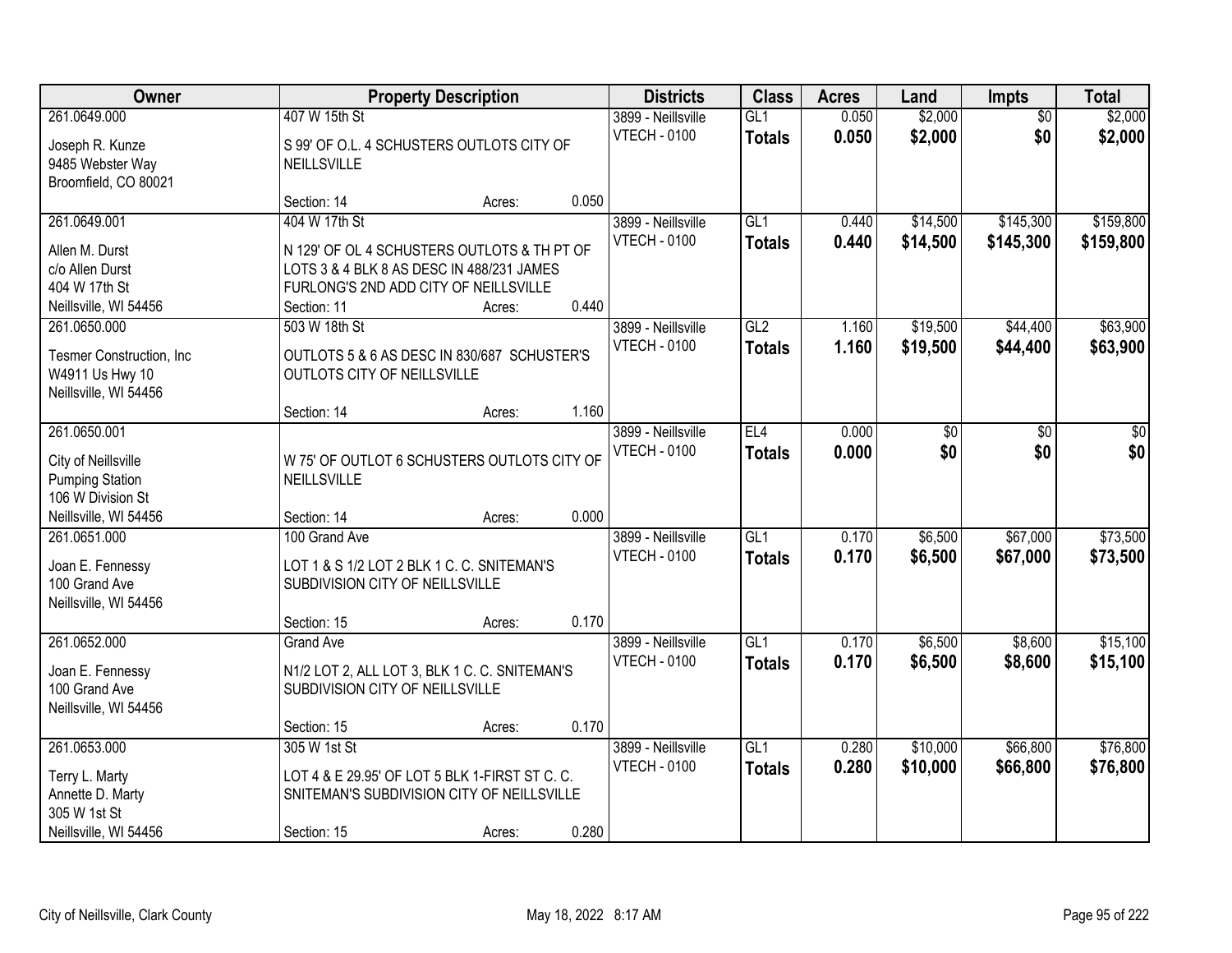| Owner | Property Description | Districts | Class | Acres | Land | Impts | Total |
|---|---|---|---|---|---|---|---|
| 261.0649.000<br>Joseph R. Kunze<br>9485 Webster Way<br>Broomfield, CO 80021 | 407 W 15th St<br>S 99' OF O.L. 4 SCHUSTERS OUTLOTS CITY OF NEILLSVILLE<br>Section: 14 Acres: 0.050 | 3899 - Neillsville<br>VTECH - 0100 | GL1<br>**Totals** | 0.050<br>**0.050** | $2,000<br>**$2,000** | $0<br>**$0** | $2,000<br>**$2,000** |
| 261.0649.001<br>Allen M. Durst<br>c/o Allen Durst<br>404 W 17th St<br>Neillsville, WI 54456 | 404 W 17th St<br>N 129' OF OL 4 SCHUSTERS OUTLOTS & TH PT OF LOTS 3 & 4 BLK 8 AS DESC IN 488/231 JAMES FURLONG'S 2ND ADD CITY OF NEILLSVILLE<br>Section: 11 Acres: 0.440 | 3899 - Neillsville<br>VTECH - 0100 | GL1<br>**Totals** | 0.440<br>**0.440** | $14,500<br>**$14,500** | $145,300<br>**$145,300** | $159,800<br>**$159,800** |
| 261.0650.000<br>Tesmer Construction, Inc<br>W4911 Us Hwy 10<br>Neillsville, WI 54456 | 503 W 18th St<br>OUTLOTS 5 & 6 AS DESC IN 830/687 SCHUSTER'S OUTLOTS CITY OF NEILLSVILLE<br>Section: 14 Acres: 1.160 | 3899 - Neillsville<br>VTECH - 0100 | GL2<br>**Totals** | 1.160<br>**1.160** | $19,500<br>**$19,500** | $44,400<br>**$44,400** | $63,900<br>**$63,900** |
| 261.0650.001<br>City of Neillsville<br>Pumping Station<br>106 W Division St<br>Neillsville, WI 54456 | W 75' OF OUTLOT 6 SCHUSTERS OUTLOTS CITY OF NEILLSVILLE<br>Section: 14 Acres: 0.000 | 3899 - Neillsville<br>VTECH - 0100 | EL4<br>**Totals** | 0.000<br>**0.000** | $0<br>**$0** | $0<br>**$0** | $0<br>**$0** |
| 261.0651.000<br>Joan E. Fennessy<br>100 Grand Ave<br>Neillsville, WI 54456 | 100 Grand Ave<br>LOT 1 & S 1/2 LOT 2 BLK 1 C. C. SNITEMAN'S SUBDIVISION CITY OF NEILLSVILLE<br>Section: 15 Acres: 0.170 | 3899 - Neillsville<br>VTECH - 0100 | GL1<br>**Totals** | 0.170<br>**0.170** | $6,500<br>**$6,500** | $67,000<br>**$67,000** | $73,500<br>**$73,500** |
| 261.0652.000<br>Joan E. Fennessy<br>100 Grand Ave<br>Neillsville, WI 54456 | Grand Ave<br>N1/2 LOT 2, ALL LOT 3, BLK 1 C. C. SNITEMAN'S SUBDIVISION CITY OF NEILLSVILLE<br>Section: 15 Acres: 0.170 | 3899 - Neillsville<br>VTECH - 0100 | GL1<br>**Totals** | 0.170<br>**0.170** | $6,500<br>**$6,500** | $8,600<br>**$8,600** | $15,100<br>**$15,100** |
| 261.0653.000<br>Terry L. Marty<br>Annette D. Marty<br>305 W 1st St<br>Neillsville, WI 54456 | 305 W 1st St<br>LOT 4 & E 29.95' OF LOT 5 BLK 1-FIRST ST C. C. SNITEMAN'S SUBDIVISION CITY OF NEILLSVILLE<br>Section: 15 Acres: 0.280 | 3899 - Neillsville<br>VTECH - 0100 | GL1<br>**Totals** | 0.280<br>**0.280** | $10,000<br>**$10,000** | $66,800<br>**$66,800** | $76,800<br>**$76,800** |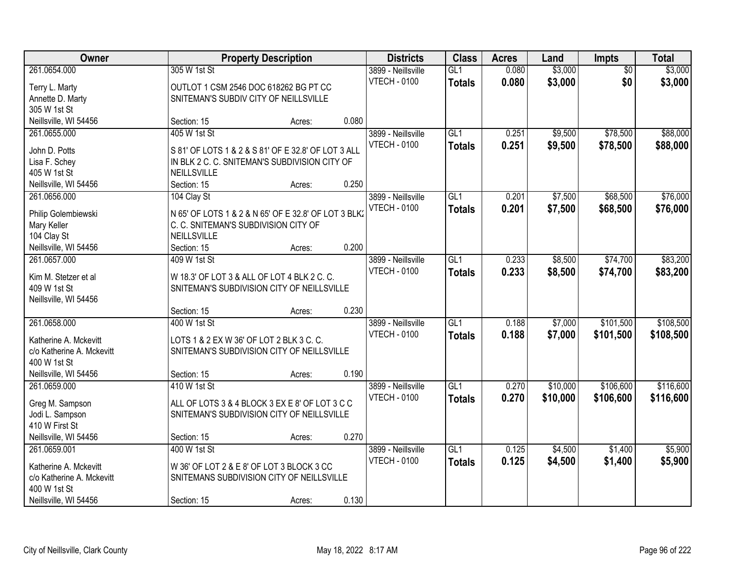| Owner | Property Description | Districts | Class | Acres | Land | Impts | Total |
|---|---|---|---|---|---|---|---|
| 261.0654.000<br><br>Terry L. Marty<br>Annette D. Marty<br>305 W 1st St<br>Neillsville, WI 54456 | 305 W 1st St<br><br>OUTLOT 1 CSM 2546 DOC 618262 BG PT CC SNITEMAN'S SUBDIV CITY OF NEILLSVILLE<br><br>Section: 15 Acres: 0.080 | 3899 - Neillsville<br>VTECH - 0100 | GL1<br>**Totals** | 0.080<br>**0.080** | $3,000<br>**$3,000** | $0<br>**$0** | $3,000<br>**$3,000** |
| 261.0655.000<br><br>John D. Potts<br>Lisa F. Schey<br>405 W 1st St<br>Neillsville, WI 54456 | 405 W 1st St<br><br>S 81' OF LOTS 1 & 2 & S 81' OF E 32.8' OF LOT 3 ALL IN BLK 2 C. C. SNITEMAN'S SUBDIVISION CITY OF NEILLSVILLE<br>Section: 15 Acres: 0.250 | 3899 - Neillsville<br>VTECH - 0100 | GL1<br>**Totals** | 0.251<br>**0.251** | $9,500<br>**$9,500** | $78,500<br>**$78,500** | $88,000<br>**$88,000** |
| 261.0656.000<br><br>Philip Golembiewski<br>Mary Keller<br>104 Clay St<br>Neillsville, WI 54456 | 104 Clay St<br><br>N 65' OF LOTS 1 & 2 & N 65' OF E 32.8' OF LOT 3 BLK2 C. C. SNITEMAN'S SUBDIVISION CITY OF NEILLSVILLE<br>Section: 15 Acres: 0.200 | 3899 - Neillsville<br>VTECH - 0100 | GL1<br>**Totals** | 0.201<br>**0.201** | $7,500<br>**$7,500** | $68,500<br>**$68,500** | $76,000<br>**$76,000** |
| 261.0657.000<br><br>Kim M. Stetzer et al<br>409 W 1st St<br>Neillsville, WI 54456 | 409 W 1st St<br><br>W 18.3' OF LOT 3 & ALL OF LOT 4 BLK 2 C. C. SNITEMAN'S SUBDIVISION CITY OF NEILLSVILLE<br><br>Section: 15 Acres: 0.230 | 3899 - Neillsville<br>VTECH - 0100 | GL1<br>**Totals** | 0.233<br>**0.233** | $8,500<br>**$8,500** | $74,700<br>**$74,700** | $83,200<br>**$83,200** |
| 261.0658.000<br><br>Katherine A. Mckevitt<br>c/o Katherine A. Mckevitt<br>400 W 1st St<br>Neillsville, WI 54456 | 400 W 1st St<br><br>LOTS 1 & 2 EX W 36' OF LOT 2 BLK 3 C. C. SNITEMAN'S SUBDIVISION CITY OF NEILLSVILLE<br><br>Section: 15 Acres: 0.190 | 3899 - Neillsville<br>VTECH - 0100 | GL1<br>**Totals** | 0.188<br>**0.188** | $7,000<br>**$7,000** | $101,500<br>**$101,500** | $108,500<br>**$108,500** |
| 261.0659.000<br><br>Greg M. Sampson<br>Jodi L. Sampson<br>410 W First St<br>Neillsville, WI 54456 | 410 W 1st St<br><br>ALL OF LOTS 3 & 4 BLOCK 3 EX E 8' OF LOT 3 C C SNITEMAN'S SUBDIVISION CITY OF NEILLSVILLE<br><br>Section: 15 Acres: 0.270 | 3899 - Neillsville<br>VTECH - 0100 | GL1<br>**Totals** | 0.270<br>**0.270** | $10,000<br>**$10,000** | $106,600<br>**$106,600** | $116,600<br>**$116,600** |
| 261.0659.001<br><br>Katherine A. Mckevitt<br>c/o Katherine A. Mckevitt<br>400 W 1st St<br>Neillsville, WI 54456 | 400 W 1st St<br><br>W 36' OF LOT 2 & E 8' OF LOT 3 BLOCK 3 CC SNITEMANS SUBDIVISION CITY OF NEILLSVILLE<br><br>Section: 15 Acres: 0.130 | 3899 - Neillsville<br>VTECH - 0100 | GL1<br>**Totals** | 0.125<br>**0.125** | $4,500<br>**$4,500** | $1,400<br>**$1,400** | $5,900<br>**$5,900** |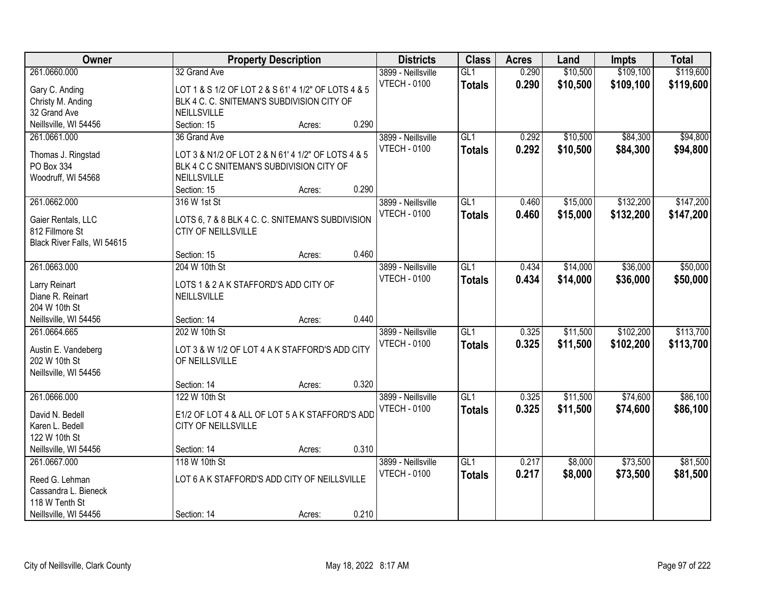| Owner | Property Description | Districts | Class | Acres | Land | Impts | Total |
|---|---|---|---|---|---|---|---|
| 261.0660.000<br>Gary C. Anding<br>Christy M. Anding<br>32 Grand Ave<br>Neillsville, WI 54456 | 32 Grand Ave<br>LOT 1 & S 1/2 OF LOT 2 & S 61' 4 1/2" OF LOTS 4 & 5 BLK 4 C. C. SNITEMAN'S SUBDIVISION CITY OF NEILLSVILLE<br>Section: 15 Acres: 0.290 | 3899 - Neillsville<br>VTECH - 0100 | GL1<br>**Totals** | 0.290<br>**0.290** | $10,500<br>**$10,500** | $109,100<br>**$109,100** | $119,600<br>**$119,600** |
| 261.0661.000<br>Thomas J. Ringstad<br>PO Box 334<br>Woodruff, WI 54568 | 36 Grand Ave<br>LOT 3 & N1/2 OF LOT 2 & N 61' 4 1/2" OF LOTS 4 & 5 BLK 4 C C SNITEMAN'S SUBDIVISION CITY OF NEILLSVILLE<br>Section: 15 Acres: 0.290 | 3899 - Neillsville<br>VTECH - 0100 | GL1<br>**Totals** | 0.292<br>**0.292** | $10,500<br>**$10,500** | $84,300<br>**$84,300** | $94,800<br>**$94,800** |
| 261.0662.000<br>Gaier Rentals, LLC<br>812 Fillmore St<br>Black River Falls, WI 54615 | 316 W 1st St<br>LOTS 6, 7 & 8 BLK 4 C. C. SNITEMAN'S SUBDIVISION CTIY OF NEILLSVILLE<br>Section: 15 Acres: 0.460 | 3899 - Neillsville<br>VTECH - 0100 | GL1<br>**Totals** | 0.460<br>**0.460** | $15,000<br>**$15,000** | $132,200<br>**$132,200** | $147,200<br>**$147,200** |
| 261.0663.000<br>Larry Reinart<br>Diane R. Reinart<br>204 W 10th St<br>Neillsville, WI 54456 | 204 W 10th St<br>LOTS 1 & 2 A K STAFFORD'S ADD CITY OF NEILLSVILLE<br>Section: 14 Acres: 0.440 | 3899 - Neillsville<br>VTECH - 0100 | GL1<br>**Totals** | 0.434<br>**0.434** | $14,000<br>**$14,000** | $36,000<br>**$36,000** | $50,000<br>**$50,000** |
| 261.0664.665<br>Austin E. Vandeberg<br>202 W 10th St<br>Neillsville, WI 54456 | 202 W 10th St<br>LOT 3 & W 1/2 OF LOT 4 A K STAFFORD'S ADD CITY OF NEILLSVILLE<br>Section: 14 Acres: 0.320 | 3899 - Neillsville<br>VTECH - 0100 | GL1<br>**Totals** | 0.325<br>**0.325** | $11,500<br>**$11,500** | $102,200<br>**$102,200** | $113,700<br>**$113,700** |
| 261.0666.000<br>David N. Bedell<br>Karen L. Bedell<br>122 W 10th St<br>Neillsville, WI 54456 | 122 W 10th St<br>E1/2 OF LOT 4 & ALL OF LOT 5 A K STAFFORD'S ADD CITY OF NEILLSVILLE<br>Section: 14 Acres: 0.310 | 3899 - Neillsville<br>VTECH - 0100 | GL1<br>**Totals** | 0.325<br>**0.325** | $11,500<br>**$11,500** | $74,600<br>**$74,600** | $86,100<br>**$86,100** |
| 261.0667.000<br>Reed G. Lehman<br>Cassandra L. Bieneck<br>118 W Tenth St<br>Neillsville, WI 54456 | 118 W 10th St<br>LOT 6 A K STAFFORD'S ADD CITY OF NEILLSVILLE<br>Section: 14 Acres: 0.210 | 3899 - Neillsville<br>VTECH - 0100 | GL1<br>**Totals** | 0.217<br>**0.217** | $8,000<br>**$8,000** | $73,500<br>**$73,500** | $81,500<br>**$81,500** |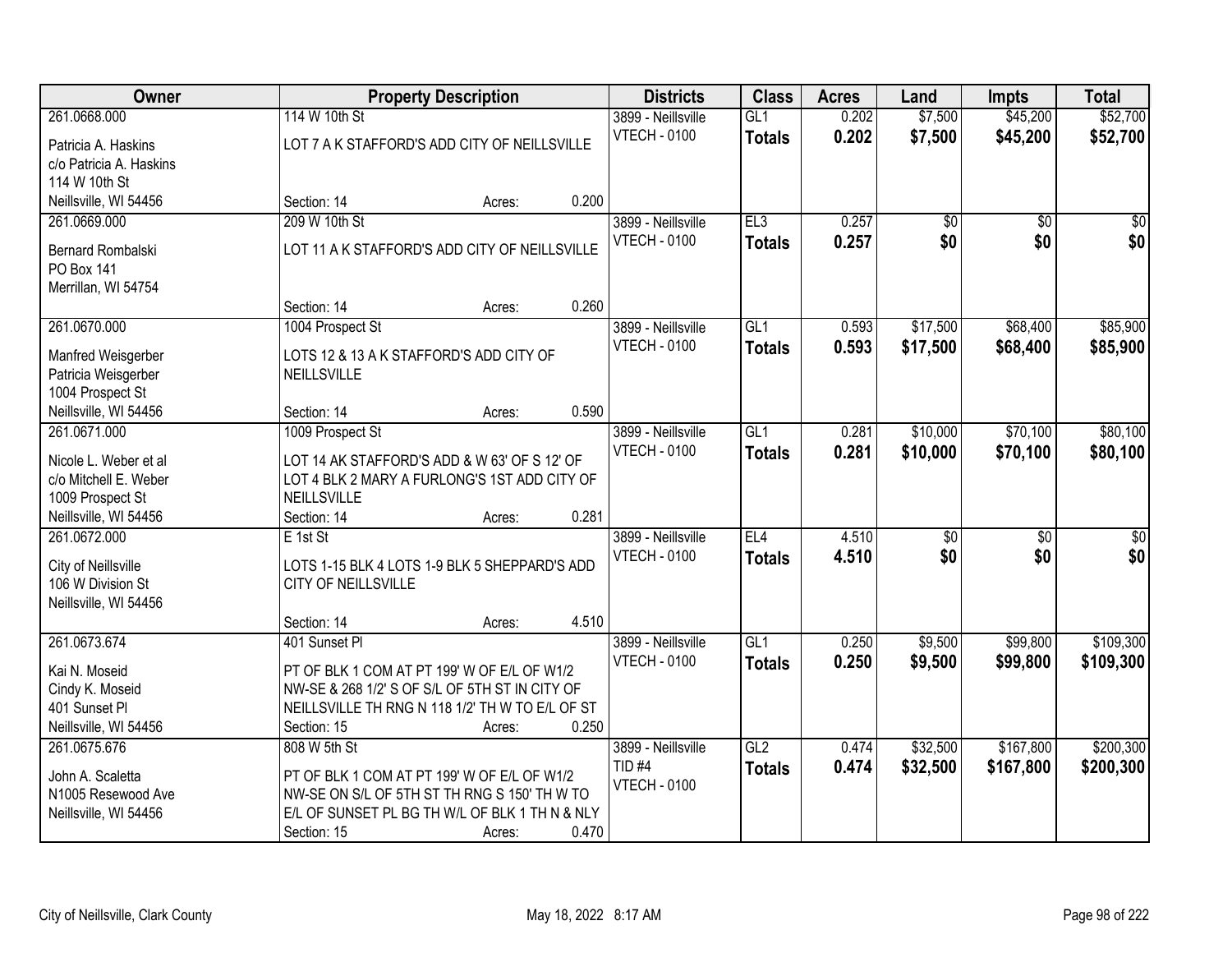| Owner | Property Description | Districts | Class | Acres | Land | Impts | Total |
|---|---|---|---|---|---|---|---|
| 261.0668.000<br>Patricia A. Haskins<br>c/o Patricia A. Haskins<br>114 W 10th St<br>Neillsville, WI 54456 | 114 W 10th St<br>LOT 7 A K STAFFORD'S ADD CITY OF NEILLSVILLE<br>Section: 14 Acres: 0.200 | 3899 - Neillsville<br>VTECH - 0100 | GL1<br>**Totals** | 0.202<br>**0.202** | $7,500<br>**$7,500** | $45,200<br>**$45,200** | $52,700<br>**$52,700** |
| 261.0669.000<br>Bernard Rombalski<br>PO Box 141<br>Merrillan, WI 54754 | 209 W 10th St<br>LOT 11 A K STAFFORD'S ADD CITY OF NEILLSVILLE<br>Section: 14 Acres: 0.260 | 3899 - Neillsville<br>VTECH - 0100 | EL3<br>**Totals** | 0.257<br>**0.257** | $0<br>**$0** | $0<br>**$0** | $0<br>**$0** |
| 261.0670.000<br>Manfred Weisgerber<br>Patricia Weisgerber<br>1004 Prospect St<br>Neillsville, WI 54456 | 1004 Prospect St<br>LOTS 12 & 13 A K STAFFORD'S ADD CITY OF NEILLSVILLE<br>Section: 14 Acres: 0.590 | 3899 - Neillsville<br>VTECH - 0100 | GL1<br>**Totals** | 0.593<br>**0.593** | $17,500<br>**$17,500** | $68,400<br>**$68,400** | $85,900<br>**$85,900** |
| 261.0671.000<br>Nicole L. Weber et al<br>c/o Mitchell E. Weber<br>1009 Prospect St<br>Neillsville, WI 54456 | 1009 Prospect St<br>LOT 14 AK STAFFORD'S ADD & W 63' OF S 12' OF LOT 4 BLK 2 MARY A FURLONG'S 1ST ADD CITY OF NEILLSVILLE<br>Section: 14 Acres: 0.281 | 3899 - Neillsville<br>VTECH - 0100 | GL1<br>**Totals** | 0.281<br>**0.281** | $10,000<br>**$10,000** | $70,100<br>**$70,100** | $80,100<br>**$80,100** |
| 261.0672.000<br>City of Neillsville<br>106 W Division St<br>Neillsville, WI 54456 | E 1st St<br>LOTS 1-15 BLK 4 LOTS 1-9 BLK 5 SHEPPARD'S ADD CITY OF NEILLSVILLE<br>Section: 14 Acres: 4.510 | 3899 - Neillsville<br>VTECH - 0100 | EL4<br>**Totals** | 4.510<br>**4.510** | $0<br>**$0** | $0<br>**$0** | $0<br>**$0** |
| 261.0673.674<br>Kai N. Moseid<br>Cindy K. Moseid<br>401 Sunset Pl<br>Neillsville, WI 54456 | 401 Sunset Pl<br>PT OF BLK 1 COM AT PT 199' W OF E/L OF W1/2 NW-SE & 268 1/2' S OF S/L OF 5TH ST IN CITY OF NEILLSVILLE TH RNG N 118 1/2' TH W TO E/L OF ST<br>Section: 15 Acres: 0.250 | 3899 - Neillsville<br>VTECH - 0100 | GL1<br>**Totals** | 0.250<br>**0.250** | $9,500<br>**$9,500** | $99,800<br>**$99,800** | $109,300<br>**$109,300** |
| 261.0675.676<br>John A. Scaletta<br>N1005 Resewood Ave<br>Neillsville, WI 54456 | 808 W 5th St<br>PT OF BLK 1 COM AT PT 199' W OF E/L OF W1/2 NW-SE ON S/L OF 5TH ST TH RNG S 150' TH W TO E/L OF SUNSET PL BG TH W/L OF BLK 1 TH N & NLY<br>Section: 15 Acres: 0.470 | 3899 - Neillsville<br>TID #4<br>VTECH - 0100 | GL2<br>**Totals** | 0.474<br>**0.474** | $32,500<br>**$32,500** | $167,800<br>**$167,800** | $200,300<br>**$200,300** |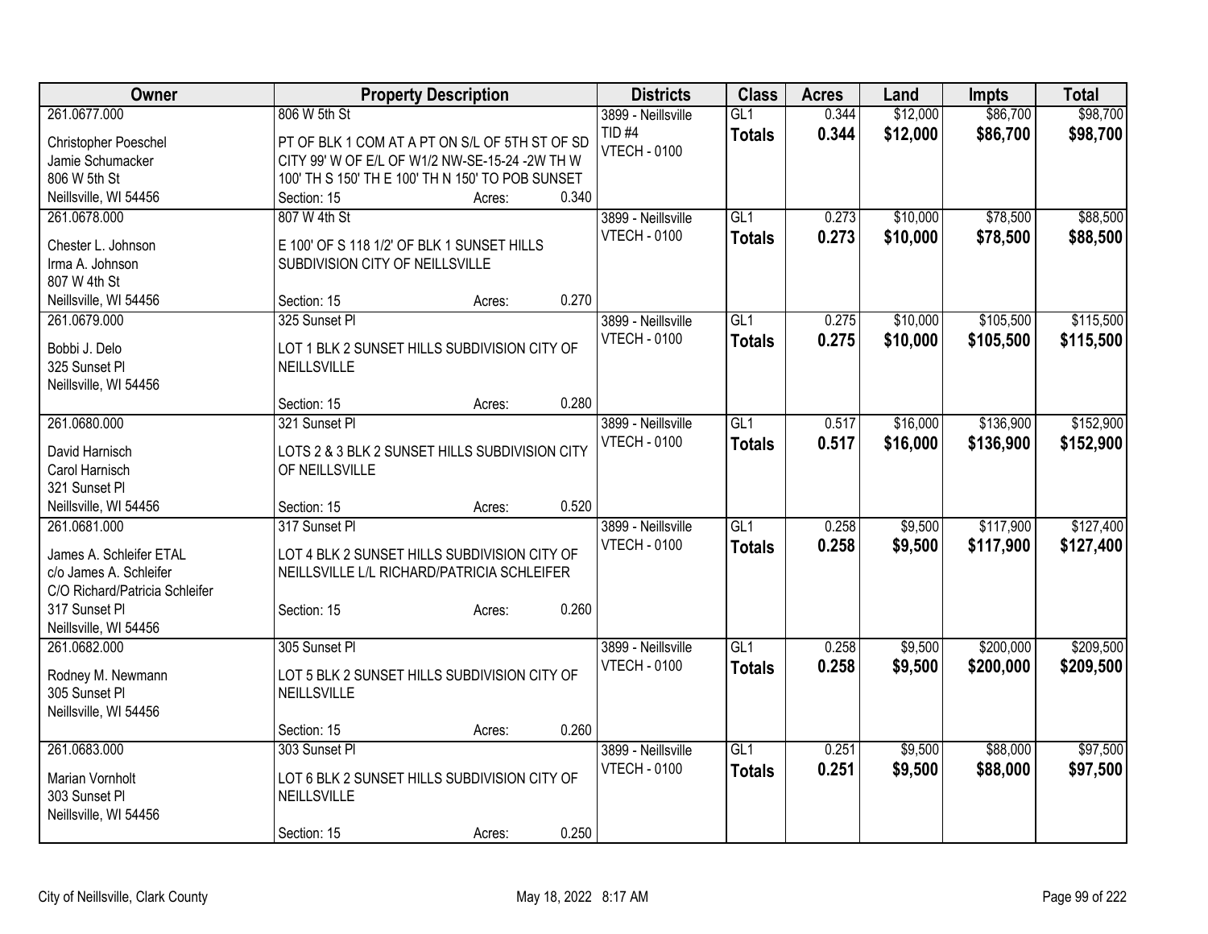| Owner | Property Description | Districts | Class | Acres | Land | Impts | Total |
|---|---|---|---|---|---|---|---|
| 261.0677.000<br>Christopher Poeschel<br>Jamie Schumacker<br>806 W 5th St<br>Neillsville, WI 54456 | 806 W 5th St<br>PT OF BLK 1 COM AT A PT ON S/L OF 5TH ST OF SD CITY 99' W OF E/L OF W1/2 NW-SE-15-24 -2W TH W 100' TH S 150' TH E 100' TH N 150' TO POB SUNSET<br>Section: 15 Acres: 0.340 | 3899 - Neillsville<br>TID #4<br>VTECH - 0100 | GL1<br>**Totals** | 0.344<br>**0.344** | $12,000<br>**$12,000** | $86,700<br>**$86,700** | $98,700<br>**$98,700** |
| 261.0678.000<br>Chester L. Johnson<br>Irma A. Johnson<br>807 W 4th St<br>Neillsville, WI 54456 | 807 W 4th St<br>E 100' OF S 118 1/2' OF BLK 1 SUNSET HILLS SUBDIVISION CITY OF NEILLSVILLE<br>Section: 15 Acres: 0.270 | 3899 - Neillsville<br>VTECH - 0100 | GL1<br>**Totals** | 0.273<br>**0.273** | $10,000<br>**$10,000** | $78,500<br>**$78,500** | $88,500<br>**$88,500** |
| 261.0679.000<br>Bobbi J. Delo<br>325 Sunset Pl<br>Neillsville, WI 54456 | 325 Sunset Pl<br>LOT 1 BLK 2 SUNSET HILLS SUBDIVISION CITY OF NEILLSVILLE<br>Section: 15 Acres: 0.280 | 3899 - Neillsville<br>VTECH - 0100 | GL1<br>**Totals** | 0.275<br>**0.275** | $10,000<br>**$10,000** | $105,500<br>**$105,500** | $115,500<br>**$115,500** |
| 261.0680.000<br>David Harnisch<br>Carol Harnisch<br>321 Sunset Pl<br>Neillsville, WI 54456 | 321 Sunset Pl<br>LOTS 2 & 3 BLK 2 SUNSET HILLS SUBDIVISION CITY OF NEILLSVILLE<br>Section: 15 Acres: 0.520 | 3899 - Neillsville<br>VTECH - 0100 | GL1<br>**Totals** | 0.517<br>**0.517** | $16,000<br>**$16,000** | $136,900<br>**$136,900** | $152,900<br>**$152,900** |
| 261.0681.000<br>James A. Schleifer ETAL<br>c/o James A. Schleifer<br>C/O Richard/Patricia Schleifer<br>317 Sunset Pl<br>Neillsville, WI 54456 | 317 Sunset Pl<br>LOT 4 BLK 2 SUNSET HILLS SUBDIVISION CITY OF NEILLSVILLE L/L RICHARD/PATRICIA SCHLEIFER<br>Section: 15 Acres: 0.260 | 3899 - Neillsville<br>VTECH - 0100 | GL1<br>**Totals** | 0.258<br>**0.258** | $9,500<br>**$9,500** | $117,900<br>**$117,900** | $127,400<br>**$127,400** |
| 261.0682.000<br>Rodney M. Newmann<br>305 Sunset Pl<br>Neillsville, WI 54456 | 305 Sunset Pl<br>LOT 5 BLK 2 SUNSET HILLS SUBDIVISION CITY OF NEILLSVILLE<br>Section: 15 Acres: 0.260 | 3899 - Neillsville<br>VTECH - 0100 | GL1<br>**Totals** | 0.258<br>**0.258** | $9,500<br>**$9,500** | $200,000<br>**$200,000** | $209,500<br>**$209,500** |
| 261.0683.000<br>Marian Vornholt<br>303 Sunset Pl<br>Neillsville, WI 54456 | 303 Sunset Pl<br>LOT 6 BLK 2 SUNSET HILLS SUBDIVISION CITY OF NEILLSVILLE<br>Section: 15 Acres: 0.250 | 3899 - Neillsville<br>VTECH - 0100 | GL1<br>**Totals** | 0.251<br>**0.251** | $9,500<br>**$9,500** | $88,000<br>**$88,000** | $97,500<br>**$97,500** |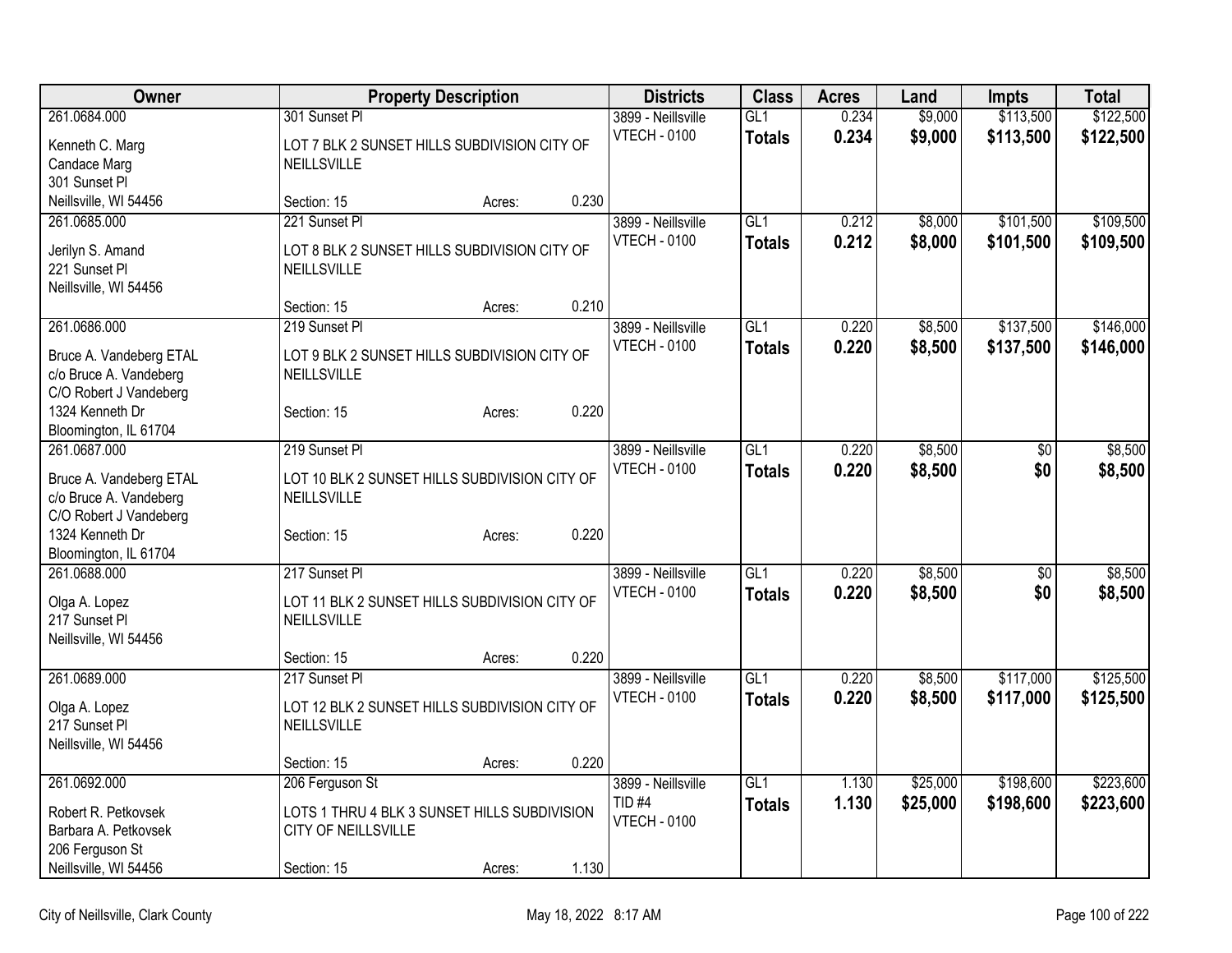| Owner | Property Description | | | Districts | Class | Acres | Land | Impts | Total |
|---|---|---|---|---|---|---|---|---|---|
| 261.0684.000 | 301 Sunset Pl | | | 3899 - Neillsville | GL1 | 0.234 | $9,000 | $113,500 | $122,500 |
| Kenneth C. Marg<br>Candace Marg<br>301 Sunset Pl<br>Neillsville, WI 54456 | LOT 7 BLK 2 SUNSET HILLS SUBDIVISION CITY OF NEILLSVILLE | | | VTECH - 0100 | **Totals** | **0.234** | **$9,000** | **$113,500** | **$122,500** |
| | Section: 15 | Acres: | 0.230 | | | | | | |
| 261.0685.000 | 221 Sunset Pl | | | 3899 - Neillsville | GL1 | 0.212 | $8,000 | $101,500 | $109,500 |
| Jerilyn S. Amand<br>221 Sunset Pl<br>Neillsville, WI 54456 | LOT 8 BLK 2 SUNSET HILLS SUBDIVISION CITY OF NEILLSVILLE | | | VTECH - 0100 | **Totals** | **0.212** | **$8,000** | **$101,500** | **$109,500** |
| | Section: 15 | Acres: | 0.210 | | | | | | |
| 261.0686.000 | 219 Sunset Pl | | | 3899 - Neillsville | GL1 | 0.220 | $8,500 | $137,500 | $146,000 |
| Bruce A. Vandeberg ETAL<br>c/o Bruce A. Vandeberg<br>C/O Robert J Vandeberg<br>1324 Kenneth Dr<br>Bloomington, IL 61704 | LOT 9 BLK 2 SUNSET HILLS SUBDIVISION CITY OF NEILLSVILLE | | | VTECH - 0100 | **Totals** | **0.220** | **$8,500** | **$137,500** | **$146,000** |
| | Section: 15 | Acres: | 0.220 | | | | | | |
| 261.0687.000 | 219 Sunset Pl | | | 3899 - Neillsville | GL1 | 0.220 | $8,500 | $0 | $8,500 |
| Bruce A. Vandeberg ETAL<br>c/o Bruce A. Vandeberg<br>C/O Robert J Vandeberg<br>1324 Kenneth Dr<br>Bloomington, IL 61704 | LOT 10 BLK 2 SUNSET HILLS SUBDIVISION CITY OF NEILLSVILLE | | | VTECH - 0100 | **Totals** | **0.220** | **$8,500** | **$0** | **$8,500** |
| | Section: 15 | Acres: | 0.220 | | | | | | |
| 261.0688.000 | 217 Sunset Pl | | | 3899 - Neillsville | GL1 | 0.220 | $8,500 | $0 | $8,500 |
| Olga A. Lopez<br>217 Sunset Pl<br>Neillsville, WI 54456 | LOT 11 BLK 2 SUNSET HILLS SUBDIVISION CITY OF NEILLSVILLE | | | VTECH - 0100 | **Totals** | **0.220** | **$8,500** | **$0** | **$8,500** |
| | Section: 15 | Acres: | 0.220 | | | | | | |
| 261.0689.000 | 217 Sunset Pl | | | 3899 - Neillsville | GL1 | 0.220 | $8,500 | $117,000 | $125,500 |
| Olga A. Lopez<br>217 Sunset Pl<br>Neillsville, WI 54456 | LOT 12 BLK 2 SUNSET HILLS SUBDIVISION CITY OF NEILLSVILLE | | | VTECH - 0100 | **Totals** | **0.220** | **$8,500** | **$117,000** | **$125,500** |
| | Section: 15 | Acres: | 0.220 | | | | | | |
| 261.0692.000 | 206 Ferguson St | | | 3899 - Neillsville | GL1 | 1.130 | $25,000 | $198,600 | $223,600 |
| Robert R. Petkovsek<br>Barbara A. Petkovsek<br>206 Ferguson St<br>Neillsville, WI 54456 | LOTS 1 THRU 4 BLK 3 SUNSET HILLS SUBDIVISION CITY OF NEILLSVILLE | | | TID #4<br>VTECH - 0100 | **Totals** | **1.130** | **$25,000** | **$198,600** | **$223,600** |
| | Section: 15 | Acres: | 1.130 | | | | | | |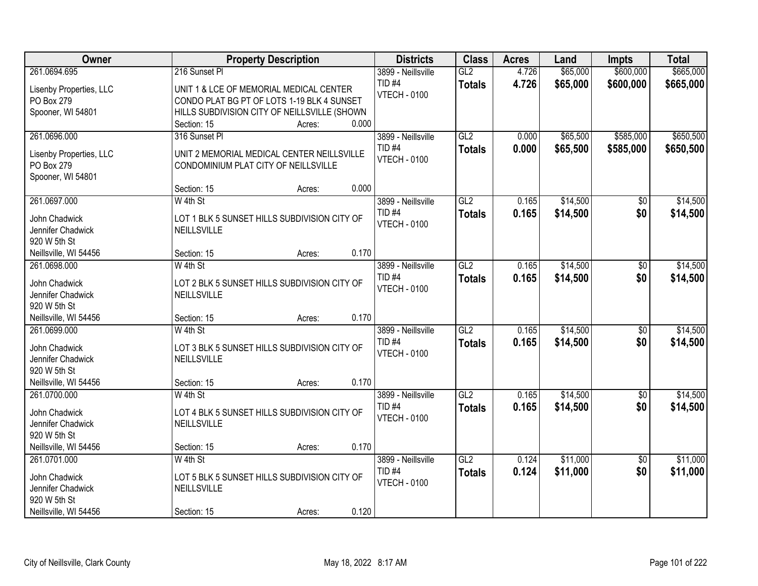| Owner | Property Description | Districts | Class | Acres | Land | Impts | Total |
|---|---|---|---|---|---|---|---|
| 261.0694.695<br>Lisenby Properties, LLC<br>PO Box 279<br>Spooner, WI 54801 | 216 Sunset Pl<br>UNIT 1 & LCE OF MEMORIAL MEDICAL CENTER CONDO PLAT BG PT OF LOTS 1-19 BLK 4 SUNSET HILLS SUBDIVISION CITY OF NEILLSVILLE (SHOWN<br>Section: 15 Acres: 0.000 | 3899 - Neillsville<br>TID #4<br>VTECH - 0100 | GL2<br>**Totals** | 4.726<br>**4.726** | $65,000<br>**$65,000** | $600,000<br>**$600,000** | $665,000<br>**$665,000** |
| 261.0696.000<br>Lisenby Properties, LLC<br>PO Box 279<br>Spooner, WI 54801 | 316 Sunset Pl<br>UNIT 2 MEMORIAL MEDICAL CENTER NEILLSVILLE CONDOMINIUM PLAT CITY OF NEILLSVILLE<br>Section: 15 Acres: 0.000 | 3899 - Neillsville<br>TID #4<br>VTECH - 0100 | GL2<br>**Totals** | 0.000<br>**0.000** | $65,500<br>**$65,500** | $585,000<br>**$585,000** | $650,500<br>**$650,500** |
| 261.0697.000<br>John Chadwick<br>Jennifer Chadwick<br>920 W 5th St<br>Neillsville, WI 54456 | W 4th St<br>LOT 1 BLK 5 SUNSET HILLS SUBDIVISION CITY OF NEILLSVILLE<br>Section: 15 Acres: 0.170 | 3899 - Neillsville<br>TID #4<br>VTECH - 0100 | GL2<br>**Totals** | 0.165<br>**0.165** | $14,500<br>**$14,500** | $0<br>**$0** | $14,500<br>**$14,500** |
| 261.0698.000<br>John Chadwick<br>Jennifer Chadwick<br>920 W 5th St<br>Neillsville, WI 54456 | W 4th St<br>LOT 2 BLK 5 SUNSET HILLS SUBDIVISION CITY OF NEILLSVILLE<br>Section: 15 Acres: 0.170 | 3899 - Neillsville<br>TID #4<br>VTECH - 0100 | GL2<br>**Totals** | 0.165<br>**0.165** | $14,500<br>**$14,500** | $0<br>**$0** | $14,500<br>**$14,500** |
| 261.0699.000<br>John Chadwick<br>Jennifer Chadwick<br>920 W 5th St<br>Neillsville, WI 54456 | W 4th St<br>LOT 3 BLK 5 SUNSET HILLS SUBDIVISION CITY OF NEILLSVILLE<br>Section: 15 Acres: 0.170 | 3899 - Neillsville<br>TID #4<br>VTECH - 0100 | GL2<br>**Totals** | 0.165<br>**0.165** | $14,500<br>**$14,500** | $0<br>**$0** | $14,500<br>**$14,500** |
| 261.0700.000<br>John Chadwick<br>Jennifer Chadwick<br>920 W 5th St<br>Neillsville, WI 54456 | W 4th St<br>LOT 4 BLK 5 SUNSET HILLS SUBDIVISION CITY OF NEILLSVILLE<br>Section: 15 Acres: 0.170 | 3899 - Neillsville<br>TID #4<br>VTECH - 0100 | GL2<br>**Totals** | 0.165<br>**0.165** | $14,500<br>**$14,500** | $0<br>**$0** | $14,500<br>**$14,500** |
| 261.0701.000<br>John Chadwick<br>Jennifer Chadwick<br>920 W 5th St<br>Neillsville, WI 54456 | W 4th St<br>LOT 5 BLK 5 SUNSET HILLS SUBDIVISION CITY OF NEILLSVILLE<br>Section: 15 Acres: 0.120 | 3899 - Neillsville<br>TID #4<br>VTECH - 0100 | GL2<br>**Totals** | 0.124<br>**0.124** | $11,000<br>**$11,000** | $0<br>**$0** | $11,000<br>**$11,000** |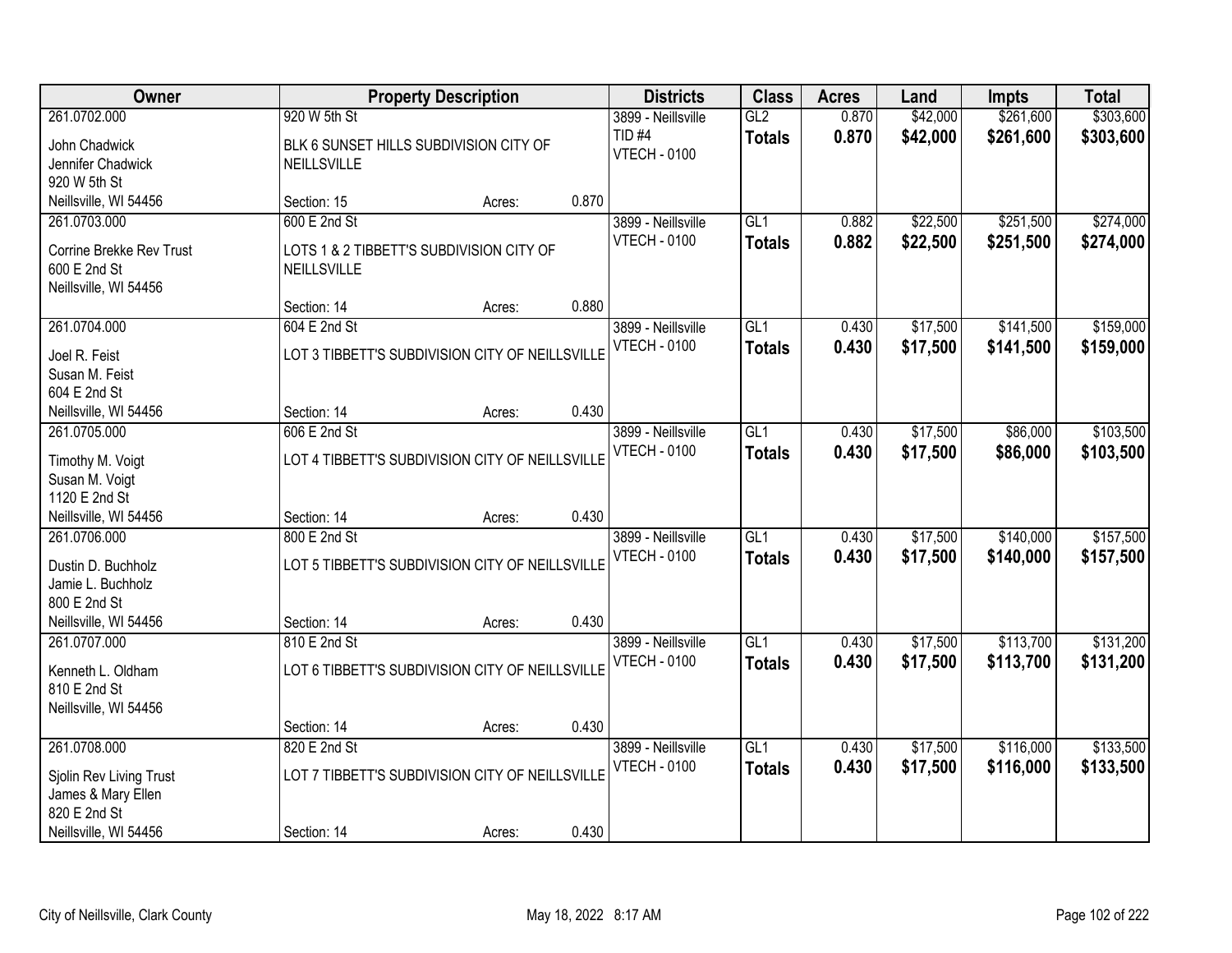| Owner | Property Description | | | Districts | Class | Acres | Land | Impts | Total |
|---|---|---|---|---|---|---|---|---|---|
| 261.0702.000<br>John Chadwick<br>Jennifer Chadwick<br>920 W 5th St<br>Neillsville, WI 54456 | 920 W 5th St<br>BLK 6 SUNSET HILLS SUBDIVISION CITY OF NEILLSVILLE<br>Section: 15 | Acres: | 0.870 | 3899 - Neillsville<br>TID #4<br>VTECH - 0100 | GL2<br>**Totals** | 0.870<br>**0.870** | $42,000<br>**$42,000** | $261,600<br>**$261,600** | $303,600<br>**$303,600** |
| 261.0703.000<br>Corrine Brekke Rev Trust<br>600 E 2nd St<br>Neillsville, WI 54456 | 600 E 2nd St<br>LOTS 1 & 2 TIBBETT'S SUBDIVISION CITY OF NEILLSVILLE<br>Section: 14 | Acres: | 0.880 | 3899 - Neillsville<br>VTECH - 0100 | GL1<br>**Totals** | 0.882<br>**0.882** | $22,500<br>**$22,500** | $251,500<br>**$251,500** | $274,000<br>**$274,000** |
| 261.0704.000<br>Joel R. Feist<br>Susan M. Feist<br>604 E 2nd St<br>Neillsville, WI 54456 | 604 E 2nd St<br>LOT 3 TIBBETT'S SUBDIVISION CITY OF NEILLSVILLE<br>Section: 14 | Acres: | 0.430 | 3899 - Neillsville<br>VTECH - 0100 | GL1<br>**Totals** | 0.430<br>**0.430** | $17,500<br>**$17,500** | $141,500<br>**$141,500** | $159,000<br>**$159,000** |
| 261.0705.000<br>Timothy M. Voigt<br>Susan M. Voigt<br>1120 E 2nd St<br>Neillsville, WI 54456 | 606 E 2nd St<br>LOT 4 TIBBETT'S SUBDIVISION CITY OF NEILLSVILLE<br>Section: 14 | Acres: | 0.430 | 3899 - Neillsville<br>VTECH - 0100 | GL1<br>**Totals** | 0.430<br>**0.430** | $17,500<br>**$17,500** | $86,000<br>**$86,000** | $103,500<br>**$103,500** |
| 261.0706.000<br>Dustin D. Buchholz<br>Jamie L. Buchholz<br>800 E 2nd St<br>Neillsville, WI 54456 | 800 E 2nd St<br>LOT 5 TIBBETT'S SUBDIVISION CITY OF NEILLSVILLE<br>Section: 14 | Acres: | 0.430 | 3899 - Neillsville<br>VTECH - 0100 | GL1<br>**Totals** | 0.430<br>**0.430** | $17,500<br>**$17,500** | $140,000<br>**$140,000** | $157,500<br>**$157,500** |
| 261.0707.000<br>Kenneth L. Oldham<br>810 E 2nd St<br>Neillsville, WI 54456 | 810 E 2nd St<br>LOT 6 TIBBETT'S SUBDIVISION CITY OF NEILLSVILLE<br>Section: 14 | Acres: | 0.430 | 3899 - Neillsville<br>VTECH - 0100 | GL1<br>**Totals** | 0.430<br>**0.430** | $17,500<br>**$17,500** | $113,700<br>**$113,700** | $131,200<br>**$131,200** |
| 261.0708.000<br>Sjolin Rev Living Trust<br>James & Mary Ellen<br>820 E 2nd St<br>Neillsville, WI 54456 | 820 E 2nd St<br>LOT 7 TIBBETT'S SUBDIVISION CITY OF NEILLSVILLE<br>Section: 14 | Acres: | 0.430 | 3899 - Neillsville<br>VTECH - 0100 | GL1<br>**Totals** | 0.430<br>**0.430** | $17,500<br>**$17,500** | $116,000<br>**$116,000** | $133,500<br>**$133,500** |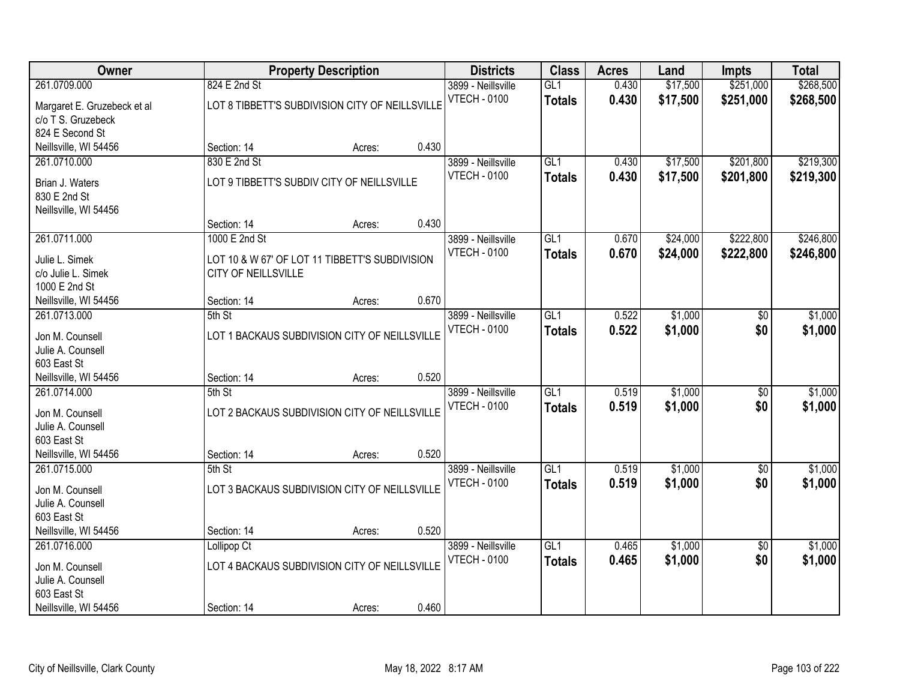| Owner | Property Description | | | Districts | Class | Acres | Land | Impts | Total |
|---|---|---|---|---|---|---|---|---|---|
| 261.0709.000 | 824 E 2nd St | | | 3899 - Neillsville | GL1 | 0.430 | $17,500 | $251,000 | $268,500 |
| Margaret E. Gruzebeck et al<br>c/o T S. Gruzebeck<br>824 E Second St<br>Neillsville, WI 54456 | LOT 8 TIBBETT'S SUBDIVISION CITY OF NEILLSVILLE | | | VTECH - 0100 | **Totals** | **0.430** | **$17,500** | **$251,000** | **$268,500** |
| | Section: 14 | Acres: | 0.430 | | | | | | |
| 261.0710.000 | 830 E 2nd St | | | 3899 - Neillsville | GL1 | 0.430 | $17,500 | $201,800 | $219,300 |
| Brian J. Waters<br>830 E 2nd St<br>Neillsville, WI 54456 | LOT 9 TIBBETT'S SUBDIV CITY OF NEILLSVILLE | | | VTECH - 0100 | **Totals** | **0.430** | **$17,500** | **$201,800** | **$219,300** |
| | Section: 14 | Acres: | 0.430 | | | | | | |
| 261.0711.000 | 1000 E 2nd St | | | 3899 - Neillsville | GL1 | 0.670 | $24,000 | $222,800 | $246,800 |
| Julie L. Simek<br>c/o Julie L. Simek<br>1000 E 2nd St<br>Neillsville, WI 54456 | LOT 10 & W 67' OF LOT 11 TIBBETT'S SUBDIVISION CITY OF NEILLSVILLE | | | VTECH - 0100 | **Totals** | **0.670** | **$24,000** | **$222,800** | **$246,800** |
| | Section: 14 | Acres: | 0.670 | | | | | | |
| 261.0713.000 | 5th St | | | 3899 - Neillsville | GL1 | 0.522 | $1,000 | $0 | $1,000 |
| Jon M. Counsell<br>Julie A. Counsell<br>603 East St<br>Neillsville, WI 54456 | LOT 1 BACKAUS SUBDIVISION CITY OF NEILLSVILLE | | | VTECH - 0100 | **Totals** | **0.522** | **$1,000** | **$0** | **$1,000** |
| | Section: 14 | Acres: | 0.520 | | | | | | |
| 261.0714.000 | 5th St | | | 3899 - Neillsville | GL1 | 0.519 | $1,000 | $0 | $1,000 |
| Jon M. Counsell<br>Julie A. Counsell<br>603 East St<br>Neillsville, WI 54456 | LOT 2 BACKAUS SUBDIVISION CITY OF NEILLSVILLE | | | VTECH - 0100 | **Totals** | **0.519** | **$1,000** | **$0** | **$1,000** |
| | Section: 14 | Acres: | 0.520 | | | | | | |
| 261.0715.000 | 5th St | | | 3899 - Neillsville | GL1 | 0.519 | $1,000 | $0 | $1,000 |
| Jon M. Counsell<br>Julie A. Counsell<br>603 East St<br>Neillsville, WI 54456 | LOT 3 BACKAUS SUBDIVISION CITY OF NEILLSVILLE | | | VTECH - 0100 | **Totals** | **0.519** | **$1,000** | **$0** | **$1,000** |
| | Section: 14 | Acres: | 0.520 | | | | | | |
| 261.0716.000 | Lollipop Ct | | | 3899 - Neillsville | GL1 | 0.465 | $1,000 | $0 | $1,000 |
| Jon M. Counsell<br>Julie A. Counsell<br>603 East St<br>Neillsville, WI 54456 | LOT 4 BACKAUS SUBDIVISION CITY OF NEILLSVILLE | | | VTECH - 0100 | **Totals** | **0.465** | **$1,000** | **$0** | **$1,000** |
| | Section: 14 | Acres: | 0.460 | | | | | | |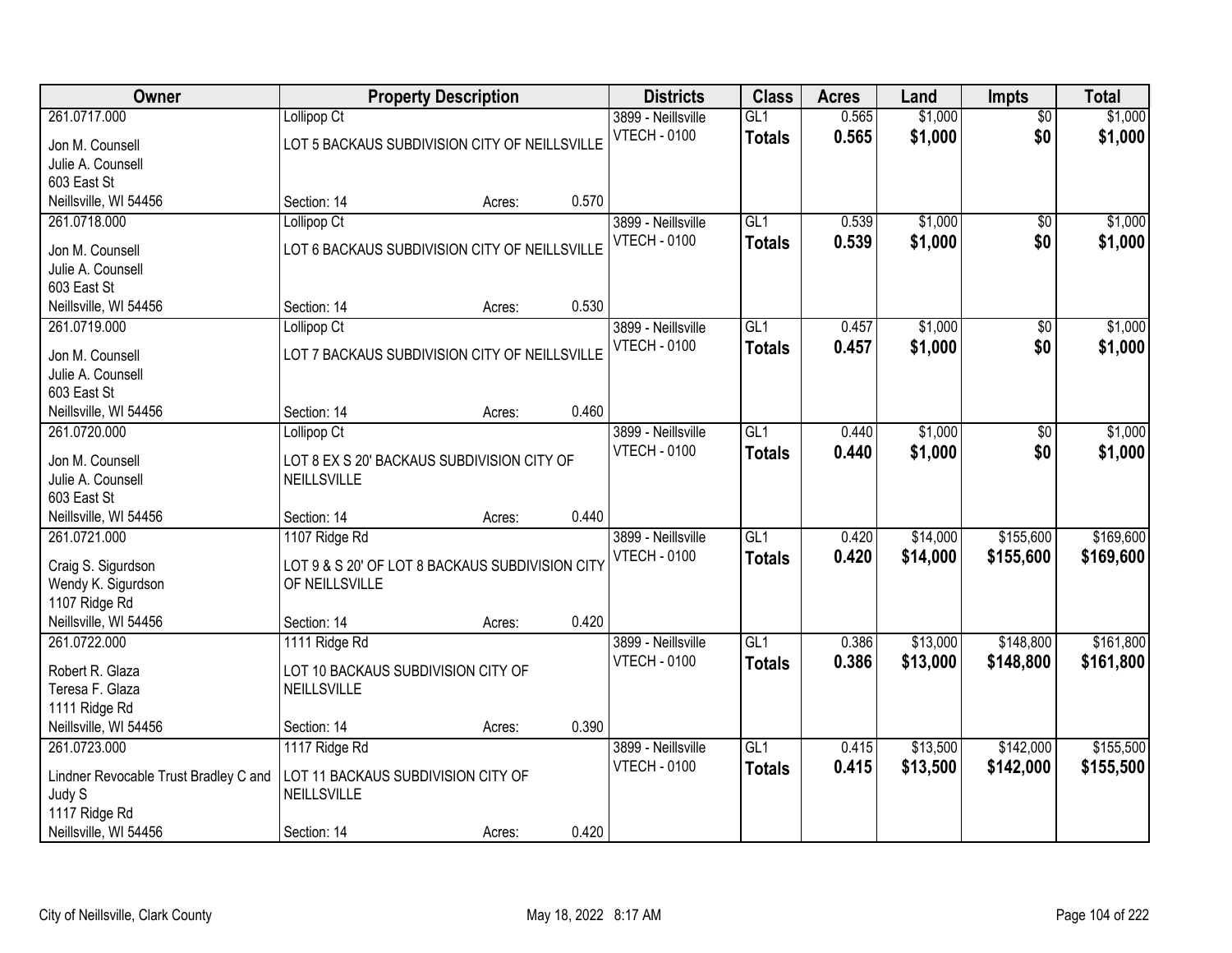| Owner | Property Description | | | Districts | Class | Acres | Land | Impts | Total |
|---|---|---|---|---|---|---|---|---|---|
| 261.0717.000 | Lollipop Ct | | | 3899 - Neillsville | GL1 | 0.565 | $1,000 | $0 | $1,000 |
| Jon M. Counsell | LOT 5 BACKAUS SUBDIVISION CITY OF NEILLSVILLE | | | VTECH - 0100 | **Totals** | **0.565** | **$1,000** | **$0** | **$1,000** |
| Julie A. Counsell | | | | | | | | | |
| 603 East St | | | | | | | | | |
| Neillsville, WI 54456 | Section: 14 | Acres: | 0.570 | | | | | | |
| 261.0718.000 | Lollipop Ct | | | 3899 - Neillsville | GL1 | 0.539 | $1,000 | $0 | $1,000 |
| Jon M. Counsell | LOT 6 BACKAUS SUBDIVISION CITY OF NEILLSVILLE | | | VTECH - 0100 | **Totals** | **0.539** | **$1,000** | **$0** | **$1,000** |
| Julie A. Counsell | | | | | | | | | |
| 603 East St | | | | | | | | | |
| Neillsville, WI 54456 | Section: 14 | Acres: | 0.530 | | | | | | |
| 261.0719.000 | Lollipop Ct | | | 3899 - Neillsville | GL1 | 0.457 | $1,000 | $0 | $1,000 |
| Jon M. Counsell | LOT 7 BACKAUS SUBDIVISION CITY OF NEILLSVILLE | | | VTECH - 0100 | **Totals** | **0.457** | **$1,000** | **$0** | **$1,000** |
| Julie A. Counsell | | | | | | | | | |
| 603 East St | | | | | | | | | |
| Neillsville, WI 54456 | Section: 14 | Acres: | 0.460 | | | | | | |
| 261.0720.000 | Lollipop Ct | | | 3899 - Neillsville | GL1 | 0.440 | $1,000 | $0 | $1,000 |
| Jon M. Counsell | LOT 8 EX S 20' BACKAUS SUBDIVISION CITY OF NEILLSVILLE | | | VTECH - 0100 | **Totals** | **0.440** | **$1,000** | **$0** | **$1,000** |
| Julie A. Counsell | | | | | | | | | |
| 603 East St | | | | | | | | | |
| Neillsville, WI 54456 | Section: 14 | Acres: | 0.440 | | | | | | |
| 261.0721.000 | 1107 Ridge Rd | | | 3899 - Neillsville | GL1 | 0.420 | $14,000 | $155,600 | $169,600 |
| Craig S. Sigurdson | LOT 9 & S 20' OF LOT 8 BACKAUS SUBDIVISION CITY OF NEILLSVILLE | | | VTECH - 0100 | **Totals** | **0.420** | **$14,000** | **$155,600** | **$169,600** |
| Wendy K. Sigurdson | | | | | | | | | |
| 1107 Ridge Rd | | | | | | | | | |
| Neillsville, WI 54456 | Section: 14 | Acres: | 0.420 | | | | | | |
| 261.0722.000 | 1111 Ridge Rd | | | 3899 - Neillsville | GL1 | 0.386 | $13,000 | $148,800 | $161,800 |
| Robert R. Glaza | LOT 10 BACKAUS SUBDIVISION CITY OF NEILLSVILLE | | | VTECH - 0100 | **Totals** | **0.386** | **$13,000** | **$148,800** | **$161,800** |
| Teresa F. Glaza | | | | | | | | | |
| 1111 Ridge Rd | | | | | | | | | |
| Neillsville, WI 54456 | Section: 14 | Acres: | 0.390 | | | | | | |
| 261.0723.000 | 1117 Ridge Rd | | | 3899 - Neillsville | GL1 | 0.415 | $13,500 | $142,000 | $155,500 |
| Lindner Revocable Trust Bradley C and Judy S | LOT 11 BACKAUS SUBDIVISION CITY OF NEILLSVILLE | | | VTECH - 0100 | **Totals** | **0.415** | **$13,500** | **$142,000** | **$155,500** |
| 1117 Ridge Rd | | | | | | | | | |
| Neillsville, WI 54456 | Section: 14 | Acres: | 0.420 | | | | | | |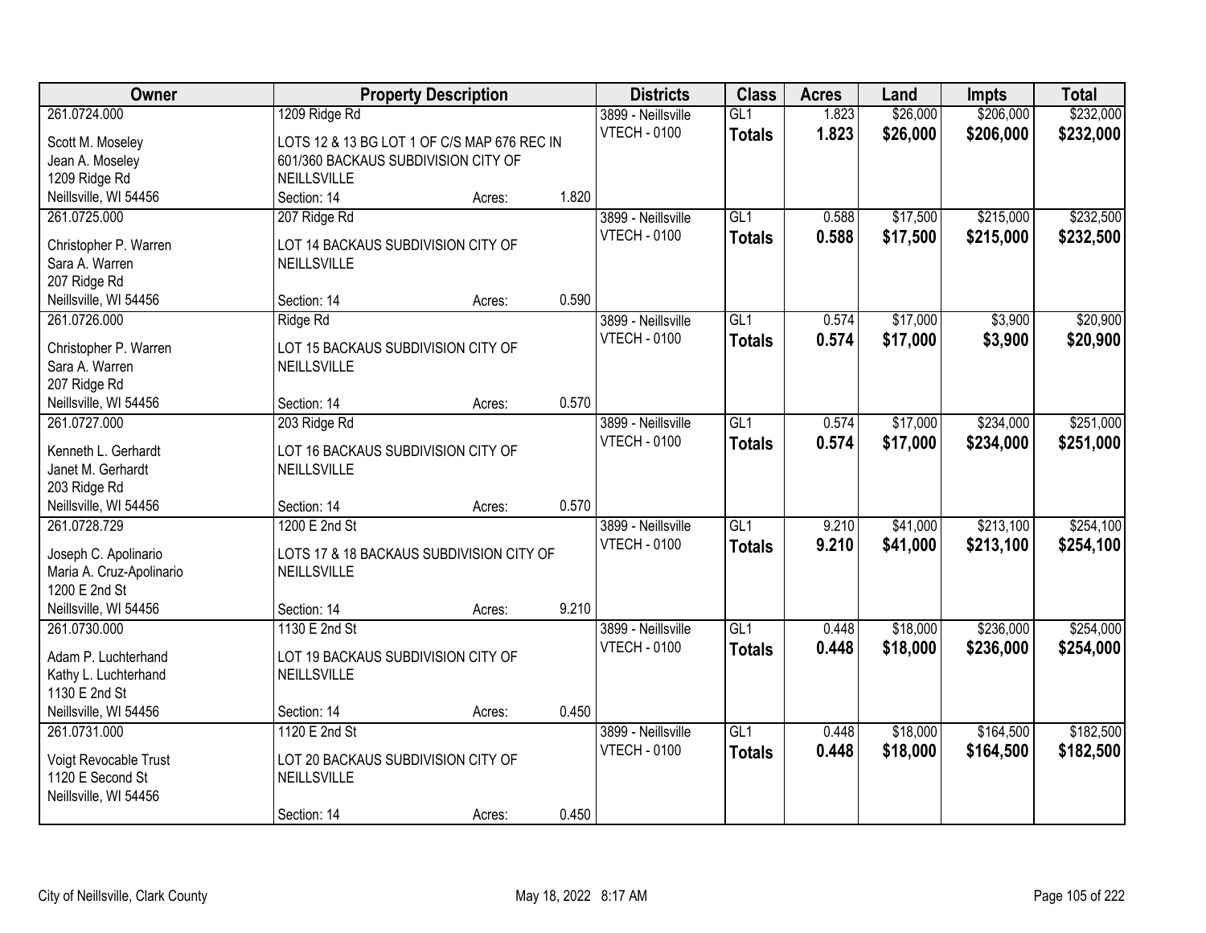| Owner | Property Description | | | Districts | Class | Acres | Land | Impts | Total |
|---|---|---|---|---|---|---|---|---|---|
| 261.0724.000<br>Scott M. Moseley<br>Jean A. Moseley<br>1209 Ridge Rd<br>Neillsville, WI 54456 | 1209 Ridge Rd<br>LOTS 12 & 13 BG LOT 1 OF C/S MAP 676 REC IN 601/360 BACKAUS SUBDIVISION CITY OF NEILLSVILLE<br>Section: 14 | Acres: | 1.820 | 3899 - Neillsville<br>VTECH - 0100 | GL1<br>**Totals** | 1.823<br>**1.823** | $26,000<br>**$26,000** | $206,000<br>**$206,000** | $232,000<br>**$232,000** |
| 261.0725.000<br>Christopher P. Warren<br>Sara A. Warren<br>207 Ridge Rd<br>Neillsville, WI 54456 | 207 Ridge Rd<br>LOT 14 BACKAUS SUBDIVISION CITY OF NEILLSVILLE<br>Section: 14 | Acres: | 0.590 | 3899 - Neillsville<br>VTECH - 0100 | GL1<br>**Totals** | 0.588<br>**0.588** | $17,500<br>**$17,500** | $215,000<br>**$215,000** | $232,500<br>**$232,500** |
| 261.0726.000<br>Christopher P. Warren<br>Sara A. Warren<br>207 Ridge Rd<br>Neillsville, WI 54456 | Ridge Rd<br>LOT 15 BACKAUS SUBDIVISION CITY OF NEILLSVILLE<br>Section: 14 | Acres: | 0.570 | 3899 - Neillsville<br>VTECH - 0100 | GL1<br>**Totals** | 0.574<br>**0.574** | $17,000<br>**$17,000** | $3,900<br>**$3,900** | $20,900<br>**$20,900** |
| 261.0727.000<br>Kenneth L. Gerhardt<br>Janet M. Gerhardt<br>203 Ridge Rd<br>Neillsville, WI 54456 | 203 Ridge Rd<br>LOT 16 BACKAUS SUBDIVISION CITY OF NEILLSVILLE<br>Section: 14 | Acres: | 0.570 | 3899 - Neillsville<br>VTECH - 0100 | GL1<br>**Totals** | 0.574<br>**0.574** | $17,000<br>**$17,000** | $234,000<br>**$234,000** | $251,000<br>**$251,000** |
| 261.0728.729<br>Joseph C. Apolinario<br>Maria A. Cruz-Apolinario<br>1200 E 2nd St<br>Neillsville, WI 54456 | 1200 E 2nd St<br>LOTS 17 & 18 BACKAUS SUBDIVISION CITY OF NEILLSVILLE<br>Section: 14 | Acres: | 9.210 | 3899 - Neillsville<br>VTECH - 0100 | GL1<br>**Totals** | 9.210<br>**9.210** | $41,000<br>**$41,000** | $213,100<br>**$213,100** | $254,100<br>**$254,100** |
| 261.0730.000<br>Adam P. Luchterhand<br>Kathy L. Luchterhand<br>1130 E 2nd St<br>Neillsville, WI 54456 | 1130 E 2nd St<br>LOT 19 BACKAUS SUBDIVISION CITY OF NEILLSVILLE<br>Section: 14 | Acres: | 0.450 | 3899 - Neillsville<br>VTECH - 0100 | GL1<br>**Totals** | 0.448<br>**0.448** | $18,000<br>**$18,000** | $236,000<br>**$236,000** | $254,000<br>**$254,000** |
| 261.0731.000<br>Voigt Revocable Trust<br>1120 E Second St<br>Neillsville, WI 54456 | 1120 E 2nd St<br>LOT 20 BACKAUS SUBDIVISION CITY OF NEILLSVILLE<br>Section: 14 | Acres: | 0.450 | 3899 - Neillsville<br>VTECH - 0100 | GL1<br>**Totals** | 0.448<br>**0.448** | $18,000<br>**$18,000** | $164,500<br>**$164,500** | $182,500<br>**$182,500** |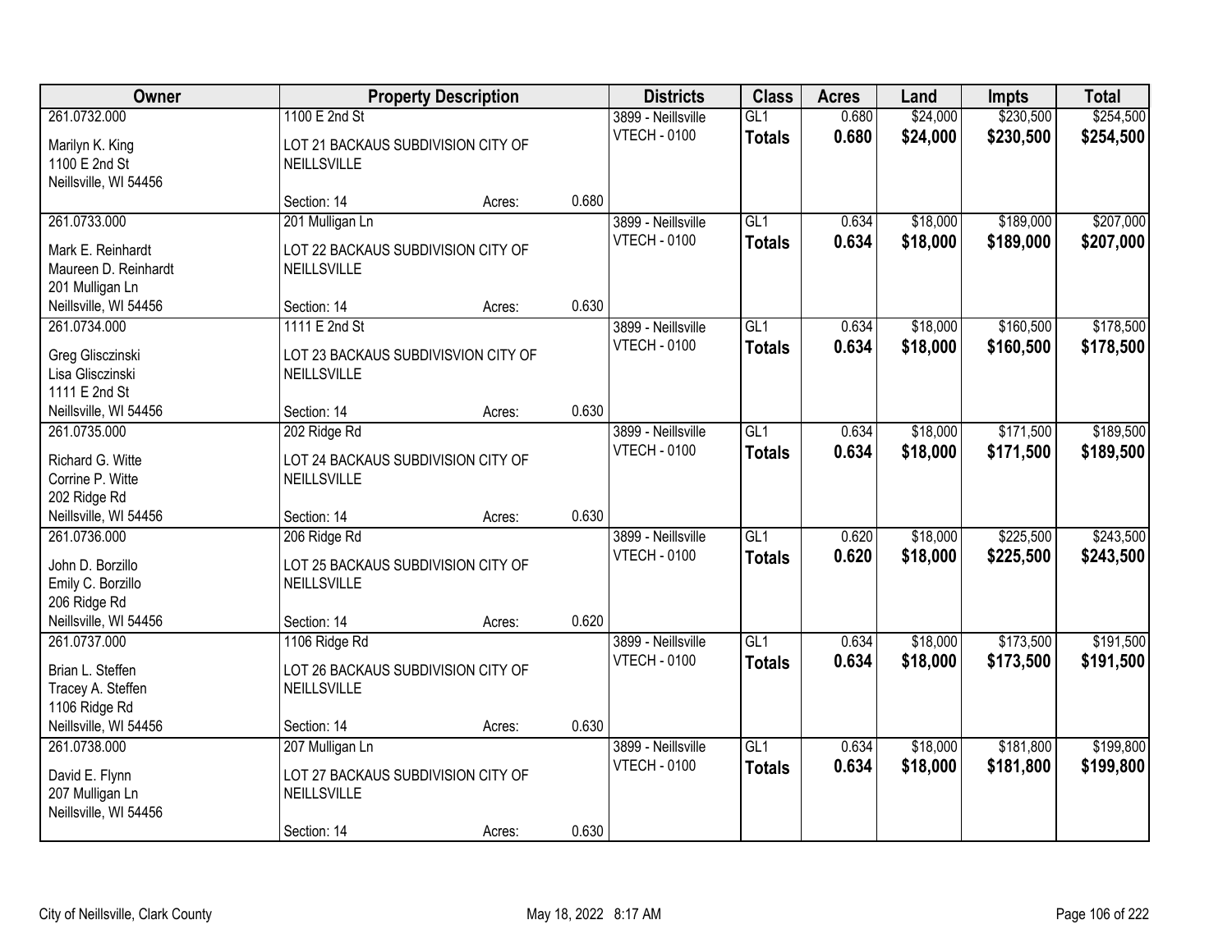| Owner | Property Description | | | Districts | Class | Acres | Land | Impts | Total |
|---|---|---|---|---|---|---|---|---|---|
| 261.0732.000<br>Marilyn K. King<br>1100 E 2nd St<br>Neillsville, WI 54456 | 1100 E 2nd St<br>LOT 21 BACKAUS SUBDIVISION CITY OF NEILLSVILLE<br>Section: 14 | Acres: | 0.680 | 3899 - Neillsville<br>VTECH - 0100 | GL1<br>**Totals** | 0.680<br>**0.680** | $24,000<br>**$24,000** | $230,500<br>**$230,500** | $254,500<br>**$254,500** |
| 261.0733.000<br>Mark E. Reinhardt<br>Maureen D. Reinhardt<br>201 Mulligan Ln<br>Neillsville, WI 54456 | 201 Mulligan Ln<br>LOT 22 BACKAUS SUBDIVISION CITY OF NEILLSVILLE<br>Section: 14 | Acres: | 0.630 | 3899 - Neillsville<br>VTECH - 0100 | GL1<br>**Totals** | 0.634<br>**0.634** | $18,000<br>**$18,000** | $189,000<br>**$189,000** | $207,000<br>**$207,000** |
| 261.0734.000<br>Greg Glisczinski<br>Lisa Glisczinski<br>1111 E 2nd St<br>Neillsville, WI 54456 | 1111 E 2nd St<br>LOT 23 BACKAUS SUBDIVISVION CITY OF NEILLSVILLE<br>Section: 14 | Acres: | 0.630 | 3899 - Neillsville<br>VTECH - 0100 | GL1<br>**Totals** | 0.634<br>**0.634** | $18,000<br>**$18,000** | $160,500<br>**$160,500** | $178,500<br>**$178,500** |
| 261.0735.000<br>Richard G. Witte<br>Corrine P. Witte<br>202 Ridge Rd<br>Neillsville, WI 54456 | 202 Ridge Rd<br>LOT 24 BACKAUS SUBDIVISION CITY OF NEILLSVILLE<br>Section: 14 | Acres: | 0.630 | 3899 - Neillsville<br>VTECH - 0100 | GL1<br>**Totals** | 0.634<br>**0.634** | $18,000<br>**$18,000** | $171,500<br>**$171,500** | $189,500<br>**$189,500** |
| 261.0736.000<br>John D. Borzillo<br>Emily C. Borzillo<br>206 Ridge Rd<br>Neillsville, WI 54456 | 206 Ridge Rd<br>LOT 25 BACKAUS SUBDIVISION CITY OF NEILLSVILLE<br>Section: 14 | Acres: | 0.620 | 3899 - Neillsville<br>VTECH - 0100 | GL1<br>**Totals** | 0.620<br>**0.620** | $18,000<br>**$18,000** | $225,500<br>**$225,500** | $243,500<br>**$243,500** |
| 261.0737.000<br>Brian L. Steffen<br>Tracey A. Steffen<br>1106 Ridge Rd<br>Neillsville, WI 54456 | 1106 Ridge Rd<br>LOT 26 BACKAUS SUBDIVISION CITY OF NEILLSVILLE<br>Section: 14 | Acres: | 0.630 | 3899 - Neillsville<br>VTECH - 0100 | GL1<br>**Totals** | 0.634<br>**0.634** | $18,000<br>**$18,000** | $173,500<br>**$173,500** | $191,500<br>**$191,500** |
| 261.0738.000<br>David E. Flynn<br>207 Mulligan Ln<br>Neillsville, WI 54456 | 207 Mulligan Ln<br>LOT 27 BACKAUS SUBDIVISION CITY OF NEILLSVILLE<br>Section: 14 | Acres: | 0.630 | 3899 - Neillsville<br>VTECH - 0100 | GL1<br>**Totals** | 0.634<br>**0.634** | $18,000<br>**$18,000** | $181,800<br>**$181,800** | $199,800<br>**$199,800** |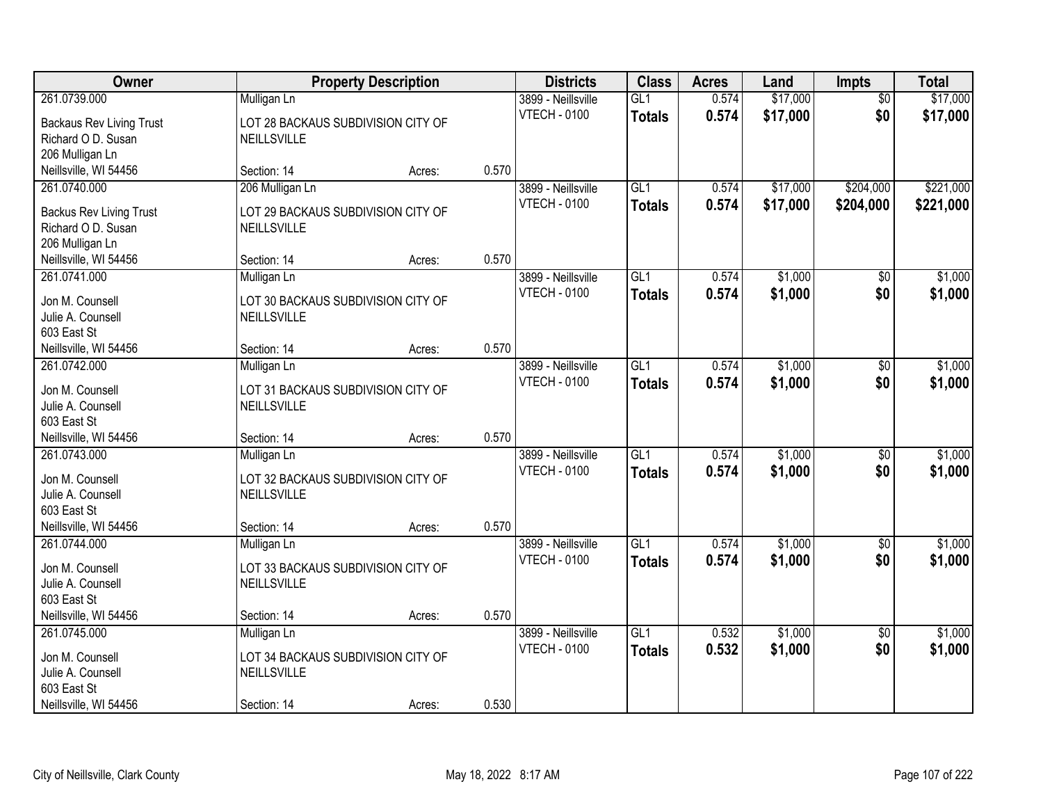| Owner | Property Description | | | Districts | Class | Acres | Land | Impts | Total |
|---|---|---|---|---|---|---|---|---|---|
| 261.0739.000 | Mulligan Ln | | | 3899 - Neillsville | GL1 | 0.574 | $17,000 | $0 | $17,000 |
| Backaus Rev Living Trust<br>Richard O D. Susan<br>206 Mulligan Ln<br>Neillsville, WI 54456 | LOT 28 BACKAUS SUBDIVISION CITY OF NEILLSVILLE | | | VTECH - 0100 | **Totals** | **0.574** | **$17,000** | **$0** | **$17,000** |
| | Section: 14 | Acres: | 0.570 | | | | | | |
| 261.0740.000 | 206 Mulligan Ln | | | 3899 - Neillsville | GL1 | 0.574 | $17,000 | $204,000 | $221,000 |
| Backus Rev Living Trust<br>Richard O D. Susan<br>206 Mulligan Ln<br>Neillsville, WI 54456 | LOT 29 BACKAUS SUBDIVISION CITY OF NEILLSVILLE | | | VTECH - 0100 | **Totals** | **0.574** | **$17,000** | **$204,000** | **$221,000** |
| | Section: 14 | Acres: | 0.570 | | | | | | |
| 261.0741.000 | Mulligan Ln | | | 3899 - Neillsville | GL1 | 0.574 | $1,000 | $0 | $1,000 |
| Jon M. Counsell<br>Julie A. Counsell<br>603 East St<br>Neillsville, WI 54456 | LOT 30 BACKAUS SUBDIVISION CITY OF NEILLSVILLE | | | VTECH - 0100 | **Totals** | **0.574** | **$1,000** | **$0** | **$1,000** |
| | Section: 14 | Acres: | 0.570 | | | | | | |
| 261.0742.000 | Mulligan Ln | | | 3899 - Neillsville | GL1 | 0.574 | $1,000 | $0 | $1,000 |
| Jon M. Counsell<br>Julie A. Counsell<br>603 East St<br>Neillsville, WI 54456 | LOT 31 BACKAUS SUBDIVISION CITY OF NEILLSVILLE | | | VTECH - 0100 | **Totals** | **0.574** | **$1,000** | **$0** | **$1,000** |
| | Section: 14 | Acres: | 0.570 | | | | | | |
| 261.0743.000 | Mulligan Ln | | | 3899 - Neillsville | GL1 | 0.574 | $1,000 | $0 | $1,000 |
| Jon M. Counsell<br>Julie A. Counsell<br>603 East St<br>Neillsville, WI 54456 | LOT 32 BACKAUS SUBDIVISION CITY OF NEILLSVILLE | | | VTECH - 0100 | **Totals** | **0.574** | **$1,000** | **$0** | **$1,000** |
| | Section: 14 | Acres: | 0.570 | | | | | | |
| 261.0744.000 | Mulligan Ln | | | 3899 - Neillsville | GL1 | 0.574 | $1,000 | $0 | $1,000 |
| Jon M. Counsell<br>Julie A. Counsell<br>603 East St<br>Neillsville, WI 54456 | LOT 33 BACKAUS SUBDIVISION CITY OF NEILLSVILLE | | | VTECH - 0100 | **Totals** | **0.574** | **$1,000** | **$0** | **$1,000** |
| | Section: 14 | Acres: | 0.570 | | | | | | |
| 261.0745.000 | Mulligan Ln | | | 3899 - Neillsville | GL1 | 0.532 | $1,000 | $0 | $1,000 |
| Jon M. Counsell<br>Julie A. Counsell<br>603 East St<br>Neillsville, WI 54456 | LOT 34 BACKAUS SUBDIVISION CITY OF NEILLSVILLE | | | VTECH - 0100 | **Totals** | **0.532** | **$1,000** | **$0** | **$1,000** |
| | Section: 14 | Acres: | 0.530 | | | | | | |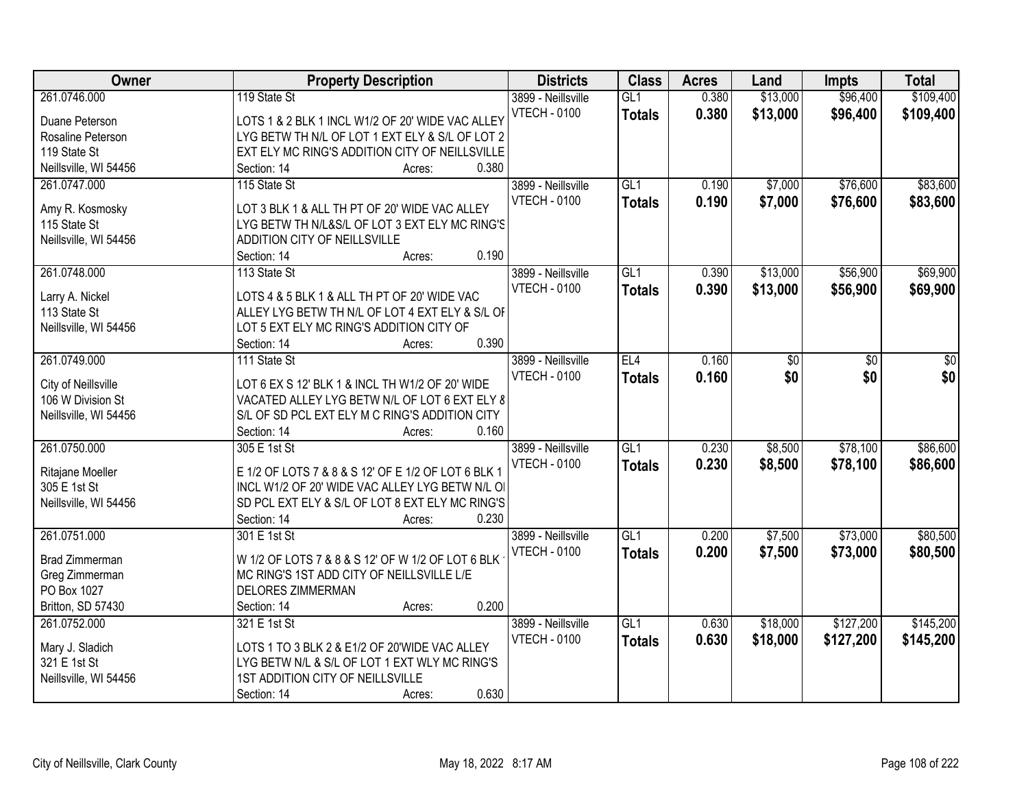| Owner | Property Description | Districts | Class | Acres | Land | Impts | Total |
|---|---|---|---|---|---|---|---|
| 261.0746.000<br><br>Duane Peterson<br>Rosaline Peterson<br>119 State St<br>Neillsville, WI 54456 | 119 State St<br><br>LOTS 1 & 2 BLK 1 INCL W1/2 OF 20' WIDE VAC ALLEY LYG BETW TH N/L OF LOT 1 EXT ELY & S/L OF LOT 2 EXT ELY MC RING'S ADDITION CITY OF NEILLSVILLE<br>Section: 14 Acres: 0.380 | 3899 - Neillsville<br>VTECH - 0100 | GL1<br>**Totals** | 0.380<br>**0.380** | $13,000<br>**$13,000** | $96,400<br>**$96,400** | $109,400<br>**$109,400** |
| 261.0747.000<br><br>Amy R. Kosmosky<br>115 State St<br>Neillsville, WI 54456 | 115 State St<br><br>LOT 3 BLK 1 & ALL TH PT OF 20' WIDE VAC ALLEY LYG BETW TH N/L&S/L OF LOT 3 EXT ELY MC RING'S ADDITION CITY OF NEILLSVILLE<br>Section: 14 Acres: 0.190 | 3899 - Neillsville<br>VTECH - 0100 | GL1<br>**Totals** | 0.190<br>**0.190** | $7,000<br>**$7,000** | $76,600<br>**$76,600** | $83,600<br>**$83,600** |
| 261.0748.000<br><br>Larry A. Nickel<br>113 State St<br>Neillsville, WI 54456 | 113 State St<br><br>LOTS 4 & 5 BLK 1 & ALL TH PT OF 20' WIDE VAC ALLEY LYG BETW TH N/L OF LOT 4 EXT ELY & S/L OF LOT 5 EXT ELY MC RING'S ADDITION CITY OF<br>Section: 14 Acres: 0.390 | 3899 - Neillsville<br>VTECH - 0100 | GL1<br>**Totals** | 0.390<br>**0.390** | $13,000<br>**$13,000** | $56,900<br>**$56,900** | $69,900<br>**$69,900** |
| 261.0749.000<br><br>City of Neillsville<br>106 W Division St<br>Neillsville, WI 54456 | 111 State St<br><br>LOT 6 EX S 12' BLK 1 & INCL TH W1/2 OF 20' WIDE VACATED ALLEY LYG BETW N/L OF LOT 6 EXT ELY & S/L OF SD PCL EXT ELY M C RING'S ADDITION CITY<br>Section: 14 Acres: 0.160 | 3899 - Neillsville<br>VTECH - 0100 | EL4<br>**Totals** | 0.160<br>**0.160** | $0<br>**$0** | $0<br>**$0** | $0<br>**$0** |
| 261.0750.000<br><br>Ritajane Moeller<br>305 E 1st St<br>Neillsville, WI 54456 | 305 E 1st St<br><br>E 1/2 OF LOTS 7 & 8 & S 12' OF E 1/2 OF LOT 6 BLK 1 INCL W1/2 OF 20' WIDE VAC ALLEY LYG BETW N/L OF SD PCL EXT ELY & S/L OF LOT 8 EXT ELY MC RING'S<br>Section: 14 Acres: 0.230 | 3899 - Neillsville<br>VTECH - 0100 | GL1<br>**Totals** | 0.230<br>**0.230** | $8,500<br>**$8,500** | $78,100<br>**$78,100** | $86,600<br>**$86,600** |
| 261.0751.000<br><br>Brad Zimmerman<br>Greg Zimmerman<br>PO Box 1027<br>Britton, SD 57430 | 301 E 1st St<br><br>W 1/2 OF LOTS 7 & 8 & S 12' OF W 1/2 OF LOT 6 BLK 1 MC RING'S 1ST ADD CITY OF NEILLSVILLE L/E DELORES ZIMMERMAN<br>Section: 14 Acres: 0.200 | 3899 - Neillsville<br>VTECH - 0100 | GL1<br>**Totals** | 0.200<br>**0.200** | $7,500<br>**$7,500** | $73,000<br>**$73,000** | $80,500<br>**$80,500** |
| 261.0752.000<br><br>Mary J. Sladich<br>321 E 1st St<br>Neillsville, WI 54456 | 321 E 1st St<br><br>LOTS 1 TO 3 BLK 2 & E1/2 OF 20'WIDE VAC ALLEY LYG BETW N/L & S/L OF LOT 1 EXT WLY MC RING'S 1ST ADDITION CITY OF NEILLSVILLE<br>Section: 14 Acres: 0.630 | 3899 - Neillsville<br>VTECH - 0100 | GL1<br>**Totals** | 0.630<br>**0.630** | $18,000<br>**$18,000** | $127,200<br>**$127,200** | $145,200<br>**$145,200** |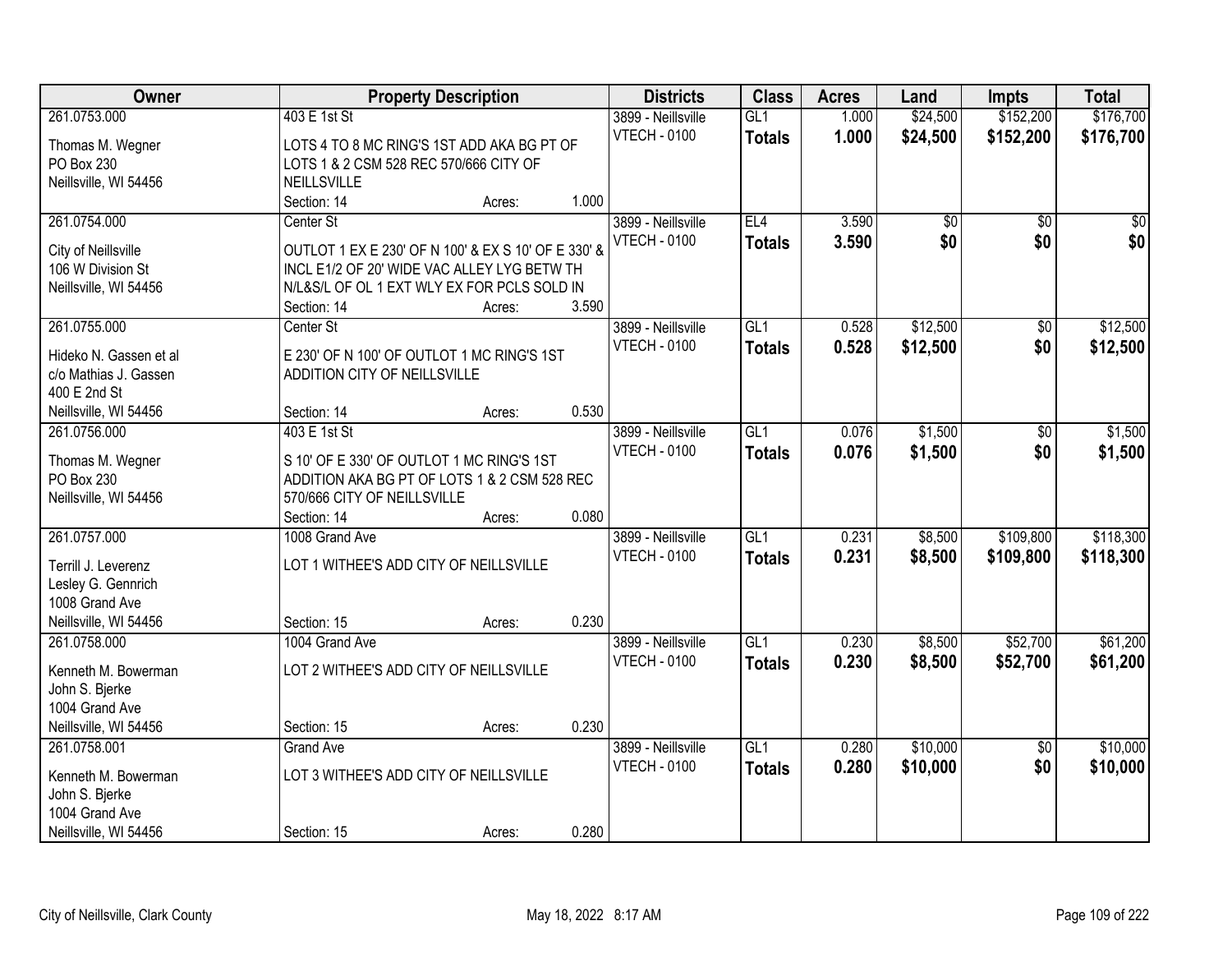| Owner | Property Description | Districts | Class | Acres | Land | Impts | Total |
|---|---|---|---|---|---|---|---|
| 261.0753.000<br>Thomas M. Wegner<br>PO Box 230<br>Neillsville, WI 54456 | 403 E 1st St<br>LOTS 4 TO 8 MC RING'S 1ST ADD AKA BG PT OF LOTS 1 & 2 CSM 528 REC 570/666 CITY OF NEILLSVILLE<br>Section: 14 Acres: 1.000 | 3899 - Neillsville<br>VTECH - 0100 | GL1<br>**Totals** | 1.000<br>**1.000** | $24,500<br>**$24,500** | $152,200<br>**$152,200** | $176,700<br>**$176,700** |
| 261.0754.000<br>City of Neillsville<br>106 W Division St<br>Neillsville, WI 54456 | Center St<br>OUTLOT 1 EX E 230' OF N 100' & EX S 10' OF E 330' & INCL E1/2 OF 20' WIDE VAC ALLEY LYG BETW TH N/L&S/L OF OL 1 EXT WLY EX FOR PCLS SOLD IN<br>Section: 14 Acres: 3.590 | 3899 - Neillsville<br>VTECH - 0100 | EL4<br>**Totals** | 3.590<br>**3.590** | $0<br>**$0** | $0<br>**$0** | $0<br>**$0** |
| 261.0755.000<br>Hideko N. Gassen et al<br>c/o Mathias J. Gassen<br>400 E 2nd St<br>Neillsville, WI 54456 | Center St<br>E 230' OF N 100' OF OUTLOT 1 MC RING'S 1ST ADDITION CITY OF NEILLSVILLE<br>Section: 14 Acres: 0.530 | 3899 - Neillsville<br>VTECH - 0100 | GL1<br>**Totals** | 0.528<br>**0.528** | $12,500<br>**$12,500** | $0<br>**$0** | $12,500<br>**$12,500** |
| 261.0756.000<br>Thomas M. Wegner<br>PO Box 230<br>Neillsville, WI 54456 | 403 E 1st St<br>S 10' OF E 330' OF OUTLOT 1 MC RING'S 1ST ADDITION AKA BG PT OF LOTS 1 & 2 CSM 528 REC 570/666 CITY OF NEILLSVILLE<br>Section: 14 Acres: 0.080 | 3899 - Neillsville<br>VTECH - 0100 | GL1<br>**Totals** | 0.076<br>**0.076** | $1,500<br>**$1,500** | $0<br>**$0** | $1,500<br>**$1,500** |
| 261.0757.000<br>Terrill J. Leverenz<br>Lesley G. Gennrich<br>1008 Grand Ave<br>Neillsville, WI 54456 | 1008 Grand Ave<br>LOT 1 WITHEE'S ADD CITY OF NEILLSVILLE<br>Section: 15 Acres: 0.230 | 3899 - Neillsville<br>VTECH - 0100 | GL1<br>**Totals** | 0.231<br>**0.231** | $8,500<br>**$8,500** | $109,800<br>**$109,800** | $118,300<br>**$118,300** |
| 261.0758.000<br>Kenneth M. Bowerman<br>John S. Bjerke<br>1004 Grand Ave<br>Neillsville, WI 54456 | 1004 Grand Ave<br>LOT 2 WITHEE'S ADD CITY OF NEILLSVILLE<br>Section: 15 Acres: 0.230 | 3899 - Neillsville<br>VTECH - 0100 | GL1<br>**Totals** | 0.230<br>**0.230** | $8,500<br>**$8,500** | $52,700<br>**$52,700** | $61,200<br>**$61,200** |
| 261.0758.001<br>Kenneth M. Bowerman<br>John S. Bjerke<br>1004 Grand Ave<br>Neillsville, WI 54456 | Grand Ave<br>LOT 3 WITHEE'S ADD CITY OF NEILLSVILLE<br>Section: 15 Acres: 0.280 | 3899 - Neillsville<br>VTECH - 0100 | GL1<br>**Totals** | 0.280<br>**0.280** | $10,000<br>**$10,000** | $0<br>**$0** | $10,000<br>**$10,000** |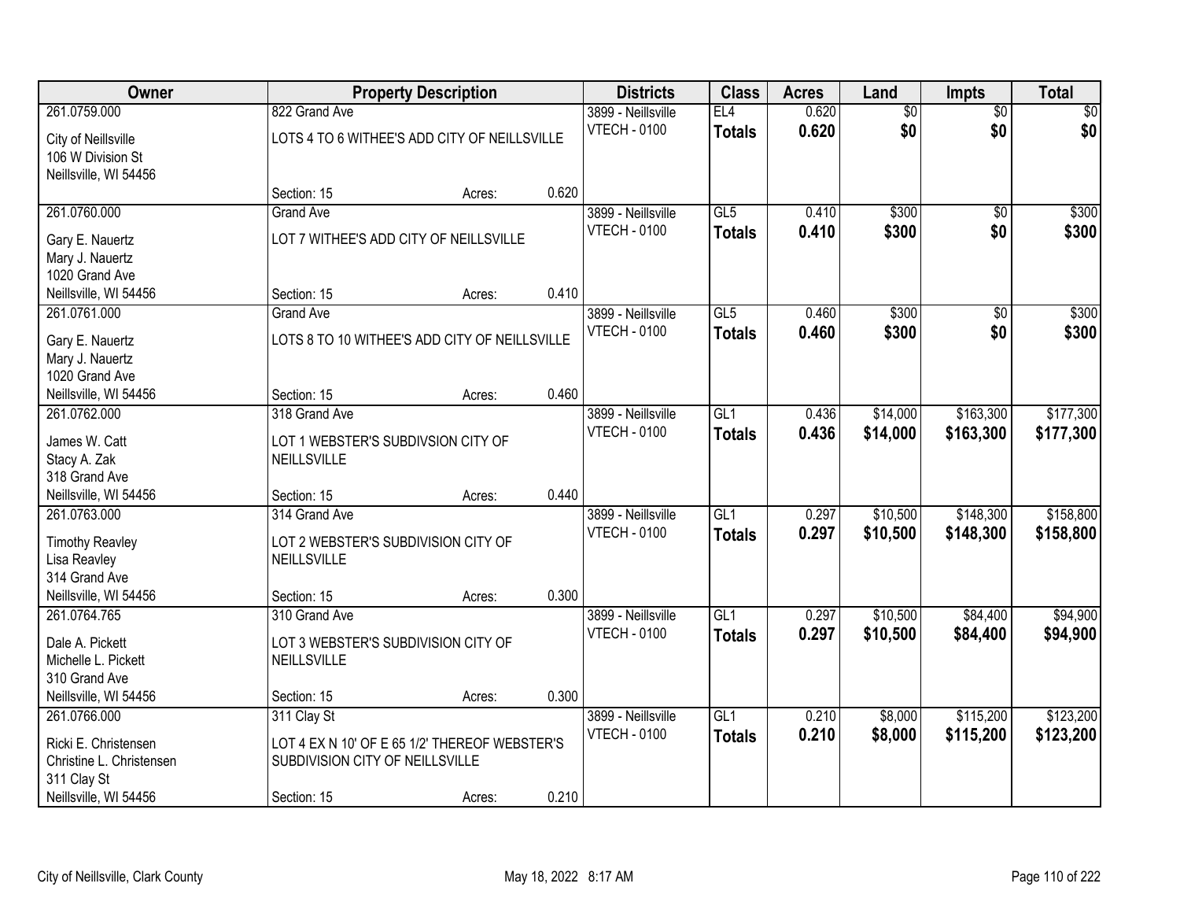| Owner | Property Description | | | Districts | Class | Acres | Land | Impts | Total |
|---|---|---|---|---|---|---|---|---|---|
| 261.0759.000<br>City of Neillsville<br>106 W Division St<br>Neillsville, WI 54456 | 822 Grand Ave<br>LOTS 4 TO 6 WITHEE'S ADD CITY OF NEILLSVILLE<br>Section: 15 | Acres: | 0.620 | 3899 - Neillsville<br>VTECH - 0100 | EL4<br>**Totals** | 0.620<br>**0.620** | $0<br>**$0** | $0<br>**$0** | $0<br>**$0** |
| 261.0760.000<br>Gary E. Nauertz<br>Mary J. Nauertz<br>1020 Grand Ave<br>Neillsville, WI 54456 | Grand Ave<br>LOT 7 WITHEE'S ADD CITY OF NEILLSVILLE<br>Section: 15 | Acres: | 0.410 | 3899 - Neillsville<br>VTECH - 0100 | GL5<br>**Totals** | 0.410<br>**0.410** | $300<br>**$300** | $0<br>**$0** | $300<br>**$300** |
| 261.0761.000<br>Gary E. Nauertz<br>Mary J. Nauertz<br>1020 Grand Ave<br>Neillsville, WI 54456 | Grand Ave<br>LOTS 8 TO 10 WITHEE'S ADD CITY OF NEILLSVILLE<br>Section: 15 | Acres: | 0.460 | 3899 - Neillsville<br>VTECH - 0100 | GL5<br>**Totals** | 0.460<br>**0.460** | $300<br>**$300** | $0<br>**$0** | $300<br>**$300** |
| 261.0762.000<br>James W. Catt<br>Stacy A. Zak<br>318 Grand Ave<br>Neillsville, WI 54456 | 318 Grand Ave<br>LOT 1 WEBSTER'S SUBDIVSION CITY OF NEILLSVILLE<br>Section: 15 | Acres: | 0.440 | 3899 - Neillsville<br>VTECH - 0100 | GL1<br>**Totals** | 0.436<br>**0.436** | $14,000<br>**$14,000** | $163,300<br>**$163,300** | $177,300<br>**$177,300** |
| 261.0763.000<br>Timothy Reavley<br>Lisa Reavley<br>314 Grand Ave<br>Neillsville, WI 54456 | 314 Grand Ave<br>LOT 2 WEBSTER'S SUBDIVISION CITY OF NEILLSVILLE<br>Section: 15 | Acres: | 0.300 | 3899 - Neillsville<br>VTECH - 0100 | GL1<br>**Totals** | 0.297<br>**0.297** | $10,500<br>**$10,500** | $148,300<br>**$148,300** | $158,800<br>**$158,800** |
| 261.0764.765<br>Dale A. Pickett<br>Michelle L. Pickett<br>310 Grand Ave<br>Neillsville, WI 54456 | 310 Grand Ave<br>LOT 3 WEBSTER'S SUBDIVISION CITY OF NEILLSVILLE<br>Section: 15 | Acres: | 0.300 | 3899 - Neillsville<br>VTECH - 0100 | GL1<br>**Totals** | 0.297<br>**0.297** | $10,500<br>**$10,500** | $84,400<br>**$84,400** | $94,900<br>**$94,900** |
| 261.0766.000<br>Ricki E. Christensen<br>Christine L. Christensen<br>311 Clay St<br>Neillsville, WI 54456 | 311 Clay St<br>LOT 4 EX N 10' OF E 65 1/2' THEREOF WEBSTER'S SUBDIVISION CITY OF NEILLSVILLE<br>Section: 15 | Acres: | 0.210 | 3899 - Neillsville<br>VTECH - 0100 | GL1<br>**Totals** | 0.210<br>**0.210** | $8,000<br>**$8,000** | $115,200<br>**$115,200** | $123,200<br>**$123,200** |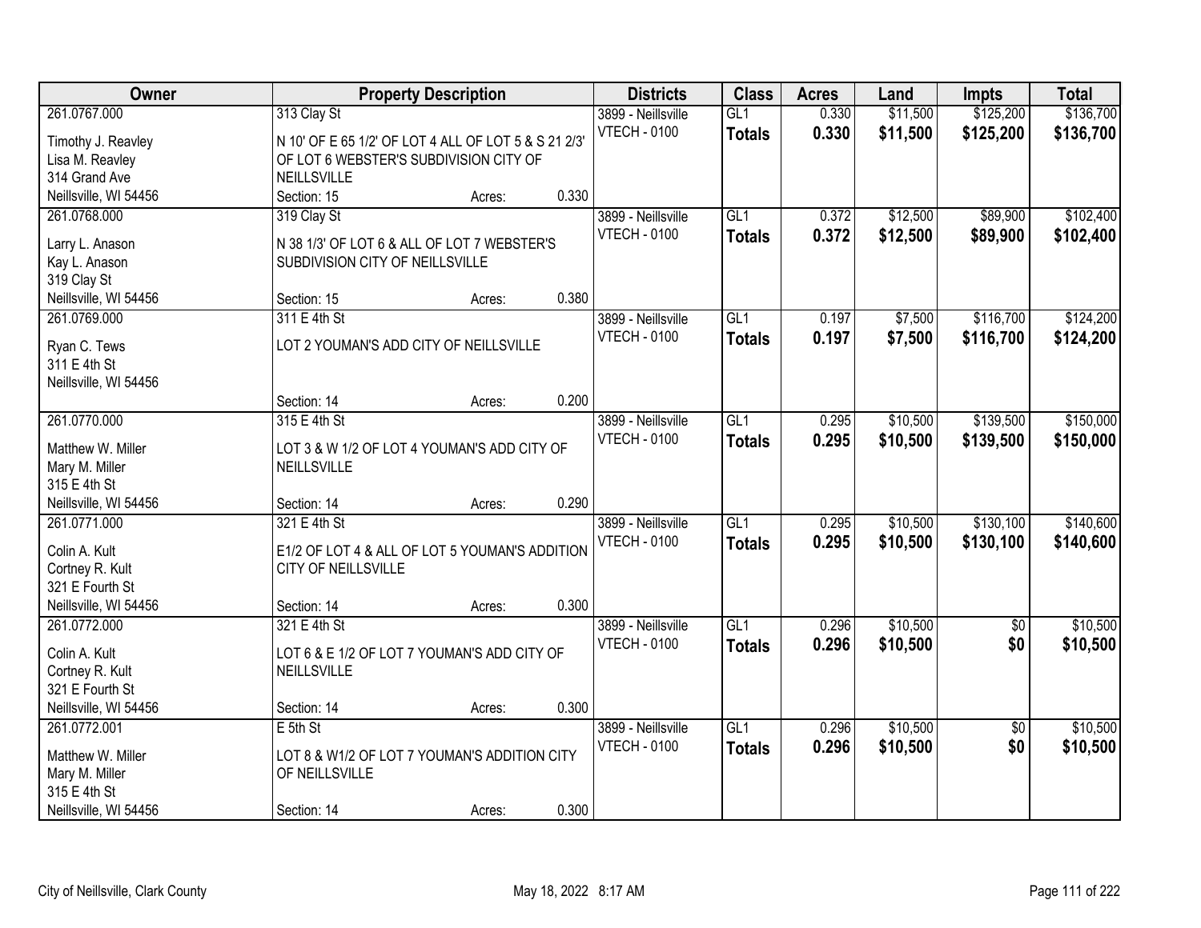| Owner | Property Description | Districts | Class | Acres | Land | Impts | Total |
|---|---|---|---|---|---|---|---|
| 261.0767.000<br>Timothy J. Reavley<br>Lisa M. Reavley<br>314 Grand Ave<br>Neillsville, WI 54456 | 313 Clay St<br>N 10' OF E 65 1/2' OF LOT 4 ALL OF LOT 5 & S 21 2/3' OF LOT 6 WEBSTER'S SUBDIVISION CITY OF NEILLSVILLE<br>Section: 15 Acres: 0.330 | 3899 - Neillsville<br>VTECH - 0100 | GL1<br>**Totals** | 0.330<br>**0.330** | $11,500<br>**$11,500** | $125,200<br>**$125,200** | $136,700<br>**$136,700** |
| 261.0768.000<br>Larry L. Anason<br>Kay L. Anason<br>319 Clay St<br>Neillsville, WI 54456 | 319 Clay St<br>N 38 1/3' OF LOT 6 & ALL OF LOT 7 WEBSTER'S SUBDIVISION CITY OF NEILLSVILLE<br>Section: 15 Acres: 0.380 | 3899 - Neillsville<br>VTECH - 0100 | GL1<br>**Totals** | 0.372<br>**0.372** | $12,500<br>**$12,500** | $89,900<br>**$89,900** | $102,400<br>**$102,400** |
| 261.0769.000<br>Ryan C. Tews<br>311 E 4th St<br>Neillsville, WI 54456 | 311 E 4th St<br>LOT 2 YOUMAN'S ADD CITY OF NEILLSVILLE<br>Section: 14 Acres: 0.200 | 3899 - Neillsville<br>VTECH - 0100 | GL1<br>**Totals** | 0.197<br>**0.197** | $7,500<br>**$7,500** | $116,700<br>**$116,700** | $124,200<br>**$124,200** |
| 261.0770.000<br>Matthew W. Miller<br>Mary M. Miller<br>315 E 4th St<br>Neillsville, WI 54456 | 315 E 4th St<br>LOT 3 & W 1/2 OF LOT 4 YOUMAN'S ADD CITY OF NEILLSVILLE<br>Section: 14 Acres: 0.290 | 3899 - Neillsville<br>VTECH - 0100 | GL1<br>**Totals** | 0.295<br>**0.295** | $10,500<br>**$10,500** | $139,500<br>**$139,500** | $150,000<br>**$150,000** |
| 261.0771.000<br>Colin A. Kult<br>Cortney R. Kult<br>321 E Fourth St<br>Neillsville, WI 54456 | 321 E 4th St<br>E1/2 OF LOT 4 & ALL OF LOT 5 YOUMAN'S ADDITION CITY OF NEILLSVILLE<br>Section: 14 Acres: 0.300 | 3899 - Neillsville<br>VTECH - 0100 | GL1<br>**Totals** | 0.295<br>**0.295** | $10,500<br>**$10,500** | $130,100<br>**$130,100** | $140,600<br>**$140,600** |
| 261.0772.000<br>Colin A. Kult<br>Cortney R. Kult<br>321 E Fourth St<br>Neillsville, WI 54456 | 321 E 4th St<br>LOT 6 & E 1/2 OF LOT 7 YOUMAN'S ADD CITY OF NEILLSVILLE<br>Section: 14 Acres: 0.300 | 3899 - Neillsville<br>VTECH - 0100 | GL1<br>**Totals** | 0.296<br>**0.296** | $10,500<br>**$10,500** | $0<br>**$0** | $10,500<br>**$10,500** |
| 261.0772.001<br>Matthew W. Miller<br>Mary M. Miller<br>315 E 4th St<br>Neillsville, WI 54456 | E 5th St<br>LOT 8 & W1/2 OF LOT 7 YOUMAN'S ADDITION CITY OF NEILLSVILLE<br>Section: 14 Acres: 0.300 | 3899 - Neillsville<br>VTECH - 0100 | GL1<br>**Totals** | 0.296<br>**0.296** | $10,500<br>**$10,500** | $0<br>**$0** | $10,500<br>**$10,500** |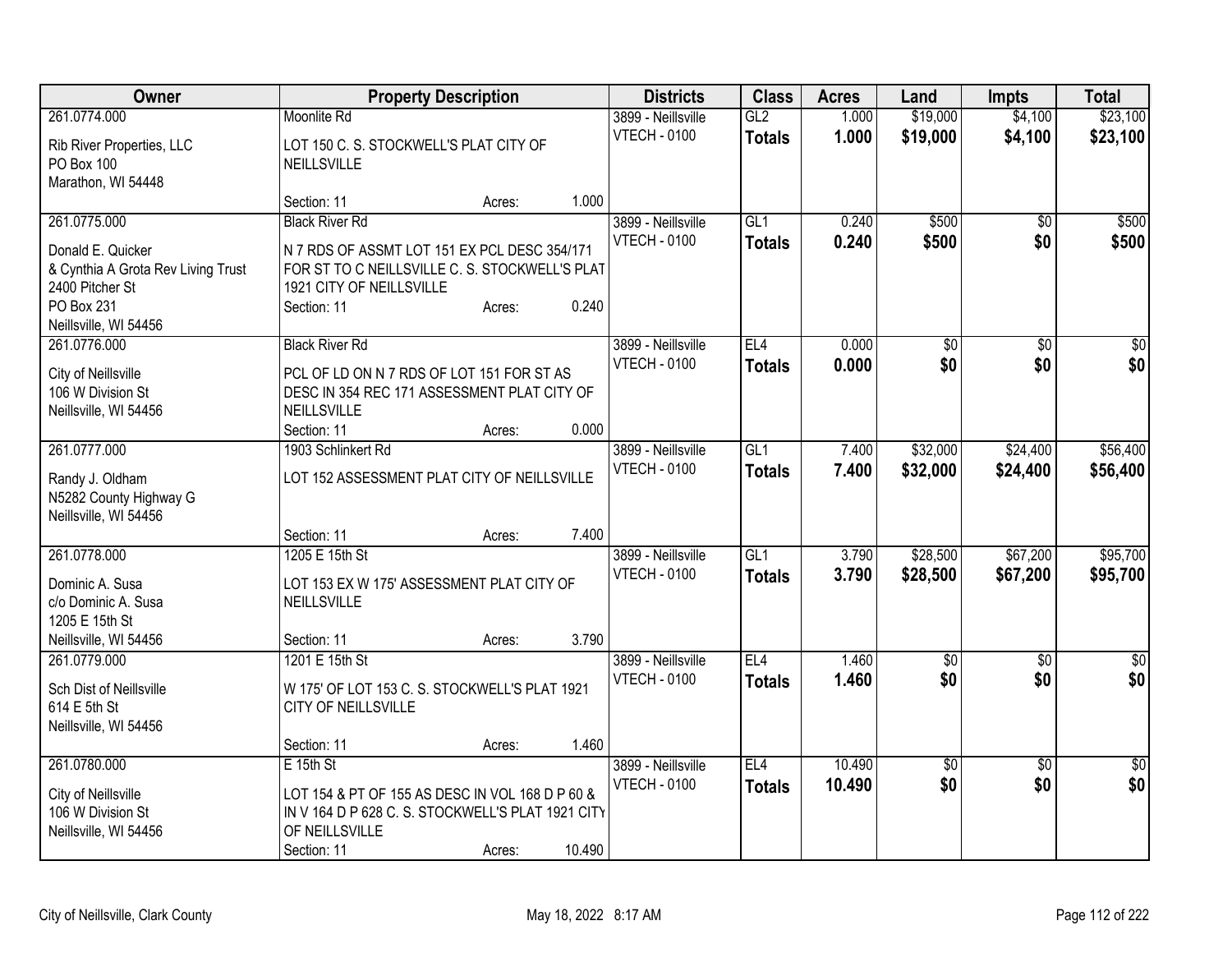| Owner | Property Description | Districts | Class | Acres | Land | Impts | Total |
|---|---|---|---|---|---|---|---|
| 261.0774.000<br>Rib River Properties, LLC<br>PO Box 100<br>Marathon, WI 54448 | Moonlite Rd<br>LOT 150 C. S. STOCKWELL'S PLAT CITY OF NEILLSVILLE<br>Section: 11 Acres: 1.000 | 3899 - Neillsville<br>VTECH - 0100 | GL2<br>**Totals** | 1.000<br>**1.000** | $19,000<br>**$19,000** | $4,100<br>**$4,100** | $23,100<br>**$23,100** |
| 261.0775.000<br>Donald E. Quicker<br>& Cynthia A Grota Rev Living Trust<br>2400 Pitcher St<br>PO Box 231<br>Neillsville, WI 54456 | Black River Rd<br>N 7 RDS OF ASSMT LOT 151 EX PCL DESC 354/171 FOR ST TO C NEILLSVILLE C. S. STOCKWELL'S PLAT 1921 CITY OF NEILLSVILLE<br>Section: 11 Acres: 0.240 | 3899 - Neillsville<br>VTECH - 0100 | GL1<br>**Totals** | 0.240<br>**0.240** | $500<br>**$500** | $0<br>**$0** | $500<br>**$500** |
| 261.0776.000<br>City of Neillsville<br>106 W Division St<br>Neillsville, WI 54456 | Black River Rd<br>PCL OF LD ON N 7 RDS OF LOT 151 FOR ST AS DESC IN 354 REC 171 ASSESSMENT PLAT CITY OF NEILLSVILLE<br>Section: 11 Acres: 0.000 | 3899 - Neillsville<br>VTECH - 0100 | EL4<br>**Totals** | 0.000<br>**0.000** | $0<br>**$0** | $0<br>**$0** | $0<br>**$0** |
| 261.0777.000<br>Randy J. Oldham<br>N5282 County Highway G<br>Neillsville, WI 54456 | 1903 Schlinkert Rd<br>LOT 152 ASSESSMENT PLAT CITY OF NEILLSVILLE<br>Section: 11 Acres: 7.400 | 3899 - Neillsville<br>VTECH - 0100 | GL1<br>**Totals** | 7.400<br>**7.400** | $32,000<br>**$32,000** | $24,400<br>**$24,400** | $56,400<br>**$56,400** |
| 261.0778.000<br>Dominic A. Susa<br>c/o Dominic A. Susa<br>1205 E 15th St<br>Neillsville, WI 54456 | 1205 E 15th St<br>LOT 153 EX W 175' ASSESSMENT PLAT CITY OF NEILLSVILLE<br>Section: 11 Acres: 3.790 | 3899 - Neillsville<br>VTECH - 0100 | GL1<br>**Totals** | 3.790<br>**3.790** | $28,500<br>**$28,500** | $67,200<br>**$67,200** | $95,700<br>**$95,700** |
| 261.0779.000<br>Sch Dist of Neillsville<br>614 E 5th St<br>Neillsville, WI 54456 | 1201 E 15th St<br>W 175' OF LOT 153 C. S. STOCKWELL'S PLAT 1921 CITY OF NEILLSVILLE<br>Section: 11 Acres: 1.460 | 3899 - Neillsville<br>VTECH - 0100 | EL4<br>**Totals** | 1.460<br>**1.460** | $0<br>**$0** | $0<br>**$0** | $0<br>**$0** |
| 261.0780.000<br>City of Neillsville<br>106 W Division St<br>Neillsville, WI 54456 | E 15th St<br>LOT 154 & PT OF 155 AS DESC IN VOL 168 D P 60 & IN V 164 D P 628 C. S. STOCKWELL'S PLAT 1921 CITY OF NEILLSVILLE<br>Section: 11 Acres: 10.490 | 3899 - Neillsville<br>VTECH - 0100 | EL4<br>**Totals** | 10.490<br>**10.490** | $0<br>**$0** | $0<br>**$0** | $0<br>**$0** |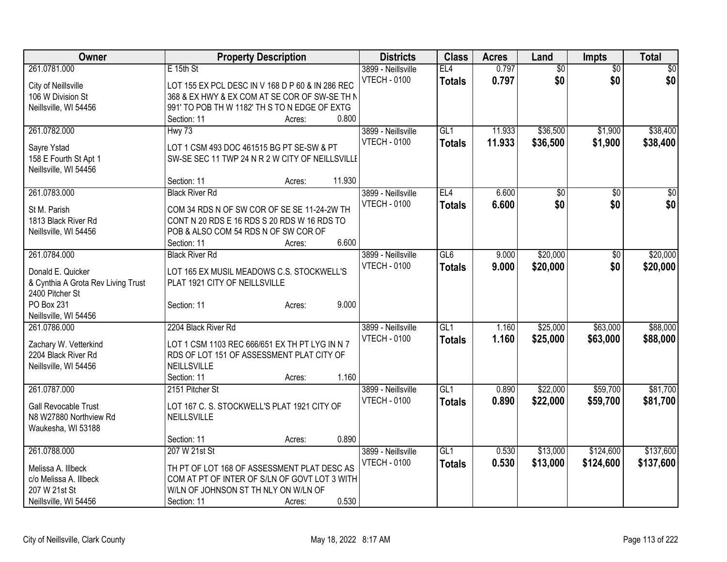| Owner | Property Description | Districts | Class | Acres | Land | Impts | Total |
|---|---|---|---|---|---|---|---|
| 261.0781.000<br>City of Neillsville<br>106 W Division St<br>Neillsville, WI 54456 | E 15th St<br>LOT 155 EX PCL DESC IN V 168 D P 60 & IN 286 REC 368 & EX HWY & EX COM AT SE COR OF SW-SE TH N 991' TO POB TH W 1182' TH S TO N EDGE OF EXTG<br>Section: 11 Acres: 0.800 | 3899 - Neillsville<br>VTECH - 0100 | EL4<br>**Totals** | 0.797<br>**0.797** | $0<br>**$0** | $0<br>**$0** | $0<br>**$0** |
| 261.0782.000<br>Sayre Ystad<br>158 E Fourth St Apt 1<br>Neillsville, WI 54456 | Hwy 73<br>LOT 1 CSM 493 DOC 461515 BG PT SE-SW & PT SW-SE SEC 11 TWP 24 N R 2 W CITY OF NEILLSVILLE<br>Section: 11 Acres: 11.930 | 3899 - Neillsville<br>VTECH - 0100 | GL1<br>**Totals** | 11.933<br>**11.933** | $36,500<br>**$36,500** | $1,900<br>**$1,900** | $38,400<br>**$38,400** |
| 261.0783.000<br>St M. Parish<br>1813 Black River Rd<br>Neillsville, WI 54456 | Black River Rd<br>COM 34 RDS N OF SW COR OF SE SE 11-24-2W TH CONT N 20 RDS E 16 RDS S 20 RDS W 16 RDS TO POB & ALSO COM 54 RDS N OF SW COR OF<br>Section: 11 Acres: 6.600 | 3899 - Neillsville<br>VTECH - 0100 | EL4<br>**Totals** | 6.600<br>**6.600** | $0<br>**$0** | $0<br>**$0** | $0<br>**$0** |
| 261.0784.000<br>Donald E. Quicker<br>& Cynthia A Grota Rev Living Trust<br>2400 Pitcher St<br>PO Box 231<br>Neillsville, WI 54456 | Black River Rd<br>LOT 165 EX MUSIL MEADOWS C.S. STOCKWELL'S PLAT 1921 CITY OF NEILLSVILLE<br>Section: 11 Acres: 9.000 | 3899 - Neillsville<br>VTECH - 0100 | GL6<br>**Totals** | 9.000<br>**9.000** | $20,000<br>**$20,000** | $0<br>**$0** | $20,000<br>**$20,000** |
| 261.0786.000<br>Zachary W. Vetterkind<br>2204 Black River Rd<br>Neillsville, WI 54456 | 2204 Black River Rd<br>LOT 1 CSM 1103 REC 666/651 EX TH PT LYG IN N 7 RDS OF LOT 151 OF ASSESSMENT PLAT CITY OF NEILLSVILLE<br>Section: 11 Acres: 1.160 | 3899 - Neillsville<br>VTECH - 0100 | GL1<br>**Totals** | 1.160<br>**1.160** | $25,000<br>**$25,000** | $63,000<br>**$63,000** | $88,000<br>**$88,000** |
| 261.0787.000<br>Gall Revocable Trust<br>N8 W27880 Northview Rd<br>Waukesha, WI 53188 | 2151 Pitcher St<br>LOT 167 C. S. STOCKWELL'S PLAT 1921 CITY OF NEILLSVILLE<br>Section: 11 Acres: 0.890 | 3899 - Neillsville<br>VTECH - 0100 | GL1<br>**Totals** | 0.890<br>**0.890** | $22,000<br>**$22,000** | $59,700<br>**$59,700** | $81,700<br>**$81,700** |
| 261.0788.000<br>Melissa A. Illbeck<br>c/o Melissa A. Illbeck<br>207 W 21st St<br>Neillsville, WI 54456 | 207 W 21st St<br>TH PT OF LOT 168 OF ASSESSMENT PLAT DESC AS COM AT PT OF INTER OF S/LN OF GOVT LOT 3 WITH W/LN OF JOHNSON ST TH NLY ON W/LN OF<br>Section: 11 Acres: 0.530 | 3899 - Neillsville<br>VTECH - 0100 | GL1<br>**Totals** | 0.530<br>**0.530** | $13,000<br>**$13,000** | $124,600<br>**$124,600** | $137,600<br>**$137,600** |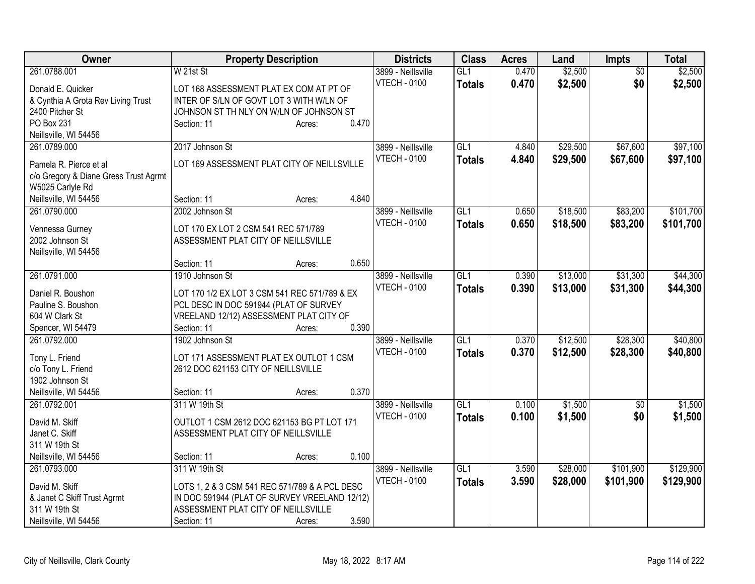| Owner | Property Description | Districts | Class | Acres | Land | Impts | Total |
|---|---|---|---|---|---|---|---|
| 261.0788.001<br>Donald E. Quicker<br>& Cynthia A Grota Rev Living Trust<br>2400 Pitcher St<br>PO Box 231<br>Neillsville, WI 54456 | W 21st St<br>LOT 168 ASSESSMENT PLAT EX COM AT PT OF INTER OF S/LN OF GOVT LOT 3 WITH W/LN OF JOHNSON ST TH NLY ON W/LN OF JOHNSON ST<br>Section: 11 Acres: 0.470 | 3899 - Neillsville<br>VTECH - 0100 | GL1<br>**Totals** | 0.470<br>**0.470** | $2,500<br>**$2,500** | $0<br>**$0** | $2,500<br>**$2,500** |
| 261.0789.000<br>Pamela R. Pierce et al<br>c/o Gregory & Diane Gress Trust Agrmt<br>W5025 Carlyle Rd<br>Neillsville, WI 54456 | 2017 Johnson St<br>LOT 169 ASSESSMENT PLAT CITY OF NEILLSVILLE<br>Section: 11 Acres: 4.840 | 3899 - Neillsville<br>VTECH - 0100 | GL1<br>**Totals** | 4.840<br>**4.840** | $29,500<br>**$29,500** | $67,600<br>**$67,600** | $97,100<br>**$97,100** |
| 261.0790.000<br>Vennessa Gurney<br>2002 Johnson St<br>Neillsville, WI 54456 | 2002 Johnson St<br>LOT 170 EX LOT 2 CSM 541 REC 571/789 ASSESSMENT PLAT CITY OF NEILLSVILLE<br>Section: 11 Acres: 0.650 | 3899 - Neillsville<br>VTECH - 0100 | GL1<br>**Totals** | 0.650<br>**0.650** | $18,500<br>**$18,500** | $83,200<br>**$83,200** | $101,700<br>**$101,700** |
| 261.0791.000<br>Daniel R. Boushon<br>Pauline S. Boushon<br>604 W Clark St<br>Spencer, WI 54479 | 1910 Johnson St<br>LOT 170 1/2 EX LOT 3 CSM 541 REC 571/789 & EX PCL DESC IN DOC 591944 (PLAT OF SURVEY VREELAND 12/12) ASSESSMENT PLAT CITY OF<br>Section: 11 Acres: 0.390 | 3899 - Neillsville<br>VTECH - 0100 | GL1<br>**Totals** | 0.390<br>**0.390** | $13,000<br>**$13,000** | $31,300<br>**$31,300** | $44,300<br>**$44,300** |
| 261.0792.000<br>Tony L. Friend<br>c/o Tony L. Friend<br>1902 Johnson St<br>Neillsville, WI 54456 | 1902 Johnson St<br>LOT 171 ASSESSMENT PLAT EX OUTLOT 1 CSM 2612 DOC 621153 CITY OF NEILLSVILLE<br>Section: 11 Acres: 0.370 | 3899 - Neillsville<br>VTECH - 0100 | GL1<br>**Totals** | 0.370<br>**0.370** | $12,500<br>**$12,500** | $28,300<br>**$28,300** | $40,800<br>**$40,800** |
| 261.0792.001<br>David M. Skiff<br>Janet C. Skiff<br>311 W 19th St<br>Neillsville, WI 54456 | 311 W 19th St<br>OUTLOT 1 CSM 2612 DOC 621153 BG PT LOT 171 ASSESSMENT PLAT CITY OF NEILLSVILLE<br>Section: 11 Acres: 0.100 | 3899 - Neillsville<br>VTECH - 0100 | GL1<br>**Totals** | 0.100<br>**0.100** | $1,500<br>**$1,500** | $0<br>**$0** | $1,500<br>**$1,500** |
| 261.0793.000<br>David M. Skiff<br>& Janet C Skiff Trust Agrmt<br>311 W 19th St<br>Neillsville, WI 54456 | 311 W 19th St<br>LOTS 1, 2 & 3 CSM 541 REC 571/789 & A PCL DESC IN DOC 591944 (PLAT OF SURVEY VREELAND 12/12) ASSESSMENT PLAT CITY OF NEILLSVILLE<br>Section: 11 Acres: 3.590 | 3899 - Neillsville<br>VTECH - 0100 | GL1<br>**Totals** | 3.590<br>**3.590** | $28,000<br>**$28,000** | $101,900<br>**$101,900** | $129,900<br>**$129,900** |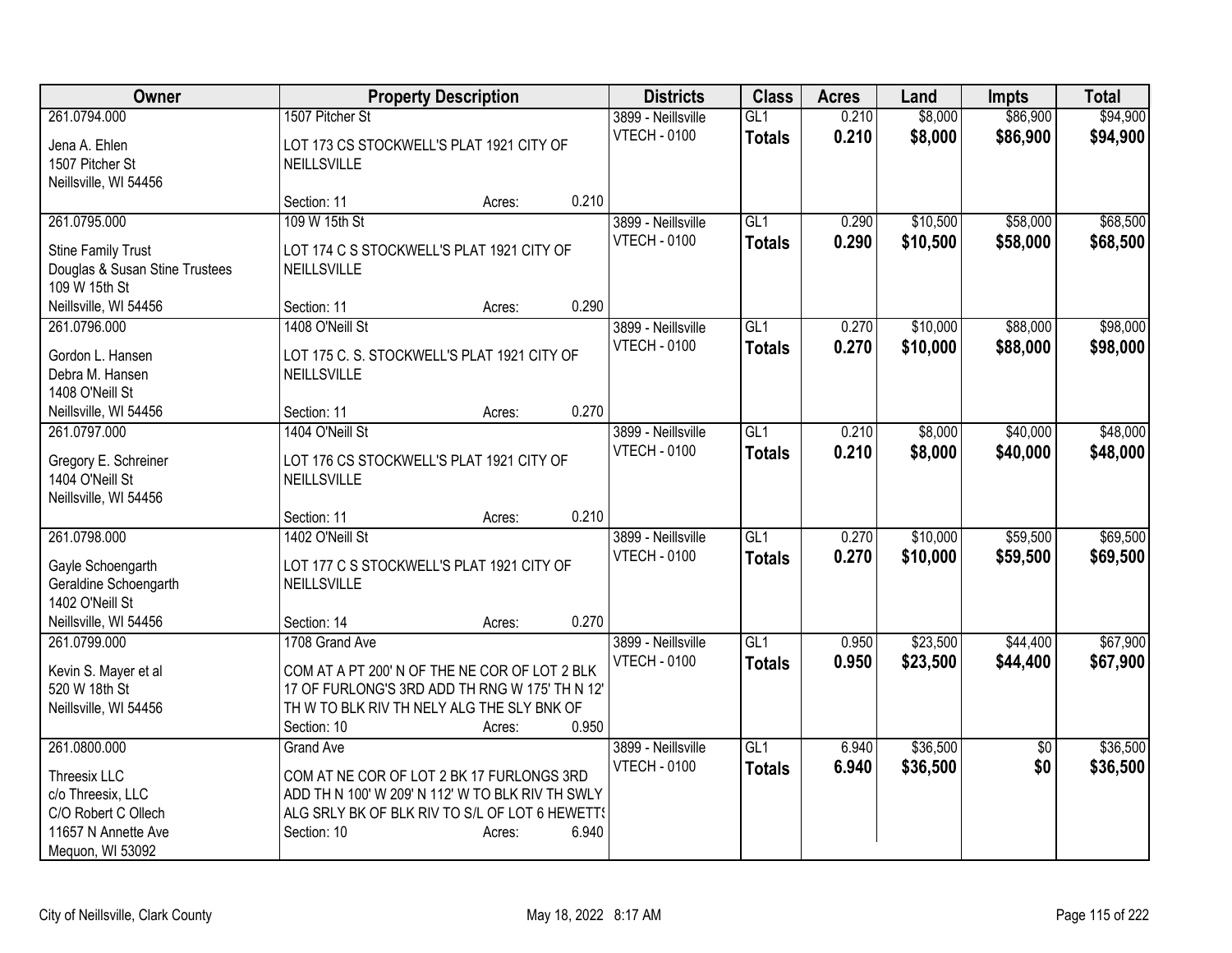| Owner | Property Description | | | Districts | Class | Acres | Land | Impts | Total |
|---|---|---|---|---|---|---|---|---|---|
| 261.0794.000<br>Jena A. Ehlen<br>1507 Pitcher St<br>Neillsville, WI 54456 | 1507 Pitcher St<br>LOT 173 CS STOCKWELL'S PLAT 1921 CITY OF NEILLSVILLE<br>Section: 11 | Acres: | 0.210 | 3899 - Neillsville<br>VTECH - 0100 | GL1<br>**Totals** | 0.210<br>**0.210** | $8,000<br>**$8,000** | $86,900<br>**$86,900** | $94,900<br>**$94,900** |
| 261.0795.000<br>Stine Family Trust<br>Douglas & Susan Stine Trustees<br>109 W 15th St<br>Neillsville, WI 54456 | 109 W 15th St<br>LOT 174 C S STOCKWELL'S PLAT 1921 CITY OF NEILLSVILLE<br>Section: 11 | Acres: | 0.290 | 3899 - Neillsville<br>VTECH - 0100 | GL1<br>**Totals** | 0.290<br>**0.290** | $10,500<br>**$10,500** | $58,000<br>**$58,000** | $68,500<br>**$68,500** |
| 261.0796.000<br>Gordon L. Hansen<br>Debra M. Hansen<br>1408 O'Neill St<br>Neillsville, WI 54456 | 1408 O'Neill St<br>LOT 175 C. S. STOCKWELL'S PLAT 1921 CITY OF NEILLSVILLE<br>Section: 11 | Acres: | 0.270 | 3899 - Neillsville<br>VTECH - 0100 | GL1<br>**Totals** | 0.270<br>**0.270** | $10,000<br>**$10,000** | $88,000<br>**$88,000** | $98,000<br>**$98,000** |
| 261.0797.000<br>Gregory E. Schreiner<br>1404 O'Neill St<br>Neillsville, WI 54456 | 1404 O'Neill St<br>LOT 176 CS STOCKWELL'S PLAT 1921 CITY OF NEILLSVILLE<br>Section: 11 | Acres: | 0.210 | 3899 - Neillsville<br>VTECH - 0100 | GL1<br>**Totals** | 0.210<br>**0.210** | $8,000<br>**$8,000** | $40,000<br>**$40,000** | $48,000<br>**$48,000** |
| 261.0798.000<br>Gayle Schoengarth<br>Geraldine Schoengarth<br>1402 O'Neill St<br>Neillsville, WI 54456 | 1402 O'Neill St<br>LOT 177 C S STOCKWELL'S PLAT 1921 CITY OF NEILLSVILLE<br>Section: 14 | Acres: | 0.270 | 3899 - Neillsville<br>VTECH - 0100 | GL1<br>**Totals** | 0.270<br>**0.270** | $10,000<br>**$10,000** | $59,500<br>**$59,500** | $69,500<br>**$69,500** |
| 261.0799.000<br>Kevin S. Mayer et al<br>520 W 18th St<br>Neillsville, WI 54456 | 1708 Grand Ave<br>COM AT A PT 200' N OF THE NE COR OF LOT 2 BLK 17 OF FURLONG'S 3RD ADD TH RNG W 175' TH N 12' TH W TO BLK RIV TH NELY ALG THE SLY BNK OF<br>Section: 10 | Acres: | 0.950 | 3899 - Neillsville<br>VTECH - 0100 | GL1<br>**Totals** | 0.950<br>**0.950** | $23,500<br>**$23,500** | $44,400<br>**$44,400** | $67,900<br>**$67,900** |
| 261.0800.000<br>Threesix LLC<br>c/o Threesix, LLC<br>C/O Robert C Ollech<br>11657 N Annette Ave<br>Mequon, WI 53092 | Grand Ave<br>COM AT NE COR OF LOT 2 BK 17 FURLONGS 3RD ADD TH N 100' W 209' N 112' W TO BLK RIV TH SWLY ALG SRLY BK OF BLK RIV TO S/L OF LOT 6 HEWETTS<br>Section: 10 | Acres: | 6.940 | 3899 - Neillsville<br>VTECH - 0100 | GL1<br>**Totals** | 6.940<br>**6.940** | $36,500<br>**$36,500** | $0<br>**$0** | $36,500<br>**$36,500** |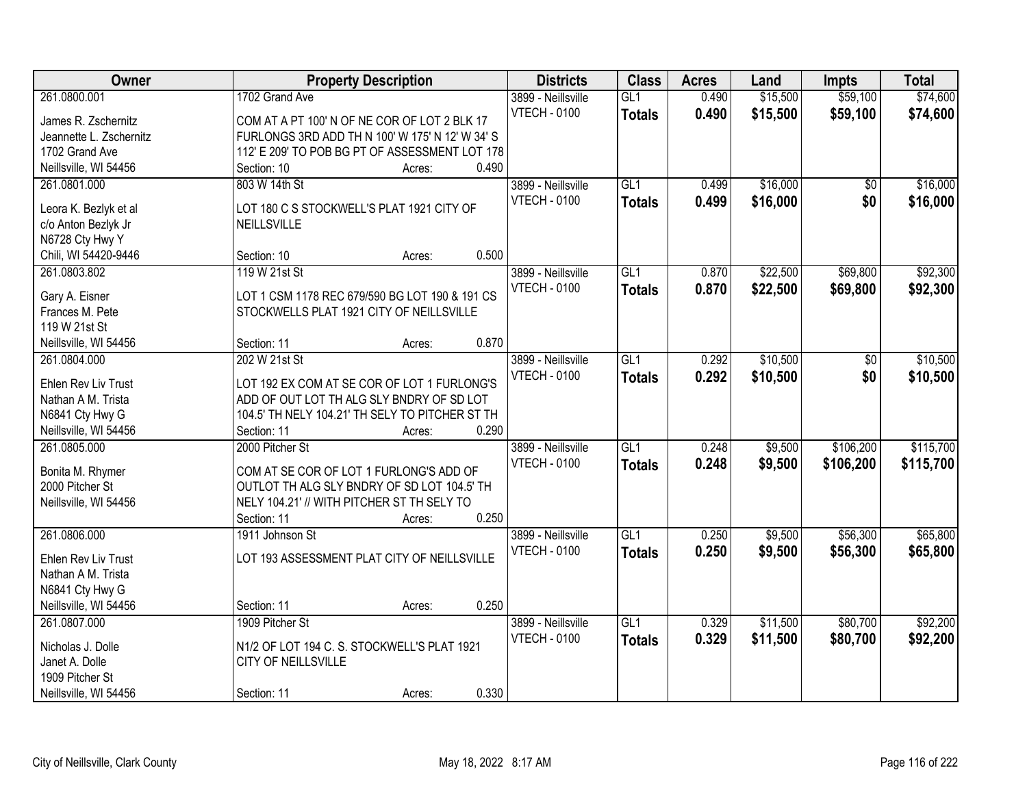| Owner | Property Description | Districts | Class | Acres | Land | Impts | Total |
|---|---|---|---|---|---|---|---|
| 261.0800.001<br>James R. Zschernitz<br>Jeannette L. Zschernitz<br>1702 Grand Ave<br>Neillsville, WI 54456 | 1702 Grand Ave<br>COM AT A PT 100' N OF NE COR OF LOT 2 BLK 17 FURLONGS 3RD ADD TH N 100' W 175' N 12' W 34' S 112' E 209' TO POB BG PT OF ASSESSMENT LOT 178<br>Section: 10 Acres: 0.490 | 3899 - Neillsville<br>VTECH - 0100 | GL1<br>**Totals** | 0.490<br>**0.490** | $15,500<br>**$15,500** | $59,100<br>**$59,100** | $74,600<br>**$74,600** |
| 261.0801.000<br>Leora K. Bezlyk et al<br>c/o Anton Bezlyk Jr<br>N6728 Cty Hwy Y<br>Chili, WI 54420-9446 | 803 W 14th St<br>LOT 180 C S STOCKWELL'S PLAT 1921 CITY OF NEILLSVILLE<br>Section: 10 Acres: 0.500 | 3899 - Neillsville<br>VTECH - 0100 | GL1<br>**Totals** | 0.499<br>**0.499** | $16,000<br>**$16,000** | $0<br>**$0** | $16,000<br>**$16,000** |
| 261.0803.802<br>Gary A. Eisner<br>Frances M. Pete<br>119 W 21st St<br>Neillsville, WI 54456 | 119 W 21st St<br>LOT 1 CSM 1178 REC 679/590 BG LOT 190 & 191 CS STOCKWELLS PLAT 1921 CITY OF NEILLSVILLE<br>Section: 11 Acres: 0.870 | 3899 - Neillsville<br>VTECH - 0100 | GL1<br>**Totals** | 0.870<br>**0.870** | $22,500<br>**$22,500** | $69,800<br>**$69,800** | $92,300<br>**$92,300** |
| 261.0804.000<br>Ehlen Rev Liv Trust<br>Nathan A M. Trista<br>N6841 Cty Hwy G<br>Neillsville, WI 54456 | 202 W 21st St<br>LOT 192 EX COM AT SE COR OF LOT 1 FURLONG'S ADD OF OUT LOT TH ALG SLY BNDRY OF SD LOT 104.5' TH NELY 104.21' TH SELY TO PITCHER ST TH<br>Section: 11 Acres: 0.290 | 3899 - Neillsville<br>VTECH - 0100 | GL1<br>**Totals** | 0.292<br>**0.292** | $10,500<br>**$10,500** | $0<br>**$0** | $10,500<br>**$10,500** |
| 261.0805.000<br>Bonita M. Rhymer<br>2000 Pitcher St<br>Neillsville, WI 54456 | 2000 Pitcher St<br>COM AT SE COR OF LOT 1 FURLONG'S ADD OF OUTLOT TH ALG SLY BNDRY OF SD LOT 104.5' TH NELY 104.21' // WITH PITCHER ST TH SELY TO<br>Section: 11 Acres: 0.250 | 3899 - Neillsville<br>VTECH - 0100 | GL1<br>**Totals** | 0.248<br>**0.248** | $9,500<br>**$9,500** | $106,200<br>**$106,200** | $115,700<br>**$115,700** |
| 261.0806.000<br>Ehlen Rev Liv Trust<br>Nathan A M. Trista<br>N6841 Cty Hwy G<br>Neillsville, WI 54456 | 1911 Johnson St<br>LOT 193 ASSESSMENT PLAT CITY OF NEILLSVILLE<br>Section: 11 Acres: 0.250 | 3899 - Neillsville<br>VTECH - 0100 | GL1<br>**Totals** | 0.250<br>**0.250** | $9,500<br>**$9,500** | $56,300<br>**$56,300** | $65,800<br>**$65,800** |
| 261.0807.000<br>Nicholas J. Dolle<br>Janet A. Dolle<br>1909 Pitcher St<br>Neillsville, WI 54456 | 1909 Pitcher St<br>N1/2 OF LOT 194 C. S. STOCKWELL'S PLAT 1921 CITY OF NEILLSVILLE<br>Section: 11 Acres: 0.330 | 3899 - Neillsville<br>VTECH - 0100 | GL1<br>**Totals** | 0.329<br>**0.329** | $11,500<br>**$11,500** | $80,700<br>**$80,700** | $92,200<br>**$92,200** |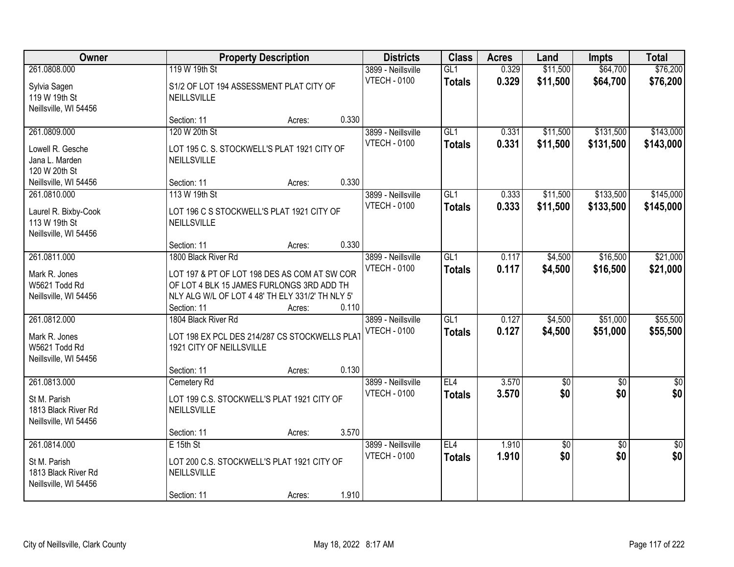| Owner | Property Description | | | Districts | Class | Acres | Land | Impts | Total |
|---|---|---|---|---|---|---|---|---|---|
| 261.0808.000 | 119 W 19th St | | | 3899 - Neillsville | GL1 | 0.329 | $11,500 | $64,700 | $76,200 |
| Sylvia Sagen<br>119 W 19th St<br>Neillsville, WI 54456 | S1/2 OF LOT 194 ASSESSMENT PLAT CITY OF NEILLSVILLE | | | VTECH - 0100 | **Totals** | **0.329** | **$11,500** | **$64,700** | **$76,200** |
| | Section: 11 | Acres: | 0.330 | | | | | | |
| 261.0809.000 | 120 W 20th St | | | 3899 - Neillsville | GL1 | 0.331 | $11,500 | $131,500 | $143,000 |
| Lowell R. Gesche<br>Jana L. Marden<br>120 W 20th St<br>Neillsville, WI 54456 | LOT 195 C. S. STOCKWELL'S PLAT 1921 CITY OF NEILLSVILLE | | | VTECH - 0100 | **Totals** | **0.331** | **$11,500** | **$131,500** | **$143,000** |
| | Section: 11 | Acres: | 0.330 | | | | | | |
| 261.0810.000 | 113 W 19th St | | | 3899 - Neillsville | GL1 | 0.333 | $11,500 | $133,500 | $145,000 |
| Laurel R. Bixby-Cook<br>113 W 19th St<br>Neillsville, WI 54456 | LOT 196 C S STOCKWELL'S PLAT 1921 CITY OF NEILLSVILLE | | | VTECH - 0100 | **Totals** | **0.333** | **$11,500** | **$133,500** | **$145,000** |
| | Section: 11 | Acres: | 0.330 | | | | | | |
| 261.0811.000 | 1800 Black River Rd | | | 3899 - Neillsville | GL1 | 0.117 | $4,500 | $16,500 | $21,000 |
| Mark R. Jones<br>W5621 Todd Rd<br>Neillsville, WI 54456 | LOT 197 & PT OF LOT 198 DES AS COM AT SW COR OF LOT 4 BLK 15 JAMES FURLONGS 3RD ADD TH NLY ALG W/L OF LOT 4 48' TH ELY 331/2' TH NLY 5' | | | VTECH - 0100 | **Totals** | **0.117** | **$4,500** | **$16,500** | **$21,000** |
| | Section: 11 | Acres: | 0.110 | | | | | | |
| 261.0812.000 | 1804 Black River Rd | | | 3899 - Neillsville | GL1 | 0.127 | $4,500 | $51,000 | $55,500 |
| Mark R. Jones<br>W5621 Todd Rd<br>Neillsville, WI 54456 | LOT 198 EX PCL DES 214/287 CS STOCKWELLS PLAT 1921 CITY OF NEILLSVILLE | | | VTECH - 0100 | **Totals** | **0.127** | **$4,500** | **$51,000** | **$55,500** |
| | Section: 11 | Acres: | 0.130 | | | | | | |
| 261.0813.000 | Cemetery Rd | | | 3899 - Neillsville | EL4 | 3.570 | $0 | $0 | $0 |
| St M. Parish<br>1813 Black River Rd<br>Neillsville, WI 54456 | LOT 199 C.S. STOCKWELL'S PLAT 1921 CITY OF NEILLSVILLE | | | VTECH - 0100 | **Totals** | **3.570** | **$0** | **$0** | **$0** |
| | Section: 11 | Acres: | 3.570 | | | | | | |
| 261.0814.000 | E 15th St | | | 3899 - Neillsville | EL4 | 1.910 | $0 | $0 | $0 |
| St M. Parish<br>1813 Black River Rd<br>Neillsville, WI 54456 | LOT 200 C.S. STOCKWELL'S PLAT 1921 CITY OF NEILLSVILLE | | | VTECH - 0100 | **Totals** | **1.910** | **$0** | **$0** | **$0** |
| | Section: 11 | Acres: | 1.910 | | | | | | |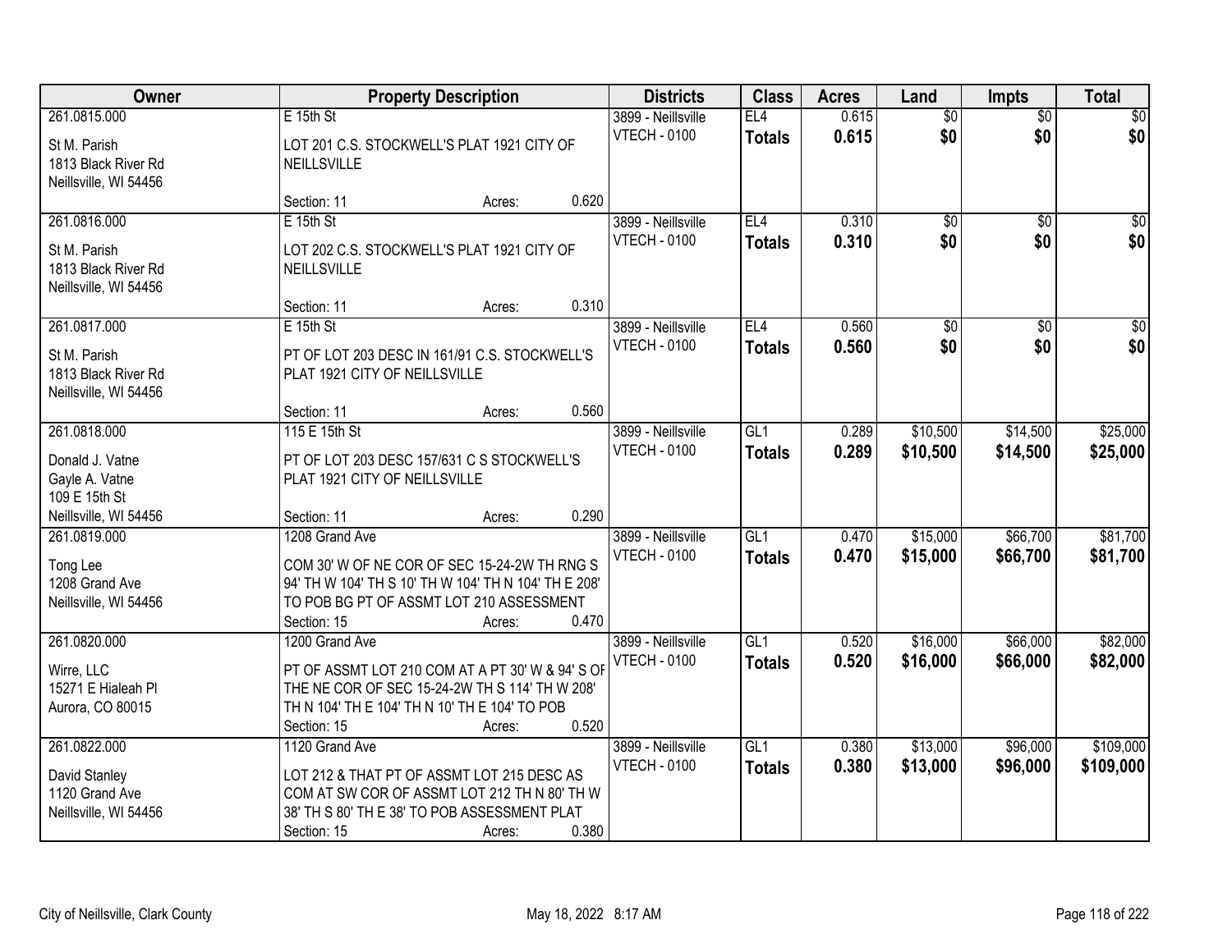| Owner | Property Description | | | Districts | Class | Acres | Land | Impts | Total |
|---|---|---|---|---|---|---|---|---|---|
| 261.0815.000<br>St M. Parish<br>1813 Black River Rd<br>Neillsville, WI 54456 | E 15th St<br>LOT 201 C.S. STOCKWELL'S PLAT 1921 CITY OF NEILLSVILLE<br>Section: 11 | Acres: | 0.620 | 3899 - Neillsville<br>VTECH - 0100 | EL4<br>**Totals** | 0.615<br>**0.615** | $0<br>**$0** | $0<br>**$0** | $0<br>**$0** |
| 261.0816.000<br>St M. Parish<br>1813 Black River Rd<br>Neillsville, WI 54456 | E 15th St<br>LOT 202 C.S. STOCKWELL'S PLAT 1921 CITY OF NEILLSVILLE<br>Section: 11 | Acres: | 0.310 | 3899 - Neillsville<br>VTECH - 0100 | EL4<br>**Totals** | 0.310<br>**0.310** | $0<br>**$0** | $0<br>**$0** | $0<br>**$0** |
| 261.0817.000<br>St M. Parish<br>1813 Black River Rd<br>Neillsville, WI 54456 | E 15th St<br>PT OF LOT 203 DESC IN 161/91 C.S. STOCKWELL'S PLAT 1921 CITY OF NEILLSVILLE<br>Section: 11 | Acres: | 0.560 | 3899 - Neillsville<br>VTECH - 0100 | EL4<br>**Totals** | 0.560<br>**0.560** | $0<br>**$0** | $0<br>**$0** | $0<br>**$0** |
| 261.0818.000<br>Donald J. Vatne<br>Gayle A. Vatne<br>109 E 15th St<br>Neillsville, WI 54456 | 115 E 15th St<br>PT OF LOT 203 DESC 157/631 C S STOCKWELL'S PLAT 1921 CITY OF NEILLSVILLE<br>Section: 11 | Acres: | 0.290 | 3899 - Neillsville<br>VTECH - 0100 | GL1<br>**Totals** | 0.289<br>**0.289** | $10,500<br>**$10,500** | $14,500<br>**$14,500** | $25,000<br>**$25,000** |
| 261.0819.000<br>Tong Lee<br>1208 Grand Ave<br>Neillsville, WI 54456 | 1208 Grand Ave<br>COM 30' W OF NE COR OF SEC 15-24-2W TH RNG S 94' TH W 104' TH S 10' TH W 104' TH N 104' TH E 208' TO POB BG PT OF ASSMT LOT 210 ASSESSMENT<br>Section: 15 | Acres: | 0.470 | 3899 - Neillsville<br>VTECH - 0100 | GL1<br>**Totals** | 0.470<br>**0.470** | $15,000<br>**$15,000** | $66,700<br>**$66,700** | $81,700<br>**$81,700** |
| 261.0820.000<br>Wirre, LLC<br>15271 E Hialeah Pl<br>Aurora, CO 80015 | 1200 Grand Ave<br>PT OF ASSMT LOT 210 COM AT A PT 30' W & 94' S OF THE NE COR OF SEC 15-24-2W TH S 114' TH W 208' TH N 104' TH E 104' TH N 10' TH E 104' TO POB<br>Section: 15 | Acres: | 0.520 | 3899 - Neillsville<br>VTECH - 0100 | GL1<br>**Totals** | 0.520<br>**0.520** | $16,000<br>**$16,000** | $66,000<br>**$66,000** | $82,000<br>**$82,000** |
| 261.0822.000<br>David Stanley<br>1120 Grand Ave<br>Neillsville, WI 54456 | 1120 Grand Ave<br>LOT 212 & THAT PT OF ASSMT LOT 215 DESC AS COM AT SW COR OF ASSMT LOT 212 TH N 80' TH W 38' TH S 80' TH E 38' TO POB ASSESSMENT PLAT<br>Section: 15 | Acres: | 0.380 | 3899 - Neillsville<br>VTECH - 0100 | GL1<br>**Totals** | 0.380<br>**0.380** | $13,000<br>**$13,000** | $96,000<br>**$96,000** | $109,000<br>**$109,000** |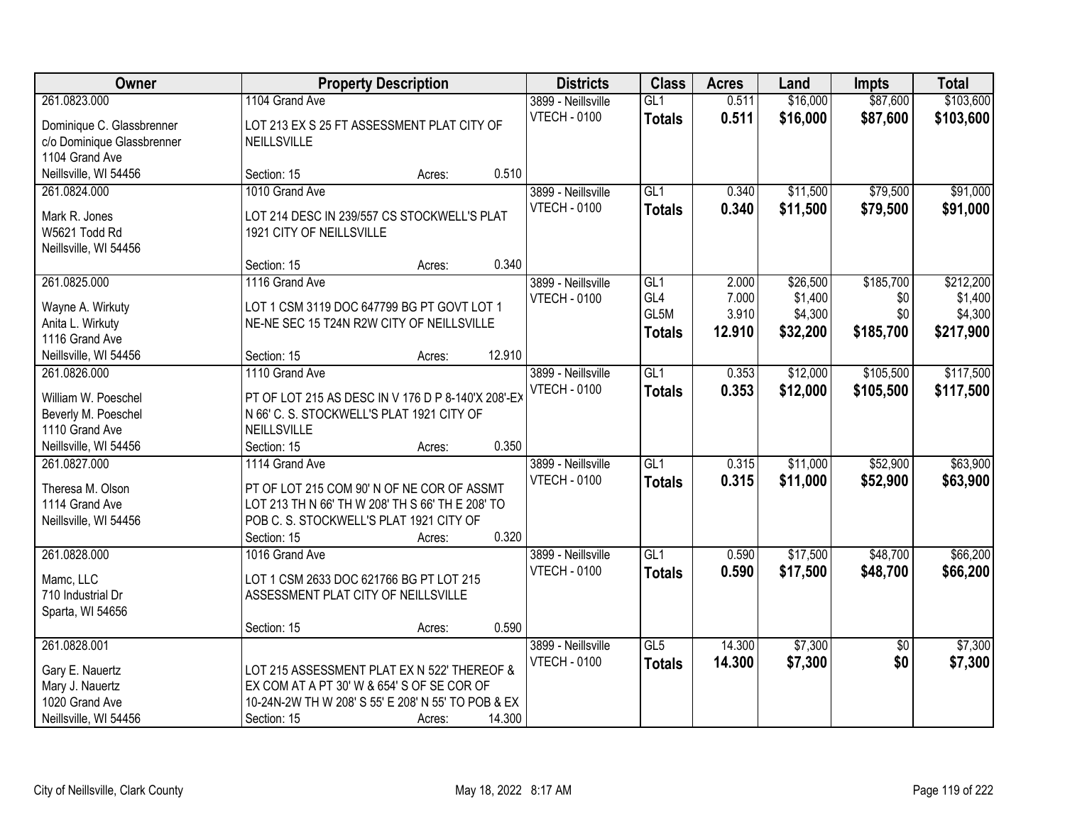| Owner | Property Description | Districts | Class | Acres | Land | Impts | Total |
|---|---|---|---|---|---|---|---|
| 261.0823.000<br>Dominique C. Glassbrenner<br>c/o Dominique Glassbrenner<br>1104 Grand Ave<br>Neillsville, WI 54456 | 1104 Grand Ave<br>LOT 213 EX S 25 FT ASSESSMENT PLAT CITY OF NEILLSVILLE<br>Section: 15 Acres: 0.510 | 3899 - Neillsville<br>VTECH - 0100 | GL1<br>**Totals** | 0.511<br>**0.511** | $16,000<br>**$16,000** | $87,600<br>**$87,600** | $103,600<br>**$103,600** |
| 261.0824.000<br>Mark R. Jones<br>W5621 Todd Rd<br>Neillsville, WI 54456 | 1010 Grand Ave<br>LOT 214 DESC IN 239/557 CS STOCKWELL'S PLAT 1921 CITY OF NEILLSVILLE<br>Section: 15 Acres: 0.340 | 3899 - Neillsville<br>VTECH - 0100 | GL1<br>**Totals** | 0.340<br>**0.340** | $11,500<br>**$11,500** | $79,500<br>**$79,500** | $91,000<br>**$91,000** |
| 261.0825.000<br>Wayne A. Wirkuty<br>Anita L. Wirkuty<br>1116 Grand Ave<br>Neillsville, WI 54456 | 1116 Grand Ave<br>LOT 1 CSM 3119 DOC 647799 BG PT GOVT LOT 1 NE-NE SEC 15 T24N R2W CITY OF NEILLSVILLE<br>Section: 15 Acres: 12.910 | 3899 - Neillsville<br>VTECH - 0100 | GL1<br>GL4<br>GL5M<br>**Totals** | 2.000<br>7.000<br>3.910<br>**12.910** | $26,500<br>$1,400<br>$4,300<br>**$32,200** | $185,700<br>$0<br>$0<br>**$185,700** | $212,200<br>$1,400<br>$4,300<br>**$217,900** |
| 261.0826.000<br>William W. Poeschel<br>Beverly M. Poeschel<br>1110 Grand Ave<br>Neillsville, WI 54456 | 1110 Grand Ave<br>PT OF LOT 215 AS DESC IN V 176 D P 8-140'X 208'-EX N 66' C. S. STOCKWELL'S PLAT 1921 CITY OF NEILLSVILLE<br>Section: 15 Acres: 0.350 | 3899 - Neillsville<br>VTECH - 0100 | GL1<br>**Totals** | 0.353<br>**0.353** | $12,000<br>**$12,000** | $105,500<br>**$105,500** | $117,500<br>**$117,500** |
| 261.0827.000<br>Theresa M. Olson<br>1114 Grand Ave<br>Neillsville, WI 54456 | 1114 Grand Ave<br>PT OF LOT 215 COM 90' N OF NE COR OF ASSMT LOT 213 TH N 66' TH W 208' TH S 66' TH E 208' TO POB C. S. STOCKWELL'S PLAT 1921 CITY OF<br>Section: 15 Acres: 0.320 | 3899 - Neillsville<br>VTECH - 0100 | GL1<br>**Totals** | 0.315<br>**0.315** | $11,000<br>**$11,000** | $52,900<br>**$52,900** | $63,900<br>**$63,900** |
| 261.0828.000<br>Mamc, LLC<br>710 Industrial Dr<br>Sparta, WI 54656 | 1016 Grand Ave<br>LOT 1 CSM 2633 DOC 621766 BG PT LOT 215 ASSESSMENT PLAT CITY OF NEILLSVILLE<br>Section: 15 Acres: 0.590 | 3899 - Neillsville<br>VTECH - 0100 | GL1<br>**Totals** | 0.590<br>**0.590** | $17,500<br>**$17,500** | $48,700<br>**$48,700** | $66,200<br>**$66,200** |
| 261.0828.001<br>Gary E. Nauertz<br>Mary J. Nauertz<br>1020 Grand Ave<br>Neillsville, WI 54456 | LOT 215 ASSESSMENT PLAT EX N 522' THEREOF & EX COM AT A PT 30' W & 654' S OF SE COR OF 10-24N-2W TH W 208' S 55' E 208' N 55' TO POB & EX<br>Section: 15 Acres: 14.300 | 3899 - Neillsville<br>VTECH - 0100 | GL5<br>**Totals** | 14.300<br>**14.300** | $7,300<br>**$7,300** | $0<br>**$0** | $7,300<br>**$7,300** |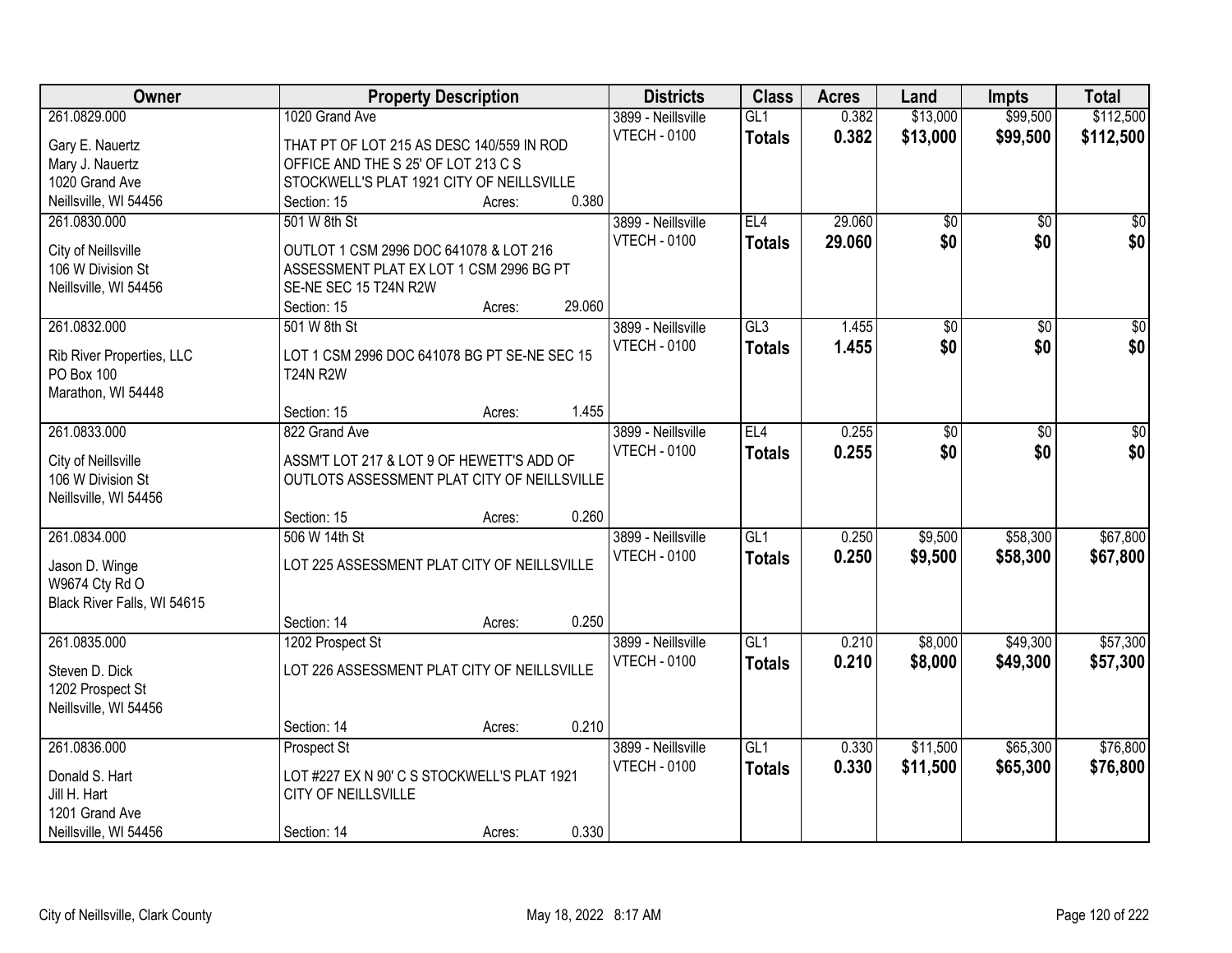| Owner | Property Description | Districts | Class | Acres | Land | Impts | Total |
|---|---|---|---|---|---|---|---|
| 261.0829.000<br>Gary E. Nauertz<br>Mary J. Nauertz<br>1020 Grand Ave<br>Neillsville, WI 54456 | 1020 Grand Ave<br>THAT PT OF LOT 215 AS DESC 140/559 IN ROD OFFICE AND THE S 25' OF LOT 213 C S STOCKWELL'S PLAT 1921 CITY OF NEILLSVILLE<br>Section: 15 Acres: 0.380 | 3899 - Neillsville<br>VTECH - 0100 | GL1<br>**Totals** | 0.382<br>**0.382** | $13,000<br>**$13,000** | $99,500<br>**$99,500** | $112,500<br>**$112,500** |
| 261.0830.000<br>City of Neillsville<br>106 W Division St<br>Neillsville, WI 54456 | 501 W 8th St<br>OUTLOT 1 CSM 2996 DOC 641078 & LOT 216 ASSESSMENT PLAT EX LOT 1 CSM 2996 BG PT SE-NE SEC 15 T24N R2W<br>Section: 15 Acres: 29.060 | 3899 - Neillsville<br>VTECH - 0100 | EL4<br>**Totals** | 29.060<br>**29.060** | $0<br>**$0** | $0<br>**$0** | $0<br>**$0** |
| 261.0832.000<br>Rib River Properties, LLC<br>PO Box 100<br>Marathon, WI 54448 | 501 W 8th St<br>LOT 1 CSM 2996 DOC 641078 BG PT SE-NE SEC 15 T24N R2W<br>Section: 15 Acres: 1.455 | 3899 - Neillsville<br>VTECH - 0100 | GL3<br>**Totals** | 1.455<br>**1.455** | $0<br>**$0** | $0<br>**$0** | $0<br>**$0** |
| 261.0833.000<br>City of Neillsville<br>106 W Division St<br>Neillsville, WI 54456 | 822 Grand Ave<br>ASSM'T LOT 217 & LOT 9 OF HEWETT'S ADD OF OUTLOTS ASSESSMENT PLAT CITY OF NEILLSVILLE<br>Section: 15 Acres: 0.260 | 3899 - Neillsville<br>VTECH - 0100 | EL4<br>**Totals** | 0.255<br>**0.255** | $0<br>**$0** | $0<br>**$0** | $0<br>**$0** |
| 261.0834.000<br>Jason D. Winge<br>W9674 Cty Rd O<br>Black River Falls, WI 54615 | 506 W 14th St<br>LOT 225 ASSESSMENT PLAT CITY OF NEILLSVILLE<br>Section: 14 Acres: 0.250 | 3899 - Neillsville<br>VTECH - 0100 | GL1<br>**Totals** | 0.250<br>**0.250** | $9,500<br>**$9,500** | $58,300<br>**$58,300** | $67,800<br>**$67,800** |
| 261.0835.000<br>Steven D. Dick<br>1202 Prospect St<br>Neillsville, WI 54456 | 1202 Prospect St<br>LOT 226 ASSESSMENT PLAT CITY OF NEILLSVILLE<br>Section: 14 Acres: 0.210 | 3899 - Neillsville<br>VTECH - 0100 | GL1<br>**Totals** | 0.210<br>**0.210** | $8,000<br>**$8,000** | $49,300<br>**$49,300** | $57,300<br>**$57,300** |
| 261.0836.000<br>Donald S. Hart<br>Jill H. Hart<br>1201 Grand Ave<br>Neillsville, WI 54456 | Prospect St<br>LOT #227 EX N 90' C S STOCKWELL'S PLAT 1921 CITY OF NEILLSVILLE<br>Section: 14 Acres: 0.330 | 3899 - Neillsville<br>VTECH - 0100 | GL1<br>**Totals** | 0.330<br>**0.330** | $11,500<br>**$11,500** | $65,300<br>**$65,300** | $76,800<br>**$76,800** |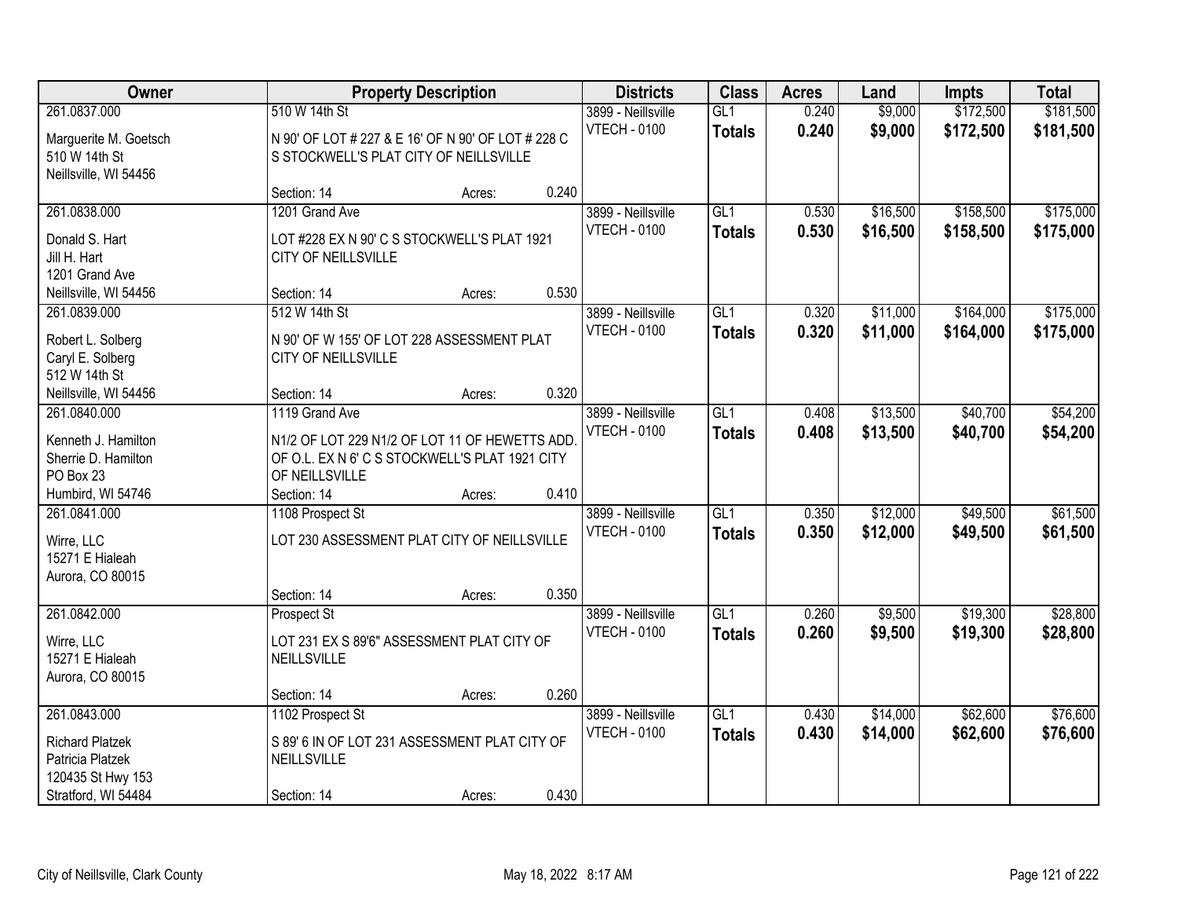| Owner | Property Description | | | Districts | Class | Acres | Land | Impts | Total |
|---|---|---|---|---|---|---|---|---|---|
| 261.0837.000<br>Marguerite M. Goetsch<br>510 W 14th St<br>Neillsville, WI 54456 | 510 W 14th St<br>N 90' OF LOT # 227 & E 16' OF N 90' OF LOT # 228 C S STOCKWELL'S PLAT CITY OF NEILLSVILLE<br>Section: 14 | Acres: | 0.240 | 3899 - Neillsville<br>VTECH - 0100 | GL1<br>**Totals** | 0.240<br>**0.240** | $9,000<br>**$9,000** | $172,500<br>**$172,500** | $181,500<br>**$181,500** |
| 261.0838.000<br>Donald S. Hart<br>Jill H. Hart<br>1201 Grand Ave<br>Neillsville, WI 54456 | 1201 Grand Ave<br>LOT #228 EX N 90' C S STOCKWELL'S PLAT 1921 CITY OF NEILLSVILLE<br>Section: 14 | Acres: | 0.530 | 3899 - Neillsville<br>VTECH - 0100 | GL1<br>**Totals** | 0.530<br>**0.530** | $16,500<br>**$16,500** | $158,500<br>**$158,500** | $175,000<br>**$175,000** |
| 261.0839.000<br>Robert L. Solberg<br>Caryl E. Solberg<br>512 W 14th St<br>Neillsville, WI 54456 | 512 W 14th St<br>N 90' OF W 155' OF LOT 228 ASSESSMENT PLAT CITY OF NEILLSVILLE<br>Section: 14 | Acres: | 0.320 | 3899 - Neillsville<br>VTECH - 0100 | GL1<br>**Totals** | 0.320<br>**0.320** | $11,000<br>**$11,000** | $164,000<br>**$164,000** | $175,000<br>**$175,000** |
| 261.0840.000<br>Kenneth J. Hamilton<br>Sherrie D. Hamilton<br>PO Box 23<br>Humbird, WI 54746 | 1119 Grand Ave<br>N1/2 OF LOT 229 N1/2 OF LOT 11 OF HEWETTS ADD. OF O.L. EX N 6' C S STOCKWELL'S PLAT 1921 CITY OF NEILLSVILLE<br>Section: 14 | Acres: | 0.410 | 3899 - Neillsville<br>VTECH - 0100 | GL1<br>**Totals** | 0.408<br>**0.408** | $13,500<br>**$13,500** | $40,700<br>**$40,700** | $54,200<br>**$54,200** |
| 261.0841.000<br>Wirre, LLC<br>15271 E Hialeah<br>Aurora, CO 80015 | 1108 Prospect St<br>LOT 230 ASSESSMENT PLAT CITY OF NEILLSVILLE<br>Section: 14 | Acres: | 0.350 | 3899 - Neillsville<br>VTECH - 0100 | GL1<br>**Totals** | 0.350<br>**0.350** | $12,000<br>**$12,000** | $49,500<br>**$49,500** | $61,500<br>**$61,500** |
| 261.0842.000<br>Wirre, LLC<br>15271 E Hialeah<br>Aurora, CO 80015 | Prospect St<br>LOT 231 EX S 89'6" ASSESSMENT PLAT CITY OF NEILLSVILLE<br>Section: 14 | Acres: | 0.260 | 3899 - Neillsville<br>VTECH - 0100 | GL1<br>**Totals** | 0.260<br>**0.260** | $9,500<br>**$9,500** | $19,300<br>**$19,300** | $28,800<br>**$28,800** |
| 261.0843.000<br>Richard Platzek<br>Patricia Platzek<br>120435 St Hwy 153<br>Stratford, WI 54484 | 1102 Prospect St<br>S 89' 6 IN OF LOT 231 ASSESSMENT PLAT CITY OF NEILLSVILLE<br>Section: 14 | Acres: | 0.430 | 3899 - Neillsville<br>VTECH - 0100 | GL1<br>**Totals** | 0.430<br>**0.430** | $14,000<br>**$14,000** | $62,600<br>**$62,600** | $76,600<br>**$76,600** |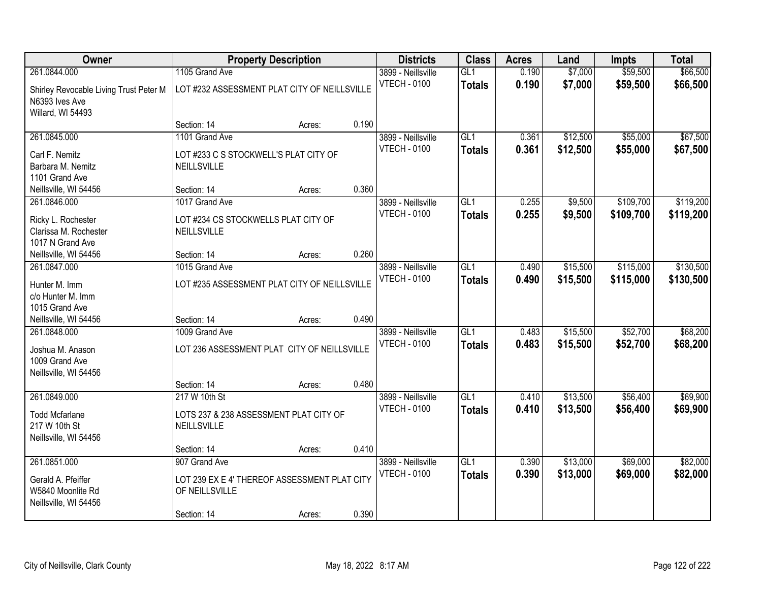| Owner | Property Description | | | Districts | Class | Acres | Land | Impts | Total |
|---|---|---|---|---|---|---|---|---|---|
| 261.0844.000 | 1105 Grand Ave | | | 3899 - Neillsville | GL1 | 0.190 | $7,000 | $59,500 | $66,500 |
| Shirley Revocable Living Trust Peter M<br>N6393 Ives Ave<br>Willard, WI 54493 | LOT #232 ASSESSMENT PLAT CITY OF NEILLSVILLE | | | VTECH - 0100 | **Totals** | **0.190** | **$7,000** | **$59,500** | **$66,500** |
| | Section: 14 | Acres: | 0.190 | | | | | | |
| 261.0845.000 | 1101 Grand Ave | | | 3899 - Neillsville | GL1 | 0.361 | $12,500 | $55,000 | $67,500 |
| Carl F. Nemitz<br>Barbara M. Nemitz<br>1101 Grand Ave<br>Neillsville, WI 54456 | LOT #233 C S STOCKWELL'S PLAT CITY OF NEILLSVILLE | | | VTECH - 0100 | **Totals** | **0.361** | **$12,500** | **$55,000** | **$67,500** |
| | Section: 14 | Acres: | 0.360 | | | | | | |
| 261.0846.000 | 1017 Grand Ave | | | 3899 - Neillsville | GL1 | 0.255 | $9,500 | $109,700 | $119,200 |
| Ricky L. Rochester<br>Clarissa M. Rochester<br>1017 N Grand Ave<br>Neillsville, WI 54456 | LOT #234 CS STOCKWELLS PLAT CITY OF NEILLSVILLE | | | VTECH - 0100 | **Totals** | **0.255** | **$9,500** | **$109,700** | **$119,200** |
| | Section: 14 | Acres: | 0.260 | | | | | | |
| 261.0847.000 | 1015 Grand Ave | | | 3899 - Neillsville | GL1 | 0.490 | $15,500 | $115,000 | $130,500 |
| Hunter M. Imm<br>c/o Hunter M. Imm<br>1015 Grand Ave<br>Neillsville, WI 54456 | LOT #235 ASSESSMENT PLAT CITY OF NEILLSVILLE | | | VTECH - 0100 | **Totals** | **0.490** | **$15,500** | **$115,000** | **$130,500** |
| | Section: 14 | Acres: | 0.490 | | | | | | |
| 261.0848.000 | 1009 Grand Ave | | | 3899 - Neillsville | GL1 | 0.483 | $15,500 | $52,700 | $68,200 |
| Joshua M. Anason<br>1009 Grand Ave<br>Neillsville, WI 54456 | LOT 236 ASSESSMENT PLAT CITY OF NEILLSVILLE | | | VTECH - 0100 | **Totals** | **0.483** | **$15,500** | **$52,700** | **$68,200** |
| | Section: 14 | Acres: | 0.480 | | | | | | |
| 261.0849.000 | 217 W 10th St | | | 3899 - Neillsville | GL1 | 0.410 | $13,500 | $56,400 | $69,900 |
| Todd Mcfarlane<br>217 W 10th St<br>Neillsville, WI 54456 | LOTS 237 & 238 ASSESSMENT PLAT CITY OF NEILLSVILLE | | | VTECH - 0100 | **Totals** | **0.410** | **$13,500** | **$56,400** | **$69,900** |
| | Section: 14 | Acres: | 0.410 | | | | | | |
| 261.0851.000 | 907 Grand Ave | | | 3899 - Neillsville | GL1 | 0.390 | $13,000 | $69,000 | $82,000 |
| Gerald A. Pfeiffer<br>W5840 Moonlite Rd<br>Neillsville, WI 54456 | LOT 239 EX E 4' THEREOF ASSESSMENT PLAT CITY OF NEILLSVILLE | | | VTECH - 0100 | **Totals** | **0.390** | **$13,000** | **$69,000** | **$82,000** |
| | Section: 14 | Acres: | 0.390 | | | | | | |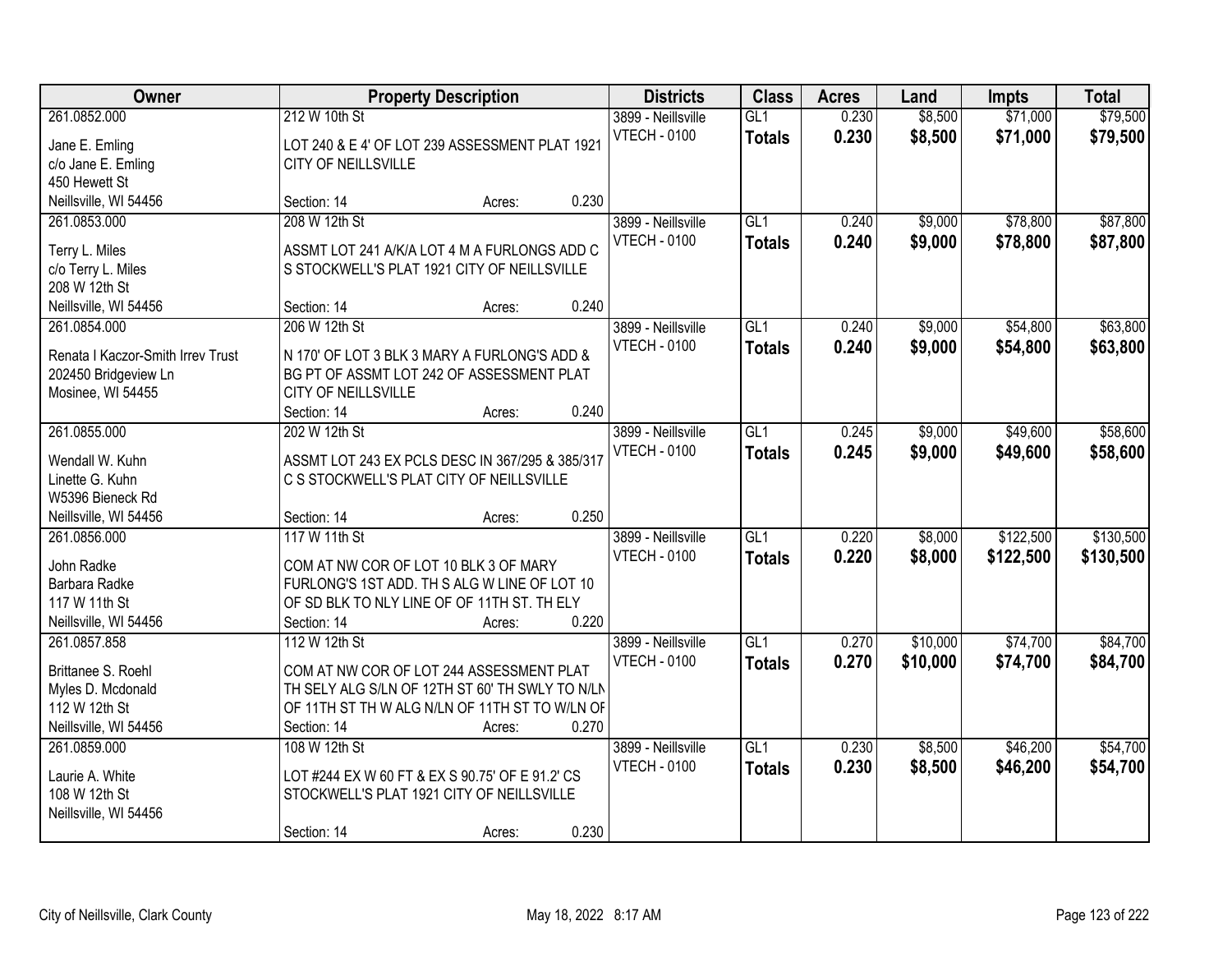| Owner | Property Description | Districts | Class | Acres | Land | Impts | Total |
|---|---|---|---|---|---|---|---|
| 261.0852.000<br>Jane E. Emling<br>c/o Jane E. Emling<br>450 Hewett St<br>Neillsville, WI 54456 | 212 W 10th St<br>LOT 240 & E 4' OF LOT 239 ASSESSMENT PLAT 1921 CITY OF NEILLSVILLE<br>Section: 14 Acres: 0.230 | 3899 - Neillsville<br>VTECH - 0100 | GL1<br>**Totals** | 0.230<br>**0.230** | $8,500<br>**$8,500** | $71,000<br>**$71,000** | $79,500<br>**$79,500** |
| 261.0853.000<br>Terry L. Miles<br>c/o Terry L. Miles<br>208 W 12th St<br>Neillsville, WI 54456 | 208 W 12th St<br>ASSMT LOT 241 A/K/A LOT 4 M A FURLONGS ADD C S STOCKWELL'S PLAT 1921 CITY OF NEILLSVILLE<br>Section: 14 Acres: 0.240 | 3899 - Neillsville<br>VTECH - 0100 | GL1<br>**Totals** | 0.240<br>**0.240** | $9,000<br>**$9,000** | $78,800<br>**$78,800** | $87,800<br>**$87,800** |
| 261.0854.000<br>Renata I Kaczor-Smith Irrev Trust<br>202450 Bridgeview Ln<br>Mosinee, WI 54455 | 206 W 12th St<br>N 170' OF LOT 3 BLK 3 MARY A FURLONG'S ADD & BG PT OF ASSMT LOT 242 OF ASSESSMENT PLAT CITY OF NEILLSVILLE<br>Section: 14 Acres: 0.240 | 3899 - Neillsville<br>VTECH - 0100 | GL1<br>**Totals** | 0.240<br>**0.240** | $9,000<br>**$9,000** | $54,800<br>**$54,800** | $63,800<br>**$63,800** |
| 261.0855.000<br>Wendall W. Kuhn<br>Linette G. Kuhn<br>W5396 Bieneck Rd<br>Neillsville, WI 54456 | 202 W 12th St<br>ASSMT LOT 243 EX PCLS DESC IN 367/295 & 385/317 C S STOCKWELL'S PLAT CITY OF NEILLSVILLE<br>Section: 14 Acres: 0.250 | 3899 - Neillsville<br>VTECH - 0100 | GL1<br>**Totals** | 0.245<br>**0.245** | $9,000<br>**$9,000** | $49,600<br>**$49,600** | $58,600<br>**$58,600** |
| 261.0856.000<br>John Radke<br>Barbara Radke<br>117 W 11th St<br>Neillsville, WI 54456 | 117 W 11th St<br>COM AT NW COR OF LOT 10 BLK 3 OF MARY FURLONG'S 1ST ADD. TH S ALG W LINE OF LOT 10 OF SD BLK TO NLY LINE OF OF 11TH ST. TH ELY<br>Section: 14 Acres: 0.220 | 3899 - Neillsville<br>VTECH - 0100 | GL1<br>**Totals** | 0.220<br>**0.220** | $8,000<br>**$8,000** | $122,500<br>**$122,500** | $130,500<br>**$130,500** |
| 261.0857.858<br>Brittanee S. Roehl<br>Myles D. Mcdonald<br>112 W 12th St<br>Neillsville, WI 54456 | 112 W 12th St<br>COM AT NW COR OF LOT 244 ASSESSMENT PLAT TH SELY ALG S/LN OF 12TH ST 60' TH SWLY TO N/LN OF 11TH ST TH W ALG N/LN OF 11TH ST TO W/LN OF<br>Section: 14 Acres: 0.270 | 3899 - Neillsville<br>VTECH - 0100 | GL1<br>**Totals** | 0.270<br>**0.270** | $10,000<br>**$10,000** | $74,700<br>**$74,700** | $84,700<br>**$84,700** |
| 261.0859.000<br>Laurie A. White<br>108 W 12th St<br>Neillsville, WI 54456 | 108 W 12th St<br>LOT #244 EX W 60 FT & EX S 90.75' OF E 91.2' CS STOCKWELL'S PLAT 1921 CITY OF NEILLSVILLE<br>Section: 14 Acres: 0.230 | 3899 - Neillsville<br>VTECH - 0100 | GL1<br>**Totals** | 0.230<br>**0.230** | $8,500<br>**$8,500** | $46,200<br>**$46,200** | $54,700<br>**$54,700** |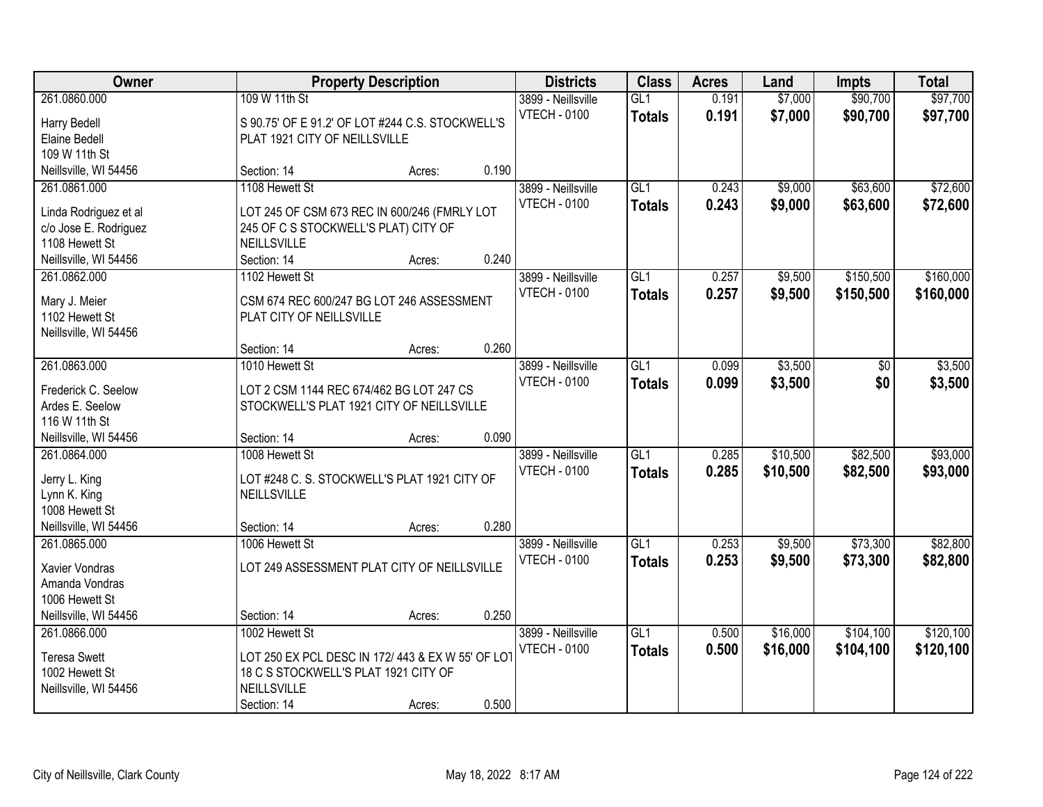| Owner | Property Description | Districts | Class | Acres | Land | Impts | Total |
|---|---|---|---|---|---|---|---|
| 261.0860.000<br>Harry Bedell<br>Elaine Bedell<br>109 W 11th St<br>Neillsville, WI 54456 | 109 W 11th St<br>S 90.75' OF E 91.2' OF LOT #244 C.S. STOCKWELL'S PLAT 1921 CITY OF NEILLSVILLE<br>Section: 14 Acres: 0.190 | 3899 - Neillsville<br>VTECH - 0100 | GL1<br>**Totals** | 0.191<br>**0.191** | $7,000<br>**$7,000** | $90,700<br>**$90,700** | $97,700<br>**$97,700** |
| 261.0861.000<br>Linda Rodriguez et al<br>c/o Jose E. Rodriguez<br>1108 Hewett St<br>Neillsville, WI 54456 | 1108 Hewett St<br>LOT 245 OF CSM 673 REC IN 600/246 (FMRLY LOT 245 OF C S STOCKWELL'S PLAT) CITY OF NEILLSVILLE<br>Section: 14 Acres: 0.240 | 3899 - Neillsville<br>VTECH - 0100 | GL1<br>**Totals** | 0.243<br>**0.243** | $9,000<br>**$9,000** | $63,600<br>**$63,600** | $72,600<br>**$72,600** |
| 261.0862.000<br>Mary J. Meier<br>1102 Hewett St<br>Neillsville, WI 54456 | 1102 Hewett St<br>CSM 674 REC 600/247 BG LOT 246 ASSESSMENT PLAT CITY OF NEILLSVILLE<br>Section: 14 Acres: 0.260 | 3899 - Neillsville<br>VTECH - 0100 | GL1<br>**Totals** | 0.257<br>**0.257** | $9,500<br>**$9,500** | $150,500<br>**$150,500** | $160,000<br>**$160,000** |
| 261.0863.000<br>Frederick C. Seelow<br>Ardes E. Seelow<br>116 W 11th St<br>Neillsville, WI 54456 | 1010 Hewett St<br>LOT 2 CSM 1144 REC 674/462 BG LOT 247 CS STOCKWELL'S PLAT 1921 CITY OF NEILLSVILLE<br>Section: 14 Acres: 0.090 | 3899 - Neillsville<br>VTECH - 0100 | GL1<br>**Totals** | 0.099<br>**0.099** | $3,500<br>**$3,500** | $0<br>**$0** | $3,500<br>**$3,500** |
| 261.0864.000<br>Jerry L. King<br>Lynn K. King<br>1008 Hewett St<br>Neillsville, WI 54456 | 1008 Hewett St<br>LOT #248 C. S. STOCKWELL'S PLAT 1921 CITY OF NEILLSVILLE<br>Section: 14 Acres: 0.280 | 3899 - Neillsville<br>VTECH - 0100 | GL1<br>**Totals** | 0.285<br>**0.285** | $10,500<br>**$10,500** | $82,500<br>**$82,500** | $93,000<br>**$93,000** |
| 261.0865.000<br>Xavier Vondras<br>Amanda Vondras<br>1006 Hewett St<br>Neillsville, WI 54456 | 1006 Hewett St<br>LOT 249 ASSESSMENT PLAT CITY OF NEILLSVILLE<br>Section: 14 Acres: 0.250 | 3899 - Neillsville<br>VTECH - 0100 | GL1<br>**Totals** | 0.253<br>**0.253** | $9,500<br>**$9,500** | $73,300<br>**$73,300** | $82,800<br>**$82,800** |
| 261.0866.000<br>Teresa Swett<br>1002 Hewett St<br>Neillsville, WI 54456 | 1002 Hewett St<br>LOT 250 EX PCL DESC IN 172/ 443 & EX W 55' OF LOT 18 C S STOCKWELL'S PLAT 1921 CITY OF NEILLSVILLE<br>Section: 14 Acres: 0.500 | 3899 - Neillsville<br>VTECH - 0100 | GL1<br>**Totals** | 0.500<br>**0.500** | $16,000<br>**$16,000** | $104,100<br>**$104,100** | $120,100<br>**$120,100** |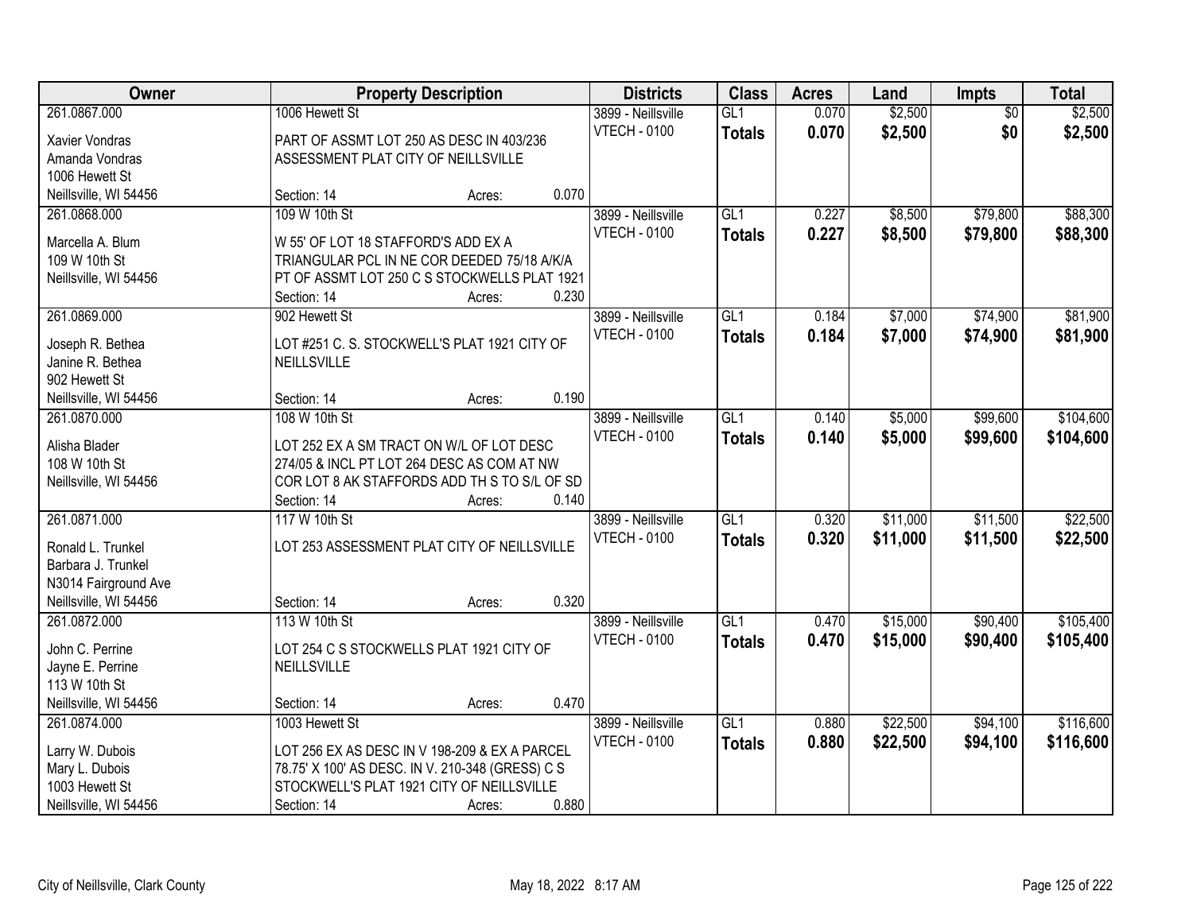| Owner | Property Description | Districts | Class | Acres | Land | Impts | Total |
|---|---|---|---|---|---|---|---|
| 261.0867.000<br>Xavier Vondras<br>Amanda Vondras<br>1006 Hewett St<br>Neillsville, WI 54456 | 1006 Hewett St<br>PART OF ASSMT LOT 250 AS DESC IN 403/236 ASSESSMENT PLAT CITY OF NEILLSVILLE<br>Section: 14 Acres: 0.070 | 3899 - Neillsville<br>VTECH - 0100 | GL1<br>**Totals** | 0.070<br>**0.070** | $2,500<br>**$2,500** | $0<br>**$0** | $2,500<br>**$2,500** |
| 261.0868.000<br>Marcella A. Blum<br>109 W 10th St<br>Neillsville, WI 54456 | 109 W 10th St<br>W 55' OF LOT 18 STAFFORD'S ADD EX A TRIANGULAR PCL IN NE COR DEEDED 75/18 A/K/A PT OF ASSMT LOT 250 C S STOCKWELLS PLAT 1921<br>Section: 14 Acres: 0.230 | 3899 - Neillsville<br>VTECH - 0100 | GL1<br>**Totals** | 0.227<br>**0.227** | $8,500<br>**$8,500** | $79,800<br>**$79,800** | $88,300<br>**$88,300** |
| 261.0869.000<br>Joseph R. Bethea<br>Janine R. Bethea<br>902 Hewett St<br>Neillsville, WI 54456 | 902 Hewett St<br>LOT #251 C. S. STOCKWELL'S PLAT 1921 CITY OF NEILLSVILLE<br>Section: 14 Acres: 0.190 | 3899 - Neillsville<br>VTECH - 0100 | GL1<br>**Totals** | 0.184<br>**0.184** | $7,000<br>**$7,000** | $74,900<br>**$74,900** | $81,900<br>**$81,900** |
| 261.0870.000<br>Alisha Blader<br>108 W 10th St<br>Neillsville, WI 54456 | 108 W 10th St<br>LOT 252 EX A SM TRACT ON W/L OF LOT DESC 274/05 & INCL PT LOT 264 DESC AS COM AT NW COR LOT 8 AK STAFFORDS ADD TH S TO S/L OF SD<br>Section: 14 Acres: 0.140 | 3899 - Neillsville<br>VTECH - 0100 | GL1<br>**Totals** | 0.140<br>**0.140** | $5,000<br>**$5,000** | $99,600<br>**$99,600** | $104,600<br>**$104,600** |
| 261.0871.000<br>Ronald L. Trunkel<br>Barbara J. Trunkel<br>N3014 Fairground Ave<br>Neillsville, WI 54456 | 117 W 10th St<br>LOT 253 ASSESSMENT PLAT CITY OF NEILLSVILLE<br>Section: 14 Acres: 0.320 | 3899 - Neillsville<br>VTECH - 0100 | GL1<br>**Totals** | 0.320<br>**0.320** | $11,000<br>**$11,000** | $11,500<br>**$11,500** | $22,500<br>**$22,500** |
| 261.0872.000<br>John C. Perrine<br>Jayne E. Perrine<br>113 W 10th St<br>Neillsville, WI 54456 | 113 W 10th St<br>LOT 254 C S STOCKWELLS PLAT 1921 CITY OF NEILLSVILLE<br>Section: 14 Acres: 0.470 | 3899 - Neillsville<br>VTECH - 0100 | GL1<br>**Totals** | 0.470<br>**0.470** | $15,000<br>**$15,000** | $90,400<br>**$90,400** | $105,400<br>**$105,400** |
| 261.0874.000<br>Larry W. Dubois<br>Mary L. Dubois<br>1003 Hewett St<br>Neillsville, WI 54456 | 1003 Hewett St<br>LOT 256 EX AS DESC IN V 198-209 & EX A PARCEL 78.75' X 100' AS DESC. IN V. 210-348 (GRESS) C S STOCKWELL'S PLAT 1921 CITY OF NEILLSVILLE<br>Section: 14 Acres: 0.880 | 3899 - Neillsville<br>VTECH - 0100 | GL1<br>**Totals** | 0.880<br>**0.880** | $22,500<br>**$22,500** | $94,100<br>**$94,100** | $116,600<br>**$116,600** |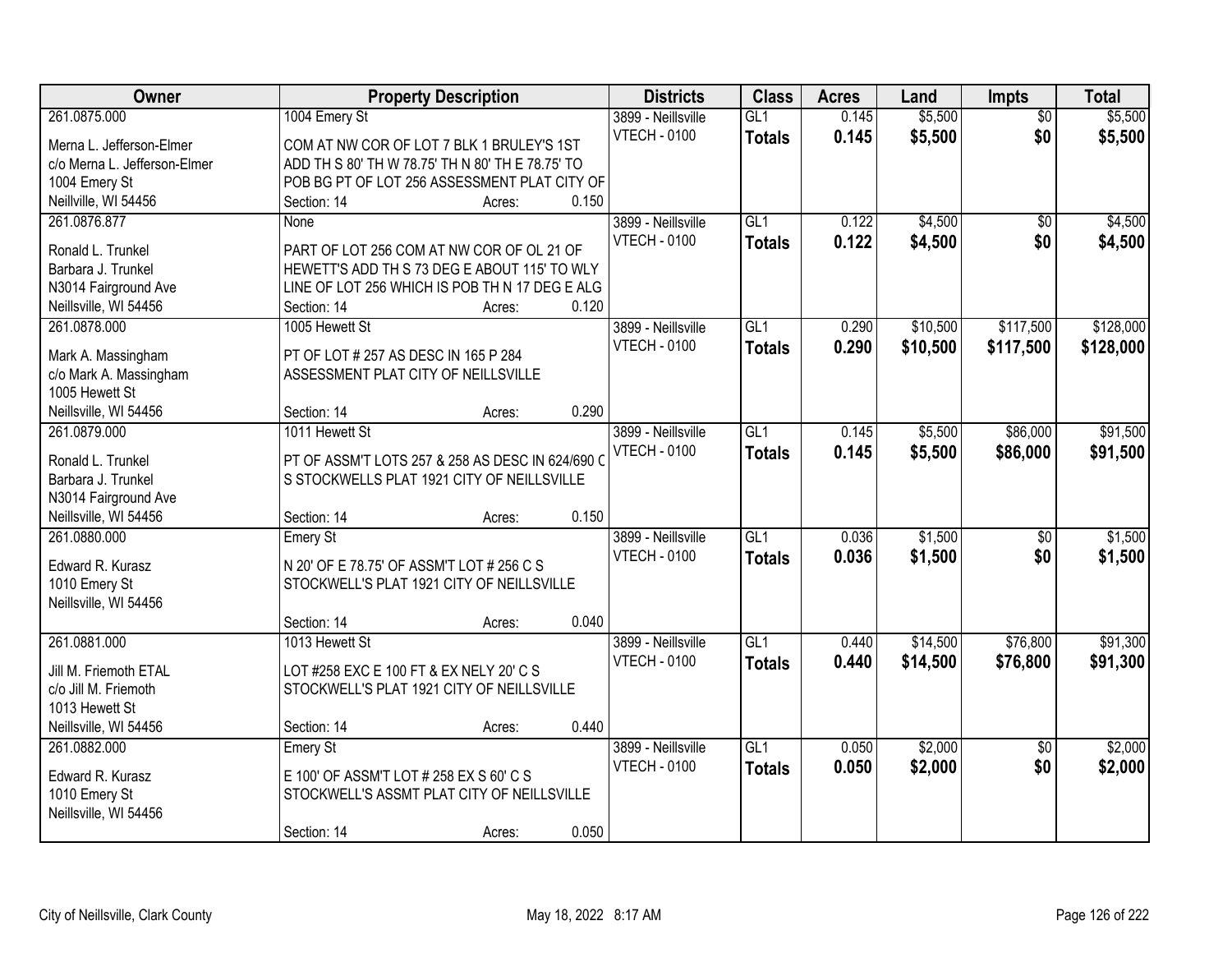| Owner | Property Description | Districts | Class | Acres | Land | Impts | Total |
|---|---|---|---|---|---|---|---|
| 261.0875.000<br>Merna L. Jefferson-Elmer<br>c/o Merna L. Jefferson-Elmer<br>1004 Emery St<br>Neillville, WI 54456 | 1004 Emery St<br>COM AT NW COR OF LOT 7 BLK 1 BRULEY'S 1ST ADD TH S 80' TH W 78.75' TH N 80' TH E 78.75' TO POB BG PT OF LOT 256 ASSESSMENT PLAT CITY OF<br>Section: 14 Acres: 0.150 | 3899 - Neillsville<br>VTECH - 0100 | GL1<br>**Totals** | 0.145<br>**0.145** | $5,500<br>**$5,500** | $0<br>**$0** | $5,500<br>**$5,500** |
| 261.0876.877<br>Ronald L. Trunkel<br>Barbara J. Trunkel<br>N3014 Fairground Ave<br>Neillsville, WI 54456 | None<br>PART OF LOT 256 COM AT NW COR OF OL 21 OF HEWETT'S ADD TH S 73 DEG E ABOUT 115' TO WLY LINE OF LOT 256 WHICH IS POB TH N 17 DEG E ALG<br>Section: 14 Acres: 0.120 | 3899 - Neillsville<br>VTECH - 0100 | GL1<br>**Totals** | 0.122<br>**0.122** | $4,500<br>**$4,500** | $0<br>**$0** | $4,500<br>**$4,500** |
| 261.0878.000<br>Mark A. Massingham<br>c/o Mark A. Massingham<br>1005 Hewett St<br>Neillsville, WI 54456 | 1005 Hewett St<br>PT OF LOT # 257 AS DESC IN 165 P 284 ASSESSMENT PLAT CITY OF NEILLSVILLE<br>Section: 14 Acres: 0.290 | 3899 - Neillsville<br>VTECH - 0100 | GL1<br>**Totals** | 0.290<br>**0.290** | $10,500<br>**$10,500** | $117,500<br>**$117,500** | $128,000<br>**$128,000** |
| 261.0879.000<br>Ronald L. Trunkel<br>Barbara J. Trunkel<br>N3014 Fairground Ave<br>Neillsville, WI 54456 | 1011 Hewett St<br>PT OF ASSM'T LOTS 257 & 258 AS DESC IN 624/690 C S STOCKWELLS PLAT 1921 CITY OF NEILLSVILLE<br>Section: 14 Acres: 0.150 | 3899 - Neillsville<br>VTECH - 0100 | GL1<br>**Totals** | 0.145<br>**0.145** | $5,500<br>**$5,500** | $86,000<br>**$86,000** | $91,500<br>**$91,500** |
| 261.0880.000<br>Edward R. Kurasz<br>1010 Emery St<br>Neillsville, WI 54456 | Emery St<br>N 20' OF E 78.75' OF ASSM'T LOT # 256 C S STOCKWELL'S PLAT 1921 CITY OF NEILLSVILLE<br>Section: 14 Acres: 0.040 | 3899 - Neillsville<br>VTECH - 0100 | GL1<br>**Totals** | 0.036<br>**0.036** | $1,500<br>**$1,500** | $0<br>**$0** | $1,500<br>**$1,500** |
| 261.0881.000<br>Jill M. Friemoth ETAL<br>c/o Jill M. Friemoth<br>1013 Hewett St<br>Neillsville, WI 54456 | 1013 Hewett St<br>LOT #258 EXC E 100 FT & EX NELY 20' C S STOCKWELL'S PLAT 1921 CITY OF NEILLSVILLE<br>Section: 14 Acres: 0.440 | 3899 - Neillsville<br>VTECH - 0100 | GL1<br>**Totals** | 0.440<br>**0.440** | $14,500<br>**$14,500** | $76,800<br>**$76,800** | $91,300<br>**$91,300** |
| 261.0882.000<br>Edward R. Kurasz<br>1010 Emery St<br>Neillsville, WI 54456 | Emery St<br>E 100' OF ASSM'T LOT # 258 EX S 60' C S STOCKWELL'S ASSMT PLAT CITY OF NEILLSVILLE<br>Section: 14 Acres: 0.050 | 3899 - Neillsville<br>VTECH - 0100 | GL1<br>**Totals** | 0.050<br>**0.050** | $2,000<br>**$2,000** | $0<br>**$0** | $2,000<br>**$2,000** |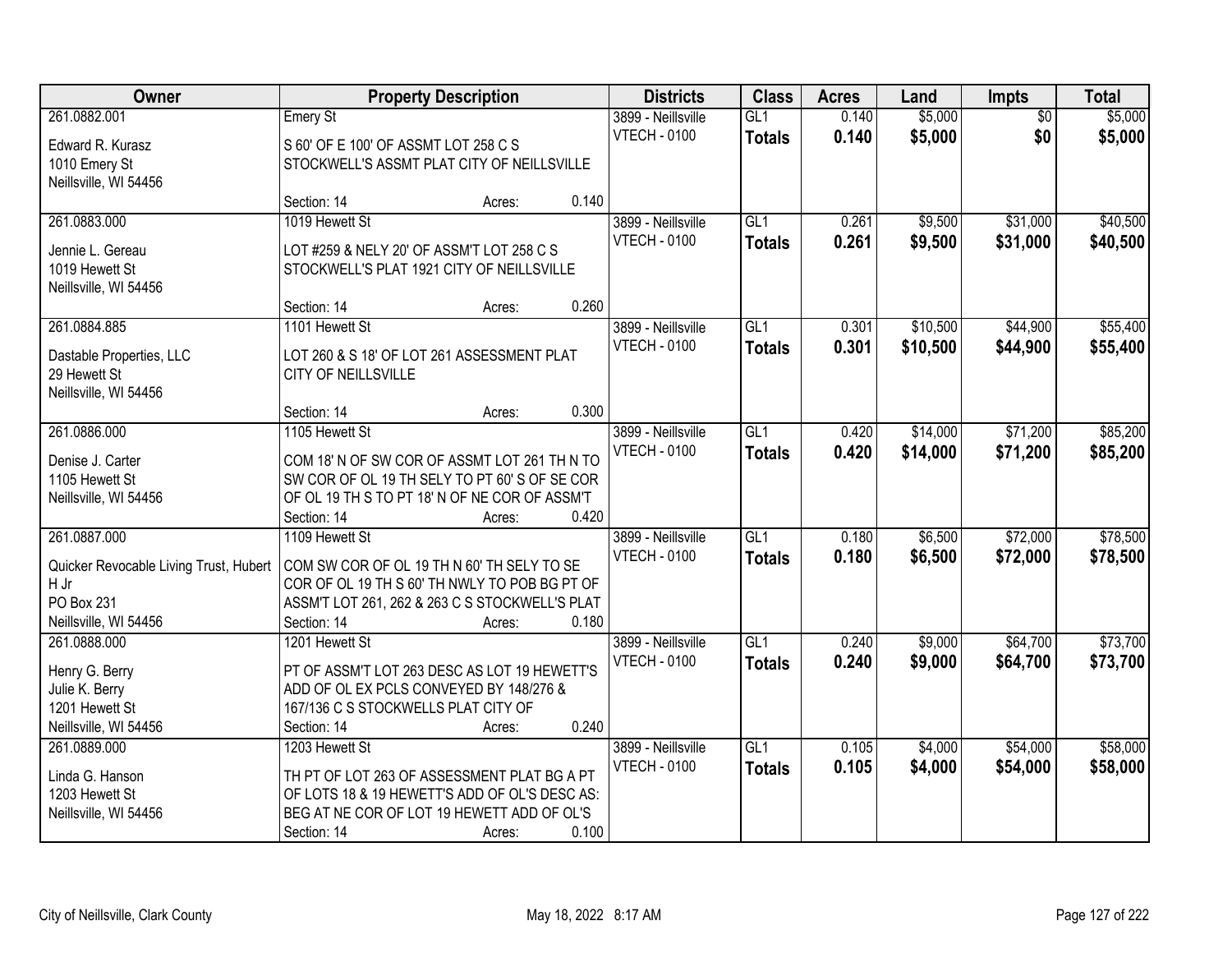| Owner | Property Description | Districts | Class | Acres | Land | Impts | Total |
|---|---|---|---|---|---|---|---|
| 261.0882.001<br>Edward R. Kurasz<br>1010 Emery St<br>Neillsville, WI 54456 | Emery St<br>S 60' OF E 100' OF ASSMT LOT 258 C S STOCKWELL'S ASSMT PLAT CITY OF NEILLSVILLE<br>Section: 14 Acres: 0.140 | 3899 - Neillsville<br>VTECH - 0100 | GL1<br>**Totals** | 0.140<br>**0.140** | $5,000<br>**$5,000** | $0<br>**$0** | $5,000<br>**$5,000** |
| 261.0883.000<br>Jennie L. Gereau<br>1019 Hewett St<br>Neillsville, WI 54456 | 1019 Hewett St<br>LOT #259 & NELY 20' OF ASSM'T LOT 258 C S STOCKWELL'S PLAT 1921 CITY OF NEILLSVILLE<br>Section: 14 Acres: 0.260 | 3899 - Neillsville<br>VTECH - 0100 | GL1<br>**Totals** | 0.261<br>**0.261** | $9,500<br>**$9,500** | $31,000<br>**$31,000** | $40,500<br>**$40,500** |
| 261.0884.885<br>Dastable Properties, LLC<br>29 Hewett St<br>Neillsville, WI 54456 | 1101 Hewett St<br>LOT 260 & S 18' OF LOT 261 ASSESSMENT PLAT CITY OF NEILLSVILLE<br>Section: 14 Acres: 0.300 | 3899 - Neillsville<br>VTECH - 0100 | GL1<br>**Totals** | 0.301<br>**0.301** | $10,500<br>**$10,500** | $44,900<br>**$44,900** | $55,400<br>**$55,400** |
| 261.0886.000<br>Denise J. Carter<br>1105 Hewett St<br>Neillsville, WI 54456 | 1105 Hewett St<br>COM 18' N OF SW COR OF ASSMT LOT 261 TH N TO SW COR OF OL 19 TH SELY TO PT 60' S OF SE COR OF OL 19 TH S TO PT 18' N OF NE COR OF ASSM'T<br>Section: 14 Acres: 0.420 | 3899 - Neillsville<br>VTECH - 0100 | GL1<br>**Totals** | 0.420<br>**0.420** | $14,000<br>**$14,000** | $71,200<br>**$71,200** | $85,200<br>**$85,200** |
| 261.0887.000<br>Quicker Revocable Living Trust, Hubert H Jr<br>PO Box 231<br>Neillsville, WI 54456 | 1109 Hewett St<br>COM SW COR OF OL 19 TH N 60' TH SELY TO SE COR OF OL 19 TH S 60' TH NWLY TO POB BG PT OF ASSM'T LOT 261, 262 & 263 C S STOCKWELL'S PLAT<br>Section: 14 Acres: 0.180 | 3899 - Neillsville<br>VTECH - 0100 | GL1<br>**Totals** | 0.180<br>**0.180** | $6,500<br>**$6,500** | $72,000<br>**$72,000** | $78,500<br>**$78,500** |
| 261.0888.000<br>Henry G. Berry<br>Julie K. Berry<br>1201 Hewett St<br>Neillsville, WI 54456 | 1201 Hewett St<br>PT OF ASSM'T LOT 263 DESC AS LOT 19 HEWETT'S ADD OF OL EX PCLS CONVEYED BY 148/276 & 167/136 C S STOCKWELLS PLAT CITY OF<br>Section: 14 Acres: 0.240 | 3899 - Neillsville<br>VTECH - 0100 | GL1<br>**Totals** | 0.240<br>**0.240** | $9,000<br>**$9,000** | $64,700<br>**$64,700** | $73,700<br>**$73,700** |
| 261.0889.000<br>Linda G. Hanson<br>1203 Hewett St<br>Neillsville, WI 54456 | 1203 Hewett St<br>TH PT OF LOT 263 OF ASSESSMENT PLAT BG A PT OF LOTS 18 & 19 HEWETT'S ADD OF OL'S DESC AS: BEG AT NE COR OF LOT 19 HEWETT ADD OF OL'S<br>Section: 14 Acres: 0.100 | 3899 - Neillsville<br>VTECH - 0100 | GL1<br>**Totals** | 0.105<br>**0.105** | $4,000<br>**$4,000** | $54,000<br>**$54,000** | $58,000<br>**$58,000** |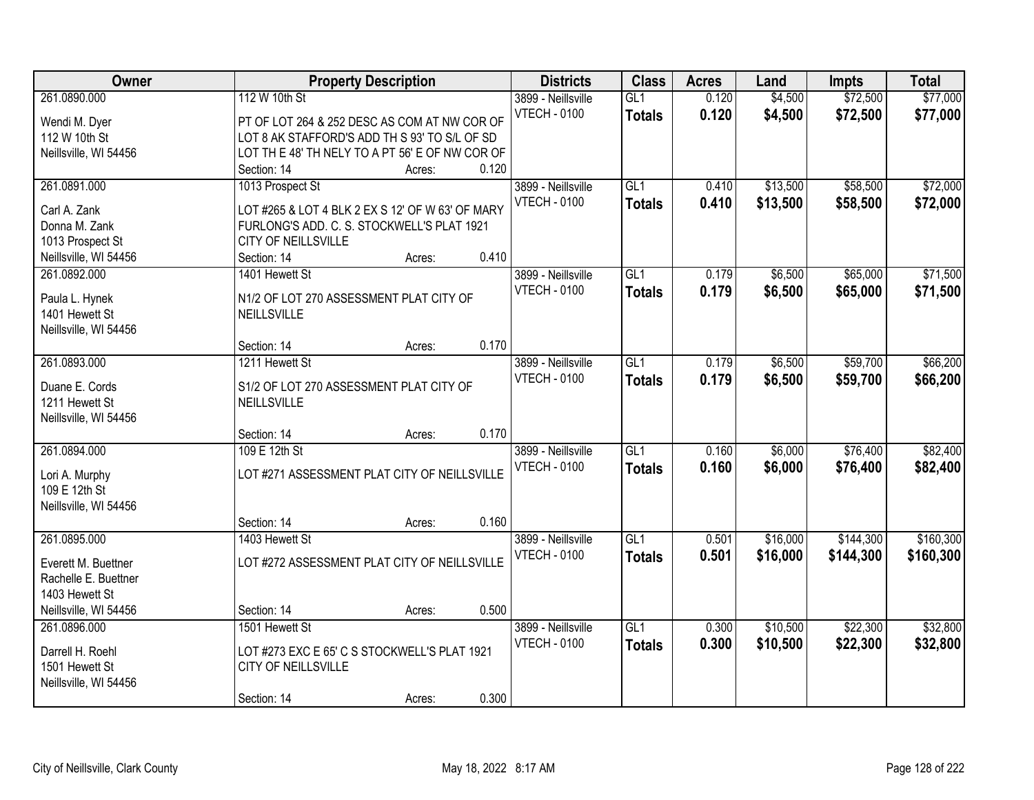| Owner | Property Description | Districts | Class | Acres | Land | Impts | Total |
|---|---|---|---|---|---|---|---|
| 261.0890.000<br>Wendi M. Dyer<br>112 W 10th St<br>Neillsville, WI 54456 | 112 W 10th St<br>PT OF LOT 264 & 252 DESC AS COM AT NW COR OF LOT 8 AK STAFFORD'S ADD TH S 93' TO S/L OF SD LOT TH E 48' TH NELY TO A PT 56' E OF NW COR OF<br>Section: 14 Acres: 0.120 | 3899 - Neillsville<br>VTECH - 0100 | GL1<br>**Totals** | 0.120<br>**0.120** | $4,500<br>**$4,500** | $72,500<br>**$72,500** | $77,000<br>**$77,000** |
| 261.0891.000<br>Carl A. Zank<br>Donna M. Zank<br>1013 Prospect St<br>Neillsville, WI 54456 | 1013 Prospect St<br>LOT #265 & LOT 4 BLK 2 EX S 12' OF W 63' OF MARY FURLONG'S ADD. C. S. STOCKWELL'S PLAT 1921 CITY OF NEILLSVILLE<br>Section: 14 Acres: 0.410 | 3899 - Neillsville<br>VTECH - 0100 | GL1<br>**Totals** | 0.410<br>**0.410** | $13,500<br>**$13,500** | $58,500<br>**$58,500** | $72,000<br>**$72,000** |
| 261.0892.000<br>Paula L. Hynek<br>1401 Hewett St<br>Neillsville, WI 54456 | 1401 Hewett St<br>N1/2 OF LOT 270 ASSESSMENT PLAT CITY OF NEILLSVILLE<br>Section: 14 Acres: 0.170 | 3899 - Neillsville<br>VTECH - 0100 | GL1<br>**Totals** | 0.179<br>**0.179** | $6,500<br>**$6,500** | $65,000<br>**$65,000** | $71,500<br>**$71,500** |
| 261.0893.000<br>Duane E. Cords<br>1211 Hewett St<br>Neillsville, WI 54456 | 1211 Hewett St<br>S1/2 OF LOT 270 ASSESSMENT PLAT CITY OF NEILLSVILLE<br>Section: 14 Acres: 0.170 | 3899 - Neillsville<br>VTECH - 0100 | GL1<br>**Totals** | 0.179<br>**0.179** | $6,500<br>**$6,500** | $59,700<br>**$59,700** | $66,200<br>**$66,200** |
| 261.0894.000<br>Lori A. Murphy<br>109 E 12th St<br>Neillsville, WI 54456 | 109 E 12th St<br>LOT #271 ASSESSMENT PLAT CITY OF NEILLSVILLE<br>Section: 14 Acres: 0.160 | 3899 - Neillsville<br>VTECH - 0100 | GL1<br>**Totals** | 0.160<br>**0.160** | $6,000<br>**$6,000** | $76,400<br>**$76,400** | $82,400<br>**$82,400** |
| 261.0895.000<br>Everett M. Buettner<br>Rachelle E. Buettner<br>1403 Hewett St<br>Neillsville, WI 54456 | 1403 Hewett St<br>LOT #272 ASSESSMENT PLAT CITY OF NEILLSVILLE<br>Section: 14 Acres: 0.500 | 3899 - Neillsville<br>VTECH - 0100 | GL1<br>**Totals** | 0.501<br>**0.501** | $16,000<br>**$16,000** | $144,300<br>**$144,300** | $160,300<br>**$160,300** |
| 261.0896.000<br>Darrell H. Roehl<br>1501 Hewett St<br>Neillsville, WI 54456 | 1501 Hewett St<br>LOT #273 EXC E 65' C S STOCKWELL'S PLAT 1921 CITY OF NEILLSVILLE<br>Section: 14 Acres: 0.300 | 3899 - Neillsville<br>VTECH - 0100 | GL1<br>**Totals** | 0.300<br>**0.300** | $10,500<br>**$10,500** | $22,300<br>**$22,300** | $32,800<br>**$32,800** |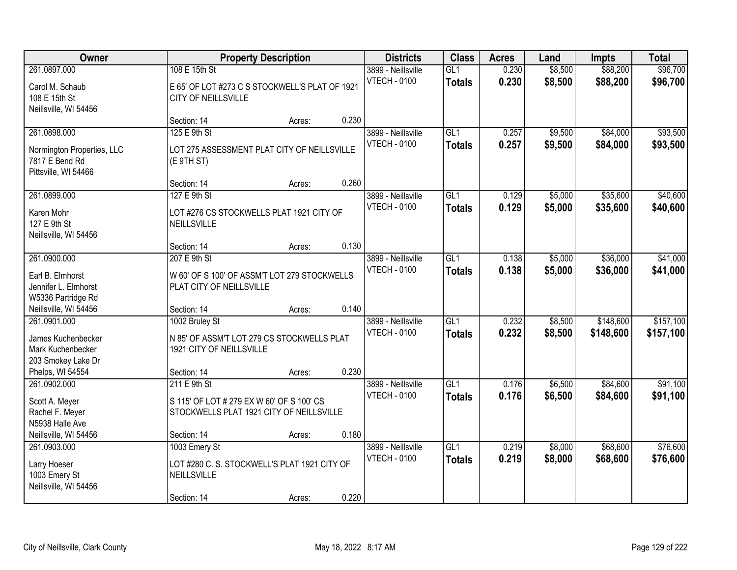| Owner | Property Description | | | Districts | Class | Acres | Land | Impts | Total |
|---|---|---|---|---|---|---|---|---|---|
| 261.0897.000 | 108 E 15th St | | | 3899 - Neillsville | GL1 | 0.230 | $8,500 | $88,200 | $96,700 |
| Carol M. Schaub<br>108 E 15th St<br>Neillsville, WI 54456 | E 65' OF LOT #273 C S STOCKWELL'S PLAT OF 1921 CITY OF NEILLSVILLE | | | VTECH - 0100 | **Totals** | **0.230** | **$8,500** | **$88,200** | **$96,700** |
| | Section: 14 | Acres: | 0.230 | | | | | | |
| 261.0898.000 | 125 E 9th St | | | 3899 - Neillsville | GL1 | 0.257 | $9,500 | $84,000 | $93,500 |
| Normington Properties, LLC<br>7817 E Bend Rd<br>Pittsville, WI 54466 | LOT 275 ASSESSMENT PLAT CITY OF NEILLSVILLE (E 9TH ST) | | | VTECH - 0100 | **Totals** | **0.257** | **$9,500** | **$84,000** | **$93,500** |
| | Section: 14 | Acres: | 0.260 | | | | | | |
| 261.0899.000 | 127 E 9th St | | | 3899 - Neillsville | GL1 | 0.129 | $5,000 | $35,600 | $40,600 |
| Karen Mohr<br>127 E 9th St<br>Neillsville, WI 54456 | LOT #276 CS STOCKWELLS PLAT 1921 CITY OF NEILLSVILLE | | | VTECH - 0100 | **Totals** | **0.129** | **$5,000** | **$35,600** | **$40,600** |
| | Section: 14 | Acres: | 0.130 | | | | | | |
| 261.0900.000 | 207 E 9th St | | | 3899 - Neillsville | GL1 | 0.138 | $5,000 | $36,000 | $41,000 |
| Earl B. Elmhorst<br>Jennifer L. Elmhorst<br>W5336 Partridge Rd<br>Neillsville, WI 54456 | W 60' OF S 100' OF ASSM'T LOT 279 STOCKWELLS PLAT CITY OF NEILLSVILLE | | | VTECH - 0100 | **Totals** | **0.138** | **$5,000** | **$36,000** | **$41,000** |
| | Section: 14 | Acres: | 0.140 | | | | | | |
| 261.0901.000 | 1002 Bruley St | | | 3899 - Neillsville | GL1 | 0.232 | $8,500 | $148,600 | $157,100 |
| James Kuchenbecker<br>Mark Kuchenbecker<br>203 Smokey Lake Dr<br>Phelps, WI 54554 | N 85' OF ASSM'T LOT 279 CS STOCKWELLS PLAT 1921 CITY OF NEILLSVILLE | | | VTECH - 0100 | **Totals** | **0.232** | **$8,500** | **$148,600** | **$157,100** |
| | Section: 14 | Acres: | 0.230 | | | | | | |
| 261.0902.000 | 211 E 9th St | | | 3899 - Neillsville | GL1 | 0.176 | $6,500 | $84,600 | $91,100 |
| Scott A. Meyer<br>Rachel F. Meyer<br>N5938 Halle Ave<br>Neillsville, WI 54456 | S 115' OF LOT # 279 EX W 60' OF S 100' CS STOCKWELLS PLAT 1921 CITY OF NEILLSVILLE | | | VTECH - 0100 | **Totals** | **0.176** | **$6,500** | **$84,600** | **$91,100** |
| | Section: 14 | Acres: | 0.180 | | | | | | |
| 261.0903.000 | 1003 Emery St | | | 3899 - Neillsville | GL1 | 0.219 | $8,000 | $68,600 | $76,600 |
| Larry Hoeser<br>1003 Emery St<br>Neillsville, WI 54456 | LOT #280 C. S. STOCKWELL'S PLAT 1921 CITY OF NEILLSVILLE | | | VTECH - 0100 | **Totals** | **0.219** | **$8,000** | **$68,600** | **$76,600** |
| | Section: 14 | Acres: | 0.220 | | | | | | |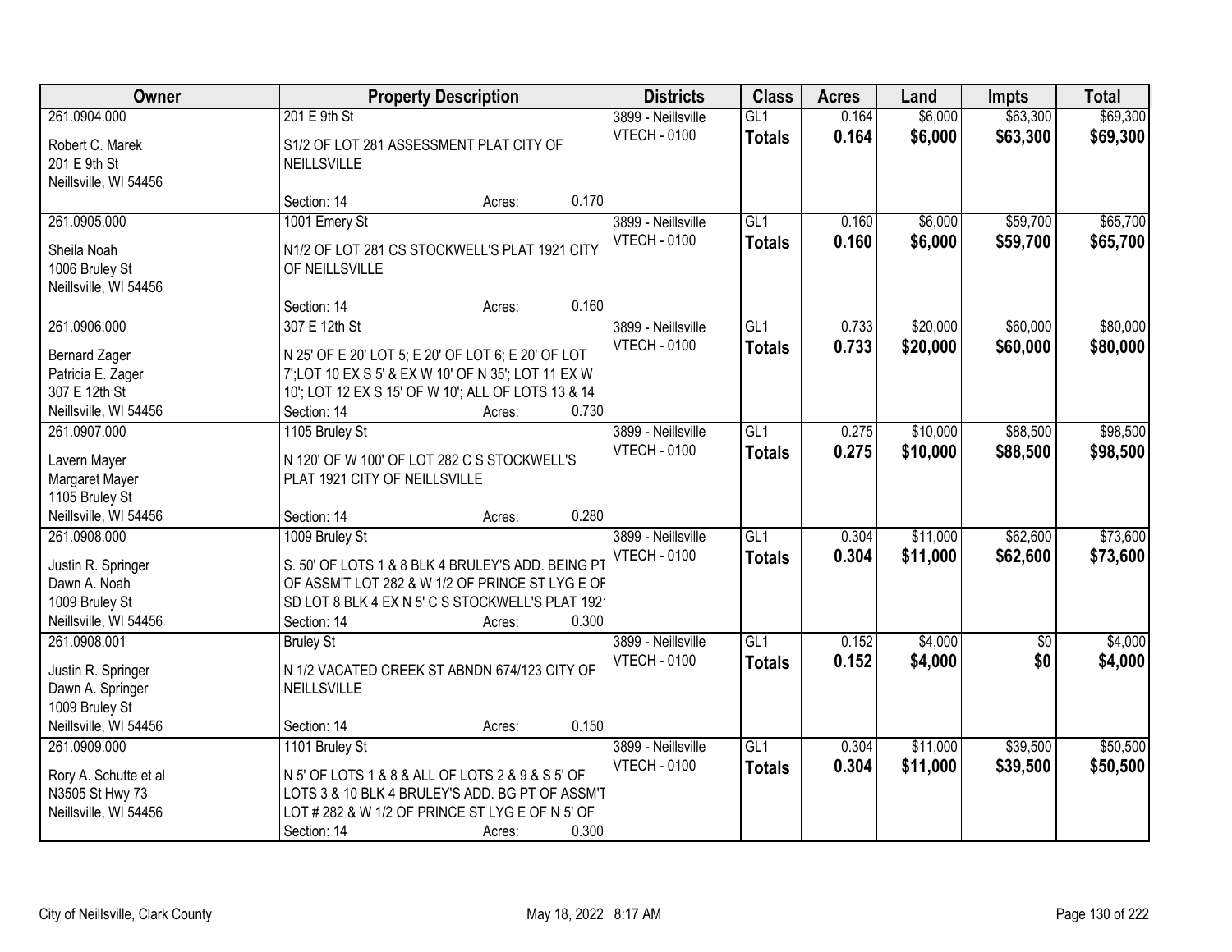| Owner | Property Description | | | Districts | Class | Acres | Land | Impts | Total |
|---|---|---|---|---|---|---|---|---|---|
| 261.0904.000<br><br>Robert C. Marek<br>201 E 9th St<br>Neillsville, WI 54456 | 201 E 9th St<br><br>S1/2 OF LOT 281 ASSESSMENT PLAT CITY OF NEILLSVILLE<br><br>Section: 14 | Acres: | 0.170 | 3899 - Neillsville<br>VTECH - 0100 | GL1<br>**Totals** | 0.164<br>**0.164** | $6,000<br>**$6,000** | $63,300<br>**$63,300** | $69,300<br>**$69,300** |
| 261.0905.000<br><br>Sheila Noah<br>1006 Bruley St<br>Neillsville, WI 54456 | 1001 Emery St<br><br>N1/2 OF LOT 281 CS STOCKWELL'S PLAT 1921 CITY OF NEILLSVILLE<br><br>Section: 14 | Acres: | 0.160 | 3899 - Neillsville<br>VTECH - 0100 | GL1<br>**Totals** | 0.160<br>**0.160** | $6,000<br>**$6,000** | $59,700<br>**$59,700** | $65,700<br>**$65,700** |
| 261.0906.000<br><br>Bernard Zager<br>Patricia E. Zager<br>307 E 12th St<br>Neillsville, WI 54456 | 307 E 12th St<br><br>N 25' OF E 20' LOT 5; E 20' OF LOT 6; E 20' OF LOT 7';LOT 10 EX S 5' & EX W 10' OF N 35'; LOT 11 EX W 10'; LOT 12 EX S 15' OF W 10'; ALL OF LOTS 13 & 14<br>Section: 14 | Acres: | 0.730 | 3899 - Neillsville<br>VTECH - 0100 | GL1<br>**Totals** | 0.733<br>**0.733** | $20,000<br>**$20,000** | $60,000<br>**$60,000** | $80,000<br>**$80,000** |
| 261.0907.000<br><br>Lavern Mayer<br>Margaret Mayer<br>1105 Bruley St<br>Neillsville, WI 54456 | 1105 Bruley St<br><br>N 120' OF W 100' OF LOT 282 C S STOCKWELL'S PLAT 1921 CITY OF NEILLSVILLE<br><br>Section: 14 | Acres: | 0.280 | 3899 - Neillsville<br>VTECH - 0100 | GL1<br>**Totals** | 0.275<br>**0.275** | $10,000<br>**$10,000** | $88,500<br>**$88,500** | $98,500<br>**$98,500** |
| 261.0908.000<br><br>Justin R. Springer<br>Dawn A. Noah<br>1009 Bruley St<br>Neillsville, WI 54456 | 1009 Bruley St<br><br>S. 50' OF LOTS 1 & 8 BLK 4 BRULEY'S ADD. BEING PT OF ASSM'T LOT 282 & W 1/2 OF PRINCE ST LYG E OF SD LOT 8 BLK 4 EX N 5' C S STOCKWELL'S PLAT 192<br>Section: 14 | Acres: | 0.300 | 3899 - Neillsville<br>VTECH - 0100 | GL1<br>**Totals** | 0.304<br>**0.304** | $11,000<br>**$11,000** | $62,600<br>**$62,600** | $73,600<br>**$73,600** |
| 261.0908.001<br><br>Justin R. Springer<br>Dawn A. Springer<br>1009 Bruley St<br>Neillsville, WI 54456 | Bruley St<br><br>N 1/2 VACATED CREEK ST ABNDN 674/123 CITY OF NEILLSVILLE<br><br>Section: 14 | Acres: | 0.150 | 3899 - Neillsville<br>VTECH - 0100 | GL1<br>**Totals** | 0.152<br>**0.152** | $4,000<br>**$4,000** | $0<br>**$0** | $4,000<br>**$4,000** |
| 261.0909.000<br><br>Rory A. Schutte et al<br>N3505 St Hwy 73<br>Neillsville, WI 54456 | 1101 Bruley St<br><br>N 5' OF LOTS 1 & 8 & ALL OF LOTS 2 & 9 & S 5' OF LOTS 3 & 10 BLK 4 BRULEY'S ADD. BG PT OF ASSM'T LOT # 282 & W 1/2 OF PRINCE ST LYG E OF N 5' OF<br>Section: 14 | Acres: | 0.300 | 3899 - Neillsville<br>VTECH - 0100 | GL1<br>**Totals** | 0.304<br>**0.304** | $11,000<br>**$11,000** | $39,500<br>**$39,500** | $50,500<br>**$50,500** |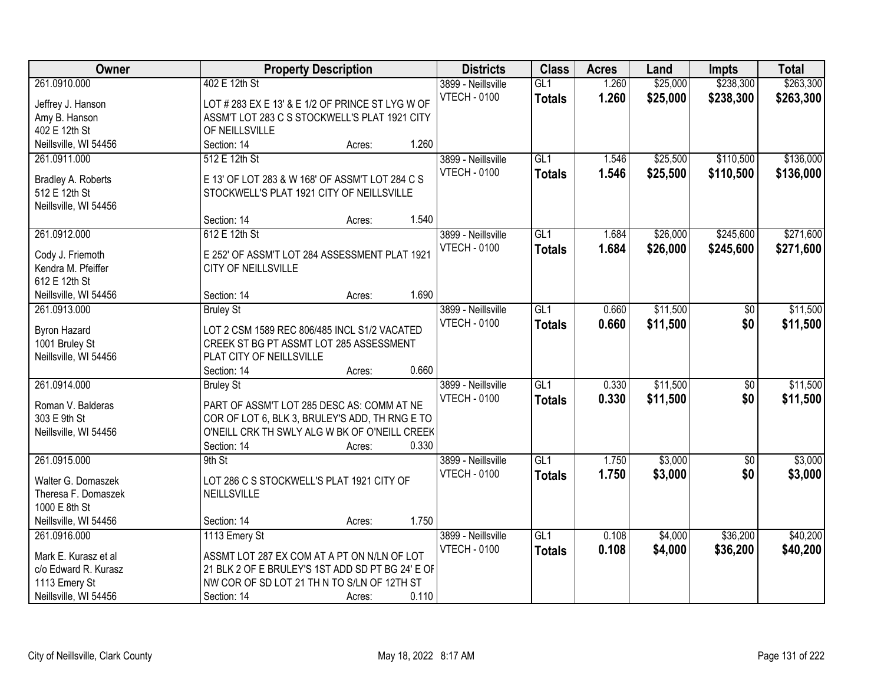| Owner | Property Description | Districts | Class | Acres | Land | Impts | Total |
|---|---|---|---|---|---|---|---|
| 261.0910.000<br><br>Jeffrey J. Hanson<br>Amy B. Hanson<br>402 E 12th St<br>Neillsville, WI 54456 | 402 E 12th St<br><br>LOT # 283 EX E 13' & E 1/2 OF PRINCE ST LYG W OF ASSM'T LOT 283 C S STOCKWELL'S PLAT 1921 CITY OF NEILLSVILLE<br>Section: 14 Acres: 1.260 | 3899 - Neillsville<br>VTECH - 0100 | GL1<br>**Totals** | 1.260<br>**1.260** | $25,000<br>**$25,000** | $238,300<br>**$238,300** | $263,300<br>**$263,300** |
| 261.0911.000<br><br>Bradley A. Roberts<br>512 E 12th St<br>Neillsville, WI 54456 | 512 E 12th St<br><br>E 13' OF LOT 283 & W 168' OF ASSM'T LOT 284 C S STOCKWELL'S PLAT 1921 CITY OF NEILLSVILLE<br>Section: 14 Acres: 1.540 | 3899 - Neillsville<br>VTECH - 0100 | GL1<br>**Totals** | 1.546<br>**1.546** | $25,500<br>**$25,500** | $110,500<br>**$110,500** | $136,000<br>**$136,000** |
| 261.0912.000<br><br>Cody J. Friemoth<br>Kendra M. Pfeiffer<br>612 E 12th St<br>Neillsville, WI 54456 | 612 E 12th St<br><br>E 252' OF ASSM'T LOT 284 ASSESSMENT PLAT 1921 CITY OF NEILLSVILLE<br>Section: 14 Acres: 1.690 | 3899 - Neillsville<br>VTECH - 0100 | GL1<br>**Totals** | 1.684<br>**1.684** | $26,000<br>**$26,000** | $245,600<br>**$245,600** | $271,600<br>**$271,600** |
| 261.0913.000<br><br>Byron Hazard<br>1001 Bruley St<br>Neillsville, WI 54456 | Bruley St<br><br>LOT 2 CSM 1589 REC 806/485 INCL S1/2 VACATED CREEK ST BG PT ASSMT LOT 285 ASSESSMENT PLAT CITY OF NEILLSVILLE<br>Section: 14 Acres: 0.660 | 3899 - Neillsville<br>VTECH - 0100 | GL1<br>**Totals** | 0.660<br>**0.660** | $11,500<br>**$11,500** | $0<br>**$0** | $11,500<br>**$11,500** |
| 261.0914.000<br><br>Roman V. Balderas<br>303 E 9th St<br>Neillsville, WI 54456 | Bruley St<br><br>PART OF ASSM'T LOT 285 DESC AS: COMM AT NE COR OF LOT 6, BLK 3, BRULEY'S ADD, TH RNG E TO O'NEILL CRK TH SWLY ALG W BK OF O'NEILL CREEK<br>Section: 14 Acres: 0.330 | 3899 - Neillsville<br>VTECH - 0100 | GL1<br>**Totals** | 0.330<br>**0.330** | $11,500<br>**$11,500** | $0<br>**$0** | $11,500<br>**$11,500** |
| 261.0915.000<br><br>Walter G. Domaszek<br>Theresa F. Domaszek<br>1000 E 8th St<br>Neillsville, WI 54456 | 9th St<br><br>LOT 286 C S STOCKWELL'S PLAT 1921 CITY OF NEILLSVILLE<br>Section: 14 Acres: 1.750 | 3899 - Neillsville<br>VTECH - 0100 | GL1<br>**Totals** | 1.750<br>**1.750** | $3,000<br>**$3,000** | $0<br>**$0** | $3,000<br>**$3,000** |
| 261.0916.000<br><br>Mark E. Kurasz et al<br>c/o Edward R. Kurasz<br>1113 Emery St<br>Neillsville, WI 54456 | 1113 Emery St<br><br>ASSMT LOT 287 EX COM AT A PT ON N/LN OF LOT 21 BLK 2 OF E BRULEY'S 1ST ADD SD PT BG 24' E OF NW COR OF SD LOT 21 TH N TO S/LN OF 12TH ST<br>Section: 14 Acres: 0.110 | 3899 - Neillsville<br>VTECH - 0100 | GL1<br>**Totals** | 0.108<br>**0.108** | $4,000<br>**$4,000** | $36,200<br>**$36,200** | $40,200<br>**$40,200** |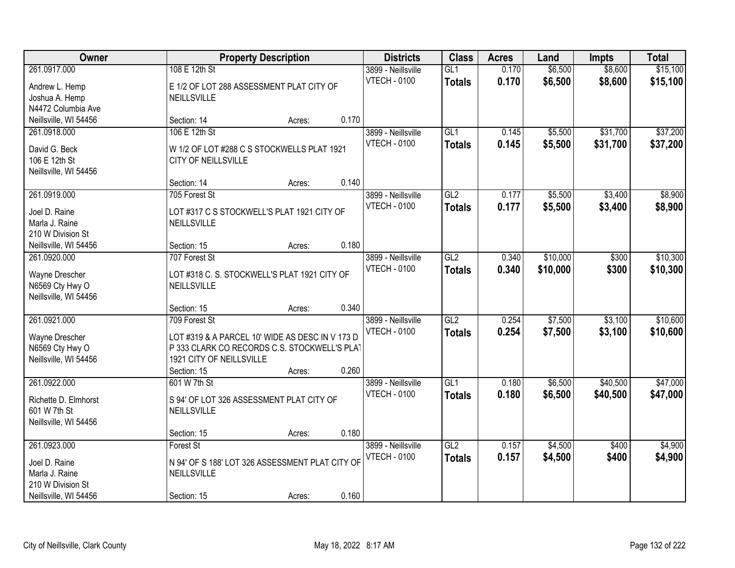| Owner | Property Description | | | Districts | Class | Acres | Land | Impts | Total |
|---|---|---|---|---|---|---|---|---|---|
| 261.0917.000<br>Andrew L. Hemp<br>Joshua A. Hemp<br>N4472 Columbia Ave<br>Neillsville, WI 54456 | 108 E 12th St<br>E 1/2 OF LOT 288 ASSESSMENT PLAT CITY OF NEILLSVILLE<br>Section: 14 | Acres: | 0.170 | 3899 - Neillsville<br>VTECH - 0100 | GL1<br>**Totals** | 0.170<br>**0.170** | $6,500<br>**$6,500** | $8,600<br>**$8,600** | $15,100<br>**$15,100** |
| 261.0918.000<br>David G. Beck<br>106 E 12th St<br>Neillsville, WI 54456 | 106 E 12th St<br>W 1/2 OF LOT #288 C S STOCKWELLS PLAT 1921 CITY OF NEILLSVILLE<br>Section: 14 | Acres: | 0.140 | 3899 - Neillsville<br>VTECH - 0100 | GL1<br>**Totals** | 0.145<br>**0.145** | $5,500<br>**$5,500** | $31,700<br>**$31,700** | $37,200<br>**$37,200** |
| 261.0919.000<br>Joel D. Raine<br>Marla J. Raine<br>210 W Division St<br>Neillsville, WI 54456 | 705 Forest St<br>LOT #317 C S STOCKWELL'S PLAT 1921 CITY OF NEILLSVILLE<br>Section: 15 | Acres: | 0.180 | 3899 - Neillsville<br>VTECH - 0100 | GL2<br>**Totals** | 0.177<br>**0.177** | $5,500<br>**$5,500** | $3,400<br>**$3,400** | $8,900<br>**$8,900** |
| 261.0920.000<br>Wayne Drescher<br>N6569 Cty Hwy O<br>Neillsville, WI 54456 | 707 Forest St<br>LOT #318 C. S. STOCKWELL'S PLAT 1921 CITY OF NEILLSVILLE<br>Section: 15 | Acres: | 0.340 | 3899 - Neillsville<br>VTECH - 0100 | GL2<br>**Totals** | 0.340<br>**0.340** | $10,000<br>**$10,000** | $300<br>**$300** | $10,300<br>**$10,300** |
| 261.0921.000<br>Wayne Drescher<br>N6569 Cty Hwy O<br>Neillsville, WI 54456 | 709 Forest St<br>LOT #319 & A PARCEL 10' WIDE AS DESC IN V 173 D P 333 CLARK CO RECORDS C.S. STOCKWELL'S PLAT 1921 CITY OF NEILLSVILLE<br>Section: 15 | Acres: | 0.260 | 3899 - Neillsville<br>VTECH - 0100 | GL2<br>**Totals** | 0.254<br>**0.254** | $7,500<br>**$7,500** | $3,100<br>**$3,100** | $10,600<br>**$10,600** |
| 261.0922.000<br>Richette D. Elmhorst<br>601 W 7th St<br>Neillsville, WI 54456 | 601 W 7th St<br>S 94' OF LOT 326 ASSESSMENT PLAT CITY OF NEILLSVILLE<br>Section: 15 | Acres: | 0.180 | 3899 - Neillsville<br>VTECH - 0100 | GL1<br>**Totals** | 0.180<br>**0.180** | $6,500<br>**$6,500** | $40,500<br>**$40,500** | $47,000<br>**$47,000** |
| 261.0923.000<br>Joel D. Raine<br>Marla J. Raine<br>210 W Division St<br>Neillsville, WI 54456 | Forest St<br>N 94' OF S 188' LOT 326 ASSESSMENT PLAT CITY OF NEILLSVILLE<br>Section: 15 | Acres: | 0.160 | 3899 - Neillsville<br>VTECH - 0100 | GL2<br>**Totals** | 0.157<br>**0.157** | $4,500<br>**$4,500** | $400<br>**$400** | $4,900<br>**$4,900** |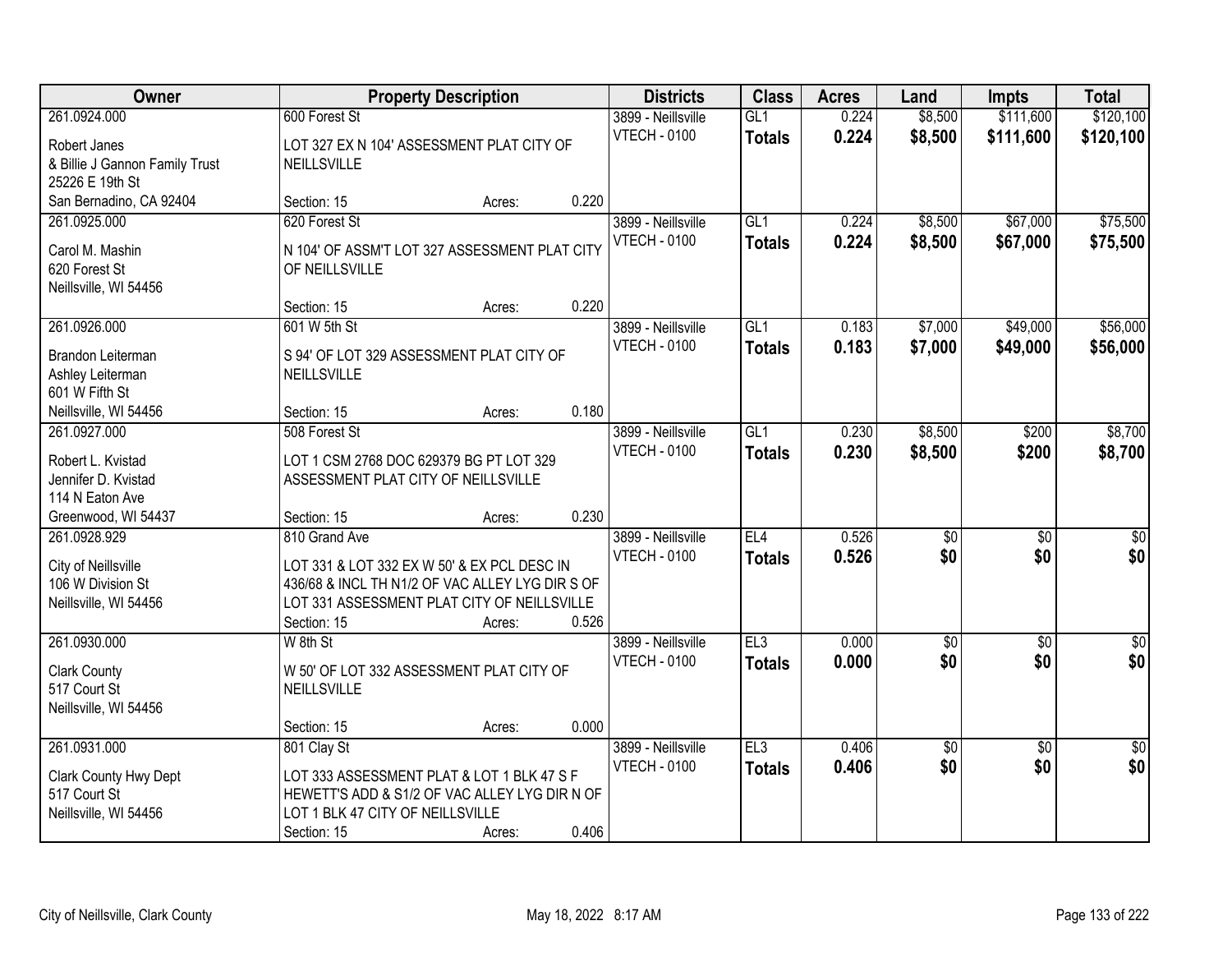| Owner | Property Description | Districts | Class | Acres | Land | Impts | Total |
|---|---|---|---|---|---|---|---|
| 261.0924.000<br>Robert Janes<br>& Billie J Gannon Family Trust<br>25226 E 19th St<br>San Bernadino, CA 92404 | 600 Forest St<br>LOT 327 EX N 104' ASSESSMENT PLAT CITY OF NEILLSVILLE<br>Section: 15 Acres: 0.220 | 3899 - Neillsville<br>VTECH - 0100 | GL1<br>**Totals** | 0.224<br>**0.224** | $8,500<br>**$8,500** | $111,600<br>**$111,600** | $120,100<br>**$120,100** |
| 261.0925.000<br>Carol M. Mashin<br>620 Forest St<br>Neillsville, WI 54456 | 620 Forest St<br>N 104' OF ASSM'T LOT 327 ASSESSMENT PLAT CITY OF NEILLSVILLE<br>Section: 15 Acres: 0.220 | 3899 - Neillsville<br>VTECH - 0100 | GL1<br>**Totals** | 0.224<br>**0.224** | $8,500<br>**$8,500** | $67,000<br>**$67,000** | $75,500<br>**$75,500** |
| 261.0926.000<br>Brandon Leiterman<br>Ashley Leiterman<br>601 W Fifth St<br>Neillsville, WI 54456 | 601 W 5th St<br>S 94' OF LOT 329 ASSESSMENT PLAT CITY OF NEILLSVILLE<br>Section: 15 Acres: 0.180 | 3899 - Neillsville<br>VTECH - 0100 | GL1<br>**Totals** | 0.183<br>**0.183** | $7,000<br>**$7,000** | $49,000<br>**$49,000** | $56,000<br>**$56,000** |
| 261.0927.000<br>Robert L. Kvistad<br>Jennifer D. Kvistad<br>114 N Eaton Ave<br>Greenwood, WI 54437 | 508 Forest St<br>LOT 1 CSM 2768 DOC 629379 BG PT LOT 329 ASSESSMENT PLAT CITY OF NEILLSVILLE<br>Section: 15 Acres: 0.230 | 3899 - Neillsville<br>VTECH - 0100 | GL1<br>**Totals** | 0.230<br>**0.230** | $8,500<br>**$8,500** | $200<br>**$200** | $8,700<br>**$8,700** |
| 261.0928.929<br>City of Neillsville<br>106 W Division St<br>Neillsville, WI 54456 | 810 Grand Ave<br>LOT 331 & LOT 332 EX W 50' & EX PCL DESC IN 436/68 & INCL TH N1/2 OF VAC ALLEY LYG DIR S OF LOT 331 ASSESSMENT PLAT CITY OF NEILLSVILLE<br>Section: 15 Acres: 0.526 | 3899 - Neillsville<br>VTECH - 0100 | EL4<br>**Totals** | 0.526<br>**0.526** | $0<br>**$0** | $0<br>**$0** | $0<br>**$0** |
| 261.0930.000<br>Clark County<br>517 Court St<br>Neillsville, WI 54456 | W 8th St<br>W 50' OF LOT 332 ASSESSMENT PLAT CITY OF NEILLSVILLE<br>Section: 15 Acres: 0.000 | 3899 - Neillsville<br>VTECH - 0100 | EL3<br>**Totals** | 0.000<br>**0.000** | $0<br>**$0** | $0<br>**$0** | $0<br>**$0** |
| 261.0931.000<br>Clark County Hwy Dept<br>517 Court St<br>Neillsville, WI 54456 | 801 Clay St<br>LOT 333 ASSESSMENT PLAT & LOT 1 BLK 47 S F HEWETT'S ADD & S1/2 OF VAC ALLEY LYG DIR N OF LOT 1 BLK 47 CITY OF NEILLSVILLE<br>Section: 15 Acres: 0.406 | 3899 - Neillsville<br>VTECH - 0100 | EL3<br>**Totals** | 0.406<br>**0.406** | $0<br>**$0** | $0<br>**$0** | $0<br>**$0** |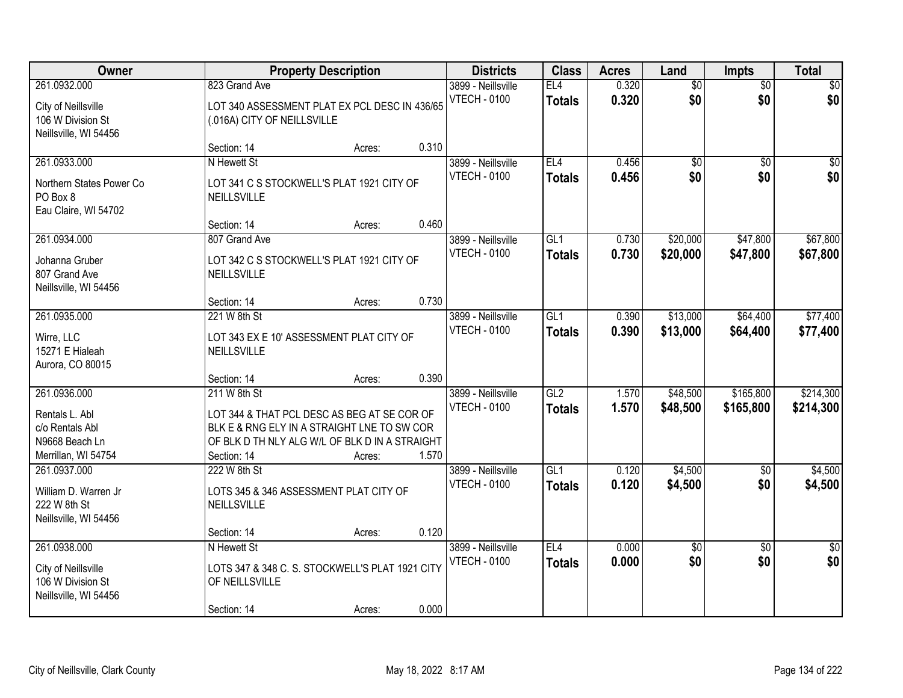| Owner | Property Description | Districts | Class | Acres | Land | Impts | Total |
|---|---|---|---|---|---|---|---|
| 261.0932.000<br>City of Neillsville<br>106 W Division St<br>Neillsville, WI 54456 | 823 Grand Ave<br>LOT 340 ASSESSMENT PLAT EX PCL DESC IN 436/65 (.016A) CITY OF NEILLSVILLE<br>Section: 14 Acres: 0.310 | 3899 - Neillsville<br>VTECH - 0100 | EL4<br>**Totals** | 0.320<br>**0.320** | $0<br>**$0** | $0<br>**$0** | $0<br>**$0** |
| 261.0933.000<br>Northern States Power Co<br>PO Box 8<br>Eau Claire, WI 54702 | N Hewett St<br>LOT 341 C S STOCKWELL'S PLAT 1921 CITY OF NEILLSVILLE<br>Section: 14 Acres: 0.460 | 3899 - Neillsville<br>VTECH - 0100 | EL4<br>**Totals** | 0.456<br>**0.456** | $0<br>**$0** | $0<br>**$0** | $0<br>**$0** |
| 261.0934.000<br>Johanna Gruber<br>807 Grand Ave<br>Neillsville, WI 54456 | 807 Grand Ave<br>LOT 342 C S STOCKWELL'S PLAT 1921 CITY OF NEILLSVILLE<br>Section: 14 Acres: 0.730 | 3899 - Neillsville<br>VTECH - 0100 | GL1<br>**Totals** | 0.730<br>**0.730** | $20,000<br>**$20,000** | $47,800<br>**$47,800** | $67,800<br>**$67,800** |
| 261.0935.000<br>Wirre, LLC<br>15271 E Hialeah<br>Aurora, CO 80015 | 221 W 8th St<br>LOT 343 EX E 10' ASSESSMENT PLAT CITY OF NEILLSVILLE<br>Section: 14 Acres: 0.390 | 3899 - Neillsville<br>VTECH - 0100 | GL1<br>**Totals** | 0.390<br>**0.390** | $13,000<br>**$13,000** | $64,400<br>**$64,400** | $77,400<br>**$77,400** |
| 261.0936.000<br>Rentals L. Abl<br>c/o Rentals Abl<br>N9668 Beach Ln<br>Merrillan, WI 54754 | 211 W 8th St<br>LOT 344 & THAT PCL DESC AS BEG AT SE COR OF BLK E & RNG ELY IN A STRAIGHT LNE TO SW COR OF BLK D TH NLY ALG W/L OF BLK D IN A STRAIGHT<br>Section: 14 Acres: 1.570 | 3899 - Neillsville<br>VTECH - 0100 | GL2<br>**Totals** | 1.570<br>**1.570** | $48,500<br>**$48,500** | $165,800<br>**$165,800** | $214,300<br>**$214,300** |
| 261.0937.000<br>William D. Warren Jr<br>222 W 8th St<br>Neillsville, WI 54456 | 222 W 8th St<br>LOTS 345 & 346 ASSESSMENT PLAT CITY OF NEILLSVILLE<br>Section: 14 Acres: 0.120 | 3899 - Neillsville<br>VTECH - 0100 | GL1<br>**Totals** | 0.120<br>**0.120** | $4,500<br>**$4,500** | $0<br>**$0** | $4,500<br>**$4,500** |
| 261.0938.000<br>City of Neillsville<br>106 W Division St<br>Neillsville, WI 54456 | N Hewett St<br>LOTS 347 & 348 C. S. STOCKWELL'S PLAT 1921 CITY OF NEILLSVILLE<br>Section: 14 Acres: 0.000 | 3899 - Neillsville<br>VTECH - 0100 | EL4<br>**Totals** | 0.000<br>**0.000** | $0<br>**$0** | $0<br>**$0** | $0<br>**$0** |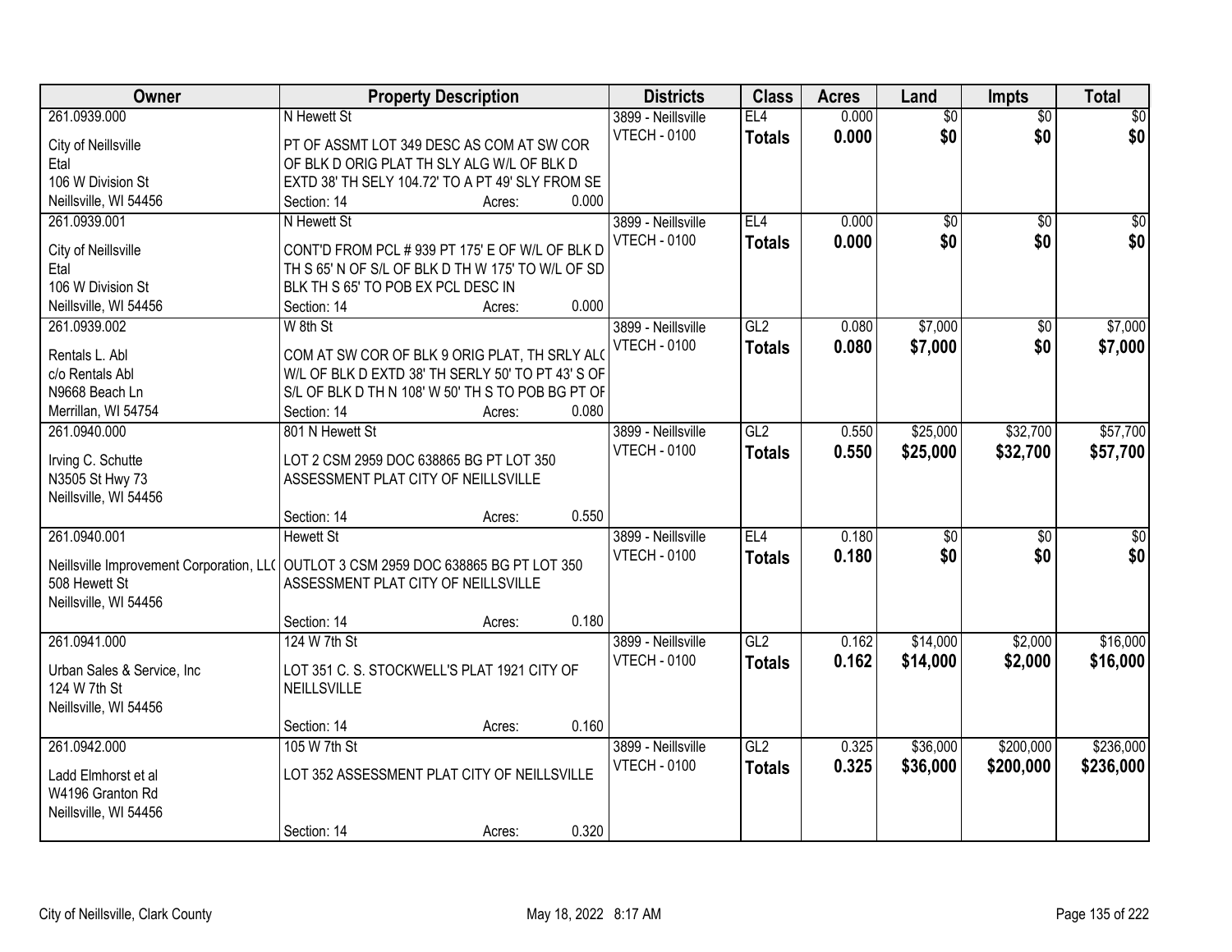| Owner | Property Description | Districts | Class | Acres | Land | Impts | Total |
|---|---|---|---|---|---|---|---|
| 261.0939.000<br>City of Neillsville<br>Etal<br>106 W Division St<br>Neillsville, WI 54456 | N Hewett St<br>PT OF ASSMT LOT 349 DESC AS COM AT SW COR OF BLK D ORIG PLAT TH SLY ALG W/L OF BLK D EXTD 38' TH SELY 104.72' TO A PT 49' SLY FROM SE<br>Section: 14 Acres: 0.000 | 3899 - Neillsville<br>VTECH - 0100 | EL4<br>**Totals** | 0.000<br>**0.000** | $0<br>**$0** | $0<br>**$0** | $0<br>**$0** |
| 261.0939.001<br>City of Neillsville<br>Etal<br>106 W Division St<br>Neillsville, WI 54456 | N Hewett St<br>CONT'D FROM PCL # 939 PT 175' E OF W/L OF BLK D TH S 65' N OF S/L OF BLK D TH W 175' TO W/L OF SD BLK TH S 65' TO POB EX PCL DESC IN<br>Section: 14 Acres: 0.000 | 3899 - Neillsville<br>VTECH - 0100 | EL4<br>**Totals** | 0.000<br>**0.000** | $0<br>**$0** | $0<br>**$0** | $0<br>**$0** |
| 261.0939.002<br>Rentals L. Abl<br>c/o Rentals Abl<br>N9668 Beach Ln<br>Merrillan, WI 54754 | W 8th St<br>COM AT SW COR OF BLK 9 ORIG PLAT, TH SRLY ALG W/L OF BLK D EXTD 38' TH SERLY 50' TO PT 43' S OF S/L OF BLK D TH N 108' W 50' TH S TO POB BG PT OF<br>Section: 14 Acres: 0.080 | 3899 - Neillsville<br>VTECH - 0100 | GL2<br>**Totals** | 0.080<br>**0.080** | $7,000<br>**$7,000** | $0<br>**$0** | $7,000<br>**$7,000** |
| 261.0940.000<br>Irving C. Schutte<br>N3505 St Hwy 73<br>Neillsville, WI 54456 | 801 N Hewett St<br>LOT 2 CSM 2959 DOC 638865 BG PT LOT 350 ASSESSMENT PLAT CITY OF NEILLSVILLE<br>Section: 14 Acres: 0.550 | 3899 - Neillsville<br>VTECH - 0100 | GL2<br>**Totals** | 0.550<br>**0.550** | $25,000<br>**$25,000** | $32,700<br>**$32,700** | $57,700<br>**$57,700** |
| 261.0940.001<br>Neillsville Improvement Corporation, LLC<br>508 Hewett St<br>Neillsville, WI 54456 | Hewett St<br>OUTLOT 3 CSM 2959 DOC 638865 BG PT LOT 350 ASSESSMENT PLAT CITY OF NEILLSVILLE<br>Section: 14 Acres: 0.180 | 3899 - Neillsville<br>VTECH - 0100 | EL4<br>**Totals** | 0.180<br>**0.180** | $0<br>**$0** | $0<br>**$0** | $0<br>**$0** |
| 261.0941.000<br>Urban Sales & Service, Inc<br>124 W 7th St<br>Neillsville, WI 54456 | 124 W 7th St<br>LOT 351 C. S. STOCKWELL'S PLAT 1921 CITY OF NEILLSVILLE<br>Section: 14 Acres: 0.160 | 3899 - Neillsville<br>VTECH - 0100 | GL2<br>**Totals** | 0.162<br>**0.162** | $14,000<br>**$14,000** | $2,000<br>**$2,000** | $16,000<br>**$16,000** |
| 261.0942.000<br>Ladd Elmhorst et al<br>W4196 Granton Rd<br>Neillsville, WI 54456 | 105 W 7th St<br>LOT 352 ASSESSMENT PLAT CITY OF NEILLSVILLE<br>Section: 14 Acres: 0.320 | 3899 - Neillsville<br>VTECH - 0100 | GL2<br>**Totals** | 0.325<br>**0.325** | $36,000<br>**$36,000** | $200,000<br>**$200,000** | $236,000<br>**$236,000** |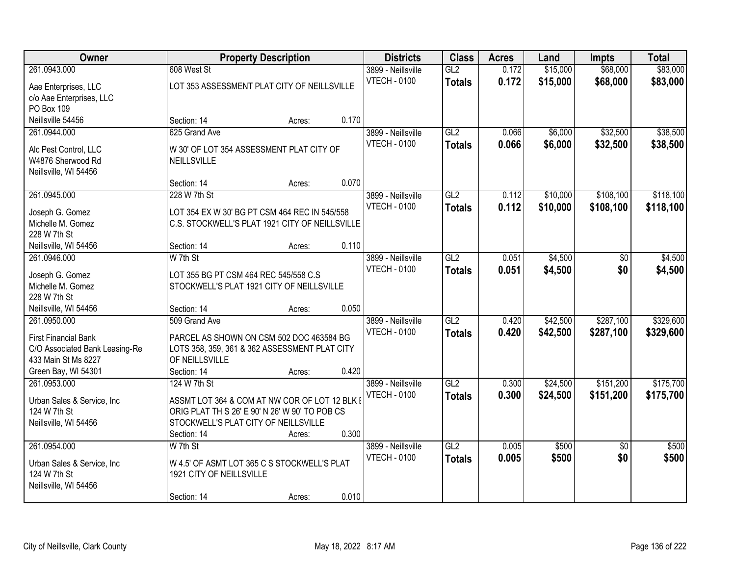| Owner | Property Description | | | Districts | Class | Acres | Land | Impts | Total |
|---|---|---|---|---|---|---|---|---|---|
| 261.0943.000 | 608 West St | | | 3899 - Neillsville | GL2 | 0.172 | $15,000 | $68,000 | $83,000 |
| Aae Enterprises, LLC<br>c/o Aae Enterprises, LLC<br>PO Box 109<br>Neillsville 54456 | LOT 353 ASSESSMENT PLAT CITY OF NEILLSVILLE | | | VTECH - 0100 | **Totals** | **0.172** | **$15,000** | **$68,000** | **$83,000** |
| | Section: 14 | Acres: | 0.170 | | | | | | |
| 261.0944.000 | 625 Grand Ave | | | 3899 - Neillsville | GL2 | 0.066 | $6,000 | $32,500 | $38,500 |
| Alc Pest Control, LLC<br>W4876 Sherwood Rd<br>Neillsville, WI 54456 | W 30' OF LOT 354 ASSESSMENT PLAT CITY OF NEILLSVILLE | | | VTECH - 0100 | **Totals** | **0.066** | **$6,000** | **$32,500** | **$38,500** |
| | Section: 14 | Acres: | 0.070 | | | | | | |
| 261.0945.000 | 228 W 7th St | | | 3899 - Neillsville | GL2 | 0.112 | $10,000 | $108,100 | $118,100 |
| Joseph G. Gomez<br>Michelle M. Gomez<br>228 W 7th St<br>Neillsville, WI 54456 | LOT 354 EX W 30' BG PT CSM 464 REC IN 545/558 C.S. STOCKWELL'S PLAT 1921 CITY OF NEILLSVILLE | | | VTECH - 0100 | **Totals** | **0.112** | **$10,000** | **$108,100** | **$118,100** |
| | Section: 14 | Acres: | 0.110 | | | | | | |
| 261.0946.000 | W 7th St | | | 3899 - Neillsville | GL2 | 0.051 | $4,500 | $0 | $4,500 |
| Joseph G. Gomez<br>Michelle M. Gomez<br>228 W 7th St<br>Neillsville, WI 54456 | LOT 355 BG PT CSM 464 REC 545/558 C.S STOCKWELL'S PLAT 1921 CITY OF NEILLSVILLE | | | VTECH - 0100 | **Totals** | **0.051** | **$4,500** | **$0** | **$4,500** |
| | Section: 14 | Acres: | 0.050 | | | | | | |
| 261.0950.000 | 509 Grand Ave | | | 3899 - Neillsville | GL2 | 0.420 | $42,500 | $287,100 | $329,600 |
| First Financial Bank<br>C/O Associated Bank Leasing-Re<br>433 Main St Ms 8227<br>Green Bay, WI 54301 | PARCEL AS SHOWN ON CSM 502 DOC 463584 BG LOTS 358, 359, 361 & 362 ASSESSMENT PLAT CITY OF NEILLSVILLE | | | VTECH - 0100 | **Totals** | **0.420** | **$42,500** | **$287,100** | **$329,600** |
| | Section: 14 | Acres: | 0.420 | | | | | | |
| 261.0953.000 | 124 W 7th St | | | 3899 - Neillsville | GL2 | 0.300 | $24,500 | $151,200 | $175,700 |
| Urban Sales & Service, Inc<br>124 W 7th St<br>Neillsville, WI 54456 | ASSMT LOT 364 & COM AT NW COR OF LOT 12 BLK E ORIG PLAT TH S 26' E 90' N 26' W 90' TO POB CS STOCKWELL'S PLAT CITY OF NEILLSVILLE | | | VTECH - 0100 | **Totals** | **0.300** | **$24,500** | **$151,200** | **$175,700** |
| | Section: 14 | Acres: | 0.300 | | | | | | |
| 261.0954.000 | W 7th St | | | 3899 - Neillsville | GL2 | 0.005 | $500 | $0 | $500 |
| Urban Sales & Service, Inc<br>124 W 7th St<br>Neillsville, WI 54456 | W 4.5' OF ASMT LOT 365 C S STOCKWELL'S PLAT 1921 CITY OF NEILLSVILLE | | | VTECH - 0100 | **Totals** | **0.005** | **$500** | **$0** | **$500** |
| | Section: 14 | Acres: | 0.010 | | | | | | |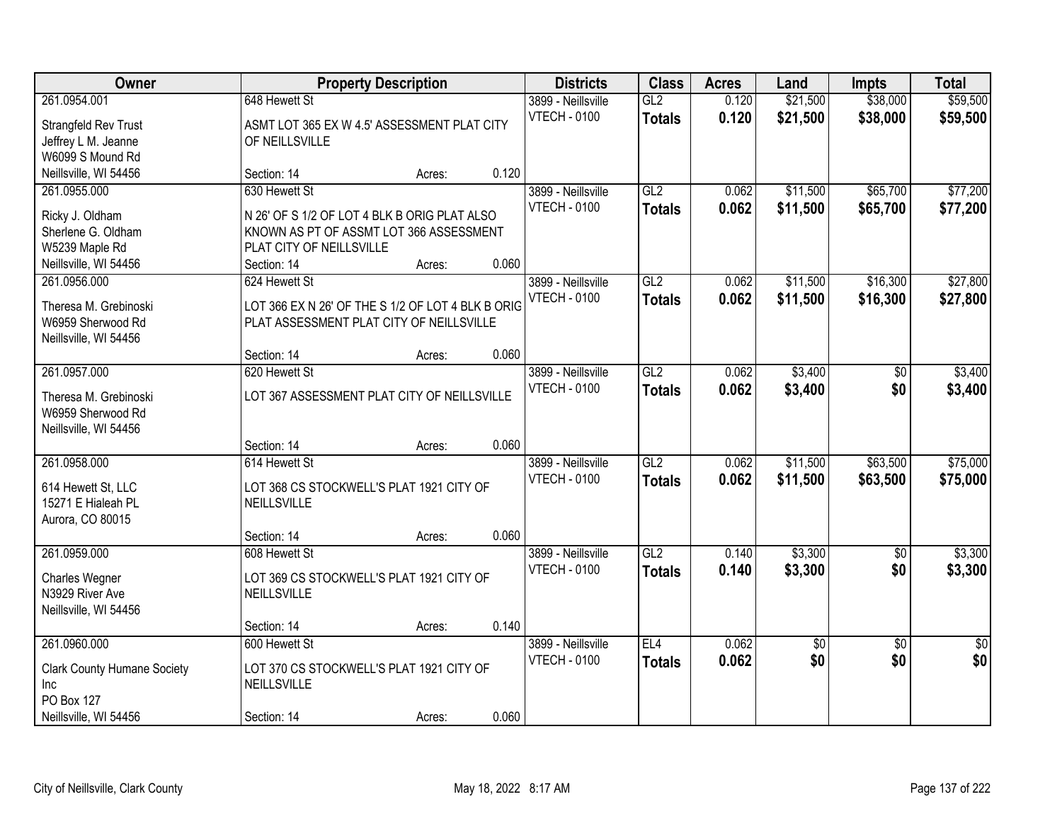| Owner | Property Description | | | Districts | Class | Acres | Land | Impts | Total |
|---|---|---|---|---|---|---|---|---|---|
| 261.0954.001<br>Strangfeld Rev Trust<br>Jeffrey L M. Jeanne<br>W6099 S Mound Rd<br>Neillsville, WI 54456 | 648 Hewett St<br>ASMT LOT 365 EX W 4.5' ASSESSMENT PLAT CITY OF NEILLSVILLE<br>Section: 14 | Acres: | 0.120 | 3899 - Neillsville<br>VTECH - 0100 | GL2<br>**Totals** | 0.120<br>**0.120** | $21,500<br>**$21,500** | $38,000<br>**$38,000** | $59,500<br>**$59,500** |
| 261.0955.000<br>Ricky J. Oldham<br>Sherlene G. Oldham<br>W5239 Maple Rd<br>Neillsville, WI 54456 | 630 Hewett St<br>N 26' OF S 1/2 OF LOT 4 BLK B ORIG PLAT ALSO KNOWN AS PT OF ASSMT LOT 366 ASSESSMENT PLAT CITY OF NEILLSVILLE<br>Section: 14 | Acres: | 0.060 | 3899 - Neillsville<br>VTECH - 0100 | GL2<br>**Totals** | 0.062<br>**0.062** | $11,500<br>**$11,500** | $65,700<br>**$65,700** | $77,200<br>**$77,200** |
| 261.0956.000<br>Theresa M. Grebinoski<br>W6959 Sherwood Rd<br>Neillsville, WI 54456 | 624 Hewett St<br>LOT 366 EX N 26' OF THE S 1/2 OF LOT 4 BLK B ORIG PLAT ASSESSMENT PLAT CITY OF NEILLSVILLE<br>Section: 14 | Acres: | 0.060 | 3899 - Neillsville<br>VTECH - 0100 | GL2<br>**Totals** | 0.062<br>**0.062** | $11,500<br>**$11,500** | $16,300<br>**$16,300** | $27,800<br>**$27,800** |
| 261.0957.000<br>Theresa M. Grebinoski<br>W6959 Sherwood Rd<br>Neillsville, WI 54456 | 620 Hewett St<br>LOT 367 ASSESSMENT PLAT CITY OF NEILLSVILLE<br>Section: 14 | Acres: | 0.060 | 3899 - Neillsville<br>VTECH - 0100 | GL2<br>**Totals** | 0.062<br>**0.062** | $3,400<br>**$3,400** | $0<br>**$0** | $3,400<br>**$3,400** |
| 261.0958.000<br>614 Hewett St, LLC<br>15271 E Hialeah PL<br>Aurora, CO 80015 | 614 Hewett St<br>LOT 368 CS STOCKWELL'S PLAT 1921 CITY OF NEILLSVILLE<br>Section: 14 | Acres: | 0.060 | 3899 - Neillsville<br>VTECH - 0100 | GL2<br>**Totals** | 0.062<br>**0.062** | $11,500<br>**$11,500** | $63,500<br>**$63,500** | $75,000<br>**$75,000** |
| 261.0959.000<br>Charles Wegner<br>N3929 River Ave<br>Neillsville, WI 54456 | 608 Hewett St<br>LOT 369 CS STOCKWELL'S PLAT 1921 CITY OF NEILLSVILLE<br>Section: 14 | Acres: | 0.140 | 3899 - Neillsville<br>VTECH - 0100 | GL2<br>**Totals** | 0.140<br>**0.140** | $3,300<br>**$3,300** | $0<br>**$0** | $3,300<br>**$3,300** |
| 261.0960.000<br>Clark County Humane Society Inc<br>PO Box 127<br>Neillsville, WI 54456 | 600 Hewett St<br>LOT 370 CS STOCKWELL'S PLAT 1921 CITY OF NEILLSVILLE<br>Section: 14 | Acres: | 0.060 | 3899 - Neillsville<br>VTECH - 0100 | EL4<br>**Totals** | 0.062<br>**0.062** | $0<br>**$0** | $0<br>**$0** | $0<br>**$0** |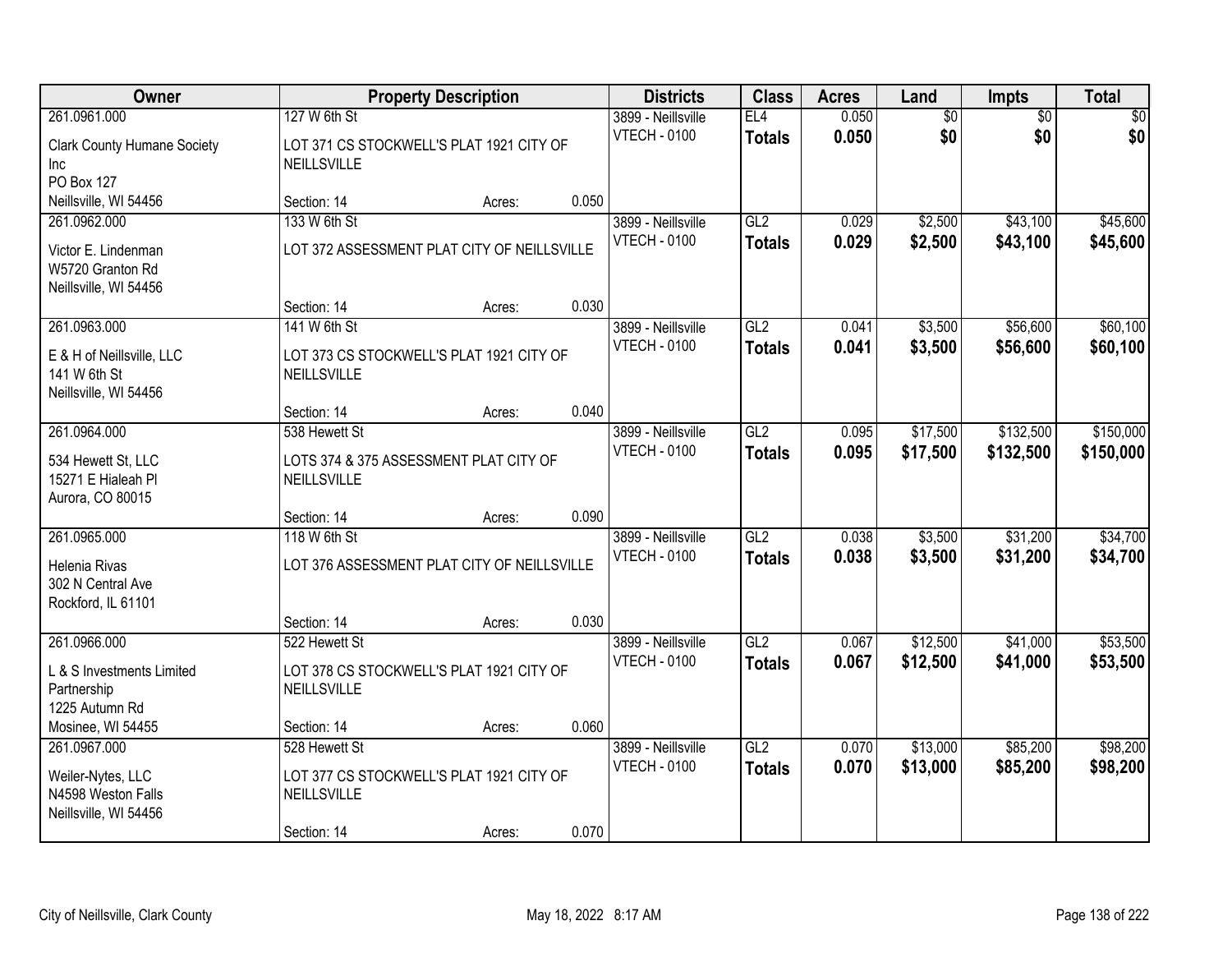| Owner | Property Description | | | Districts | Class | Acres | Land | Impts | Total |
|---|---|---|---|---|---|---|---|---|---|
| 261.0961.000 | 127 W 6th St | | | 3899 - Neillsville | EL4 | 0.050 | $0 | $0 | $0 |
| Clark County Humane Society Inc PO Box 127 Neillsville, WI 54456 | LOT 371 CS STOCKWELL'S PLAT 1921 CITY OF NEILLSVILLE | | | VTECH - 0100 | **Totals** | **0.050** | **$0** | **$0** | **$0** |
| | Section: 14 | Acres: | 0.050 | | | | | | |
| 261.0962.000 | 133 W 6th St | | | 3899 - Neillsville | GL2 | 0.029 | $2,500 | $43,100 | $45,600 |
| Victor E. Lindenman W5720 Granton Rd Neillsville, WI 54456 | LOT 372 ASSESSMENT PLAT CITY OF NEILLSVILLE | | | VTECH - 0100 | **Totals** | **0.029** | **$2,500** | **$43,100** | **$45,600** |
| | Section: 14 | Acres: | 0.030 | | | | | | |
| 261.0963.000 | 141 W 6th St | | | 3899 - Neillsville | GL2 | 0.041 | $3,500 | $56,600 | $60,100 |
| E & H of Neillsville, LLC 141 W 6th St Neillsville, WI 54456 | LOT 373 CS STOCKWELL'S PLAT 1921 CITY OF NEILLSVILLE | | | VTECH - 0100 | **Totals** | **0.041** | **$3,500** | **$56,600** | **$60,100** |
| | Section: 14 | Acres: | 0.040 | | | | | | |
| 261.0964.000 | 538 Hewett St | | | 3899 - Neillsville | GL2 | 0.095 | $17,500 | $132,500 | $150,000 |
| 534 Hewett St, LLC 15271 E Hialeah Pl Aurora, CO 80015 | LOTS 374 & 375 ASSESSMENT PLAT CITY OF NEILLSVILLE | | | VTECH - 0100 | **Totals** | **0.095** | **$17,500** | **$132,500** | **$150,000** |
| | Section: 14 | Acres: | 0.090 | | | | | | |
| 261.0965.000 | 118 W 6th St | | | 3899 - Neillsville | GL2 | 0.038 | $3,500 | $31,200 | $34,700 |
| Helenia Rivas 302 N Central Ave Rockford, IL 61101 | LOT 376 ASSESSMENT PLAT CITY OF NEILLSVILLE | | | VTECH - 0100 | **Totals** | **0.038** | **$3,500** | **$31,200** | **$34,700** |
| | Section: 14 | Acres: | 0.030 | | | | | | |
| 261.0966.000 | 522 Hewett St | | | 3899 - Neillsville | GL2 | 0.067 | $12,500 | $41,000 | $53,500 |
| L & S Investments Limited Partnership 1225 Autumn Rd Mosinee, WI 54455 | LOT 378 CS STOCKWELL'S PLAT 1921 CITY OF NEILLSVILLE | | | VTECH - 0100 | **Totals** | **0.067** | **$12,500** | **$41,000** | **$53,500** |
| | Section: 14 | Acres: | 0.060 | | | | | | |
| 261.0967.000 | 528 Hewett St | | | 3899 - Neillsville | GL2 | 0.070 | $13,000 | $85,200 | $98,200 |
| Weiler-Nytes, LLC N4598 Weston Falls Neillsville, WI 54456 | LOT 377 CS STOCKWELL'S PLAT 1921 CITY OF NEILLSVILLE | | | VTECH - 0100 | **Totals** | **0.070** | **$13,000** | **$85,200** | **$98,200** |
| | Section: 14 | Acres: | 0.070 | | | | | | |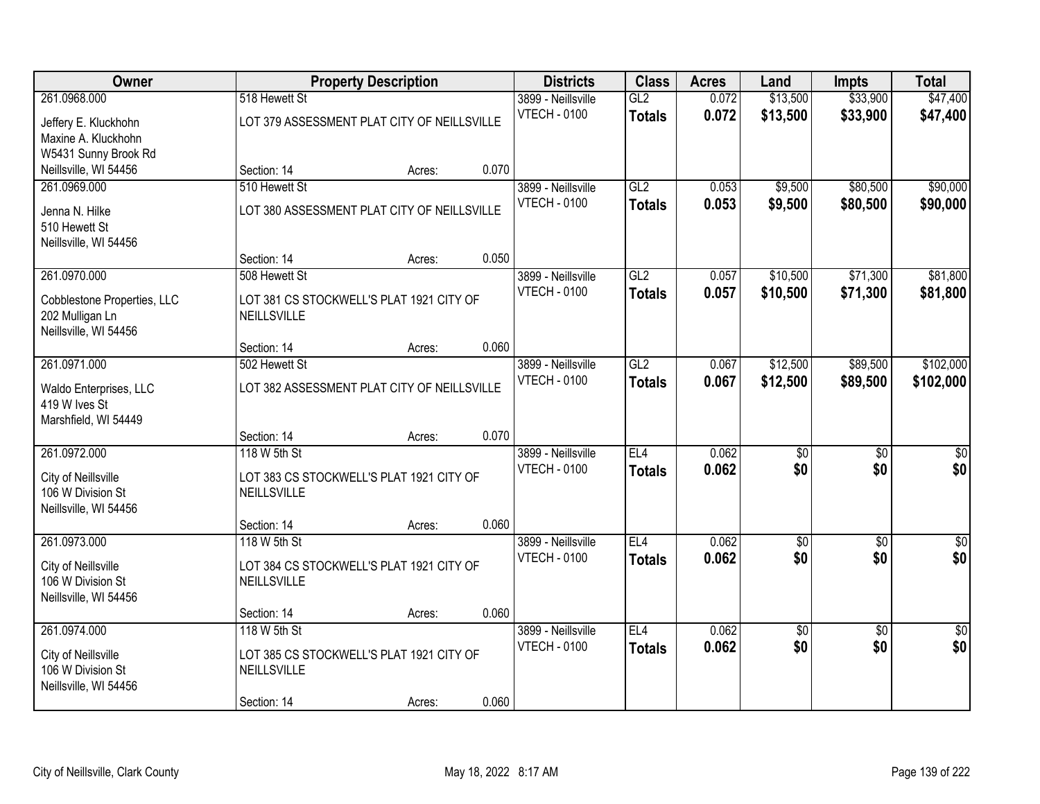| Owner | Property Description | Districts | Class | Acres | Land | Impts | Total |
|---|---|---|---|---|---|---|---|
| 261.0968.000<br>Jeffery E. Kluckhohn<br>Maxine A. Kluckhohn<br>W5431 Sunny Brook Rd<br>Neillsville, WI 54456 | 518 Hewett St<br>LOT 379 ASSESSMENT PLAT CITY OF NEILLSVILLE<br>Section: 14 Acres: 0.070 | 3899 - Neillsville<br>VTECH - 0100 | GL2<br>**Totals** | 0.072<br>**0.072** | $13,500<br>**$13,500** | $33,900<br>**$33,900** | $47,400<br>**$47,400** |
| 261.0969.000<br>Jenna N. Hilke<br>510 Hewett St<br>Neillsville, WI 54456 | 510 Hewett St<br>LOT 380 ASSESSMENT PLAT CITY OF NEILLSVILLE<br>Section: 14 Acres: 0.050 | 3899 - Neillsville<br>VTECH - 0100 | GL2<br>**Totals** | 0.053<br>**0.053** | $9,500<br>**$9,500** | $80,500<br>**$80,500** | $90,000<br>**$90,000** |
| 261.0970.000<br>Cobblestone Properties, LLC<br>202 Mulligan Ln<br>Neillsville, WI 54456 | 508 Hewett St<br>LOT 381 CS STOCKWELL'S PLAT 1921 CITY OF NEILLSVILLE<br>Section: 14 Acres: 0.060 | 3899 - Neillsville<br>VTECH - 0100 | GL2<br>**Totals** | 0.057<br>**0.057** | $10,500<br>**$10,500** | $71,300<br>**$71,300** | $81,800<br>**$81,800** |
| 261.0971.000<br>Waldo Enterprises, LLC<br>419 W Ives St<br>Marshfield, WI 54449 | 502 Hewett St<br>LOT 382 ASSESSMENT PLAT CITY OF NEILLSVILLE<br>Section: 14 Acres: 0.070 | 3899 - Neillsville<br>VTECH - 0100 | GL2<br>**Totals** | 0.067<br>**0.067** | $12,500<br>**$12,500** | $89,500<br>**$89,500** | $102,000<br>**$102,000** |
| 261.0972.000<br>City of Neillsville<br>106 W Division St<br>Neillsville, WI 54456 | 118 W 5th St<br>LOT 383 CS STOCKWELL'S PLAT 1921 CITY OF NEILLSVILLE<br>Section: 14 Acres: 0.060 | 3899 - Neillsville<br>VTECH - 0100 | EL4<br>**Totals** | 0.062<br>**0.062** | $0<br>**$0** | $0<br>**$0** | $0<br>**$0** |
| 261.0973.000<br>City of Neillsville<br>106 W Division St<br>Neillsville, WI 54456 | 118 W 5th St<br>LOT 384 CS STOCKWELL'S PLAT 1921 CITY OF NEILLSVILLE<br>Section: 14 Acres: 0.060 | 3899 - Neillsville<br>VTECH - 0100 | EL4<br>**Totals** | 0.062<br>**0.062** | $0<br>**$0** | $0<br>**$0** | $0<br>**$0** |
| 261.0974.000<br>City of Neillsville<br>106 W Division St<br>Neillsville, WI 54456 | 118 W 5th St<br>LOT 385 CS STOCKWELL'S PLAT 1921 CITY OF NEILLSVILLE<br>Section: 14 Acres: 0.060 | 3899 - Neillsville<br>VTECH - 0100 | EL4<br>**Totals** | 0.062<br>**0.062** | $0<br>**$0** | $0<br>**$0** | $0<br>**$0** |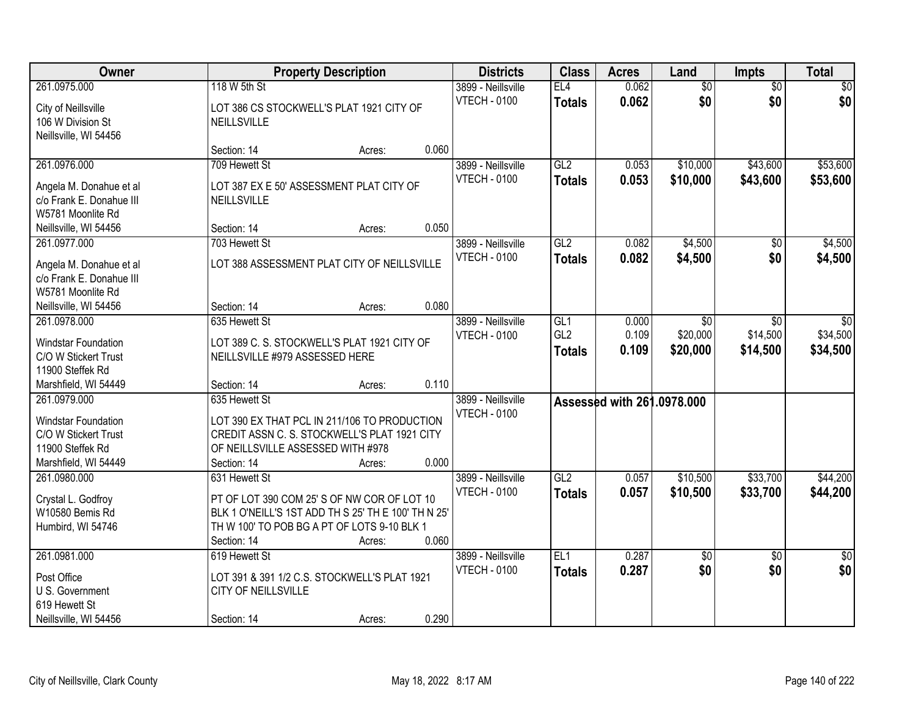| Owner | Property Description | | | Districts | Class | Acres | Land | Impts | Total |
|---|---|---|---|---|---|---|---|---|---|
| 261.0975.000 | 118 W 5th St | | | 3899 - Neillsville | EL4 | 0.062 | $0 | $0 | $0 |
| City of Neillsville<br>106 W Division St<br>Neillsville, WI 54456 | LOT 386 CS STOCKWELL'S PLAT 1921 CITY OF NEILLSVILLE | | | VTECH - 0100 | **Totals** | **0.062** | **$0** | **$0** | **$0** |
| | Section: 14 | Acres: | 0.060 | | | | | | |
| 261.0976.000 | 709 Hewett St | | | 3899 - Neillsville | GL2 | 0.053 | $10,000 | $43,600 | $53,600 |
| Angela M. Donahue et al<br>c/o Frank E. Donahue III<br>W5781 Moonlite Rd<br>Neillsville, WI 54456 | LOT 387 EX E 50' ASSESSMENT PLAT CITY OF NEILLSVILLE | | | VTECH - 0100 | **Totals** | **0.053** | **$10,000** | **$43,600** | **$53,600** |
| | Section: 14 | Acres: | 0.050 | | | | | | |
| 261.0977.000 | 703 Hewett St | | | 3899 - Neillsville | GL2 | 0.082 | $4,500 | $0 | $4,500 |
| Angela M. Donahue et al<br>c/o Frank E. Donahue III<br>W5781 Moonlite Rd<br>Neillsville, WI 54456 | LOT 388 ASSESSMENT PLAT CITY OF NEILLSVILLE | | | VTECH - 0100 | **Totals** | **0.082** | **$4,500** | **$0** | **$4,500** |
| | Section: 14 | Acres: | 0.080 | | | | | | |
| 261.0978.000 | 635 Hewett St | | | 3899 - Neillsville | GL1 | 0.000 | $0 | $0 | $0 |
| Windstar Foundation<br>C/O W Stickert Trust<br>11900 Steffek Rd<br>Marshfield, WI 54449 | LOT 389 C. S. STOCKWELL'S PLAT 1921 CITY OF NEILLSVILLE #979 ASSESSED HERE | | | VTECH - 0100 | GL2 | 0.109 | $20,000 | $14,500 | $34,500 |
| | | | | | **Totals** | **0.109** | **$20,000** | **$14,500** | **$34,500** |
| | Section: 14 | Acres: | 0.110 | | | | | | |
| 261.0979.000 | 635 Hewett St | | | 3899 - Neillsville | Assessed with 261.0978.000 | | | | |
| Windstar Foundation<br>C/O W Stickert Trust<br>11900 Steffek Rd<br>Marshfield, WI 54449 | LOT 390 EX THAT PCL IN 211/106 TO PRODUCTION CREDIT ASSN C. S. STOCKWELL'S PLAT 1921 CITY OF NEILLSVILLE ASSESSED WITH #978 | | | VTECH - 0100 | | | | | |
| | Section: 14 | Acres: | 0.000 | | | | | | |
| 261.0980.000 | 631 Hewett St | | | 3899 - Neillsville | GL2 | 0.057 | $10,500 | $33,700 | $44,200 |
| Crystal L. Godfroy<br>W10580 Bemis Rd<br>Humbird, WI 54746 | PT OF LOT 390 COM 25' S OF NW COR OF LOT 10 BLK 1 O'NEILL'S 1ST ADD TH S 25' TH E 100' TH N 25' TH W 100' TO POB BG A PT OF LOTS 9-10 BLK 1 | | | VTECH - 0100 | **Totals** | **0.057** | **$10,500** | **$33,700** | **$44,200** |
| | Section: 14 | Acres: | 0.060 | | | | | | |
| 261.0981.000 | 619 Hewett St | | | 3899 - Neillsville | EL1 | 0.287 | $0 | $0 | $0 |
| Post Office<br>U S. Government<br>619 Hewett St<br>Neillsville, WI 54456 | LOT 391 & 391 1/2 C.S. STOCKWELL'S PLAT 1921 CITY OF NEILLSVILLE | | | VTECH - 0100 | **Totals** | **0.287** | **$0** | **$0** | **$0** |
| | Section: 14 | Acres: | 0.290 | | | | | | |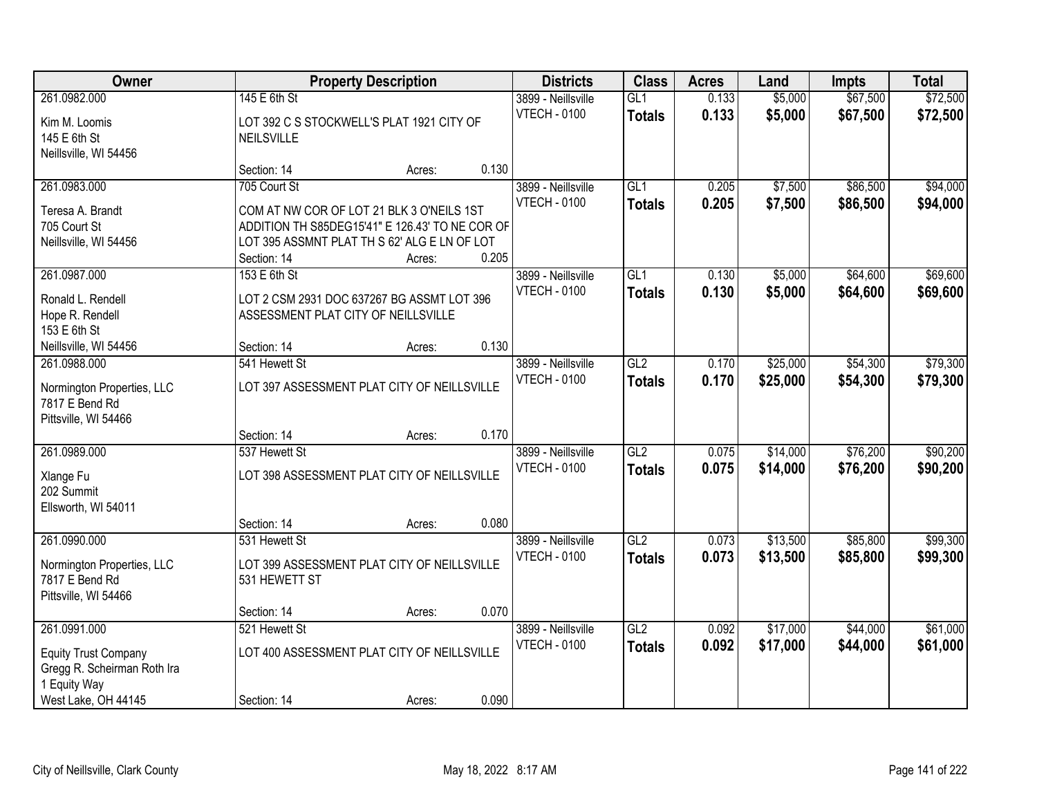| Owner | Property Description | | | Districts | Class | Acres | Land | Impts | Total |
|---|---|---|---|---|---|---|---|---|---|
| 261.0982.000 | 145 E 6th St | | | 3899 - Neillsville | GL1 | 0.133 | $5,000 | $67,500 | $72,500 |
| Kim M. Loomis<br>145 E 6th St<br>Neillsville, WI 54456 | LOT 392 C S STOCKWELL'S PLAT 1921 CITY OF NEILSVILLE | | | VTECH - 0100 | **Totals** | **0.133** | **$5,000** | **$67,500** | **$72,500** |
| | Section: 14 | Acres: | 0.130 | | | | | | |
| 261.0983.000 | 705 Court St | | | 3899 - Neillsville | GL1 | 0.205 | $7,500 | $86,500 | $94,000 |
| Teresa A. Brandt<br>705 Court St<br>Neillsville, WI 54456 | COM AT NW COR OF LOT 21 BLK 3 O'NEILS 1ST ADDITION TH S85DEG15'41" E 126.43' TO NE COR OF LOT 395 ASSMNT PLAT TH S 62' ALG E LN OF LOT | | | VTECH - 0100 | **Totals** | **0.205** | **$7,500** | **$86,500** | **$94,000** |
| | Section: 14 | Acres: | 0.205 | | | | | | |
| 261.0987.000 | 153 E 6th St | | | 3899 - Neillsville | GL1 | 0.130 | $5,000 | $64,600 | $69,600 |
| Ronald L. Rendell<br>Hope R. Rendell<br>153 E 6th St<br>Neillsville, WI 54456 | LOT 2 CSM 2931 DOC 637267 BG ASSMT LOT 396 ASSESSMENT PLAT CITY OF NEILLSVILLE | | | VTECH - 0100 | **Totals** | **0.130** | **$5,000** | **$64,600** | **$69,600** |
| | Section: 14 | Acres: | 0.130 | | | | | | |
| 261.0988.000 | 541 Hewett St | | | 3899 - Neillsville | GL2 | 0.170 | $25,000 | $54,300 | $79,300 |
| Normington Properties, LLC<br>7817 E Bend Rd<br>Pittsville, WI 54466 | LOT 397 ASSESSMENT PLAT CITY OF NEILLSVILLE | | | VTECH - 0100 | **Totals** | **0.170** | **$25,000** | **$54,300** | **$79,300** |
| | Section: 14 | Acres: | 0.170 | | | | | | |
| 261.0989.000 | 537 Hewett St | | | 3899 - Neillsville | GL2 | 0.075 | $14,000 | $76,200 | $90,200 |
| Xlange Fu<br>202 Summit<br>Ellsworth, WI 54011 | LOT 398 ASSESSMENT PLAT CITY OF NEILLSVILLE | | | VTECH - 0100 | **Totals** | **0.075** | **$14,000** | **$76,200** | **$90,200** |
| | Section: 14 | Acres: | 0.080 | | | | | | |
| 261.0990.000 | 531 Hewett St | | | 3899 - Neillsville | GL2 | 0.073 | $13,500 | $85,800 | $99,300 |
| Normington Properties, LLC<br>7817 E Bend Rd<br>Pittsville, WI 54466 | LOT 399 ASSESSMENT PLAT CITY OF NEILLSVILLE 531 HEWETT ST | | | VTECH - 0100 | **Totals** | **0.073** | **$13,500** | **$85,800** | **$99,300** |
| | Section: 14 | Acres: | 0.070 | | | | | | |
| 261.0991.000 | 521 Hewett St | | | 3899 - Neillsville | GL2 | 0.092 | $17,000 | $44,000 | $61,000 |
| Equity Trust Company<br>Gregg R. Scheirman Roth Ira<br>1 Equity Way<br>West Lake, OH 44145 | LOT 400 ASSESSMENT PLAT CITY OF NEILLSVILLE | | | VTECH - 0100 | **Totals** | **0.092** | **$17,000** | **$44,000** | **$61,000** |
| | Section: 14 | Acres: | 0.090 | | | | | | |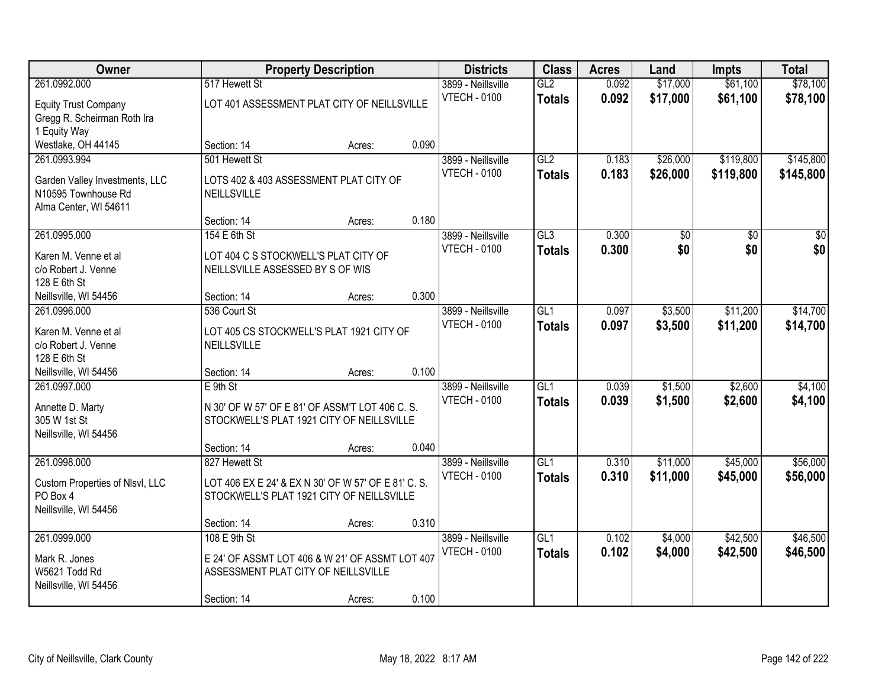| Owner | Property Description | | | Districts | Class | Acres | Land | Impts | Total |
|---|---|---|---|---|---|---|---|---|---|
| 261.0992.000 | 517 Hewett St | | | 3899 - Neillsville | GL2 | 0.092 | $17,000 | $61,100 | $78,100 |
| Equity Trust Company<br>Gregg R. Scheirman Roth Ira<br>1 Equity Way<br>Westlake, OH 44145 | LOT 401 ASSESSMENT PLAT CITY OF NEILLSVILLE | | | VTECH - 0100 | **Totals** | **0.092** | **$17,000** | **$61,100** | **$78,100** |
| | Section: 14 | Acres: | 0.090 | | | | | | |
| 261.0993.994 | 501 Hewett St | | | 3899 - Neillsville | GL2 | 0.183 | $26,000 | $119,800 | $145,800 |
| Garden Valley Investments, LLC<br>N10595 Townhouse Rd<br>Alma Center, WI 54611 | LOTS 402 & 403 ASSESSMENT PLAT CITY OF NEILLSVILLE | | | VTECH - 0100 | **Totals** | **0.183** | **$26,000** | **$119,800** | **$145,800** |
| | Section: 14 | Acres: | 0.180 | | | | | | |
| 261.0995.000 | 154 E 6th St | | | 3899 - Neillsville | GL3 | 0.300 | $0 | $0 | $0 |
| Karen M. Venne et al<br>c/o Robert J. Venne<br>128 E 6th St<br>Neillsville, WI 54456 | LOT 404 C S STOCKWELL'S PLAT CITY OF NEILLSVILLE ASSESSED BY S OF WIS | | | VTECH - 0100 | **Totals** | **0.300** | **$0** | **$0** | **$0** |
| | Section: 14 | Acres: | 0.300 | | | | | | |
| 261.0996.000 | 536 Court St | | | 3899 - Neillsville | GL1 | 0.097 | $3,500 | $11,200 | $14,700 |
| Karen M. Venne et al<br>c/o Robert J. Venne<br>128 E 6th St<br>Neillsville, WI 54456 | LOT 405 CS STOCKWELL'S PLAT 1921 CITY OF NEILLSVILLE | | | VTECH - 0100 | **Totals** | **0.097** | **$3,500** | **$11,200** | **$14,700** |
| | Section: 14 | Acres: | 0.100 | | | | | | |
| 261.0997.000 | E 9th St | | | 3899 - Neillsville | GL1 | 0.039 | $1,500 | $2,600 | $4,100 |
| Annette D. Marty<br>305 W 1st St<br>Neillsville, WI 54456 | N 30' OF W 57' OF E 81' OF ASSM'T LOT 406 C. S. STOCKWELL'S PLAT 1921 CITY OF NEILLSVILLE | | | VTECH - 0100 | **Totals** | **0.039** | **$1,500** | **$2,600** | **$4,100** |
| | Section: 14 | Acres: | 0.040 | | | | | | |
| 261.0998.000 | 827 Hewett St | | | 3899 - Neillsville | GL1 | 0.310 | $11,000 | $45,000 | $56,000 |
| Custom Properties of Nlsvl, LLC<br>PO Box 4<br>Neillsville, WI 54456 | LOT 406 EX E 24' & EX N 30' OF W 57' OF E 81' C. S. STOCKWELL'S PLAT 1921 CITY OF NEILLSVILLE | | | VTECH - 0100 | **Totals** | **0.310** | **$11,000** | **$45,000** | **$56,000** |
| | Section: 14 | Acres: | 0.310 | | | | | | |
| 261.0999.000 | 108 E 9th St | | | 3899 - Neillsville | GL1 | 0.102 | $4,000 | $42,500 | $46,500 |
| Mark R. Jones<br>W5621 Todd Rd<br>Neillsville, WI 54456 | E 24' OF ASSMT LOT 406 & W 21' OF ASSMT LOT 407 ASSESSMENT PLAT CITY OF NEILLSVILLE | | | VTECH - 0100 | **Totals** | **0.102** | **$4,000** | **$42,500** | **$46,500** |
| | Section: 14 | Acres: | 0.100 | | | | | | |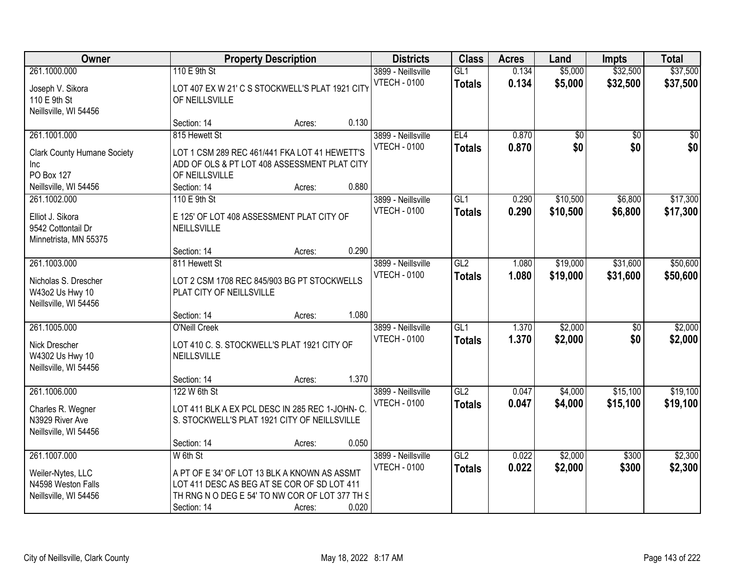| Owner | Property Description | | | Districts | Class | Acres | Land | Impts | Total |
|---|---|---|---|---|---|---|---|---|---|
| 261.1000.000 | 110 E 9th St | | | 3899 - Neillsville | GL1 | 0.134 | $5,000 | $32,500 | $37,500 |
| Joseph V. Sikora<br>110 E 9th St<br>Neillsville, WI 54456 | LOT 407 EX W 21' C S STOCKWELL'S PLAT 1921 CITY OF NEILLSVILLE | | | VTECH - 0100 | **Totals** | **0.134** | **$5,000** | **$32,500** | **$37,500** |
| | Section: 14 | Acres: | 0.130 | | | | | | |
| 261.1001.000 | 815 Hewett St | | | 3899 - Neillsville | EL4 | 0.870 | $0 | $0 | $0 |
| Clark County Humane Society Inc<br>PO Box 127<br>Neillsville, WI 54456 | LOT 1 CSM 289 REC 461/441 FKA LOT 41 HEWETT'S ADD OF OLS & PT LOT 408 ASSESSMENT PLAT CITY OF NEILLSVILLE | | | VTECH - 0100 | **Totals** | **0.870** | **$0** | **$0** | **$0** |
| | Section: 14 | Acres: | 0.880 | | | | | | |
| 261.1002.000 | 110 E 9th St | | | 3899 - Neillsville | GL1 | 0.290 | $10,500 | $6,800 | $17,300 |
| Elliot J. Sikora<br>9542 Cottontail Dr<br>Minnetrista, MN 55375 | E 125' OF LOT 408 ASSESSMENT PLAT CITY OF NEILLSVILLE | | | VTECH - 0100 | **Totals** | **0.290** | **$10,500** | **$6,800** | **$17,300** |
| | Section: 14 | Acres: | 0.290 | | | | | | |
| 261.1003.000 | 811 Hewett St | | | 3899 - Neillsville | GL2 | 1.080 | $19,000 | $31,600 | $50,600 |
| Nicholas S. Drescher<br>W43o2 Us Hwy 10<br>Neillsville, WI 54456 | LOT 2 CSM 1708 REC 845/903 BG PT STOCKWELLS PLAT CITY OF NEILLSVILLE | | | VTECH - 0100 | **Totals** | **1.080** | **$19,000** | **$31,600** | **$50,600** |
| | Section: 14 | Acres: | 1.080 | | | | | | |
| 261.1005.000 | O'Neill Creek | | | 3899 - Neillsville | GL1 | 1.370 | $2,000 | $0 | $2,000 |
| Nick Drescher<br>W4302 Us Hwy 10<br>Neillsville, WI 54456 | LOT 410 C. S. STOCKWELL'S PLAT 1921 CITY OF NEILLSVILLE | | | VTECH - 0100 | **Totals** | **1.370** | **$2,000** | **$0** | **$2,000** |
| | Section: 14 | Acres: | 1.370 | | | | | | |
| 261.1006.000 | 122 W 6th St | | | 3899 - Neillsville | GL2 | 0.047 | $4,000 | $15,100 | $19,100 |
| Charles R. Wegner<br>N3929 River Ave<br>Neillsville, WI 54456 | LOT 411 BLK A EX PCL DESC IN 285 REC 1-JOHN- C. S. STOCKWELL'S PLAT 1921 CITY OF NEILLSVILLE | | | VTECH - 0100 | **Totals** | **0.047** | **$4,000** | **$15,100** | **$19,100** |
| | Section: 14 | Acres: | 0.050 | | | | | | |
| 261.1007.000 | W 6th St | | | 3899 - Neillsville | GL2 | 0.022 | $2,000 | $300 | $2,300 |
| Weiler-Nytes, LLC<br>N4598 Weston Falls<br>Neillsville, WI 54456 | A PT OF E 34' OF LOT 13 BLK A KNOWN AS ASSMT LOT 411 DESC AS BEG AT SE COR OF SD LOT 411 TH RNG N O DEG E 54' TO NW COR OF LOT 377 TH S | | | VTECH - 0100 | **Totals** | **0.022** | **$2,000** | **$300** | **$2,300** |
| | Section: 14 | Acres: | 0.020 | | | | | | |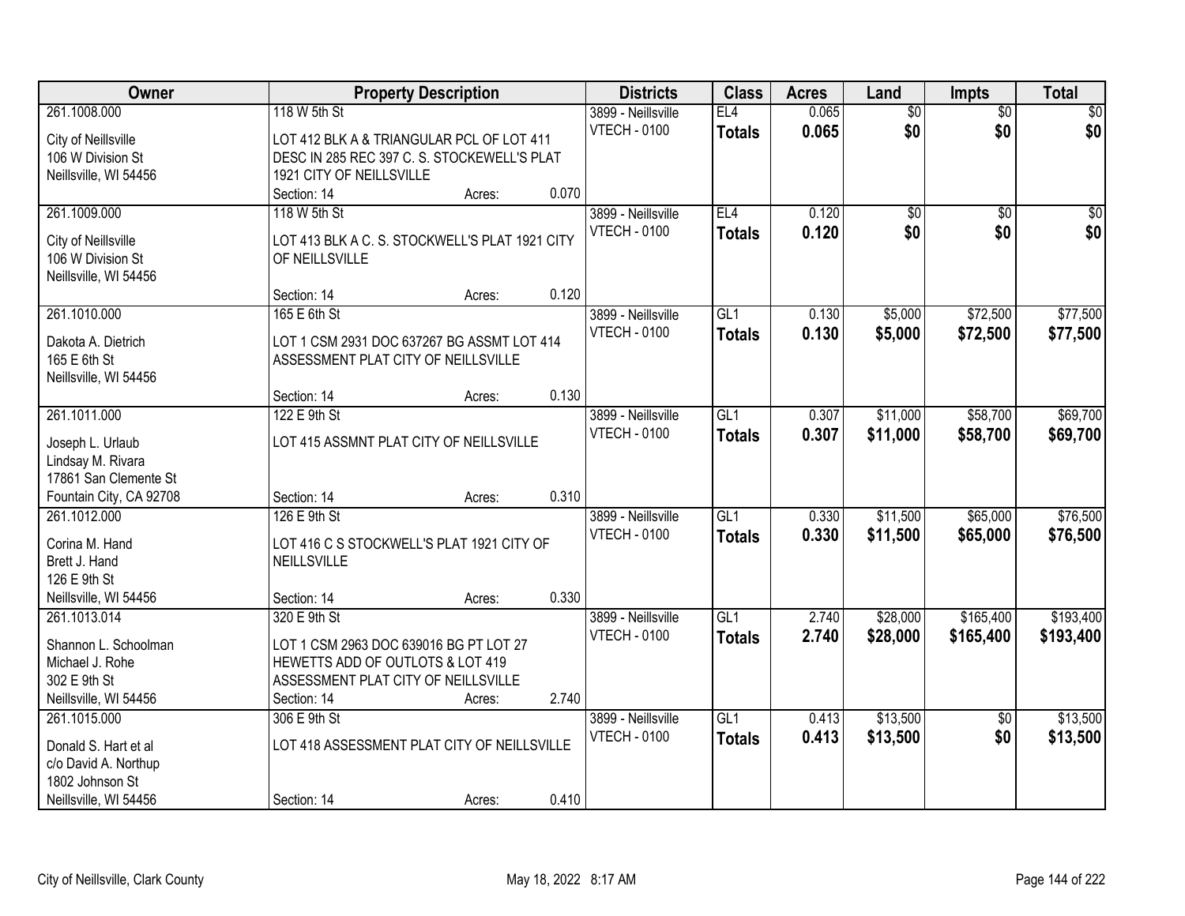| Owner | Property Description | | | Districts | Class | Acres | Land | Impts | Total |
|---|---|---|---|---|---|---|---|---|---|
| 261.1008.000<br><br>City of Neillsville<br>106 W Division St<br>Neillsville, WI 54456 | 118 W 5th St<br><br>LOT 412 BLK A & TRIANGULAR PCL OF LOT 411 DESC IN 285 REC 397 C. S. STOCKEWELL'S PLAT 1921 CITY OF NEILLSVILLE<br>Section: 14 | Acres: | 0.070 | 3899 - Neillsville<br>VTECH - 0100 | EL4<br>**Totals** | 0.065<br>**0.065** | $0<br>**$0** | $0<br>**$0** | $0<br>**$0** |
| 261.1009.000<br><br>City of Neillsville<br>106 W Division St<br>Neillsville, WI 54456 | 118 W 5th St<br><br>LOT 413 BLK A C. S. STOCKWELL'S PLAT 1921 CITY OF NEILLSVILLE<br>Section: 14 | Acres: | 0.120 | 3899 - Neillsville<br>VTECH - 0100 | EL4<br>**Totals** | 0.120<br>**0.120** | $0<br>**$0** | $0<br>**$0** | $0<br>**$0** |
| 261.1010.000<br><br>Dakota A. Dietrich<br>165 E 6th St<br>Neillsville, WI 54456 | 165 E 6th St<br><br>LOT 1 CSM 2931 DOC 637267 BG ASSMT LOT 414 ASSESSMENT PLAT CITY OF NEILLSVILLE<br>Section: 14 | Acres: | 0.130 | 3899 - Neillsville<br>VTECH - 0100 | GL1<br>**Totals** | 0.130<br>**0.130** | $5,000<br>**$5,000** | $72,500<br>**$72,500** | $77,500<br>**$77,500** |
| 261.1011.000<br><br>Joseph L. Urlaub<br>Lindsay M. Rivara<br>17861 San Clemente St<br>Fountain City, CA 92708 | 122 E 9th St<br><br>LOT 415 ASSMNT PLAT CITY OF NEILLSVILLE<br>Section: 14 | Acres: | 0.310 | 3899 - Neillsville<br>VTECH - 0100 | GL1<br>**Totals** | 0.307<br>**0.307** | $11,000<br>**$11,000** | $58,700<br>**$58,700** | $69,700<br>**$69,700** |
| 261.1012.000<br><br>Corina M. Hand<br>Brett J. Hand<br>126 E 9th St<br>Neillsville, WI 54456 | 126 E 9th St<br><br>LOT 416 C S STOCKWELL'S PLAT 1921 CITY OF NEILLSVILLE<br>Section: 14 | Acres: | 0.330 | 3899 - Neillsville<br>VTECH - 0100 | GL1<br>**Totals** | 0.330<br>**0.330** | $11,500<br>**$11,500** | $65,000<br>**$65,000** | $76,500<br>**$76,500** |
| 261.1013.014<br><br>Shannon L. Schoolman<br>Michael J. Rohe<br>302 E 9th St<br>Neillsville, WI 54456 | 320 E 9th St<br><br>LOT 1 CSM 2963 DOC 639016 BG PT LOT 27 HEWETTS ADD OF OUTLOTS & LOT 419 ASSESSMENT PLAT CITY OF NEILLSVILLE<br>Section: 14 | Acres: | 2.740 | 3899 - Neillsville<br>VTECH - 0100 | GL1<br>**Totals** | 2.740<br>**2.740** | $28,000<br>**$28,000** | $165,400<br>**$165,400** | $193,400<br>**$193,400** |
| 261.1015.000<br><br>Donald S. Hart et al<br>c/o David A. Northup<br>1802 Johnson St<br>Neillsville, WI 54456 | 306 E 9th St<br><br>LOT 418 ASSESSMENT PLAT CITY OF NEILLSVILLE<br>Section: 14 | Acres: | 0.410 | 3899 - Neillsville<br>VTECH - 0100 | GL1<br>**Totals** | 0.413<br>**0.413** | $13,500<br>**$13,500** | $0<br>**$0** | $13,500<br>**$13,500** |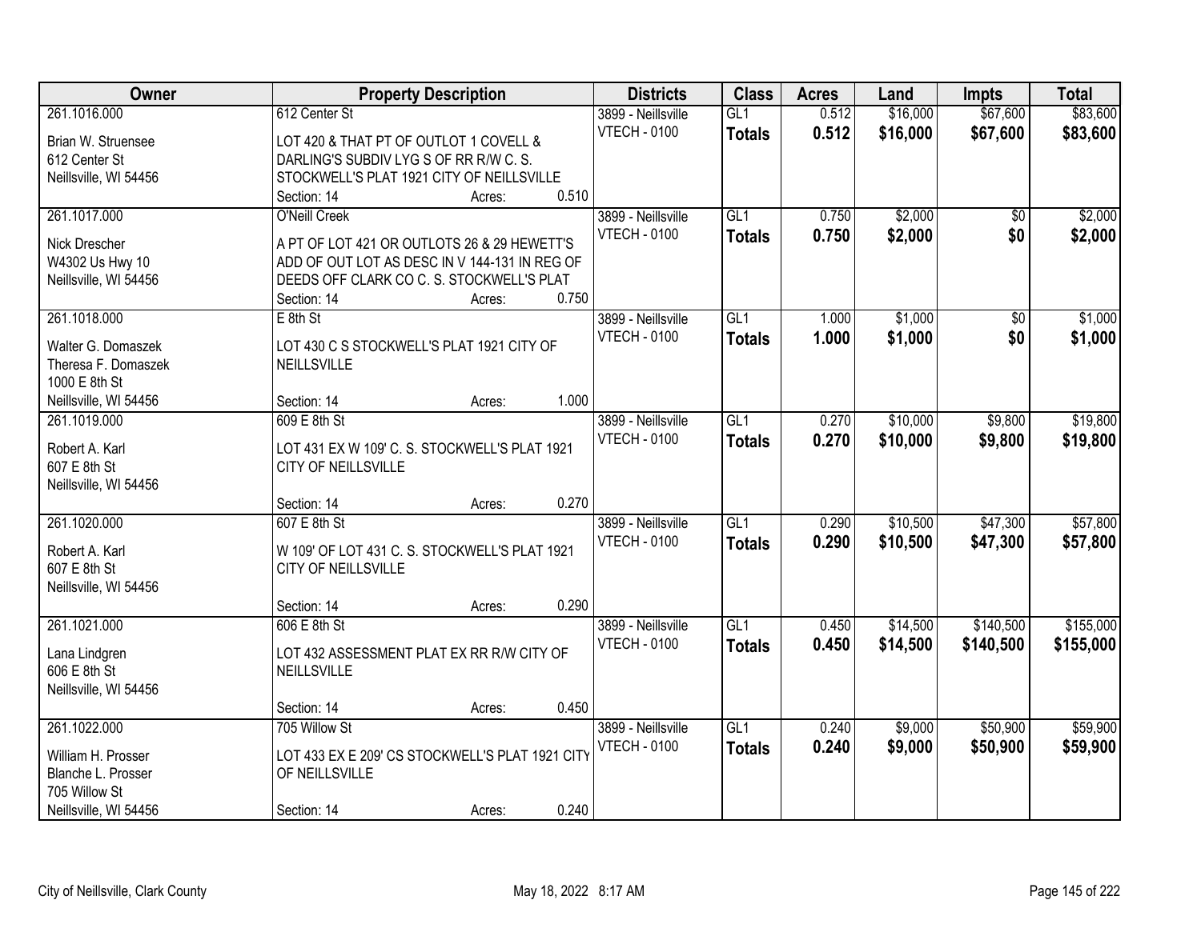| Owner | Property Description | Districts | Class | Acres | Land | Impts | Total |
|---|---|---|---|---|---|---|---|
| 261.1016.000<br>Brian W. Struensee<br>612 Center St<br>Neillsville, WI 54456 | 612 Center St<br>LOT 420 & THAT PT OF OUTLOT 1 COVELL & DARLING'S SUBDIV LYG S OF RR R/W C. S. STOCKWELL'S PLAT 1921 CITY OF NEILLSVILLE<br>Section: 14 Acres: 0.510 | 3899 - Neillsville<br>VTECH - 0100 | GL1<br>**Totals** | 0.512<br>**0.512** | $16,000<br>**$16,000** | $67,600<br>**$67,600** | $83,600<br>**$83,600** |
| 261.1017.000<br>Nick Drescher<br>W4302 Us Hwy 10<br>Neillsville, WI 54456 | O'Neill Creek<br>A PT OF LOT 421 OR OUTLOTS 26 & 29 HEWETT'S ADD OF OUT LOT AS DESC IN V 144-131 IN REG OF DEEDS OFF CLARK CO C. S. STOCKWELL'S PLAT<br>Section: 14 Acres: 0.750 | 3899 - Neillsville<br>VTECH - 0100 | GL1<br>**Totals** | 0.750<br>**0.750** | $2,000<br>**$2,000** | $0<br>**$0** | $2,000<br>**$2,000** |
| 261.1018.000<br>Walter G. Domaszek<br>Theresa F. Domaszek<br>1000 E 8th St<br>Neillsville, WI 54456 | E 8th St<br>LOT 430 C S STOCKWELL'S PLAT 1921 CITY OF NEILLSVILLE<br>Section: 14 Acres: 1.000 | 3899 - Neillsville<br>VTECH - 0100 | GL1<br>**Totals** | 1.000<br>**1.000** | $1,000<br>**$1,000** | $0<br>**$0** | $1,000<br>**$1,000** |
| 261.1019.000<br>Robert A. Karl<br>607 E 8th St<br>Neillsville, WI 54456 | 609 E 8th St<br>LOT 431 EX W 109' C. S. STOCKWELL'S PLAT 1921 CITY OF NEILLSVILLE<br>Section: 14 Acres: 0.270 | 3899 - Neillsville<br>VTECH - 0100 | GL1<br>**Totals** | 0.270<br>**0.270** | $10,000<br>**$10,000** | $9,800<br>**$9,800** | $19,800<br>**$19,800** |
| 261.1020.000<br>Robert A. Karl<br>607 E 8th St<br>Neillsville, WI 54456 | 607 E 8th St<br>W 109' OF LOT 431 C. S. STOCKWELL'S PLAT 1921 CITY OF NEILLSVILLE<br>Section: 14 Acres: 0.290 | 3899 - Neillsville<br>VTECH - 0100 | GL1<br>**Totals** | 0.290<br>**0.290** | $10,500<br>**$10,500** | $47,300<br>**$47,300** | $57,800<br>**$57,800** |
| 261.1021.000<br>Lana Lindgren<br>606 E 8th St<br>Neillsville, WI 54456 | 606 E 8th St<br>LOT 432 ASSESSMENT PLAT EX RR R/W CITY OF NEILLSVILLE<br>Section: 14 Acres: 0.450 | 3899 - Neillsville<br>VTECH - 0100 | GL1<br>**Totals** | 0.450<br>**0.450** | $14,500<br>**$14,500** | $140,500<br>**$140,500** | $155,000<br>**$155,000** |
| 261.1022.000<br>William H. Prosser<br>Blanche L. Prosser<br>705 Willow St<br>Neillsville, WI 54456 | 705 Willow St<br>LOT 433 EX E 209' CS STOCKWELL'S PLAT 1921 CITY OF NEILLSVILLE<br>Section: 14 Acres: 0.240 | 3899 - Neillsville<br>VTECH - 0100 | GL1<br>**Totals** | 0.240<br>**0.240** | $9,000<br>**$9,000** | $50,900<br>**$50,900** | $59,900<br>**$59,900** |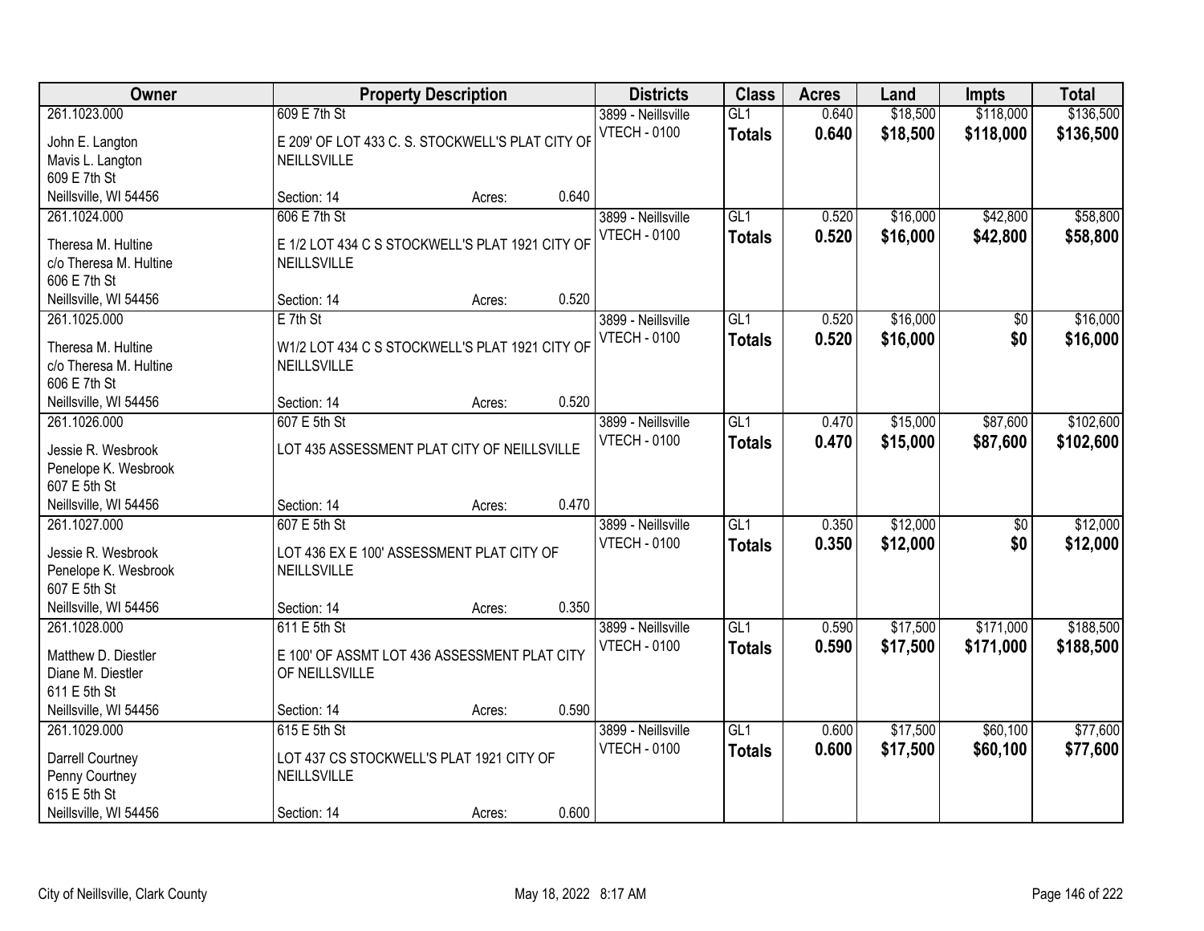| Owner | Property Description | | | Districts | Class | Acres | Land | Impts | Total |
|---|---|---|---|---|---|---|---|---|---|
| 261.1023.000 | 609 E 7th St | | | 3899 - Neillsville | GL1 | 0.640 | $18,500 | $118,000 | $136,500 |
| John E. Langton<br>Mavis L. Langton<br>609 E 7th St<br>Neillsville, WI 54456 | E 209' OF LOT 433 C. S. STOCKWELL'S PLAT CITY OF NEILLSVILLE | | | VTECH - 0100 | **Totals** | **0.640** | **$18,500** | **$118,000** | **$136,500** |
| | Section: 14 | Acres: | 0.640 | | | | | | |
| 261.1024.000 | 606 E 7th St | | | 3899 - Neillsville | GL1 | 0.520 | $16,000 | $42,800 | $58,800 |
| Theresa M. Hultine<br>c/o Theresa M. Hultine<br>606 E 7th St<br>Neillsville, WI 54456 | E 1/2 LOT 434 C S STOCKWELL'S PLAT 1921 CITY OF NEILLSVILLE | | | VTECH - 0100 | **Totals** | **0.520** | **$16,000** | **$42,800** | **$58,800** |
| | Section: 14 | Acres: | 0.520 | | | | | | |
| 261.1025.000 | E 7th St | | | 3899 - Neillsville | GL1 | 0.520 | $16,000 | $0 | $16,000 |
| Theresa M. Hultine<br>c/o Theresa M. Hultine<br>606 E 7th St<br>Neillsville, WI 54456 | W1/2 LOT 434 C S STOCKWELL'S PLAT 1921 CITY OF NEILLSVILLE | | | VTECH - 0100 | **Totals** | **0.520** | **$16,000** | **$0** | **$16,000** |
| | Section: 14 | Acres: | 0.520 | | | | | | |
| 261.1026.000 | 607 E 5th St | | | 3899 - Neillsville | GL1 | 0.470 | $15,000 | $87,600 | $102,600 |
| Jessie R. Wesbrook<br>Penelope K. Wesbrook<br>607 E 5th St<br>Neillsville, WI 54456 | LOT 435 ASSESSMENT PLAT CITY OF NEILLSVILLE | | | VTECH - 0100 | **Totals** | **0.470** | **$15,000** | **$87,600** | **$102,600** |
| | Section: 14 | Acres: | 0.470 | | | | | | |
| 261.1027.000 | 607 E 5th St | | | 3899 - Neillsville | GL1 | 0.350 | $12,000 | $0 | $12,000 |
| Jessie R. Wesbrook<br>Penelope K. Wesbrook<br>607 E 5th St<br>Neillsville, WI 54456 | LOT 436 EX E 100' ASSESSMENT PLAT CITY OF NEILLSVILLE | | | VTECH - 0100 | **Totals** | **0.350** | **$12,000** | **$0** | **$12,000** |
| | Section: 14 | Acres: | 0.350 | | | | | | |
| 261.1028.000 | 611 E 5th St | | | 3899 - Neillsville | GL1 | 0.590 | $17,500 | $171,000 | $188,500 |
| Matthew D. Diestler<br>Diane M. Diestler<br>611 E 5th St<br>Neillsville, WI 54456 | E 100' OF ASSMT LOT 436 ASSESSMENT PLAT CITY OF NEILLSVILLE | | | VTECH - 0100 | **Totals** | **0.590** | **$17,500** | **$171,000** | **$188,500** |
| | Section: 14 | Acres: | 0.590 | | | | | | |
| 261.1029.000 | 615 E 5th St | | | 3899 - Neillsville | GL1 | 0.600 | $17,500 | $60,100 | $77,600 |
| Darrell Courtney<br>Penny Courtney<br>615 E 5th St<br>Neillsville, WI 54456 | LOT 437 CS STOCKWELL'S PLAT 1921 CITY OF NEILLSVILLE | | | VTECH - 0100 | **Totals** | **0.600** | **$17,500** | **$60,100** | **$77,600** |
| | Section: 14 | Acres: | 0.600 | | | | | | |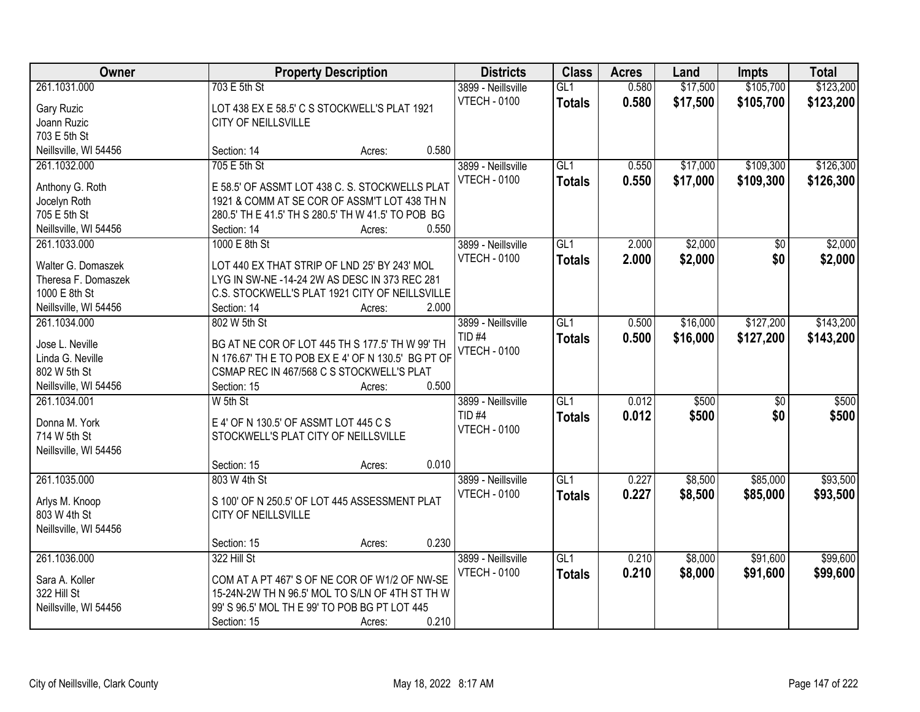| Owner | Property Description | | | Districts | Class | Acres | Land | Impts | Total |
|---|---|---|---|---|---|---|---|---|---|
| 261.1031.000 | 703 E 5th St | | | 3899 - Neillsville | GL1 | 0.580 | $17,500 | $105,700 | $123,200 |
| Gary Ruzic<br>Joann Ruzic<br>703 E 5th St<br>Neillsville, WI 54456 | LOT 438 EX E 58.5' C S STOCKWELL'S PLAT 1921 CITY OF NEILLSVILLE | | | VTECH - 0100 | **Totals** | **0.580** | **$17,500** | **$105,700** | **$123,200** |
| | Section: 14 | Acres: | 0.580 | | | | | | |
| 261.1032.000 | 705 E 5th St | | | 3899 - Neillsville | GL1 | 0.550 | $17,000 | $109,300 | $126,300 |
| Anthony G. Roth<br>Jocelyn Roth<br>705 E 5th St<br>Neillsville, WI 54456 | E 58.5' OF ASSMT LOT 438 C. S. STOCKWELLS PLAT 1921 & COMM AT SE COR OF ASSM'T LOT 438 TH N 280.5' TH E 41.5' TH S 280.5' TH W 41.5' TO POB BG | | | VTECH - 0100 | **Totals** | **0.550** | **$17,000** | **$109,300** | **$126,300** |
| | Section: 14 | Acres: | 0.550 | | | | | | |
| 261.1033.000 | 1000 E 8th St | | | 3899 - Neillsville | GL1 | 2.000 | $2,000 | $0 | $2,000 |
| Walter G. Domaszek<br>Theresa F. Domaszek<br>1000 E 8th St<br>Neillsville, WI 54456 | LOT 440 EX THAT STRIP OF LND 25' BY 243' MOL LYG IN SW-NE -14-24 2W AS DESC IN 373 REC 281 C.S. STOCKWELL'S PLAT 1921 CITY OF NEILLSVILLE | | | VTECH - 0100 | **Totals** | **2.000** | **$2,000** | **$0** | **$2,000** |
| | Section: 14 | Acres: | 2.000 | | | | | | |
| 261.1034.000 | 802 W 5th St | | | 3899 - Neillsville | GL1 | 0.500 | $16,000 | $127,200 | $143,200 |
| Jose L. Neville<br>Linda G. Neville<br>802 W 5th St<br>Neillsville, WI 54456 | BG AT NE COR OF LOT 445 TH S 177.5' TH W 99' TH N 176.67' TH E TO POB EX E 4' OF N 130.5' BG PT OF CSMAP REC IN 467/568 C S STOCKWELL'S PLAT | | | TID #4<br>VTECH - 0100 | **Totals** | **0.500** | **$16,000** | **$127,200** | **$143,200** |
| | Section: 15 | Acres: | 0.500 | | | | | | |
| 261.1034.001 | W 5th St | | | 3899 - Neillsville | GL1 | 0.012 | $500 | $0 | $500 |
| Donna M. York<br>714 W 5th St<br>Neillsville, WI 54456 | E 4' OF N 130.5' OF ASSMT LOT 445 C S STOCKWELL'S PLAT CITY OF NEILLSVILLE | | | TID #4<br>VTECH - 0100 | **Totals** | **0.012** | **$500** | **$0** | **$500** |
| | Section: 15 | Acres: | 0.010 | | | | | | |
| 261.1035.000 | 803 W 4th St | | | 3899 - Neillsville | GL1 | 0.227 | $8,500 | $85,000 | $93,500 |
| Arlys M. Knoop<br>803 W 4th St<br>Neillsville, WI 54456 | S 100' OF N 250.5' OF LOT 445 ASSESSMENT PLAT CITY OF NEILLSVILLE | | | VTECH - 0100 | **Totals** | **0.227** | **$8,500** | **$85,000** | **$93,500** |
| | Section: 15 | Acres: | 0.230 | | | | | | |
| 261.1036.000 | 322 Hill St | | | 3899 - Neillsville | GL1 | 0.210 | $8,000 | $91,600 | $99,600 |
| Sara A. Koller<br>322 Hill St<br>Neillsville, WI 54456 | COM AT A PT 467' S OF NE COR OF W1/2 OF NW-SE 15-24N-2W TH N 96.5' MOL TO S/LN OF 4TH ST TH W 99' S 96.5' MOL TH E 99' TO POB BG PT LOT 445 | | | VTECH - 0100 | **Totals** | **0.210** | **$8,000** | **$91,600** | **$99,600** |
| | Section: 15 | Acres: | 0.210 | | | | | | |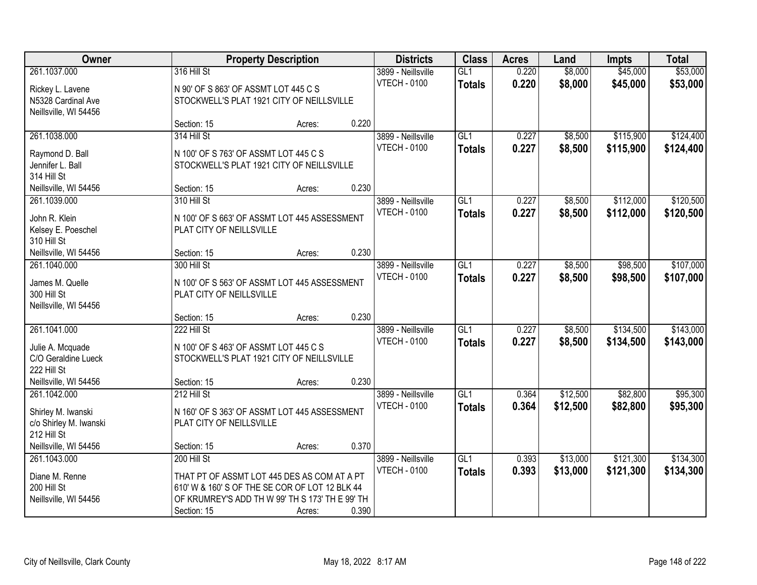| Owner | Property Description | | | Districts | Class | Acres | Land | Impts | Total |
|---|---|---|---|---|---|---|---|---|---|
| 261.1037.000<br><br>Rickey L. Lavene<br>N5328 Cardinal Ave<br>Neillsville, WI 54456 | 316 Hill St<br><br>N 90' OF S 863' OF ASSMT LOT 445 C S STOCKWELL'S PLAT 1921 CITY OF NEILLSVILLE<br><br>Section: 15 | Acres: | 0.220 | 3899 - Neillsville<br>VTECH - 0100 | GL1<br>**Totals** | 0.220<br>**0.220** | $8,000<br>**$8,000** | $45,000<br>**$45,000** | $53,000<br>**$53,000** |
| 261.1038.000<br><br>Raymond D. Ball<br>Jennifer L. Ball<br>314 Hill St<br>Neillsville, WI 54456 | 314 Hill St<br><br>N 100' OF S 763' OF ASSMT LOT 445 C S STOCKWELL'S PLAT 1921 CITY OF NEILLSVILLE<br><br>Section: 15 | Acres: | 0.230 | 3899 - Neillsville<br>VTECH - 0100 | GL1<br>**Totals** | 0.227<br>**0.227** | $8,500<br>**$8,500** | $115,900<br>**$115,900** | $124,400<br>**$124,400** |
| 261.1039.000<br><br>John R. Klein<br>Kelsey E. Poeschel<br>310 Hill St<br>Neillsville, WI 54456 | 310 Hill St<br><br>N 100' OF S 663' OF ASSMT LOT 445 ASSESSMENT PLAT CITY OF NEILLSVILLE<br><br>Section: 15 | Acres: | 0.230 | 3899 - Neillsville<br>VTECH - 0100 | GL1<br>**Totals** | 0.227<br>**0.227** | $8,500<br>**$8,500** | $112,000<br>**$112,000** | $120,500<br>**$120,500** |
| 261.1040.000<br><br>James M. Quelle<br>300 Hill St<br>Neillsville, WI 54456 | 300 Hill St<br><br>N 100' OF S 563' OF ASSMT LOT 445 ASSESSMENT PLAT CITY OF NEILLSVILLE<br><br>Section: 15 | Acres: | 0.230 | 3899 - Neillsville<br>VTECH - 0100 | GL1<br>**Totals** | 0.227<br>**0.227** | $8,500<br>**$8,500** | $98,500<br>**$98,500** | $107,000<br>**$107,000** |
| 261.1041.000<br><br>Julie A. Mcquade<br>C/O Geraldine Lueck<br>222 Hill St<br>Neillsville, WI 54456 | 222 Hill St<br><br>N 100' OF S 463' OF ASSMT LOT 445 C S STOCKWELL'S PLAT 1921 CITY OF NEILLSVILLE<br><br>Section: 15 | Acres: | 0.230 | 3899 - Neillsville<br>VTECH - 0100 | GL1<br>**Totals** | 0.227<br>**0.227** | $8,500<br>**$8,500** | $134,500<br>**$134,500** | $143,000<br>**$143,000** |
| 261.1042.000<br><br>Shirley M. Iwanski<br>c/o Shirley M. Iwanski<br>212 Hill St<br>Neillsville, WI 54456 | 212 Hill St<br><br>N 160' OF S 363' OF ASSMT LOT 445 ASSESSMENT PLAT CITY OF NEILLSVILLE<br><br>Section: 15 | Acres: | 0.370 | 3899 - Neillsville<br>VTECH - 0100 | GL1<br>**Totals** | 0.364<br>**0.364** | $12,500<br>**$12,500** | $82,800<br>**$82,800** | $95,300<br>**$95,300** |
| 261.1043.000<br><br>Diane M. Renne<br>200 Hill St<br>Neillsville, WI 54456 | 200 Hill St<br><br>THAT PT OF ASSMT LOT 445 DES AS COM AT A PT 610' W & 160' S OF THE SE COR OF LOT 12 BLK 44 OF KRUMREY'S ADD TH W 99' TH S 173' TH E 99' TH<br>Section: 15 | Acres: | 0.390 | 3899 - Neillsville<br>VTECH - 0100 | GL1<br>**Totals** | 0.393<br>**0.393** | $13,000<br>**$13,000** | $121,300<br>**$121,300** | $134,300<br>**$134,300** |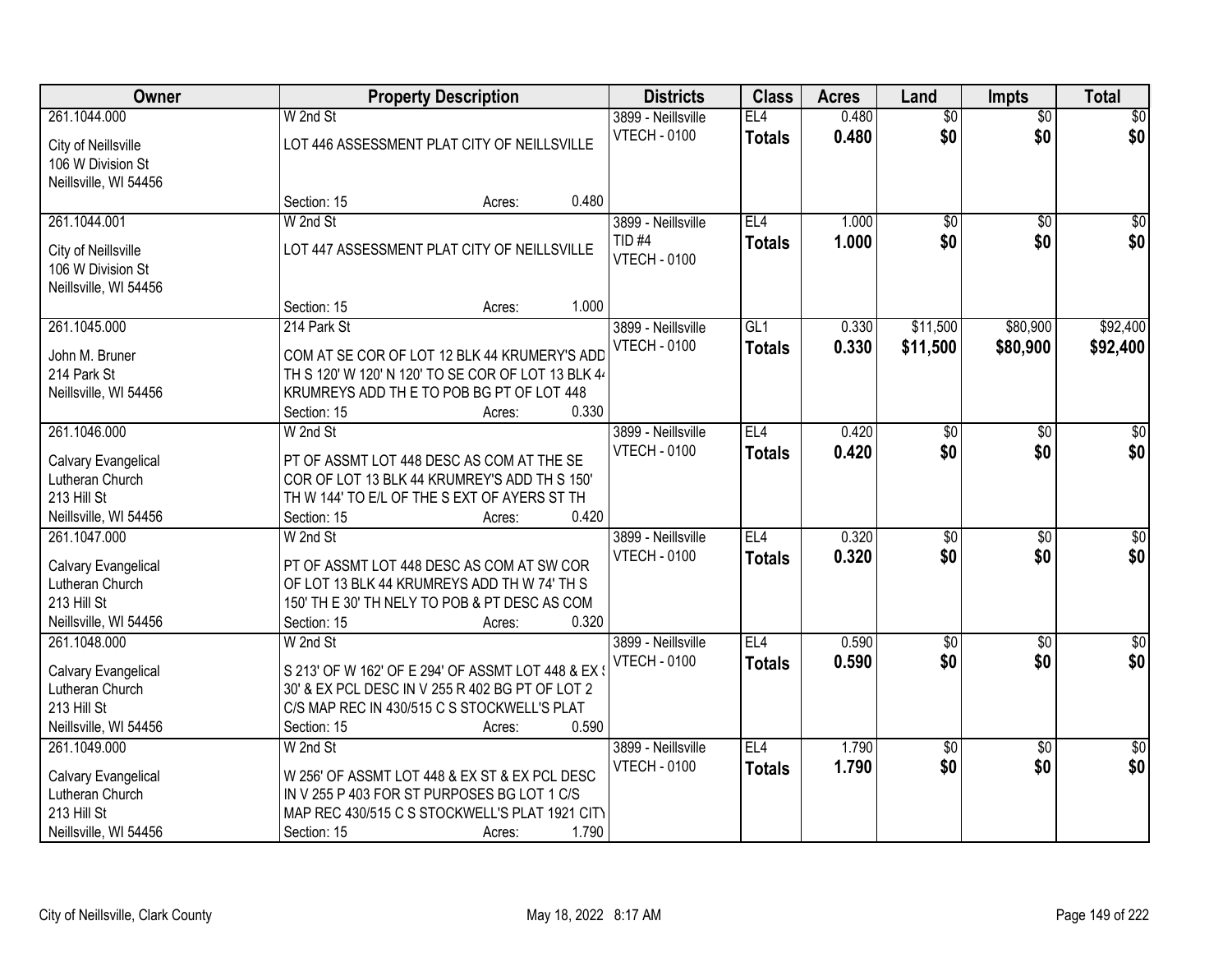| Owner | Property Description | Districts | Class | Acres | Land | Impts | Total |
|---|---|---|---|---|---|---|---|
| 261.1044.000<br><br>City of Neillsville<br>106 W Division St<br>Neillsville, WI 54456 | W 2nd St<br><br>LOT 446 ASSESSMENT PLAT CITY OF NEILLSVILLE<br><br>Section: 15 Acres: 0.480 | 3899 - Neillsville<br>VTECH - 0100 | EL4<br>**Totals** | 0.480<br>**0.480** | $0<br>**$0** | $0<br>**$0** | $0<br>**$0** |
| 261.1044.001<br><br>City of Neillsville<br>106 W Division St<br>Neillsville, WI 54456 | W 2nd St<br><br>LOT 447 ASSESSMENT PLAT CITY OF NEILLSVILLE<br><br>Section: 15 Acres: 1.000 | 3899 - Neillsville<br>TID #4<br>VTECH - 0100 | EL4<br>**Totals** | 1.000<br>**1.000** | $0<br>**$0** | $0<br>**$0** | $0<br>**$0** |
| 261.1045.000<br><br>John M. Bruner<br>214 Park St<br>Neillsville, WI 54456 | 214 Park St<br><br>COM AT SE COR OF LOT 12 BLK 44 KRUMERY'S ADD TH S 120' W 120' N 120' TO SE COR OF LOT 13 BLK 44 KRUMREYS ADD TH E TO POB BG PT OF LOT 448<br>Section: 15 Acres: 0.330 | 3899 - Neillsville<br>VTECH - 0100 | GL1<br>**Totals** | 0.330<br>**0.330** | $11,500<br>**$11,500** | $80,900<br>**$80,900** | $92,400<br>**$92,400** |
| 261.1046.000<br><br>Calvary Evangelical<br>Lutheran Church<br>213 Hill St<br>Neillsville, WI 54456 | W 2nd St<br><br>PT OF ASSMT LOT 448 DESC AS COM AT THE SE COR OF LOT 13 BLK 44 KRUMREY'S ADD TH S 150' TH W 144' TO E/L OF THE S EXT OF AYERS ST TH<br>Section: 15 Acres: 0.420 | 3899 - Neillsville<br>VTECH - 0100 | EL4<br>**Totals** | 0.420<br>**0.420** | $0<br>**$0** | $0<br>**$0** | $0<br>**$0** |
| 261.1047.000<br><br>Calvary Evangelical<br>Lutheran Church<br>213 Hill St<br>Neillsville, WI 54456 | W 2nd St<br><br>PT OF ASSMT LOT 448 DESC AS COM AT SW COR OF LOT 13 BLK 44 KRUMREYS ADD TH W 74' TH S 150' TH E 30' TH NELY TO POB & PT DESC AS COM<br>Section: 15 Acres: 0.320 | 3899 - Neillsville<br>VTECH - 0100 | EL4<br>**Totals** | 0.320<br>**0.320** | $0<br>**$0** | $0<br>**$0** | $0<br>**$0** |
| 261.1048.000<br><br>Calvary Evangelical<br>Lutheran Church<br>213 Hill St<br>Neillsville, WI 54456 | W 2nd St<br><br>S 213' OF W 162' OF E 294' OF ASSMT LOT 448 & EX S 30' & EX PCL DESC IN V 255 R 402 BG PT OF LOT 2 C/S MAP REC IN 430/515 C S STOCKWELL'S PLAT<br>Section: 15 Acres: 0.590 | 3899 - Neillsville<br>VTECH - 0100 | EL4<br>**Totals** | 0.590<br>**0.590** | $0<br>**$0** | $0<br>**$0** | $0<br>**$0** |
| 261.1049.000<br><br>Calvary Evangelical<br>Lutheran Church<br>213 Hill St<br>Neillsville, WI 54456 | W 2nd St<br><br>W 256' OF ASSMT LOT 448 & EX ST & EX PCL DESC IN V 255 P 403 FOR ST PURPOSES BG LOT 1 C/S MAP REC 430/515 C S STOCKWELL'S PLAT 1921 CITY<br>Section: 15 Acres: 1.790 | 3899 - Neillsville<br>VTECH - 0100 | EL4<br>**Totals** | 1.790<br>**1.790** | $0<br>**$0** | $0<br>**$0** | $0<br>**$0** |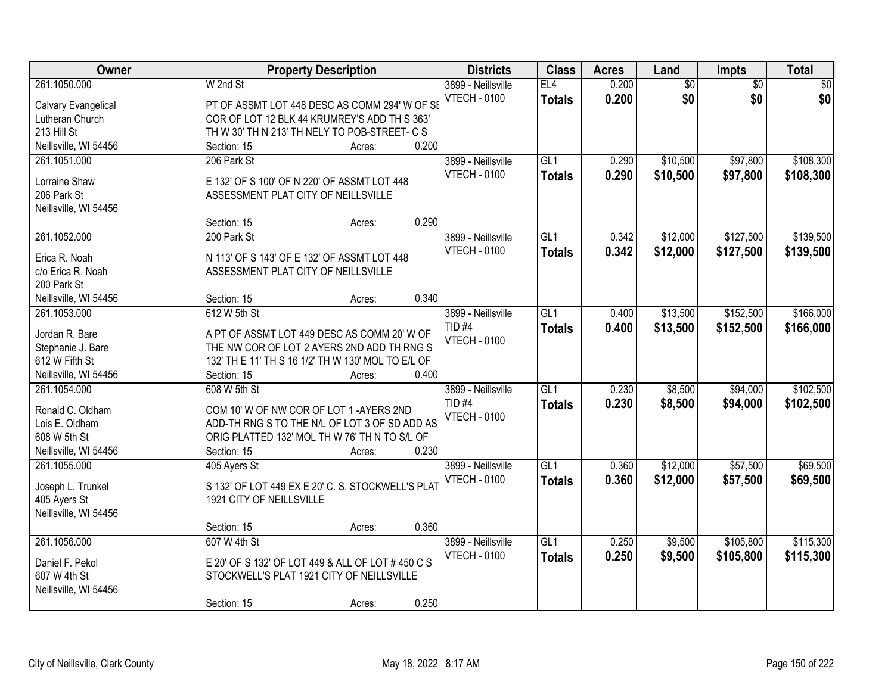| Owner | Property Description | Districts | Class | Acres | Land | Impts | Total |
|---|---|---|---|---|---|---|---|
| 261.1050.000<br>Calvary Evangelical Lutheran Church<br>213 Hill St<br>Neillsville, WI 54456 | W 2nd St<br>PT OF ASSMT LOT 448 DESC AS COMM 294' W OF SE COR OF LOT 12 BLK 44 KRUMREY'S ADD TH S 363' TH W 30' TH N 213' TH NELY TO POB-STREET- C S<br>Section: 15 Acres: 0.200 | 3899 - Neillsville<br>VTECH - 0100 | EL4<br>**Totals** | 0.200<br>**0.200** | $0<br>**$0** | $0<br>**$0** | $0<br>**$0** |
| 261.1051.000<br>Lorraine Shaw<br>206 Park St<br>Neillsville, WI 54456 | 206 Park St<br>E 132' OF S 100' OF N 220' OF ASSMT LOT 448 ASSESSMENT PLAT CITY OF NEILLSVILLE<br>Section: 15 Acres: 0.290 | 3899 - Neillsville<br>VTECH - 0100 | GL1<br>**Totals** | 0.290<br>**0.290** | $10,500<br>**$10,500** | $97,800<br>**$97,800** | $108,300<br>**$108,300** |
| 261.1052.000<br>Erica R. Noah<br>c/o Erica R. Noah<br>200 Park St<br>Neillsville, WI 54456 | 200 Park St<br>N 113' OF S 143' OF E 132' OF ASSMT LOT 448 ASSESSMENT PLAT CITY OF NEILLSVILLE<br>Section: 15 Acres: 0.340 | 3899 - Neillsville<br>VTECH - 0100 | GL1<br>**Totals** | 0.342<br>**0.342** | $12,000<br>**$12,000** | $127,500<br>**$127,500** | $139,500<br>**$139,500** |
| 261.1053.000<br>Jordan R. Bare<br>Stephanie J. Bare<br>612 W Fifth St<br>Neillsville, WI 54456 | 612 W 5th St<br>A PT OF ASSMT LOT 449 DESC AS COMM 20' W OF THE NW COR OF LOT 2 AYERS 2ND ADD TH RNG S 132' TH E 11' TH S 16 1/2' TH W 130' MOL TO E/L OF<br>Section: 15 Acres: 0.400 | 3899 - Neillsville<br>TID #4<br>VTECH - 0100 | GL1<br>**Totals** | 0.400<br>**0.400** | $13,500<br>**$13,500** | $152,500<br>**$152,500** | $166,000<br>**$166,000** |
| 261.1054.000<br>Ronald C. Oldham<br>Lois E. Oldham<br>608 W 5th St<br>Neillsville, WI 54456 | 608 W 5th St<br>COM 10' W OF NW COR OF LOT 1 -AYERS 2ND ADD-TH RNG S TO THE N/L OF LOT 3 OF SD ADD AS ORIG PLATTED 132' MOL TH W 76' TH N TO S/L OF<br>Section: 15 Acres: 0.230 | 3899 - Neillsville<br>TID #4<br>VTECH - 0100 | GL1<br>**Totals** | 0.230<br>**0.230** | $8,500<br>**$8,500** | $94,000<br>**$94,000** | $102,500<br>**$102,500** |
| 261.1055.000<br>Joseph L. Trunkel<br>405 Ayers St<br>Neillsville, WI 54456 | 405 Ayers St<br>S 132' OF LOT 449 EX E 20' C. S. STOCKWELL'S PLAT 1921 CITY OF NEILLSVILLE<br>Section: 15 Acres: 0.360 | 3899 - Neillsville<br>VTECH - 0100 | GL1<br>**Totals** | 0.360<br>**0.360** | $12,000<br>**$12,000** | $57,500<br>**$57,500** | $69,500<br>**$69,500** |
| 261.1056.000<br>Daniel F. Pekol<br>607 W 4th St<br>Neillsville, WI 54456 | 607 W 4th St<br>E 20' OF S 132' OF LOT 449 & ALL OF LOT # 450 C S STOCKWELL'S PLAT 1921 CITY OF NEILLSVILLE<br>Section: 15 Acres: 0.250 | 3899 - Neillsville<br>VTECH - 0100 | GL1<br>**Totals** | 0.250<br>**0.250** | $9,500<br>**$9,500** | $105,800<br>**$105,800** | $115,300<br>**$115,300** |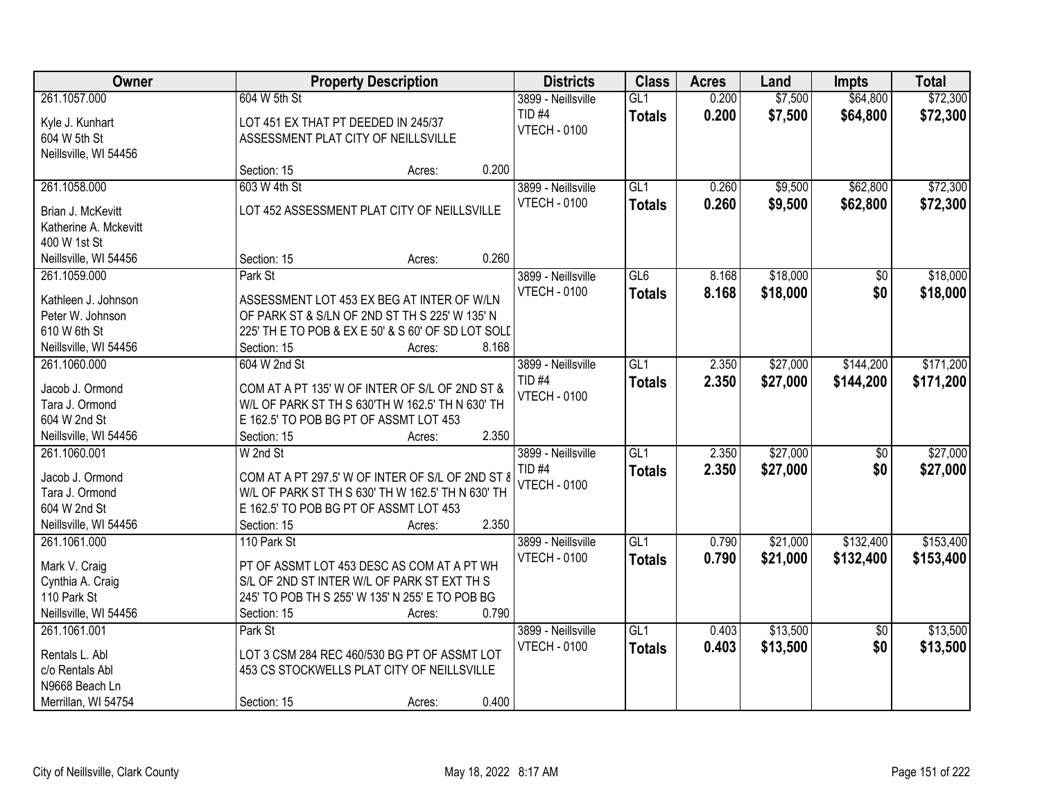| Owner | Property Description | Districts | Class | Acres | Land | Impts | Total |
|---|---|---|---|---|---|---|---|
| 261.1057.000<br>Kyle J. Kunhart<br>604 W 5th St<br>Neillsville, WI 54456 | 604 W 5th St<br>LOT 451 EX THAT PT DEEDED IN 245/37 ASSESSMENT PLAT CITY OF NEILLSVILLE<br>Section: 15 Acres: 0.200 | 3899 - Neillsville<br>TID #4<br>VTECH - 0100 | GL1<br>**Totals** | 0.200<br>**0.200** | $7,500<br>**$7,500** | $64,800<br>**$64,800** | $72,300<br>**$72,300** |
| 261.1058.000<br>Brian J. McKevitt<br>Katherine A. Mckevitt<br>400 W 1st St<br>Neillsville, WI 54456 | 603 W 4th St<br>LOT 452 ASSESSMENT PLAT CITY OF NEILLSVILLE<br>Section: 15 Acres: 0.260 | 3899 - Neillsville<br>VTECH - 0100 | GL1<br>**Totals** | 0.260<br>**0.260** | $9,500<br>**$9,500** | $62,800<br>**$62,800** | $72,300<br>**$72,300** |
| 261.1059.000<br>Kathleen J. Johnson<br>Peter W. Johnson<br>610 W 6th St<br>Neillsville, WI 54456 | Park St<br>ASSESSMENT LOT 453 EX BEG AT INTER OF W/LN OF PARK ST & S/LN OF 2ND ST TH S 225' W 135' N 225' TH E TO POB & EX E 50' & S 60' OF SD LOT SOLI<br>Section: 15 Acres: 8.168 | 3899 - Neillsville<br>VTECH - 0100 | GL6<br>**Totals** | 8.168<br>**8.168** | $18,000<br>**$18,000** | $0<br>**$0** | $18,000<br>**$18,000** |
| 261.1060.000<br>Jacob J. Ormond<br>Tara J. Ormond<br>604 W 2nd St<br>Neillsville, WI 54456 | 604 W 2nd St<br>COM AT A PT 135' W OF INTER OF S/L OF 2ND ST & W/L OF PARK ST TH S 630'TH W 162.5' TH N 630' TH E 162.5' TO POB BG PT OF ASSMT LOT 453<br>Section: 15 Acres: 2.350 | 3899 - Neillsville<br>TID #4<br>VTECH - 0100 | GL1<br>**Totals** | 2.350<br>**2.350** | $27,000<br>**$27,000** | $144,200<br>**$144,200** | $171,200<br>**$171,200** |
| 261.1060.001<br>Jacob J. Ormond<br>Tara J. Ormond<br>604 W 2nd St<br>Neillsville, WI 54456 | W 2nd St<br>COM AT A PT 297.5' W OF INTER OF S/L OF 2ND ST & W/L OF PARK ST TH S 630' TH W 162.5' TH N 630' TH E 162.5' TO POB BG PT OF ASSMT LOT 453<br>Section: 15 Acres: 2.350 | 3899 - Neillsville<br>TID #4<br>VTECH - 0100 | GL1<br>**Totals** | 2.350<br>**2.350** | $27,000<br>**$27,000** | $0<br>**$0** | $27,000<br>**$27,000** |
| 261.1061.000<br>Mark V. Craig<br>Cynthia A. Craig<br>110 Park St<br>Neillsville, WI 54456 | 110 Park St<br>PT OF ASSMT LOT 453 DESC AS COM AT A PT WH S/L OF 2ND ST INTER W/L OF PARK ST EXT TH S 245' TO POB TH S 255' W 135' N 255' E TO POB BG<br>Section: 15 Acres: 0.790 | 3899 - Neillsville<br>VTECH - 0100 | GL1<br>**Totals** | 0.790<br>**0.790** | $21,000<br>**$21,000** | $132,400<br>**$132,400** | $153,400<br>**$153,400** |
| 261.1061.001<br>Rentals L. Abl<br>c/o Rentals Abl<br>N9668 Beach Ln<br>Merrillan, WI 54754 | Park St<br>LOT 3 CSM 284 REC 460/530 BG PT OF ASSMT LOT 453 CS STOCKWELLS PLAT CITY OF NEILLSVILLE<br>Section: 15 Acres: 0.400 | 3899 - Neillsville<br>VTECH - 0100 | GL1<br>**Totals** | 0.403<br>**0.403** | $13,500<br>**$13,500** | $0<br>**$0** | $13,500<br>**$13,500** |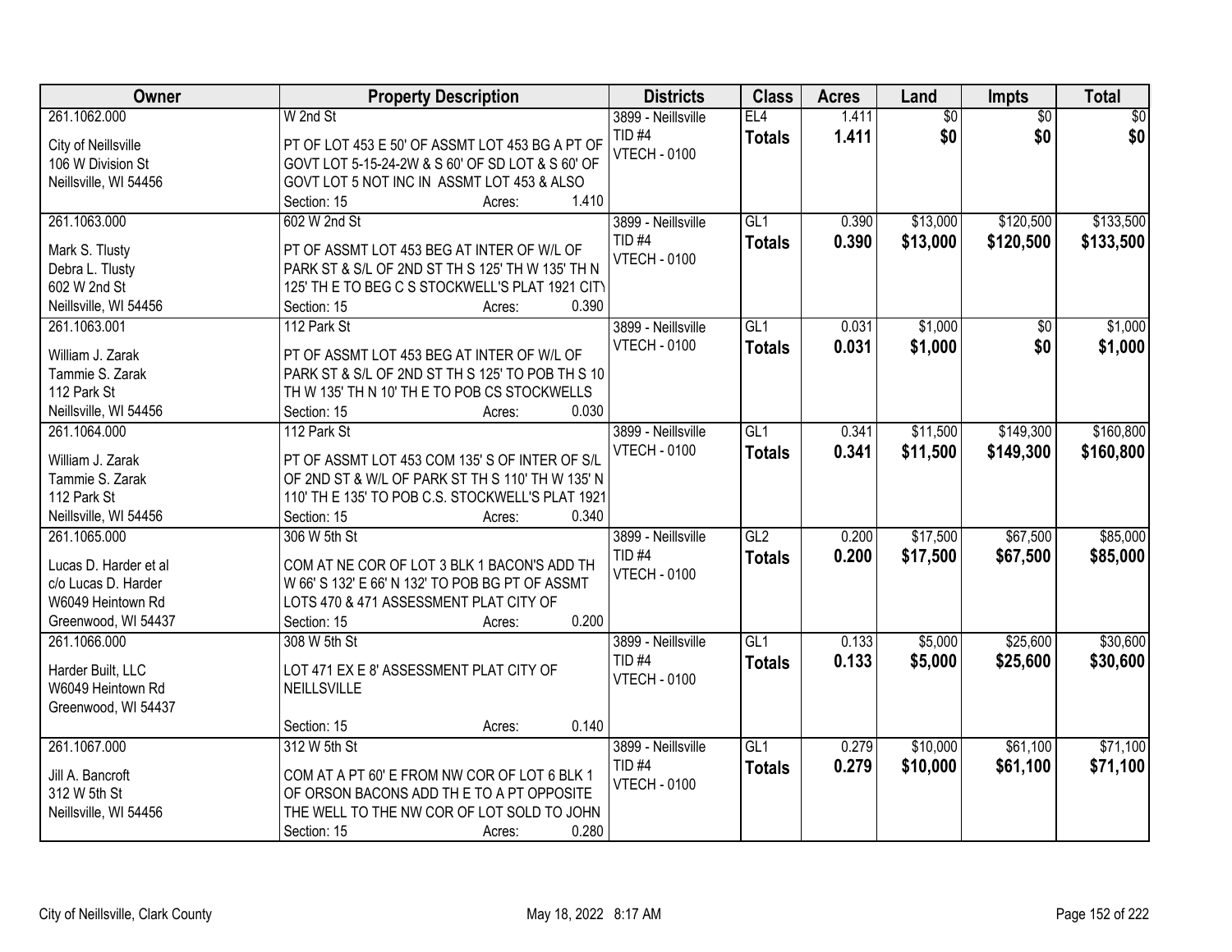| Owner | Property Description | Districts | Class | Acres | Land | Impts | Total |
|---|---|---|---|---|---|---|---|
| 261.1062.000<br>City of Neillsville<br>106 W Division St<br>Neillsville, WI 54456 | W 2nd St<br>PT OF LOT 453 E 50' OF ASSMT LOT 453 BG A PT OF GOVT LOT 5-15-24-2W & S 60' OF SD LOT & S 60' OF GOVT LOT 5 NOT INC IN ASSMT LOT 453 & ALSO<br>Section: 15 Acres: 1.410 | 3899 - Neillsville<br>TID #4<br>VTECH - 0100 | EL4<br>**Totals** | 1.411<br>**1.411** | $0<br>**$0** | $0<br>**$0** | $0<br>**$0** |
| 261.1063.000<br>Mark S. Tlusty<br>Debra L. Tlusty<br>602 W 2nd St<br>Neillsville, WI 54456 | 602 W 2nd St<br>PT OF ASSMT LOT 453 BEG AT INTER OF W/L OF PARK ST & S/L OF 2ND ST TH S 125' TH W 135' TH N 125' TH E TO BEG C S STOCKWELL'S PLAT 1921 CITY<br>Section: 15 Acres: 0.390 | 3899 - Neillsville<br>TID #4<br>VTECH - 0100 | GL1<br>**Totals** | 0.390<br>**0.390** | $13,000<br>**$13,000** | $120,500<br>**$120,500** | $133,500<br>**$133,500** |
| 261.1063.001<br>William J. Zarak<br>Tammie S. Zarak<br>112 Park St<br>Neillsville, WI 54456 | 112 Park St<br>PT OF ASSMT LOT 453 BEG AT INTER OF W/L OF PARK ST & S/L OF 2ND ST TH S 125' TO POB TH S 10 TH W 135' TH N 10' TH E TO POB CS STOCKWELLS<br>Section: 15 Acres: 0.030 | 3899 - Neillsville<br>VTECH - 0100 | GL1<br>**Totals** | 0.031<br>**0.031** | $1,000<br>**$1,000** | $0<br>**$0** | $1,000<br>**$1,000** |
| 261.1064.000<br>William J. Zarak<br>Tammie S. Zarak<br>112 Park St<br>Neillsville, WI 54456 | 112 Park St<br>PT OF ASSMT LOT 453 COM 135' S OF INTER OF S/L OF 2ND ST & W/L OF PARK ST TH S 110' TH W 135' N 110' TH E 135' TO POB C.S. STOCKWELL'S PLAT 1921<br>Section: 15 Acres: 0.340 | 3899 - Neillsville<br>VTECH - 0100 | GL1<br>**Totals** | 0.341<br>**0.341** | $11,500<br>**$11,500** | $149,300<br>**$149,300** | $160,800<br>**$160,800** |
| 261.1065.000<br>Lucas D. Harder et al<br>c/o Lucas D. Harder<br>W6049 Heintown Rd<br>Greenwood, WI 54437 | 306 W 5th St<br>COM AT NE COR OF LOT 3 BLK 1 BACON'S ADD TH W 66' S 132' E 66' N 132' TO POB BG PT OF ASSMT LOTS 470 & 471 ASSESSMENT PLAT CITY OF<br>Section: 15 Acres: 0.200 | 3899 - Neillsville<br>TID #4<br>VTECH - 0100 | GL2<br>**Totals** | 0.200<br>**0.200** | $17,500<br>**$17,500** | $67,500<br>**$67,500** | $85,000<br>**$85,000** |
| 261.1066.000<br>Harder Built, LLC<br>W6049 Heintown Rd<br>Greenwood, WI 54437 | 308 W 5th St<br>LOT 471 EX E 8' ASSESSMENT PLAT CITY OF NEILLSVILLE<br>Section: 15 Acres: 0.140 | 3899 - Neillsville<br>TID #4<br>VTECH - 0100 | GL1<br>**Totals** | 0.133<br>**0.133** | $5,000<br>**$5,000** | $25,600<br>**$25,600** | $30,600<br>**$30,600** |
| 261.1067.000<br>Jill A. Bancroft<br>312 W 5th St<br>Neillsville, WI 54456 | 312 W 5th St<br>COM AT A PT 60' E FROM NW COR OF LOT 6 BLK 1 OF ORSON BACONS ADD TH E TO A PT OPPOSITE THE WELL TO THE NW COR OF LOT SOLD TO JOHN<br>Section: 15 Acres: 0.280 | 3899 - Neillsville<br>TID #4<br>VTECH - 0100 | GL1<br>**Totals** | 0.279<br>**0.279** | $10,000<br>**$10,000** | $61,100<br>**$61,100** | $71,100<br>**$71,100** |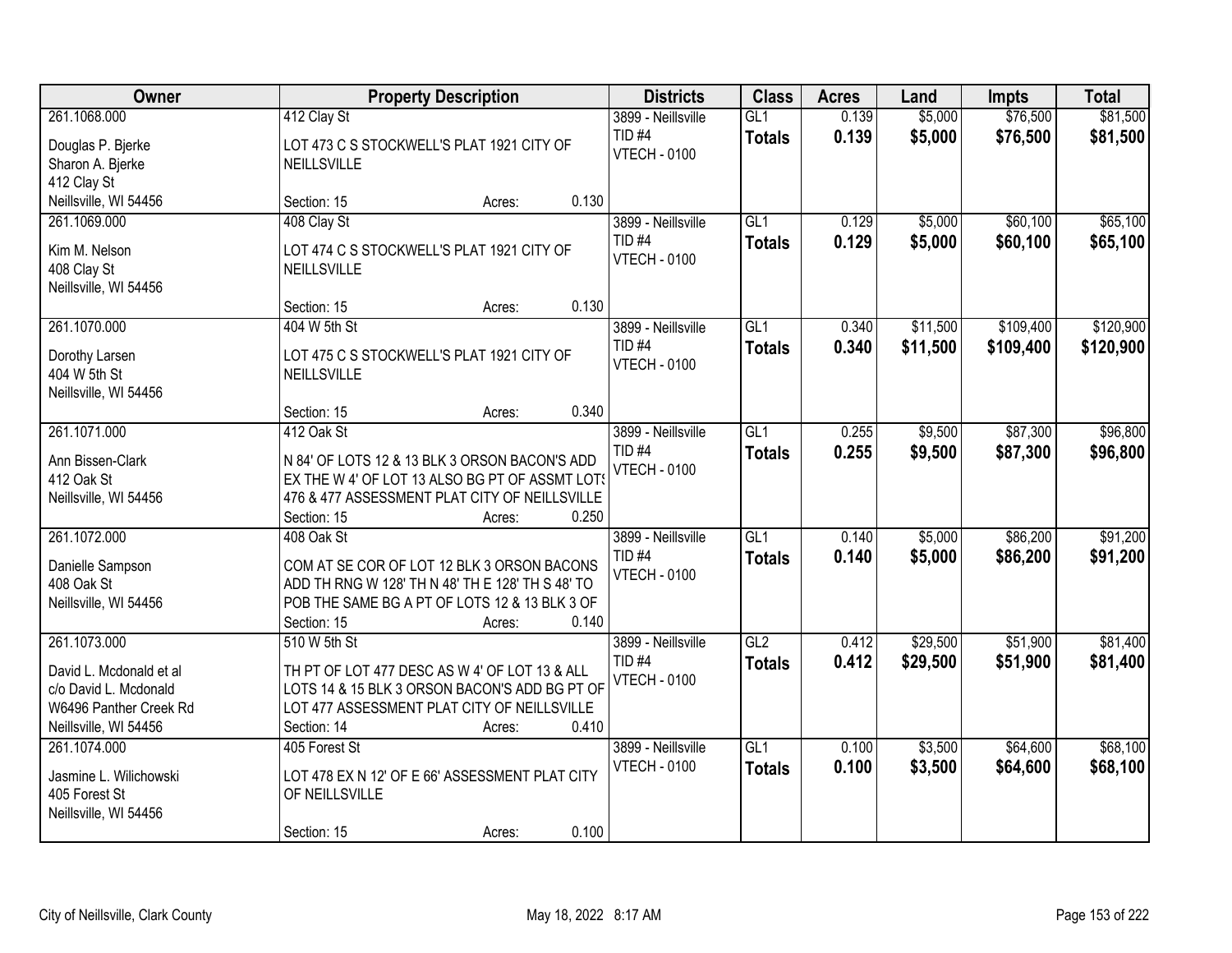| Owner | Property Description | Districts | Class | Acres | Land | Impts | Total |
|---|---|---|---|---|---|---|---|
| 261.1068.000<br>Douglas P. Bjerke<br>Sharon A. Bjerke<br>412 Clay St<br>Neillsville, WI 54456 | 412 Clay St<br>LOT 473 C S STOCKWELL'S PLAT 1921 CITY OF NEILLSVILLE<br>Section: 15 Acres: 0.130 | 3899 - Neillsville<br>TID #4<br>VTECH - 0100 | GL1<br>**Totals** | 0.139<br>**0.139** | \$5,000<br>**\$5,000** | \$76,500<br>**\$76,500** | \$81,500<br>**\$81,500** |
| 261.1069.000<br>Kim M. Nelson<br>408 Clay St<br>Neillsville, WI 54456 | 408 Clay St<br>LOT 474 C S STOCKWELL'S PLAT 1921 CITY OF NEILLSVILLE<br>Section: 15 Acres: 0.130 | 3899 - Neillsville<br>TID #4<br>VTECH - 0100 | GL1<br>**Totals** | 0.129<br>**0.129** | \$5,000<br>**\$5,000** | \$60,100<br>**\$60,100** | \$65,100<br>**\$65,100** |
| 261.1070.000<br>Dorothy Larsen<br>404 W 5th St<br>Neillsville, WI 54456 | 404 W 5th St<br>LOT 475 C S STOCKWELL'S PLAT 1921 CITY OF NEILLSVILLE<br>Section: 15 Acres: 0.340 | 3899 - Neillsville<br>TID #4<br>VTECH - 0100 | GL1<br>**Totals** | 0.340<br>**0.340** | \$11,500<br>**\$11,500** | \$109,400<br>**\$109,400** | \$120,900<br>**\$120,900** |
| 261.1071.000<br>Ann Bissen-Clark<br>412 Oak St<br>Neillsville, WI 54456 | 412 Oak St<br>N 84' OF LOTS 12 & 13 BLK 3 ORSON BACON'S ADD EX THE W 4' OF LOT 13 ALSO BG PT OF ASSMT LOTS 476 & 477 ASSESSMENT PLAT CITY OF NEILLSVILLE<br>Section: 15 Acres: 0.250 | 3899 - Neillsville<br>TID #4<br>VTECH - 0100 | GL1<br>**Totals** | 0.255<br>**0.255** | \$9,500<br>**\$9,500** | \$87,300<br>**\$87,300** | \$96,800<br>**\$96,800** |
| 261.1072.000<br>Danielle Sampson<br>408 Oak St<br>Neillsville, WI 54456 | 408 Oak St<br>COM AT SE COR OF LOT 12 BLK 3 ORSON BACONS ADD TH RNG W 128' TH N 48' TH E 128' TH S 48' TO POB THE SAME BG A PT OF LOTS 12 & 13 BLK 3 OF<br>Section: 15 Acres: 0.140 | 3899 - Neillsville<br>TID #4<br>VTECH - 0100 | GL1<br>**Totals** | 0.140<br>**0.140** | \$5,000<br>**\$5,000** | \$86,200<br>**\$86,200** | \$91,200<br>**\$91,200** |
| 261.1073.000<br>David L. Mcdonald et al<br>c/o David L. Mcdonald<br>W6496 Panther Creek Rd<br>Neillsville, WI 54456 | 510 W 5th St<br>TH PT OF LOT 477 DESC AS W 4' OF LOT 13 & ALL LOTS 14 & 15 BLK 3 ORSON BACON'S ADD BG PT OF LOT 477 ASSESSMENT PLAT CITY OF NEILLSVILLE<br>Section: 14 Acres: 0.410 | 3899 - Neillsville<br>TID #4<br>VTECH - 0100 | GL2<br>**Totals** | 0.412<br>**0.412** | \$29,500<br>**\$29,500** | \$51,900<br>**\$51,900** | \$81,400<br>**\$81,400** |
| 261.1074.000<br>Jasmine L. Wilichowski<br>405 Forest St<br>Neillsville, WI 54456 | 405 Forest St<br>LOT 478 EX N 12' OF E 66' ASSESSMENT PLAT CITY OF NEILLSVILLE<br>Section: 15 Acres: 0.100 | 3899 - Neillsville<br>VTECH - 0100 | GL1<br>**Totals** | 0.100<br>**0.100** | \$3,500<br>**\$3,500** | \$64,600<br>**\$64,600** | \$68,100<br>**\$68,100** |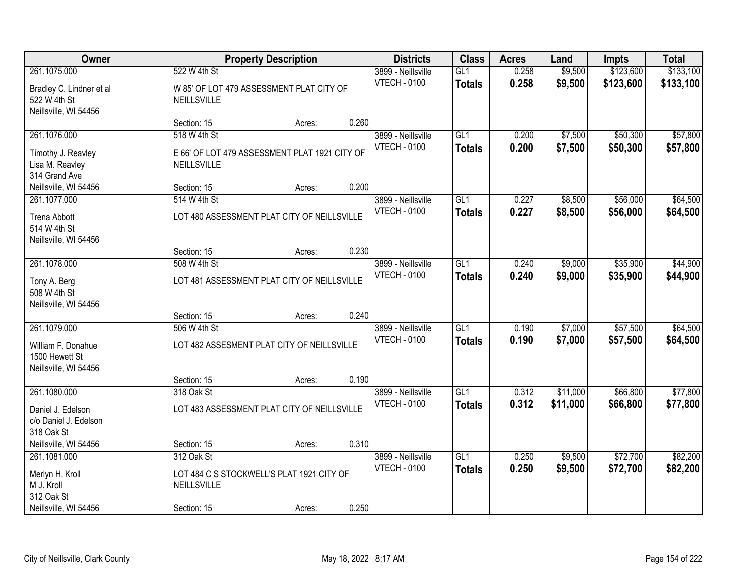| Owner | Property Description | | | Districts | Class | Acres | Land | Impts | Total |
|---|---|---|---|---|---|---|---|---|---|
| 261.1075.000 | 522 W 4th St | | | 3899 - Neillsville | GL1 | 0.258 | $9,500 | $123,600 | $133,100 |
| Bradley C. Lindner et al<br>522 W 4th St<br>Neillsville, WI 54456 | W 85' OF LOT 479 ASSESSMENT PLAT CITY OF NEILLSVILLE | | | VTECH - 0100 | **Totals** | **0.258** | **$9,500** | **$123,600** | **$133,100** |
| | Section: 15 | Acres: | 0.260 | | | | | | |
| 261.1076.000 | 518 W 4th St | | | 3899 - Neillsville | GL1 | 0.200 | $7,500 | $50,300 | $57,800 |
| Timothy J. Reavley<br>Lisa M. Reavley<br>314 Grand Ave<br>Neillsville, WI 54456 | E 66' OF LOT 479 ASSESSMENT PLAT 1921 CITY OF NEILLSVILLE | | | VTECH - 0100 | **Totals** | **0.200** | **$7,500** | **$50,300** | **$57,800** |
| | Section: 15 | Acres: | 0.200 | | | | | | |
| 261.1077.000 | 514 W 4th St | | | 3899 - Neillsville | GL1 | 0.227 | $8,500 | $56,000 | $64,500 |
| Trena Abbott<br>514 W 4th St<br>Neillsville, WI 54456 | LOT 480 ASSESSMENT PLAT CITY OF NEILLSVILLE | | | VTECH - 0100 | **Totals** | **0.227** | **$8,500** | **$56,000** | **$64,500** |
| | Section: 15 | Acres: | 0.230 | | | | | | |
| 261.1078.000 | 508 W 4th St | | | 3899 - Neillsville | GL1 | 0.240 | $9,000 | $35,900 | $44,900 |
| Tony A. Berg<br>508 W 4th St<br>Neillsville, WI 54456 | LOT 481 ASSESSMENT PLAT CITY OF NEILLSVILLE | | | VTECH - 0100 | **Totals** | **0.240** | **$9,000** | **$35,900** | **$44,900** |
| | Section: 15 | Acres: | 0.240 | | | | | | |
| 261.1079.000 | 506 W 4th St | | | 3899 - Neillsville | GL1 | 0.190 | $7,000 | $57,500 | $64,500 |
| William F. Donahue<br>1500 Hewett St<br>Neillsville, WI 54456 | LOT 482 ASSESMENT PLAT CITY OF NEILLSVILLE | | | VTECH - 0100 | **Totals** | **0.190** | **$7,000** | **$57,500** | **$64,500** |
| | Section: 15 | Acres: | 0.190 | | | | | | |
| 261.1080.000 | 318 Oak St | | | 3899 - Neillsville | GL1 | 0.312 | $11,000 | $66,800 | $77,800 |
| Daniel J. Edelson<br>c/o Daniel J. Edelson<br>318 Oak St<br>Neillsville, WI 54456 | LOT 483 ASSESSMENT PLAT CITY OF NEILLSVILLE | | | VTECH - 0100 | **Totals** | **0.312** | **$11,000** | **$66,800** | **$77,800** |
| | Section: 15 | Acres: | 0.310 | | | | | | |
| 261.1081.000 | 312 Oak St | | | 3899 - Neillsville | GL1 | 0.250 | $9,500 | $72,700 | $82,200 |
| Merlyn H. Kroll<br>M J. Kroll<br>312 Oak St<br>Neillsville, WI 54456 | LOT 484 C S STOCKWELL'S PLAT 1921 CITY OF NEILLSVILLE | | | VTECH - 0100 | **Totals** | **0.250** | **$9,500** | **$72,700** | **$82,200** |
| | Section: 15 | Acres: | 0.250 | | | | | | |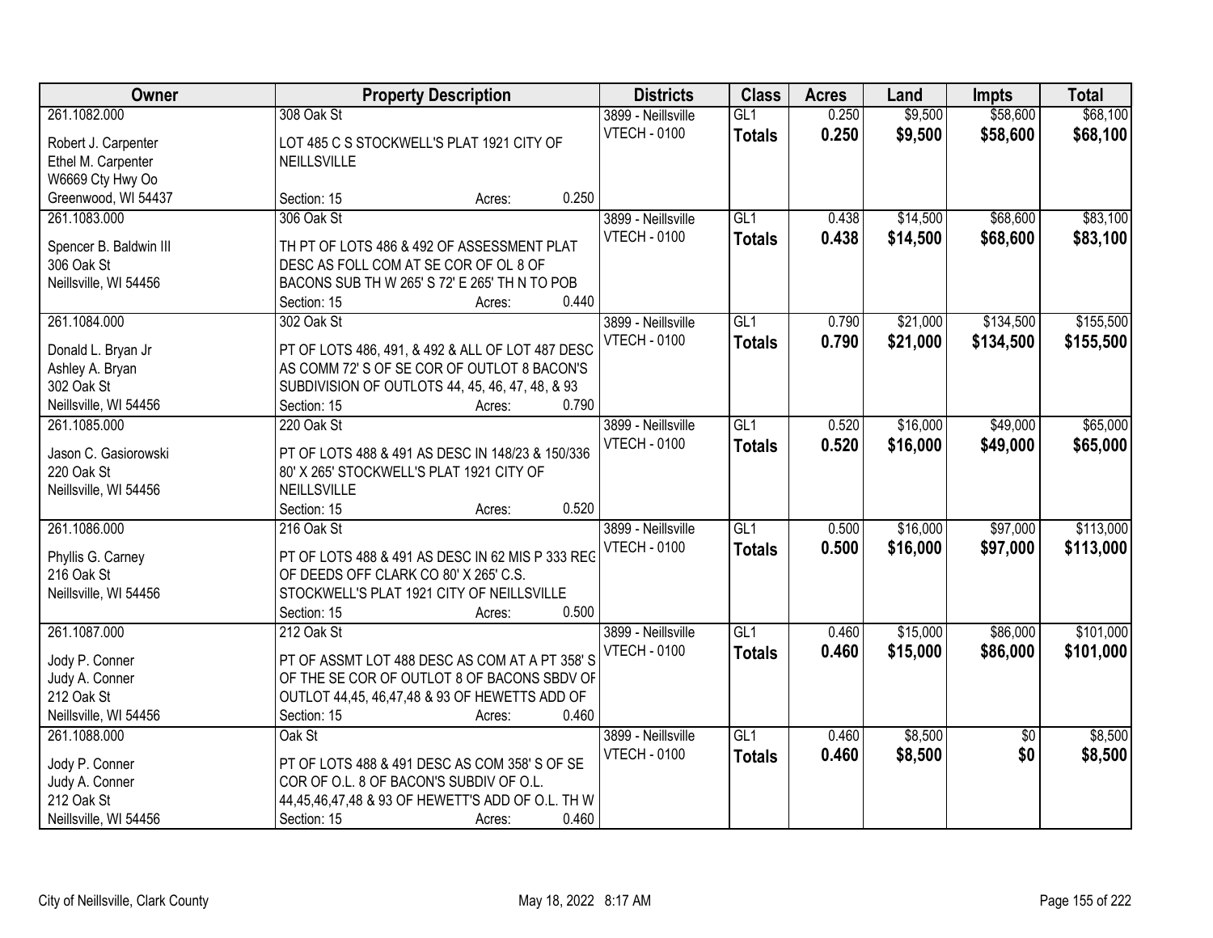| Owner | Property Description | Districts | Class | Acres | Land | Impts | Total |
|---|---|---|---|---|---|---|---|
| 261.1082.000<br><br>Robert J. Carpenter<br>Ethel M. Carpenter<br>W6669 Cty Hwy Oo<br>Greenwood, WI 54437 | 308 Oak St<br><br>LOT 485 C S STOCKWELL'S PLAT 1921 CITY OF NEILLSVILLE<br><br>Section: 15 Acres: 0.250 | 3899 - Neillsville<br>VTECH - 0100 | GL1<br>**Totals** | 0.250<br>**0.250** | $9,500<br>**$9,500** | $58,600<br>**$58,600** | $68,100<br>**$68,100** |
| 261.1083.000<br><br>Spencer B. Baldwin III<br>306 Oak St<br>Neillsville, WI 54456 | 306 Oak St<br><br>TH PT OF LOTS 486 & 492 OF ASSESSMENT PLAT DESC AS FOLL COM AT SE COR OF OL 8 OF BACONS SUB TH W 265' S 72' E 265' TH N TO POB<br>Section: 15 Acres: 0.440 | 3899 - Neillsville<br>VTECH - 0100 | GL1<br>**Totals** | 0.438<br>**0.438** | $14,500<br>**$14,500** | $68,600<br>**$68,600** | $83,100<br>**$83,100** |
| 261.1084.000<br><br>Donald L. Bryan Jr<br>Ashley A. Bryan<br>302 Oak St<br>Neillsville, WI 54456 | 302 Oak St<br><br>PT OF LOTS 486, 491, & 492 & ALL OF LOT 487 DESC AS COMM 72' S OF SE COR OF OUTLOT 8 BACON'S SUBDIVISION OF OUTLOTS 44, 45, 46, 47, 48, & 93<br>Section: 15 Acres: 0.790 | 3899 - Neillsville<br>VTECH - 0100 | GL1<br>**Totals** | 0.790<br>**0.790** | $21,000<br>**$21,000** | $134,500<br>**$134,500** | $155,500<br>**$155,500** |
| 261.1085.000<br><br>Jason C. Gasiorowski<br>220 Oak St<br>Neillsville, WI 54456 | 220 Oak St<br><br>PT OF LOTS 488 & 491 AS DESC IN 148/23 & 150/336 80' X 265' STOCKWELL'S PLAT 1921 CITY OF NEILLSVILLE<br>Section: 15 Acres: 0.520 | 3899 - Neillsville<br>VTECH - 0100 | GL1<br>**Totals** | 0.520<br>**0.520** | $16,000<br>**$16,000** | $49,000<br>**$49,000** | $65,000<br>**$65,000** |
| 261.1086.000<br><br>Phyllis G. Carney<br>216 Oak St<br>Neillsville, WI 54456 | 216 Oak St<br><br>PT OF LOTS 488 & 491 AS DESC IN 62 MIS P 333 REG OF DEEDS OFF CLARK CO 80' X 265' C.S. STOCKWELL'S PLAT 1921 CITY OF NEILLSVILLE<br>Section: 15 Acres: 0.500 | 3899 - Neillsville<br>VTECH - 0100 | GL1<br>**Totals** | 0.500<br>**0.500** | $16,000<br>**$16,000** | $97,000<br>**$97,000** | $113,000<br>**$113,000** |
| 261.1087.000<br><br>Jody P. Conner<br>Judy A. Conner<br>212 Oak St<br>Neillsville, WI 54456 | 212 Oak St<br><br>PT OF ASSMT LOT 488 DESC AS COM AT A PT 358' S OF THE SE COR OF OUTLOT 8 OF BACONS SBDV OF OUTLOT 44,45, 46,47,48 & 93 OF HEWETTS ADD OF<br>Section: 15 Acres: 0.460 | 3899 - Neillsville<br>VTECH - 0100 | GL1<br>**Totals** | 0.460<br>**0.460** | $15,000<br>**$15,000** | $86,000<br>**$86,000** | $101,000<br>**$101,000** |
| 261.1088.000<br><br>Jody P. Conner<br>Judy A. Conner<br>212 Oak St<br>Neillsville, WI 54456 | Oak St<br><br>PT OF LOTS 488 & 491 DESC AS COM 358' S OF SE COR OF O.L. 8 OF BACON'S SUBDIV OF O.L. 44,45,46,47,48 & 93 OF HEWETT'S ADD OF O.L. TH W<br>Section: 15 Acres: 0.460 | 3899 - Neillsville<br>VTECH - 0100 | GL1<br>**Totals** | 0.460<br>**0.460** | $8,500<br>**$8,500** | $0<br>**$0** | $8,500<br>**$8,500** |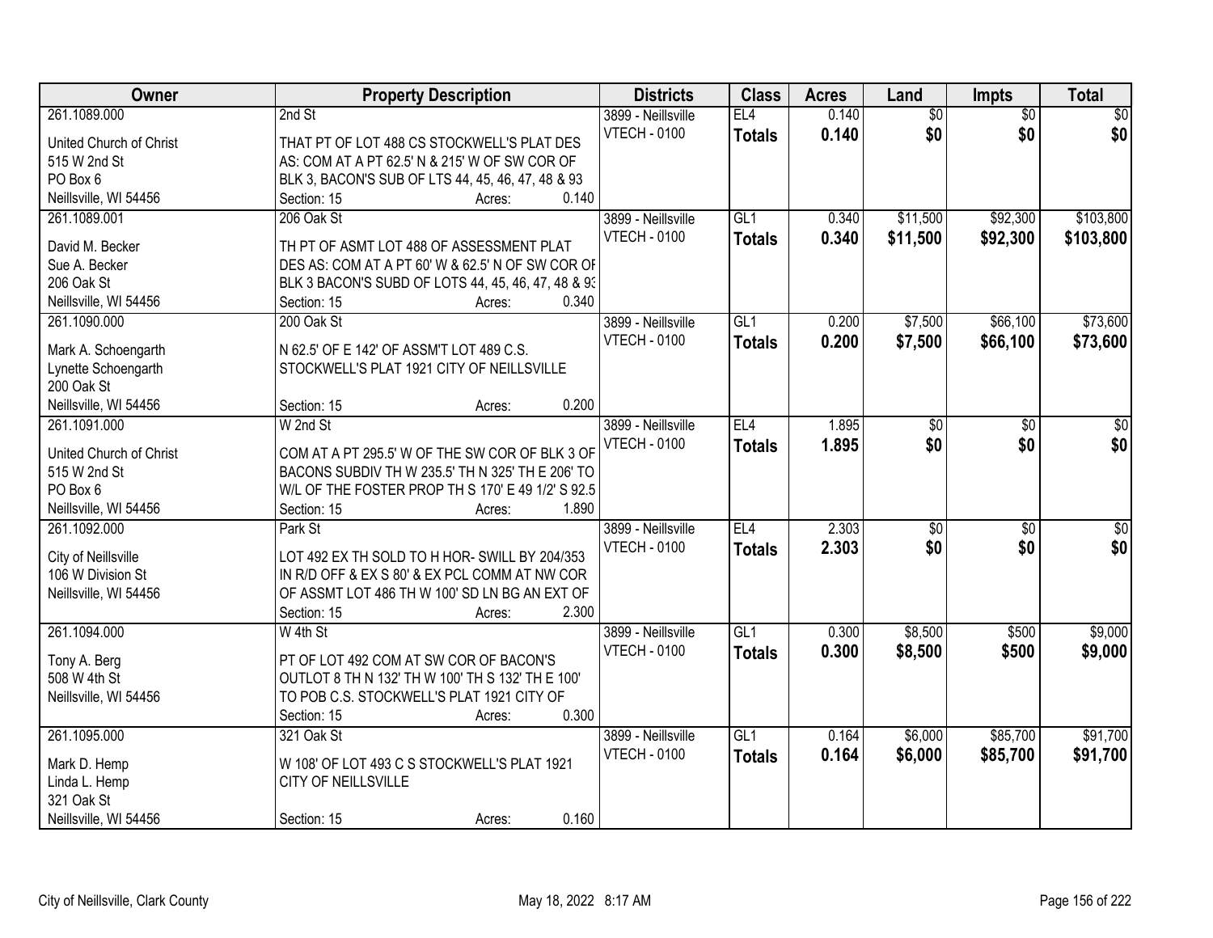| Owner | Property Description | Districts | Class | Acres | Land | Impts | Total |
|---|---|---|---|---|---|---|---|
| 261.1089.000<br><br>United Church of Christ<br>515 W 2nd St<br>PO Box 6<br>Neillsville, WI 54456 | 2nd St<br><br>THAT PT OF LOT 488 CS STOCKWELL'S PLAT DES AS: COM AT A PT 62.5' N & 215' W OF SW COR OF BLK 3, BACON'S SUB OF LTS 44, 45, 46, 47, 48 & 93<br>Section: 15 Acres: 0.140 | 3899 - Neillsville<br>VTECH - 0100 | EL4<br>**Totals** | 0.140<br>**0.140** | $0<br>**$0** | $0<br>**$0** | $0<br>**$0** |
| 261.1089.001<br><br>David M. Becker<br>Sue A. Becker<br>206 Oak St<br>Neillsville, WI 54456 | 206 Oak St<br><br>TH PT OF ASMT LOT 488 OF ASSESSMENT PLAT DES AS: COM AT A PT 60' W & 62.5' N OF SW COR OF BLK 3 BACON'S SUBD OF LOTS 44, 45, 46, 47, 48 & 93<br>Section: 15 Acres: 0.340 | 3899 - Neillsville<br>VTECH - 0100 | GL1<br>**Totals** | 0.340<br>**0.340** | $11,500<br>**$11,500** | $92,300<br>**$92,300** | $103,800<br>**$103,800** |
| 261.1090.000<br><br>Mark A. Schoengarth<br>Lynette Schoengarth<br>200 Oak St<br>Neillsville, WI 54456 | 200 Oak St<br><br>N 62.5' OF E 142' OF ASSM'T LOT 489 C.S. STOCKWELL'S PLAT 1921 CITY OF NEILLSVILLE<br>Section: 15 Acres: 0.200 | 3899 - Neillsville<br>VTECH - 0100 | GL1<br>**Totals** | 0.200<br>**0.200** | $7,500<br>**$7,500** | $66,100<br>**$66,100** | $73,600<br>**$73,600** |
| 261.1091.000<br><br>United Church of Christ<br>515 W 2nd St<br>PO Box 6<br>Neillsville, WI 54456 | W 2nd St<br><br>COM AT A PT 295.5' W OF THE SW COR OF BLK 3 OF BACONS SUBDIV TH W 235.5' TH N 325' TH E 206' TO W/L OF THE FOSTER PROP TH S 170' E 49 1/2' S 92.5<br>Section: 15 Acres: 1.890 | 3899 - Neillsville<br>VTECH - 0100 | EL4<br>**Totals** | 1.895<br>**1.895** | $0<br>**$0** | $0<br>**$0** | $0<br>**$0** |
| 261.1092.000<br><br>City of Neillsville<br>106 W Division St<br>Neillsville, WI 54456 | Park St<br><br>LOT 492 EX TH SOLD TO H HOR- SWILL BY 204/353 IN R/D OFF & EX S 80' & EX PCL COMM AT NW COR OF ASSMT LOT 486 TH W 100' SD LN BG AN EXT OF<br>Section: 15 Acres: 2.300 | 3899 - Neillsville<br>VTECH - 0100 | EL4<br>**Totals** | 2.303<br>**2.303** | $0<br>**$0** | $0<br>**$0** | $0<br>**$0** |
| 261.1094.000<br><br>Tony A. Berg<br>508 W 4th St<br>Neillsville, WI 54456 | W 4th St<br><br>PT OF LOT 492 COM AT SW COR OF BACON'S OUTLOT 8 TH N 132' TH W 100' TH S 132' TH E 100' TO POB C.S. STOCKWELL'S PLAT 1921 CITY OF<br>Section: 15 Acres: 0.300 | 3899 - Neillsville<br>VTECH - 0100 | GL1<br>**Totals** | 0.300<br>**0.300** | $8,500<br>**$8,500** | $500<br>**$500** | $9,000<br>**$9,000** |
| 261.1095.000<br><br>Mark D. Hemp<br>Linda L. Hemp<br>321 Oak St<br>Neillsville, WI 54456 | 321 Oak St<br><br>W 108' OF LOT 493 C S STOCKWELL'S PLAT 1921 CITY OF NEILLSVILLE<br>Section: 15 Acres: 0.160 | 3899 - Neillsville<br>VTECH - 0100 | GL1<br>**Totals** | 0.164<br>**0.164** | $6,000<br>**$6,000** | $85,700<br>**$85,700** | $91,700<br>**$91,700** |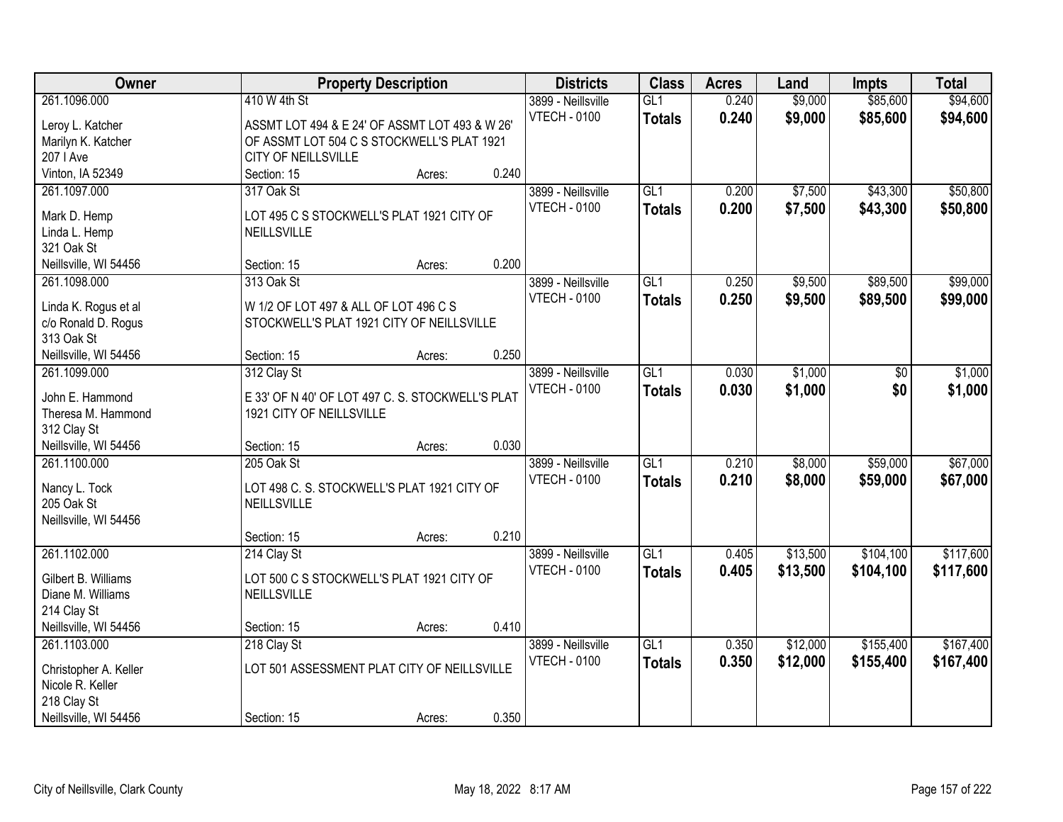| Owner | Property Description | | | Districts | Class | Acres | Land | Impts | Total |
|---|---|---|---|---|---|---|---|---|---|
| 261.1096.000<br>Leroy L. Katcher<br>Marilyn K. Katcher<br>207 I Ave<br>Vinton, IA 52349 | 410 W 4th St<br>ASSMT LOT 494 & E 24' OF ASSMT LOT 493 & W 26' OF ASSMT LOT 504 C S STOCKWELL'S PLAT 1921 CITY OF NEILLSVILLE<br>Section: 15 | Acres: | 0.240 | 3899 - Neillsville<br>VTECH - 0100 | GL1<br>**Totals** | 0.240<br>**0.240** | $9,000<br>**$9,000** | $85,600<br>**$85,600** | $94,600<br>**$94,600** |
| 261.1097.000<br>Mark D. Hemp<br>Linda L. Hemp<br>321 Oak St<br>Neillsville, WI 54456 | 317 Oak St<br>LOT 495 C S STOCKWELL'S PLAT 1921 CITY OF NEILLSVILLE<br>Section: 15 | Acres: | 0.200 | 3899 - Neillsville<br>VTECH - 0100 | GL1<br>**Totals** | 0.200<br>**0.200** | $7,500<br>**$7,500** | $43,300<br>**$43,300** | $50,800<br>**$50,800** |
| 261.1098.000<br>Linda K. Rogus et al<br>c/o Ronald D. Rogus<br>313 Oak St<br>Neillsville, WI 54456 | 313 Oak St<br>W 1/2 OF LOT 497 & ALL OF LOT 496 C S STOCKWELL'S PLAT 1921 CITY OF NEILLSVILLE<br>Section: 15 | Acres: | 0.250 | 3899 - Neillsville<br>VTECH - 0100 | GL1<br>**Totals** | 0.250<br>**0.250** | $9,500<br>**$9,500** | $89,500<br>**$89,500** | $99,000<br>**$99,000** |
| 261.1099.000<br>John E. Hammond<br>Theresa M. Hammond<br>312 Clay St<br>Neillsville, WI 54456 | 312 Clay St<br>E 33' OF N 40' OF LOT 497 C. S. STOCKWELL'S PLAT 1921 CITY OF NEILLSVILLE<br>Section: 15 | Acres: | 0.030 | 3899 - Neillsville<br>VTECH - 0100 | GL1<br>**Totals** | 0.030<br>**0.030** | $1,000<br>**$1,000** | $0<br>**$0** | $1,000<br>**$1,000** |
| 261.1100.000<br>Nancy L. Tock<br>205 Oak St<br>Neillsville, WI 54456 | 205 Oak St<br>LOT 498 C. S. STOCKWELL'S PLAT 1921 CITY OF NEILLSVILLE<br>Section: 15 | Acres: | 0.210 | 3899 - Neillsville<br>VTECH - 0100 | GL1<br>**Totals** | 0.210<br>**0.210** | $8,000<br>**$8,000** | $59,000<br>**$59,000** | $67,000<br>**$67,000** |
| 261.1102.000<br>Gilbert B. Williams<br>Diane M. Williams<br>214 Clay St<br>Neillsville, WI 54456 | 214 Clay St<br>LOT 500 C S STOCKWELL'S PLAT 1921 CITY OF NEILLSVILLE<br>Section: 15 | Acres: | 0.410 | 3899 - Neillsville<br>VTECH - 0100 | GL1<br>**Totals** | 0.405<br>**0.405** | $13,500<br>**$13,500** | $104,100<br>**$104,100** | $117,600<br>**$117,600** |
| 261.1103.000<br>Christopher A. Keller<br>Nicole R. Keller<br>218 Clay St<br>Neillsville, WI 54456 | 218 Clay St<br>LOT 501 ASSESSMENT PLAT CITY OF NEILLSVILLE<br>Section: 15 | Acres: | 0.350 | 3899 - Neillsville<br>VTECH - 0100 | GL1<br>**Totals** | 0.350<br>**0.350** | $12,000<br>**$12,000** | $155,400<br>**$155,400** | $167,400<br>**$167,400** |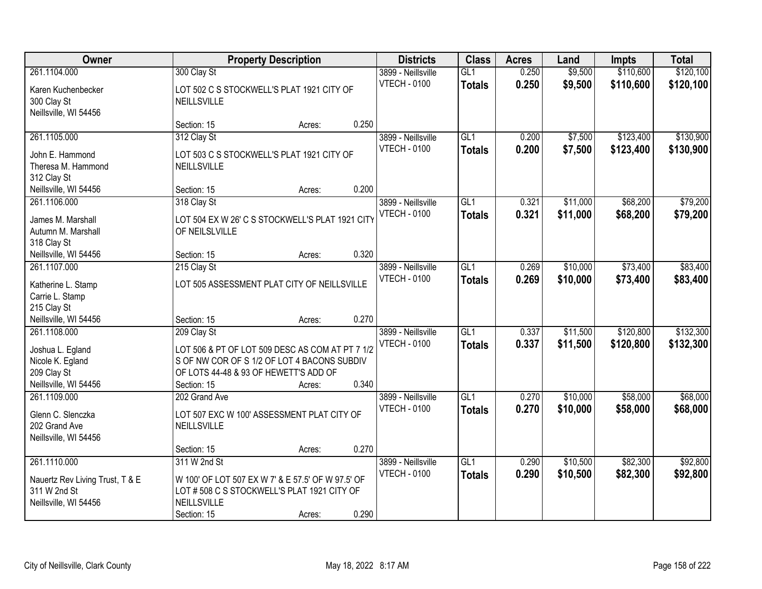| Owner | Property Description | Districts | Class | Acres | Land | Impts | Total |
|---|---|---|---|---|---|---|---|
| 261.1104.000<br>Karen Kuchenbecker<br>300 Clay St<br>Neillsville, WI 54456 | 300 Clay St<br>LOT 502 C S STOCKWELL'S PLAT 1921 CITY OF NEILLSVILLE<br>Section: 15 Acres: 0.250 | 3899 - Neillsville<br>VTECH - 0100 | GL1<br>**Totals** | 0.250<br>**0.250** | $9,500<br>**$9,500** | $110,600<br>**$110,600** | $120,100<br>**$120,100** |
| 261.1105.000<br>John E. Hammond<br>Theresa M. Hammond<br>312 Clay St<br>Neillsville, WI 54456 | 312 Clay St<br>LOT 503 C S STOCKWELL'S PLAT 1921 CITY OF NEILLSVILLE<br>Section: 15 Acres: 0.200 | 3899 - Neillsville<br>VTECH - 0100 | GL1<br>**Totals** | 0.200<br>**0.200** | $7,500<br>**$7,500** | $123,400<br>**$123,400** | $130,900<br>**$130,900** |
| 261.1106.000<br>James M. Marshall<br>Autumn M. Marshall<br>318 Clay St<br>Neillsville, WI 54456 | 318 Clay St<br>LOT 504 EX W 26' C S STOCKWELL'S PLAT 1921 CITY OF NEILSLVILLE<br>Section: 15 Acres: 0.320 | 3899 - Neillsville<br>VTECH - 0100 | GL1<br>**Totals** | 0.321<br>**0.321** | $11,000<br>**$11,000** | $68,200<br>**$68,200** | $79,200<br>**$79,200** |
| 261.1107.000<br>Katherine L. Stamp<br>Carrie L. Stamp<br>215 Clay St<br>Neillsville, WI 54456 | 215 Clay St<br>LOT 505 ASSESSMENT PLAT CITY OF NEILLSVILLE<br>Section: 15 Acres: 0.270 | 3899 - Neillsville<br>VTECH - 0100 | GL1<br>**Totals** | 0.269<br>**0.269** | $10,000<br>**$10,000** | $73,400<br>**$73,400** | $83,400<br>**$83,400** |
| 261.1108.000<br>Joshua L. Egland<br>Nicole K. Egland<br>209 Clay St<br>Neillsville, WI 54456 | 209 Clay St<br>LOT 506 & PT OF LOT 509 DESC AS COM AT PT 7 1/2 S OF NW COR OF S 1/2 OF LOT 4 BACONS SUBDIV OF LOTS 44-48 & 93 OF HEWETT'S ADD OF<br>Section: 15 Acres: 0.340 | 3899 - Neillsville<br>VTECH - 0100 | GL1<br>**Totals** | 0.337<br>**0.337** | $11,500<br>**$11,500** | $120,800<br>**$120,800** | $132,300<br>**$132,300** |
| 261.1109.000<br>Glenn C. Slenczka<br>202 Grand Ave<br>Neillsville, WI 54456 | 202 Grand Ave<br>LOT 507 EXC W 100' ASSESSMENT PLAT CITY OF NEILLSVILLE<br>Section: 15 Acres: 0.270 | 3899 - Neillsville<br>VTECH - 0100 | GL1<br>**Totals** | 0.270<br>**0.270** | $10,000<br>**$10,000** | $58,000<br>**$58,000** | $68,000<br>**$68,000** |
| 261.1110.000<br>Nauertz Rev Living Trust, T & E<br>311 W 2nd St<br>Neillsville, WI 54456 | 311 W 2nd St<br>W 100' OF LOT 507 EX W 7' & E 57.5' OF W 97.5' OF LOT # 508 C S STOCKWELL'S PLAT 1921 CITY OF NEILLSVILLE<br>Section: 15 Acres: 0.290 | 3899 - Neillsville<br>VTECH - 0100 | GL1<br>**Totals** | 0.290<br>**0.290** | $10,500<br>**$10,500** | $82,300<br>**$82,300** | $92,800<br>**$92,800** |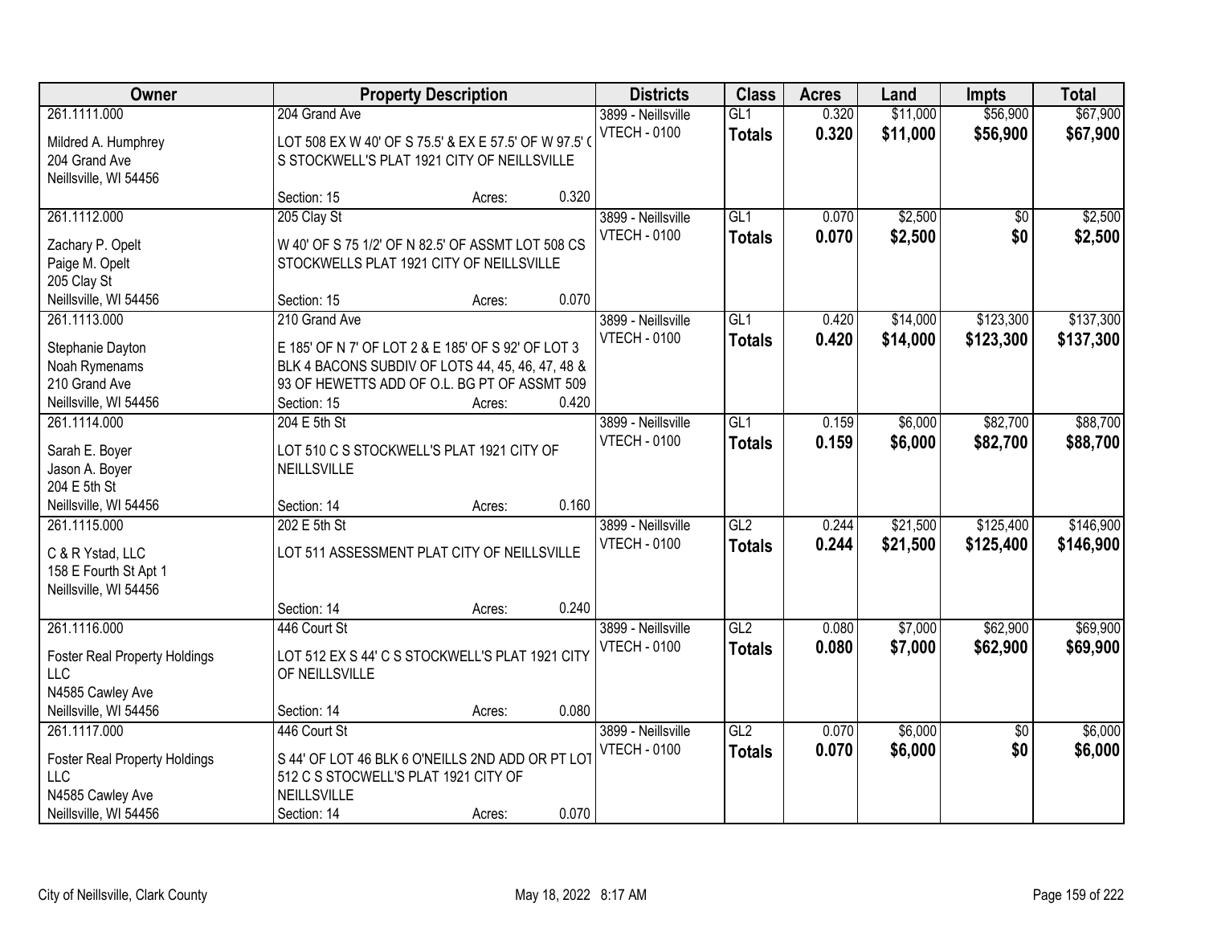| Owner | Property Description | | | Districts | Class | Acres | Land | Impts | Total |
|---|---|---|---|---|---|---|---|---|---|
| 261.1111.000<br><br>Mildred A. Humphrey<br>204 Grand Ave<br>Neillsville, WI 54456 | 204 Grand Ave<br><br>LOT 508 EX W 40' OF S 75.5' & EX E 57.5' OF W 97.5' ( S STOCKWELL'S PLAT 1921 CITY OF NEILLSVILLE<br><br>Section: 15 | Acres: | 0.320 | 3899 - Neillsville<br>VTECH - 0100 | GL1<br>**Totals** | 0.320<br>**0.320** | $11,000<br>**$11,000** | $56,900<br>**$56,900** | $67,900<br>**$67,900** |
| 261.1112.000<br><br>Zachary P. Opelt<br>Paige M. Opelt<br>205 Clay St<br>Neillsville, WI 54456 | 205 Clay St<br><br>W 40' OF S 75 1/2' OF N 82.5' OF ASSMT LOT 508 CS STOCKWELLS PLAT 1921 CITY OF NEILLSVILLE<br><br>Section: 15 | Acres: | 0.070 | 3899 - Neillsville<br>VTECH - 0100 | GL1<br>**Totals** | 0.070<br>**0.070** | $2,500<br>**$2,500** | $0<br>**$0** | $2,500<br>**$2,500** |
| 261.1113.000<br><br>Stephanie Dayton<br>Noah Rymenams<br>210 Grand Ave<br>Neillsville, WI 54456 | 210 Grand Ave<br><br>E 185' OF N 7' OF LOT 2 & E 185' OF S 92' OF LOT 3 BLK 4 BACONS SUBDIV OF LOTS 44, 45, 46, 47, 48 & 93 OF HEWETTS ADD OF O.L. BG PT OF ASSMT 509<br>Section: 15 | Acres: | 0.420 | 3899 - Neillsville<br>VTECH - 0100 | GL1<br>**Totals** | 0.420<br>**0.420** | $14,000<br>**$14,000** | $123,300<br>**$123,300** | $137,300<br>**$137,300** |
| 261.1114.000<br><br>Sarah E. Boyer<br>Jason A. Boyer<br>204 E 5th St<br>Neillsville, WI 54456 | 204 E 5th St<br><br>LOT 510 C S STOCKWELL'S PLAT 1921 CITY OF NEILLSVILLE<br><br>Section: 14 | Acres: | 0.160 | 3899 - Neillsville<br>VTECH - 0100 | GL1<br>**Totals** | 0.159<br>**0.159** | $6,000<br>**$6,000** | $82,700<br>**$82,700** | $88,700<br>**$88,700** |
| 261.1115.000<br><br>C & R Ystad, LLC<br>158 E Fourth St Apt 1<br>Neillsville, WI 54456 | 202 E 5th St<br><br>LOT 511 ASSESSMENT PLAT CITY OF NEILLSVILLE<br><br>Section: 14 | Acres: | 0.240 | 3899 - Neillsville<br>VTECH - 0100 | GL2<br>**Totals** | 0.244<br>**0.244** | $21,500<br>**$21,500** | $125,400<br>**$125,400** | $146,900<br>**$146,900** |
| 261.1116.000<br><br>Foster Real Property Holdings LLC<br>N4585 Cawley Ave<br>Neillsville, WI 54456 | 446 Court St<br><br>LOT 512 EX S 44' C S STOCKWELL'S PLAT 1921 CITY OF NEILLSVILLE<br><br>Section: 14 | Acres: | 0.080 | 3899 - Neillsville<br>VTECH - 0100 | GL2<br>**Totals** | 0.080<br>**0.080** | $7,000<br>**$7,000** | $62,900<br>**$62,900** | $69,900<br>**$69,900** |
| 261.1117.000<br><br>Foster Real Property Holdings LLC<br>N4585 Cawley Ave<br>Neillsville, WI 54456 | 446 Court St<br><br>S 44' OF LOT 46 BLK 6 O'NEILLS 2ND ADD OR PT LOT 512 C S STOCWELL'S PLAT 1921 CITY OF NEILLSVILLE<br>Section: 14 | Acres: | 0.070 | 3899 - Neillsville<br>VTECH - 0100 | GL2<br>**Totals** | 0.070<br>**0.070** | $6,000<br>**$6,000** | $0<br>**$0** | $6,000<br>**$6,000** |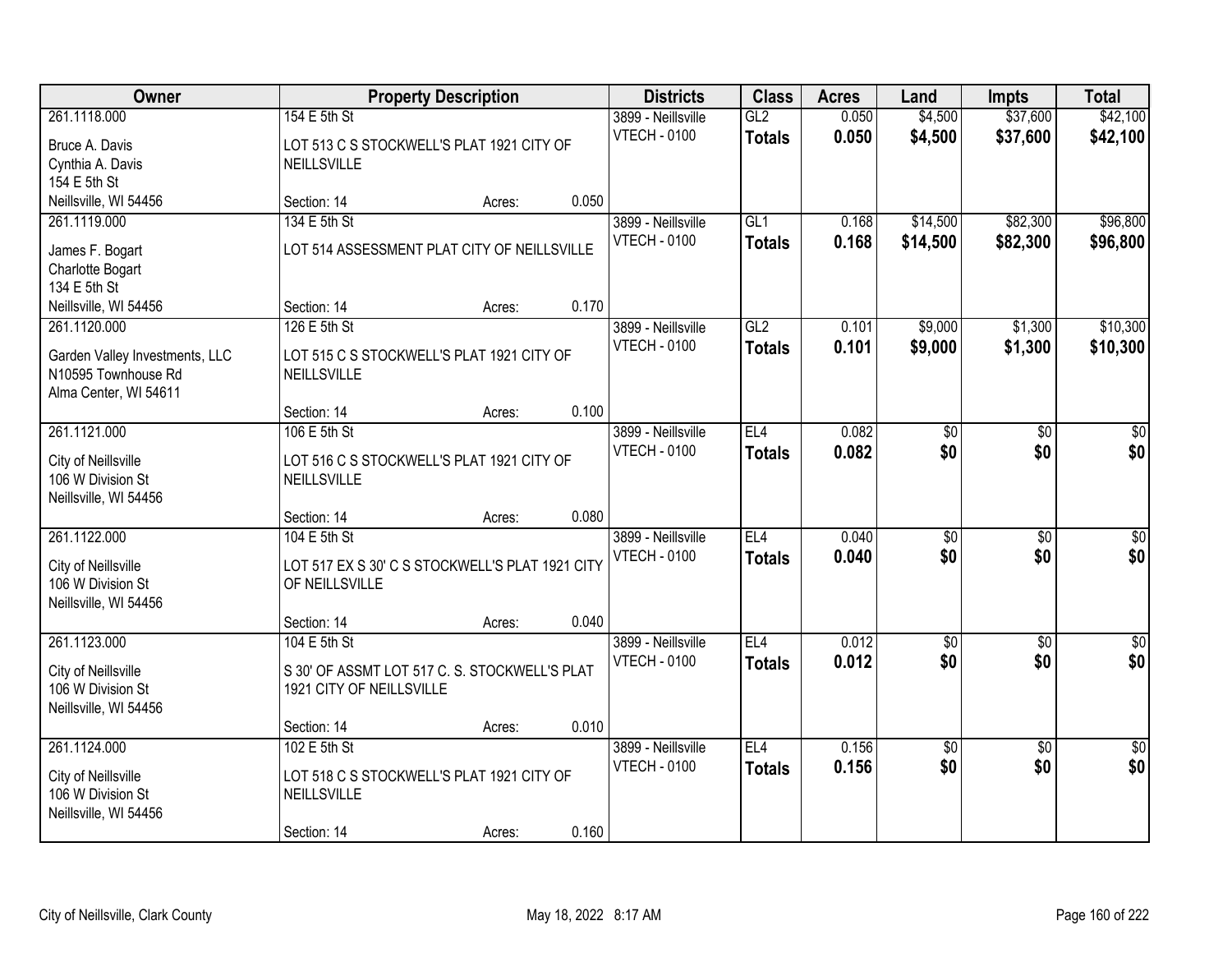| Owner | Property Description | | | Districts | Class | Acres | Land | Impts | Total |
|---|---|---|---|---|---|---|---|---|---|
| 261.1118.000 | 154 E 5th St | | | 3899 - Neillsville | GL2 | 0.050 | $4,500 | $37,600 | $42,100 |
| Bruce A. Davis<br>Cynthia A. Davis<br>154 E 5th St<br>Neillsville, WI 54456 | LOT 513 C S STOCKWELL'S PLAT 1921 CITY OF NEILLSVILLE | | | VTECH - 0100 | **Totals** | **0.050** | **$4,500** | **$37,600** | **$42,100** |
| | Section: 14 | Acres: | 0.050 | | | | | | |
| 261.1119.000 | 134 E 5th St | | | 3899 - Neillsville | GL1 | 0.168 | $14,500 | $82,300 | $96,800 |
| James F. Bogart<br>Charlotte Bogart<br>134 E 5th St<br>Neillsville, WI 54456 | LOT 514 ASSESSMENT PLAT CITY OF NEILLSVILLE | | | VTECH - 0100 | **Totals** | **0.168** | **$14,500** | **$82,300** | **$96,800** |
| | Section: 14 | Acres: | 0.170 | | | | | | |
| 261.1120.000 | 126 E 5th St | | | 3899 - Neillsville | GL2 | 0.101 | $9,000 | $1,300 | $10,300 |
| Garden Valley Investments, LLC<br>N10595 Townhouse Rd<br>Alma Center, WI 54611 | LOT 515 C S STOCKWELL'S PLAT 1921 CITY OF NEILLSVILLE | | | VTECH - 0100 | **Totals** | **0.101** | **$9,000** | **$1,300** | **$10,300** |
| | Section: 14 | Acres: | 0.100 | | | | | | |
| 261.1121.000 | 106 E 5th St | | | 3899 - Neillsville | EL4 | 0.082 | $0 | $0 | $0 |
| City of Neillsville<br>106 W Division St<br>Neillsville, WI 54456 | LOT 516 C S STOCKWELL'S PLAT 1921 CITY OF NEILLSVILLE | | | VTECH - 0100 | **Totals** | **0.082** | **$0** | **$0** | **$0** |
| | Section: 14 | Acres: | 0.080 | | | | | | |
| 261.1122.000 | 104 E 5th St | | | 3899 - Neillsville | EL4 | 0.040 | $0 | $0 | $0 |
| City of Neillsville<br>106 W Division St<br>Neillsville, WI 54456 | LOT 517 EX S 30' C S STOCKWELL'S PLAT 1921 CITY OF NEILLSVILLE | | | VTECH - 0100 | **Totals** | **0.040** | **$0** | **$0** | **$0** |
| | Section: 14 | Acres: | 0.040 | | | | | | |
| 261.1123.000 | 104 E 5th St | | | 3899 - Neillsville | EL4 | 0.012 | $0 | $0 | $0 |
| City of Neillsville<br>106 W Division St<br>Neillsville, WI 54456 | S 30' OF ASSMT LOT 517 C. S. STOCKWELL'S PLAT 1921 CITY OF NEILLSVILLE | | | VTECH - 0100 | **Totals** | **0.012** | **$0** | **$0** | **$0** |
| | Section: 14 | Acres: | 0.010 | | | | | | |
| 261.1124.000 | 102 E 5th St | | | 3899 - Neillsville | EL4 | 0.156 | $0 | $0 | $0 |
| City of Neillsville<br>106 W Division St<br>Neillsville, WI 54456 | LOT 518 C S STOCKWELL'S PLAT 1921 CITY OF NEILLSVILLE | | | VTECH - 0100 | **Totals** | **0.156** | **$0** | **$0** | **$0** |
| | Section: 14 | Acres: | 0.160 | | | | | | |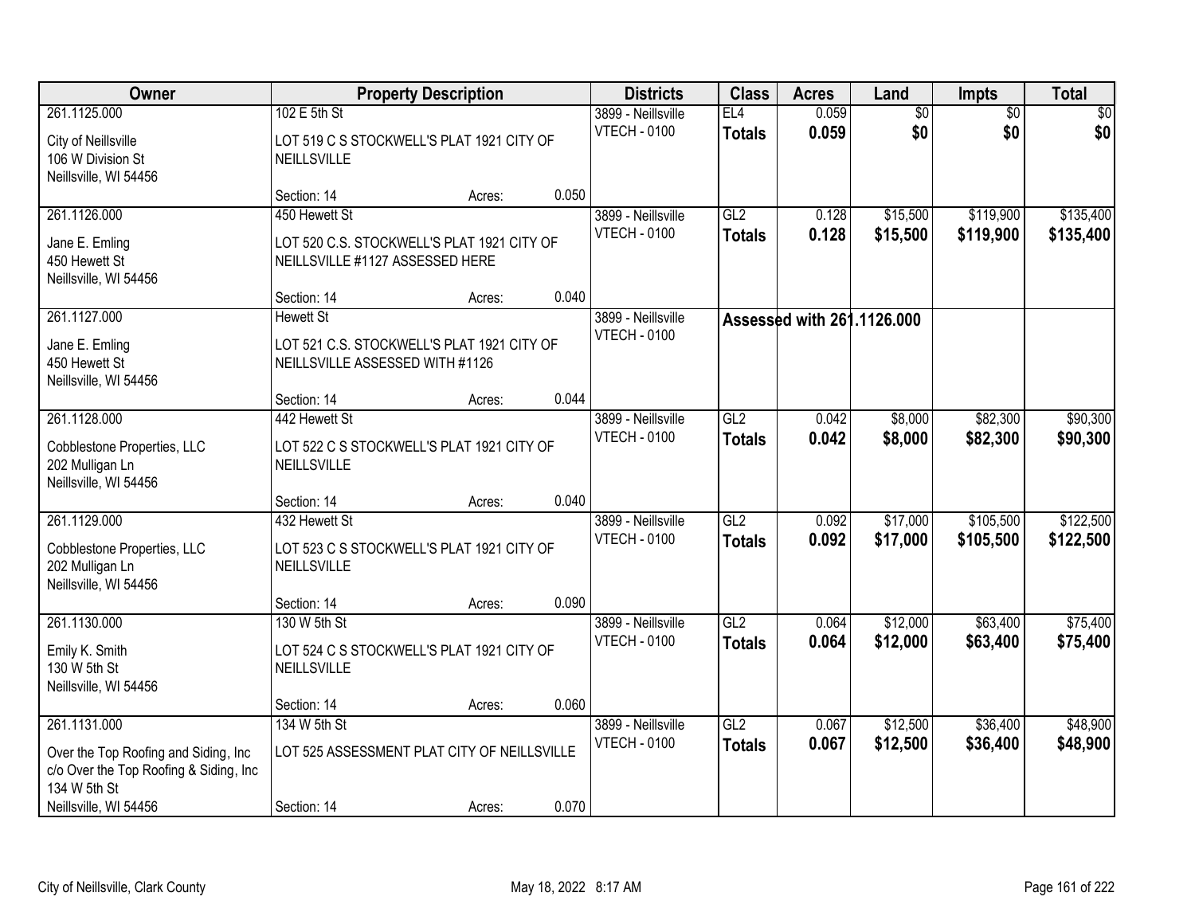| Owner | Property Description | | | Districts | Class | Acres | Land | Impts | Total |
|---|---|---|---|---|---|---|---|---|---|
| 261.1125.000 | 102 E 5th St | | | 3899 - Neillsville | EL4 | 0.059 | $0 | $0 | $0 |
| City of Neillsville<br>106 W Division St<br>Neillsville, WI 54456 | LOT 519 C S STOCKWELL'S PLAT 1921 CITY OF NEILLSVILLE | | | VTECH - 0100 | **Totals** | **0.059** | **$0** | **$0** | **$0** |
| | Section: 14 | Acres: | 0.050 | | | | | | |
| 261.1126.000 | 450 Hewett St | | | 3899 - Neillsville | GL2 | 0.128 | $15,500 | $119,900 | $135,400 |
| Jane E. Emling<br>450 Hewett St<br>Neillsville, WI 54456 | LOT 520 C.S. STOCKWELL'S PLAT 1921 CITY OF NEILLSVILLE #1127 ASSESSED HERE | | | VTECH - 0100 | **Totals** | **0.128** | **$15,500** | **$119,900** | **$135,400** |
| | Section: 14 | Acres: | 0.040 | | | | | | |
| 261.1127.000 | Hewett St | | | 3899 - Neillsville | **Assessed with 261.1126.000** | | | | |
| Jane E. Emling<br>450 Hewett St<br>Neillsville, WI 54456 | LOT 521 C.S. STOCKWELL'S PLAT 1921 CITY OF NEILLSVILLE ASSESSED WITH #1126 | | | VTECH - 0100 | | | | | |
| | Section: 14 | Acres: | 0.044 | | | | | | |
| 261.1128.000 | 442 Hewett St | | | 3899 - Neillsville | GL2 | 0.042 | $8,000 | $82,300 | $90,300 |
| Cobblestone Properties, LLC<br>202 Mulligan Ln<br>Neillsville, WI 54456 | LOT 522 C S STOCKWELL'S PLAT 1921 CITY OF NEILLSVILLE | | | VTECH - 0100 | **Totals** | **0.042** | **$8,000** | **$82,300** | **$90,300** |
| | Section: 14 | Acres: | 0.040 | | | | | | |
| 261.1129.000 | 432 Hewett St | | | 3899 - Neillsville | GL2 | 0.092 | $17,000 | $105,500 | $122,500 |
| Cobblestone Properties, LLC<br>202 Mulligan Ln<br>Neillsville, WI 54456 | LOT 523 C S STOCKWELL'S PLAT 1921 CITY OF NEILLSVILLE | | | VTECH - 0100 | **Totals** | **0.092** | **$17,000** | **$105,500** | **$122,500** |
| | Section: 14 | Acres: | 0.090 | | | | | | |
| 261.1130.000 | 130 W 5th St | | | 3899 - Neillsville | GL2 | 0.064 | $12,000 | $63,400 | $75,400 |
| Emily K. Smith<br>130 W 5th St<br>Neillsville, WI 54456 | LOT 524 C S STOCKWELL'S PLAT 1921 CITY OF NEILLSVILLE | | | VTECH - 0100 | **Totals** | **0.064** | **$12,000** | **$63,400** | **$75,400** |
| | Section: 14 | Acres: | 0.060 | | | | | | |
| 261.1131.000 | 134 W 5th St | | | 3899 - Neillsville | GL2 | 0.067 | $12,500 | $36,400 | $48,900 |
| Over the Top Roofing and Siding, Inc<br>c/o Over the Top Roofing & Siding, Inc<br>134 W 5th St<br>Neillsville, WI 54456 | LOT 525 ASSESSMENT PLAT CITY OF NEILLSVILLE | | | VTECH - 0100 | **Totals** | **0.067** | **$12,500** | **$36,400** | **$48,900** |
| | Section: 14 | Acres: | 0.070 | | | | | | |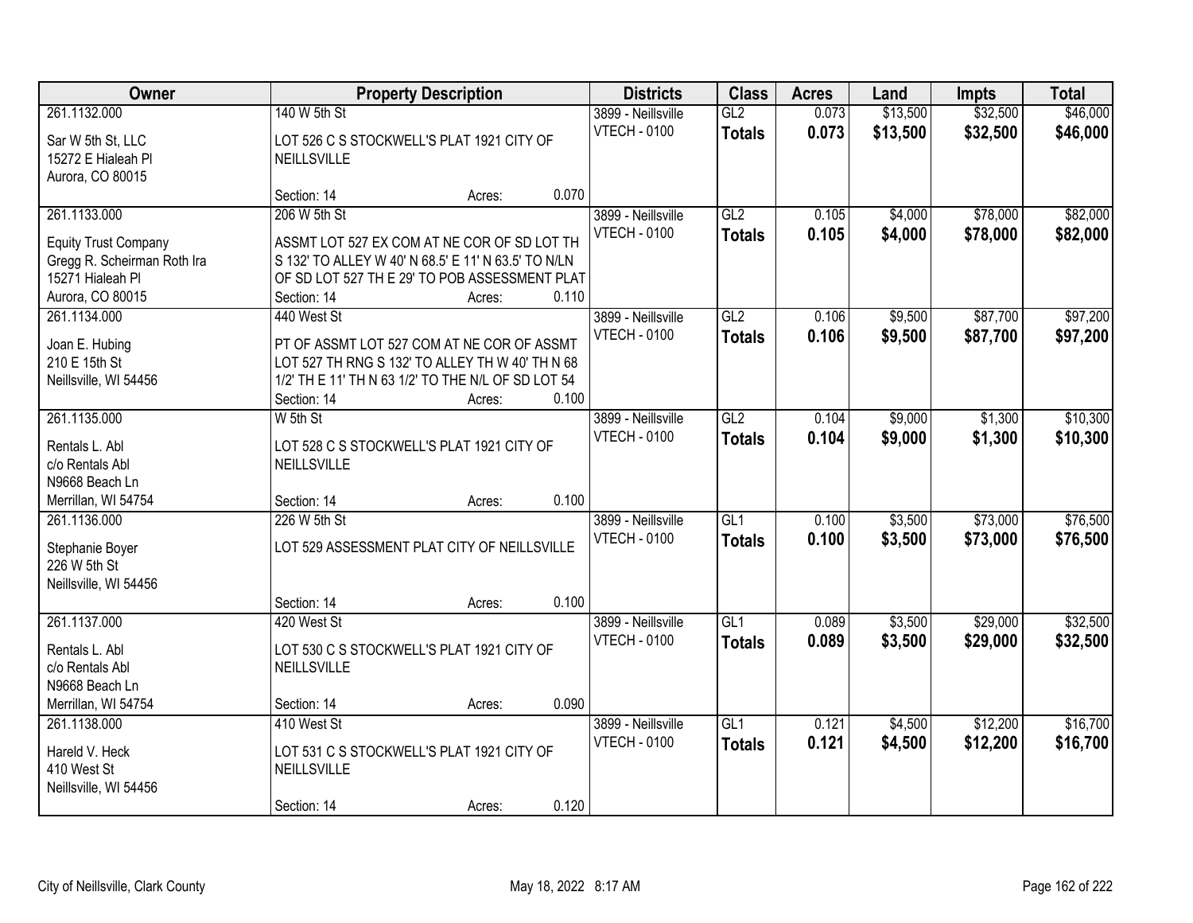| Owner | Property Description | Districts | Class | Acres | Land | Impts | Total |
|---|---|---|---|---|---|---|---|
| 261.1132.000<br>Sar W 5th St, LLC<br>15272 E Hialeah Pl<br>Aurora, CO 80015 | 140 W 5th St<br>LOT 526 C S STOCKWELL'S PLAT 1921 CITY OF NEILLSVILLE<br>Section: 14 Acres: 0.070 | 3899 - Neillsville<br>VTECH - 0100 | GL2<br>**Totals** | 0.073<br>**0.073** | $13,500<br>**$13,500** | $32,500<br>**$32,500** | $46,000<br>**$46,000** |
| 261.1133.000<br>Equity Trust Company<br>Gregg R. Scheirman Roth Ira<br>15271 Hialeah Pl<br>Aurora, CO 80015 | 206 W 5th St<br>ASSMT LOT 527 EX COM AT NE COR OF SD LOT TH S 132' TO ALLEY W 40' N 68.5' E 11' N 63.5' TO N/LN OF SD LOT 527 TH E 29' TO POB ASSESSMENT PLAT<br>Section: 14 Acres: 0.110 | 3899 - Neillsville<br>VTECH - 0100 | GL2<br>**Totals** | 0.105<br>**0.105** | $4,000<br>**$4,000** | $78,000<br>**$78,000** | $82,000<br>**$82,000** |
| 261.1134.000<br>Joan E. Hubing<br>210 E 15th St<br>Neillsville, WI 54456 | 440 West St<br>PT OF ASSMT LOT 527 COM AT NE COR OF ASSMT LOT 527 TH RNG S 132' TO ALLEY TH W 40' TH N 68 1/2' TH E 11' TH N 63 1/2' TO THE N/L OF SD LOT 54<br>Section: 14 Acres: 0.100 | 3899 - Neillsville<br>VTECH - 0100 | GL2<br>**Totals** | 0.106<br>**0.106** | $9,500<br>**$9,500** | $87,700<br>**$87,700** | $97,200<br>**$97,200** |
| 261.1135.000<br>Rentals L. Abl<br>c/o Rentals Abl<br>N9668 Beach Ln<br>Merrillan, WI 54754 | W 5th St<br>LOT 528 C S STOCKWELL'S PLAT 1921 CITY OF NEILLSVILLE<br>Section: 14 Acres: 0.100 | 3899 - Neillsville<br>VTECH - 0100 | GL2<br>**Totals** | 0.104<br>**0.104** | $9,000<br>**$9,000** | $1,300<br>**$1,300** | $10,300<br>**$10,300** |
| 261.1136.000<br>Stephanie Boyer<br>226 W 5th St<br>Neillsville, WI 54456 | 226 W 5th St<br>LOT 529 ASSESSMENT PLAT CITY OF NEILLSVILLE<br>Section: 14 Acres: 0.100 | 3899 - Neillsville<br>VTECH - 0100 | GL1<br>**Totals** | 0.100<br>**0.100** | $3,500<br>**$3,500** | $73,000<br>**$73,000** | $76,500<br>**$76,500** |
| 261.1137.000<br>Rentals L. Abl<br>c/o Rentals Abl<br>N9668 Beach Ln<br>Merrillan, WI 54754 | 420 West St<br>LOT 530 C S STOCKWELL'S PLAT 1921 CITY OF NEILLSVILLE<br>Section: 14 Acres: 0.090 | 3899 - Neillsville<br>VTECH - 0100 | GL1<br>**Totals** | 0.089<br>**0.089** | $3,500<br>**$3,500** | $29,000<br>**$29,000** | $32,500<br>**$32,500** |
| 261.1138.000<br>Hareld V. Heck<br>410 West St<br>Neillsville, WI 54456 | 410 West St<br>LOT 531 C S STOCKWELL'S PLAT 1921 CITY OF NEILLSVILLE<br>Section: 14 Acres: 0.120 | 3899 - Neillsville<br>VTECH - 0100 | GL1<br>**Totals** | 0.121<br>**0.121** | $4,500<br>**$4,500** | $12,200<br>**$12,200** | $16,700<br>**$16,700** |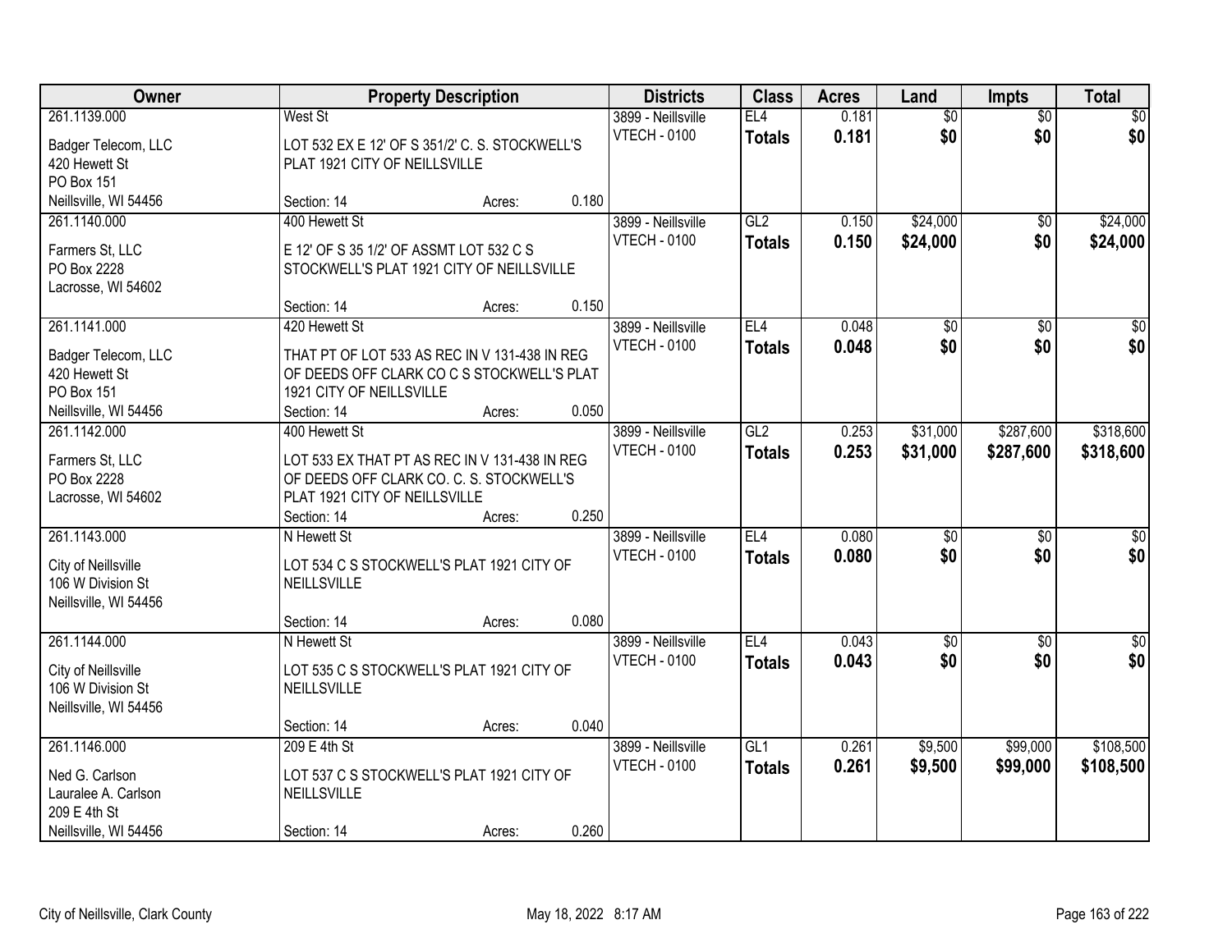| Owner | Property Description | Districts | Class | Acres | Land | Impts | Total |
|---|---|---|---|---|---|---|---|
| 261.1139.000<br>Badger Telecom, LLC<br>420 Hewett St<br>PO Box 151<br>Neillsville, WI 54456 | West St<br>LOT 532 EX E 12' OF S 351/2' C. S. STOCKWELL'S PLAT 1921 CITY OF NEILLSVILLE<br>Section: 14 Acres: 0.180 | 3899 - Neillsville<br>VTECH - 0100 | EL4<br>**Totals** | 0.181<br>**0.181** | $0<br>**$0** | $0<br>**$0** | $0<br>**$0** |
| 261.1140.000<br>Farmers St, LLC<br>PO Box 2228<br>Lacrosse, WI 54602 | 400 Hewett St<br>E 12' OF S 35 1/2' OF ASSMT LOT 532 C S STOCKWELL'S PLAT 1921 CITY OF NEILLSVILLE<br>Section: 14 Acres: 0.150 | 3899 - Neillsville<br>VTECH - 0100 | GL2<br>**Totals** | 0.150<br>**0.150** | $24,000<br>**$24,000** | $0<br>**$0** | $24,000<br>**$24,000** |
| 261.1141.000<br>Badger Telecom, LLC<br>420 Hewett St<br>PO Box 151<br>Neillsville, WI 54456 | 420 Hewett St<br>THAT PT OF LOT 533 AS REC IN V 131-438 IN REG OF DEEDS OFF CLARK CO C S STOCKWELL'S PLAT 1921 CITY OF NEILLSVILLE<br>Section: 14 Acres: 0.050 | 3899 - Neillsville<br>VTECH - 0100 | EL4<br>**Totals** | 0.048<br>**0.048** | $0<br>**$0** | $0<br>**$0** | $0<br>**$0** |
| 261.1142.000<br>Farmers St, LLC<br>PO Box 2228<br>Lacrosse, WI 54602 | 400 Hewett St<br>LOT 533 EX THAT PT AS REC IN V 131-438 IN REG OF DEEDS OFF CLARK CO. C. S. STOCKWELL'S PLAT 1921 CITY OF NEILLSVILLE<br>Section: 14 Acres: 0.250 | 3899 - Neillsville<br>VTECH - 0100 | GL2<br>**Totals** | 0.253<br>**0.253** | $31,000<br>**$31,000** | $287,600<br>**$287,600** | $318,600<br>**$318,600** |
| 261.1143.000<br>City of Neillsville<br>106 W Division St<br>Neillsville, WI 54456 | N Hewett St<br>LOT 534 C S STOCKWELL'S PLAT 1921 CITY OF NEILLSVILLE<br>Section: 14 Acres: 0.080 | 3899 - Neillsville<br>VTECH - 0100 | EL4<br>**Totals** | 0.080<br>**0.080** | $0<br>**$0** | $0<br>**$0** | $0<br>**$0** |
| 261.1144.000<br>City of Neillsville<br>106 W Division St<br>Neillsville, WI 54456 | N Hewett St<br>LOT 535 C S STOCKWELL'S PLAT 1921 CITY OF NEILLSVILLE<br>Section: 14 Acres: 0.040 | 3899 - Neillsville<br>VTECH - 0100 | EL4<br>**Totals** | 0.043<br>**0.043** | $0<br>**$0** | $0<br>**$0** | $0<br>**$0** |
| 261.1146.000<br>Ned G. Carlson<br>Lauralee A. Carlson<br>209 E 4th St<br>Neillsville, WI 54456 | 209 E 4th St<br>LOT 537 C S STOCKWELL'S PLAT 1921 CITY OF NEILLSVILLE<br>Section: 14 Acres: 0.260 | 3899 - Neillsville<br>VTECH - 0100 | GL1<br>**Totals** | 0.261<br>**0.261** | $9,500<br>**$9,500** | $99,000<br>**$99,000** | $108,500<br>**$108,500** |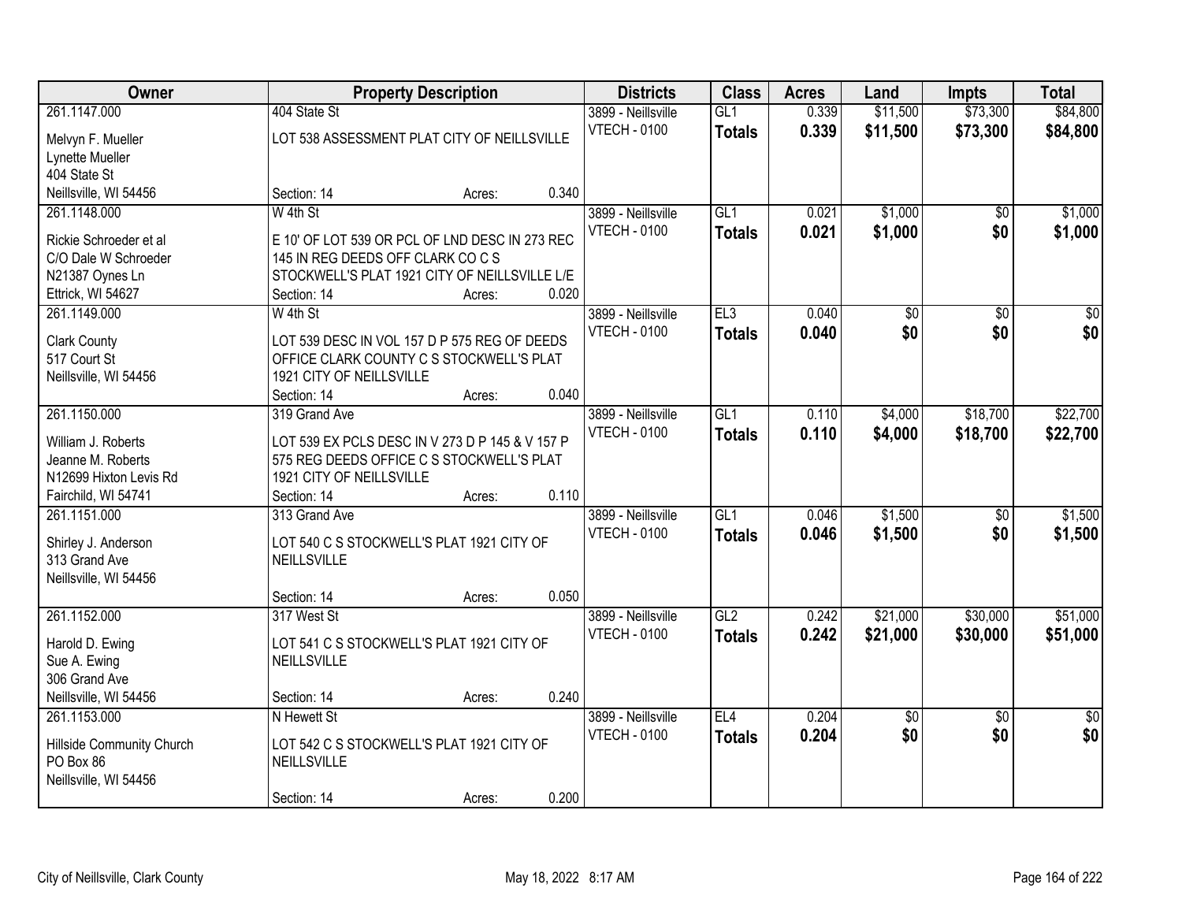| Owner | Property Description | Districts | Class | Acres | Land | Impts | Total |
|---|---|---|---|---|---|---|---|
| 261.1147.000<br>Melvyn F. Mueller<br>Lynette Mueller<br>404 State St<br>Neillsville, WI 54456 | 404 State St<br>LOT 538 ASSESSMENT PLAT CITY OF NEILLSVILLE<br>Section: 14 Acres: 0.340 | 3899 - Neillsville<br>VTECH - 0100 | GL1<br>**Totals** | 0.339<br>**0.339** | $11,500<br>**$11,500** | $73,300<br>**$73,300** | $84,800<br>**$84,800** |
| 261.1148.000<br>Rickie Schroeder et al<br>C/O Dale W Schroeder<br>N21387 Oynes Ln<br>Ettrick, WI 54627 | W 4th St<br>E 10' OF LOT 539 OR PCL OF LND DESC IN 273 REC 145 IN REG DEEDS OFF CLARK CO C S STOCKWELL'S PLAT 1921 CITY OF NEILLSVILLE L/E<br>Section: 14 Acres: 0.020 | 3899 - Neillsville<br>VTECH - 0100 | GL1<br>**Totals** | 0.021<br>**0.021** | $1,000<br>**$1,000** | $0<br>**$0** | $1,000<br>**$1,000** |
| 261.1149.000<br>Clark County<br>517 Court St<br>Neillsville, WI 54456 | W 4th St<br>LOT 539 DESC IN VOL 157 D P 575 REG OF DEEDS OFFICE CLARK COUNTY C S STOCKWELL'S PLAT 1921 CITY OF NEILLSVILLE<br>Section: 14 Acres: 0.040 | 3899 - Neillsville<br>VTECH - 0100 | EL3<br>**Totals** | 0.040<br>**0.040** | $0<br>**$0** | $0<br>**$0** | $0<br>**$0** |
| 261.1150.000<br>William J. Roberts<br>Jeanne M. Roberts<br>N12699 Hixton Levis Rd<br>Fairchild, WI 54741 | 319 Grand Ave<br>LOT 539 EX PCLS DESC IN V 273 D P 145 & V 157 P 575 REG DEEDS OFFICE C S STOCKWELL'S PLAT 1921 CITY OF NEILLSVILLE<br>Section: 14 Acres: 0.110 | 3899 - Neillsville<br>VTECH - 0100 | GL1<br>**Totals** | 0.110<br>**0.110** | $4,000<br>**$4,000** | $18,700<br>**$18,700** | $22,700<br>**$22,700** |
| 261.1151.000<br>Shirley J. Anderson<br>313 Grand Ave<br>Neillsville, WI 54456 | 313 Grand Ave<br>LOT 540 C S STOCKWELL'S PLAT 1921 CITY OF NEILLSVILLE<br>Section: 14 Acres: 0.050 | 3899 - Neillsville<br>VTECH - 0100 | GL1<br>**Totals** | 0.046<br>**0.046** | $1,500<br>**$1,500** | $0<br>**$0** | $1,500<br>**$1,500** |
| 261.1152.000<br>Harold D. Ewing<br>Sue A. Ewing<br>306 Grand Ave<br>Neillsville, WI 54456 | 317 West St<br>LOT 541 C S STOCKWELL'S PLAT 1921 CITY OF NEILLSVILLE<br>Section: 14 Acres: 0.240 | 3899 - Neillsville<br>VTECH - 0100 | GL2<br>**Totals** | 0.242<br>**0.242** | $21,000<br>**$21,000** | $30,000<br>**$30,000** | $51,000<br>**$51,000** |
| 261.1153.000<br>Hillside Community Church<br>PO Box 86<br>Neillsville, WI 54456 | N Hewett St<br>LOT 542 C S STOCKWELL'S PLAT 1921 CITY OF NEILLSVILLE<br>Section: 14 Acres: 0.200 | 3899 - Neillsville<br>VTECH - 0100 | EL4<br>**Totals** | 0.204<br>**0.204** | $0<br>**$0** | $0<br>**$0** | $0<br>**$0** |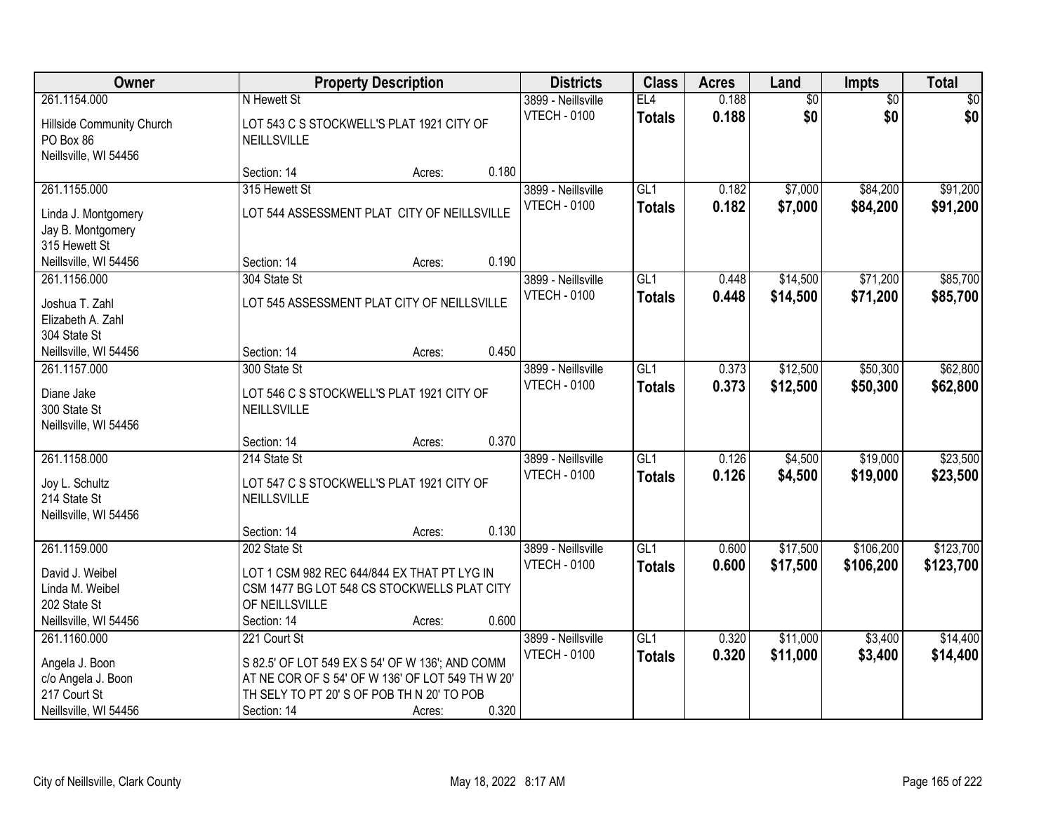| Owner | Property Description | Districts | Class | Acres | Land | Impts | Total |
|---|---|---|---|---|---|---|---|
| 261.1154.000<br>Hillside Community Church<br>PO Box 86<br>Neillsville, WI 54456 | N Hewett St<br>LOT 543 C S STOCKWELL'S PLAT 1921 CITY OF NEILLSVILLE<br>Section: 14 Acres: 0.180 | 3899 - Neillsville<br>VTECH - 0100 | EL4<br>**Totals** | 0.188<br>**0.188** | $0<br>**$0** | $0<br>**$0** | $0<br>**$0** |
| 261.1155.000<br>Linda J. Montgomery<br>Jay B. Montgomery<br>315 Hewett St<br>Neillsville, WI 54456 | 315 Hewett St<br>LOT 544 ASSESSMENT PLAT CITY OF NEILLSVILLE<br>Section: 14 Acres: 0.190 | 3899 - Neillsville<br>VTECH - 0100 | GL1<br>**Totals** | 0.182<br>**0.182** | $7,000<br>**$7,000** | $84,200<br>**$84,200** | $91,200<br>**$91,200** |
| 261.1156.000<br>Joshua T. Zahl<br>Elizabeth A. Zahl<br>304 State St<br>Neillsville, WI 54456 | 304 State St<br>LOT 545 ASSESSMENT PLAT CITY OF NEILLSVILLE<br>Section: 14 Acres: 0.450 | 3899 - Neillsville<br>VTECH - 0100 | GL1<br>**Totals** | 0.448<br>**0.448** | $14,500<br>**$14,500** | $71,200<br>**$71,200** | $85,700<br>**$85,700** |
| 261.1157.000<br>Diane Jake<br>300 State St<br>Neillsville, WI 54456 | 300 State St<br>LOT 546 C S STOCKWELL'S PLAT 1921 CITY OF NEILLSVILLE<br>Section: 14 Acres: 0.370 | 3899 - Neillsville<br>VTECH - 0100 | GL1<br>**Totals** | 0.373<br>**0.373** | $12,500<br>**$12,500** | $50,300<br>**$50,300** | $62,800<br>**$62,800** |
| 261.1158.000<br>Joy L. Schultz<br>214 State St<br>Neillsville, WI 54456 | 214 State St<br>LOT 547 C S STOCKWELL'S PLAT 1921 CITY OF NEILLSVILLE<br>Section: 14 Acres: 0.130 | 3899 - Neillsville<br>VTECH - 0100 | GL1<br>**Totals** | 0.126<br>**0.126** | $4,500<br>**$4,500** | $19,000<br>**$19,000** | $23,500<br>**$23,500** |
| 261.1159.000<br>David J. Weibel<br>Linda M. Weibel<br>202 State St<br>Neillsville, WI 54456 | 202 State St<br>LOT 1 CSM 982 REC 644/844 EX THAT PT LYG IN CSM 1477 BG LOT 548 CS STOCKWELLS PLAT CITY OF NEILLSVILLE<br>Section: 14 Acres: 0.600 | 3899 - Neillsville<br>VTECH - 0100 | GL1<br>**Totals** | 0.600<br>**0.600** | $17,500<br>**$17,500** | $106,200<br>**$106,200** | $123,700<br>**$123,700** |
| 261.1160.000<br>Angela J. Boon<br>c/o Angela J. Boon<br>217 Court St<br>Neillsville, WI 54456 | 221 Court St<br>S 82.5' OF LOT 549 EX S 54' OF W 136'; AND COMM AT NE COR OF S 54' OF W 136' OF LOT 549 TH W 20' TH SELY TO PT 20' S OF POB TH N 20' TO POB<br>Section: 14 Acres: 0.320 | 3899 - Neillsville<br>VTECH - 0100 | GL1<br>**Totals** | 0.320<br>**0.320** | $11,000<br>**$11,000** | $3,400<br>**$3,400** | $14,400<br>**$14,400** |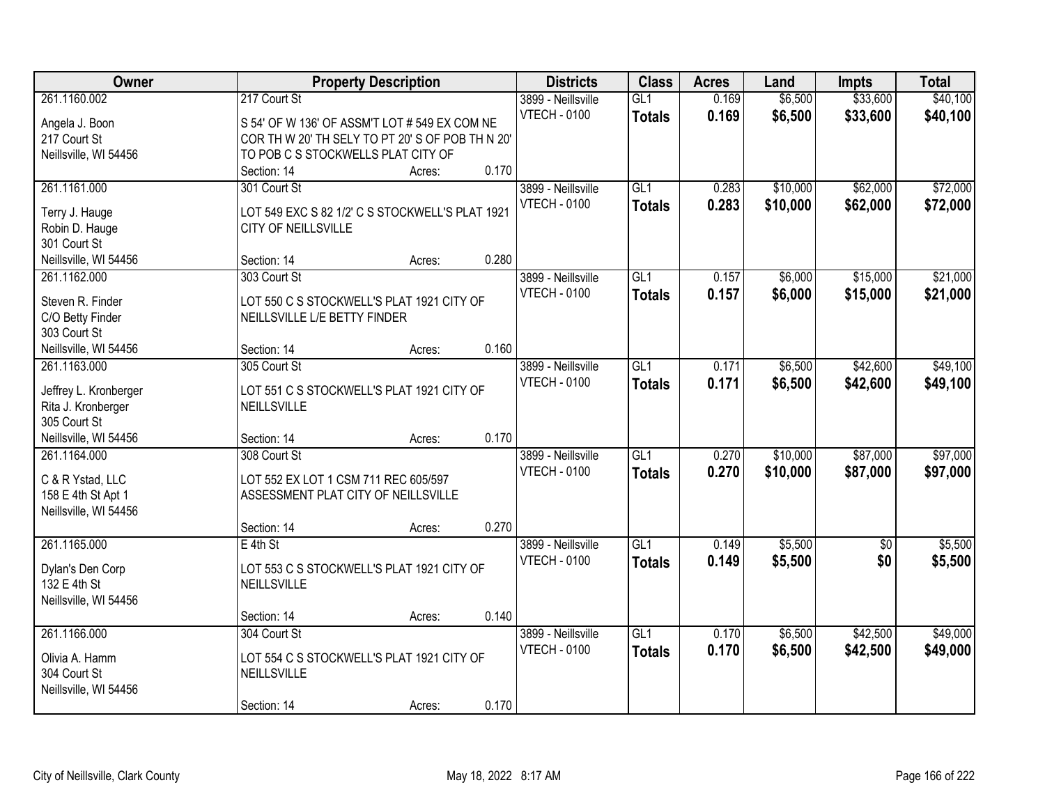| Owner | Property Description | | | Districts | Class | Acres | Land | Impts | Total |
|---|---|---|---|---|---|---|---|---|---|
| 261.1160.002<br>Angela J. Boon<br>217 Court St<br>Neillsville, WI 54456 | 217 Court St<br>S 54' OF W 136' OF ASSM'T LOT # 549 EX COM NE COR TH W 20' TH SELY TO PT 20' S OF POB TH N 20' TO POB C S STOCKWELLS PLAT CITY OF<br>Section: 14 | Acres: | 0.170 | 3899 - Neillsville<br>VTECH - 0100 | GL1<br>**Totals** | 0.169<br>**0.169** | $6,500<br>**$6,500** | $33,600<br>**$33,600** | $40,100<br>**$40,100** |
| 261.1161.000<br>Terry J. Hauge<br>Robin D. Hauge<br>301 Court St<br>Neillsville, WI 54456 | 301 Court St<br>LOT 549 EXC S 82 1/2' C S STOCKWELL'S PLAT 1921 CITY OF NEILLSVILLE<br>Section: 14 | Acres: | 0.280 | 3899 - Neillsville<br>VTECH - 0100 | GL1<br>**Totals** | 0.283<br>**0.283** | $10,000<br>**$10,000** | $62,000<br>**$62,000** | $72,000<br>**$72,000** |
| 261.1162.000<br>Steven R. Finder<br>C/O Betty Finder<br>303 Court St<br>Neillsville, WI 54456 | 303 Court St<br>LOT 550 C S STOCKWELL'S PLAT 1921 CITY OF NEILLSVILLE L/E BETTY FINDER<br>Section: 14 | Acres: | 0.160 | 3899 - Neillsville<br>VTECH - 0100 | GL1<br>**Totals** | 0.157<br>**0.157** | $6,000<br>**$6,000** | $15,000<br>**$15,000** | $21,000<br>**$21,000** |
| 261.1163.000<br>Jeffrey L. Kronberger<br>Rita J. Kronberger<br>305 Court St<br>Neillsville, WI 54456 | 305 Court St<br>LOT 551 C S STOCKWELL'S PLAT 1921 CITY OF NEILLSVILLE<br>Section: 14 | Acres: | 0.170 | 3899 - Neillsville<br>VTECH - 0100 | GL1<br>**Totals** | 0.171<br>**0.171** | $6,500<br>**$6,500** | $42,600<br>**$42,600** | $49,100<br>**$49,100** |
| 261.1164.000<br>C & R Ystad, LLC<br>158 E 4th St Apt 1<br>Neillsville, WI 54456 | 308 Court St<br>LOT 552 EX LOT 1 CSM 711 REC 605/597 ASSESSMENT PLAT CITY OF NEILLSVILLE<br>Section: 14 | Acres: | 0.270 | 3899 - Neillsville<br>VTECH - 0100 | GL1<br>**Totals** | 0.270<br>**0.270** | $10,000<br>**$10,000** | $87,000<br>**$87,000** | $97,000<br>**$97,000** |
| 261.1165.000<br>Dylan's Den Corp<br>132 E 4th St<br>Neillsville, WI 54456 | E 4th St<br>LOT 553 C S STOCKWELL'S PLAT 1921 CITY OF NEILLSVILLE<br>Section: 14 | Acres: | 0.140 | 3899 - Neillsville<br>VTECH - 0100 | GL1<br>**Totals** | 0.149<br>**0.149** | $5,500<br>**$5,500** | $0<br>**$0** | $5,500<br>**$5,500** |
| 261.1166.000<br>Olivia A. Hamm<br>304 Court St<br>Neillsville, WI 54456 | 304 Court St<br>LOT 554 C S STOCKWELL'S PLAT 1921 CITY OF NEILLSVILLE<br>Section: 14 | Acres: | 0.170 | 3899 - Neillsville<br>VTECH - 0100 | GL1<br>**Totals** | 0.170<br>**0.170** | $6,500<br>**$6,500** | $42,500<br>**$42,500** | $49,000<br>**$49,000** |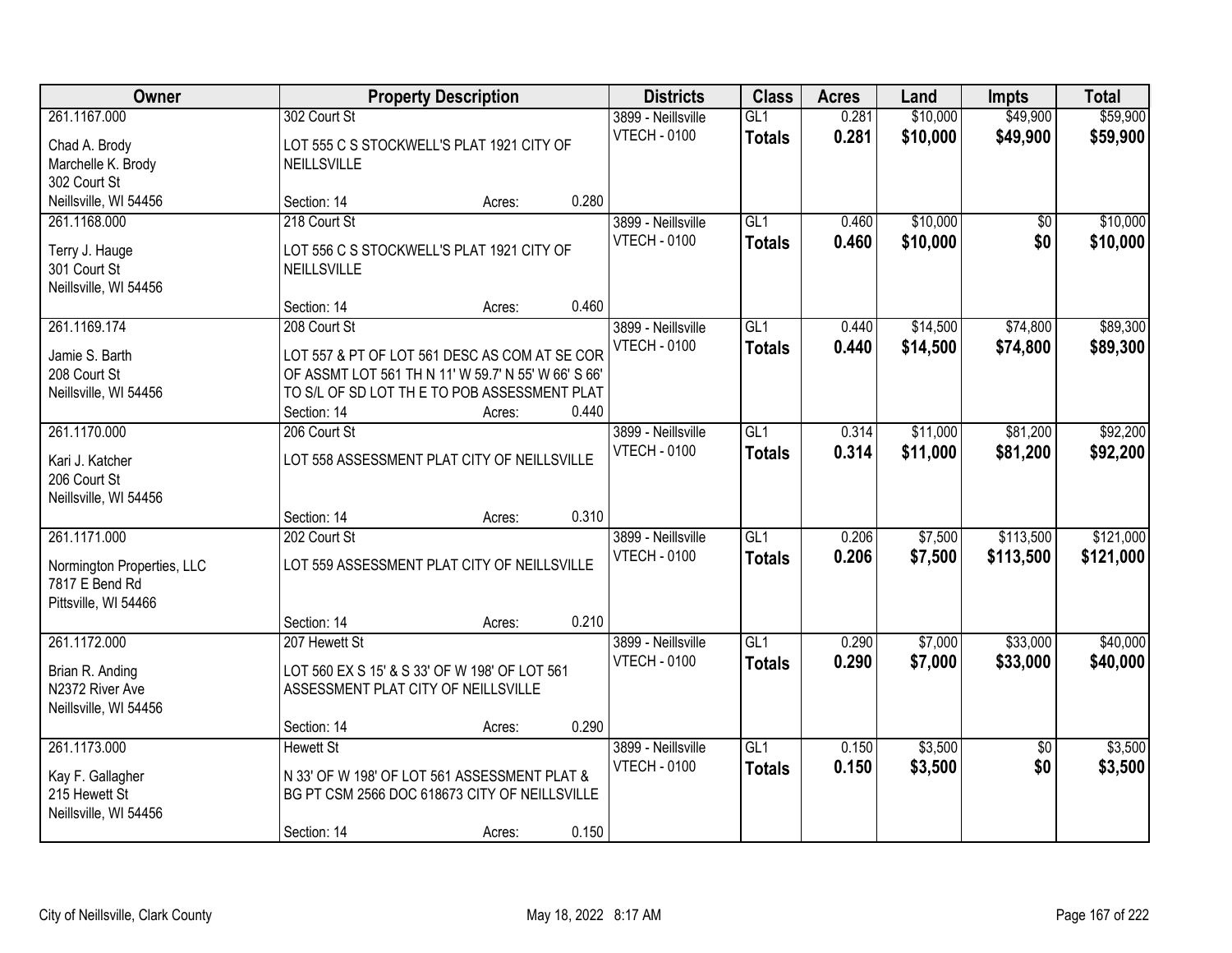| Owner | Property Description | | | Districts | Class | Acres | Land | Impts | Total |
|---|---|---|---|---|---|---|---|---|---|
| 261.1167.000<br>Chad A. Brody<br>Marchelle K. Brody<br>302 Court St<br>Neillsville, WI 54456 | 302 Court St<br>LOT 555 C S STOCKWELL'S PLAT 1921 CITY OF NEILLSVILLE<br>Section: 14 | Acres: | 0.280 | 3899 - Neillsville<br>VTECH - 0100 | GL1<br>**Totals** | 0.281<br>**0.281** | $10,000<br>**$10,000** | $49,900<br>**$49,900** | $59,900<br>**$59,900** |
| 261.1168.000<br>Terry J. Hauge<br>301 Court St<br>Neillsville, WI 54456 | 218 Court St<br>LOT 556 C S STOCKWELL'S PLAT 1921 CITY OF NEILLSVILLE<br>Section: 14 | Acres: | 0.460 | 3899 - Neillsville<br>VTECH - 0100 | GL1<br>**Totals** | 0.460<br>**0.460** | $10,000<br>**$10,000** | $0<br>**$0** | $10,000<br>**$10,000** |
| 261.1169.174<br>Jamie S. Barth<br>208 Court St<br>Neillsville, WI 54456 | 208 Court St<br>LOT 557 & PT OF LOT 561 DESC AS COM AT SE COR OF ASSMT LOT 561 TH N 11' W 59.7' N 55' W 66' S 66' TO S/L OF SD LOT TH E TO POB ASSESSMENT PLAT<br>Section: 14 | Acres: | 0.440 | 3899 - Neillsville<br>VTECH - 0100 | GL1<br>**Totals** | 0.440<br>**0.440** | $14,500<br>**$14,500** | $74,800<br>**$74,800** | $89,300<br>**$89,300** |
| 261.1170.000<br>Kari J. Katcher<br>206 Court St<br>Neillsville, WI 54456 | 206 Court St<br>LOT 558 ASSESSMENT PLAT CITY OF NEILLSVILLE<br>Section: 14 | Acres: | 0.310 | 3899 - Neillsville<br>VTECH - 0100 | GL1<br>**Totals** | 0.314<br>**0.314** | $11,000<br>**$11,000** | $81,200<br>**$81,200** | $92,200<br>**$92,200** |
| 261.1171.000<br>Normington Properties, LLC<br>7817 E Bend Rd<br>Pittsville, WI 54466 | 202 Court St<br>LOT 559 ASSESSMENT PLAT CITY OF NEILLSVILLE<br>Section: 14 | Acres: | 0.210 | 3899 - Neillsville<br>VTECH - 0100 | GL1<br>**Totals** | 0.206<br>**0.206** | $7,500<br>**$7,500** | $113,500<br>**$113,500** | $121,000<br>**$121,000** |
| 261.1172.000<br>Brian R. Anding<br>N2372 River Ave<br>Neillsville, WI 54456 | 207 Hewett St<br>LOT 560 EX S 15' & S 33' OF W 198' OF LOT 561 ASSESSMENT PLAT CITY OF NEILLSVILLE<br>Section: 14 | Acres: | 0.290 | 3899 - Neillsville<br>VTECH - 0100 | GL1<br>**Totals** | 0.290<br>**0.290** | $7,000<br>**$7,000** | $33,000<br>**$33,000** | $40,000<br>**$40,000** |
| 261.1173.000<br>Kay F. Gallagher<br>215 Hewett St<br>Neillsville, WI 54456 | Hewett St<br>N 33' OF W 198' OF LOT 561 ASSESSMENT PLAT & BG PT CSM 2566 DOC 618673 CITY OF NEILLSVILLE<br>Section: 14 | Acres: | 0.150 | 3899 - Neillsville<br>VTECH - 0100 | GL1<br>**Totals** | 0.150<br>**0.150** | $3,500<br>**$3,500** | $0<br>**$0** | $3,500<br>**$3,500** |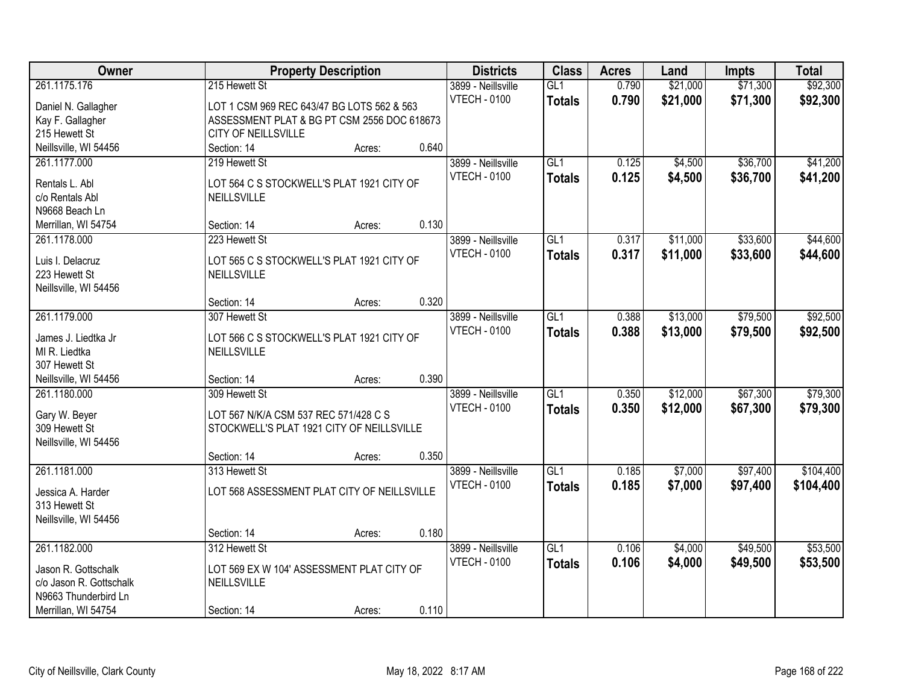| Owner | Property Description | | | Districts | Class | Acres | Land | Impts | Total |
|---|---|---|---|---|---|---|---|---|---|
| 261.1175.176<br>Daniel N. Gallagher<br>Kay F. Gallagher<br>215 Hewett St<br>Neillsville, WI 54456 | 215 Hewett St<br>LOT 1 CSM 969 REC 643/47 BG LOTS 562 & 563 ASSESSMENT PLAT & BG PT CSM 2556 DOC 618673 CITY OF NEILLSVILLE<br>Section: 14 | Acres: | 0.640 | 3899 - Neillsville<br>VTECH - 0100 | GL1<br>**Totals** | 0.790<br>**0.790** | $21,000<br>**$21,000** | $71,300<br>**$71,300** | $92,300<br>**$92,300** |
| 261.1177.000<br>Rentals L. Abl<br>c/o Rentals Abl<br>N9668 Beach Ln<br>Merrillan, WI 54754 | 219 Hewett St<br>LOT 564 C S STOCKWELL'S PLAT 1921 CITY OF NEILLSVILLE<br>Section: 14 | Acres: | 0.130 | 3899 - Neillsville<br>VTECH - 0100 | GL1<br>**Totals** | 0.125<br>**0.125** | $4,500<br>**$4,500** | $36,700<br>**$36,700** | $41,200<br>**$41,200** |
| 261.1178.000<br>Luis I. Delacruz<br>223 Hewett St<br>Neillsville, WI 54456 | 223 Hewett St<br>LOT 565 C S STOCKWELL'S PLAT 1921 CITY OF NEILLSVILLE<br>Section: 14 | Acres: | 0.320 | 3899 - Neillsville<br>VTECH - 0100 | GL1<br>**Totals** | 0.317<br>**0.317** | $11,000<br>**$11,000** | $33,600<br>**$33,600** | $44,600<br>**$44,600** |
| 261.1179.000<br>James J. Liedtka Jr<br>MI R. Liedtka<br>307 Hewett St<br>Neillsville, WI 54456 | 307 Hewett St<br>LOT 566 C S STOCKWELL'S PLAT 1921 CITY OF NEILLSVILLE<br>Section: 14 | Acres: | 0.390 | 3899 - Neillsville<br>VTECH - 0100 | GL1<br>**Totals** | 0.388<br>**0.388** | $13,000<br>**$13,000** | $79,500<br>**$79,500** | $92,500<br>**$92,500** |
| 261.1180.000<br>Gary W. Beyer<br>309 Hewett St<br>Neillsville, WI 54456 | 309 Hewett St<br>LOT 567 N/K/A CSM 537 REC 571/428 C S STOCKWELL'S PLAT 1921 CITY OF NEILLSVILLE<br>Section: 14 | Acres: | 0.350 | 3899 - Neillsville<br>VTECH - 0100 | GL1<br>**Totals** | 0.350<br>**0.350** | $12,000<br>**$12,000** | $67,300<br>**$67,300** | $79,300<br>**$79,300** |
| 261.1181.000<br>Jessica A. Harder<br>313 Hewett St<br>Neillsville, WI 54456 | 313 Hewett St<br>LOT 568 ASSESSMENT PLAT CITY OF NEILLSVILLE<br>Section: 14 | Acres: | 0.180 | 3899 - Neillsville<br>VTECH - 0100 | GL1<br>**Totals** | 0.185<br>**0.185** | $7,000<br>**$7,000** | $97,400<br>**$97,400** | $104,400<br>**$104,400** |
| 261.1182.000<br>Jason R. Gottschalk<br>c/o Jason R. Gottschalk<br>N9663 Thunderbird Ln<br>Merrillan, WI 54754 | 312 Hewett St<br>LOT 569 EX W 104' ASSESSMENT PLAT CITY OF NEILLSVILLE<br>Section: 14 | Acres: | 0.110 | 3899 - Neillsville<br>VTECH - 0100 | GL1<br>**Totals** | 0.106<br>**0.106** | $4,000<br>**$4,000** | $49,500<br>**$49,500** | $53,500<br>**$53,500** |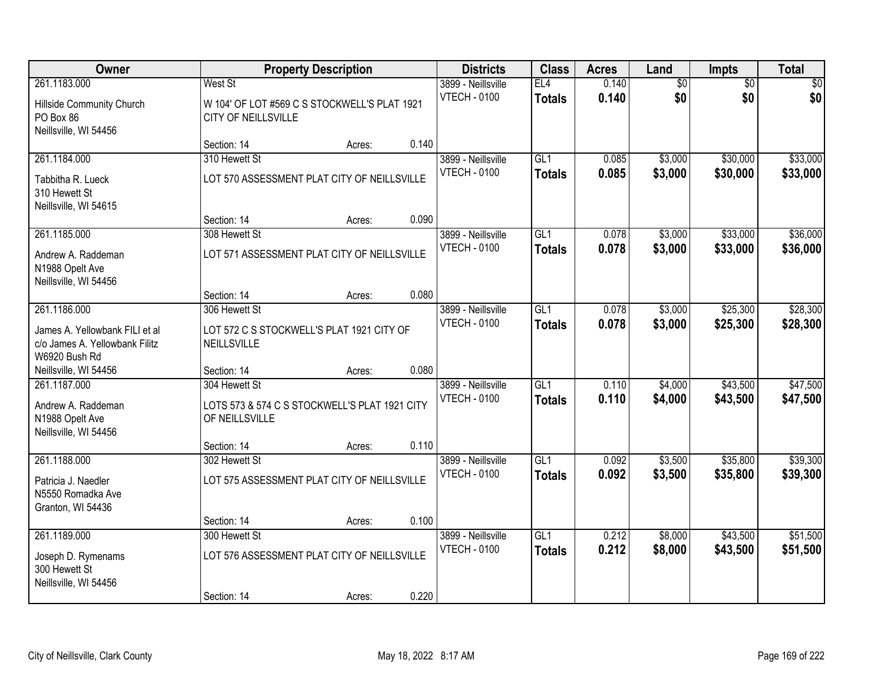| Owner | Property Description | | | Districts | Class | Acres | Land | Impts | Total |
|---|---|---|---|---|---|---|---|---|---|
| 261.1183.000 | West St | | | 3899 - Neillsville | EL4 | 0.140 | $0 | $0 | $0 |
| Hillside Community Church<br>PO Box 86<br>Neillsville, WI 54456 | W 104' OF LOT #569 C S STOCKWELL'S PLAT 1921 CITY OF NEILLSVILLE | | | VTECH - 0100 | **Totals** | **0.140** | **$0** | **$0** | **$0** |
| | Section: 14 | Acres: | 0.140 | | | | | | |
| 261.1184.000 | 310 Hewett St | | | 3899 - Neillsville | GL1 | 0.085 | $3,000 | $30,000 | $33,000 |
| Tabbitha R. Lueck<br>310 Hewett St<br>Neillsville, WI 54615 | LOT 570 ASSESSMENT PLAT CITY OF NEILLSVILLE | | | VTECH - 0100 | **Totals** | **0.085** | **$3,000** | **$30,000** | **$33,000** |
| | Section: 14 | Acres: | 0.090 | | | | | | |
| 261.1185.000 | 308 Hewett St | | | 3899 - Neillsville | GL1 | 0.078 | $3,000 | $33,000 | $36,000 |
| Andrew A. Raddeman<br>N1988 Opelt Ave<br>Neillsville, WI 54456 | LOT 571 ASSESSMENT PLAT CITY OF NEILLSVILLE | | | VTECH - 0100 | **Totals** | **0.078** | **$3,000** | **$33,000** | **$36,000** |
| | Section: 14 | Acres: | 0.080 | | | | | | |
| 261.1186.000 | 306 Hewett St | | | 3899 - Neillsville | GL1 | 0.078 | $3,000 | $25,300 | $28,300 |
| James A. Yellowbank FILI et al<br>c/o James A. Yellowbank Filitz<br>W6920 Bush Rd<br>Neillsville, WI 54456 | LOT 572 C S STOCKWELL'S PLAT 1921 CITY OF NEILLSVILLE | | | VTECH - 0100 | **Totals** | **0.078** | **$3,000** | **$25,300** | **$28,300** |
| | Section: 14 | Acres: | 0.080 | | | | | | |
| 261.1187.000 | 304 Hewett St | | | 3899 - Neillsville | GL1 | 0.110 | $4,000 | $43,500 | $47,500 |
| Andrew A. Raddeman<br>N1988 Opelt Ave<br>Neillsville, WI 54456 | LOTS 573 & 574 C S STOCKWELL'S PLAT 1921 CITY OF NEILLSVILLE | | | VTECH - 0100 | **Totals** | **0.110** | **$4,000** | **$43,500** | **$47,500** |
| | Section: 14 | Acres: | 0.110 | | | | | | |
| 261.1188.000 | 302 Hewett St | | | 3899 - Neillsville | GL1 | 0.092 | $3,500 | $35,800 | $39,300 |
| Patricia J. Naedler<br>N5550 Romadka Ave<br>Granton, WI 54436 | LOT 575 ASSESSMENT PLAT CITY OF NEILLSVILLE | | | VTECH - 0100 | **Totals** | **0.092** | **$3,500** | **$35,800** | **$39,300** |
| | Section: 14 | Acres: | 0.100 | | | | | | |
| 261.1189.000 | 300 Hewett St | | | 3899 - Neillsville | GL1 | 0.212 | $8,000 | $43,500 | $51,500 |
| Joseph D. Rymenams<br>300 Hewett St<br>Neillsville, WI 54456 | LOT 576 ASSESSMENT PLAT CITY OF NEILLSVILLE | | | VTECH - 0100 | **Totals** | **0.212** | **$8,000** | **$43,500** | **$51,500** |
| | Section: 14 | Acres: | 0.220 | | | | | | |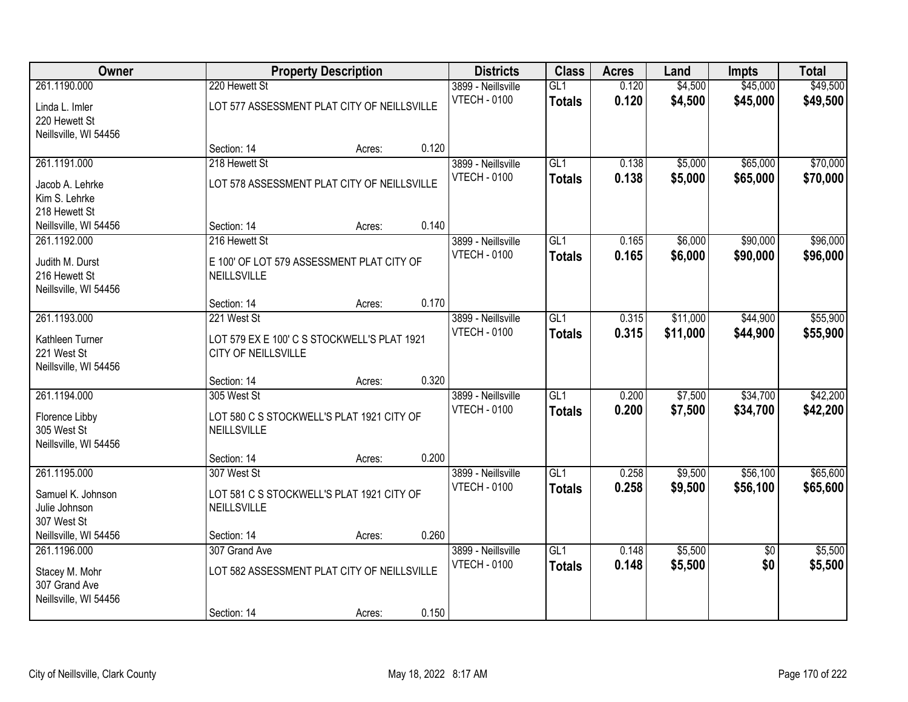| Owner | Property Description | | | Districts | Class | Acres | Land | Impts | Total |
|---|---|---|---|---|---|---|---|---|---|
| 261.1190.000 | 220 Hewett St | | | 3899 - Neillsville | GL1 | 0.120 | $4,500 | $45,000 | $49,500 |
| Linda L. Imler<br>220 Hewett St<br>Neillsville, WI 54456 | LOT 577 ASSESSMENT PLAT CITY OF NEILLSVILLE | | | VTECH - 0100 | **Totals** | **0.120** | **$4,500** | **$45,000** | **$49,500** |
| | Section: 14 | Acres: | 0.120 | | | | | | |
| 261.1191.000 | 218 Hewett St | | | 3899 - Neillsville | GL1 | 0.138 | $5,000 | $65,000 | $70,000 |
| Jacob A. Lehrke<br>Kim S. Lehrke<br>218 Hewett St<br>Neillsville, WI 54456 | LOT 578 ASSESSMENT PLAT CITY OF NEILLSVILLE | | | VTECH - 0100 | **Totals** | **0.138** | **$5,000** | **$65,000** | **$70,000** |
| | Section: 14 | Acres: | 0.140 | | | | | | |
| 261.1192.000 | 216 Hewett St | | | 3899 - Neillsville | GL1 | 0.165 | $6,000 | $90,000 | $96,000 |
| Judith M. Durst<br>216 Hewett St<br>Neillsville, WI 54456 | E 100' OF LOT 579 ASSESSMENT PLAT CITY OF NEILLSVILLE | | | VTECH - 0100 | **Totals** | **0.165** | **$6,000** | **$90,000** | **$96,000** |
| | Section: 14 | Acres: | 0.170 | | | | | | |
| 261.1193.000 | 221 West St | | | 3899 - Neillsville | GL1 | 0.315 | $11,000 | $44,900 | $55,900 |
| Kathleen Turner<br>221 West St<br>Neillsville, WI 54456 | LOT 579 EX E 100' C S STOCKWELL'S PLAT 1921 CITY OF NEILLSVILLE | | | VTECH - 0100 | **Totals** | **0.315** | **$11,000** | **$44,900** | **$55,900** |
| | Section: 14 | Acres: | 0.320 | | | | | | |
| 261.1194.000 | 305 West St | | | 3899 - Neillsville | GL1 | 0.200 | $7,500 | $34,700 | $42,200 |
| Florence Libby<br>305 West St<br>Neillsville, WI 54456 | LOT 580 C S STOCKWELL'S PLAT 1921 CITY OF NEILLSVILLE | | | VTECH - 0100 | **Totals** | **0.200** | **$7,500** | **$34,700** | **$42,200** |
| | Section: 14 | Acres: | 0.200 | | | | | | |
| 261.1195.000 | 307 West St | | | 3899 - Neillsville | GL1 | 0.258 | $9,500 | $56,100 | $65,600 |
| Samuel K. Johnson<br>Julie Johnson<br>307 West St<br>Neillsville, WI 54456 | LOT 581 C S STOCKWELL'S PLAT 1921 CITY OF NEILLSVILLE | | | VTECH - 0100 | **Totals** | **0.258** | **$9,500** | **$56,100** | **$65,600** |
| | Section: 14 | Acres: | 0.260 | | | | | | |
| 261.1196.000 | 307 Grand Ave | | | 3899 - Neillsville | GL1 | 0.148 | $5,500 | $0 | $5,500 |
| Stacey M. Mohr<br>307 Grand Ave<br>Neillsville, WI 54456 | LOT 582 ASSESSMENT PLAT CITY OF NEILLSVILLE | | | VTECH - 0100 | **Totals** | **0.148** | **$5,500** | **$0** | **$5,500** |
| | Section: 14 | Acres: | 0.150 | | | | | | |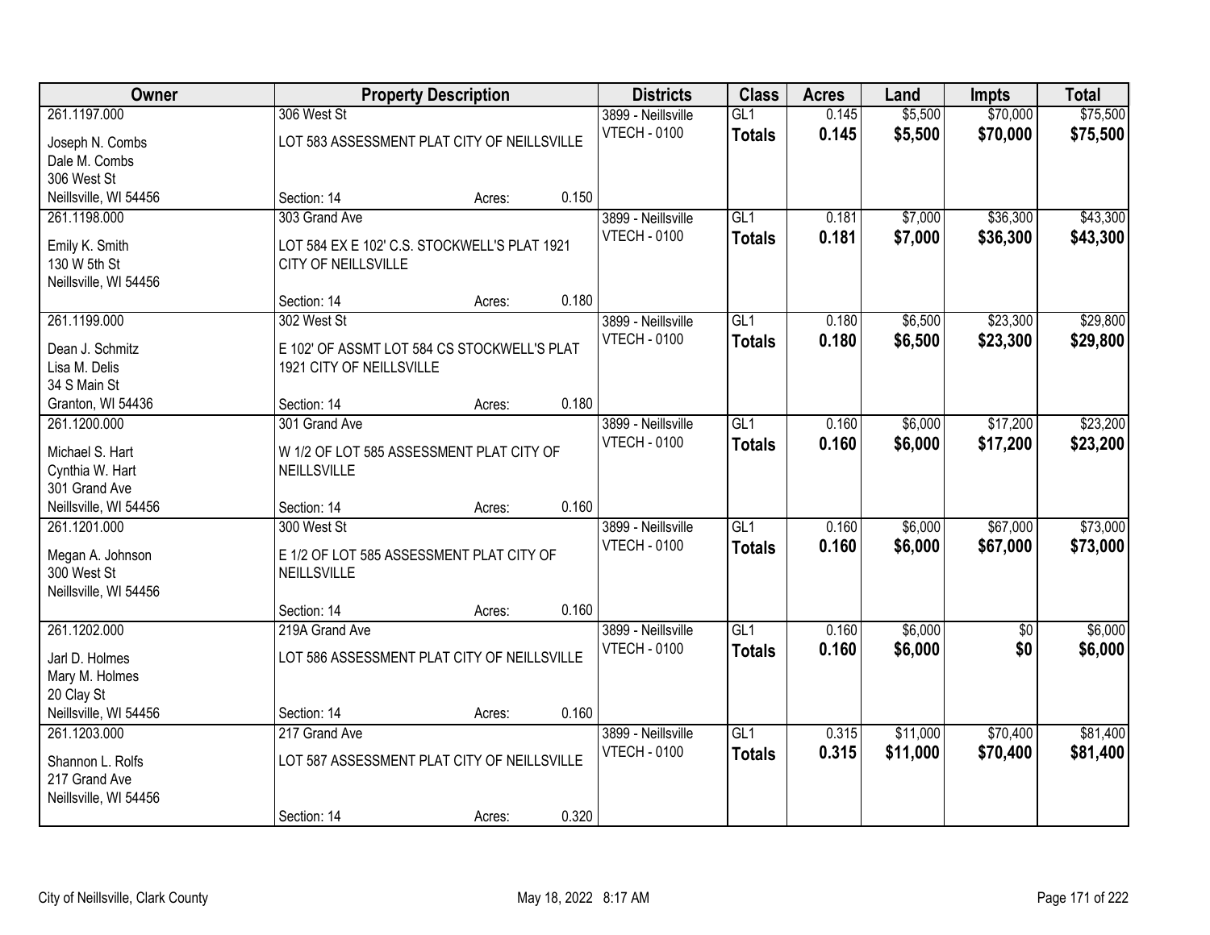| Owner | Property Description | | | Districts | Class | Acres | Land | Impts | Total |
|---|---|---|---|---|---|---|---|---|---|
| 261.1197.000 | 306 West St | | | 3899 - Neillsville | GL1 | 0.145 | $5,500 | $70,000 | $75,500 |
| Joseph N. Combs<br>Dale M. Combs<br>306 West St<br>Neillsville, WI 54456 | LOT 583 ASSESSMENT PLAT CITY OF NEILLSVILLE | | | VTECH - 0100 | **Totals** | **0.145** | **$5,500** | **$70,000** | **$75,500** |
| | Section: 14 | Acres: | 0.150 | | | | | | |
| 261.1198.000 | 303 Grand Ave | | | 3899 - Neillsville | GL1 | 0.181 | $7,000 | $36,300 | $43,300 |
| Emily K. Smith<br>130 W 5th St<br>Neillsville, WI 54456 | LOT 584 EX E 102' C.S. STOCKWELL'S PLAT 1921 CITY OF NEILLSVILLE | | | VTECH - 0100 | **Totals** | **0.181** | **$7,000** | **$36,300** | **$43,300** |
| | Section: 14 | Acres: | 0.180 | | | | | | |
| 261.1199.000 | 302 West St | | | 3899 - Neillsville | GL1 | 0.180 | $6,500 | $23,300 | $29,800 |
| Dean J. Schmitz<br>Lisa M. Delis<br>34 S Main St<br>Granton, WI 54436 | E 102' OF ASSMT LOT 584 CS STOCKWELL'S PLAT 1921 CITY OF NEILLSVILLE | | | VTECH - 0100 | **Totals** | **0.180** | **$6,500** | **$23,300** | **$29,800** |
| | Section: 14 | Acres: | 0.180 | | | | | | |
| 261.1200.000 | 301 Grand Ave | | | 3899 - Neillsville | GL1 | 0.160 | $6,000 | $17,200 | $23,200 |
| Michael S. Hart<br>Cynthia W. Hart<br>301 Grand Ave<br>Neillsville, WI 54456 | W 1/2 OF LOT 585 ASSESSMENT PLAT CITY OF NEILLSVILLE | | | VTECH - 0100 | **Totals** | **0.160** | **$6,000** | **$17,200** | **$23,200** |
| | Section: 14 | Acres: | 0.160 | | | | | | |
| 261.1201.000 | 300 West St | | | 3899 - Neillsville | GL1 | 0.160 | $6,000 | $67,000 | $73,000 |
| Megan A. Johnson<br>300 West St<br>Neillsville, WI 54456 | E 1/2 OF LOT 585 ASSESSMENT PLAT CITY OF NEILLSVILLE | | | VTECH - 0100 | **Totals** | **0.160** | **$6,000** | **$67,000** | **$73,000** |
| | Section: 14 | Acres: | 0.160 | | | | | | |
| 261.1202.000 | 219A Grand Ave | | | 3899 - Neillsville | GL1 | 0.160 | $6,000 | $0 | $6,000 |
| Jarl D. Holmes<br>Mary M. Holmes<br>20 Clay St<br>Neillsville, WI 54456 | LOT 586 ASSESSMENT PLAT CITY OF NEILLSVILLE | | | VTECH - 0100 | **Totals** | **0.160** | **$6,000** | **$0** | **$6,000** |
| | Section: 14 | Acres: | 0.160 | | | | | | |
| 261.1203.000 | 217 Grand Ave | | | 3899 - Neillsville | GL1 | 0.315 | $11,000 | $70,400 | $81,400 |
| Shannon L. Rolfs<br>217 Grand Ave<br>Neillsville, WI 54456 | LOT 587 ASSESSMENT PLAT CITY OF NEILLSVILLE | | | VTECH - 0100 | **Totals** | **0.315** | **$11,000** | **$70,400** | **$81,400** |
| | Section: 14 | Acres: | 0.320 | | | | | | |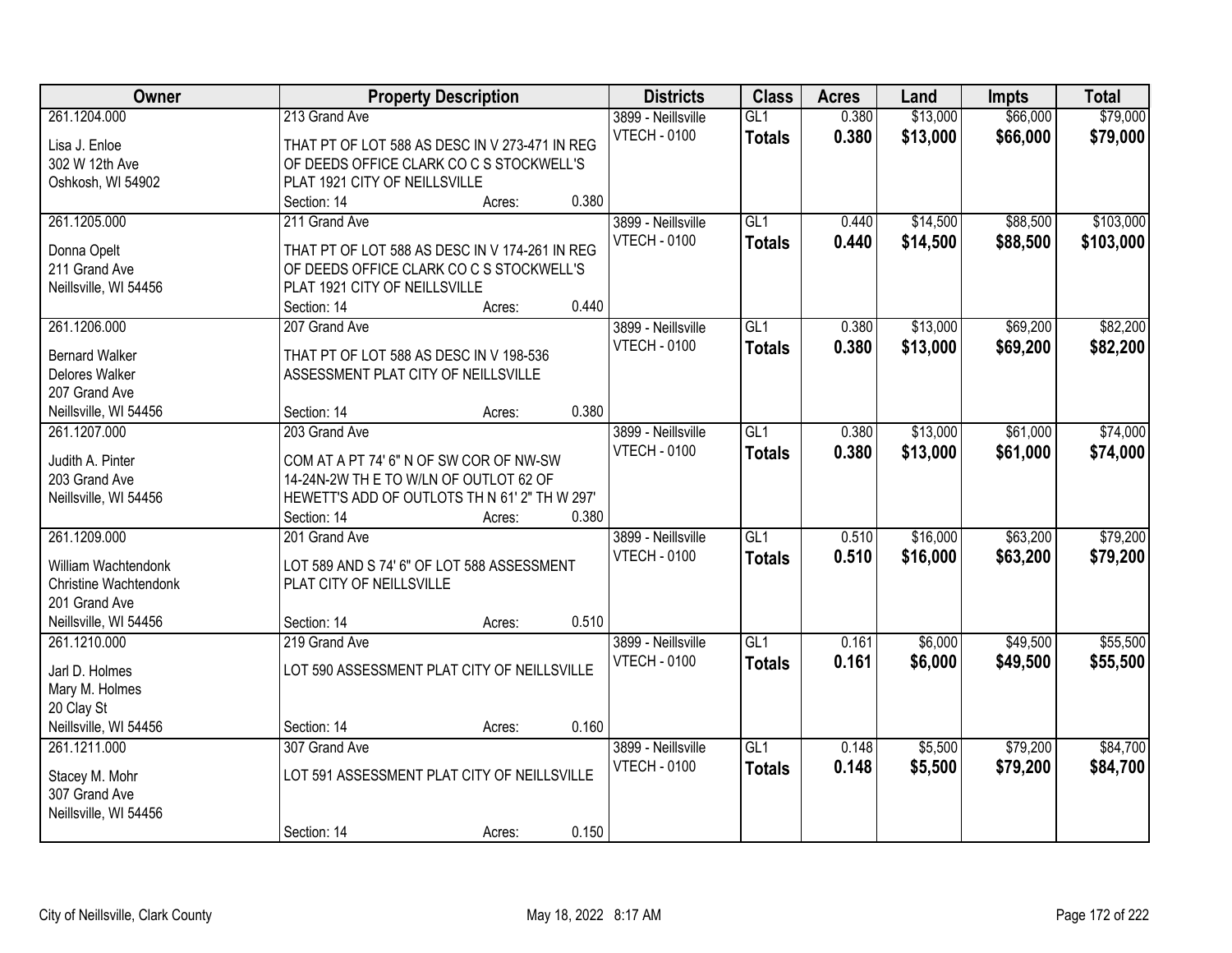| Owner | Property Description | Districts | Class | Acres | Land | Impts | Total |
|---|---|---|---|---|---|---|---|
| 261.1204.000<br>Lisa J. Enloe<br>302 W 12th Ave<br>Oshkosh, WI 54902 | 213 Grand Ave<br>THAT PT OF LOT 588 AS DESC IN V 273-471 IN REG OF DEEDS OFFICE CLARK CO C S STOCKWELL'S PLAT 1921 CITY OF NEILLSVILLE<br>Section: 14 Acres: 0.380 | 3899 - Neillsville<br>VTECH - 0100 | GL1<br>**Totals** | 0.380<br>**0.380** | $13,000<br>**$13,000** | $66,000<br>**$66,000** | $79,000<br>**$79,000** |
| 261.1205.000<br>Donna Opelt<br>211 Grand Ave<br>Neillsville, WI 54456 | 211 Grand Ave<br>THAT PT OF LOT 588 AS DESC IN V 174-261 IN REG OF DEEDS OFFICE CLARK CO C S STOCKWELL'S PLAT 1921 CITY OF NEILLSVILLE<br>Section: 14 Acres: 0.440 | 3899 - Neillsville<br>VTECH - 0100 | GL1<br>**Totals** | 0.440<br>**0.440** | $14,500<br>**$14,500** | $88,500<br>**$88,500** | $103,000<br>**$103,000** |
| 261.1206.000<br>Bernard Walker<br>Delores Walker<br>207 Grand Ave<br>Neillsville, WI 54456 | 207 Grand Ave<br>THAT PT OF LOT 588 AS DESC IN V 198-536 ASSESSMENT PLAT CITY OF NEILLSVILLE<br>Section: 14 Acres: 0.380 | 3899 - Neillsville<br>VTECH - 0100 | GL1<br>**Totals** | 0.380<br>**0.380** | $13,000<br>**$13,000** | $69,200<br>**$69,200** | $82,200<br>**$82,200** |
| 261.1207.000<br>Judith A. Pinter<br>203 Grand Ave<br>Neillsville, WI 54456 | 203 Grand Ave<br>COM AT A PT 74' 6" N OF SW COR OF NW-SW 14-24N-2W TH E TO W/LN OF OUTLOT 62 OF HEWETT'S ADD OF OUTLOTS TH N 61' 2" TH W 297'<br>Section: 14 Acres: 0.380 | 3899 - Neillsville<br>VTECH - 0100 | GL1<br>**Totals** | 0.380<br>**0.380** | $13,000<br>**$13,000** | $61,000<br>**$61,000** | $74,000<br>**$74,000** |
| 261.1209.000<br>William Wachtendonk<br>Christine Wachtendonk<br>201 Grand Ave<br>Neillsville, WI 54456 | 201 Grand Ave<br>LOT 589 AND S 74' 6" OF LOT 588 ASSESSMENT PLAT CITY OF NEILLSVILLE<br>Section: 14 Acres: 0.510 | 3899 - Neillsville<br>VTECH - 0100 | GL1<br>**Totals** | 0.510<br>**0.510** | $16,000<br>**$16,000** | $63,200<br>**$63,200** | $79,200<br>**$79,200** |
| 261.1210.000<br>Jarl D. Holmes<br>Mary M. Holmes<br>20 Clay St<br>Neillsville, WI 54456 | 219 Grand Ave<br>LOT 590 ASSESSMENT PLAT CITY OF NEILLSVILLE<br>Section: 14 Acres: 0.160 | 3899 - Neillsville<br>VTECH - 0100 | GL1<br>**Totals** | 0.161<br>**0.161** | $6,000<br>**$6,000** | $49,500<br>**$49,500** | $55,500<br>**$55,500** |
| 261.1211.000<br>Stacey M. Mohr<br>307 Grand Ave<br>Neillsville, WI 54456 | 307 Grand Ave<br>LOT 591 ASSESSMENT PLAT CITY OF NEILLSVILLE<br>Section: 14 Acres: 0.150 | 3899 - Neillsville<br>VTECH - 0100 | GL1<br>**Totals** | 0.148<br>**0.148** | $5,500<br>**$5,500** | $79,200<br>**$79,200** | $84,700<br>**$84,700** |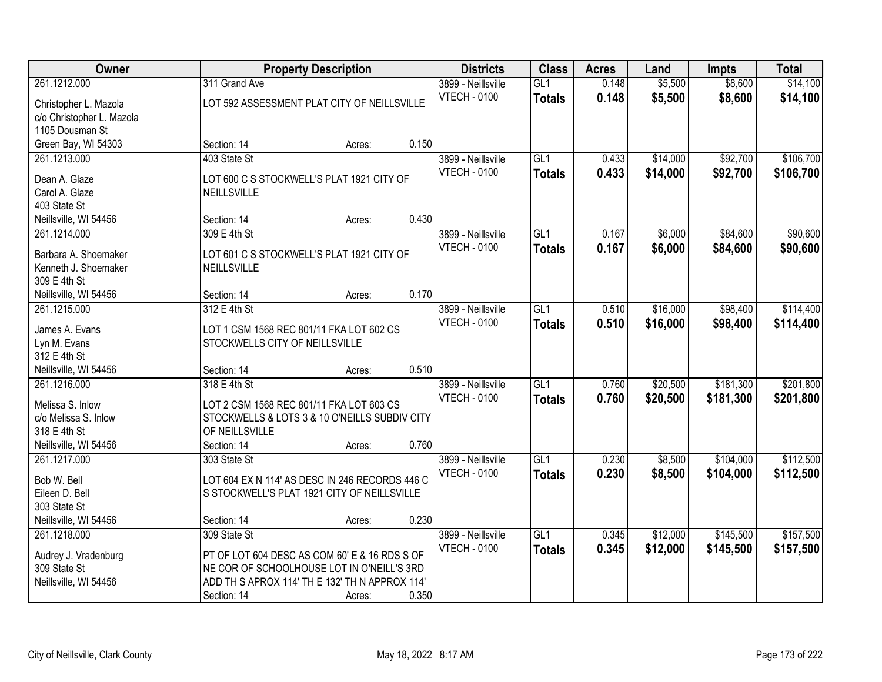| Owner | Property Description | | | Districts | Class | Acres | Land | Impts | Total |
|---|---|---|---|---|---|---|---|---|---|
| 261.1212.000 | 311 Grand Ave | | | 3899 - Neillsville | GL1 | 0.148 | $5,500 | $8,600 | $14,100 |
| Christopher L. Mazola<br>c/o Christopher L. Mazola<br>1105 Dousman St<br>Green Bay, WI 54303 | LOT 592 ASSESSMENT PLAT CITY OF NEILLSVILLE | | | VTECH - 0100 | **Totals** | **0.148** | **$5,500** | **$8,600** | **$14,100** |
| | Section: 14 | Acres: | 0.150 | | | | | | |
| 261.1213.000 | 403 State St | | | 3899 - Neillsville | GL1 | 0.433 | $14,000 | $92,700 | $106,700 |
| Dean A. Glaze<br>Carol A. Glaze<br>403 State St<br>Neillsville, WI 54456 | LOT 600 C S STOCKWELL'S PLAT 1921 CITY OF NEILLSVILLE | | | VTECH - 0100 | **Totals** | **0.433** | **$14,000** | **$92,700** | **$106,700** |
| | Section: 14 | Acres: | 0.430 | | | | | | |
| 261.1214.000 | 309 E 4th St | | | 3899 - Neillsville | GL1 | 0.167 | $6,000 | $84,600 | $90,600 |
| Barbara A. Shoemaker<br>Kenneth J. Shoemaker<br>309 E 4th St<br>Neillsville, WI 54456 | LOT 601 C S STOCKWELL'S PLAT 1921 CITY OF NEILLSVILLE | | | VTECH - 0100 | **Totals** | **0.167** | **$6,000** | **$84,600** | **$90,600** |
| | Section: 14 | Acres: | 0.170 | | | | | | |
| 261.1215.000 | 312 E 4th St | | | 3899 - Neillsville | GL1 | 0.510 | $16,000 | $98,400 | $114,400 |
| James A. Evans<br>Lyn M. Evans<br>312 E 4th St<br>Neillsville, WI 54456 | LOT 1 CSM 1568 REC 801/11 FKA LOT 602 CS STOCKWELLS CITY OF NEILLSVILLE | | | VTECH - 0100 | **Totals** | **0.510** | **$16,000** | **$98,400** | **$114,400** |
| | Section: 14 | Acres: | 0.510 | | | | | | |
| 261.1216.000 | 318 E 4th St | | | 3899 - Neillsville | GL1 | 0.760 | $20,500 | $181,300 | $201,800 |
| Melissa S. Inlow<br>c/o Melissa S. Inlow<br>318 E 4th St<br>Neillsville, WI 54456 | LOT 2 CSM 1568 REC 801/11 FKA LOT 603 CS STOCKWELLS & LOTS 3 & 10 O'NEILLS SUBDIV CITY OF NEILLSVILLE | | | VTECH - 0100 | **Totals** | **0.760** | **$20,500** | **$181,300** | **$201,800** |
| | Section: 14 | Acres: | 0.760 | | | | | | |
| 261.1217.000 | 303 State St | | | 3899 - Neillsville | GL1 | 0.230 | $8,500 | $104,000 | $112,500 |
| Bob W. Bell<br>Eileen D. Bell<br>303 State St<br>Neillsville, WI 54456 | LOT 604 EX N 114' AS DESC IN 246 RECORDS 446 C S STOCKWELL'S PLAT 1921 CITY OF NEILLSVILLE | | | VTECH - 0100 | **Totals** | **0.230** | **$8,500** | **$104,000** | **$112,500** |
| | Section: 14 | Acres: | 0.230 | | | | | | |
| 261.1218.000 | 309 State St | | | 3899 - Neillsville | GL1 | 0.345 | $12,000 | $145,500 | $157,500 |
| Audrey J. Vradenburg<br>309 State St<br>Neillsville, WI 54456 | PT OF LOT 604 DESC AS COM 60' E & 16 RDS S OF NE COR OF SCHOOLHOUSE LOT IN O'NEILL'S 3RD ADD TH S APROX 114' TH E 132' TH N APPROX 114' | | | VTECH - 0100 | **Totals** | **0.345** | **$12,000** | **$145,500** | **$157,500** |
| | Section: 14 | Acres: | 0.350 | | | | | | |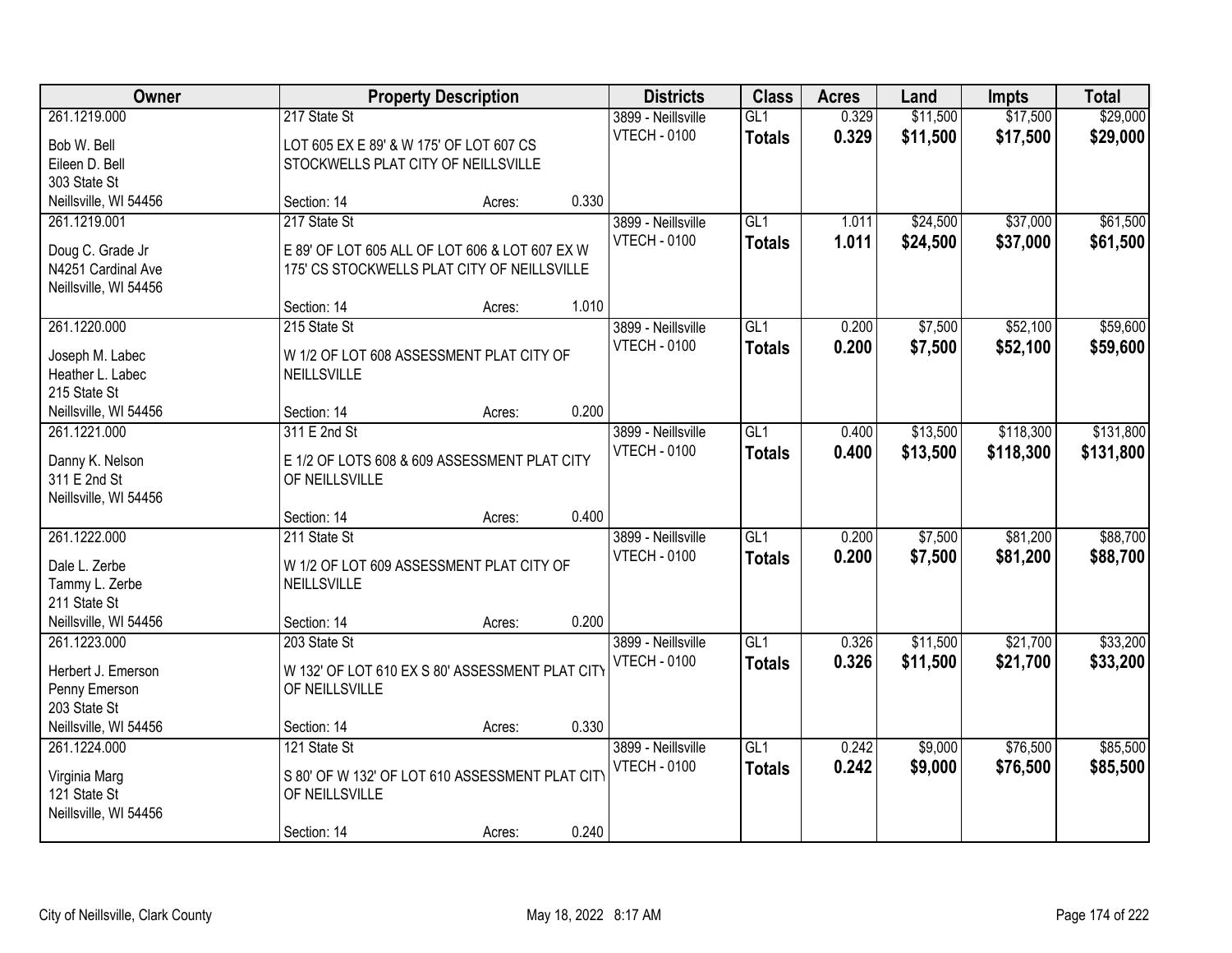| Owner | Property Description | Districts | Class | Acres | Land | Impts | Total |
|---|---|---|---|---|---|---|---|
| 261.1219.000<br>Bob W. Bell<br>Eileen D. Bell<br>303 State St<br>Neillsville, WI 54456 | 217 State St<br>LOT 605 EX E 89' & W 175' OF LOT 607 CS STOCKWELLS PLAT CITY OF NEILLSVILLE<br>Section: 14 Acres: 0.330 | 3899 - Neillsville<br>VTECH - 0100 | GL1<br>**Totals** | 0.329<br>**0.329** | $11,500<br>**$11,500** | $17,500<br>**$17,500** | $29,000<br>**$29,000** |
| 261.1219.001<br>Doug C. Grade Jr<br>N4251 Cardinal Ave<br>Neillsville, WI 54456 | 217 State St<br>E 89' OF LOT 605 ALL OF LOT 606 & LOT 607 EX W 175' CS STOCKWELLS PLAT CITY OF NEILLSVILLE<br>Section: 14 Acres: 1.010 | 3899 - Neillsville<br>VTECH - 0100 | GL1<br>**Totals** | 1.011<br>**1.011** | $24,500<br>**$24,500** | $37,000<br>**$37,000** | $61,500<br>**$61,500** |
| 261.1220.000<br>Joseph M. Labec<br>Heather L. Labec<br>215 State St<br>Neillsville, WI 54456 | 215 State St<br>W 1/2 OF LOT 608 ASSESSMENT PLAT CITY OF NEILLSVILLE<br>Section: 14 Acres: 0.200 | 3899 - Neillsville<br>VTECH - 0100 | GL1<br>**Totals** | 0.200<br>**0.200** | $7,500<br>**$7,500** | $52,100<br>**$52,100** | $59,600<br>**$59,600** |
| 261.1221.000<br>Danny K. Nelson<br>311 E 2nd St<br>Neillsville, WI 54456 | 311 E 2nd St<br>E 1/2 OF LOTS 608 & 609 ASSESSMENT PLAT CITY OF NEILLSVILLE<br>Section: 14 Acres: 0.400 | 3899 - Neillsville<br>VTECH - 0100 | GL1<br>**Totals** | 0.400<br>**0.400** | $13,500<br>**$13,500** | $118,300<br>**$118,300** | $131,800<br>**$131,800** |
| 261.1222.000<br>Dale L. Zerbe<br>Tammy L. Zerbe<br>211 State St<br>Neillsville, WI 54456 | 211 State St<br>W 1/2 OF LOT 609 ASSESSMENT PLAT CITY OF NEILLSVILLE<br>Section: 14 Acres: 0.200 | 3899 - Neillsville<br>VTECH - 0100 | GL1<br>**Totals** | 0.200<br>**0.200** | $7,500<br>**$7,500** | $81,200<br>**$81,200** | $88,700<br>**$88,700** |
| 261.1223.000<br>Herbert J. Emerson<br>Penny Emerson<br>203 State St<br>Neillsville, WI 54456 | 203 State St<br>W 132' OF LOT 610 EX S 80' ASSESSMENT PLAT CITY OF NEILLSVILLE<br>Section: 14 Acres: 0.330 | 3899 - Neillsville<br>VTECH - 0100 | GL1<br>**Totals** | 0.326<br>**0.326** | $11,500<br>**$11,500** | $21,700<br>**$21,700** | $33,200<br>**$33,200** |
| 261.1224.000<br>Virginia Marg<br>121 State St<br>Neillsville, WI 54456 | 121 State St<br>S 80' OF W 132' OF LOT 610 ASSESSMENT PLAT CITY OF NEILLSVILLE<br>Section: 14 Acres: 0.240 | 3899 - Neillsville<br>VTECH - 0100 | GL1<br>**Totals** | 0.242<br>**0.242** | $9,000<br>**$9,000** | $76,500<br>**$76,500** | $85,500<br>**$85,500** |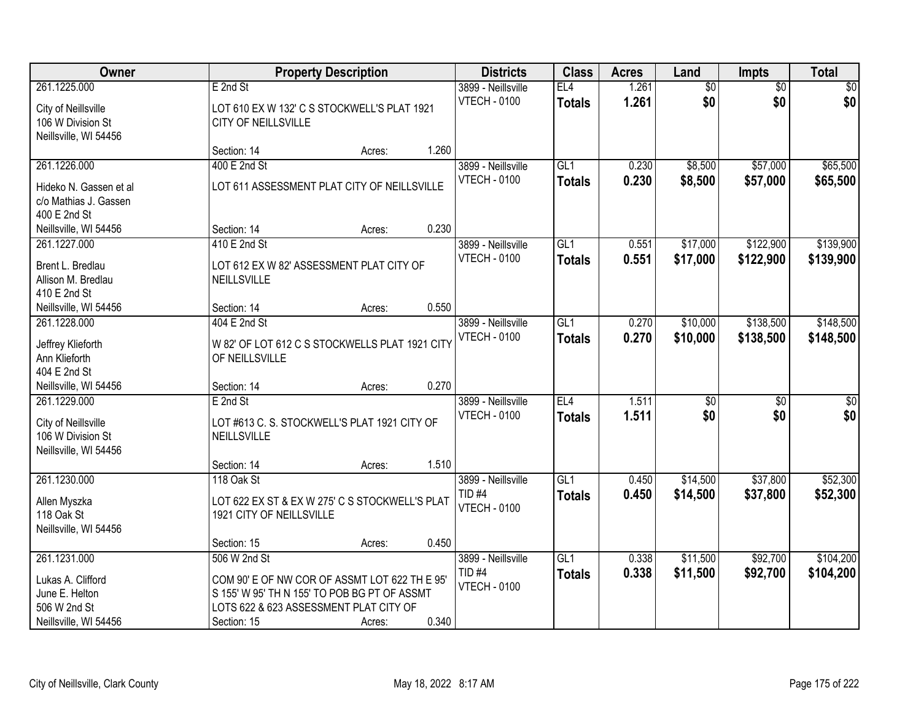| Owner | Property Description | | | Districts | Class | Acres | Land | Impts | Total |
|---|---|---|---|---|---|---|---|---|---|
| 261.1225.000<br><br>City of Neillsville<br>106 W Division St<br>Neillsville, WI 54456 | E 2nd St<br><br>LOT 610 EX W 132' C S STOCKWELL'S PLAT 1921 CITY OF NEILLSVILLE<br><br>Section: 14 | Acres: | 1.260 | 3899 - Neillsville<br>VTECH - 0100 | EL4<br>**Totals** | 1.261<br>**1.261** | $0<br>**$0** | $0<br>**$0** | $0<br>**$0** |
| 261.1226.000<br><br>Hideko N. Gassen et al<br>c/o Mathias J. Gassen<br>400 E 2nd St<br>Neillsville, WI 54456 | 400 E 2nd St<br><br>LOT 611 ASSESSMENT PLAT CITY OF NEILLSVILLE<br><br>Section: 14 | Acres: | 0.230 | 3899 - Neillsville<br>VTECH - 0100 | GL1<br>**Totals** | 0.230<br>**0.230** | $8,500<br>**$8,500** | $57,000<br>**$57,000** | $65,500<br>**$65,500** |
| 261.1227.000<br><br>Brent L. Bredlau<br>Allison M. Bredlau<br>410 E 2nd St<br>Neillsville, WI 54456 | 410 E 2nd St<br><br>LOT 612 EX W 82' ASSESSMENT PLAT CITY OF NEILLSVILLE<br><br>Section: 14 | Acres: | 0.550 | 3899 - Neillsville<br>VTECH - 0100 | GL1<br>**Totals** | 0.551<br>**0.551** | $17,000<br>**$17,000** | $122,900<br>**$122,900** | $139,900<br>**$139,900** |
| 261.1228.000<br><br>Jeffrey Klieforth<br>Ann Klieforth<br>404 E 2nd St<br>Neillsville, WI 54456 | 404 E 2nd St<br><br>W 82' OF LOT 612 C S STOCKWELLS PLAT 1921 CITY OF NEILLSVILLE<br><br>Section: 14 | Acres: | 0.270 | 3899 - Neillsville<br>VTECH - 0100 | GL1<br>**Totals** | 0.270<br>**0.270** | $10,000<br>**$10,000** | $138,500<br>**$138,500** | $148,500<br>**$148,500** |
| 261.1229.000<br><br>City of Neillsville<br>106 W Division St<br>Neillsville, WI 54456 | E 2nd St<br><br>LOT #613 C. S. STOCKWELL'S PLAT 1921 CITY OF NEILLSVILLE<br><br>Section: 14 | Acres: | 1.510 | 3899 - Neillsville<br>VTECH - 0100 | EL4<br>**Totals** | 1.511<br>**1.511** | $0<br>**$0** | $0<br>**$0** | $0<br>**$0** |
| 261.1230.000<br><br>Allen Myszka<br>118 Oak St<br>Neillsville, WI 54456 | 118 Oak St<br><br>LOT 622 EX ST & EX W 275' C S STOCKWELL'S PLAT 1921 CITY OF NEILLSVILLE<br><br>Section: 15 | Acres: | 0.450 | 3899 - Neillsville<br>TID #4<br>VTECH - 0100 | GL1<br>**Totals** | 0.450<br>**0.450** | $14,500<br>**$14,500** | $37,800<br>**$37,800** | $52,300<br>**$52,300** |
| 261.1231.000<br><br>Lukas A. Clifford<br>June E. Helton<br>506 W 2nd St<br>Neillsville, WI 54456 | 506 W 2nd St<br><br>COM 90' E OF NW COR OF ASSMT LOT 622 TH E 95' S 155' W 95' TH N 155' TO POB BG PT OF ASSMT LOTS 622 & 623 ASSESSMENT PLAT CITY OF<br>Section: 15 | Acres: | 0.340 | 3899 - Neillsville<br>TID #4<br>VTECH - 0100 | GL1<br>**Totals** | 0.338<br>**0.338** | $11,500<br>**$11,500** | $92,700<br>**$92,700** | $104,200<br>**$104,200** |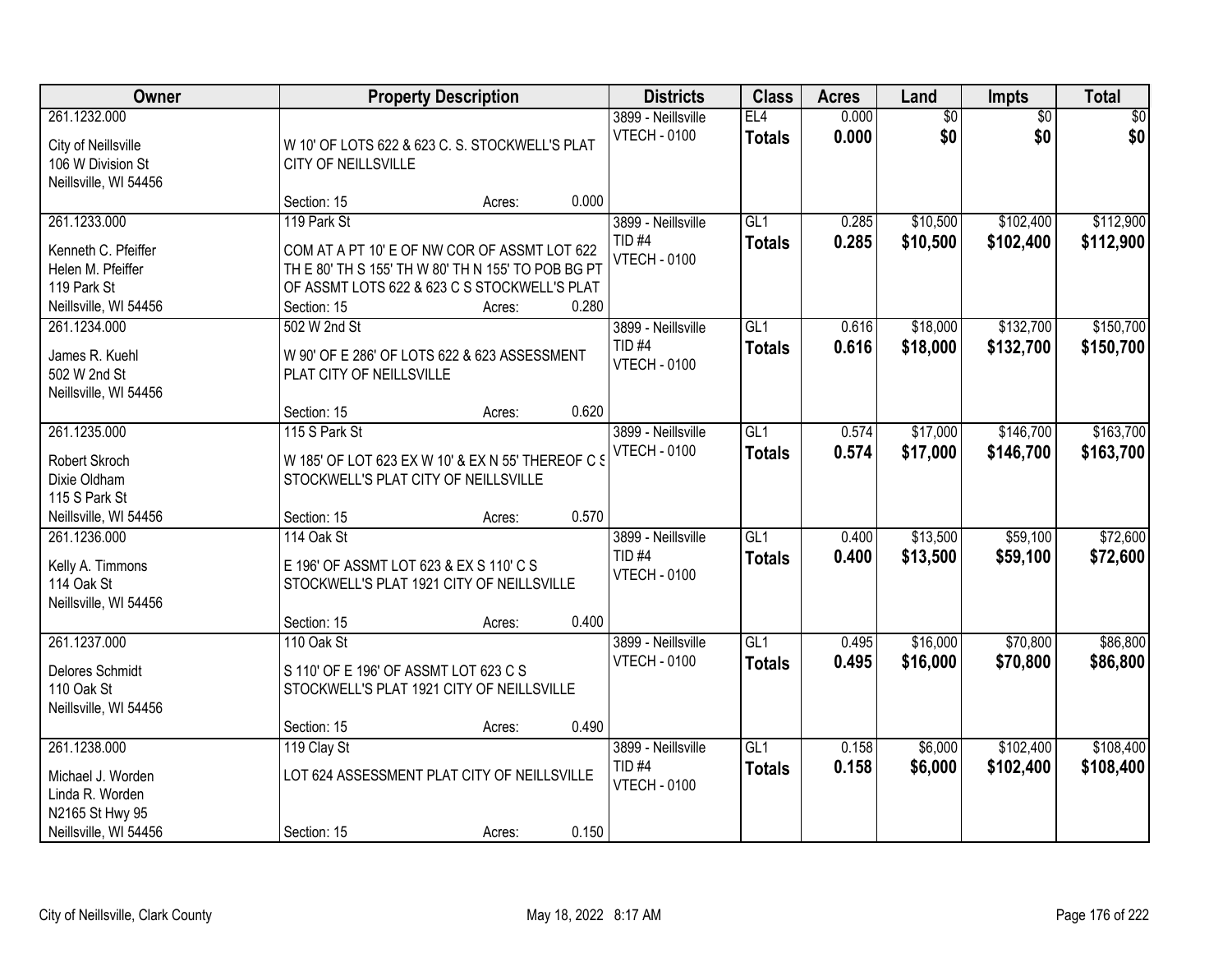| Owner | Property Description | Districts | Class | Acres | Land | Impts | Total |
|---|---|---|---|---|---|---|---|
| 261.1232.000<br><br>City of Neillsville<br>106 W Division St<br>Neillsville, WI 54456 | W 10' OF LOTS 622 & 623 C. S. STOCKWELL'S PLAT CITY OF NEILLSVILLE<br><br>Section: 15 Acres: 0.000 | 3899 - Neillsville<br>VTECH - 0100 | EL4<br>**Totals** | 0.000<br>**0.000** | $0<br>**$0** | $0<br>**$0** | $0<br>**$0** |
| 261.1233.000<br><br>Kenneth C. Pfeiffer<br>Helen M. Pfeiffer<br>119 Park St<br>Neillsville, WI 54456 | 119 Park St<br>COM AT A PT 10' E OF NW COR OF ASSMT LOT 622 TH E 80' TH S 155' TH W 80' TH N 155' TO POB BG PT OF ASSMT LOTS 622 & 623 C S STOCKWELL'S PLAT<br>Section: 15 Acres: 0.280 | 3899 - Neillsville<br>TID #4<br>VTECH - 0100 | GL1<br>**Totals** | 0.285<br>**0.285** | $10,500<br>**$10,500** | $102,400<br>**$102,400** | $112,900<br>**$112,900** |
| 261.1234.000<br><br>James R. Kuehl<br>502 W 2nd St<br>Neillsville, WI 54456 | 502 W 2nd St<br>W 90' OF E 286' OF LOTS 622 & 623 ASSESSMENT PLAT CITY OF NEILLSVILLE<br><br>Section: 15 Acres: 0.620 | 3899 - Neillsville<br>TID #4<br>VTECH - 0100 | GL1<br>**Totals** | 0.616<br>**0.616** | $18,000<br>**$18,000** | $132,700<br>**$132,700** | $150,700<br>**$150,700** |
| 261.1235.000<br><br>Robert Skroch<br>Dixie Oldham<br>115 S Park St<br>Neillsville, WI 54456 | 115 S Park St<br>W 185' OF LOT 623 EX W 10' & EX N 55' THEREOF C S STOCKWELL'S PLAT CITY OF NEILLSVILLE<br><br>Section: 15 Acres: 0.570 | 3899 - Neillsville<br>VTECH - 0100 | GL1<br>**Totals** | 0.574<br>**0.574** | $17,000<br>**$17,000** | $146,700<br>**$146,700** | $163,700<br>**$163,700** |
| 261.1236.000<br><br>Kelly A. Timmons<br>114 Oak St<br>Neillsville, WI 54456 | 114 Oak St<br>E 196' OF ASSMT LOT 623 & EX S 110' C S STOCKWELL'S PLAT 1921 CITY OF NEILLSVILLE<br><br>Section: 15 Acres: 0.400 | 3899 - Neillsville<br>TID #4<br>VTECH - 0100 | GL1<br>**Totals** | 0.400<br>**0.400** | $13,500<br>**$13,500** | $59,100<br>**$59,100** | $72,600<br>**$72,600** |
| 261.1237.000<br><br>Delores Schmidt<br>110 Oak St<br>Neillsville, WI 54456 | 110 Oak St<br>S 110' OF E 196' OF ASSMT LOT 623 C S STOCKWELL'S PLAT 1921 CITY OF NEILLSVILLE<br><br>Section: 15 Acres: 0.490 | 3899 - Neillsville<br>VTECH - 0100 | GL1<br>**Totals** | 0.495<br>**0.495** | $16,000<br>**$16,000** | $70,800<br>**$70,800** | $86,800<br>**$86,800** |
| 261.1238.000<br><br>Michael J. Worden<br>Linda R. Worden<br>N2165 St Hwy 95<br>Neillsville, WI 54456 | 119 Clay St<br>LOT 624 ASSESSMENT PLAT CITY OF NEILLSVILLE<br><br>Section: 15 Acres: 0.150 | 3899 - Neillsville<br>TID #4<br>VTECH - 0100 | GL1<br>**Totals** | 0.158<br>**0.158** | $6,000<br>**$6,000** | $102,400<br>**$102,400** | $108,400<br>**$108,400** |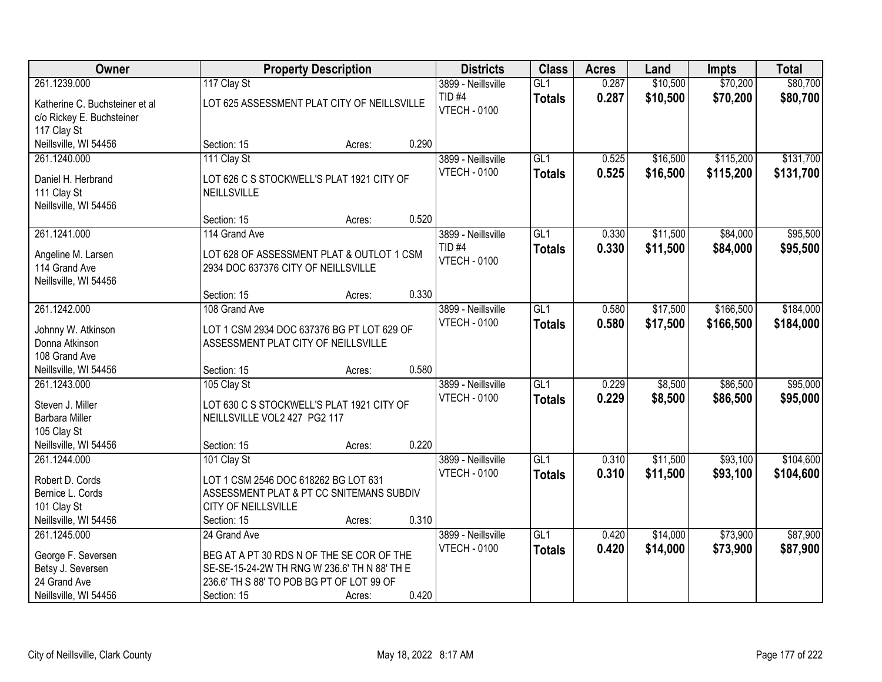| Owner | Property Description | Districts | Class | Acres | Land | Impts | Total |
|---|---|---|---|---|---|---|---|
| 261.1239.000<br>Katherine C. Buchsteiner et al<br>c/o Rickey E. Buchsteiner<br>117 Clay St<br>Neillsville, WI 54456 | 117 Clay St<br>LOT 625 ASSESSMENT PLAT CITY OF NEILLSVILLE<br>Section: 15 Acres: 0.290 | 3899 - Neillsville<br>TID #4<br>VTECH - 0100 | GL1<br>**Totals** | 0.287<br>**0.287** | $10,500<br>**$10,500** | $70,200<br>**$70,200** | $80,700<br>**$80,700** |
| 261.1240.000<br>Daniel H. Herbrand<br>111 Clay St<br>Neillsville, WI 54456 | 111 Clay St<br>LOT 626 C S STOCKWELL'S PLAT 1921 CITY OF NEILLSVILLE<br>Section: 15 Acres: 0.520 | 3899 - Neillsville<br>VTECH - 0100 | GL1<br>**Totals** | 0.525<br>**0.525** | $16,500<br>**$16,500** | $115,200<br>**$115,200** | $131,700<br>**$131,700** |
| 261.1241.000<br>Angeline M. Larsen<br>114 Grand Ave<br>Neillsville, WI 54456 | 114 Grand Ave<br>LOT 628 OF ASSESSMENT PLAT & OUTLOT 1 CSM 2934 DOC 637376 CITY OF NEILLSVILLE<br>Section: 15 Acres: 0.330 | 3899 - Neillsville<br>TID #4<br>VTECH - 0100 | GL1<br>**Totals** | 0.330<br>**0.330** | $11,500<br>**$11,500** | $84,000<br>**$84,000** | $95,500<br>**$95,500** |
| 261.1242.000<br>Johnny W. Atkinson<br>Donna Atkinson<br>108 Grand Ave<br>Neillsville, WI 54456 | 108 Grand Ave<br>LOT 1 CSM 2934 DOC 637376 BG PT LOT 629 OF ASSESSMENT PLAT CITY OF NEILLSVILLE<br>Section: 15 Acres: 0.580 | 3899 - Neillsville<br>VTECH - 0100 | GL1<br>**Totals** | 0.580<br>**0.580** | $17,500<br>**$17,500** | $166,500<br>**$166,500** | $184,000<br>**$184,000** |
| 261.1243.000<br>Steven J. Miller<br>Barbara Miller<br>105 Clay St<br>Neillsville, WI 54456 | 105 Clay St<br>LOT 630 C S STOCKWELL'S PLAT 1921 CITY OF NEILLSVILLE VOL2 427 PG2 117<br>Section: 15 Acres: 0.220 | 3899 - Neillsville<br>VTECH - 0100 | GL1<br>**Totals** | 0.229<br>**0.229** | $8,500<br>**$8,500** | $86,500<br>**$86,500** | $95,000<br>**$95,000** |
| 261.1244.000<br>Robert D. Cords<br>Bernice L. Cords<br>101 Clay St<br>Neillsville, WI 54456 | 101 Clay St<br>LOT 1 CSM 2546 DOC 618262 BG LOT 631 ASSESSMENT PLAT & PT CC SNITEMANS SUBDIV CITY OF NEILLSVILLE<br>Section: 15 Acres: 0.310 | 3899 - Neillsville<br>VTECH - 0100 | GL1<br>**Totals** | 0.310<br>**0.310** | $11,500<br>**$11,500** | $93,100<br>**$93,100** | $104,600<br>**$104,600** |
| 261.1245.000<br>George F. Seversen<br>Betsy J. Seversen<br>24 Grand Ave<br>Neillsville, WI 54456 | 24 Grand Ave<br>BEG AT A PT 30 RDS N OF THE SE COR OF THE SE-SE-15-24-2W TH RNG W 236.6' TH N 88' TH E 236.6' TH S 88' TO POB BG PT OF LOT 99 OF<br>Section: 15 Acres: 0.420 | 3899 - Neillsville<br>VTECH - 0100 | GL1<br>**Totals** | 0.420<br>**0.420** | $14,000<br>**$14,000** | $73,900<br>**$73,900** | $87,900<br>**$87,900** |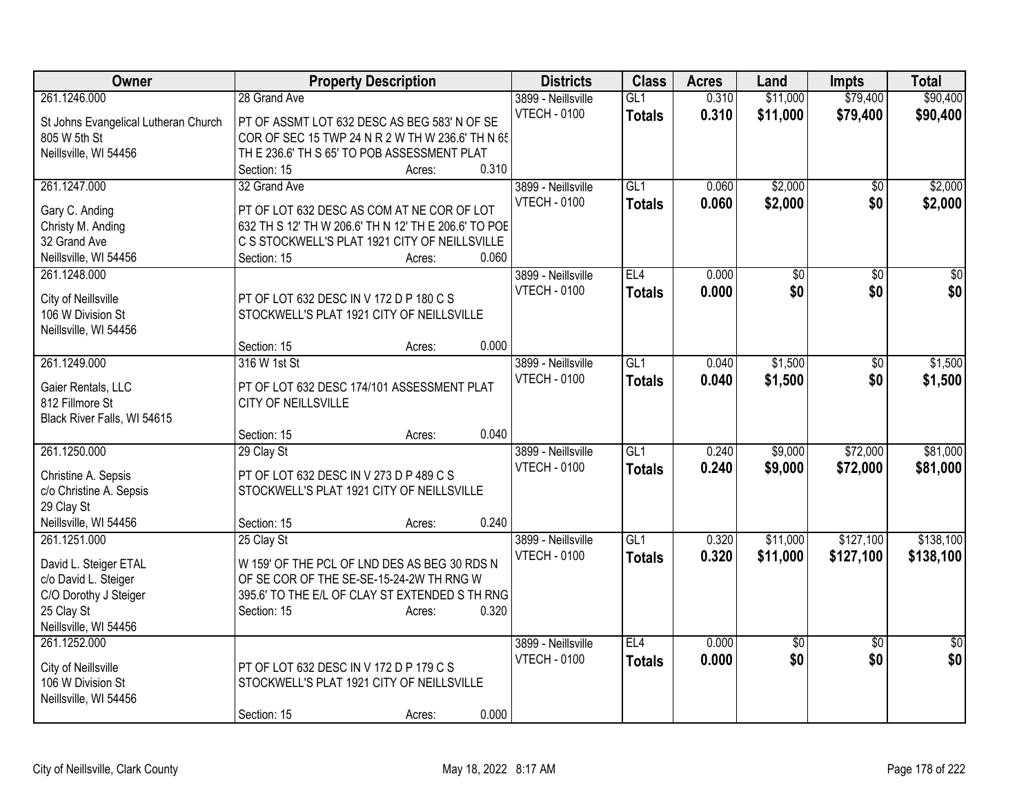| Owner | Property Description | Districts | Class | Acres | Land | Impts | Total |
|---|---|---|---|---|---|---|---|
| 261.1246.000 | 28 Grand Ave | 3899 - Neillsville | GL1 | 0.310 | $11,000 | $79,400 | $90,400 |
| St Johns Evangelical Lutheran Church<br>805 W 5th St<br>Neillsville, WI 54456 | PT OF ASSMT LOT 632 DESC AS BEG 583' N OF SE COR OF SEC 15 TWP 24 N R 2 W TH W 236.6' TH N 65' TH E 236.6' TH S 65' TO POB ASSESSMENT PLAT<br>Section: 15 Acres: 0.310 | VTECH - 0100 | **Totals** | **0.310** | **$11,000** | **$79,400** | **$90,400** |
| 261.1247.000 | 32 Grand Ave | 3899 - Neillsville | GL1 | 0.060 | $2,000 | $0 | $2,000 |
| Gary C. Anding<br>Christy M. Anding<br>32 Grand Ave<br>Neillsville, WI 54456 | PT OF LOT 632 DESC AS COM AT NE COR OF LOT 632 TH S 12' TH W 206.6' TH N 12' TH E 206.6' TO POB C S STOCKWELL'S PLAT 1921 CITY OF NEILLSVILLE<br>Section: 15 Acres: 0.060 | VTECH - 0100 | **Totals** | **0.060** | **$2,000** | **$0** | **$2,000** |
| 261.1248.000 | | 3899 - Neillsville | EL4 | 0.000 | $0 | $0 | $0 |
| City of Neillsville<br>106 W Division St<br>Neillsville, WI 54456 | PT OF LOT 632 DESC IN V 172 D P 180 C S STOCKWELL'S PLAT 1921 CITY OF NEILLSVILLE<br>Section: 15 Acres: 0.000 | VTECH - 0100 | **Totals** | **0.000** | **$0** | **$0** | **$0** |
| 261.1249.000 | 316 W 1st St | 3899 - Neillsville | GL1 | 0.040 | $1,500 | $0 | $1,500 |
| Gaier Rentals, LLC<br>812 Fillmore St<br>Black River Falls, WI 54615 | PT OF LOT 632 DESC 174/101 ASSESSMENT PLAT CITY OF NEILLSVILLE<br>Section: 15 Acres: 0.040 | VTECH - 0100 | **Totals** | **0.040** | **$1,500** | **$0** | **$1,500** |
| 261.1250.000 | 29 Clay St | 3899 - Neillsville | GL1 | 0.240 | $9,000 | $72,000 | $81,000 |
| Christine A. Sepsis<br>c/o Christine A. Sepsis<br>29 Clay St<br>Neillsville, WI 54456 | PT OF LOT 632 DESC IN V 273 D P 489 C S STOCKWELL'S PLAT 1921 CITY OF NEILLSVILLE<br>Section: 15 Acres: 0.240 | VTECH - 0100 | **Totals** | **0.240** | **$9,000** | **$72,000** | **$81,000** |
| 261.1251.000 | 25 Clay St | 3899 - Neillsville | GL1 | 0.320 | $11,000 | $127,100 | $138,100 |
| David L. Steiger ETAL<br>c/o David L. Steiger<br>C/O Dorothy J Steiger<br>25 Clay St<br>Neillsville, WI 54456 | W 159' OF THE PCL OF LND DES AS BEG 30 RDS N OF SE COR OF THE SE-SE-15-24-2W TH RNG W 395.6' TO THE E/L OF CLAY ST EXTENDED S TH RNG<br>Section: 15 Acres: 0.320 | VTECH - 0100 | **Totals** | **0.320** | **$11,000** | **$127,100** | **$138,100** |
| 261.1252.000 | | 3899 - Neillsville | EL4 | 0.000 | $0 | $0 | $0 |
| City of Neillsville<br>106 W Division St<br>Neillsville, WI 54456 | PT OF LOT 632 DESC IN V 172 D P 179 C S STOCKWELL'S PLAT 1921 CITY OF NEILLSVILLE<br>Section: 15 Acres: 0.000 | VTECH - 0100 | **Totals** | **0.000** | **$0** | **$0** | **$0** |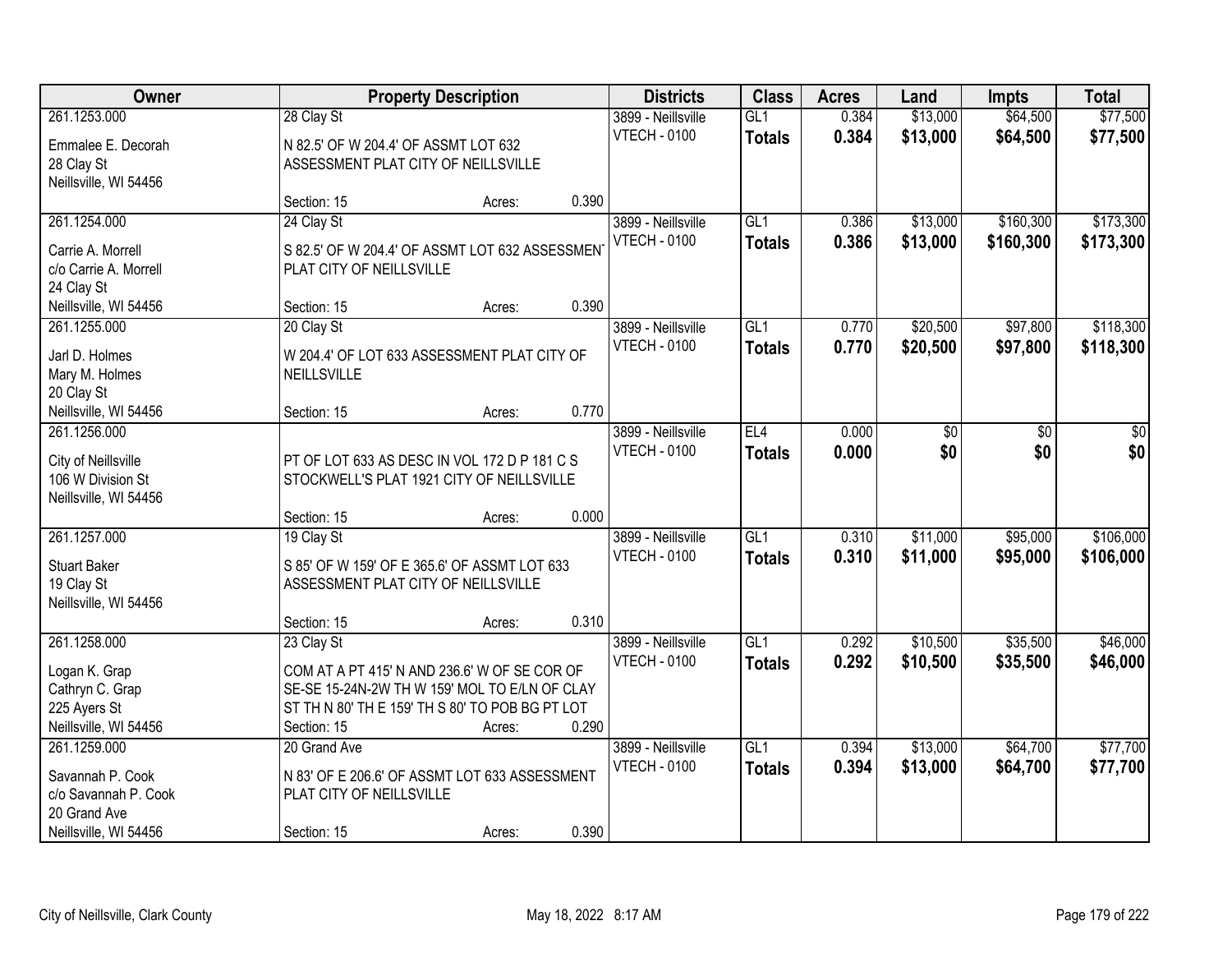| Owner | Property Description | | | Districts | Class | Acres | Land | Impts | Total |
|---|---|---|---|---|---|---|---|---|---|
| 261.1253.000<br>Emmalee E. Decorah<br>28 Clay St<br>Neillsville, WI 54456 | 28 Clay St<br>N 82.5' OF W 204.4' OF ASSMT LOT 632 ASSESSMENT PLAT CITY OF NEILLSVILLE<br>Section: 15 | Acres: | 0.390 | 3899 - Neillsville<br>VTECH - 0100 | GL1<br>**Totals** | 0.384<br>**0.384** | $13,000<br>**$13,000** | $64,500<br>**$64,500** | $77,500<br>**$77,500** |
| 261.1254.000<br>Carrie A. Morrell<br>c/o Carrie A. Morrell<br>24 Clay St<br>Neillsville, WI 54456 | 24 Clay St<br>S 82.5' OF W 204.4' OF ASSMT LOT 632 ASSESSMENT PLAT CITY OF NEILLSVILLE<br>Section: 15 | Acres: | 0.390 | 3899 - Neillsville<br>VTECH - 0100 | GL1<br>**Totals** | 0.386<br>**0.386** | $13,000<br>**$13,000** | $160,300<br>**$160,300** | $173,300<br>**$173,300** |
| 261.1255.000<br>Jarl D. Holmes<br>Mary M. Holmes<br>20 Clay St<br>Neillsville, WI 54456 | 20 Clay St<br>W 204.4' OF LOT 633 ASSESSMENT PLAT CITY OF NEILLSVILLE<br>Section: 15 | Acres: | 0.770 | 3899 - Neillsville<br>VTECH - 0100 | GL1<br>**Totals** | 0.770<br>**0.770** | $20,500<br>**$20,500** | $97,800<br>**$97,800** | $118,300<br>**$118,300** |
| 261.1256.000<br>City of Neillsville<br>106 W Division St<br>Neillsville, WI 54456 | PT OF LOT 633 AS DESC IN VOL 172 D P 181 C S STOCKWELL'S PLAT 1921 CITY OF NEILLSVILLE<br>Section: 15 | Acres: | 0.000 | 3899 - Neillsville<br>VTECH - 0100 | EL4<br>**Totals** | 0.000<br>**0.000** | $0<br>**$0** | $0<br>**$0** | $0<br>**$0** |
| 261.1257.000<br>Stuart Baker<br>19 Clay St<br>Neillsville, WI 54456 | 19 Clay St<br>S 85' OF W 159' OF E 365.6' OF ASSMT LOT 633 ASSESSMENT PLAT CITY OF NEILLSVILLE<br>Section: 15 | Acres: | 0.310 | 3899 - Neillsville<br>VTECH - 0100 | GL1<br>**Totals** | 0.310<br>**0.310** | $11,000<br>**$11,000** | $95,000<br>**$95,000** | $106,000<br>**$106,000** |
| 261.1258.000<br>Logan K. Grap<br>Cathryn C. Grap<br>225 Ayers St<br>Neillsville, WI 54456 | 23 Clay St<br>COM AT A PT 415' N AND 236.6' W OF SE COR OF SE-SE 15-24N-2W TH W 159' MOL TO E/LN OF CLAY ST TH N 80' TH E 159' TH S 80' TO POB BG PT LOT<br>Section: 15 | Acres: | 0.290 | 3899 - Neillsville<br>VTECH - 0100 | GL1<br>**Totals** | 0.292<br>**0.292** | $10,500<br>**$10,500** | $35,500<br>**$35,500** | $46,000<br>**$46,000** |
| 261.1259.000<br>Savannah P. Cook<br>c/o Savannah P. Cook<br>20 Grand Ave<br>Neillsville, WI 54456 | 20 Grand Ave<br>N 83' OF E 206.6' OF ASSMT LOT 633 ASSESSMENT PLAT CITY OF NEILLSVILLE<br>Section: 15 | Acres: | 0.390 | 3899 - Neillsville<br>VTECH - 0100 | GL1<br>**Totals** | 0.394<br>**0.394** | $13,000<br>**$13,000** | $64,700<br>**$64,700** | $77,700<br>**$77,700** |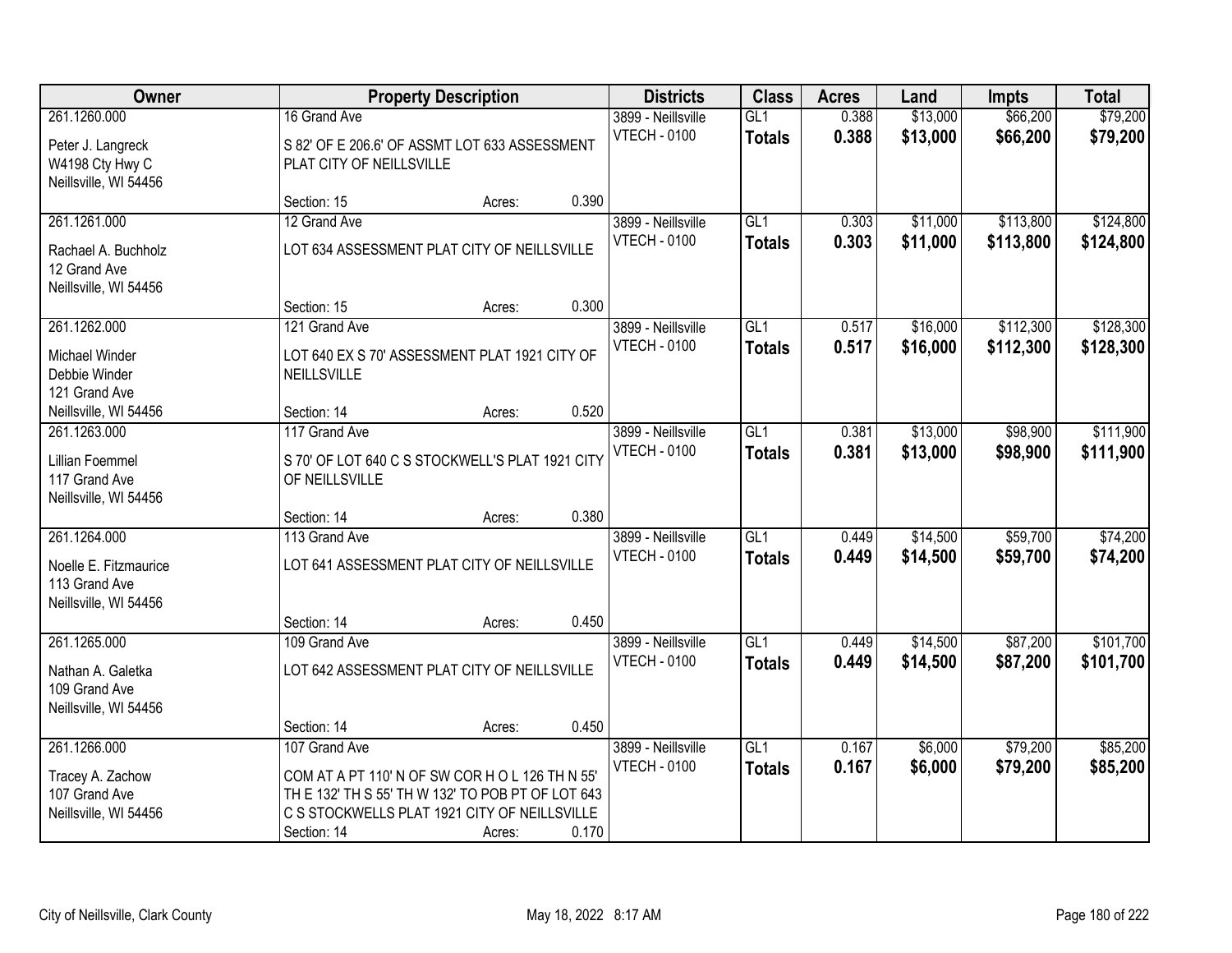| Owner | Property Description | Districts | Class | Acres | Land | Impts | Total |
|---|---|---|---|---|---|---|---|
| 261.1260.000<br>Peter J. Langreck<br>W4198 Cty Hwy C<br>Neillsville, WI 54456 | 16 Grand Ave<br>S 82' OF E 206.6' OF ASSMT LOT 633 ASSESSMENT PLAT CITY OF NEILLSVILLE<br>Section: 15 Acres: 0.390 | 3899 - Neillsville<br>VTECH - 0100 | GL1<br>**Totals** | 0.388<br>**0.388** | $13,000<br>**$13,000** | $66,200<br>**$66,200** | $79,200<br>**$79,200** |
| 261.1261.000<br>Rachael A. Buchholz<br>12 Grand Ave<br>Neillsville, WI 54456 | 12 Grand Ave<br>LOT 634 ASSESSMENT PLAT CITY OF NEILLSVILLE<br>Section: 15 Acres: 0.300 | 3899 - Neillsville<br>VTECH - 0100 | GL1<br>**Totals** | 0.303<br>**0.303** | $11,000<br>**$11,000** | $113,800<br>**$113,800** | $124,800<br>**$124,800** |
| 261.1262.000<br>Michael Winder<br>Debbie Winder<br>121 Grand Ave<br>Neillsville, WI 54456 | 121 Grand Ave<br>LOT 640 EX S 70' ASSESSMENT PLAT 1921 CITY OF NEILLSVILLE<br>Section: 14 Acres: 0.520 | 3899 - Neillsville<br>VTECH - 0100 | GL1<br>**Totals** | 0.517<br>**0.517** | $16,000<br>**$16,000** | $112,300<br>**$112,300** | $128,300<br>**$128,300** |
| 261.1263.000<br>Lillian Foemmel<br>117 Grand Ave<br>Neillsville, WI 54456 | 117 Grand Ave<br>S 70' OF LOT 640 C S STOCKWELL'S PLAT 1921 CITY OF NEILLSVILLE<br>Section: 14 Acres: 0.380 | 3899 - Neillsville<br>VTECH - 0100 | GL1<br>**Totals** | 0.381<br>**0.381** | $13,000<br>**$13,000** | $98,900<br>**$98,900** | $111,900<br>**$111,900** |
| 261.1264.000<br>Noelle E. Fitzmaurice<br>113 Grand Ave<br>Neillsville, WI 54456 | 113 Grand Ave<br>LOT 641 ASSESSMENT PLAT CITY OF NEILLSVILLE<br>Section: 14 Acres: 0.450 | 3899 - Neillsville<br>VTECH - 0100 | GL1<br>**Totals** | 0.449<br>**0.449** | $14,500<br>**$14,500** | $59,700<br>**$59,700** | $74,200<br>**$74,200** |
| 261.1265.000<br>Nathan A. Galetka<br>109 Grand Ave<br>Neillsville, WI 54456 | 109 Grand Ave<br>LOT 642 ASSESSMENT PLAT CITY OF NEILLSVILLE<br>Section: 14 Acres: 0.450 | 3899 - Neillsville<br>VTECH - 0100 | GL1<br>**Totals** | 0.449<br>**0.449** | $14,500<br>**$14,500** | $87,200<br>**$87,200** | $101,700<br>**$101,700** |
| 261.1266.000<br>Tracey A. Zachow<br>107 Grand Ave<br>Neillsville, WI 54456 | 107 Grand Ave<br>COM AT A PT 110' N OF SW COR H O L 126 TH N 55' TH E 132' TH S 55' TH W 132' TO POB PT OF LOT 643 C S STOCKWELLS PLAT 1921 CITY OF NEILLSVILLE<br>Section: 14 Acres: 0.170 | 3899 - Neillsville<br>VTECH - 0100 | GL1<br>**Totals** | 0.167<br>**0.167** | $6,000<br>**$6,000** | $79,200<br>**$79,200** | $85,200<br>**$85,200** |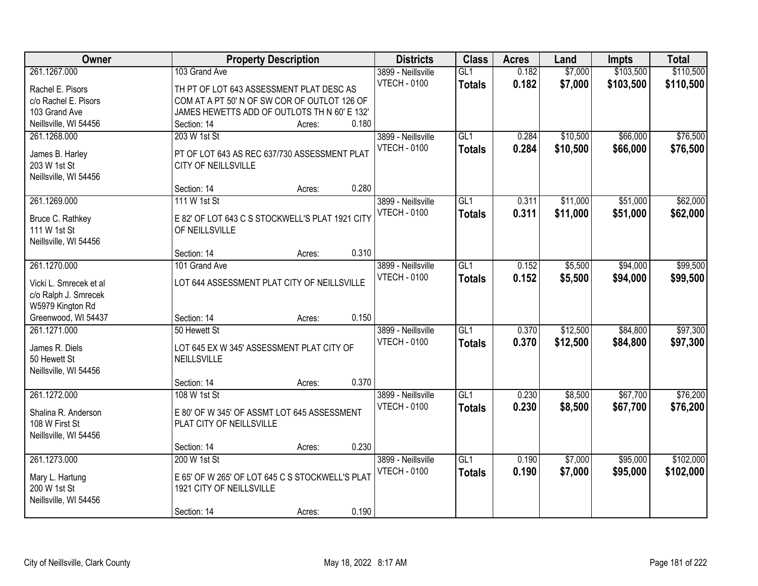| Owner | Property Description | | | Districts | Class | Acres | Land | Impts | Total |
|---|---|---|---|---|---|---|---|---|---|
| 261.1267.000 | 103 Grand Ave | | | 3899 - Neillsville | GL1 | 0.182 | $7,000 | $103,500 | $110,500 |
| Rachel E. Pisors<br>c/o Rachel E. Pisors<br>103 Grand Ave<br>Neillsville, WI 54456 | TH PT OF LOT 643 ASSESSMENT PLAT DESC AS COM AT A PT 50' N OF SW COR OF OUTLOT 126 OF JAMES HEWETTS ADD OF OUTLOTS TH N 60' E 132' | | | VTECH - 0100 | **Totals** | **0.182** | **$7,000** | **$103,500** | **$110,500** |
| | Section: 14 | Acres: | 0.180 | | | | | | |
| 261.1268.000 | 203 W 1st St | | | 3899 - Neillsville | GL1 | 0.284 | $10,500 | $66,000 | $76,500 |
| James B. Harley<br>203 W 1st St<br>Neillsville, WI 54456 | PT OF LOT 643 AS REC 637/730 ASSESSMENT PLAT CITY OF NEILLSVILLE | | | VTECH - 0100 | **Totals** | **0.284** | **$10,500** | **$66,000** | **$76,500** |
| | Section: 14 | Acres: | 0.280 | | | | | | |
| 261.1269.000 | 111 W 1st St | | | 3899 - Neillsville | GL1 | 0.311 | $11,000 | $51,000 | $62,000 |
| Bruce C. Rathkey<br>111 W 1st St<br>Neillsville, WI 54456 | E 82' OF LOT 643 C S STOCKWELL'S PLAT 1921 CITY OF NEILLSVILLE | | | VTECH - 0100 | **Totals** | **0.311** | **$11,000** | **$51,000** | **$62,000** |
| | Section: 14 | Acres: | 0.310 | | | | | | |
| 261.1270.000 | 101 Grand Ave | | | 3899 - Neillsville | GL1 | 0.152 | $5,500 | $94,000 | $99,500 |
| Vicki L. Smrecek et al<br>c/o Ralph J. Smrecek<br>W5979 Kington Rd<br>Greenwood, WI 54437 | LOT 644 ASSESSMENT PLAT CITY OF NEILLSVILLE | | | VTECH - 0100 | **Totals** | **0.152** | **$5,500** | **$94,000** | **$99,500** |
| | Section: 14 | Acres: | 0.150 | | | | | | |
| 261.1271.000 | 50 Hewett St | | | 3899 - Neillsville | GL1 | 0.370 | $12,500 | $84,800 | $97,300 |
| James R. Diels<br>50 Hewett St<br>Neillsville, WI 54456 | LOT 645 EX W 345' ASSESSMENT PLAT CITY OF NEILLSVILLE | | | VTECH - 0100 | **Totals** | **0.370** | **$12,500** | **$84,800** | **$97,300** |
| | Section: 14 | Acres: | 0.370 | | | | | | |
| 261.1272.000 | 108 W 1st St | | | 3899 - Neillsville | GL1 | 0.230 | $8,500 | $67,700 | $76,200 |
| Shalina R. Anderson<br>108 W First St<br>Neillsville, WI 54456 | E 80' OF W 345' OF ASSMT LOT 645 ASSESSMENT PLAT CITY OF NEILLSVILLE | | | VTECH - 0100 | **Totals** | **0.230** | **$8,500** | **$67,700** | **$76,200** |
| | Section: 14 | Acres: | 0.230 | | | | | | |
| 261.1273.000 | 200 W 1st St | | | 3899 - Neillsville | GL1 | 0.190 | $7,000 | $95,000 | $102,000 |
| Mary L. Hartung<br>200 W 1st St<br>Neillsville, WI 54456 | E 65' OF W 265' OF LOT 645 C S STOCKWELL'S PLAT 1921 CITY OF NEILLSVILLE | | | VTECH - 0100 | **Totals** | **0.190** | **$7,000** | **$95,000** | **$102,000** |
| | Section: 14 | Acres: | 0.190 | | | | | | |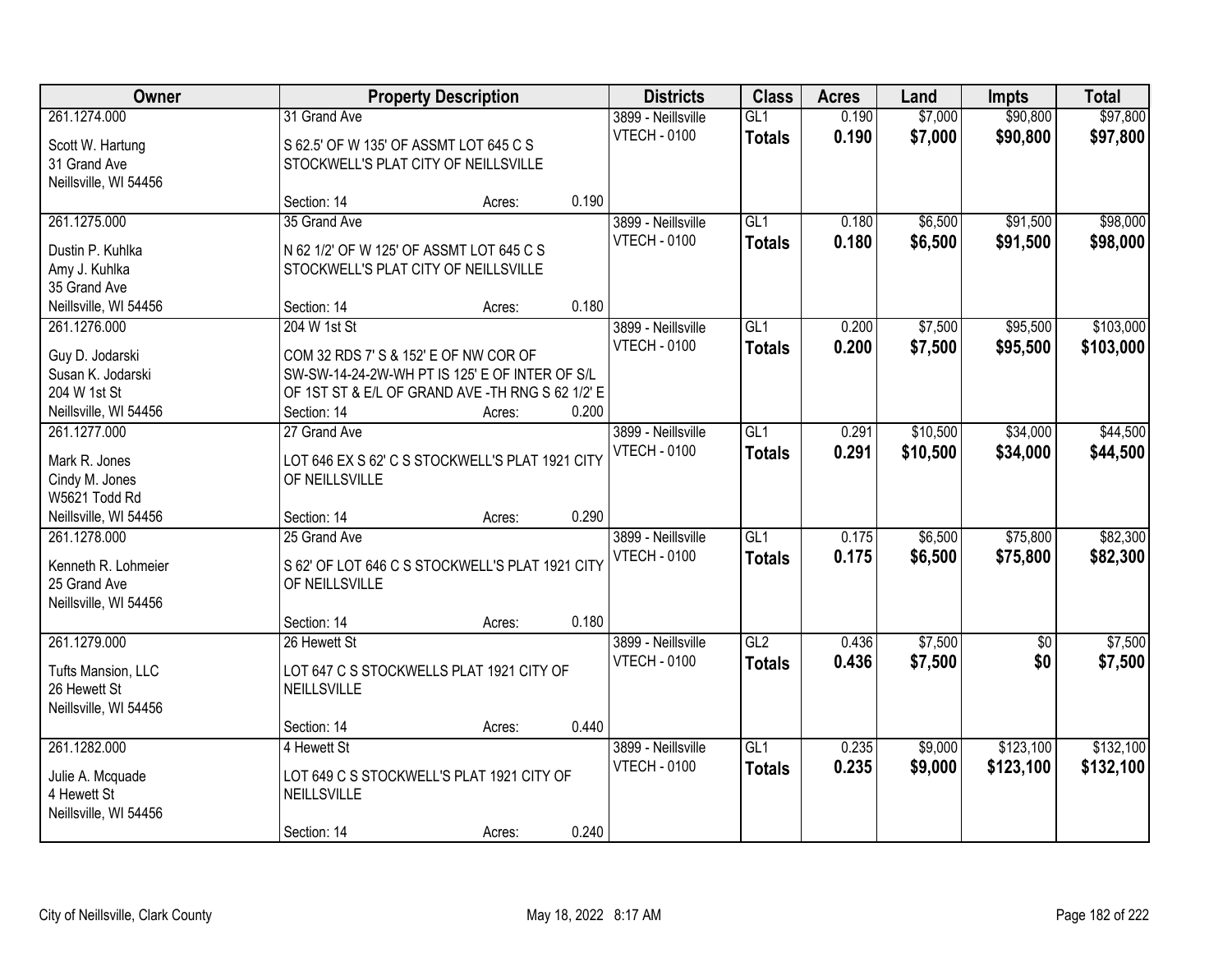| Owner | Property Description | Districts | Class | Acres | Land | Impts | Total |
|---|---|---|---|---|---|---|---|
| 261.1274.000<br>Scott W. Hartung<br>31 Grand Ave<br>Neillsville, WI 54456 | 31 Grand Ave<br>S 62.5' OF W 135' OF ASSMT LOT 645 C S STOCKWELL'S PLAT CITY OF NEILLSVILLE<br>Section: 14 Acres: 0.190 | 3899 - Neillsville<br>VTECH - 0100 | GL1<br>**Totals** | 0.190<br>**0.190** | $7,000<br>**$7,000** | $90,800<br>**$90,800** | $97,800<br>**$97,800** |
| 261.1275.000<br>Dustin P. Kuhlka<br>Amy J. Kuhlka<br>35 Grand Ave<br>Neillsville, WI 54456 | 35 Grand Ave<br>N 62 1/2' OF W 125' OF ASSMT LOT 645 C S STOCKWELL'S PLAT CITY OF NEILLSVILLE<br>Section: 14 Acres: 0.180 | 3899 - Neillsville<br>VTECH - 0100 | GL1<br>**Totals** | 0.180<br>**0.180** | $6,500<br>**$6,500** | $91,500<br>**$91,500** | $98,000<br>**$98,000** |
| 261.1276.000<br>Guy D. Jodarski<br>Susan K. Jodarski<br>204 W 1st St<br>Neillsville, WI 54456 | 204 W 1st St<br>COM 32 RDS 7' S & 152' E OF NW COR OF SW-SW-14-24-2W-WH PT IS 125' E OF INTER OF S/L OF 1ST ST & E/L OF GRAND AVE -TH RNG S 62 1/2' E<br>Section: 14 Acres: 0.200 | 3899 - Neillsville<br>VTECH - 0100 | GL1<br>**Totals** | 0.200<br>**0.200** | $7,500<br>**$7,500** | $95,500<br>**$95,500** | $103,000<br>**$103,000** |
| 261.1277.000<br>Mark R. Jones<br>Cindy M. Jones<br>W5621 Todd Rd<br>Neillsville, WI 54456 | 27 Grand Ave<br>LOT 646 EX S 62' C S STOCKWELL'S PLAT 1921 CITY OF NEILLSVILLE<br>Section: 14 Acres: 0.290 | 3899 - Neillsville<br>VTECH - 0100 | GL1<br>**Totals** | 0.291<br>**0.291** | $10,500<br>**$10,500** | $34,000<br>**$34,000** | $44,500<br>**$44,500** |
| 261.1278.000<br>Kenneth R. Lohmeier<br>25 Grand Ave<br>Neillsville, WI 54456 | 25 Grand Ave<br>S 62' OF LOT 646 C S STOCKWELL'S PLAT 1921 CITY OF NEILLSVILLE<br>Section: 14 Acres: 0.180 | 3899 - Neillsville<br>VTECH - 0100 | GL1<br>**Totals** | 0.175<br>**0.175** | $6,500<br>**$6,500** | $75,800<br>**$75,800** | $82,300<br>**$82,300** |
| 261.1279.000<br>Tufts Mansion, LLC<br>26 Hewett St<br>Neillsville, WI 54456 | 26 Hewett St<br>LOT 647 C S STOCKWELLS PLAT 1921 CITY OF NEILLSVILLE<br>Section: 14 Acres: 0.440 | 3899 - Neillsville<br>VTECH - 0100 | GL2<br>**Totals** | 0.436<br>**0.436** | $7,500<br>**$7,500** | $0<br>**$0** | $7,500<br>**$7,500** |
| 261.1282.000<br>Julie A. Mcquade<br>4 Hewett St<br>Neillsville, WI 54456 | 4 Hewett St<br>LOT 649 C S STOCKWELL'S PLAT 1921 CITY OF NEILLSVILLE<br>Section: 14 Acres: 0.240 | 3899 - Neillsville<br>VTECH - 0100 | GL1<br>**Totals** | 0.235<br>**0.235** | $9,000<br>**$9,000** | $123,100<br>**$123,100** | $132,100<br>**$132,100** |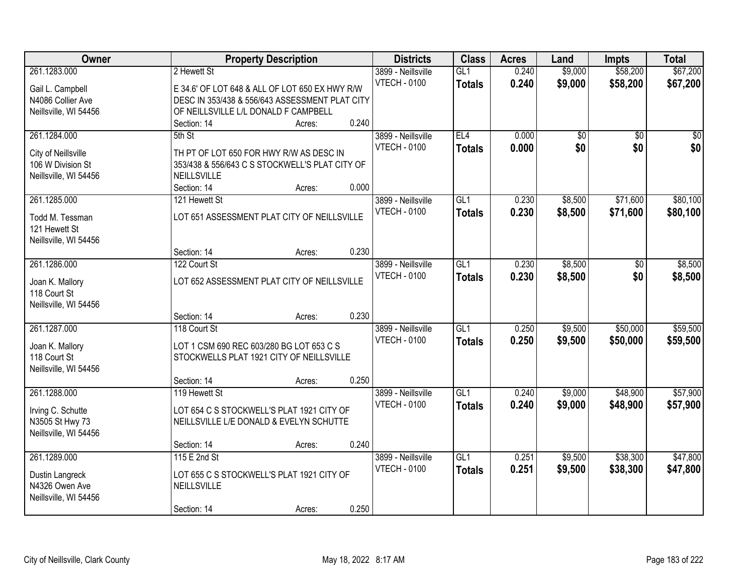| Owner | Property Description | Districts | Class | Acres | Land | Impts | Total |
|---|---|---|---|---|---|---|---|
| 261.1283.000<br>Gail L. Campbell<br>N4086 Collier Ave<br>Neillsville, WI 54456 | 2 Hewett St<br>E 34.6' OF LOT 648 & ALL OF LOT 650 EX HWY R/W DESC IN 353/438 & 556/643 ASSESSMENT PLAT CITY OF NEILLSVILLE L/L DONALD F CAMPBELL<br>Section: 14 Acres: 0.240 | 3899 - Neillsville<br>VTECH - 0100 | GL1<br>**Totals** | 0.240<br>**0.240** | $9,000<br>**$9,000** | $58,200<br>**$58,200** | $67,200<br>**$67,200** |
| 261.1284.000<br>City of Neillsville<br>106 W Division St<br>Neillsville, WI 54456 | 5th St<br>TH PT OF LOT 650 FOR HWY R/W AS DESC IN 353/438 & 556/643 C S STOCKWELL'S PLAT CITY OF NEILLSVILLE<br>Section: 14 Acres: 0.000 | 3899 - Neillsville<br>VTECH - 0100 | EL4<br>**Totals** | 0.000<br>**0.000** | $0<br>**$0** | $0<br>**$0** | $0<br>**$0** |
| 261.1285.000<br>Todd M. Tessman<br>121 Hewett St<br>Neillsville, WI 54456 | 121 Hewett St<br>LOT 651 ASSESSMENT PLAT CITY OF NEILLSVILLE<br>Section: 14 Acres: 0.230 | 3899 - Neillsville<br>VTECH - 0100 | GL1<br>**Totals** | 0.230<br>**0.230** | $8,500<br>**$8,500** | $71,600<br>**$71,600** | $80,100<br>**$80,100** |
| 261.1286.000<br>Joan K. Mallory<br>118 Court St<br>Neillsville, WI 54456 | 122 Court St<br>LOT 652 ASSESSMENT PLAT CITY OF NEILLSVILLE<br>Section: 14 Acres: 0.230 | 3899 - Neillsville<br>VTECH - 0100 | GL1<br>**Totals** | 0.230<br>**0.230** | $8,500<br>**$8,500** | $0<br>**$0** | $8,500<br>**$8,500** |
| 261.1287.000<br>Joan K. Mallory<br>118 Court St<br>Neillsville, WI 54456 | 118 Court St<br>LOT 1 CSM 690 REC 603/280 BG LOT 653 C S STOCKWELLS PLAT 1921 CITY OF NEILLSVILLE<br>Section: 14 Acres: 0.250 | 3899 - Neillsville<br>VTECH - 0100 | GL1<br>**Totals** | 0.250<br>**0.250** | $9,500<br>**$9,500** | $50,000<br>**$50,000** | $59,500<br>**$59,500** |
| 261.1288.000<br>Irving C. Schutte<br>N3505 St Hwy 73<br>Neillsville, WI 54456 | 119 Hewett St<br>LOT 654 C S STOCKWELL'S PLAT 1921 CITY OF NEILLSVILLE L/E DONALD & EVELYN SCHUTTE<br>Section: 14 Acres: 0.240 | 3899 - Neillsville<br>VTECH - 0100 | GL1<br>**Totals** | 0.240<br>**0.240** | $9,000<br>**$9,000** | $48,900<br>**$48,900** | $57,900<br>**$57,900** |
| 261.1289.000<br>Dustin Langreck<br>N4326 Owen Ave<br>Neillsville, WI 54456 | 115 E 2nd St<br>LOT 655 C S STOCKWELL'S PLAT 1921 CITY OF NEILLSVILLE<br>Section: 14 Acres: 0.250 | 3899 - Neillsville<br>VTECH - 0100 | GL1<br>**Totals** | 0.251<br>**0.251** | $9,500<br>**$9,500** | $38,300<br>**$38,300** | $47,800<br>**$47,800** |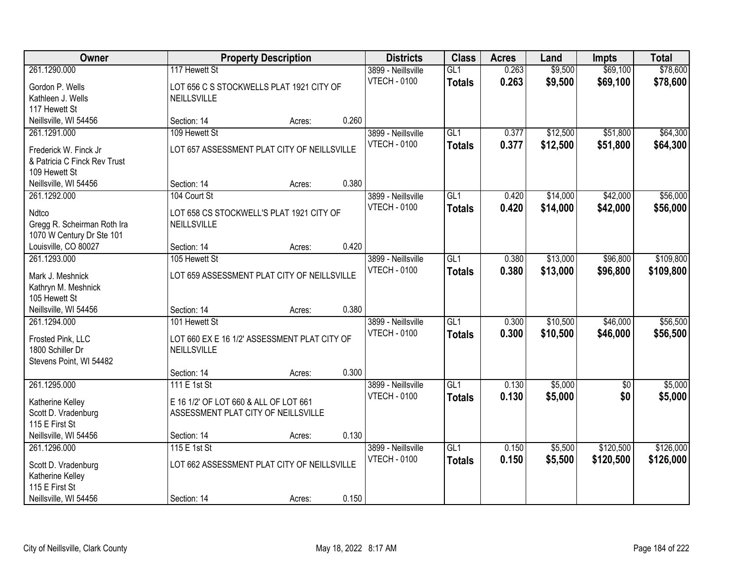| Owner | Property Description | | | Districts | Class | Acres | Land | Impts | Total |
|---|---|---|---|---|---|---|---|---|---|
| 261.1290.000<br><br>Gordon P. Wells<br>Kathleen J. Wells<br>117 Hewett St<br>Neillsville, WI 54456 | 117 Hewett St<br><br>LOT 656 C S STOCKWELLS PLAT 1921 CITY OF NEILLSVILLE<br><br>Section: 14 | Acres: | 0.260 | 3899 - Neillsville<br>VTECH - 0100 | GL1<br>**Totals** | 0.263<br>**0.263** | $9,500<br>**$9,500** | $69,100<br>**$69,100** | $78,600<br>**$78,600** |
| 261.1291.000<br><br>Frederick W. Finck Jr<br>& Patricia C Finck Rev Trust<br>109 Hewett St<br>Neillsville, WI 54456 | 109 Hewett St<br><br>LOT 657 ASSESSMENT PLAT CITY OF NEILLSVILLE<br><br>Section: 14 | Acres: | 0.380 | 3899 - Neillsville<br>VTECH - 0100 | GL1<br>**Totals** | 0.377<br>**0.377** | $12,500<br>**$12,500** | $51,800<br>**$51,800** | $64,300<br>**$64,300** |
| 261.1292.000<br><br>Ndtco<br>Gregg R. Scheirman Roth Ira<br>1070 W Century Dr Ste 101<br>Louisville, CO 80027 | 104 Court St<br><br>LOT 658 CS STOCKWELL'S PLAT 1921 CITY OF NEILLSVILLE<br><br>Section: 14 | Acres: | 0.420 | 3899 - Neillsville<br>VTECH - 0100 | GL1<br>**Totals** | 0.420<br>**0.420** | $14,000<br>**$14,000** | $42,000<br>**$42,000** | $56,000<br>**$56,000** |
| 261.1293.000<br><br>Mark J. Meshnick<br>Kathryn M. Meshnick<br>105 Hewett St<br>Neillsville, WI 54456 | 105 Hewett St<br><br>LOT 659 ASSESSMENT PLAT CITY OF NEILLSVILLE<br><br>Section: 14 | Acres: | 0.380 | 3899 - Neillsville<br>VTECH - 0100 | GL1<br>**Totals** | 0.380<br>**0.380** | $13,000<br>**$13,000** | $96,800<br>**$96,800** | $109,800<br>**$109,800** |
| 261.1294.000<br><br>Frosted Pink, LLC<br>1800 Schiller Dr<br>Stevens Point, WI 54482 | 101 Hewett St<br><br>LOT 660 EX E 16 1/2' ASSESSMENT PLAT CITY OF NEILLSVILLE<br><br>Section: 14 | Acres: | 0.300 | 3899 - Neillsville<br>VTECH - 0100 | GL1<br>**Totals** | 0.300<br>**0.300** | $10,500<br>**$10,500** | $46,000<br>**$46,000** | $56,500<br>**$56,500** |
| 261.1295.000<br><br>Katherine Kelley<br>Scott D. Vradenburg<br>115 E First St<br>Neillsville, WI 54456 | 111 E 1st St<br><br>E 16 1/2' OF LOT 660 & ALL OF LOT 661 ASSESSMENT PLAT CITY OF NEILLSVILLE<br><br>Section: 14 | Acres: | 0.130 | 3899 - Neillsville<br>VTECH - 0100 | GL1<br>**Totals** | 0.130<br>**0.130** | $5,000<br>**$5,000** | $0<br>**$0** | $5,000<br>**$5,000** |
| 261.1296.000<br><br>Scott D. Vradenburg<br>Katherine Kelley<br>115 E First St<br>Neillsville, WI 54456 | 115 E 1st St<br><br>LOT 662 ASSESSMENT PLAT CITY OF NEILLSVILLE<br><br>Section: 14 | Acres: | 0.150 | 3899 - Neillsville<br>VTECH - 0100 | GL1<br>**Totals** | 0.150<br>**0.150** | $5,500<br>**$5,500** | $120,500<br>**$120,500** | $126,000<br>**$126,000** |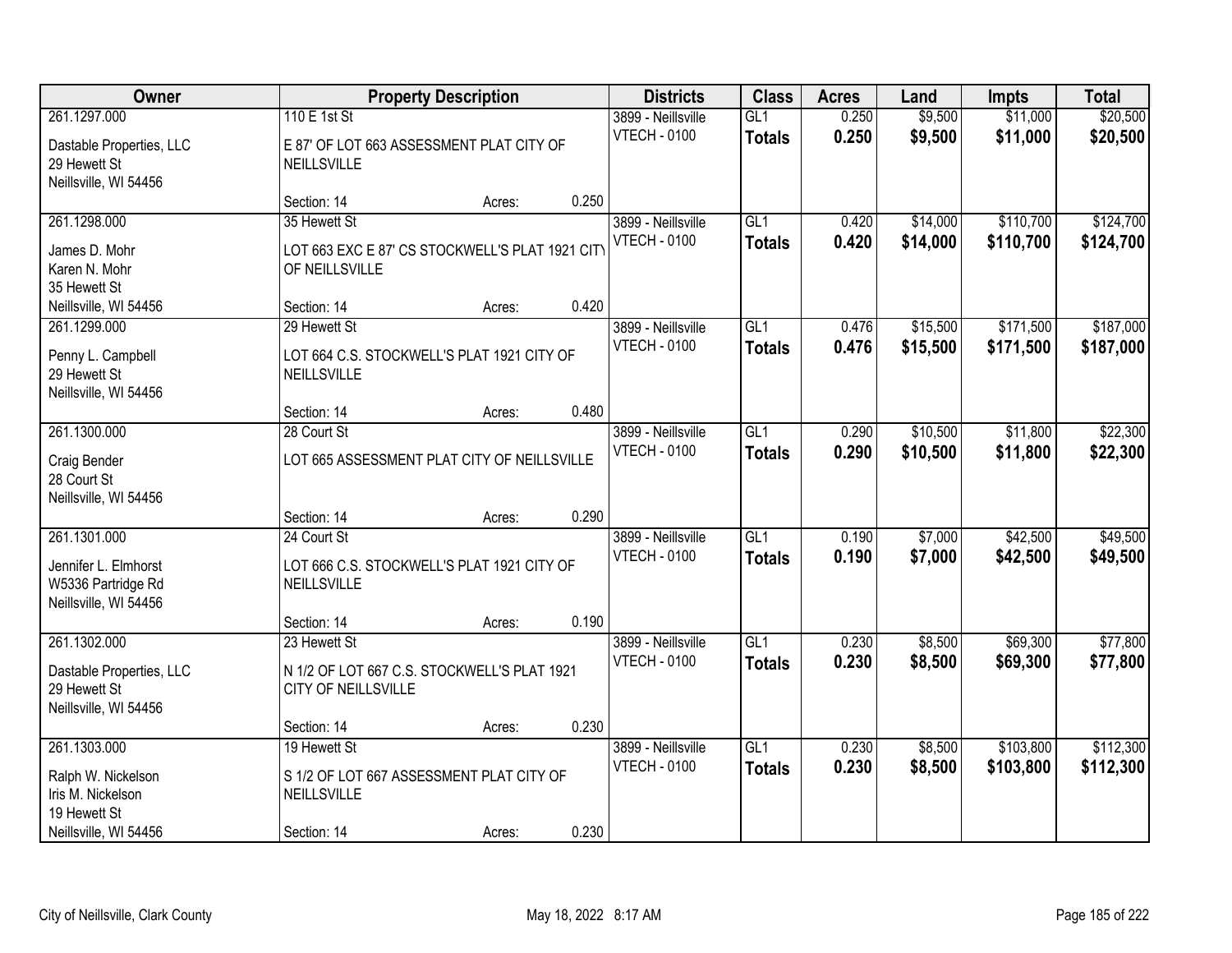| Owner | Property Description | | | Districts | Class | Acres | Land | Impts | Total |
|---|---|---|---|---|---|---|---|---|---|
| 261.1297.000 | 110 E 1st St | | | 3899 - Neillsville | GL1 | 0.250 | $9,500 | $11,000 | $20,500 |
| Dastable Properties, LLC<br>29 Hewett St<br>Neillsville, WI 54456 | E 87' OF LOT 663 ASSESSMENT PLAT CITY OF NEILLSVILLE | | | VTECH - 0100 | **Totals** | **0.250** | **$9,500** | **$11,000** | **$20,500** |
| | Section: 14 | Acres: | 0.250 | | | | | | |
| 261.1298.000 | 35 Hewett St | | | 3899 - Neillsville | GL1 | 0.420 | $14,000 | $110,700 | $124,700 |
| James D. Mohr<br>Karen N. Mohr<br>35 Hewett St<br>Neillsville, WI 54456 | LOT 663 EXC E 87' CS STOCKWELL'S PLAT 1921 CITY OF NEILLSVILLE | | | VTECH - 0100 | **Totals** | **0.420** | **$14,000** | **$110,700** | **$124,700** |
| | Section: 14 | Acres: | 0.420 | | | | | | |
| 261.1299.000 | 29 Hewett St | | | 3899 - Neillsville | GL1 | 0.476 | $15,500 | $171,500 | $187,000 |
| Penny L. Campbell<br>29 Hewett St<br>Neillsville, WI 54456 | LOT 664 C.S. STOCKWELL'S PLAT 1921 CITY OF NEILLSVILLE | | | VTECH - 0100 | **Totals** | **0.476** | **$15,500** | **$171,500** | **$187,000** |
| | Section: 14 | Acres: | 0.480 | | | | | | |
| 261.1300.000 | 28 Court St | | | 3899 - Neillsville | GL1 | 0.290 | $10,500 | $11,800 | $22,300 |
| Craig Bender<br>28 Court St<br>Neillsville, WI 54456 | LOT 665 ASSESSMENT PLAT CITY OF NEILLSVILLE | | | VTECH - 0100 | **Totals** | **0.290** | **$10,500** | **$11,800** | **$22,300** |
| | Section: 14 | Acres: | 0.290 | | | | | | |
| 261.1301.000 | 24 Court St | | | 3899 - Neillsville | GL1 | 0.190 | $7,000 | $42,500 | $49,500 |
| Jennifer L. Elmhorst<br>W5336 Partridge Rd<br>Neillsville, WI 54456 | LOT 666 C.S. STOCKWELL'S PLAT 1921 CITY OF NEILLSVILLE | | | VTECH - 0100 | **Totals** | **0.190** | **$7,000** | **$42,500** | **$49,500** |
| | Section: 14 | Acres: | 0.190 | | | | | | |
| 261.1302.000 | 23 Hewett St | | | 3899 - Neillsville | GL1 | 0.230 | $8,500 | $69,300 | $77,800 |
| Dastable Properties, LLC<br>29 Hewett St<br>Neillsville, WI 54456 | N 1/2 OF LOT 667 C.S. STOCKWELL'S PLAT 1921 CITY OF NEILLSVILLE | | | VTECH - 0100 | **Totals** | **0.230** | **$8,500** | **$69,300** | **$77,800** |
| | Section: 14 | Acres: | 0.230 | | | | | | |
| 261.1303.000 | 19 Hewett St | | | 3899 - Neillsville | GL1 | 0.230 | $8,500 | $103,800 | $112,300 |
| Ralph W. Nickelson<br>Iris M. Nickelson<br>19 Hewett St<br>Neillsville, WI 54456 | S 1/2 OF LOT 667 ASSESSMENT PLAT CITY OF NEILLSVILLE | | | VTECH - 0100 | **Totals** | **0.230** | **$8,500** | **$103,800** | **$112,300** |
| | Section: 14 | Acres: | 0.230 | | | | | | |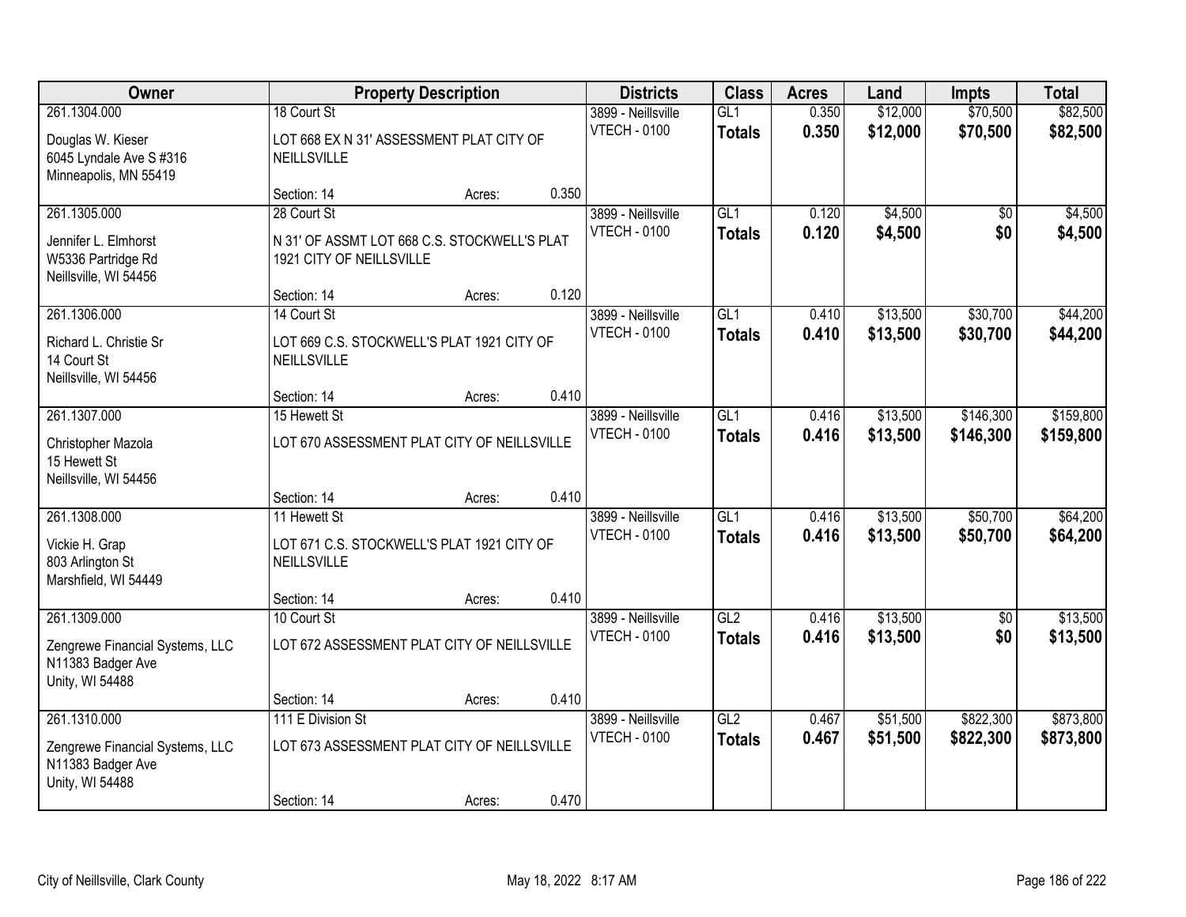| Owner | Property Description | | | Districts | Class | Acres | Land | Impts | Total |
|---|---|---|---|---|---|---|---|---|---|
| 261.1304.000 | 18 Court St | | | 3899 - Neillsville | GL1 | 0.350 | $12,000 | $70,500 | $82,500 |
| Douglas W. Kieser<br>6045 Lyndale Ave S #316<br>Minneapolis, MN 55419 | LOT 668 EX N 31' ASSESSMENT PLAT CITY OF NEILLSVILLE | | | VTECH - 0100 | **Totals** | **0.350** | **$12,000** | **$70,500** | **$82,500** |
| | Section: 14 | Acres: | 0.350 | | | | | | |
| 261.1305.000 | 28 Court St | | | 3899 - Neillsville | GL1 | 0.120 | $4,500 | $0 | $4,500 |
| Jennifer L. Elmhorst<br>W5336 Partridge Rd<br>Neillsville, WI 54456 | N 31' OF ASSMT LOT 668 C.S. STOCKWELL'S PLAT 1921 CITY OF NEILLSVILLE | | | VTECH - 0100 | **Totals** | **0.120** | **$4,500** | **$0** | **$4,500** |
| | Section: 14 | Acres: | 0.120 | | | | | | |
| 261.1306.000 | 14 Court St | | | 3899 - Neillsville | GL1 | 0.410 | $13,500 | $30,700 | $44,200 |
| Richard L. Christie Sr<br>14 Court St<br>Neillsville, WI 54456 | LOT 669 C.S. STOCKWELL'S PLAT 1921 CITY OF NEILLSVILLE | | | VTECH - 0100 | **Totals** | **0.410** | **$13,500** | **$30,700** | **$44,200** |
| | Section: 14 | Acres: | 0.410 | | | | | | |
| 261.1307.000 | 15 Hewett St | | | 3899 - Neillsville | GL1 | 0.416 | $13,500 | $146,300 | $159,800 |
| Christopher Mazola<br>15 Hewett St<br>Neillsville, WI 54456 | LOT 670 ASSESSMENT PLAT CITY OF NEILLSVILLE | | | VTECH - 0100 | **Totals** | **0.416** | **$13,500** | **$146,300** | **$159,800** |
| | Section: 14 | Acres: | 0.410 | | | | | | |
| 261.1308.000 | 11 Hewett St | | | 3899 - Neillsville | GL1 | 0.416 | $13,500 | $50,700 | $64,200 |
| Vickie H. Grap<br>803 Arlington St<br>Marshfield, WI 54449 | LOT 671 C.S. STOCKWELL'S PLAT 1921 CITY OF NEILLSVILLE | | | VTECH - 0100 | **Totals** | **0.416** | **$13,500** | **$50,700** | **$64,200** |
| | Section: 14 | Acres: | 0.410 | | | | | | |
| 261.1309.000 | 10 Court St | | | 3899 - Neillsville | GL2 | 0.416 | $13,500 | $0 | $13,500 |
| Zengrewe Financial Systems, LLC<br>N11383 Badger Ave<br>Unity, WI 54488 | LOT 672 ASSESSMENT PLAT CITY OF NEILLSVILLE | | | VTECH - 0100 | **Totals** | **0.416** | **$13,500** | **$0** | **$13,500** |
| | Section: 14 | Acres: | 0.410 | | | | | | |
| 261.1310.000 | 111 E Division St | | | 3899 - Neillsville | GL2 | 0.467 | $51,500 | $822,300 | $873,800 |
| Zengrewe Financial Systems, LLC<br>N11383 Badger Ave<br>Unity, WI 54488 | LOT 673 ASSESSMENT PLAT CITY OF NEILLSVILLE | | | VTECH - 0100 | **Totals** | **0.467** | **$51,500** | **$822,300** | **$873,800** |
| | Section: 14 | Acres: | 0.470 | | | | | | |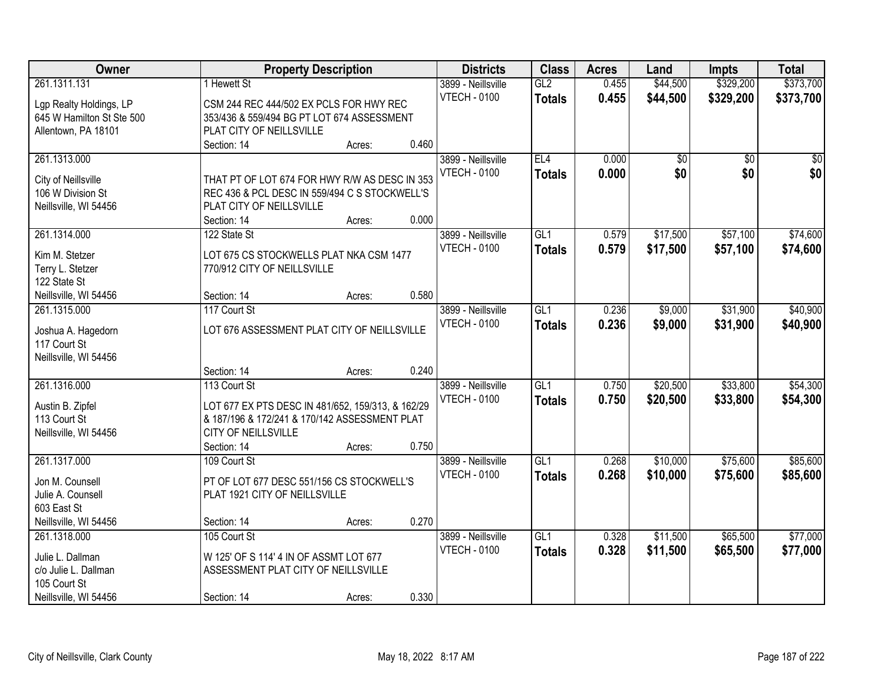| Owner | Property Description | Districts | Class | Acres | Land | Impts | Total |
|---|---|---|---|---|---|---|---|
| 261.1311.131<br>Lgp Realty Holdings, LP<br>645 W Hamilton St Ste 500<br>Allentown, PA 18101 | 1 Hewett St<br>CSM 244 REC 444/502 EX PCLS FOR HWY REC 353/436 & 559/494 BG PT LOT 674 ASSESSMENT PLAT CITY OF NEILLSVILLE<br>Section: 14 Acres: 0.460 | 3899 - Neillsville<br>VTECH - 0100 | GL2<br>**Totals** | 0.455<br>**0.455** | $44,500<br>**$44,500** | $329,200<br>**$329,200** | $373,700<br>**$373,700** |
| 261.1313.000<br>City of Neillsville<br>106 W Division St<br>Neillsville, WI 54456 | THAT PT OF LOT 674 FOR HWY R/W AS DESC IN 353 REC 436 & PCL DESC IN 559/494 C S STOCKWELL'S PLAT CITY OF NEILLSVILLE<br>Section: 14 Acres: 0.000 | 3899 - Neillsville<br>VTECH - 0100 | EL4<br>**Totals** | 0.000<br>**0.000** | $0<br>**$0** | $0<br>**$0** | $0<br>**$0** |
| 261.1314.000<br>Kim M. Stetzer<br>Terry L. Stetzer<br>122 State St<br>Neillsville, WI 54456 | 122 State St<br>LOT 675 CS STOCKWELLS PLAT NKA CSM 1477 770/912 CITY OF NEILLSVILLE<br>Section: 14 Acres: 0.580 | 3899 - Neillsville<br>VTECH - 0100 | GL1<br>**Totals** | 0.579<br>**0.579** | $17,500<br>**$17,500** | $57,100<br>**$57,100** | $74,600<br>**$74,600** |
| 261.1315.000<br>Joshua A. Hagedorn<br>117 Court St<br>Neillsville, WI 54456 | 117 Court St<br>LOT 676 ASSESSMENT PLAT CITY OF NEILLSVILLE<br>Section: 14 Acres: 0.240 | 3899 - Neillsville<br>VTECH - 0100 | GL1<br>**Totals** | 0.236<br>**0.236** | $9,000<br>**$9,000** | $31,900<br>**$31,900** | $40,900<br>**$40,900** |
| 261.1316.000<br>Austin B. Zipfel<br>113 Court St<br>Neillsville, WI 54456 | 113 Court St<br>LOT 677 EX PTS DESC IN 481/652, 159/313, & 162/29 & 187/196 & 172/241 & 170/142 ASSESSMENT PLAT CITY OF NEILLSVILLE<br>Section: 14 Acres: 0.750 | 3899 - Neillsville<br>VTECH - 0100 | GL1<br>**Totals** | 0.750<br>**0.750** | $20,500<br>**$20,500** | $33,800<br>**$33,800** | $54,300<br>**$54,300** |
| 261.1317.000<br>Jon M. Counsell<br>Julie A. Counsell<br>603 East St<br>Neillsville, WI 54456 | 109 Court St<br>PT OF LOT 677 DESC 551/156 CS STOCKWELL'S PLAT 1921 CITY OF NEILLSVILLE<br>Section: 14 Acres: 0.270 | 3899 - Neillsville<br>VTECH - 0100 | GL1<br>**Totals** | 0.268<br>**0.268** | $10,000<br>**$10,000** | $75,600<br>**$75,600** | $85,600<br>**$85,600** |
| 261.1318.000<br>Julie L. Dallman<br>c/o Julie L. Dallman<br>105 Court St<br>Neillsville, WI 54456 | 105 Court St<br>W 125' OF S 114' 4 IN OF ASSMT LOT 677 ASSESSMENT PLAT CITY OF NEILLSVILLE<br>Section: 14 Acres: 0.330 | 3899 - Neillsville<br>VTECH - 0100 | GL1<br>**Totals** | 0.328<br>**0.328** | $11,500<br>**$11,500** | $65,500<br>**$65,500** | $77,000<br>**$77,000** |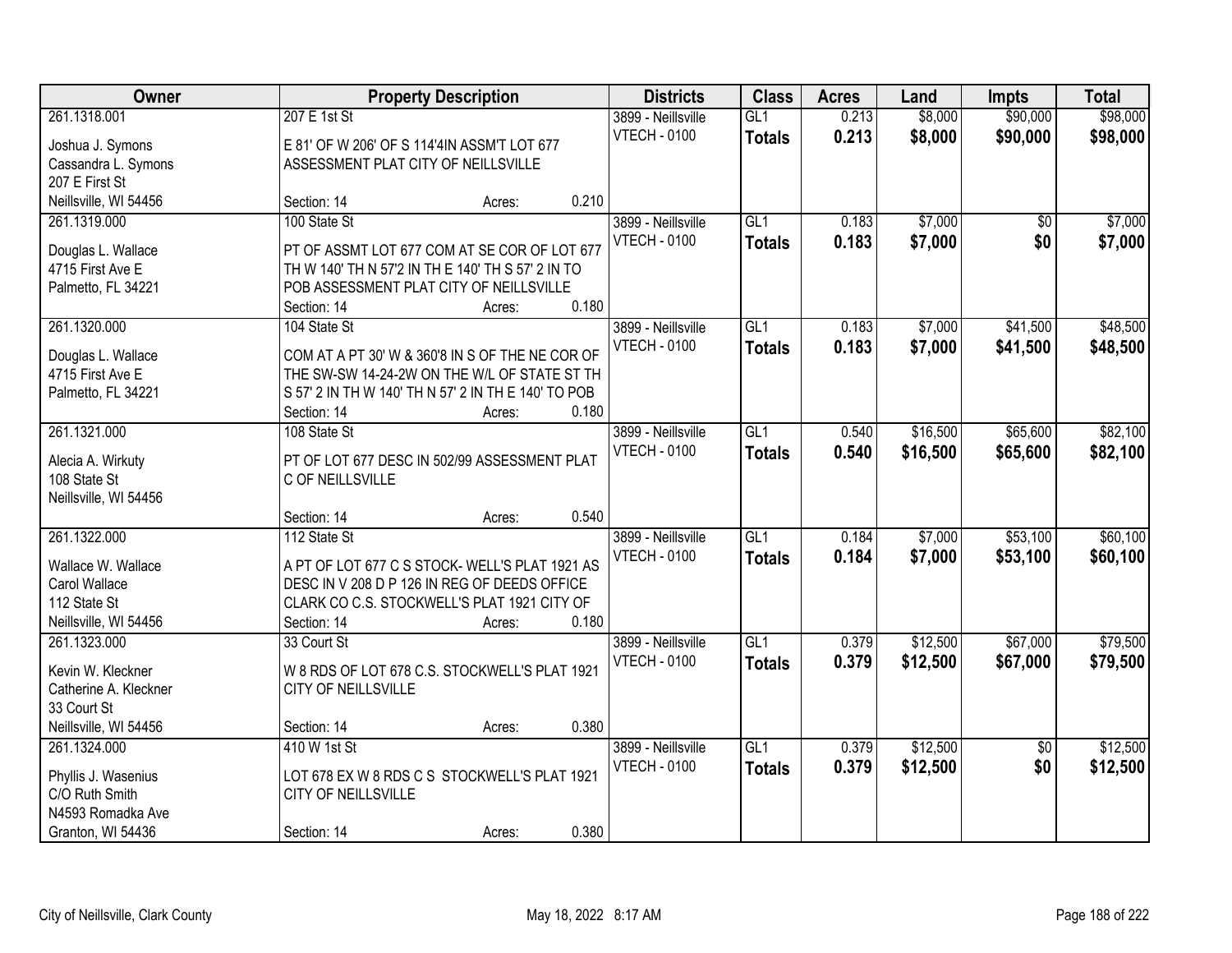| Owner | Property Description | Districts | Class | Acres | Land | Impts | Total |
|---|---|---|---|---|---|---|---|
| 261.1318.001<br>Joshua J. Symons<br>Cassandra L. Symons<br>207 E First St<br>Neillsville, WI 54456 | 207 E 1st St<br>E 81' OF W 206' OF S 114'4IN ASSM'T LOT 677 ASSESSMENT PLAT CITY OF NEILLSVILLE<br>Section: 14 Acres: 0.210 | 3899 - Neillsville<br>VTECH - 0100 | GL1<br>**Totals** | 0.213<br>**0.213** | $8,000<br>**$8,000** | $90,000<br>**$90,000** | $98,000<br>**$98,000** |
| 261.1319.000<br>Douglas L. Wallace<br>4715 First Ave E<br>Palmetto, FL 34221 | 100 State St<br>PT OF ASSMT LOT 677 COM AT SE COR OF LOT 677 TH W 140' TH N 57'2 IN TH E 140' TH S 57' 2 IN TO POB ASSESSMENT PLAT CITY OF NEILLSVILLE<br>Section: 14 Acres: 0.180 | 3899 - Neillsville<br>VTECH - 0100 | GL1<br>**Totals** | 0.183<br>**0.183** | $7,000<br>**$7,000** | $0<br>**$0** | $7,000<br>**$7,000** |
| 261.1320.000<br>Douglas L. Wallace<br>4715 First Ave E<br>Palmetto, FL 34221 | 104 State St<br>COM AT A PT 30' W & 360'8 IN S OF THE NE COR OF THE SW-SW 14-24-2W ON THE W/L OF STATE ST TH S 57' 2 IN TH W 140' TH N 57' 2 IN TH E 140' TO POB<br>Section: 14 Acres: 0.180 | 3899 - Neillsville<br>VTECH - 0100 | GL1<br>**Totals** | 0.183<br>**0.183** | $7,000<br>**$7,000** | $41,500<br>**$41,500** | $48,500<br>**$48,500** |
| 261.1321.000<br>Alecia A. Wirkuty<br>108 State St<br>Neillsville, WI 54456 | 108 State St<br>PT OF LOT 677 DESC IN 502/99 ASSESSMENT PLAT C OF NEILLSVILLE<br>Section: 14 Acres: 0.540 | 3899 - Neillsville<br>VTECH - 0100 | GL1<br>**Totals** | 0.540<br>**0.540** | $16,500<br>**$16,500** | $65,600<br>**$65,600** | $82,100<br>**$82,100** |
| 261.1322.000<br>Wallace W. Wallace<br>Carol Wallace<br>112 State St<br>Neillsville, WI 54456 | 112 State St<br>A PT OF LOT 677 C S STOCK- WELL'S PLAT 1921 AS DESC IN V 208 D P 126 IN REG OF DEEDS OFFICE CLARK CO C.S. STOCKWELL'S PLAT 1921 CITY OF<br>Section: 14 Acres: 0.180 | 3899 - Neillsville<br>VTECH - 0100 | GL1<br>**Totals** | 0.184<br>**0.184** | $7,000<br>**$7,000** | $53,100<br>**$53,100** | $60,100<br>**$60,100** |
| 261.1323.000<br>Kevin W. Kleckner<br>Catherine A. Kleckner<br>33 Court St<br>Neillsville, WI 54456 | 33 Court St<br>W 8 RDS OF LOT 678 C.S. STOCKWELL'S PLAT 1921 CITY OF NEILLSVILLE<br>Section: 14 Acres: 0.380 | 3899 - Neillsville<br>VTECH - 0100 | GL1<br>**Totals** | 0.379<br>**0.379** | $12,500<br>**$12,500** | $67,000<br>**$67,000** | $79,500<br>**$79,500** |
| 261.1324.000<br>Phyllis J. Wasenius<br>C/O Ruth Smith<br>N4593 Romadka Ave<br>Granton, WI 54436 | 410 W 1st St<br>LOT 678 EX W 8 RDS C S STOCKWELL'S PLAT 1921 CITY OF NEILLSVILLE<br>Section: 14 Acres: 0.380 | 3899 - Neillsville<br>VTECH - 0100 | GL1<br>**Totals** | 0.379<br>**0.379** | $12,500<br>**$12,500** | $0<br>**$0** | $12,500<br>**$12,500** |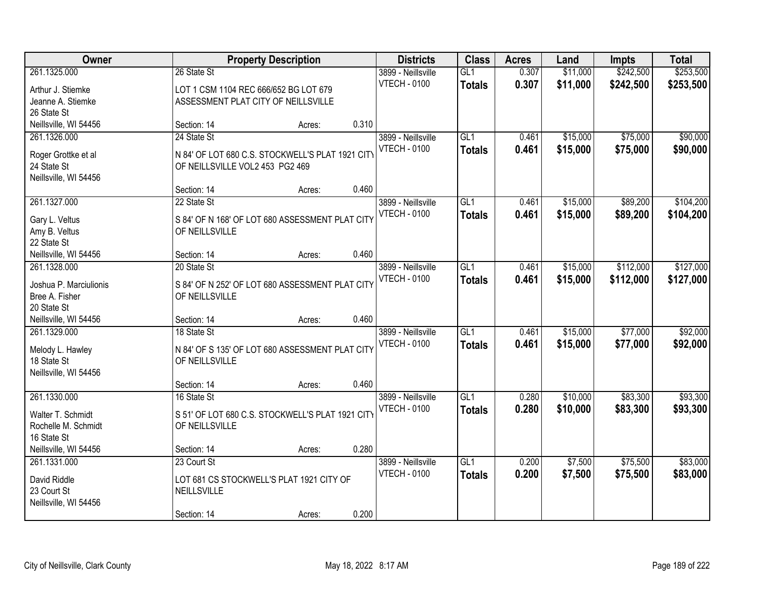| Owner | Property Description | | | Districts | Class | Acres | Land | Impts | Total |
|---|---|---|---|---|---|---|---|---|---|
| 261.1325.000 | 26 State St | | | 3899 - Neillsville | GL1 | 0.307 | $11,000 | $242,500 | $253,500 |
| Arthur J. Stiemke<br>Jeanne A. Stiemke<br>26 State St<br>Neillsville, WI 54456 | LOT 1 CSM 1104 REC 666/652 BG LOT 679 ASSESSMENT PLAT CITY OF NEILLSVILLE | | | VTECH - 0100 | **Totals** | **0.307** | **$11,000** | **$242,500** | **$253,500** |
| | Section: 14 | Acres: | 0.310 | | | | | | |
| 261.1326.000 | 24 State St | | | 3899 - Neillsville | GL1 | 0.461 | $15,000 | $75,000 | $90,000 |
| Roger Grottke et al<br>24 State St<br>Neillsville, WI 54456 | N 84' OF LOT 680 C.S. STOCKWELL'S PLAT 1921 CITY OF NEILLSVILLE VOL2 453 PG2 469 | | | VTECH - 0100 | **Totals** | **0.461** | **$15,000** | **$75,000** | **$90,000** |
| | Section: 14 | Acres: | 0.460 | | | | | | |
| 261.1327.000 | 22 State St | | | 3899 - Neillsville | GL1 | 0.461 | $15,000 | $89,200 | $104,200 |
| Gary L. Veltus<br>Amy B. Veltus<br>22 State St<br>Neillsville, WI 54456 | S 84' OF N 168' OF LOT 680 ASSESSMENT PLAT CITY OF NEILLSVILLE | | | VTECH - 0100 | **Totals** | **0.461** | **$15,000** | **$89,200** | **$104,200** |
| | Section: 14 | Acres: | 0.460 | | | | | | |
| 261.1328.000 | 20 State St | | | 3899 - Neillsville | GL1 | 0.461 | $15,000 | $112,000 | $127,000 |
| Joshua P. Marciulionis<br>Bree A. Fisher<br>20 State St<br>Neillsville, WI 54456 | S 84' OF N 252' OF LOT 680 ASSESSMENT PLAT CITY OF NEILLSVILLE | | | VTECH - 0100 | **Totals** | **0.461** | **$15,000** | **$112,000** | **$127,000** |
| | Section: 14 | Acres: | 0.460 | | | | | | |
| 261.1329.000 | 18 State St | | | 3899 - Neillsville | GL1 | 0.461 | $15,000 | $77,000 | $92,000 |
| Melody L. Hawley<br>18 State St<br>Neillsville, WI 54456 | N 84' OF S 135' OF LOT 680 ASSESSMENT PLAT CITY OF NEILLSVILLE | | | VTECH - 0100 | **Totals** | **0.461** | **$15,000** | **$77,000** | **$92,000** |
| | Section: 14 | Acres: | 0.460 | | | | | | |
| 261.1330.000 | 16 State St | | | 3899 - Neillsville | GL1 | 0.280 | $10,000 | $83,300 | $93,300 |
| Walter T. Schmidt<br>Rochelle M. Schmidt<br>16 State St<br>Neillsville, WI 54456 | S 51' OF LOT 680 C.S. STOCKWELL'S PLAT 1921 CITY OF NEILLSVILLE | | | VTECH - 0100 | **Totals** | **0.280** | **$10,000** | **$83,300** | **$93,300** |
| | Section: 14 | Acres: | 0.280 | | | | | | |
| 261.1331.000 | 23 Court St | | | 3899 - Neillsville | GL1 | 0.200 | $7,500 | $75,500 | $83,000 |
| David Riddle<br>23 Court St<br>Neillsville, WI 54456 | LOT 681 CS STOCKWELL'S PLAT 1921 CITY OF NEILLSVILLE | | | VTECH - 0100 | **Totals** | **0.200** | **$7,500** | **$75,500** | **$83,000** |
| | Section: 14 | Acres: | 0.200 | | | | | | |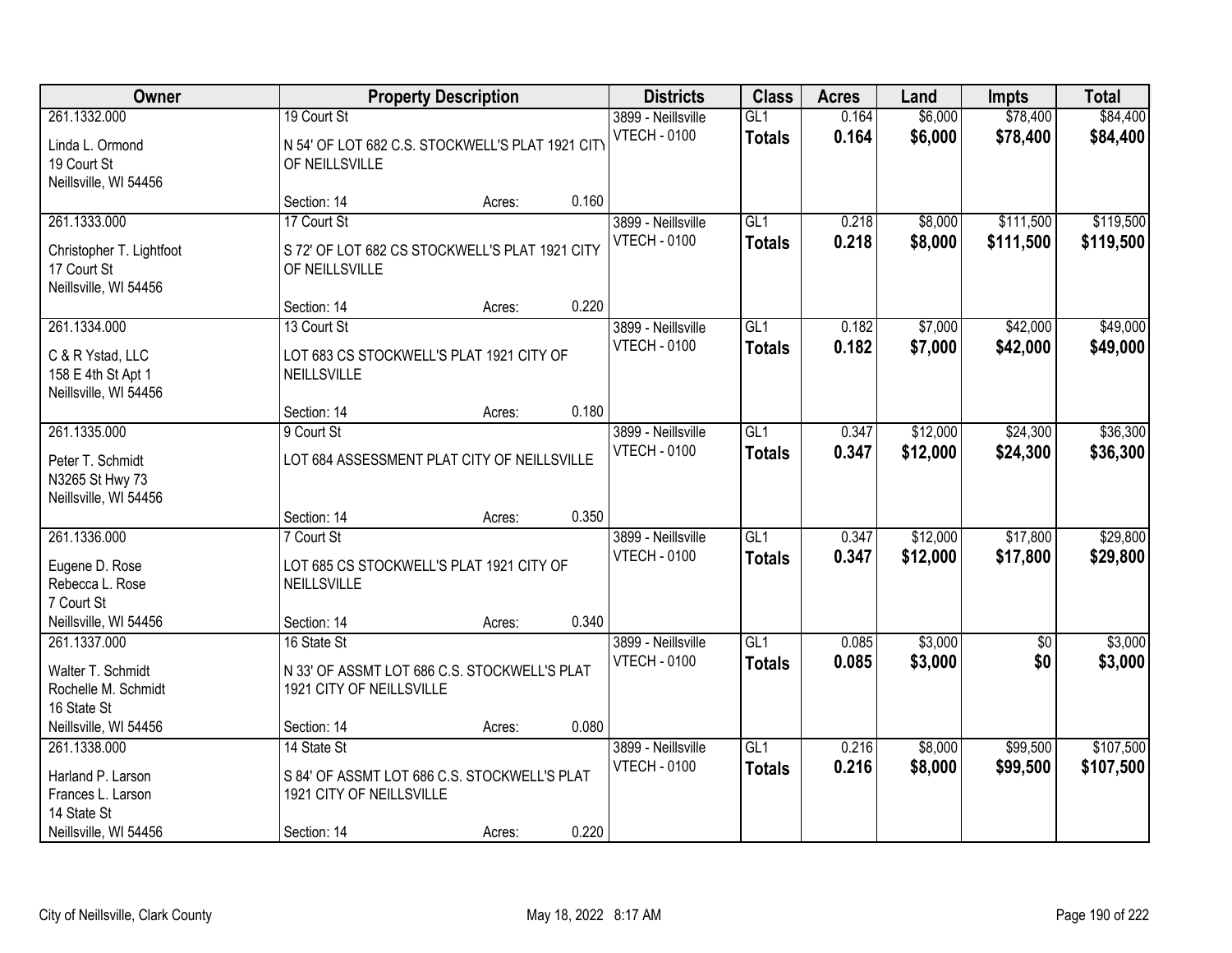| Owner | Property Description | Districts | Class | Acres | Land | Impts | Total |
|---|---|---|---|---|---|---|---|
| 261.1332.000<br>Linda L. Ormond<br>19 Court St<br>Neillsville, WI 54456 | 19 Court St<br>N 54' OF LOT 682 C.S. STOCKWELL'S PLAT 1921 CITY OF NEILLSVILLE<br>Section: 14 Acres: 0.160 | 3899 - Neillsville<br>VTECH - 0100 | GL1<br>**Totals** | 0.164<br>**0.164** | $6,000<br>**$6,000** | $78,400<br>**$78,400** | $84,400<br>**$84,400** |
| 261.1333.000<br>Christopher T. Lightfoot<br>17 Court St<br>Neillsville, WI 54456 | 17 Court St<br>S 72' OF LOT 682 CS STOCKWELL'S PLAT 1921 CITY OF NEILLSVILLE<br>Section: 14 Acres: 0.220 | 3899 - Neillsville<br>VTECH - 0100 | GL1<br>**Totals** | 0.218<br>**0.218** | $8,000<br>**$8,000** | $111,500<br>**$111,500** | $119,500<br>**$119,500** |
| 261.1334.000<br>C & R Ystad, LLC<br>158 E 4th St Apt 1<br>Neillsville, WI 54456 | 13 Court St<br>LOT 683 CS STOCKWELL'S PLAT 1921 CITY OF NEILLSVILLE<br>Section: 14 Acres: 0.180 | 3899 - Neillsville<br>VTECH - 0100 | GL1<br>**Totals** | 0.182<br>**0.182** | $7,000<br>**$7,000** | $42,000<br>**$42,000** | $49,000<br>**$49,000** |
| 261.1335.000<br>Peter T. Schmidt<br>N3265 St Hwy 73<br>Neillsville, WI 54456 | 9 Court St<br>LOT 684 ASSESSMENT PLAT CITY OF NEILLSVILLE<br>Section: 14 Acres: 0.350 | 3899 - Neillsville<br>VTECH - 0100 | GL1<br>**Totals** | 0.347<br>**0.347** | $12,000<br>**$12,000** | $24,300<br>**$24,300** | $36,300<br>**$36,300** |
| 261.1336.000<br>Eugene D. Rose<br>Rebecca L. Rose<br>7 Court St<br>Neillsville, WI 54456 | 7 Court St<br>LOT 685 CS STOCKWELL'S PLAT 1921 CITY OF NEILLSVILLE<br>Section: 14 Acres: 0.340 | 3899 - Neillsville<br>VTECH - 0100 | GL1<br>**Totals** | 0.347<br>**0.347** | $12,000<br>**$12,000** | $17,800<br>**$17,800** | $29,800<br>**$29,800** |
| 261.1337.000<br>Walter T. Schmidt<br>Rochelle M. Schmidt<br>16 State St<br>Neillsville, WI 54456 | 16 State St<br>N 33' OF ASSMT LOT 686 C.S. STOCKWELL'S PLAT 1921 CITY OF NEILLSVILLE<br>Section: 14 Acres: 0.080 | 3899 - Neillsville<br>VTECH - 0100 | GL1<br>**Totals** | 0.085<br>**0.085** | $3,000<br>**$3,000** | $0<br>**$0** | $3,000<br>**$3,000** |
| 261.1338.000<br>Harland P. Larson<br>Frances L. Larson<br>14 State St<br>Neillsville, WI 54456 | 14 State St<br>S 84' OF ASSMT LOT 686 C.S. STOCKWELL'S PLAT 1921 CITY OF NEILLSVILLE<br>Section: 14 Acres: 0.220 | 3899 - Neillsville<br>VTECH - 0100 | GL1<br>**Totals** | 0.216<br>**0.216** | $8,000<br>**$8,000** | $99,500<br>**$99,500** | $107,500<br>**$107,500** |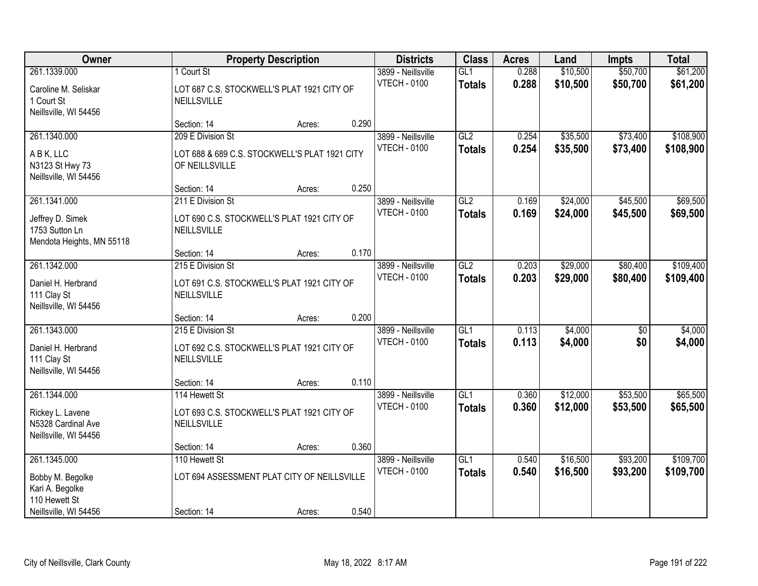| Owner | Property Description | | | Districts | Class | Acres | Land | Impts | Total |
|---|---|---|---|---|---|---|---|---|---|
| 261.1339.000<br>Caroline M. Seliskar<br>1 Court St<br>Neillsville, WI 54456 | 1 Court St<br>LOT 687 C.S. STOCKWELL'S PLAT 1921 CITY OF NEILLSVILLE<br>Section: 14 | Acres: | 0.290 | 3899 - Neillsville<br>VTECH - 0100 | GL1<br>**Totals** | 0.288<br>**0.288** | $10,500<br>**$10,500** | $50,700<br>**$50,700** | $61,200<br>**$61,200** |
| 261.1340.000<br>A B K, LLC<br>N3123 St Hwy 73<br>Neillsville, WI 54456 | 209 E Division St<br>LOT 688 & 689 C.S. STOCKWELL'S PLAT 1921 CITY OF NEILLSVILLE<br>Section: 14 | Acres: | 0.250 | 3899 - Neillsville<br>VTECH - 0100 | GL2<br>**Totals** | 0.254<br>**0.254** | $35,500<br>**$35,500** | $73,400<br>**$73,400** | $108,900<br>**$108,900** |
| 261.1341.000<br>Jeffrey D. Simek<br>1753 Sutton Ln<br>Mendota Heights, MN 55118 | 211 E Division St<br>LOT 690 C.S. STOCKWELL'S PLAT 1921 CITY OF NEILLSVILLE<br>Section: 14 | Acres: | 0.170 | 3899 - Neillsville<br>VTECH - 0100 | GL2<br>**Totals** | 0.169<br>**0.169** | $24,000<br>**$24,000** | $45,500<br>**$45,500** | $69,500<br>**$69,500** |
| 261.1342.000<br>Daniel H. Herbrand<br>111 Clay St<br>Neillsville, WI 54456 | 215 E Division St<br>LOT 691 C.S. STOCKWELL'S PLAT 1921 CITY OF NEILLSVILLE<br>Section: 14 | Acres: | 0.200 | 3899 - Neillsville<br>VTECH - 0100 | GL2<br>**Totals** | 0.203<br>**0.203** | $29,000<br>**$29,000** | $80,400<br>**$80,400** | $109,400<br>**$109,400** |
| 261.1343.000<br>Daniel H. Herbrand<br>111 Clay St<br>Neillsville, WI 54456 | 215 E Division St<br>LOT 692 C.S. STOCKWELL'S PLAT 1921 CITY OF NEILLSVILLE<br>Section: 14 | Acres: | 0.110 | 3899 - Neillsville<br>VTECH - 0100 | GL1<br>**Totals** | 0.113<br>**0.113** | $4,000<br>**$4,000** | $0<br>**$0** | $4,000<br>**$4,000** |
| 261.1344.000<br>Rickey L. Lavene<br>N5328 Cardinal Ave<br>Neillsville, WI 54456 | 114 Hewett St<br>LOT 693 C.S. STOCKWELL'S PLAT 1921 CITY OF NEILLSVILLE<br>Section: 14 | Acres: | 0.360 | 3899 - Neillsville<br>VTECH - 0100 | GL1<br>**Totals** | 0.360<br>**0.360** | $12,000<br>**$12,000** | $53,500<br>**$53,500** | $65,500<br>**$65,500** |
| 261.1345.000<br>Bobby M. Begolke<br>Kari A. Begolke<br>110 Hewett St<br>Neillsville, WI 54456 | 110 Hewett St<br>LOT 694 ASSESSMENT PLAT CITY OF NEILLSVILLE<br>Section: 14 | Acres: | 0.540 | 3899 - Neillsville<br>VTECH - 0100 | GL1<br>**Totals** | 0.540<br>**0.540** | $16,500<br>**$16,500** | $93,200<br>**$93,200** | $109,700<br>**$109,700** |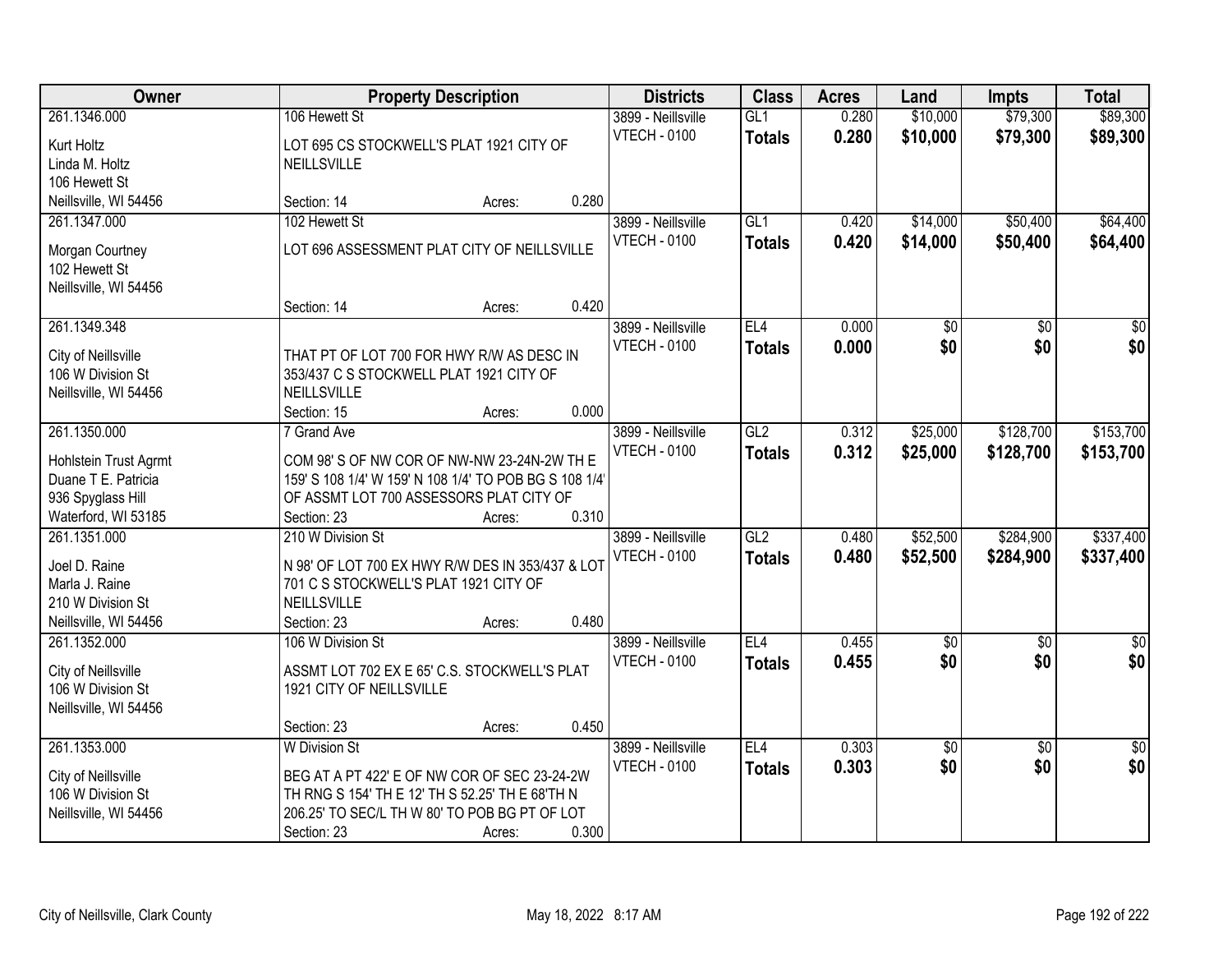| Owner | Property Description | Districts | Class | Acres | Land | Impts | Total |
|---|---|---|---|---|---|---|---|
| 261.1346.000<br>Kurt Holtz<br>Linda M. Holtz<br>106 Hewett St<br>Neillsville, WI 54456 | 106 Hewett St<br>LOT 695 CS STOCKWELL'S PLAT 1921 CITY OF NEILLSVILLE<br>Section: 14 Acres: 0.280 | 3899 - Neillsville<br>VTECH - 0100 | GL1<br>**Totals** | 0.280<br>**0.280** | $10,000<br>**$10,000** | $79,300<br>**$79,300** | $89,300<br>**$89,300** |
| 261.1347.000<br>Morgan Courtney<br>102 Hewett St<br>Neillsville, WI 54456 | 102 Hewett St<br>LOT 696 ASSESSMENT PLAT CITY OF NEILLSVILLE<br>Section: 14 Acres: 0.420 | 3899 - Neillsville<br>VTECH - 0100 | GL1<br>**Totals** | 0.420<br>**0.420** | $14,000<br>**$14,000** | $50,400<br>**$50,400** | $64,400<br>**$64,400** |
| 261.1349.348<br>City of Neillsville<br>106 W Division St<br>Neillsville, WI 54456 | THAT PT OF LOT 700 FOR HWY R/W AS DESC IN 353/437 C S STOCKWELL PLAT 1921 CITY OF NEILLSVILLE<br>Section: 15 Acres: 0.000 | 3899 - Neillsville<br>VTECH - 0100 | EL4<br>**Totals** | 0.000<br>**0.000** | $0<br>**$0** | $0<br>**$0** | $0<br>**$0** |
| 261.1350.000<br>Hohlstein Trust Agrmt<br>Duane T E. Patricia<br>936 Spyglass Hill<br>Waterford, WI 53185 | 7 Grand Ave<br>COM 98' S OF NW COR OF NW-NW 23-24N-2W TH E 159' S 108 1/4' W 159' N 108 1/4' TO POB BG S 108 1/4' OF ASSMT LOT 700 ASSESSORS PLAT CITY OF<br>Section: 23 Acres: 0.310 | 3899 - Neillsville<br>VTECH - 0100 | GL2<br>**Totals** | 0.312<br>**0.312** | $25,000<br>**$25,000** | $128,700<br>**$128,700** | $153,700<br>**$153,700** |
| 261.1351.000<br>Joel D. Raine<br>Marla J. Raine<br>210 W Division St<br>Neillsville, WI 54456 | 210 W Division St<br>N 98' OF LOT 700 EX HWY R/W DES IN 353/437 & LOT 701 C S STOCKWELL'S PLAT 1921 CITY OF NEILLSVILLE<br>Section: 23 Acres: 0.480 | 3899 - Neillsville<br>VTECH - 0100 | GL2<br>**Totals** | 0.480<br>**0.480** | $52,500<br>**$52,500** | $284,900<br>**$284,900** | $337,400<br>**$337,400** |
| 261.1352.000<br>City of Neillsville<br>106 W Division St<br>Neillsville, WI 54456 | 106 W Division St<br>ASSMT LOT 702 EX E 65' C.S. STOCKWELL'S PLAT 1921 CITY OF NEILLSVILLE<br>Section: 23 Acres: 0.450 | 3899 - Neillsville<br>VTECH - 0100 | EL4<br>**Totals** | 0.455<br>**0.455** | $0<br>**$0** | $0<br>**$0** | $0<br>**$0** |
| 261.1353.000<br>City of Neillsville<br>106 W Division St<br>Neillsville, WI 54456 | W Division St<br>BEG AT A PT 422' E OF NW COR OF SEC 23-24-2W TH RNG S 154' TH E 12' TH S 52.25' TH E 68'TH N 206.25' TO SEC/L TH W 80' TO POB BG PT OF LOT<br>Section: 23 Acres: 0.300 | 3899 - Neillsville<br>VTECH - 0100 | EL4<br>**Totals** | 0.303<br>**0.303** | $0<br>**$0** | $0<br>**$0** | $0<br>**$0** |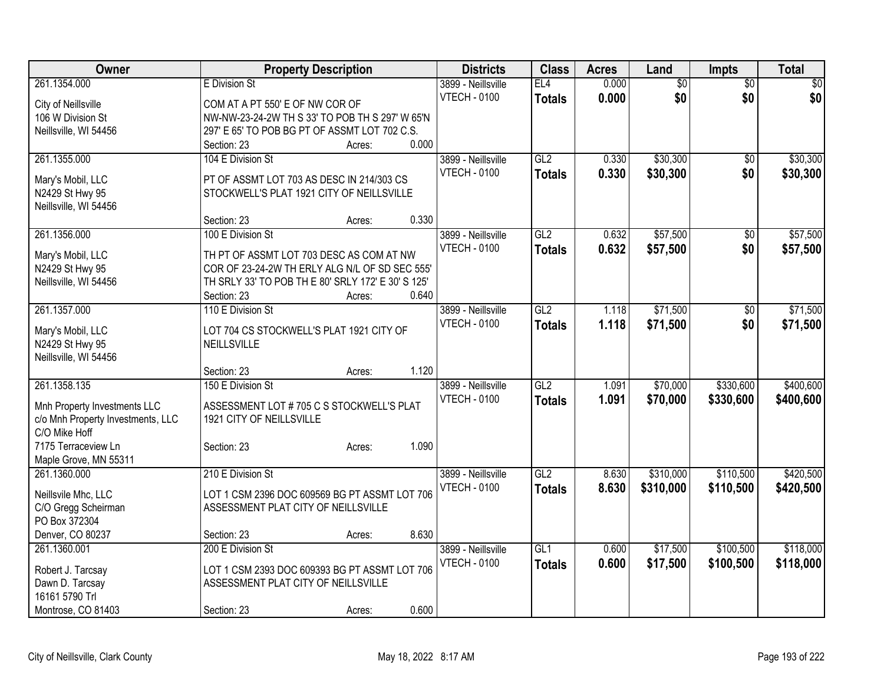| Owner | Property Description | Districts | Class | Acres | Land | Impts | Total |
|---|---|---|---|---|---|---|---|
| 261.1354.000<br>City of Neillsville<br>106 W Division St<br>Neillsville, WI 54456 | E Division St<br>COM AT A PT 550' E OF NW COR OF NW-NW-23-24-2W TH S 33' TO POB TH S 297' W 65'N 297' E 65' TO POB BG PT OF ASSMT LOT 702 C.S.<br>Section: 23 Acres: 0.000 | 3899 - Neillsville<br>VTECH - 0100 | EL4<br>**Totals** | 0.000<br>**0.000** | $0<br>**$0** | $0<br>**$0** | $0<br>**$0** |
| 261.1355.000<br>Mary's Mobil, LLC<br>N2429 St Hwy 95<br>Neillsville, WI 54456 | 104 E Division St<br>PT OF ASSMT LOT 703 AS DESC IN 214/303 CS STOCKWELL'S PLAT 1921 CITY OF NEILLSVILLE<br>Section: 23 Acres: 0.330 | 3899 - Neillsville<br>VTECH - 0100 | GL2<br>**Totals** | 0.330<br>**0.330** | $30,300<br>**$30,300** | $0<br>**$0** | $30,300<br>**$30,300** |
| 261.1356.000<br>Mary's Mobil, LLC<br>N2429 St Hwy 95<br>Neillsville, WI 54456 | 100 E Division St<br>TH PT OF ASSMT LOT 703 DESC AS COM AT NW COR OF 23-24-2W TH ERLY ALG N/L OF SD SEC 555' TH SRLY 33' TO POB TH E 80' SRLY 172' E 30' S 125'<br>Section: 23 Acres: 0.640 | 3899 - Neillsville<br>VTECH - 0100 | GL2<br>**Totals** | 0.632<br>**0.632** | $57,500<br>**$57,500** | $0<br>**$0** | $57,500<br>**$57,500** |
| 261.1357.000<br>Mary's Mobil, LLC<br>N2429 St Hwy 95<br>Neillsville, WI 54456 | 110 E Division St<br>LOT 704 CS STOCKWELL'S PLAT 1921 CITY OF NEILLSVILLE<br>Section: 23 Acres: 1.120 | 3899 - Neillsville<br>VTECH - 0100 | GL2<br>**Totals** | 1.118<br>**1.118** | $71,500<br>**$71,500** | $0<br>**$0** | $71,500<br>**$71,500** |
| 261.1358.135<br>Mnh Property Investments LLC<br>c/o Mnh Property Investments, LLC<br>C/O Mike Hoff<br>7175 Terraceview Ln<br>Maple Grove, MN 55311 | 150 E Division St<br>ASSESSMENT LOT # 705 C S STOCKWELL'S PLAT 1921 CITY OF NEILLSVILLE<br>Section: 23 Acres: 1.090 | 3899 - Neillsville<br>VTECH - 0100 | GL2<br>**Totals** | 1.091<br>**1.091** | $70,000<br>**$70,000** | $330,600<br>**$330,600** | $400,600<br>**$400,600** |
| 261.1360.000<br>Neillsvile Mhc, LLC<br>C/O Gregg Scheirman<br>PO Box 372304<br>Denver, CO 80237 | 210 E Division St<br>LOT 1 CSM 2396 DOC 609569 BG PT ASSMT LOT 706 ASSESSMENT PLAT CITY OF NEILLSVILLE<br>Section: 23 Acres: 8.630 | 3899 - Neillsville<br>VTECH - 0100 | GL2<br>**Totals** | 8.630<br>**8.630** | $310,000<br>**$310,000** | $110,500<br>**$110,500** | $420,500<br>**$420,500** |
| 261.1360.001<br>Robert J. Tarcsay<br>Dawn D. Tarcsay<br>16161 5790 Trl<br>Montrose, CO 81403 | 200 E Division St<br>LOT 1 CSM 2393 DOC 609393 BG PT ASSMT LOT 706 ASSESSMENT PLAT CITY OF NEILLSVILLE<br>Section: 23 Acres: 0.600 | 3899 - Neillsville<br>VTECH - 0100 | GL1<br>**Totals** | 0.600<br>**0.600** | $17,500<br>**$17,500** | $100,500<br>**$100,500** | $118,000<br>**$118,000** |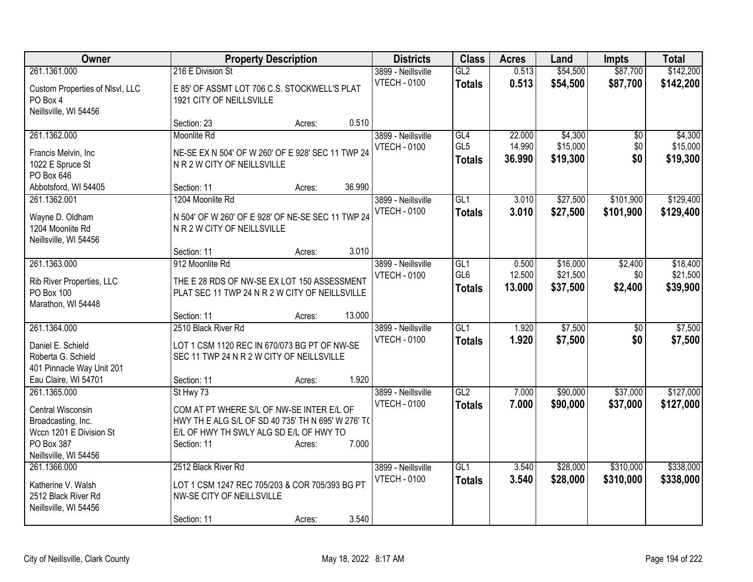| Owner | Property Description | Districts | Class | Acres | Land | Impts | Total |
|---|---|---|---|---|---|---|---|
| 261.1361.000<br>Custom Properties of Nlsvl, LLC<br>PO Box 4<br>Neillsville, WI 54456 | 216 E Division St<br>E 85' OF ASSMT LOT 706 C.S. STOCKWELL'S PLAT 1921 CITY OF NEILLSVILLE<br>Section: 23 Acres: 0.510 | 3899 - Neillsville<br>VTECH - 0100 | GL2<br>**Totals** | 0.513<br>**0.513** | $54,500<br>**$54,500** | $87,700<br>**$87,700** | $142,200<br>**$142,200** |
| 261.1362.000<br>Francis Melvin, Inc<br>1022 E Spruce St<br>PO Box 646<br>Abbotsford, WI 54405 | Moonlite Rd<br>NE-SE EX N 504' OF W 260' OF E 928' SEC 11 TWP 24 N R 2 W CITY OF NEILLSVILLE<br>Section: 11 Acres: 36.990 | 3899 - Neillsville<br>VTECH - 0100 | GL4<br>GL5<br>**Totals** | 22.000<br>14.990<br>**36.990** | $4,300<br>$15,000<br>**$19,300** | $0<br>$0<br>**$0** | $4,300<br>$15,000<br>**$19,300** |
| 261.1362.001<br>Wayne D. Oldham<br>1204 Moonlite Rd<br>Neillsville, WI 54456 | 1204 Moonlite Rd<br>N 504' OF W 260' OF E 928' OF NE-SE SEC 11 TWP 24 N R 2 W CITY OF NEILLSVILLE<br>Section: 11 Acres: 3.010 | 3899 - Neillsville<br>VTECH - 0100 | GL1<br>**Totals** | 3.010<br>**3.010** | $27,500<br>**$27,500** | $101,900<br>**$101,900** | $129,400<br>**$129,400** |
| 261.1363.000<br>Rib River Properties, LLC<br>PO Box 100<br>Marathon, WI 54448 | 912 Moonlite Rd<br>THE E 28 RDS OF NW-SE EX LOT 150 ASSESSMENT PLAT SEC 11 TWP 24 N R 2 W CITY OF NEILLSVILLE<br>Section: 11 Acres: 13.000 | 3899 - Neillsville<br>VTECH - 0100 | GL1<br>GL6<br>**Totals** | 0.500<br>12.500<br>**13.000** | $16,000<br>$21,500<br>**$37,500** | $2,400<br>$0<br>**$2,400** | $18,400<br>$21,500<br>**$39,900** |
| 261.1364.000<br>Daniel E. Schield<br>Roberta G. Schield<br>401 Pinnacle Way Unit 201<br>Eau Claire, WI 54701 | 2510 Black River Rd<br>LOT 1 CSM 1120 REC IN 670/073 BG PT OF NW-SE SEC 11 TWP 24 N R 2 W CITY OF NEILLSVILLE<br>Section: 11 Acres: 1.920 | 3899 - Neillsville<br>VTECH - 0100 | GL1<br>**Totals** | 1.920<br>**1.920** | $7,500<br>**$7,500** | $0<br>**$0** | $7,500<br>**$7,500** |
| 261.1365.000<br>Central Wisconsin Broadcasting, Inc.<br>Wccn 1201 E Division St<br>PO Box 387<br>Neillsville, WI 54456 | St Hwy 73<br>COM AT PT WHERE S/L OF NW-SE INTER E/L OF HWY TH E ALG S/L OF SD 40 735' TH N 695' W 276' TO E/L OF HWY TH SWLY ALG SD E/L OF HWY TO<br>Section: 11 Acres: 7.000 | 3899 - Neillsville<br>VTECH - 0100 | GL2<br>**Totals** | 7.000<br>**7.000** | $90,000<br>**$90,000** | $37,000<br>**$37,000** | $127,000<br>**$127,000** |
| 261.1366.000<br>Katherine V. Walsh<br>2512 Black River Rd<br>Neillsville, WI 54456 | 2512 Black River Rd<br>LOT 1 CSM 1247 REC 705/203 & COR 705/393 BG PT NW-SE CITY OF NEILLSVILLE<br>Section: 11 Acres: 3.540 | 3899 - Neillsville<br>VTECH - 0100 | GL1<br>**Totals** | 3.540<br>**3.540** | $28,000<br>**$28,000** | $310,000<br>**$310,000** | $338,000<br>**$338,000** |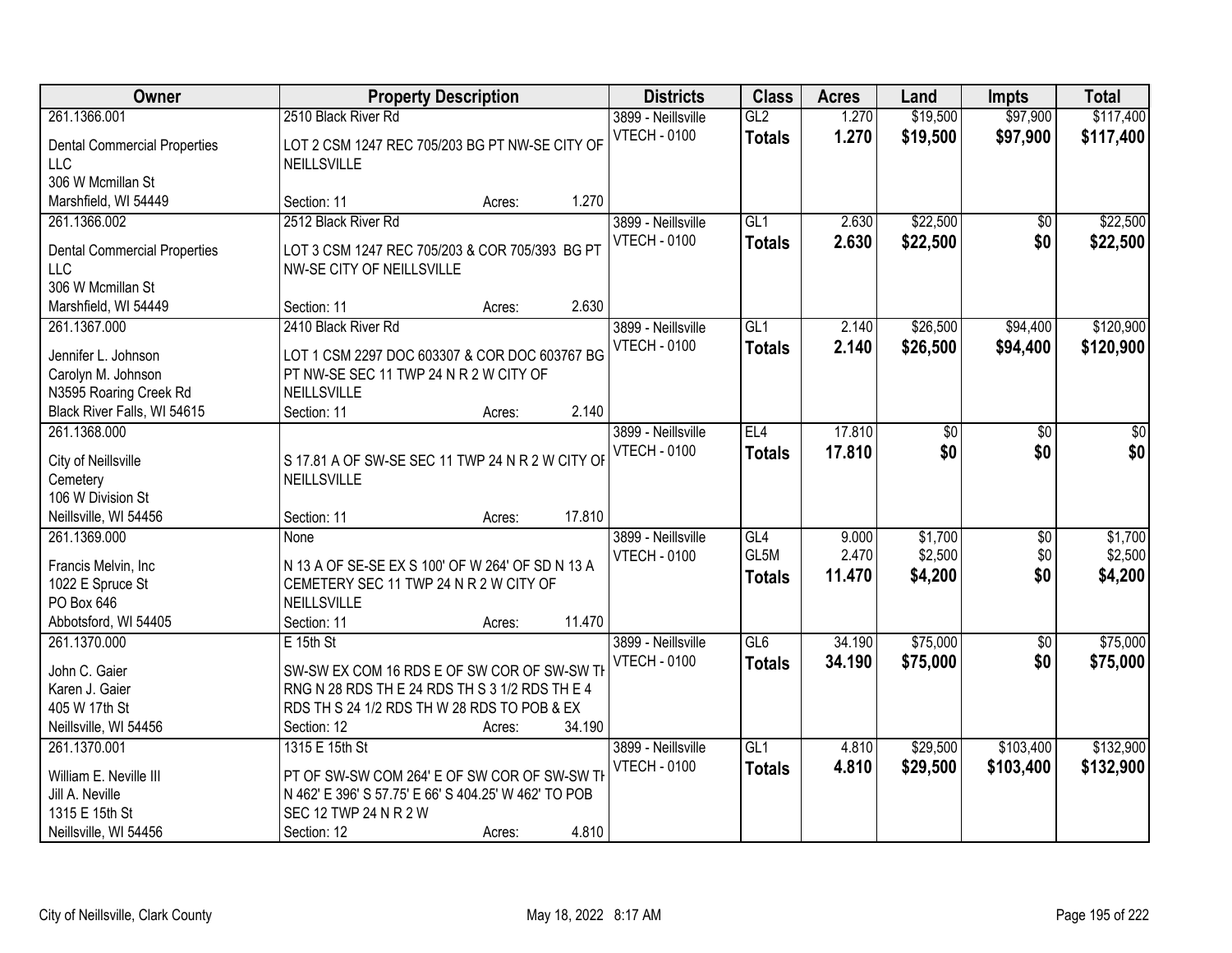| Owner | Property Description | Districts | Class | Acres | Land | Impts | Total |
|---|---|---|---|---|---|---|---|
| 261.1366.001<br>Dental Commercial Properties LLC<br>306 W Mcmillan St<br>Marshfield, WI 54449 | 2510 Black River Rd<br>LOT 2 CSM 1247 REC 705/203 BG PT NW-SE CITY OF NEILLSVILLE<br>Section: 11 Acres: 1.270 | 3899 - Neillsville<br>VTECH - 0100 | GL2<br>**Totals** | 1.270<br>**1.270** | $19,500<br>**$19,500** | $97,900<br>**$97,900** | $117,400<br>**$117,400** |
| 261.1366.002<br>Dental Commercial Properties LLC<br>306 W Mcmillan St<br>Marshfield, WI 54449 | 2512 Black River Rd<br>LOT 3 CSM 1247 REC 705/203 & COR 705/393 BG PT NW-SE CITY OF NEILLSVILLE<br>Section: 11 Acres: 2.630 | 3899 - Neillsville<br>VTECH - 0100 | GL1<br>**Totals** | 2.630<br>**2.630** | $22,500<br>**$22,500** | $0<br>**$0** | $22,500<br>**$22,500** |
| 261.1367.000<br>Jennifer L. Johnson<br>Carolyn M. Johnson<br>N3595 Roaring Creek Rd<br>Black River Falls, WI 54615 | 2410 Black River Rd<br>LOT 1 CSM 2297 DOC 603307 & COR DOC 603767 BG PT NW-SE SEC 11 TWP 24 N R 2 W CITY OF NEILLSVILLE<br>Section: 11 Acres: 2.140 | 3899 - Neillsville<br>VTECH - 0100 | GL1<br>**Totals** | 2.140<br>**2.140** | $26,500<br>**$26,500** | $94,400<br>**$94,400** | $120,900<br>**$120,900** |
| 261.1368.000<br>City of Neillsville<br>Cemetery<br>106 W Division St<br>Neillsville, WI 54456 | S 17.81 A OF SW-SE SEC 11 TWP 24 N R 2 W CITY OF NEILLSVILLE<br>Section: 11 Acres: 17.810 | 3899 - Neillsville<br>VTECH - 0100 | EL4<br>**Totals** | 17.810<br>**17.810** | $0<br>**$0** | $0<br>**$0** | $0<br>**$0** |
| 261.1369.000<br>Francis Melvin, Inc<br>1022 E Spruce St<br>PO Box 646<br>Abbotsford, WI 54405 | None<br>N 13 A OF SE-SE EX S 100' OF W 264' OF SD N 13 A CEMETERY SEC 11 TWP 24 N R 2 W CITY OF NEILLSVILLE<br>Section: 11 Acres: 11.470 | 3899 - Neillsville<br>VTECH - 0100 | GL4<br>GL5M<br>**Totals** | 9.000<br>2.470<br>**11.470** | $1,700<br>$2,500<br>**$4,200** | $0<br>$0<br>**$0** | $1,700<br>$2,500<br>**$4,200** |
| 261.1370.000<br>John C. Gaier<br>Karen J. Gaier<br>405 W 17th St<br>Neillsville, WI 54456 | E 15th St<br>SW-SW EX COM 16 RDS E OF SW COR OF SW-SW TH RNG N 28 RDS TH E 24 RDS TH S 3 1/2 RDS TH E 4 RDS TH S 24 1/2 RDS TH W 28 RDS TO POB & EX<br>Section: 12 Acres: 34.190 | 3899 - Neillsville<br>VTECH - 0100 | GL6<br>**Totals** | 34.190<br>**34.190** | $75,000<br>**$75,000** | $0<br>**$0** | $75,000<br>**$75,000** |
| 261.1370.001<br>William E. Neville III<br>Jill A. Neville<br>1315 E 15th St<br>Neillsville, WI 54456 | 1315 E 15th St<br>PT OF SW-SW COM 264' E OF SW COR OF SW-SW TH N 462' E 396' S 57.75' E 66' S 404.25' W 462' TO POB SEC 12 TWP 24 N R 2 W<br>Section: 12 Acres: 4.810 | 3899 - Neillsville<br>VTECH - 0100 | GL1<br>**Totals** | 4.810<br>**4.810** | $29,500<br>**$29,500** | $103,400<br>**$103,400** | $132,900<br>**$132,900** |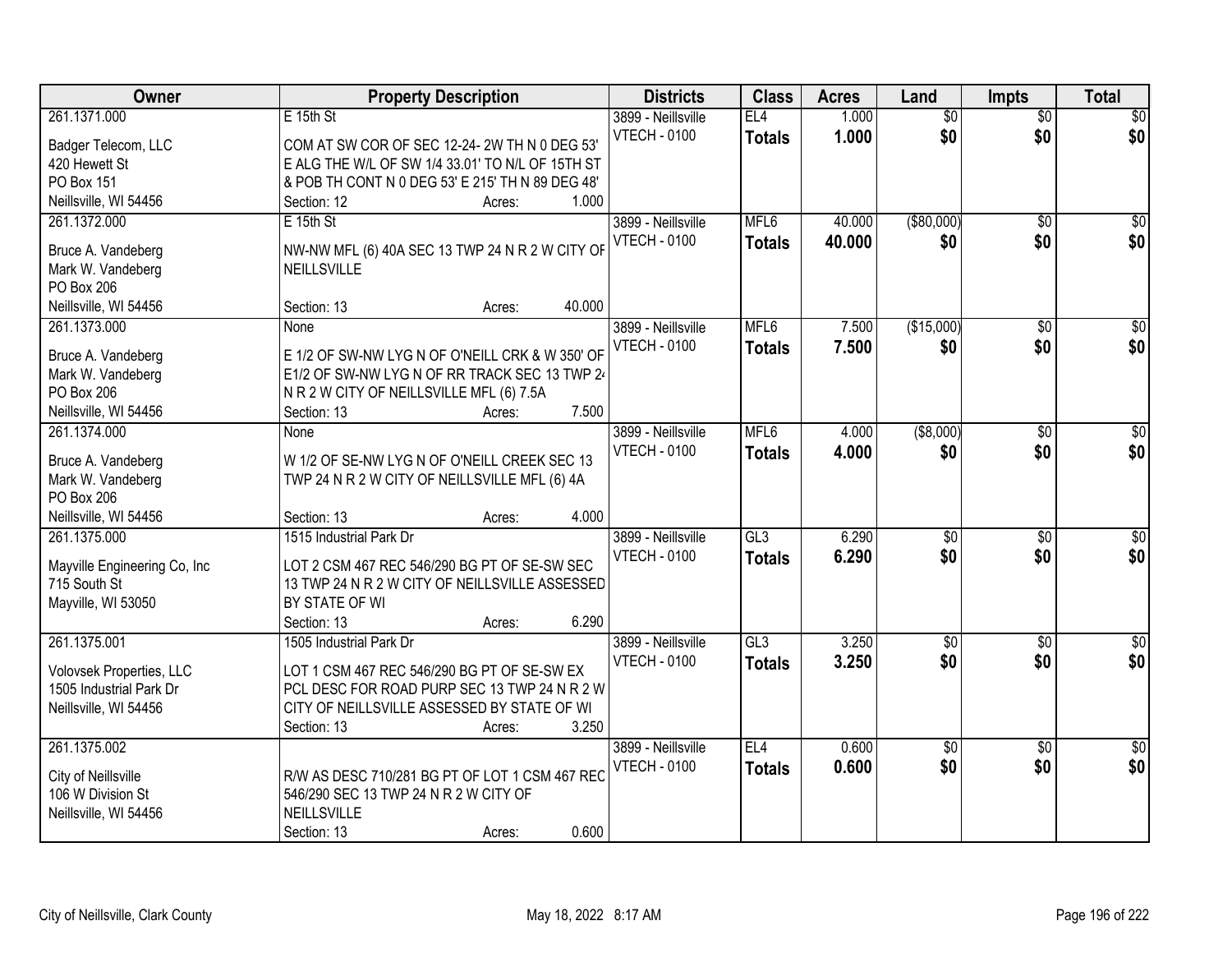| Owner | Property Description | Districts | Class | Acres | Land | Impts | Total |
|---|---|---|---|---|---|---|---|
| 261.1371.000<br><br>Badger Telecom, LLC<br>420 Hewett St<br>PO Box 151<br>Neillsville, WI 54456 | E 15th St<br><br>COM AT SW COR OF SEC 12-24- 2W TH N 0 DEG 53' E ALG THE W/L OF SW 1/4 33.01' TO N/L OF 15TH ST & POB TH CONT N 0 DEG 53' E 215' TH N 89 DEG 48'<br>Section: 12 Acres: 1.000 | 3899 - Neillsville<br>VTECH - 0100 | EL4<br>**Totals** | 1.000<br>**1.000** | $0<br>**$0** | $0<br>**$0** | $0<br>**$0** |
| 261.1372.000<br><br>Bruce A. Vandeberg<br>Mark W. Vandeberg<br>PO Box 206<br>Neillsville, WI 54456 | E 15th St<br><br>NW-NW MFL (6) 40A SEC 13 TWP 24 N R 2 W CITY OF NEILLSVILLE<br><br>Section: 13 Acres: 40.000 | 3899 - Neillsville<br>VTECH - 0100 | MFL6<br>**Totals** | 40.000<br>**40.000** | ($80,000)<br>**$0** | $0<br>**$0** | $0<br>**$0** |
| 261.1373.000<br><br>Bruce A. Vandeberg<br>Mark W. Vandeberg<br>PO Box 206<br>Neillsville, WI 54456 | None<br><br>E 1/2 OF SW-NW LYG N OF O'NEILL CRK & W 350' OF E1/2 OF SW-NW LYG N OF RR TRACK SEC 13 TWP 24 N R 2 W CITY OF NEILLSVILLE MFL (6) 7.5A<br>Section: 13 Acres: 7.500 | 3899 - Neillsville<br>VTECH - 0100 | MFL6<br>**Totals** | 7.500<br>**7.500** | ($15,000)<br>**$0** | $0<br>**$0** | $0<br>**$0** |
| 261.1374.000<br><br>Bruce A. Vandeberg<br>Mark W. Vandeberg<br>PO Box 206<br>Neillsville, WI 54456 | None<br><br>W 1/2 OF SE-NW LYG N OF O'NEILL CREEK SEC 13 TWP 24 N R 2 W CITY OF NEILLSVILLE MFL (6) 4A<br><br>Section: 13 Acres: 4.000 | 3899 - Neillsville<br>VTECH - 0100 | MFL6<br>**Totals** | 4.000<br>**4.000** | ($8,000)<br>**$0** | $0<br>**$0** | $0<br>**$0** |
| 261.1375.000<br><br>Mayville Engineering Co, Inc<br>715 South St<br>Mayville, WI 53050 | 1515 Industrial Park Dr<br><br>LOT 2 CSM 467 REC 546/290 BG PT OF SE-SW SEC 13 TWP 24 N R 2 W CITY OF NEILLSVILLE ASSESSED BY STATE OF WI<br>Section: 13 Acres: 6.290 | 3899 - Neillsville<br>VTECH - 0100 | GL3<br>**Totals** | 6.290<br>**6.290** | $0<br>**$0** | $0<br>**$0** | $0<br>**$0** |
| 261.1375.001<br><br>Volovsek Properties, LLC<br>1505 Industrial Park Dr<br>Neillsville, WI 54456 | 1505 Industrial Park Dr<br><br>LOT 1 CSM 467 REC 546/290 BG PT OF SE-SW EX PCL DESC FOR ROAD PURP SEC 13 TWP 24 N R 2 W CITY OF NEILLSVILLE ASSESSED BY STATE OF WI<br>Section: 13 Acres: 3.250 | 3899 - Neillsville<br>VTECH - 0100 | GL3<br>**Totals** | 3.250<br>**3.250** | $0<br>**$0** | $0<br>**$0** | $0<br>**$0** |
| 261.1375.002<br><br>City of Neillsville<br>106 W Division St<br>Neillsville, WI 54456 | <br><br>R/W AS DESC 710/281 BG PT OF LOT 1 CSM 467 REC 546/290 SEC 13 TWP 24 N R 2 W CITY OF NEILLSVILLE<br>Section: 13 Acres: 0.600 | 3899 - Neillsville<br>VTECH - 0100 | EL4<br>**Totals** | 0.600<br>**0.600** | $0<br>**$0** | $0<br>**$0** | $0<br>**$0** |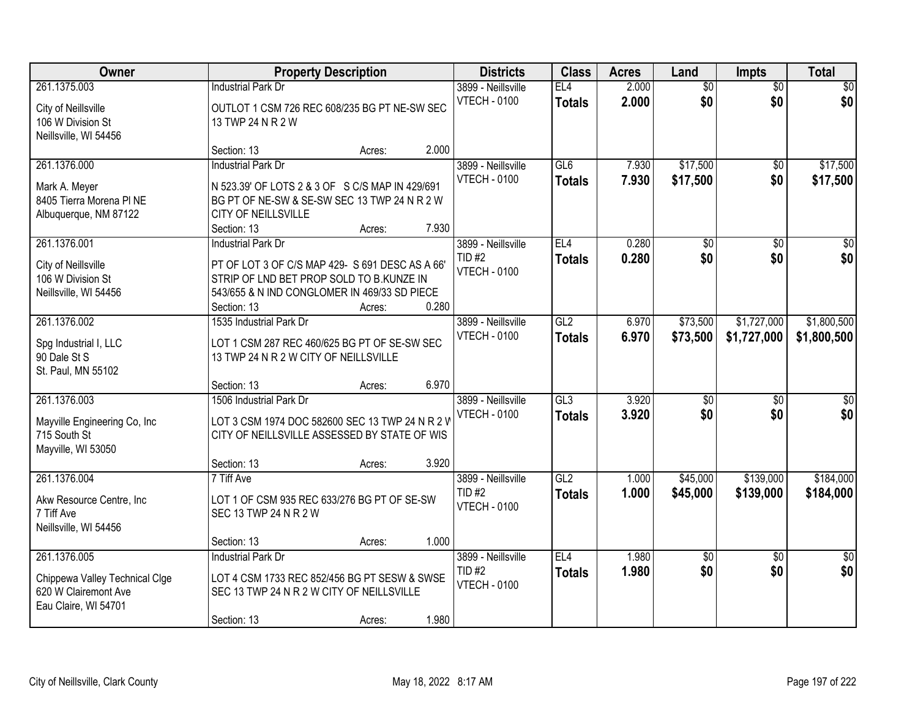| Owner | Property Description | | | Districts | Class | Acres | Land | Impts | Total |
|---|---|---|---|---|---|---|---|---|---|
| 261.1375.003 | Industrial Park Dr | | | 3899 - Neillsville | EL4 | 2.000 | $0 | $0 | $0 |
| City of Neillsville<br>106 W Division St<br>Neillsville, WI 54456 | OUTLOT 1 CSM 726 REC 608/235 BG PT NE-SW SEC 13 TWP 24 N R 2 W | | | VTECH - 0100 | **Totals** | **2.000** | **$0** | **$0** | **$0** |
| | Section: 13 | Acres: | 2.000 | | | | | | |
| 261.1376.000 | Industrial Park Dr | | | 3899 - Neillsville | GL6 | 7.930 | $17,500 | $0 | $17,500 |
| Mark A. Meyer<br>8405 Tierra Morena Pl NE<br>Albuquerque, NM 87122 | N 523.39' OF LOTS 2 & 3 OF S C/S MAP IN 429/691 BG PT OF NE-SW & SE-SW SEC 13 TWP 24 N R 2 W CITY OF NEILLSVILLE | | | VTECH - 0100 | **Totals** | **7.930** | **$17,500** | **$0** | **$17,500** |
| | Section: 13 | Acres: | 7.930 | | | | | | |
| 261.1376.001 | Industrial Park Dr | | | 3899 - Neillsville | EL4 | 0.280 | $0 | $0 | $0 |
| City of Neillsville<br>106 W Division St<br>Neillsville, WI 54456 | PT OF LOT 3 OF C/S MAP 429- S 691 DESC AS A 66' STRIP OF LND BET PROP SOLD TO B.KUNZE IN 543/655 & N IND CONGLOMER IN 469/33 SD PIECE | | | TID #2<br>VTECH - 0100 | **Totals** | **0.280** | **$0** | **$0** | **$0** |
| | Section: 13 | Acres: | 0.280 | | | | | | |
| 261.1376.002 | 1535 Industrial Park Dr | | | 3899 - Neillsville | GL2 | 6.970 | $73,500 | $1,727,000 | $1,800,500 |
| Spg Industrial I, LLC<br>90 Dale St S<br>St. Paul, MN 55102 | LOT 1 CSM 287 REC 460/625 BG PT OF SE-SW SEC 13 TWP 24 N R 2 W CITY OF NEILLSVILLE | | | VTECH - 0100 | **Totals** | **6.970** | **$73,500** | **$1,727,000** | **$1,800,500** |
| | Section: 13 | Acres: | 6.970 | | | | | | |
| 261.1376.003 | 1506 Industrial Park Dr | | | 3899 - Neillsville | GL3 | 3.920 | $0 | $0 | $0 |
| Mayville Engineering Co, Inc<br>715 South St<br>Mayville, WI 53050 | LOT 3 CSM 1974 DOC 582600 SEC 13 TWP 24 N R 2 W CITY OF NEILLSVILLE ASSESSED BY STATE OF WIS | | | VTECH - 0100 | **Totals** | **3.920** | **$0** | **$0** | **$0** |
| | Section: 13 | Acres: | 3.920 | | | | | | |
| 261.1376.004 | 7 Tiff Ave | | | 3899 - Neillsville | GL2 | 1.000 | $45,000 | $139,000 | $184,000 |
| Akw Resource Centre, Inc<br>7 Tiff Ave<br>Neillsville, WI 54456 | LOT 1 OF CSM 935 REC 633/276 BG PT OF SE-SW SEC 13 TWP 24 N R 2 W | | | TID #2<br>VTECH - 0100 | **Totals** | **1.000** | **$45,000** | **$139,000** | **$184,000** |
| | Section: 13 | Acres: | 1.000 | | | | | | |
| 261.1376.005 | Industrial Park Dr | | | 3899 - Neillsville | EL4 | 1.980 | $0 | $0 | $0 |
| Chippewa Valley Technical Clge<br>620 W Clairemont Ave<br>Eau Claire, WI 54701 | LOT 4 CSM 1733 REC 852/456 BG PT SESW & SWSE SEC 13 TWP 24 N R 2 W CITY OF NEILLSVILLE | | | TID #2<br>VTECH - 0100 | **Totals** | **1.980** | **$0** | **$0** | **$0** |
| | Section: 13 | Acres: | 1.980 | | | | | | |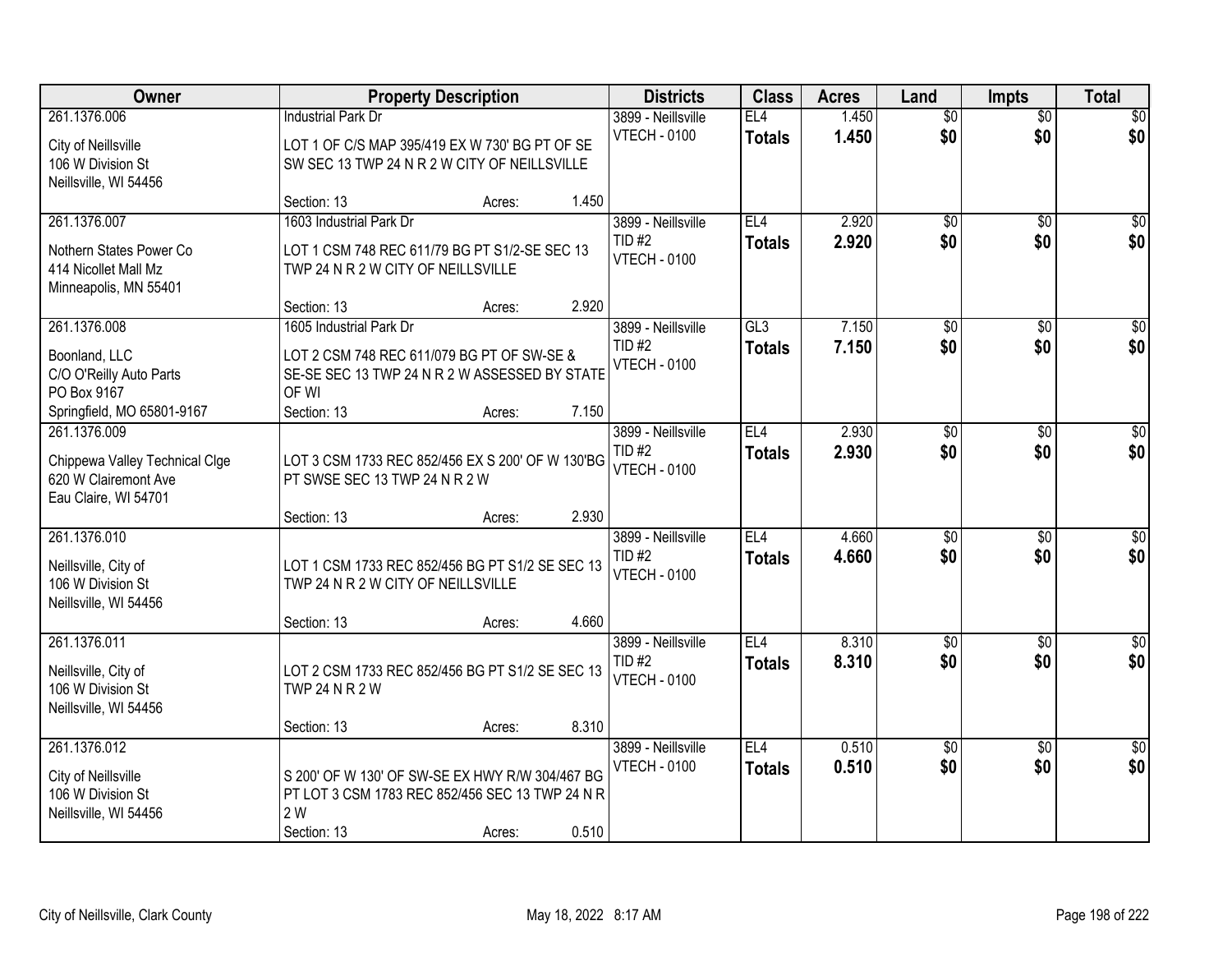| Owner | Property Description | Districts | Class | Acres | Land | Impts | Total |
|---|---|---|---|---|---|---|---|
| 261.1376.006<br><br>City of Neillsville<br>106 W Division St<br>Neillsville, WI 54456 | Industrial Park Dr<br><br>LOT 1 OF C/S MAP 395/419 EX W 730' BG PT OF SE SW SEC 13 TWP 24 N R 2 W CITY OF NEILLSVILLE<br><br>Section: 13 Acres: 1.450 | 3899 - Neillsville<br>VTECH - 0100 | EL4<br>**Totals** | 1.450<br>**1.450** | $0<br>**$0** | $0<br>**$0** | $0<br>**$0** |
| 261.1376.007<br><br>Nothern States Power Co<br>414 Nicollet Mall Mz<br>Minneapolis, MN 55401 | 1603 Industrial Park Dr<br><br>LOT 1 CSM 748 REC 611/79 BG PT S1/2-SE SEC 13 TWP 24 N R 2 W CITY OF NEILLSVILLE<br><br>Section: 13 Acres: 2.920 | 3899 - Neillsville<br>TID #2<br>VTECH - 0100 | EL4<br>**Totals** | 2.920<br>**2.920** | $0<br>**$0** | $0<br>**$0** | $0<br>**$0** |
| 261.1376.008<br><br>Boonland, LLC<br>C/O O'Reilly Auto Parts<br>PO Box 9167<br>Springfield, MO 65801-9167 | 1605 Industrial Park Dr<br><br>LOT 2 CSM 748 REC 611/079 BG PT OF SW-SE & SE-SE SEC 13 TWP 24 N R 2 W ASSESSED BY STATE OF WI<br>Section: 13 Acres: 7.150 | 3899 - Neillsville<br>TID #2<br>VTECH - 0100 | GL3<br>**Totals** | 7.150<br>**7.150** | $0<br>**$0** | $0<br>**$0** | $0<br>**$0** |
| 261.1376.009<br><br>Chippewa Valley Technical Clge<br>620 W Clairemont Ave<br>Eau Claire, WI 54701 | LOT 3 CSM 1733 REC 852/456 EX S 200' OF W 130'BG PT SWSE SEC 13 TWP 24 N R 2 W<br><br>Section: 13 Acres: 2.930 | 3899 - Neillsville<br>TID #2<br>VTECH - 0100 | EL4<br>**Totals** | 2.930<br>**2.930** | $0<br>**$0** | $0<br>**$0** | $0<br>**$0** |
| 261.1376.010<br><br>Neillsville, City of<br>106 W Division St<br>Neillsville, WI 54456 | LOT 1 CSM 1733 REC 852/456 BG PT S1/2 SE SEC 13 TWP 24 N R 2 W CITY OF NEILLSVILLE<br><br>Section: 13 Acres: 4.660 | 3899 - Neillsville<br>TID #2<br>VTECH - 0100 | EL4<br>**Totals** | 4.660<br>**4.660** | $0<br>**$0** | $0<br>**$0** | $0<br>**$0** |
| 261.1376.011<br><br>Neillsville, City of<br>106 W Division St<br>Neillsville, WI 54456 | LOT 2 CSM 1733 REC 852/456 BG PT S1/2 SE SEC 13 TWP 24 N R 2 W<br><br>Section: 13 Acres: 8.310 | 3899 - Neillsville<br>TID #2<br>VTECH - 0100 | EL4<br>**Totals** | 8.310<br>**8.310** | $0<br>**$0** | $0<br>**$0** | $0<br>**$0** |
| 261.1376.012<br><br>City of Neillsville<br>106 W Division St<br>Neillsville, WI 54456 | S 200' OF W 130' OF SW-SE EX HWY R/W 304/467 BG PT LOT 3 CSM 1783 REC 852/456 SEC 13 TWP 24 N R 2 W<br>Section: 13 Acres: 0.510 | 3899 - Neillsville<br>VTECH - 0100 | EL4<br>**Totals** | 0.510<br>**0.510** | $0<br>**$0** | $0<br>**$0** | $0<br>**$0** |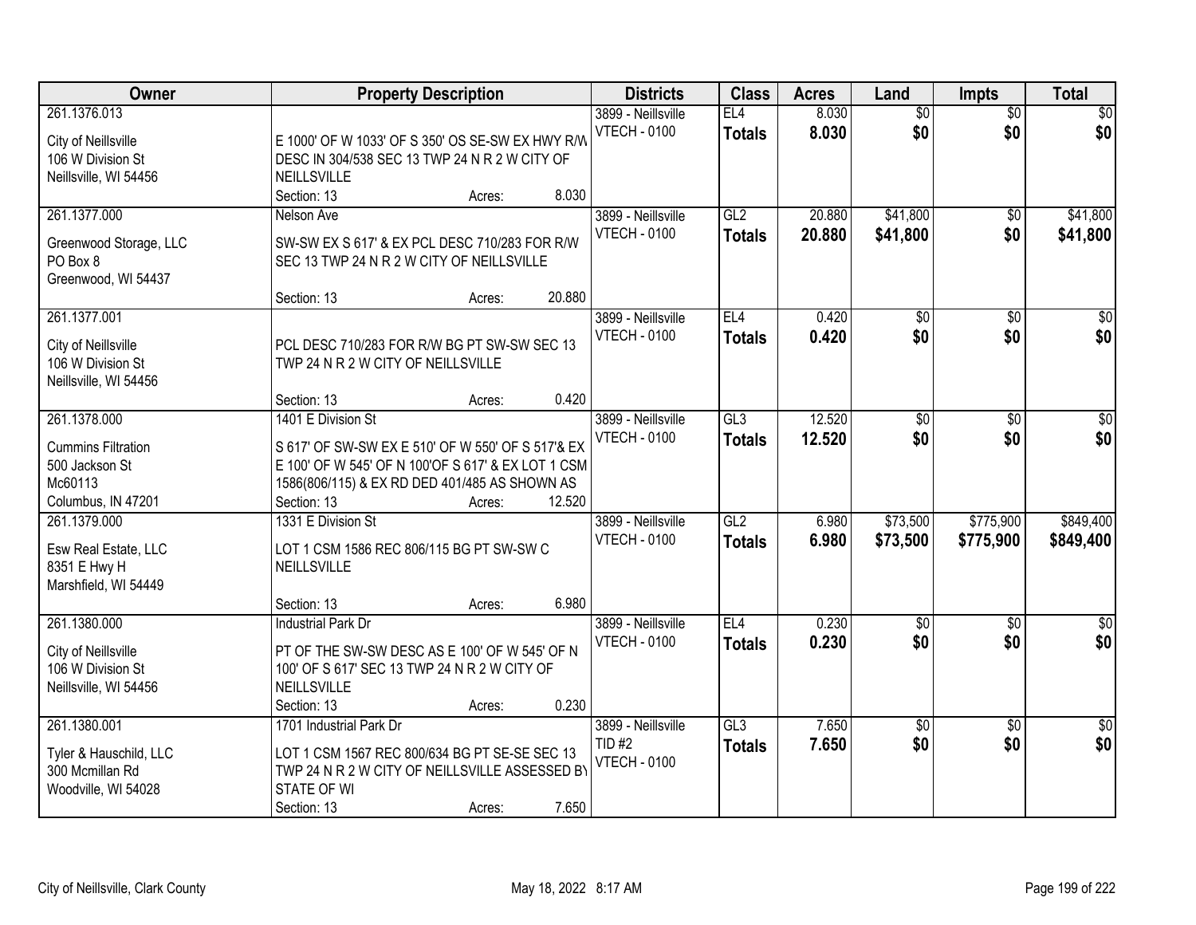| Owner | Property Description | Districts | Class | Acres | Land | Impts | Total |
|---|---|---|---|---|---|---|---|
| 261.1376.013<br><br>City of Neillsville<br>106 W Division St<br>Neillsville, WI 54456 | E 1000' OF W 1033' OF S 350' OS SE-SW EX HWY R/W DESC IN 304/538 SEC 13 TWP 24 N R 2 W CITY OF NEILLSVILLE<br>Section: 13 Acres: 8.030 | 3899 - Neillsville<br>VTECH - 0100 | EL4<br>**Totals** | 8.030<br>**8.030** | $0<br>**$0** | $0<br>**$0** | $0<br>**$0** |
| 261.1377.000<br><br>Greenwood Storage, LLC<br>PO Box 8<br>Greenwood, WI 54437 | Nelson Ave<br>SW-SW EX S 617' & EX PCL DESC 710/283 FOR R/W SEC 13 TWP 24 N R 2 W CITY OF NEILLSVILLE<br>Section: 13 Acres: 20.880 | 3899 - Neillsville<br>VTECH - 0100 | GL2<br>**Totals** | 20.880<br>**20.880** | $41,800<br>**$41,800** | $0<br>**$0** | $41,800<br>**$41,800** |
| 261.1377.001<br><br>City of Neillsville<br>106 W Division St<br>Neillsville, WI 54456 | PCL DESC 710/283 FOR R/W BG PT SW-SW SEC 13 TWP 24 N R 2 W CITY OF NEILLSVILLE<br>Section: 13 Acres: 0.420 | 3899 - Neillsville<br>VTECH - 0100 | EL4<br>**Totals** | 0.420<br>**0.420** | $0<br>**$0** | $0<br>**$0** | $0<br>**$0** |
| 261.1378.000<br><br>Cummins Filtration<br>500 Jackson St<br>Mc60113<br>Columbus, IN 47201 | 1401 E Division St<br>S 617' OF SW-SW EX E 510' OF W 550' OF S 517'& EX E 100' OF W 545' OF N 100'OF S 617' & EX LOT 1 CSM 1586(806/115) & EX RD DED 401/485 AS SHOWN AS<br>Section: 13 Acres: 12.520 | 3899 - Neillsville<br>VTECH - 0100 | GL3<br>**Totals** | 12.520<br>**12.520** | $0<br>**$0** | $0<br>**$0** | $0<br>**$0** |
| 261.1379.000<br><br>Esw Real Estate, LLC<br>8351 E Hwy H<br>Marshfield, WI 54449 | 1331 E Division St<br>LOT 1 CSM 1586 REC 806/115 BG PT SW-SW C NEILLSVILLE<br>Section: 13 Acres: 6.980 | 3899 - Neillsville<br>VTECH - 0100 | GL2<br>**Totals** | 6.980<br>**6.980** | $73,500<br>**$73,500** | $775,900<br>**$775,900** | $849,400<br>**$849,400** |
| 261.1380.000<br><br>City of Neillsville<br>106 W Division St<br>Neillsville, WI 54456 | Industrial Park Dr<br>PT OF THE SW-SW DESC AS E 100' OF W 545' OF N 100' OF S 617' SEC 13 TWP 24 N R 2 W CITY OF NEILLSVILLE<br>Section: 13 Acres: 0.230 | 3899 - Neillsville<br>VTECH - 0100 | EL4<br>**Totals** | 0.230<br>**0.230** | $0<br>**$0** | $0<br>**$0** | $0<br>**$0** |
| 261.1380.001<br><br>Tyler & Hauschild, LLC<br>300 Mcmillan Rd<br>Woodville, WI 54028 | 1701 Industrial Park Dr<br>LOT 1 CSM 1567 REC 800/634 BG PT SE-SE SEC 13 TWP 24 N R 2 W CITY OF NEILLSVILLE ASSESSED BY STATE OF WI<br>Section: 13 Acres: 7.650 | 3899 - Neillsville<br>TID #2<br>VTECH - 0100 | GL3<br>**Totals** | 7.650<br>**7.650** | $0<br>**$0** | $0<br>**$0** | $0<br>**$0** |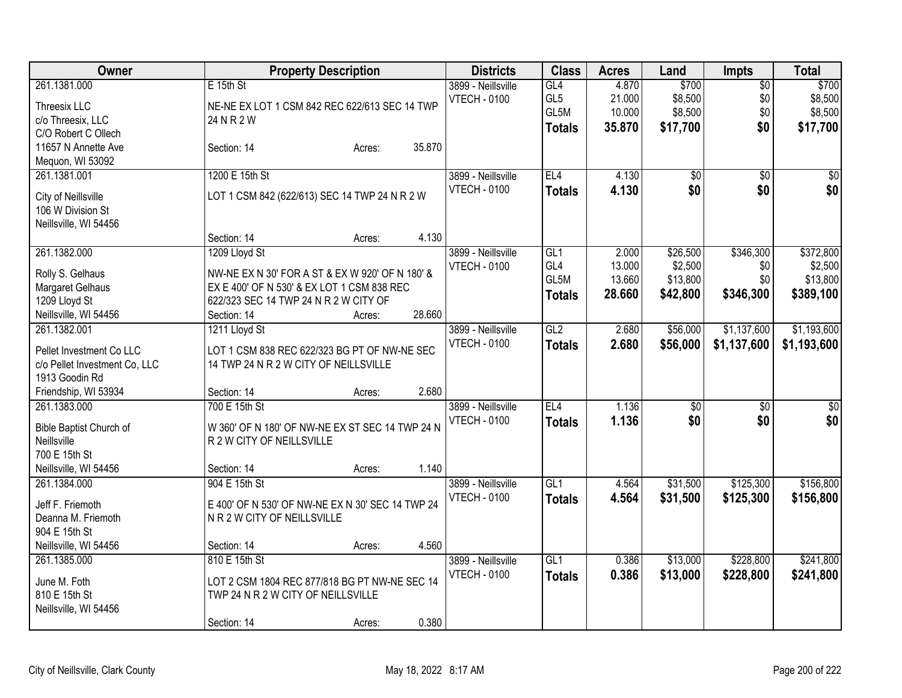| Owner | Property Description | Districts | Class | Acres | Land | Impts | Total |
|---|---|---|---|---|---|---|---|
| 261.1381.000<br>Threesix LLC<br>c/o Threesix, LLC<br>C/O Robert C Ollech<br>11657 N Annette Ave<br>Mequon, WI 53092 | E 15th St<br>NE-NE EX LOT 1 CSM 842 REC 622/613 SEC 14 TWP 24 N R 2 W<br>Section: 14 Acres: 35.870 | 3899 - Neillsville<br>VTECH - 0100 | GL4<br>GL5<br>GL5M<br>**Totals** | 4.870<br>21.000<br>10.000<br>**35.870** | $700<br>$8,500<br>$8,500<br>**$17,700** | $0<br>$0<br>$0<br>**$0** | $700<br>$8,500<br>$8,500<br>**$17,700** |
| 261.1381.001<br>City of Neillsville<br>106 W Division St<br>Neillsville, WI 54456 | 1200 E 15th St<br>LOT 1 CSM 842 (622/613) SEC 14 TWP 24 N R 2 W<br>Section: 14 Acres: 4.130 | 3899 - Neillsville<br>VTECH - 0100 | EL4<br>**Totals** | 4.130<br>**4.130** | $0<br>**$0** | $0<br>**$0** | $0<br>**$0** |
| 261.1382.000<br>Rolly S. Gelhaus<br>Margaret Gelhaus<br>1209 Lloyd St<br>Neillsville, WI 54456 | 1209 Lloyd St<br>NW-NE EX N 30' FOR A ST & EX W 920' OF N 180' & EX E 400' OF N 530' & EX LOT 1 CSM 838 REC 622/323 SEC 14 TWP 24 N R 2 W CITY OF<br>Section: 14 Acres: 28.660 | 3899 - Neillsville<br>VTECH - 0100 | GL1<br>GL4<br>GL5M<br>**Totals** | 2.000<br>13.000<br>13.660<br>**28.660** | $26,500<br>$2,500<br>$13,800<br>**$42,800** | $346,300<br>$0<br>$0<br>**$346,300** | $372,800<br>$2,500<br>$13,800<br>**$389,100** |
| 261.1382.001<br>Pellet Investment Co LLC<br>c/o Pellet Investment Co, LLC<br>1913 Goodin Rd<br>Friendship, WI 53934 | 1211 Lloyd St<br>LOT 1 CSM 838 REC 622/323 BG PT OF NW-NE SEC 14 TWP 24 N R 2 W CITY OF NEILLSVILLE<br>Section: 14 Acres: 2.680 | 3899 - Neillsville<br>VTECH - 0100 | GL2<br>**Totals** | 2.680<br>**2.680** | $56,000<br>**$56,000** | $1,137,600<br>**$1,137,600** | $1,193,600<br>**$1,193,600** |
| 261.1383.000<br>Bible Baptist Church of Neillsville<br>700 E 15th St<br>Neillsville, WI 54456 | 700 E 15th St<br>W 360' OF N 180' OF NW-NE EX ST SEC 14 TWP 24 N R 2 W CITY OF NEILLSVILLE<br>Section: 14 Acres: 1.140 | 3899 - Neillsville<br>VTECH - 0100 | EL4<br>**Totals** | 1.136<br>**1.136** | $0<br>**$0** | $0<br>**$0** | $0<br>**$0** |
| 261.1384.000<br>Jeff F. Friemoth<br>Deanna M. Friemoth<br>904 E 15th St<br>Neillsville, WI 54456 | 904 E 15th St<br>E 400' OF N 530' OF NW-NE EX N 30' SEC 14 TWP 24 N R 2 W CITY OF NEILLSVILLE<br>Section: 14 Acres: 4.560 | 3899 - Neillsville<br>VTECH - 0100 | GL1<br>**Totals** | 4.564<br>**4.564** | $31,500<br>**$31,500** | $125,300<br>**$125,300** | $156,800<br>**$156,800** |
| 261.1385.000<br>June M. Foth<br>810 E 15th St<br>Neillsville, WI 54456 | 810 E 15th St<br>LOT 2 CSM 1804 REC 877/818 BG PT NW-NE SEC 14 TWP 24 N R 2 W CITY OF NEILLSVILLE<br>Section: 14 Acres: 0.380 | 3899 - Neillsville<br>VTECH - 0100 | GL1<br>**Totals** | 0.386<br>**0.386** | $13,000<br>**$13,000** | $228,800<br>**$228,800** | $241,800<br>**$241,800** |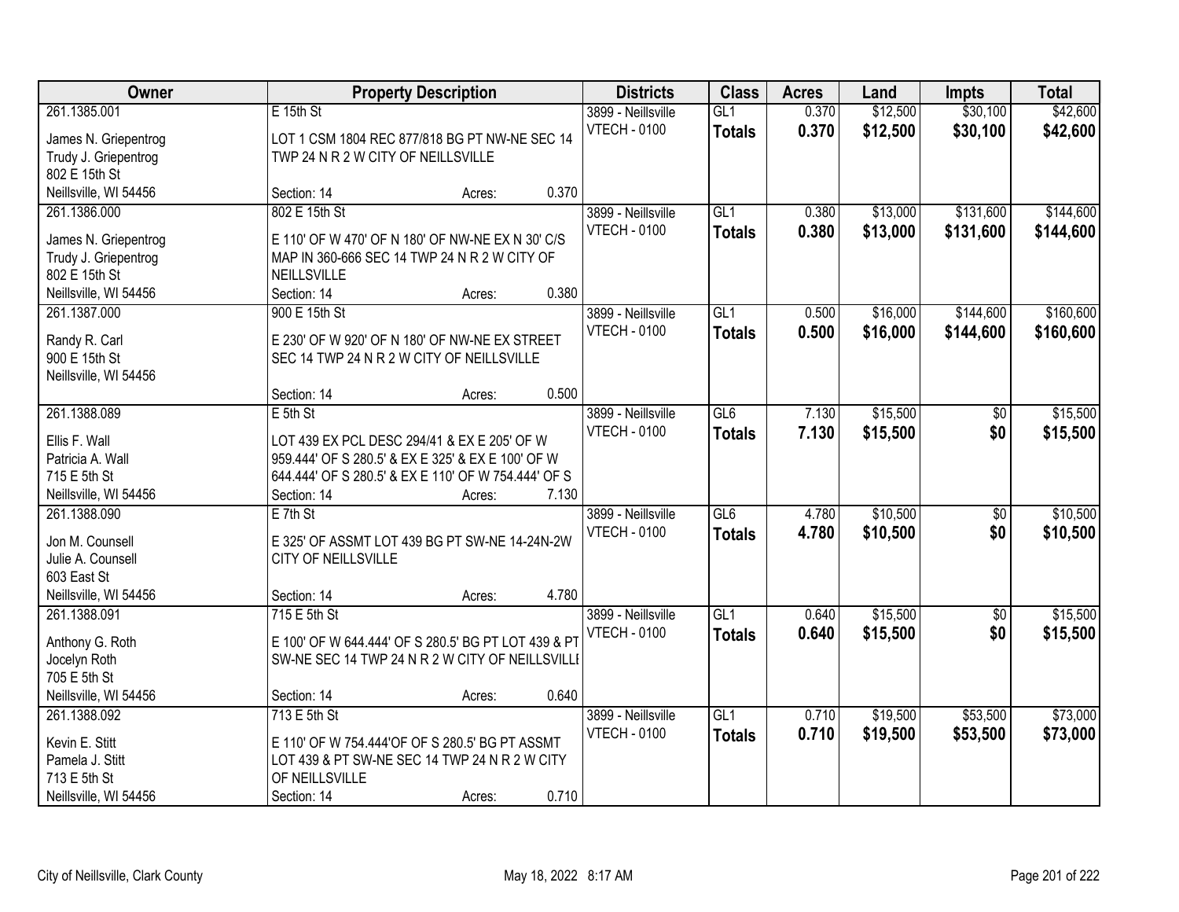| Owner | Property Description | Districts | Class | Acres | Land | Impts | Total |
|---|---|---|---|---|---|---|---|
| 261.1385.001<br>James N. Griepentrog<br>Trudy J. Griepentrog<br>802 E 15th St<br>Neillsville, WI 54456 | E 15th St<br>LOT 1 CSM 1804 REC 877/818 BG PT NW-NE SEC 14 TWP 24 N R 2 W CITY OF NEILLSVILLE<br>Section: 14 Acres: 0.370 | 3899 - Neillsville<br>VTECH - 0100 | GL1<br>**Totals** | 0.370<br>**0.370** | $12,500<br>**$12,500** | $30,100<br>**$30,100** | $42,600<br>**$42,600** |
| 261.1386.000<br>James N. Griepentrog<br>Trudy J. Griepentrog<br>802 E 15th St<br>Neillsville, WI 54456 | 802 E 15th St<br>E 110' OF W 470' OF N 180' OF NW-NE EX N 30' C/S MAP IN 360-666 SEC 14 TWP 24 N R 2 W CITY OF NEILLSVILLE<br>Section: 14 Acres: 0.380 | 3899 - Neillsville<br>VTECH - 0100 | GL1<br>**Totals** | 0.380<br>**0.380** | $13,000<br>**$13,000** | $131,600<br>**$131,600** | $144,600<br>**$144,600** |
| 261.1387.000<br>Randy R. Carl<br>900 E 15th St<br>Neillsville, WI 54456 | 900 E 15th St<br>E 230' OF W 920' OF N 180' OF NW-NE EX STREET SEC 14 TWP 24 N R 2 W CITY OF NEILLSVILLE<br>Section: 14 Acres: 0.500 | 3899 - Neillsville<br>VTECH - 0100 | GL1<br>**Totals** | 0.500<br>**0.500** | $16,000<br>**$16,000** | $144,600<br>**$144,600** | $160,600<br>**$160,600** |
| 261.1388.089<br>Ellis F. Wall<br>Patricia A. Wall<br>715 E 5th St<br>Neillsville, WI 54456 | E 5th St<br>LOT 439 EX PCL DESC 294/41 & EX E 205' OF W 959.444' OF S 280.5' & EX E 325' & EX E 100' OF W 644.444' OF S 280.5' & EX E 110' OF W 754.444' OF S<br>Section: 14 Acres: 7.130 | 3899 - Neillsville<br>VTECH - 0100 | GL6<br>**Totals** | 7.130<br>**7.130** | $15,500<br>**$15,500** | $0<br>**$0** | $15,500<br>**$15,500** |
| 261.1388.090<br>Jon M. Counsell<br>Julie A. Counsell<br>603 East St<br>Neillsville, WI 54456 | E 7th St<br>E 325' OF ASSMT LOT 439 BG PT SW-NE 14-24N-2W CITY OF NEILLSVILLE<br>Section: 14 Acres: 4.780 | 3899 - Neillsville<br>VTECH - 0100 | GL6<br>**Totals** | 4.780<br>**4.780** | $10,500<br>**$10,500** | $0<br>**$0** | $10,500<br>**$10,500** |
| 261.1388.091<br>Anthony G. Roth<br>Jocelyn Roth<br>705 E 5th St<br>Neillsville, WI 54456 | 715 E 5th St<br>E 100' OF W 644.444' OF S 280.5' BG PT LOT 439 & PT SW-NE SEC 14 TWP 24 N R 2 W CITY OF NEILLSVILLE<br>Section: 14 Acres: 0.640 | 3899 - Neillsville<br>VTECH - 0100 | GL1<br>**Totals** | 0.640<br>**0.640** | $15,500<br>**$15,500** | $0<br>**$0** | $15,500<br>**$15,500** |
| 261.1388.092<br>Kevin E. Stitt<br>Pamela J. Stitt<br>713 E 5th St<br>Neillsville, WI 54456 | 713 E 5th St<br>E 110' OF W 754.444'OF OF S 280.5' BG PT ASSMT LOT 439 & PT SW-NE SEC 14 TWP 24 N R 2 W CITY OF NEILLSVILLE<br>Section: 14 Acres: 0.710 | 3899 - Neillsville<br>VTECH - 0100 | GL1<br>**Totals** | 0.710<br>**0.710** | $19,500<br>**$19,500** | $53,500<br>**$53,500** | $73,000<br>**$73,000** |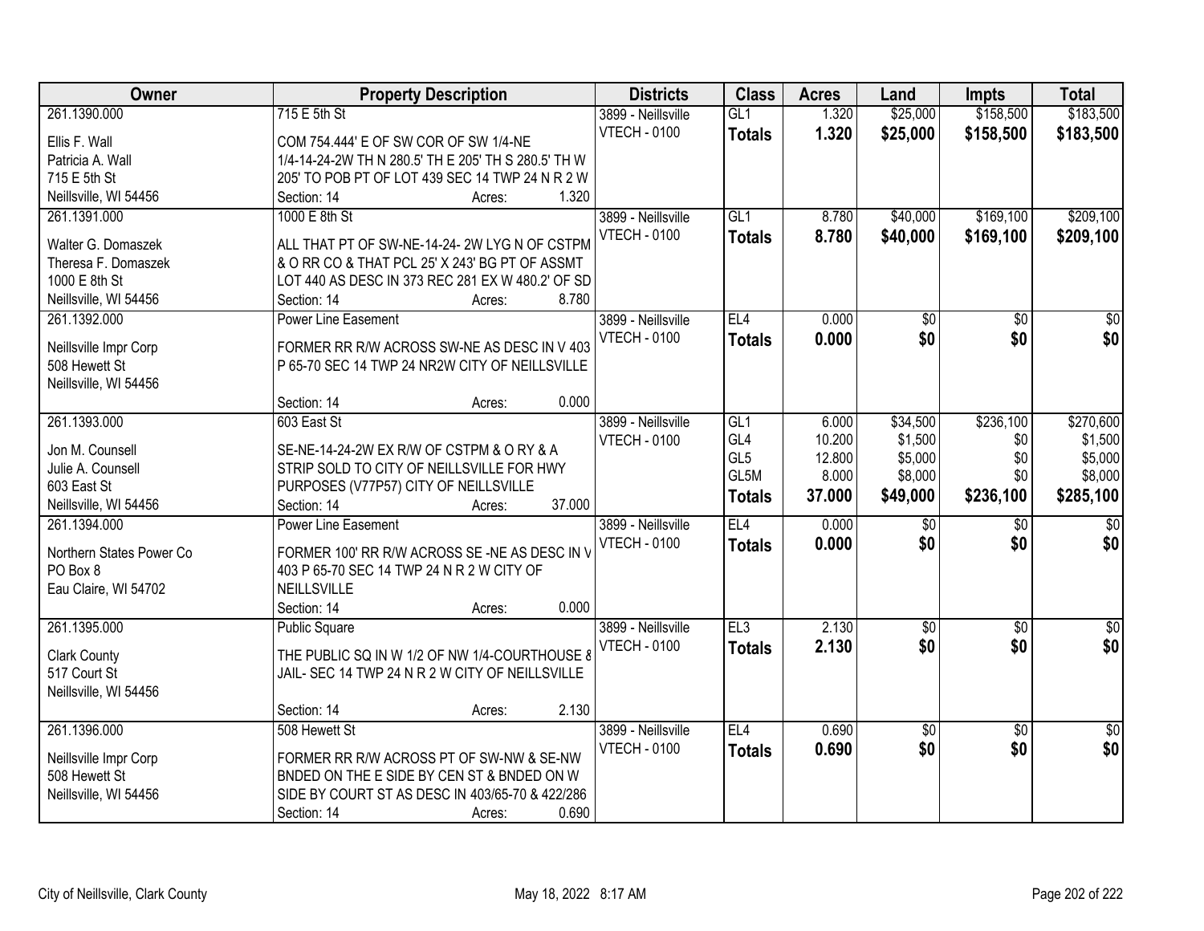| Owner | Property Description | Districts | Class | Acres | Land | Impts | Total |
|---|---|---|---|---|---|---|---|
| 261.1390.000 | 715 E 5th St | 3899 - Neillsville | GL1 | 1.320 | $25,000 | $158,500 | $183,500 |
| Ellis F. Wall<br>Patricia A. Wall<br>715 E 5th St<br>Neillsville, WI 54456 | COM 754.444' E OF SW COR OF SW 1/4-NE 1/4-14-24-2W TH N 280.5' TH E 205' TH S 280.5' TH W 205' TO POB PT OF LOT 439 SEC 14 TWP 24 N R 2 W<br>Section: 14 Acres: 1.320 | VTECH - 0100 | **Totals** | **1.320** | **$25,000** | **$158,500** | **$183,500** |
| 261.1391.000 | 1000 E 8th St | 3899 - Neillsville | GL1 | 8.780 | $40,000 | $169,100 | $209,100 |
| Walter G. Domaszek<br>Theresa F. Domaszek<br>1000 E 8th St<br>Neillsville, WI 54456 | ALL THAT PT OF SW-NE-14-24- 2W LYG N OF CSTPM & O RR CO & THAT PCL 25' X 243' BG PT OF ASSMT LOT 440 AS DESC IN 373 REC 281 EX W 480.2' OF SD<br>Section: 14 Acres: 8.780 | VTECH - 0100 | **Totals** | **8.780** | **$40,000** | **$169,100** | **$209,100** |
| 261.1392.000 | Power Line Easement | 3899 - Neillsville | EL4 | 0.000 | $0 | $0 | $0 |
| Neillsville Impr Corp<br>508 Hewett St<br>Neillsville, WI 54456 | FORMER RR R/W ACROSS SW-NE AS DESC IN V 403 P 65-70 SEC 14 TWP 24 NR2W CITY OF NEILLSVILLE<br>Section: 14 Acres: 0.000 | VTECH - 0100 | **Totals** | **0.000** | **$0** | **$0** | **$0** |
| 261.1393.000 | 603 East St | 3899 - Neillsville | GL1 | 6.000 | $34,500 | $236,100 | $270,600 |
| Jon M. Counsell<br>Julie A. Counsell<br>603 East St<br>Neillsville, WI 54456 | SE-NE-14-24-2W EX R/W OF CSTPM & O RY & A STRIP SOLD TO CITY OF NEILLSVILLE FOR HWY PURPOSES (V77P57) CITY OF NEILLSVILLE<br>Section: 14 Acres: 37.000 | VTECH - 0100 | GL4 | 10.200 | $1,500 | $0 | $1,500 |
| | | | GL5 | 12.800 | $5,000 | $0 | $5,000 |
| | | | GL5M | 8.000 | $8,000 | $0 | $8,000 |
| | | | **Totals** | **37.000** | **$49,000** | **$236,100** | **$285,100** |
| 261.1394.000 | Power Line Easement | 3899 - Neillsville | EL4 | 0.000 | $0 | $0 | $0 |
| Northern States Power Co<br>PO Box 8<br>Eau Claire, WI 54702 | FORMER 100' RR R/W ACROSS SE -NE AS DESC IN V 403 P 65-70 SEC 14 TWP 24 N R 2 W CITY OF NEILLSVILLE<br>Section: 14 Acres: 0.000 | VTECH - 0100 | **Totals** | **0.000** | **$0** | **$0** | **$0** |
| 261.1395.000 | Public Square | 3899 - Neillsville | EL3 | 2.130 | $0 | $0 | $0 |
| Clark County<br>517 Court St<br>Neillsville, WI 54456 | THE PUBLIC SQ IN W 1/2 OF NW 1/4-COURTHOUSE & JAIL- SEC 14 TWP 24 N R 2 W CITY OF NEILLSVILLE<br>Section: 14 Acres: 2.130 | VTECH - 0100 | **Totals** | **2.130** | **$0** | **$0** | **$0** |
| 261.1396.000 | 508 Hewett St | 3899 - Neillsville | EL4 | 0.690 | $0 | $0 | $0 |
| Neillsville Impr Corp<br>508 Hewett St<br>Neillsville, WI 54456 | FORMER RR R/W ACROSS PT OF SW-NW & SE-NW BNDED ON THE E SIDE BY CEN ST & BNDED ON W SIDE BY COURT ST AS DESC IN 403/65-70 & 422/286<br>Section: 14 Acres: 0.690 | VTECH - 0100 | **Totals** | **0.690** | **$0** | **$0** | **$0** |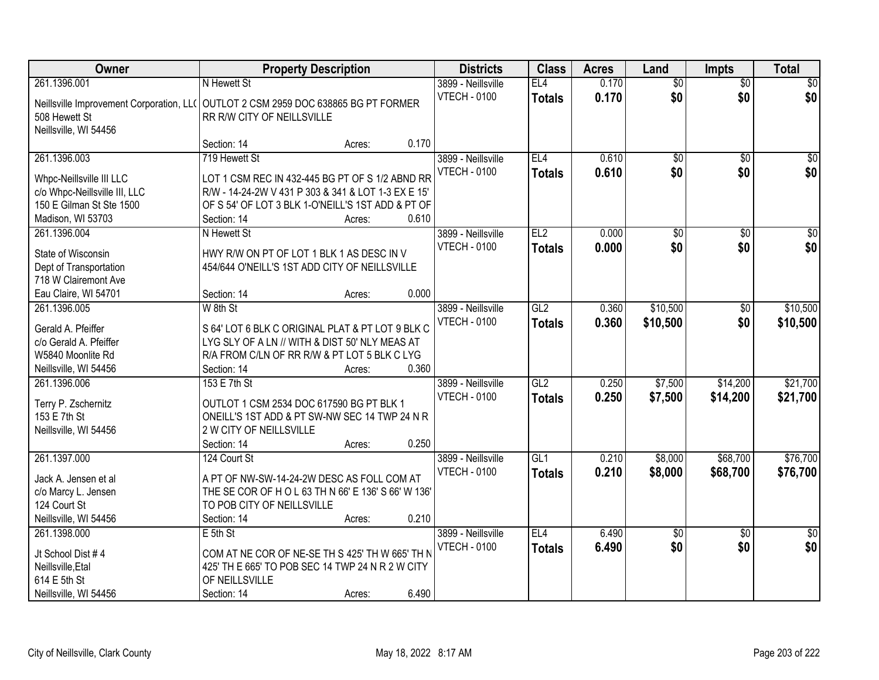| Owner | Property Description | Districts | Class | Acres | Land | Impts | Total |
|---|---|---|---|---|---|---|---|
| 261.1396.001<br>Neillsville Improvement Corporation, LL(<br>508 Hewett St<br>Neillsville, WI 54456 | N Hewett St<br>OUTLOT 2 CSM 2959 DOC 638865 BG PT FORMER RR R/W CITY OF NEILLSVILLE<br>Section: 14 Acres: 0.170 | 3899 - Neillsville<br>VTECH - 0100 | EL4<br>**Totals** | 0.170<br>**0.170** | $0<br>**$0** | $0<br>**$0** | $0<br>**$0** |
| 261.1396.003<br>Whpc-Neillsville III LLC<br>c/o Whpc-Neillsville III, LLC<br>150 E Gilman St Ste 1500<br>Madison, WI 53703 | 719 Hewett St<br>LOT 1 CSM REC IN 432-445 BG PT OF S 1/2 ABND RR R/W - 14-24-2W V 431 P 303 & 341 & LOT 1-3 EX E 15' OF S 54' OF LOT 3 BLK 1-O'NEILL'S 1ST ADD & PT OF<br>Section: 14 Acres: 0.610 | 3899 - Neillsville<br>VTECH - 0100 | EL4<br>**Totals** | 0.610<br>**0.610** | $0<br>**$0** | $0<br>**$0** | $0<br>**$0** |
| 261.1396.004<br>State of Wisconsin<br>Dept of Transportation<br>718 W Clairemont Ave<br>Eau Claire, WI 54701 | N Hewett St<br>HWY R/W ON PT OF LOT 1 BLK 1 AS DESC IN V 454/644 O'NEILL'S 1ST ADD CITY OF NEILLSVILLE<br>Section: 14 Acres: 0.000 | 3899 - Neillsville<br>VTECH - 0100 | EL2<br>**Totals** | 0.000<br>**0.000** | $0<br>**$0** | $0<br>**$0** | $0<br>**$0** |
| 261.1396.005<br>Gerald A. Pfeiffer<br>c/o Gerald A. Pfeiffer<br>W5840 Moonlite Rd<br>Neillsville, WI 54456 | W 8th St<br>S 64' LOT 6 BLK C ORIGINAL PLAT & PT LOT 9 BLK C LYG SLY OF A LN // WITH & DIST 50' NLY MEAS AT R/A FROM C/LN OF RR R/W & PT LOT 5 BLK C LYG<br>Section: 14 Acres: 0.360 | 3899 - Neillsville<br>VTECH - 0100 | GL2<br>**Totals** | 0.360<br>**0.360** | $10,500<br>**$10,500** | $0<br>**$0** | $10,500<br>**$10,500** |
| 261.1396.006<br>Terry P. Zschernitz<br>153 E 7th St<br>Neillsville, WI 54456 | 153 E 7th St<br>OUTLOT 1 CSM 2534 DOC 617590 BG PT BLK 1 ONEILL'S 1ST ADD & PT SW-NW SEC 14 TWP 24 N R 2 W CITY OF NEILLSVILLE<br>Section: 14 Acres: 0.250 | 3899 - Neillsville<br>VTECH - 0100 | GL2<br>**Totals** | 0.250<br>**0.250** | $7,500<br>**$7,500** | $14,200<br>**$14,200** | $21,700<br>**$21,700** |
| 261.1397.000<br>Jack A. Jensen et al<br>c/o Marcy L. Jensen<br>124 Court St<br>Neillsville, WI 54456 | 124 Court St<br>A PT OF NW-SW-14-24-2W DESC AS FOLL COM AT THE SE COR OF H O L 63 TH N 66' E 136' S 66' W 136' TO POB CITY OF NEILLSVILLE<br>Section: 14 Acres: 0.210 | 3899 - Neillsville<br>VTECH - 0100 | GL1<br>**Totals** | 0.210<br>**0.210** | $8,000<br>**$8,000** | $68,700<br>**$68,700** | $76,700<br>**$76,700** |
| 261.1398.000<br>Jt School Dist # 4<br>Neillsville,Etal<br>614 E 5th St<br>Neillsville, WI 54456 | E 5th St<br>COM AT NE COR OF NE-SE TH S 425' TH W 665' TH N 425' TH E 665' TO POB SEC 14 TWP 24 N R 2 W CITY OF NEILLSVILLE<br>Section: 14 Acres: 6.490 | 3899 - Neillsville<br>VTECH - 0100 | EL4<br>**Totals** | 6.490<br>**6.490** | $0<br>**$0** | $0<br>**$0** | $0<br>**$0** |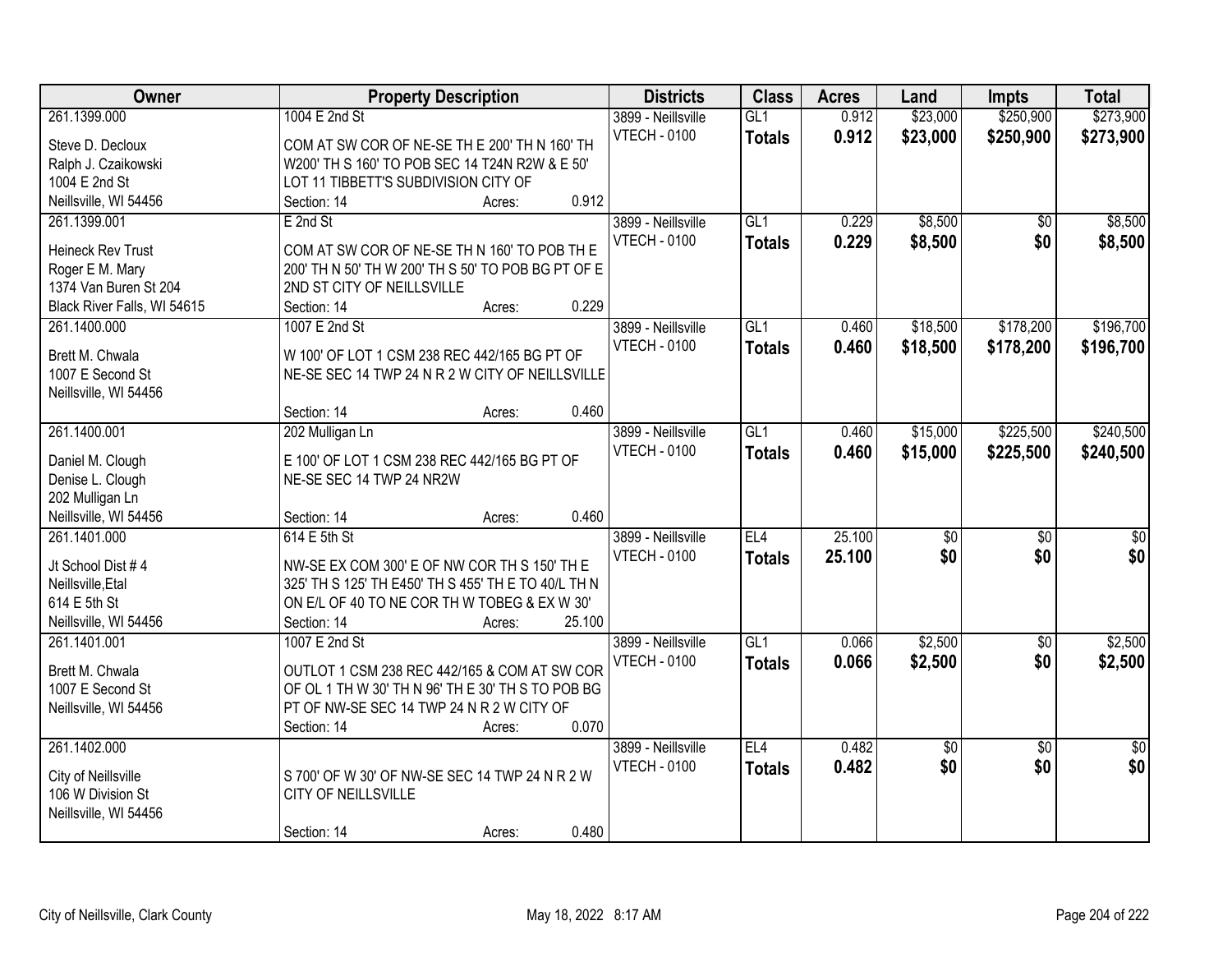| Owner | Property Description | Districts | Class | Acres | Land | Impts | Total |
|---|---|---|---|---|---|---|---|
| 261.1399.000<br>Steve D. Decloux<br>Ralph J. Czaikowski<br>1004 E 2nd St<br>Neillsville, WI 54456 | 1004 E 2nd St<br>COM AT SW COR OF NE-SE TH E 200' TH N 160' TH W200' TH S 160' TO POB SEC 14 T24N R2W & E 50' LOT 11 TIBBETT'S SUBDIVISION CITY OF<br>Section: 14 Acres: 0.912 | 3899 - Neillsville<br>VTECH - 0100 | GL1<br>**Totals** | 0.912<br>**0.912** | $23,000<br>**$23,000** | $250,900<br>**$250,900** | $273,900<br>**$273,900** |
| 261.1399.001<br>Heineck Rev Trust<br>Roger E M. Mary<br>1374 Van Buren St 204<br>Black River Falls, WI 54615 | E 2nd St<br>COM AT SW COR OF NE-SE TH N 160' TO POB TH E 200' TH N 50' TH W 200' TH S 50' TO POB BG PT OF E 2ND ST CITY OF NEILLSVILLE<br>Section: 14 Acres: 0.229 | 3899 - Neillsville<br>VTECH - 0100 | GL1<br>**Totals** | 0.229<br>**0.229** | $8,500<br>**$8,500** | $0<br>**$0** | $8,500<br>**$8,500** |
| 261.1400.000<br>Brett M. Chwala<br>1007 E Second St<br>Neillsville, WI 54456 | 1007 E 2nd St<br>W 100' OF LOT 1 CSM 238 REC 442/165 BG PT OF NE-SE SEC 14 TWP 24 N R 2 W CITY OF NEILLSVILLE<br>Section: 14 Acres: 0.460 | 3899 - Neillsville<br>VTECH - 0100 | GL1<br>**Totals** | 0.460<br>**0.460** | $18,500<br>**$18,500** | $178,200<br>**$178,200** | $196,700<br>**$196,700** |
| 261.1400.001<br>Daniel M. Clough<br>Denise L. Clough<br>202 Mulligan Ln<br>Neillsville, WI 54456 | 202 Mulligan Ln<br>E 100' OF LOT 1 CSM 238 REC 442/165 BG PT OF NE-SE SEC 14 TWP 24 NR2W<br>Section: 14 Acres: 0.460 | 3899 - Neillsville<br>VTECH - 0100 | GL1<br>**Totals** | 0.460<br>**0.460** | $15,000<br>**$15,000** | $225,500<br>**$225,500** | $240,500<br>**$240,500** |
| 261.1401.000<br>Jt School Dist # 4<br>Neillsville,Etal<br>614 E 5th St<br>Neillsville, WI 54456 | 614 E 5th St<br>NW-SE EX COM 300' E OF NW COR TH S 150' TH E 325' TH S 125' TH E450' TH S 455' TH E TO 40/L TH N ON E/L OF 40 TO NE COR TH W TOBEG & EX W 30'<br>Section: 14 Acres: 25.100 | 3899 - Neillsville<br>VTECH - 0100 | EL4<br>**Totals** | 25.100<br>**25.100** | $0<br>**$0** | $0<br>**$0** | $0<br>**$0** |
| 261.1401.001<br>Brett M. Chwala<br>1007 E Second St<br>Neillsville, WI 54456 | 1007 E 2nd St<br>OUTLOT 1 CSM 238 REC 442/165 & COM AT SW COR OF OL 1 TH W 30' TH N 96' TH E 30' TH S TO POB BG PT OF NW-SE SEC 14 TWP 24 N R 2 W CITY OF<br>Section: 14 Acres: 0.070 | 3899 - Neillsville<br>VTECH - 0100 | GL1<br>**Totals** | 0.066<br>**0.066** | $2,500<br>**$2,500** | $0<br>**$0** | $2,500<br>**$2,500** |
| 261.1402.000<br>City of Neillsville<br>106 W Division St<br>Neillsville, WI 54456 | S 700' OF W 30' OF NW-SE SEC 14 TWP 24 N R 2 W CITY OF NEILLSVILLE<br>Section: 14 Acres: 0.480 | 3899 - Neillsville<br>VTECH - 0100 | EL4<br>**Totals** | 0.482<br>**0.482** | $0<br>**$0** | $0<br>**$0** | $0<br>**$0** |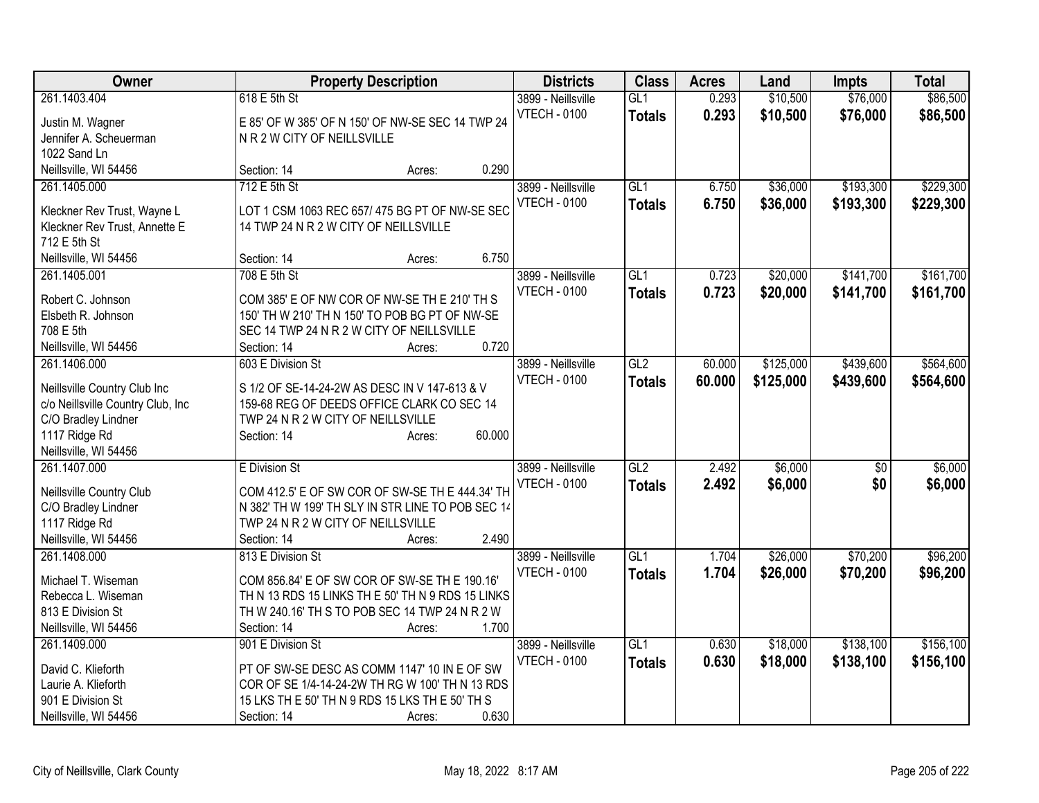| Owner | Property Description | Districts | Class | Acres | Land | Impts | Total |
|---|---|---|---|---|---|---|---|
| 261.1403.404<br>Justin M. Wagner<br>Jennifer A. Scheuerman<br>1022 Sand Ln<br>Neillsville, WI 54456 | 618 E 5th St<br>E 85' OF W 385' OF N 150' OF NW-SE SEC 14 TWP 24 N R 2 W CITY OF NEILLSVILLE<br>Section: 14 Acres: 0.290 | 3899 - Neillsville<br>VTECH - 0100 | GL1<br>**Totals** | 0.293<br>**0.293** | $10,500<br>**$10,500** | $76,000<br>**$76,000** | $86,500<br>**$86,500** |
| 261.1405.000<br>Kleckner Rev Trust, Wayne L<br>Kleckner Rev Trust, Annette E<br>712 E 5th St<br>Neillsville, WI 54456 | 712 E 5th St<br>LOT 1 CSM 1063 REC 657/ 475 BG PT OF NW-SE SEC 14 TWP 24 N R 2 W CITY OF NEILLSVILLE<br>Section: 14 Acres: 6.750 | 3899 - Neillsville<br>VTECH - 0100 | GL1<br>**Totals** | 6.750<br>**6.750** | $36,000<br>**$36,000** | $193,300<br>**$193,300** | $229,300<br>**$229,300** |
| 261.1405.001<br>Robert C. Johnson<br>Elsbeth R. Johnson<br>708 E 5th<br>Neillsville, WI 54456 | 708 E 5th St<br>COM 385' E OF NW COR OF NW-SE TH E 210' TH S 150' TH W 210' TH N 150' TO POB BG PT OF NW-SE SEC 14 TWP 24 N R 2 W CITY OF NEILLSVILLE<br>Section: 14 Acres: 0.720 | 3899 - Neillsville<br>VTECH - 0100 | GL1<br>**Totals** | 0.723<br>**0.723** | $20,000<br>**$20,000** | $141,700<br>**$141,700** | $161,700<br>**$161,700** |
| 261.1406.000<br>Neillsville Country Club Inc<br>c/o Neillsville Country Club, Inc<br>C/O Bradley Lindner<br>1117 Ridge Rd<br>Neillsville, WI 54456 | 603 E Division St<br>S 1/2 OF SE-14-24-2W AS DESC IN V 147-613 & V 159-68 REG OF DEEDS OFFICE CLARK CO SEC 14 TWP 24 N R 2 W CITY OF NEILLSVILLE<br>Section: 14 Acres: 60.000 | 3899 - Neillsville<br>VTECH - 0100 | GL2<br>**Totals** | 60.000<br>**60.000** | $125,000<br>**$125,000** | $439,600<br>**$439,600** | $564,600<br>**$564,600** |
| 261.1407.000<br>Neillsville Country Club<br>C/O Bradley Lindner<br>1117 Ridge Rd<br>Neillsville, WI 54456 | E Division St<br>COM 412.5' E OF SW COR OF SW-SE TH E 444.34' TH N 382' TH W 199' TH SLY IN STR LINE TO POB SEC 14 TWP 24 N R 2 W CITY OF NEILLSVILLE<br>Section: 14 Acres: 2.490 | 3899 - Neillsville<br>VTECH - 0100 | GL2<br>**Totals** | 2.492<br>**2.492** | $6,000<br>**$6,000** | $0<br>**$0** | $6,000<br>**$6,000** |
| 261.1408.000<br>Michael T. Wiseman<br>Rebecca L. Wiseman<br>813 E Division St<br>Neillsville, WI 54456 | 813 E Division St<br>COM 856.84' E OF SW COR OF SW-SE TH E 190.16' TH N 13 RDS 15 LINKS TH E 50' TH N 9 RDS 15 LINKS TH W 240.16' TH S TO POB SEC 14 TWP 24 N R 2 W<br>Section: 14 Acres: 1.700 | 3899 - Neillsville<br>VTECH - 0100 | GL1<br>**Totals** | 1.704<br>**1.704** | $26,000<br>**$26,000** | $70,200<br>**$70,200** | $96,200<br>**$96,200** |
| 261.1409.000<br>David C. Klieforth<br>Laurie A. Klieforth<br>901 E Division St<br>Neillsville, WI 54456 | 901 E Division St<br>PT OF SW-SE DESC AS COMM 1147' 10 IN E OF SW COR OF SE 1/4-14-24-2W TH RG W 100' TH N 13 RDS 15 LKS TH E 50' TH N 9 RDS 15 LKS TH E 50' TH S<br>Section: 14 Acres: 0.630 | 3899 - Neillsville<br>VTECH - 0100 | GL1<br>**Totals** | 0.630<br>**0.630** | $18,000<br>**$18,000** | $138,100<br>**$138,100** | $156,100<br>**$156,100** |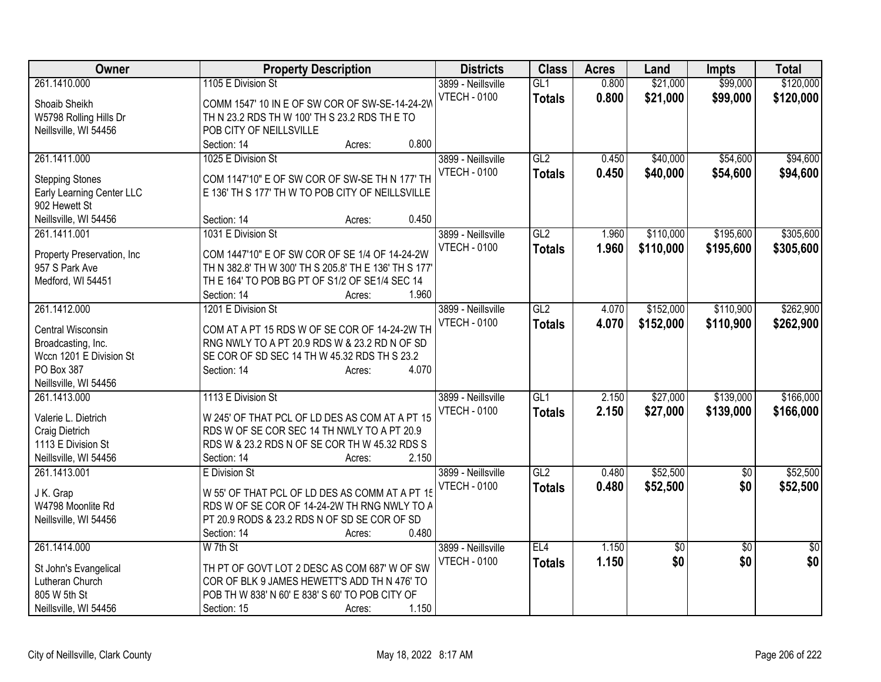| Owner | Property Description | Districts | Class | Acres | Land | Impts | Total |
|---|---|---|---|---|---|---|---|
| 261.1410.000<br>Shoaib Sheikh<br>W5798 Rolling Hills Dr<br>Neillsville, WI 54456 | 1105 E Division St<br>COMM 1547' 10 IN E OF SW COR OF SW-SE-14-24-2W TH N 23.2 RDS TH W 100' TH S 23.2 RDS TH E TO POB CITY OF NEILLSVILLE<br>Section: 14 Acres: 0.800 | 3899 - Neillsville<br>VTECH - 0100 | GL1<br>**Totals** | 0.800<br>**0.800** | $21,000<br>**$21,000** | $99,000<br>**$99,000** | $120,000<br>**$120,000** |
| 261.1411.000<br>Stepping Stones<br>Early Learning Center LLC<br>902 Hewett St<br>Neillsville, WI 54456 | 1025 E Division St<br>COM 1147'10" E OF SW COR OF SW-SE TH N 177' TH E 136' TH S 177' TH W TO POB CITY OF NEILLSVILLE<br>Section: 14 Acres: 0.450 | 3899 - Neillsville<br>VTECH - 0100 | GL2<br>**Totals** | 0.450<br>**0.450** | $40,000<br>**$40,000** | $54,600<br>**$54,600** | $94,600<br>**$94,600** |
| 261.1411.001<br>Property Preservation, Inc<br>957 S Park Ave<br>Medford, WI 54451 | 1031 E Division St<br>COM 1447'10" E OF SW COR OF SE 1/4 OF 14-24-2W TH N 382.8' TH W 300' TH S 205.8' TH E 136' TH S 177' TH E 164' TO POB BG PT OF S1/2 OF SE1/4 SEC 14<br>Section: 14 Acres: 1.960 | 3899 - Neillsville<br>VTECH - 0100 | GL2<br>**Totals** | 1.960<br>**1.960** | $110,000<br>**$110,000** | $195,600<br>**$195,600** | $305,600<br>**$305,600** |
| 261.1412.000<br>Central Wisconsin<br>Broadcasting, Inc.<br>Wccn 1201 E Division St<br>PO Box 387<br>Neillsville, WI 54456 | 1201 E Division St<br>COM AT A PT 15 RDS W OF SE COR OF 14-24-2W TH RNG NWLY TO A PT 20.9 RDS W & 23.2 RD N OF SD SE COR OF SD SEC 14 TH W 45.32 RDS TH S 23.2<br>Section: 14 Acres: 4.070 | 3899 - Neillsville<br>VTECH - 0100 | GL2<br>**Totals** | 4.070<br>**4.070** | $152,000<br>**$152,000** | $110,900<br>**$110,900** | $262,900<br>**$262,900** |
| 261.1413.000<br>Valerie L. Dietrich<br>Craig Dietrich<br>1113 E Division St<br>Neillsville, WI 54456 | 1113 E Division St<br>W 245' OF THAT PCL OF LD DES AS COM AT A PT 15 RDS W OF SE COR SEC 14 TH NWLY TO A PT 20.9 RDS W & 23.2 RDS N OF SE COR TH W 45.32 RDS S<br>Section: 14 Acres: 2.150 | 3899 - Neillsville<br>VTECH - 0100 | GL1<br>**Totals** | 2.150<br>**2.150** | $27,000<br>**$27,000** | $139,000<br>**$139,000** | $166,000<br>**$166,000** |
| 261.1413.001<br>J K. Grap<br>W4798 Moonlite Rd<br>Neillsville, WI 54456 | E Division St<br>W 55' OF THAT PCL OF LD DES AS COMM AT A PT 15 RDS W OF SE COR OF 14-24-2W TH RNG NWLY TO A PT 20.9 RODS & 23.2 RDS N OF SD SE COR OF SD<br>Section: 14 Acres: 0.480 | 3899 - Neillsville<br>VTECH - 0100 | GL2<br>**Totals** | 0.480<br>**0.480** | $52,500<br>**$52,500** | $0<br>**$0** | $52,500<br>**$52,500** |
| 261.1414.000<br>St John's Evangelical<br>Lutheran Church<br>805 W 5th St<br>Neillsville, WI 54456 | W 7th St<br>TH PT OF GOVT LOT 2 DESC AS COM 687' W OF SW COR OF BLK 9 JAMES HEWETT'S ADD TH N 476' TO POB TH W 838' N 60' E 838' S 60' TO POB CITY OF<br>Section: 15 Acres: 1.150 | 3899 - Neillsville<br>VTECH - 0100 | EL4<br>**Totals** | 1.150<br>**1.150** | $0<br>**$0** | $0<br>**$0** | $0<br>**$0** |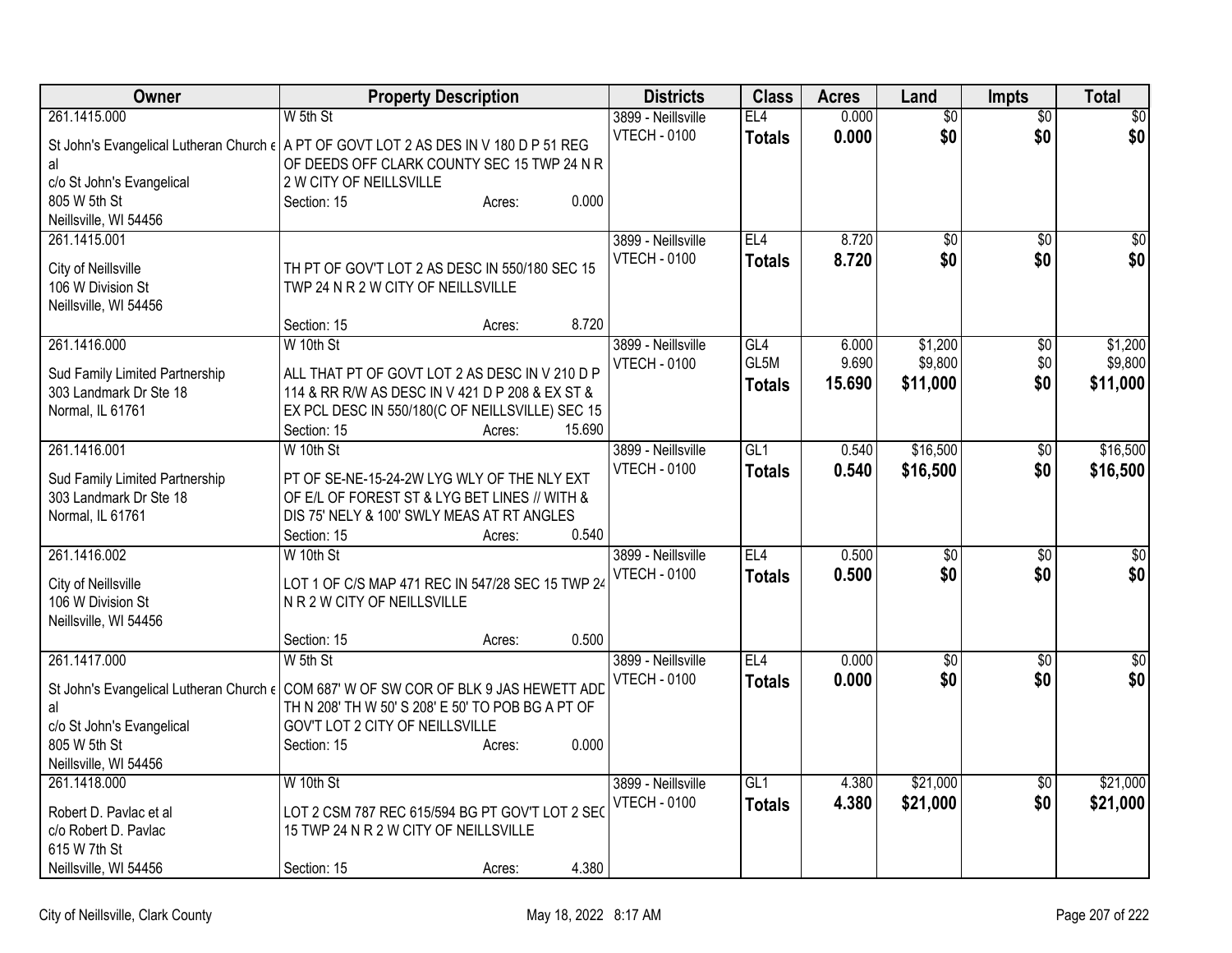| Owner | Property Description | Districts | Class | Acres | Land | Impts | Total |
|---|---|---|---|---|---|---|---|
| 261.1415.000<br>St John's Evangelical Lutheran Church et al<br>c/o St John's Evangelical<br>805 W 5th St<br>Neillsville, WI 54456 | W 5th St<br>A PT OF GOVT LOT 2 AS DES IN V 180 D P 51 REG OF DEEDS OFF CLARK COUNTY SEC 15 TWP 24 N R 2 W CITY OF NEILLSVILLE<br>Section: 15 Acres: 0.000 | 3899 - Neillsville<br>VTECH - 0100 | EL4<br>**Totals** | 0.000<br>**0.000** | $0<br>**$0** | $0<br>**$0** | $0<br>**$0** |
| 261.1415.001<br>City of Neillsville<br>106 W Division St<br>Neillsville, WI 54456 | TH PT OF GOV'T LOT 2 AS DESC IN 550/180 SEC 15 TWP 24 N R 2 W CITY OF NEILLSVILLE<br>Section: 15 Acres: 8.720 | 3899 - Neillsville<br>VTECH - 0100 | EL4<br>**Totals** | 8.720<br>**8.720** | $0<br>**$0** | $0<br>**$0** | $0<br>**$0** |
| 261.1416.000<br>Sud Family Limited Partnership<br>303 Landmark Dr Ste 18<br>Normal, IL 61761 | W 10th St<br>ALL THAT PT OF GOVT LOT 2 AS DESC IN V 210 D P 114 & RR R/W AS DESC IN V 421 D P 208 & EX ST & EX PCL DESC IN 550/180(C OF NEILLSVILLE) SEC 15<br>Section: 15 Acres: 15.690 | 3899 - Neillsville<br>VTECH - 0100 | GL4<br>GL5M<br>**Totals** | 6.000<br>9.690<br>**15.690** | $1,200<br>$9,800<br>**$11,000** | $0<br>$0<br>**$0** | $1,200<br>$9,800<br>**$11,000** |
| 261.1416.001<br>Sud Family Limited Partnership<br>303 Landmark Dr Ste 18<br>Normal, IL 61761 | W 10th St<br>PT OF SE-NE-15-24-2W LYG WLY OF THE NLY EXT OF E/L OF FOREST ST & LYG BET LINES // WITH & DIS 75' NELY & 100' SWLY MEAS AT RT ANGLES<br>Section: 15 Acres: 0.540 | 3899 - Neillsville<br>VTECH - 0100 | GL1<br>**Totals** | 0.540<br>**0.540** | $16,500<br>**$16,500** | $0<br>**$0** | $16,500<br>**$16,500** |
| 261.1416.002<br>City of Neillsville<br>106 W Division St<br>Neillsville, WI 54456 | W 10th St<br>LOT 1 OF C/S MAP 471 REC IN 547/28 SEC 15 TWP 24 N R 2 W CITY OF NEILLSVILLE<br>Section: 15 Acres: 0.500 | 3899 - Neillsville<br>VTECH - 0100 | EL4<br>**Totals** | 0.500<br>**0.500** | $0<br>**$0** | $0<br>**$0** | $0<br>**$0** |
| 261.1417.000<br>St John's Evangelical Lutheran Church et al<br>c/o St John's Evangelical<br>805 W 5th St<br>Neillsville, WI 54456 | W 5th St<br>COM 687' W OF SW COR OF BLK 9 JAS HEWETT ADD TH N 208' TH W 50' S 208' E 50' TO POB BG A PT OF GOV'T LOT 2 CITY OF NEILLSVILLE<br>Section: 15 Acres: 0.000 | 3899 - Neillsville<br>VTECH - 0100 | EL4<br>**Totals** | 0.000<br>**0.000** | $0<br>**$0** | $0<br>**$0** | $0<br>**$0** |
| 261.1418.000<br>Robert D. Pavlac et al<br>c/o Robert D. Pavlac<br>615 W 7th St<br>Neillsville, WI 54456 | W 10th St<br>LOT 2 CSM 787 REC 615/594 BG PT GOV'T LOT 2 SEC 15 TWP 24 N R 2 W CITY OF NEILLSVILLE<br>Section: 15 Acres: 4.380 | 3899 - Neillsville<br>VTECH - 0100 | GL1<br>**Totals** | 4.380<br>**4.380** | $21,000<br>**$21,000** | $0<br>**$0** | $21,000<br>**$21,000** |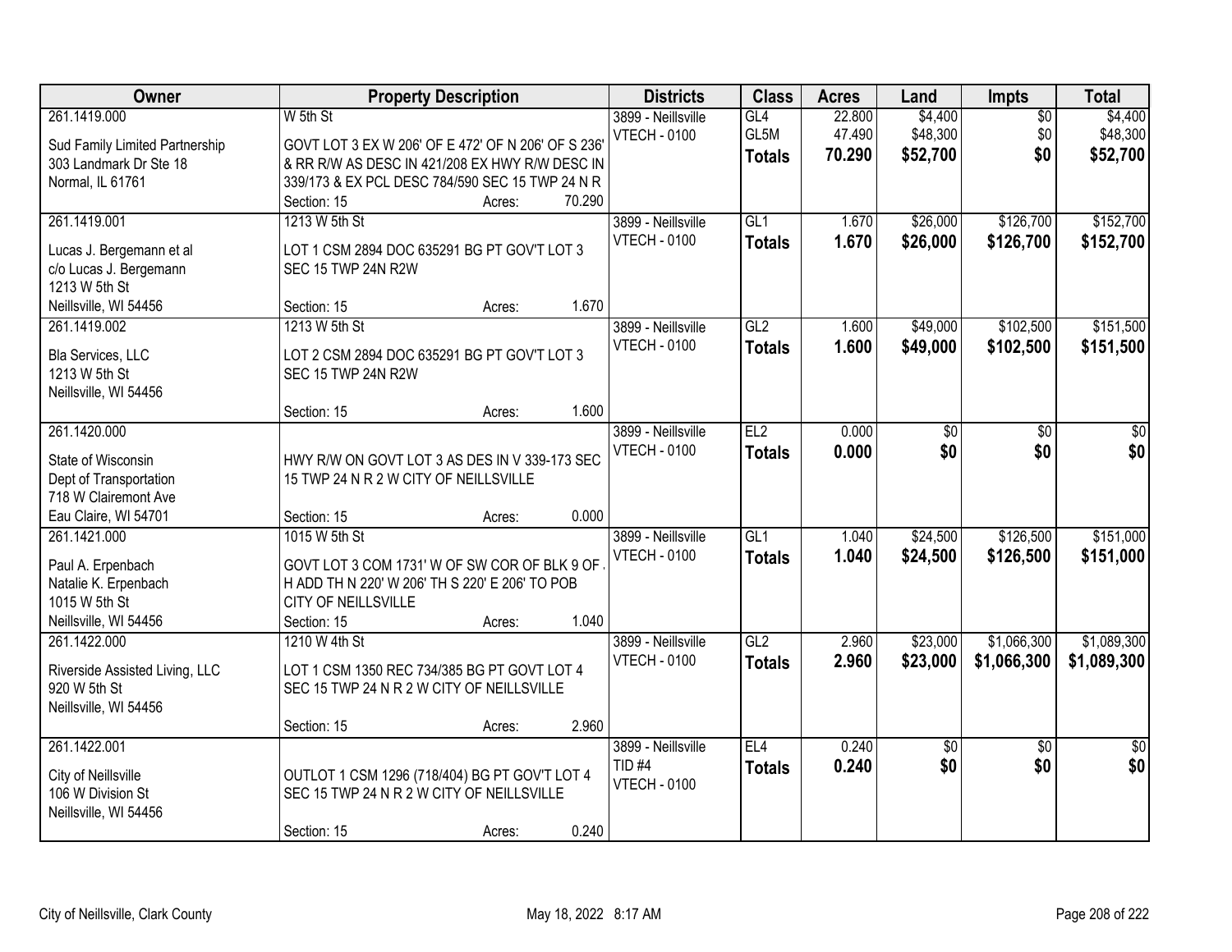| Owner | Property Description | Districts | Class | Acres | Land | Impts | Total |
|---|---|---|---|---|---|---|---|
| 261.1419.000<br>Sud Family Limited Partnership<br>303 Landmark Dr Ste 18<br>Normal, IL 61761 | W 5th St<br>GOVT LOT 3 EX W 206' OF E 472' OF N 206' OF S 236' & RR R/W AS DESC IN 421/208 EX HWY R/W DESC IN 339/173 & EX PCL DESC 784/590 SEC 15 TWP 24 N R<br>Section: 15 Acres: 70.290 | 3899 - Neillsville<br>VTECH - 0100 | GL4<br>GL5M<br>**Totals** | 22.800<br>47.490<br>**70.290** | $4,400<br>$48,300<br>**$52,700** | $0<br>$0<br>**$0** | $4,400<br>$48,300<br>**$52,700** |
| 261.1419.001<br>Lucas J. Bergemann et al<br>c/o Lucas J. Bergemann<br>1213 W 5th St<br>Neillsville, WI 54456 | 1213 W 5th St<br>LOT 1 CSM 2894 DOC 635291 BG PT GOV'T LOT 3 SEC 15 TWP 24N R2W<br>Section: 15 Acres: 1.670 | 3899 - Neillsville<br>VTECH - 0100 | GL1<br>**Totals** | 1.670<br>**1.670** | $26,000<br>**$26,000** | $126,700<br>**$126,700** | $152,700<br>**$152,700** |
| 261.1419.002<br>Bla Services, LLC<br>1213 W 5th St<br>Neillsville, WI 54456 | 1213 W 5th St<br>LOT 2 CSM 2894 DOC 635291 BG PT GOV'T LOT 3 SEC 15 TWP 24N R2W<br>Section: 15 Acres: 1.600 | 3899 - Neillsville<br>VTECH - 0100 | GL2<br>**Totals** | 1.600<br>**1.600** | $49,000<br>**$49,000** | $102,500<br>**$102,500** | $151,500<br>**$151,500** |
| 261.1420.000<br>State of Wisconsin<br>Dept of Transportation<br>718 W Clairemont Ave<br>Eau Claire, WI 54701 | HWY R/W ON GOVT LOT 3 AS DES IN V 339-173 SEC 15 TWP 24 N R 2 W CITY OF NEILLSVILLE<br>Section: 15 Acres: 0.000 | 3899 - Neillsville<br>VTECH - 0100 | EL2<br>**Totals** | 0.000<br>**0.000** | $0<br>**$0** | $0<br>**$0** | $0<br>**$0** |
| 261.1421.000<br>Paul A. Erpenbach<br>Natalie K. Erpenbach<br>1015 W 5th St<br>Neillsville, WI 54456 | 1015 W 5th St<br>GOVT LOT 3 COM 1731' W OF SW COR OF BLK 9 OF H ADD TH N 220' W 206' TH S 220' E 206' TO POB CITY OF NEILLSVILLE<br>Section: 15 Acres: 1.040 | 3899 - Neillsville<br>VTECH - 0100 | GL1<br>**Totals** | 1.040<br>**1.040** | $24,500<br>**$24,500** | $126,500<br>**$126,500** | $151,000<br>**$151,000** |
| 261.1422.000<br>Riverside Assisted Living, LLC<br>920 W 5th St<br>Neillsville, WI 54456 | 1210 W 4th St<br>LOT 1 CSM 1350 REC 734/385 BG PT GOVT LOT 4 SEC 15 TWP 24 N R 2 W CITY OF NEILLSVILLE<br>Section: 15 Acres: 2.960 | 3899 - Neillsville<br>VTECH - 0100 | GL2<br>**Totals** | 2.960<br>**2.960** | $23,000<br>**$23,000** | $1,066,300<br>**$1,066,300** | $1,089,300<br>**$1,089,300** |
| 261.1422.001<br>City of Neillsville<br>106 W Division St<br>Neillsville, WI 54456 | OUTLOT 1 CSM 1296 (718/404) BG PT GOV'T LOT 4 SEC 15 TWP 24 N R 2 W CITY OF NEILLSVILLE<br>Section: 15 Acres: 0.240 | 3899 - Neillsville<br>TID #4<br>VTECH - 0100 | EL4<br>**Totals** | 0.240<br>**0.240** | $0<br>**$0** | $0<br>**$0** | $0<br>**$0** |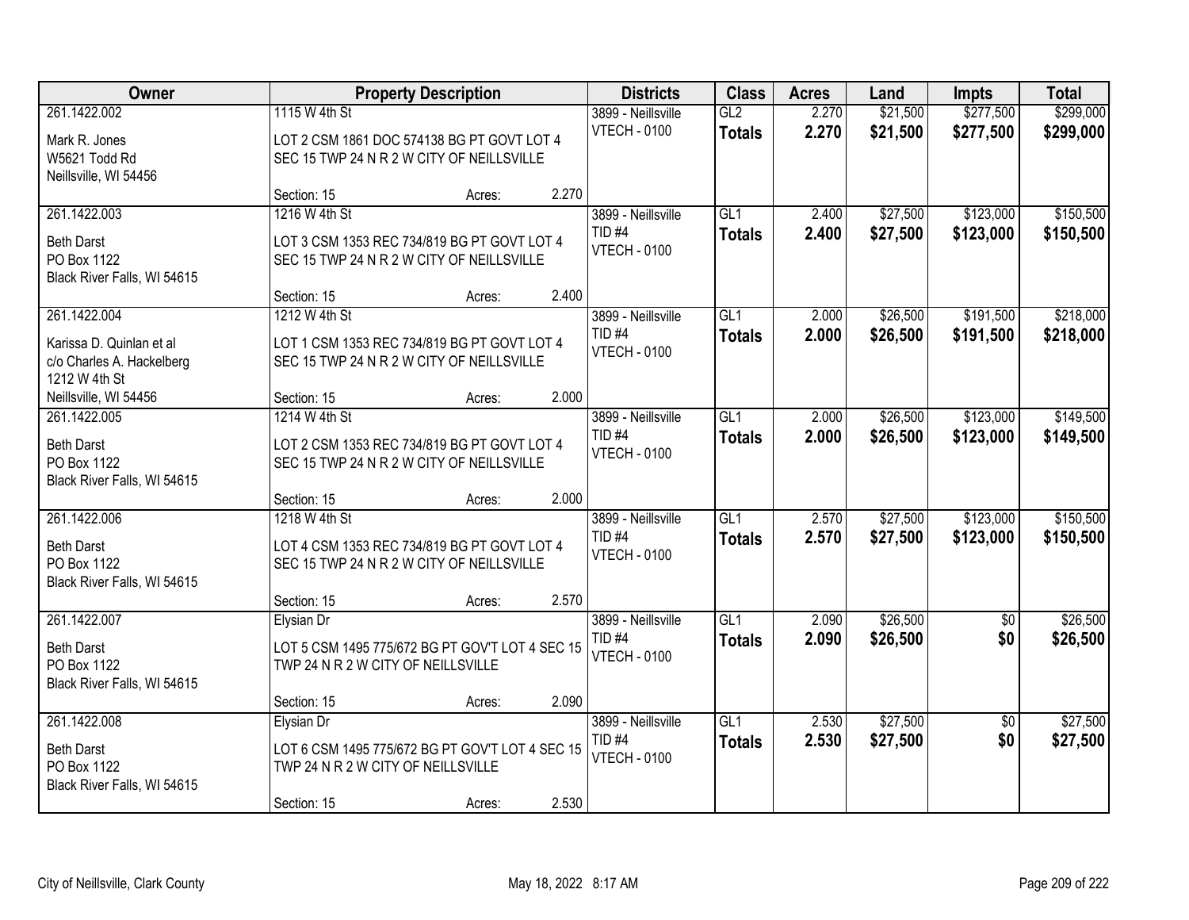| Owner | Property Description | Districts | Class | Acres | Land | Impts | Total |
|---|---|---|---|---|---|---|---|
| 261.1422.002<br><br>Mark R. Jones<br>W5621 Todd Rd<br>Neillsville, WI 54456 | 1115 W 4th St<br><br>LOT 2 CSM 1861 DOC 574138 BG PT GOVT LOT 4 SEC 15 TWP 24 N R 2 W CITY OF NEILLSVILLE<br><br>Section: 15 Acres: 2.270 | 3899 - Neillsville<br>VTECH - 0100 | GL2<br>**Totals** | 2.270<br>**2.270** | \$21,500<br>**\$21,500** | \$277,500<br>**\$277,500** | \$299,000<br>**\$299,000** |
| 261.1422.003<br><br>Beth Darst<br>PO Box 1122<br>Black River Falls, WI 54615 | 1216 W 4th St<br><br>LOT 3 CSM 1353 REC 734/819 BG PT GOVT LOT 4 SEC 15 TWP 24 N R 2 W CITY OF NEILLSVILLE<br><br>Section: 15 Acres: 2.400 | 3899 - Neillsville<br>TID #4<br>VTECH - 0100 | GL1<br>**Totals** | 2.400<br>**2.400** | \$27,500<br>**\$27,500** | \$123,000<br>**\$123,000** | \$150,500<br>**\$150,500** |
| 261.1422.004<br><br>Karissa D. Quinlan et al<br>c/o Charles A. Hackelberg<br>1212 W 4th St<br>Neillsville, WI 54456 | 1212 W 4th St<br><br>LOT 1 CSM 1353 REC 734/819 BG PT GOVT LOT 4 SEC 15 TWP 24 N R 2 W CITY OF NEILLSVILLE<br><br>Section: 15 Acres: 2.000 | 3899 - Neillsville<br>TID #4<br>VTECH - 0100 | GL1<br>**Totals** | 2.000<br>**2.000** | \$26,500<br>**\$26,500** | \$191,500<br>**\$191,500** | \$218,000<br>**\$218,000** |
| 261.1422.005<br><br>Beth Darst<br>PO Box 1122<br>Black River Falls, WI 54615 | 1214 W 4th St<br><br>LOT 2 CSM 1353 REC 734/819 BG PT GOVT LOT 4 SEC 15 TWP 24 N R 2 W CITY OF NEILLSVILLE<br><br>Section: 15 Acres: 2.000 | 3899 - Neillsville<br>TID #4<br>VTECH - 0100 | GL1<br>**Totals** | 2.000<br>**2.000** | \$26,500<br>**\$26,500** | \$123,000<br>**\$123,000** | \$149,500<br>**\$149,500** |
| 261.1422.006<br><br>Beth Darst<br>PO Box 1122<br>Black River Falls, WI 54615 | 1218 W 4th St<br><br>LOT 4 CSM 1353 REC 734/819 BG PT GOVT LOT 4 SEC 15 TWP 24 N R 2 W CITY OF NEILLSVILLE<br><br>Section: 15 Acres: 2.570 | 3899 - Neillsville<br>TID #4<br>VTECH - 0100 | GL1<br>**Totals** | 2.570<br>**2.570** | \$27,500<br>**\$27,500** | \$123,000<br>**\$123,000** | \$150,500<br>**\$150,500** |
| 261.1422.007<br><br>Beth Darst<br>PO Box 1122<br>Black River Falls, WI 54615 | Elysian Dr<br><br>LOT 5 CSM 1495 775/672 BG PT GOV'T LOT 4 SEC 15 TWP 24 N R 2 W CITY OF NEILLSVILLE<br><br>Section: 15 Acres: 2.090 | 3899 - Neillsville<br>TID #4<br>VTECH - 0100 | GL1<br>**Totals** | 2.090<br>**2.090** | \$26,500<br>**\$26,500** | \$0<br>**\$0** | \$26,500<br>**\$26,500** |
| 261.1422.008<br><br>Beth Darst<br>PO Box 1122<br>Black River Falls, WI 54615 | Elysian Dr<br><br>LOT 6 CSM 1495 775/672 BG PT GOV'T LOT 4 SEC 15 TWP 24 N R 2 W CITY OF NEILLSVILLE<br><br>Section: 15 Acres: 2.530 | 3899 - Neillsville<br>TID #4<br>VTECH - 0100 | GL1<br>**Totals** | 2.530<br>**2.530** | \$27,500<br>**\$27,500** | \$0<br>**\$0** | \$27,500<br>**\$27,500** |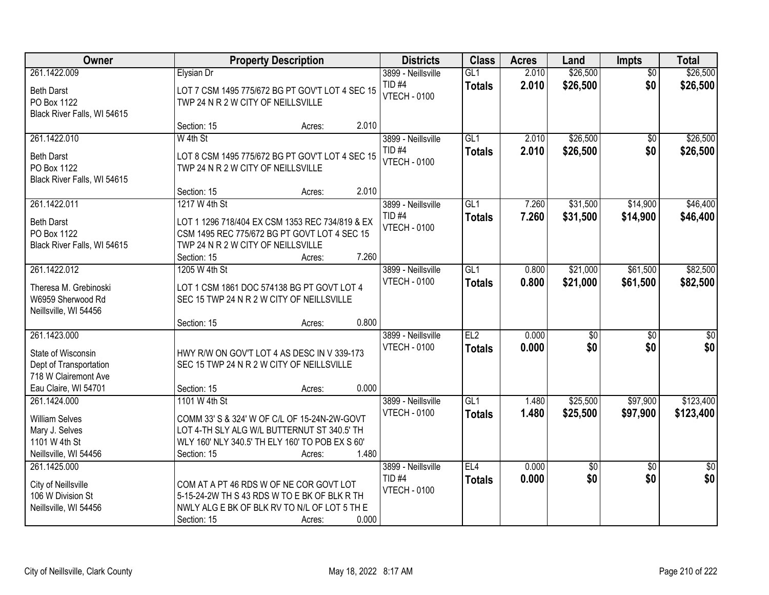| Owner | Property Description | Districts | Class | Acres | Land | Impts | Total |
|---|---|---|---|---|---|---|---|
| 261.1422.009<br>Beth Darst<br>PO Box 1122<br>Black River Falls, WI 54615 | Elysian Dr<br>LOT 7 CSM 1495 775/672 BG PT GOV'T LOT 4 SEC 15 TWP 24 N R 2 W CITY OF NEILLSVILLE<br>Section: 15 Acres: 2.010 | 3899 - Neillsville<br>TID #4<br>VTECH - 0100 | GL1<br>**Totals** | 2.010<br>**2.010** | $26,500<br>**$26,500** | $0<br>**$0** | $26,500<br>**$26,500** |
| 261.1422.010<br>Beth Darst<br>PO Box 1122<br>Black River Falls, WI 54615 | W 4th St<br>LOT 8 CSM 1495 775/672 BG PT GOV'T LOT 4 SEC 15 TWP 24 N R 2 W CITY OF NEILLSVILLE<br>Section: 15 Acres: 2.010 | 3899 - Neillsville<br>TID #4<br>VTECH - 0100 | GL1<br>**Totals** | 2.010<br>**2.010** | $26,500<br>**$26,500** | $0<br>**$0** | $26,500<br>**$26,500** |
| 261.1422.011<br>Beth Darst<br>PO Box 1122<br>Black River Falls, WI 54615 | 1217 W 4th St<br>LOT 1 1296 718/404 EX CSM 1353 REC 734/819 & EX CSM 1495 REC 775/672 BG PT GOVT LOT 4 SEC 15 TWP 24 N R 2 W CITY OF NEILLSVILLE<br>Section: 15 Acres: 7.260 | 3899 - Neillsville<br>TID #4<br>VTECH - 0100 | GL1<br>**Totals** | 7.260<br>**7.260** | $31,500<br>**$31,500** | $14,900<br>**$14,900** | $46,400<br>**$46,400** |
| 261.1422.012<br>Theresa M. Grebinoski<br>W6959 Sherwood Rd<br>Neillsville, WI 54456 | 1205 W 4th St<br>LOT 1 CSM 1861 DOC 574138 BG PT GOVT LOT 4 SEC 15 TWP 24 N R 2 W CITY OF NEILLSVILLE<br>Section: 15 Acres: 0.800 | 3899 - Neillsville<br>VTECH - 0100 | GL1<br>**Totals** | 0.800<br>**0.800** | $21,000<br>**$21,000** | $61,500<br>**$61,500** | $82,500<br>**$82,500** |
| 261.1423.000<br>State of Wisconsin<br>Dept of Transportation<br>718 W Clairemont Ave<br>Eau Claire, WI 54701 | HWY R/W ON GOV'T LOT 4 AS DESC IN V 339-173 SEC 15 TWP 24 N R 2 W CITY OF NEILLSVILLE<br>Section: 15 Acres: 0.000 | 3899 - Neillsville<br>VTECH - 0100 | EL2<br>**Totals** | 0.000<br>**0.000** | $0<br>**$0** | $0<br>**$0** | $0<br>**$0** |
| 261.1424.000<br>William Selves<br>Mary J. Selves<br>1101 W 4th St<br>Neillsville, WI 54456 | 1101 W 4th St<br>COMM 33' S & 324' W OF C/L OF 15-24N-2W-GOVT LOT 4-TH SLY ALG W/L BUTTERNUT ST 340.5' TH WLY 160' NLY 340.5' TH ELY 160' TO POB EX S 60'<br>Section: 15 Acres: 1.480 | 3899 - Neillsville<br>VTECH - 0100 | GL1<br>**Totals** | 1.480<br>**1.480** | $25,500<br>**$25,500** | $97,900<br>**$97,900** | $123,400<br>**$123,400** |
| 261.1425.000<br>City of Neillsville<br>106 W Division St<br>Neillsville, WI 54456 | COM AT A PT 46 RDS W OF NE COR GOVT LOT 5-15-24-2W TH S 43 RDS W TO E BK OF BLK R TH NWLY ALG E BK OF BLK RV TO N/L OF LOT 5 TH E<br>Section: 15 Acres: 0.000 | 3899 - Neillsville<br>TID #4<br>VTECH - 0100 | EL4<br>**Totals** | 0.000<br>**0.000** | $0<br>**$0** | $0<br>**$0** | $0<br>**$0** |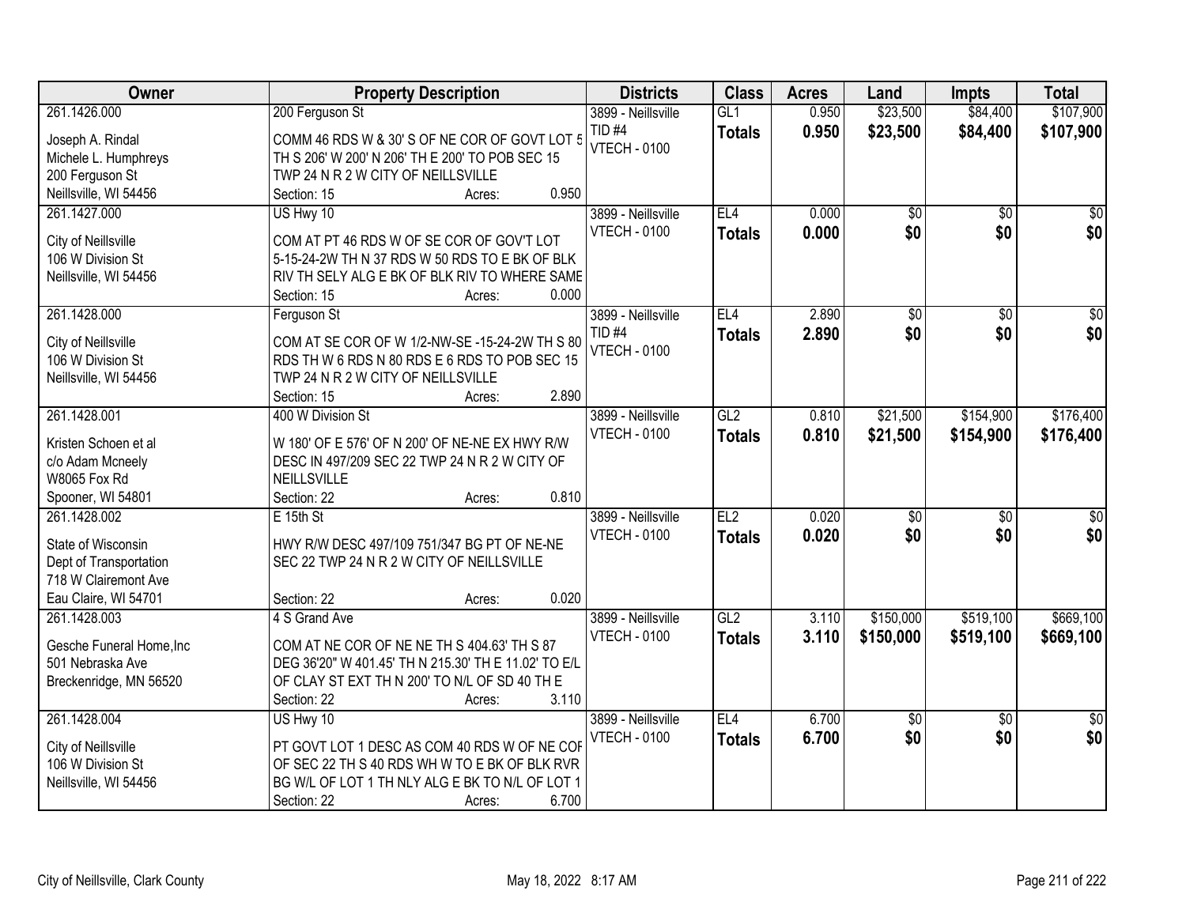| Owner | Property Description | Districts | Class | Acres | Land | Impts | Total |
|---|---|---|---|---|---|---|---|
| 261.1426.000<br>Joseph A. Rindal<br>Michele L. Humphreys<br>200 Ferguson St<br>Neillsville, WI 54456 | 200 Ferguson St<br>COMM 46 RDS W & 30' S OF NE COR OF GOVT LOT 5 TH S 206' W 200' N 206' TH E 200' TO POB SEC 15 TWP 24 N R 2 W CITY OF NEILLSVILLE<br>Section: 15 Acres: 0.950 | 3899 - Neillsville<br>TID #4<br>VTECH - 0100 | GL1<br>**Totals** | 0.950<br>**0.950** | $23,500<br>**$23,500** | $84,400<br>**$84,400** | $107,900<br>**$107,900** |
| 261.1427.000<br>City of Neillsville<br>106 W Division St<br>Neillsville, WI 54456 | US Hwy 10<br>COM AT PT 46 RDS W OF SE COR OF GOV'T LOT 5-15-24-2W TH N 37 RDS W 50 RDS TO E BK OF BLK RIV TH SELY ALG E BK OF BLK RIV TO WHERE SAME<br>Section: 15 Acres: 0.000 | 3899 - Neillsville<br>VTECH - 0100 | EL4<br>**Totals** | 0.000<br>**0.000** | $0<br>**$0** | $0<br>**$0** | $0<br>**$0** |
| 261.1428.000<br>City of Neillsville<br>106 W Division St<br>Neillsville, WI 54456 | Ferguson St<br>COM AT SE COR OF W 1/2-NW-SE -15-24-2W TH S 80 RDS TH W 6 RDS N 80 RDS E 6 RDS TO POB SEC 15 TWP 24 N R 2 W CITY OF NEILLSVILLE<br>Section: 15 Acres: 2.890 | 3899 - Neillsville<br>TID #4<br>VTECH - 0100 | EL4<br>**Totals** | 2.890<br>**2.890** | $0<br>**$0** | $0<br>**$0** | $0<br>**$0** |
| 261.1428.001<br>Kristen Schoen et al<br>c/o Adam Mcneely<br>W8065 Fox Rd<br>Spooner, WI 54801 | 400 W Division St<br>W 180' OF E 576' OF N 200' OF NE-NE EX HWY R/W DESC IN 497/209 SEC 22 TWP 24 N R 2 W CITY OF NEILLSVILLE<br>Section: 22 Acres: 0.810 | 3899 - Neillsville<br>VTECH - 0100 | GL2<br>**Totals** | 0.810<br>**0.810** | $21,500<br>**$21,500** | $154,900<br>**$154,900** | $176,400<br>**$176,400** |
| 261.1428.002<br>State of Wisconsin<br>Dept of Transportation<br>718 W Clairemont Ave<br>Eau Claire, WI 54701 | E 15th St<br>HWY R/W DESC 497/109 751/347 BG PT OF NE-NE SEC 22 TWP 24 N R 2 W CITY OF NEILLSVILLE<br>Section: 22 Acres: 0.020 | 3899 - Neillsville<br>VTECH - 0100 | EL2<br>**Totals** | 0.020<br>**0.020** | $0<br>**$0** | $0<br>**$0** | $0<br>**$0** |
| 261.1428.003<br>Gesche Funeral Home,Inc<br>501 Nebraska Ave<br>Breckenridge, MN 56520 | 4 S Grand Ave<br>COM AT NE COR OF NE NE TH S 404.63' TH S 87 DEG 36'20" W 401.45' TH N 215.30' TH E 11.02' TO E/L OF CLAY ST EXT TH N 200' TO N/L OF SD 40 TH E<br>Section: 22 Acres: 3.110 | 3899 - Neillsville<br>VTECH - 0100 | GL2<br>**Totals** | 3.110<br>**3.110** | $150,000<br>**$150,000** | $519,100<br>**$519,100** | $669,100<br>**$669,100** |
| 261.1428.004<br>City of Neillsville<br>106 W Division St<br>Neillsville, WI 54456 | US Hwy 10<br>PT GOVT LOT 1 DESC AS COM 40 RDS W OF NE COR OF SEC 22 TH S 40 RDS WH W TO E BK OF BLK RVR BG W/L OF LOT 1 TH NLY ALG E BK TO N/L OF LOT 1<br>Section: 22 Acres: 6.700 | 3899 - Neillsville<br>VTECH - 0100 | EL4<br>**Totals** | 6.700<br>**6.700** | $0<br>**$0** | $0<br>**$0** | $0<br>**$0** |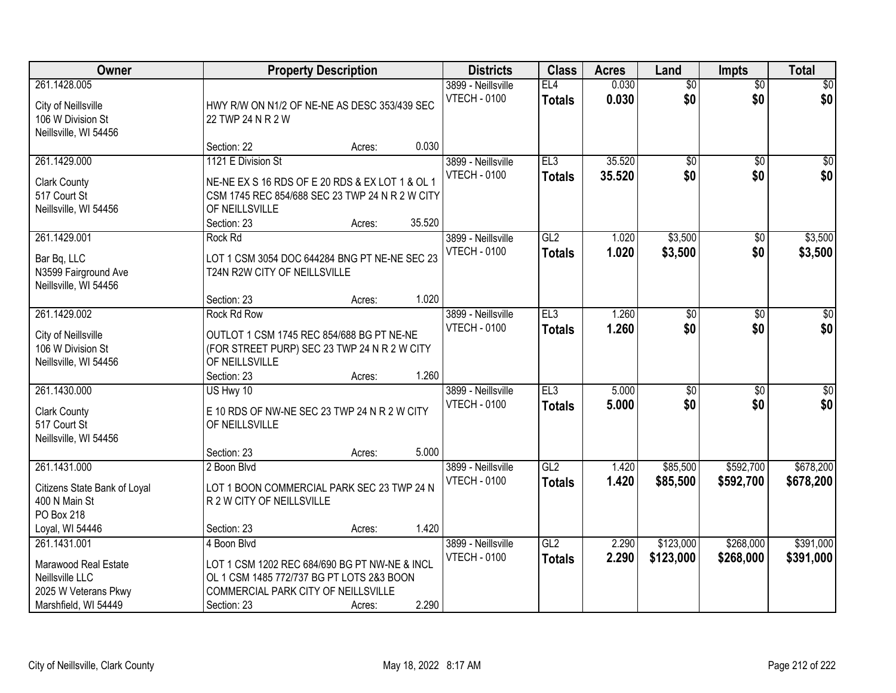| Owner | Property Description | Districts | Class | Acres | Land | Impts | Total |
|---|---|---|---|---|---|---|---|
| 261.1428.005<br>City of Neillsville<br>106 W Division St<br>Neillsville, WI 54456 | HWY R/W ON N1/2 OF NE-NE AS DESC 353/439 SEC 22 TWP 24 N R 2 W<br>Section: 22 Acres: 0.030 | 3899 - Neillsville<br>VTECH - 0100 | EL4<br>**Totals** | 0.030<br>**0.030** | $0<br>**$0** | $0<br>**$0** | $0<br>**$0** |
| 261.1429.000<br>Clark County<br>517 Court St<br>Neillsville, WI 54456 | 1121 E Division St<br>NE-NE EX S 16 RDS OF E 20 RDS & EX LOT 1 & OL 1 CSM 1745 REC 854/688 SEC 23 TWP 24 N R 2 W CITY OF NEILLSVILLE<br>Section: 23 Acres: 35.520 | 3899 - Neillsville<br>VTECH - 0100 | EL3<br>**Totals** | 35.520<br>**35.520** | $0<br>**$0** | $0<br>**$0** | $0<br>**$0** |
| 261.1429.001<br>Bar Bq, LLC<br>N3599 Fairground Ave<br>Neillsville, WI 54456 | Rock Rd<br>LOT 1 CSM 3054 DOC 644284 BNG PT NE-NE SEC 23 T24N R2W CITY OF NEILLSVILLE<br>Section: 23 Acres: 1.020 | 3899 - Neillsville<br>VTECH - 0100 | GL2<br>**Totals** | 1.020<br>**1.020** | $3,500<br>**$3,500** | $0<br>**$0** | $3,500<br>**$3,500** |
| 261.1429.002<br>City of Neillsville<br>106 W Division St<br>Neillsville, WI 54456 | Rock Rd Row<br>OUTLOT 1 CSM 1745 REC 854/688 BG PT NE-NE (FOR STREET PURP) SEC 23 TWP 24 N R 2 W CITY OF NEILLSVILLE<br>Section: 23 Acres: 1.260 | 3899 - Neillsville<br>VTECH - 0100 | EL3<br>**Totals** | 1.260<br>**1.260** | $0<br>**$0** | $0<br>**$0** | $0<br>**$0** |
| 261.1430.000<br>Clark County<br>517 Court St<br>Neillsville, WI 54456 | US Hwy 10<br>E 10 RDS OF NW-NE SEC 23 TWP 24 N R 2 W CITY OF NEILLSVILLE<br>Section: 23 Acres: 5.000 | 3899 - Neillsville<br>VTECH - 0100 | EL3<br>**Totals** | 5.000<br>**5.000** | $0<br>**$0** | $0<br>**$0** | $0<br>**$0** |
| 261.1431.000<br>Citizens State Bank of Loyal<br>400 N Main St<br>PO Box 218<br>Loyal, WI 54446 | 2 Boon Blvd<br>LOT 1 BOON COMMERCIAL PARK SEC 23 TWP 24 N R 2 W CITY OF NEILLSVILLE<br>Section: 23 Acres: 1.420 | 3899 - Neillsville<br>VTECH - 0100 | GL2<br>**Totals** | 1.420<br>**1.420** | $85,500<br>**$85,500** | $592,700<br>**$592,700** | $678,200<br>**$678,200** |
| 261.1431.001<br>Marawood Real Estate Neillsville LLC<br>2025 W Veterans Pkwy<br>Marshfield, WI 54449 | 4 Boon Blvd<br>LOT 1 CSM 1202 REC 684/690 BG PT NW-NE & INCL OL 1 CSM 1485 772/737 BG PT LOTS 2&3 BOON COMMERCIAL PARK CITY OF NEILLSVILLE<br>Section: 23 Acres: 2.290 | 3899 - Neillsville<br>VTECH - 0100 | GL2<br>**Totals** | 2.290<br>**2.290** | $123,000<br>**$123,000** | $268,000<br>**$268,000** | $391,000<br>**$391,000** |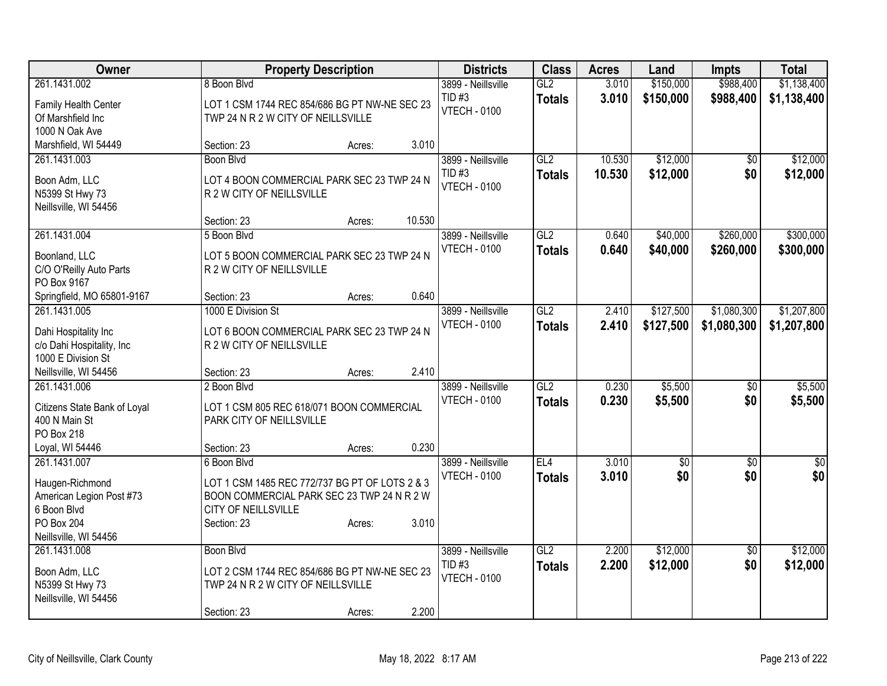| Owner | Property Description | | | Districts | Class | Acres | Land | Impts | Total |
|---|---|---|---|---|---|---|---|---|---|
| 261.1431.002<br>Family Health Center<br>Of Marshfield Inc<br>1000 N Oak Ave<br>Marshfield, WI 54449 | 8 Boon Blvd<br>LOT 1 CSM 1744 REC 854/686 BG PT NW-NE SEC 23 TWP 24 N R 2 W CITY OF NEILLSVILLE<br>Section: 23 | Acres: | 3.010 | 3899 - Neillsville<br>TID #3<br>VTECH - 0100 | GL2<br>**Totals** | 3.010<br>**3.010** | $150,000<br>**$150,000** | $988,400<br>**$988,400** | $1,138,400<br>**$1,138,400** |
| 261.1431.003<br>Boon Adm, LLC<br>N5399 St Hwy 73<br>Neillsville, WI 54456 | Boon Blvd<br>LOT 4 BOON COMMERCIAL PARK SEC 23 TWP 24 N R 2 W CITY OF NEILLSVILLE<br>Section: 23 | Acres: | 10.530 | 3899 - Neillsville<br>TID #3<br>VTECH - 0100 | GL2<br>**Totals** | 10.530<br>**10.530** | $12,000<br>**$12,000** | $0<br>**$0** | $12,000<br>**$12,000** |
| 261.1431.004<br>Boonland, LLC<br>C/O O'Reilly Auto Parts<br>PO Box 9167<br>Springfield, MO 65801-9167 | 5 Boon Blvd<br>LOT 5 BOON COMMERCIAL PARK SEC 23 TWP 24 N R 2 W CITY OF NEILLSVILLE<br>Section: 23 | Acres: | 0.640 | 3899 - Neillsville<br>VTECH - 0100 | GL2<br>**Totals** | 0.640<br>**0.640** | $40,000<br>**$40,000** | $260,000<br>**$260,000** | $300,000<br>**$300,000** |
| 261.1431.005<br>Dahi Hospitality Inc<br>c/o Dahi Hospitality, Inc<br>1000 E Division St<br>Neillsville, WI 54456 | 1000 E Division St<br>LOT 6 BOON COMMERCIAL PARK SEC 23 TWP 24 N R 2 W CITY OF NEILLSVILLE<br>Section: 23 | Acres: | 2.410 | 3899 - Neillsville<br>VTECH - 0100 | GL2<br>**Totals** | 2.410<br>**2.410** | $127,500<br>**$127,500** | $1,080,300<br>**$1,080,300** | $1,207,800<br>**$1,207,800** |
| 261.1431.006<br>Citizens State Bank of Loyal<br>400 N Main St<br>PO Box 218<br>Loyal, WI 54446 | 2 Boon Blvd<br>LOT 1 CSM 805 REC 618/071 BOON COMMERCIAL PARK CITY OF NEILLSVILLE<br>Section: 23 | Acres: | 0.230 | 3899 - Neillsville<br>VTECH - 0100 | GL2<br>**Totals** | 0.230<br>**0.230** | $5,500<br>**$5,500** | $0<br>**$0** | $5,500<br>**$5,500** |
| 261.1431.007<br>Haugen-Richmond<br>American Legion Post #73<br>6 Boon Blvd<br>PO Box 204<br>Neillsville, WI 54456 | 6 Boon Blvd<br>LOT 1 CSM 1485 REC 772/737 BG PT OF LOTS 2 & 3 BOON COMMERCIAL PARK SEC 23 TWP 24 N R 2 W CITY OF NEILLSVILLE<br>Section: 23 | Acres: | 3.010 | 3899 - Neillsville<br>VTECH - 0100 | EL4<br>**Totals** | 3.010<br>**3.010** | $0<br>**$0** | $0<br>**$0** | $0<br>**$0** |
| 261.1431.008<br>Boon Adm, LLC<br>N5399 St Hwy 73<br>Neillsville, WI 54456 | Boon Blvd<br>LOT 2 CSM 1744 REC 854/686 BG PT NW-NE SEC 23 TWP 24 N R 2 W CITY OF NEILLSVILLE<br>Section: 23 | Acres: | 2.200 | 3899 - Neillsville<br>TID #3<br>VTECH - 0100 | GL2<br>**Totals** | 2.200<br>**2.200** | $12,000<br>**$12,000** | $0<br>**$0** | $12,000<br>**$12,000** |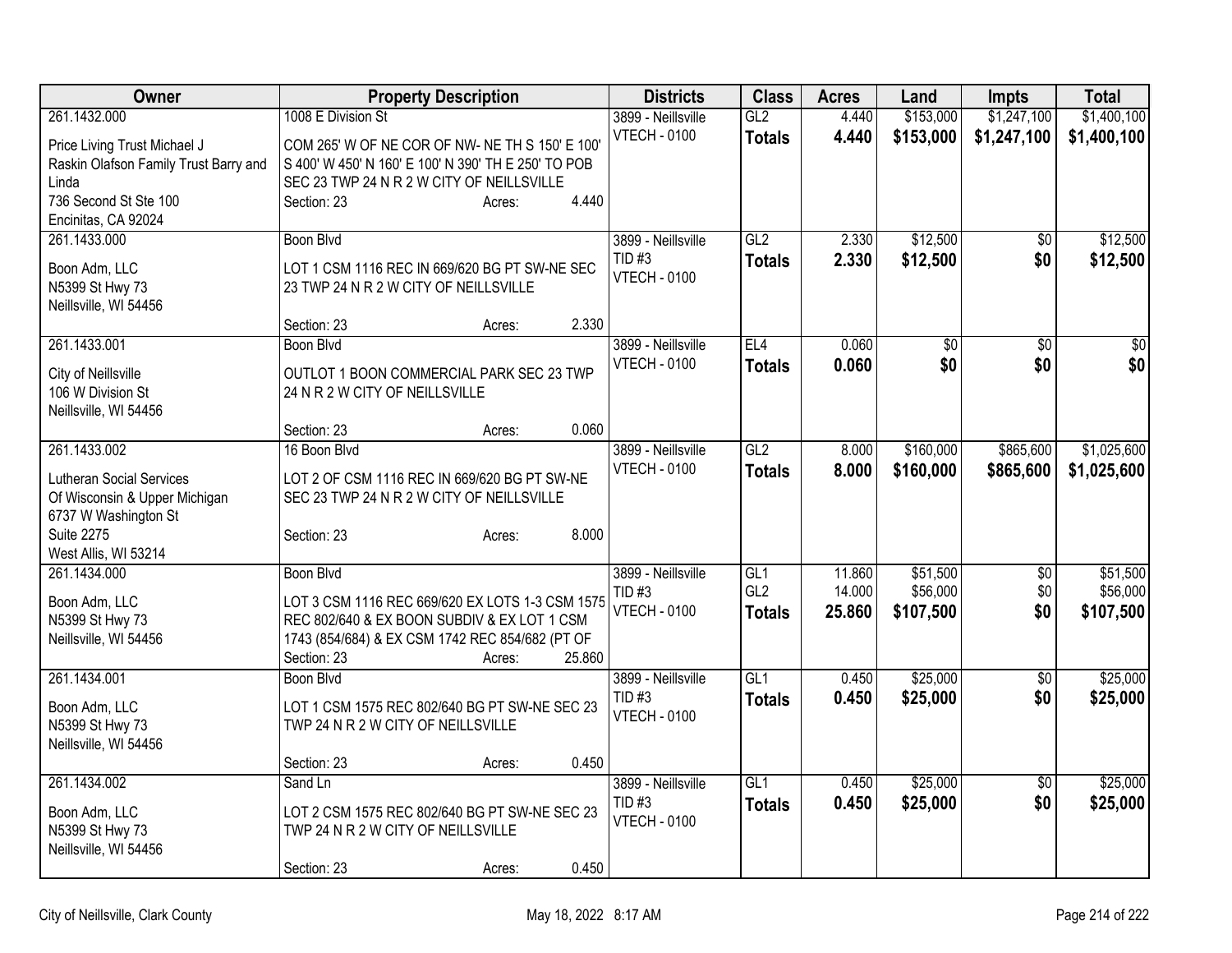| Owner | Property Description | Districts | Class | Acres | Land | Impts | Total |
|---|---|---|---|---|---|---|---|
| 261.1432.000<br>Price Living Trust Michael J<br>Raskin Olafson Family Trust Barry and Linda<br>736 Second St Ste 100<br>Encinitas, CA 92024 | 1008 E Division St<br>COM 265' W OF NE COR OF NW- NE TH S 150' E 100' S 400' W 450' N 160' E 100' N 390' TH E 250' TO POB SEC 23 TWP 24 N R 2 W CITY OF NEILLSVILLE<br>Section: 23 Acres: 4.440 | 3899 - Neillsville<br>VTECH - 0100 | GL2<br>**Totals** | 4.440<br>**4.440** | $153,000<br>**$153,000** | $1,247,100<br>**$1,247,100** | $1,400,100<br>**$1,400,100** |
| 261.1433.000<br>Boon Adm, LLC<br>N5399 St Hwy 73<br>Neillsville, WI 54456 | Boon Blvd<br>LOT 1 CSM 1116 REC IN 669/620 BG PT SW-NE SEC 23 TWP 24 N R 2 W CITY OF NEILLSVILLE<br>Section: 23 Acres: 2.330 | 3899 - Neillsville<br>TID #3<br>VTECH - 0100 | GL2<br>**Totals** | 2.330<br>**2.330** | $12,500<br>**$12,500** | $0<br>**$0** | $12,500<br>**$12,500** |
| 261.1433.001<br>City of Neillsville<br>106 W Division St<br>Neillsville, WI 54456 | Boon Blvd<br>OUTLOT 1 BOON COMMERCIAL PARK SEC 23 TWP 24 N R 2 W CITY OF NEILLSVILLE<br>Section: 23 Acres: 0.060 | 3899 - Neillsville<br>VTECH - 0100 | EL4<br>**Totals** | 0.060<br>**0.060** | $0<br>**$0** | $0<br>**$0** | $0<br>**$0** |
| 261.1433.002<br>Lutheran Social Services<br>Of Wisconsin & Upper Michigan<br>6737 W Washington St<br>Suite 2275<br>West Allis, WI 53214 | 16 Boon Blvd<br>LOT 2 OF CSM 1116 REC IN 669/620 BG PT SW-NE SEC 23 TWP 24 N R 2 W CITY OF NEILLSVILLE<br>Section: 23 Acres: 8.000 | 3899 - Neillsville<br>VTECH - 0100 | GL2<br>**Totals** | 8.000<br>**8.000** | $160,000<br>**$160,000** | $865,600<br>**$865,600** | $1,025,600<br>**$1,025,600** |
| 261.1434.000<br>Boon Adm, LLC<br>N5399 St Hwy 73<br>Neillsville, WI 54456 | Boon Blvd<br>LOT 3 CSM 1116 REC 669/620 EX LOTS 1-3 CSM 1575 REC 802/640 & EX BOON SUBDIV & EX LOT 1 CSM 1743 (854/684) & EX CSM 1742 REC 854/682 (PT OF<br>Section: 23 Acres: 25.860 | 3899 - Neillsville<br>TID #3<br>VTECH - 0100 | GL1<br>GL2<br>**Totals** | 11.860<br>14.000<br>**25.860** | $51,500<br>$56,000<br>**$107,500** | $0<br>$0<br>**$0** | $51,500<br>$56,000<br>**$107,500** |
| 261.1434.001<br>Boon Adm, LLC<br>N5399 St Hwy 73<br>Neillsville, WI 54456 | Boon Blvd<br>LOT 1 CSM 1575 REC 802/640 BG PT SW-NE SEC 23 TWP 24 N R 2 W CITY OF NEILLSVILLE<br>Section: 23 Acres: 0.450 | 3899 - Neillsville<br>TID #3<br>VTECH - 0100 | GL1<br>**Totals** | 0.450<br>**0.450** | $25,000<br>**$25,000** | $0<br>**$0** | $25,000<br>**$25,000** |
| 261.1434.002<br>Boon Adm, LLC<br>N5399 St Hwy 73<br>Neillsville, WI 54456 | Sand Ln<br>LOT 2 CSM 1575 REC 802/640 BG PT SW-NE SEC 23 TWP 24 N R 2 W CITY OF NEILLSVILLE<br>Section: 23 Acres: 0.450 | 3899 - Neillsville<br>TID #3<br>VTECH - 0100 | GL1<br>**Totals** | 0.450<br>**0.450** | $25,000<br>**$25,000** | $0<br>**$0** | $25,000<br>**$25,000** |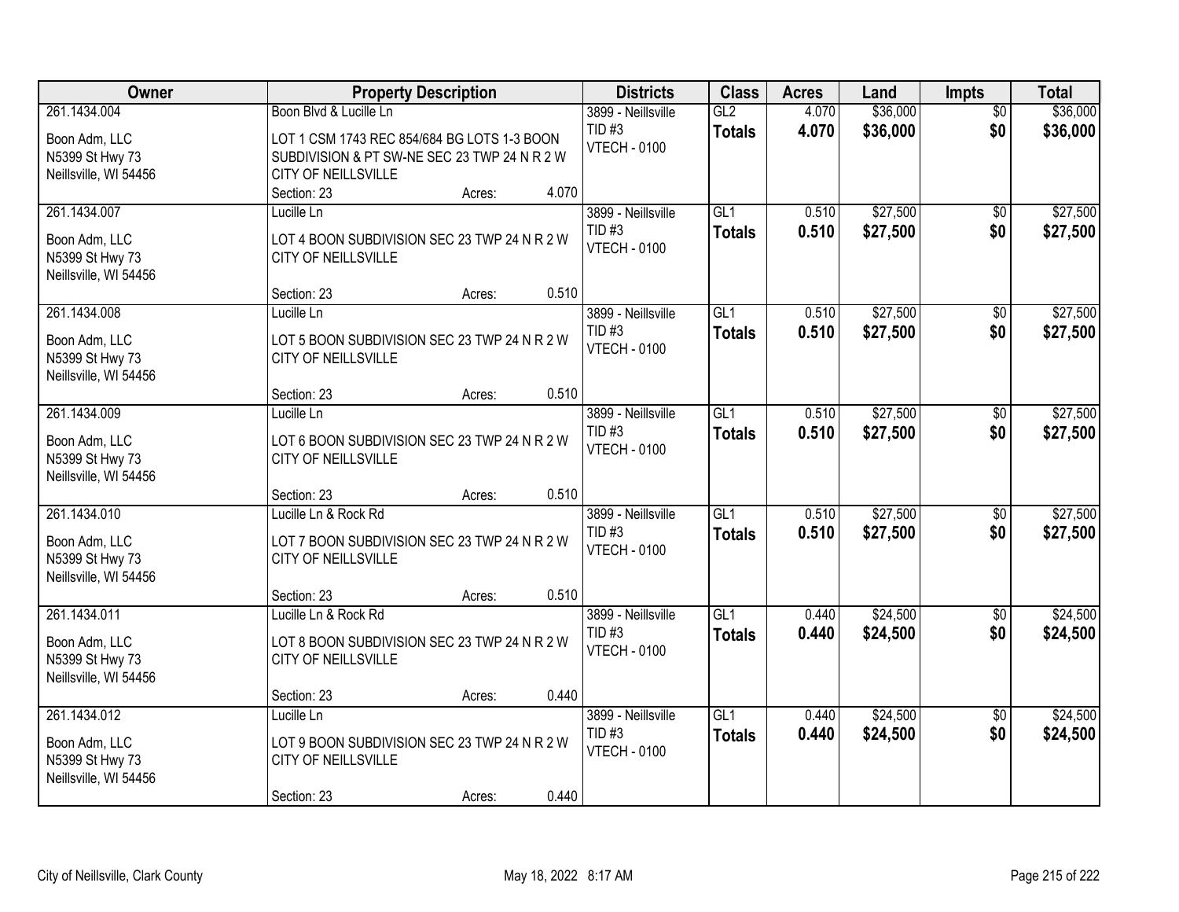| Owner | Property Description | Districts | Class | Acres | Land | Impts | Total |
|---|---|---|---|---|---|---|---|
| 261.1434.004<br>Boon Adm, LLC<br>N5399 St Hwy 73<br>Neillsville, WI 54456 | Boon Blvd & Lucille Ln<br>LOT 1 CSM 1743 REC 854/684 BG LOTS 1-3 BOON SUBDIVISION & PT SW-NE SEC 23 TWP 24 N R 2 W CITY OF NEILLSVILLE<br>Section: 23 Acres: 4.070 | 3899 - Neillsville<br>TID #3<br>VTECH - 0100 | GL2<br>**Totals** | 4.070<br>**4.070** | $36,000<br>**$36,000** | $0<br>**$0** | $36,000<br>**$36,000** |
| 261.1434.007<br>Boon Adm, LLC<br>N5399 St Hwy 73<br>Neillsville, WI 54456 | Lucille Ln<br>LOT 4 BOON SUBDIVISION SEC 23 TWP 24 N R 2 W CITY OF NEILLSVILLE<br>Section: 23 Acres: 0.510 | 3899 - Neillsville<br>TID #3<br>VTECH - 0100 | GL1<br>**Totals** | 0.510<br>**0.510** | $27,500<br>**$27,500** | $0<br>**$0** | $27,500<br>**$27,500** |
| 261.1434.008<br>Boon Adm, LLC<br>N5399 St Hwy 73<br>Neillsville, WI 54456 | Lucille Ln<br>LOT 5 BOON SUBDIVISION SEC 23 TWP 24 N R 2 W CITY OF NEILLSVILLE<br>Section: 23 Acres: 0.510 | 3899 - Neillsville<br>TID #3<br>VTECH - 0100 | GL1<br>**Totals** | 0.510<br>**0.510** | $27,500<br>**$27,500** | $0<br>**$0** | $27,500<br>**$27,500** |
| 261.1434.009<br>Boon Adm, LLC<br>N5399 St Hwy 73<br>Neillsville, WI 54456 | Lucille Ln<br>LOT 6 BOON SUBDIVISION SEC 23 TWP 24 N R 2 W CITY OF NEILLSVILLE<br>Section: 23 Acres: 0.510 | 3899 - Neillsville<br>TID #3<br>VTECH - 0100 | GL1<br>**Totals** | 0.510<br>**0.510** | $27,500<br>**$27,500** | $0<br>**$0** | $27,500<br>**$27,500** |
| 261.1434.010<br>Boon Adm, LLC<br>N5399 St Hwy 73<br>Neillsville, WI 54456 | Lucille Ln & Rock Rd<br>LOT 7 BOON SUBDIVISION SEC 23 TWP 24 N R 2 W CITY OF NEILLSVILLE<br>Section: 23 Acres: 0.510 | 3899 - Neillsville<br>TID #3<br>VTECH - 0100 | GL1<br>**Totals** | 0.510<br>**0.510** | $27,500<br>**$27,500** | $0<br>**$0** | $27,500<br>**$27,500** |
| 261.1434.011<br>Boon Adm, LLC<br>N5399 St Hwy 73<br>Neillsville, WI 54456 | Lucille Ln & Rock Rd<br>LOT 8 BOON SUBDIVISION SEC 23 TWP 24 N R 2 W CITY OF NEILLSVILLE<br>Section: 23 Acres: 0.440 | 3899 - Neillsville<br>TID #3<br>VTECH - 0100 | GL1<br>**Totals** | 0.440<br>**0.440** | $24,500<br>**$24,500** | $0<br>**$0** | $24,500<br>**$24,500** |
| 261.1434.012<br>Boon Adm, LLC<br>N5399 St Hwy 73<br>Neillsville, WI 54456 | Lucille Ln<br>LOT 9 BOON SUBDIVISION SEC 23 TWP 24 N R 2 W CITY OF NEILLSVILLE<br>Section: 23 Acres: 0.440 | 3899 - Neillsville<br>TID #3<br>VTECH - 0100 | GL1<br>**Totals** | 0.440<br>**0.440** | $24,500<br>**$24,500** | $0<br>**$0** | $24,500<br>**$24,500** |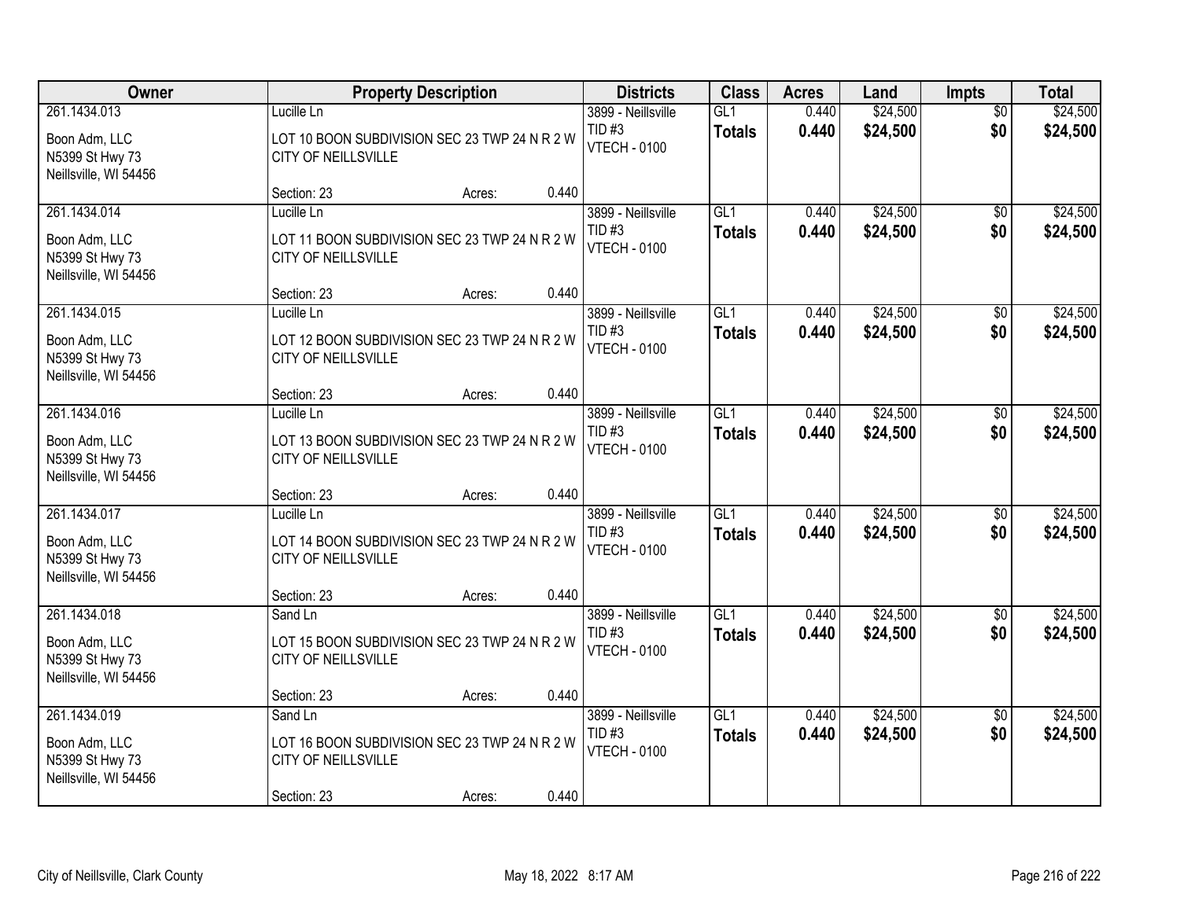| Owner | Property Description | | | Districts | Class | Acres | Land | Impts | Total |
|---|---|---|---|---|---|---|---|---|---|
| 261.1434.013<br>Boon Adm, LLC<br>N5399 St Hwy 73<br>Neillsville, WI 54456 | Lucille Ln<br>LOT 10 BOON SUBDIVISION SEC 23 TWP 24 N R 2 W CITY OF NEILLSVILLE<br>Section: 23 | Acres: | 0.440 | 3899 - Neillsville<br>TID #3<br>VTECH - 0100 | GL1<br>**Totals** | 0.440<br>**0.440** | $24,500<br>**$24,500** | $0<br>**$0** | $24,500<br>**$24,500** |
| 261.1434.014<br>Boon Adm, LLC<br>N5399 St Hwy 73<br>Neillsville, WI 54456 | Lucille Ln<br>LOT 11 BOON SUBDIVISION SEC 23 TWP 24 N R 2 W CITY OF NEILLSVILLE<br>Section: 23 | Acres: | 0.440 | 3899 - Neillsville<br>TID #3<br>VTECH - 0100 | GL1<br>**Totals** | 0.440<br>**0.440** | $24,500<br>**$24,500** | $0<br>**$0** | $24,500<br>**$24,500** |
| 261.1434.015<br>Boon Adm, LLC<br>N5399 St Hwy 73<br>Neillsville, WI 54456 | Lucille Ln<br>LOT 12 BOON SUBDIVISION SEC 23 TWP 24 N R 2 W CITY OF NEILLSVILLE<br>Section: 23 | Acres: | 0.440 | 3899 - Neillsville<br>TID #3<br>VTECH - 0100 | GL1<br>**Totals** | 0.440<br>**0.440** | $24,500<br>**$24,500** | $0<br>**$0** | $24,500<br>**$24,500** |
| 261.1434.016<br>Boon Adm, LLC<br>N5399 St Hwy 73<br>Neillsville, WI 54456 | Lucille Ln<br>LOT 13 BOON SUBDIVISION SEC 23 TWP 24 N R 2 W CITY OF NEILLSVILLE<br>Section: 23 | Acres: | 0.440 | 3899 - Neillsville<br>TID #3<br>VTECH - 0100 | GL1<br>**Totals** | 0.440<br>**0.440** | $24,500<br>**$24,500** | $0<br>**$0** | $24,500<br>**$24,500** |
| 261.1434.017<br>Boon Adm, LLC<br>N5399 St Hwy 73<br>Neillsville, WI 54456 | Lucille Ln<br>LOT 14 BOON SUBDIVISION SEC 23 TWP 24 N R 2 W CITY OF NEILLSVILLE<br>Section: 23 | Acres: | 0.440 | 3899 - Neillsville<br>TID #3<br>VTECH - 0100 | GL1<br>**Totals** | 0.440<br>**0.440** | $24,500<br>**$24,500** | $0<br>**$0** | $24,500<br>**$24,500** |
| 261.1434.018<br>Boon Adm, LLC<br>N5399 St Hwy 73<br>Neillsville, WI 54456 | Sand Ln<br>LOT 15 BOON SUBDIVISION SEC 23 TWP 24 N R 2 W CITY OF NEILLSVILLE<br>Section: 23 | Acres: | 0.440 | 3899 - Neillsville<br>TID #3<br>VTECH - 0100 | GL1<br>**Totals** | 0.440<br>**0.440** | $24,500<br>**$24,500** | $0<br>**$0** | $24,500<br>**$24,500** |
| 261.1434.019<br>Boon Adm, LLC<br>N5399 St Hwy 73<br>Neillsville, WI 54456 | Sand Ln<br>LOT 16 BOON SUBDIVISION SEC 23 TWP 24 N R 2 W CITY OF NEILLSVILLE<br>Section: 23 | Acres: | 0.440 | 3899 - Neillsville<br>TID #3<br>VTECH - 0100 | GL1<br>**Totals** | 0.440<br>**0.440** | $24,500<br>**$24,500** | $0<br>**$0** | $24,500<br>**$24,500** |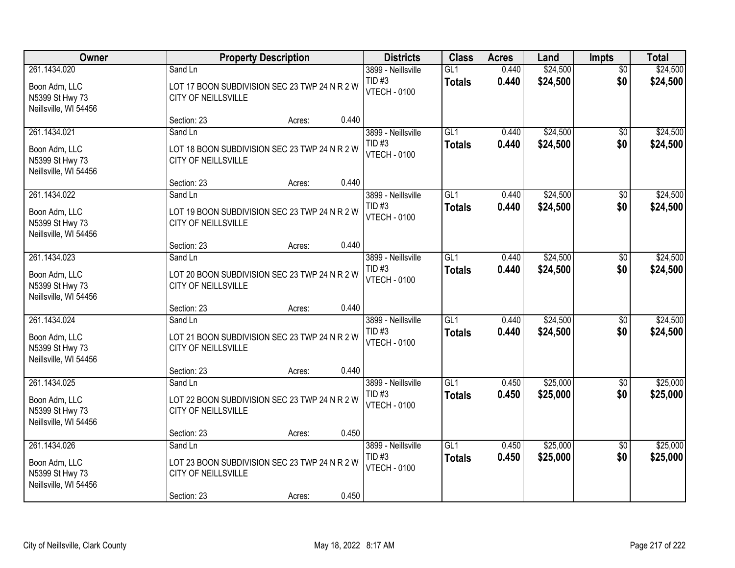| Owner | Property Description | Districts | Class | Acres | Land | Impts | Total |
|---|---|---|---|---|---|---|---|
| 261.1434.020<br>Boon Adm, LLC<br>N5399 St Hwy 73<br>Neillsville, WI 54456 | Sand Ln<br>LOT 17 BOON SUBDIVISION SEC 23 TWP 24 N R 2 W CITY OF NEILLSVILLE<br>Section: 23 Acres: 0.440 | 3899 - Neillsville<br>TID #3<br>VTECH - 0100 | GL1<br>**Totals** | 0.440<br>**0.440** | $24,500<br>**$24,500** | $0<br>**$0** | $24,500<br>**$24,500** |
| 261.1434.021<br>Boon Adm, LLC<br>N5399 St Hwy 73<br>Neillsville, WI 54456 | Sand Ln<br>LOT 18 BOON SUBDIVISION SEC 23 TWP 24 N R 2 W CITY OF NEILLSVILLE<br>Section: 23 Acres: 0.440 | 3899 - Neillsville<br>TID #3<br>VTECH - 0100 | GL1<br>**Totals** | 0.440<br>**0.440** | $24,500<br>**$24,500** | $0<br>**$0** | $24,500<br>**$24,500** |
| 261.1434.022<br>Boon Adm, LLC<br>N5399 St Hwy 73<br>Neillsville, WI 54456 | Sand Ln<br>LOT 19 BOON SUBDIVISION SEC 23 TWP 24 N R 2 W CITY OF NEILLSVILLE<br>Section: 23 Acres: 0.440 | 3899 - Neillsville<br>TID #3<br>VTECH - 0100 | GL1<br>**Totals** | 0.440<br>**0.440** | $24,500<br>**$24,500** | $0<br>**$0** | $24,500<br>**$24,500** |
| 261.1434.023<br>Boon Adm, LLC<br>N5399 St Hwy 73<br>Neillsville, WI 54456 | Sand Ln<br>LOT 20 BOON SUBDIVISION SEC 23 TWP 24 N R 2 W CITY OF NEILLSVILLE<br>Section: 23 Acres: 0.440 | 3899 - Neillsville<br>TID #3<br>VTECH - 0100 | GL1<br>**Totals** | 0.440<br>**0.440** | $24,500<br>**$24,500** | $0<br>**$0** | $24,500<br>**$24,500** |
| 261.1434.024<br>Boon Adm, LLC<br>N5399 St Hwy 73<br>Neillsville, WI 54456 | Sand Ln<br>LOT 21 BOON SUBDIVISION SEC 23 TWP 24 N R 2 W CITY OF NEILLSVILLE<br>Section: 23 Acres: 0.440 | 3899 - Neillsville<br>TID #3<br>VTECH - 0100 | GL1<br>**Totals** | 0.440<br>**0.440** | $24,500<br>**$24,500** | $0<br>**$0** | $24,500<br>**$24,500** |
| 261.1434.025<br>Boon Adm, LLC<br>N5399 St Hwy 73<br>Neillsville, WI 54456 | Sand Ln<br>LOT 22 BOON SUBDIVISION SEC 23 TWP 24 N R 2 W CITY OF NEILLSVILLE<br>Section: 23 Acres: 0.450 | 3899 - Neillsville<br>TID #3<br>VTECH - 0100 | GL1<br>**Totals** | 0.450<br>**0.450** | $25,000<br>**$25,000** | $0<br>**$0** | $25,000<br>**$25,000** |
| 261.1434.026<br>Boon Adm, LLC<br>N5399 St Hwy 73<br>Neillsville, WI 54456 | Sand Ln<br>LOT 23 BOON SUBDIVISION SEC 23 TWP 24 N R 2 W CITY OF NEILLSVILLE<br>Section: 23 Acres: 0.450 | 3899 - Neillsville<br>TID #3<br>VTECH - 0100 | GL1<br>**Totals** | 0.450<br>**0.450** | $25,000<br>**$25,000** | $0<br>**$0** | $25,000<br>**$25,000** |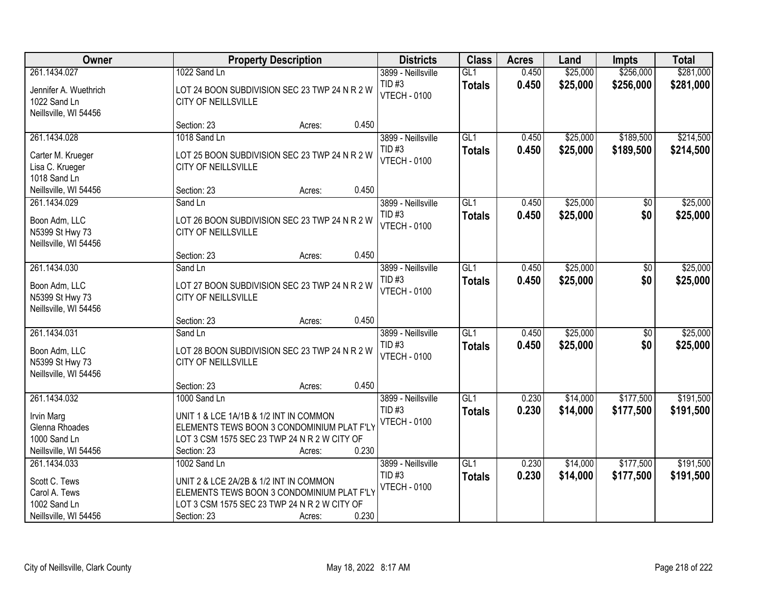| Owner | Property Description | Districts | Class | Acres | Land | Impts | Total |
|---|---|---|---|---|---|---|---|
| 261.1434.027<br><br>Jennifer A. Wuethrich<br>1022 Sand Ln<br>Neillsville, WI 54456 | 1022 Sand Ln<br><br>LOT 24 BOON SUBDIVISION SEC 23 TWP 24 N R 2 W CITY OF NEILLSVILLE<br><br>Section: 23 Acres: 0.450 | 3899 - Neillsville<br>TID #3<br>VTECH - 0100 | GL1<br>**Totals** | 0.450<br>**0.450** | $25,000<br>**$25,000** | $256,000<br>**$256,000** | $281,000<br>**$281,000** |
| 261.1434.028<br><br>Carter M. Krueger<br>Lisa C. Krueger<br>1018 Sand Ln<br>Neillsville, WI 54456 | 1018 Sand Ln<br><br>LOT 25 BOON SUBDIVISION SEC 23 TWP 24 N R 2 W CITY OF NEILLSVILLE<br><br>Section: 23 Acres: 0.450 | 3899 - Neillsville<br>TID #3<br>VTECH - 0100 | GL1<br>**Totals** | 0.450<br>**0.450** | $25,000<br>**$25,000** | $189,500<br>**$189,500** | $214,500<br>**$214,500** |
| 261.1434.029<br><br>Boon Adm, LLC<br>N5399 St Hwy 73<br>Neillsville, WI 54456 | Sand Ln<br><br>LOT 26 BOON SUBDIVISION SEC 23 TWP 24 N R 2 W CITY OF NEILLSVILLE<br><br>Section: 23 Acres: 0.450 | 3899 - Neillsville<br>TID #3<br>VTECH - 0100 | GL1<br>**Totals** | 0.450<br>**0.450** | $25,000<br>**$25,000** | $0<br>**$0** | $25,000<br>**$25,000** |
| 261.1434.030<br><br>Boon Adm, LLC<br>N5399 St Hwy 73<br>Neillsville, WI 54456 | Sand Ln<br><br>LOT 27 BOON SUBDIVISION SEC 23 TWP 24 N R 2 W CITY OF NEILLSVILLE<br><br>Section: 23 Acres: 0.450 | 3899 - Neillsville<br>TID #3<br>VTECH - 0100 | GL1<br>**Totals** | 0.450<br>**0.450** | $25,000<br>**$25,000** | $0<br>**$0** | $25,000<br>**$25,000** |
| 261.1434.031<br><br>Boon Adm, LLC<br>N5399 St Hwy 73<br>Neillsville, WI 54456 | Sand Ln<br><br>LOT 28 BOON SUBDIVISION SEC 23 TWP 24 N R 2 W CITY OF NEILLSVILLE<br><br>Section: 23 Acres: 0.450 | 3899 - Neillsville<br>TID #3<br>VTECH - 0100 | GL1<br>**Totals** | 0.450<br>**0.450** | $25,000<br>**$25,000** | $0<br>**$0** | $25,000<br>**$25,000** |
| 261.1434.032<br><br>Irvin Marg<br>Glenna Rhoades<br>1000 Sand Ln<br>Neillsville, WI 54456 | 1000 Sand Ln<br><br>UNIT 1 & LCE 1A/1B & 1/2 INT IN COMMON ELEMENTS TEWS BOON 3 CONDOMINIUM PLAT F'LY LOT 3 CSM 1575 SEC 23 TWP 24 N R 2 W CITY OF<br>Section: 23 Acres: 0.230 | 3899 - Neillsville<br>TID #3<br>VTECH - 0100 | GL1<br>**Totals** | 0.230<br>**0.230** | $14,000<br>**$14,000** | $177,500<br>**$177,500** | $191,500<br>**$191,500** |
| 261.1434.033<br><br>Scott C. Tews<br>Carol A. Tews<br>1002 Sand Ln<br>Neillsville, WI 54456 | 1002 Sand Ln<br><br>UNIT 2 & LCE 2A/2B & 1/2 INT IN COMMON ELEMENTS TEWS BOON 3 CONDOMINIUM PLAT F'LY LOT 3 CSM 1575 SEC 23 TWP 24 N R 2 W CITY OF<br>Section: 23 Acres: 0.230 | 3899 - Neillsville<br>TID #3<br>VTECH - 0100 | GL1<br>**Totals** | 0.230<br>**0.230** | $14,000<br>**$14,000** | $177,500<br>**$177,500** | $191,500<br>**$191,500** |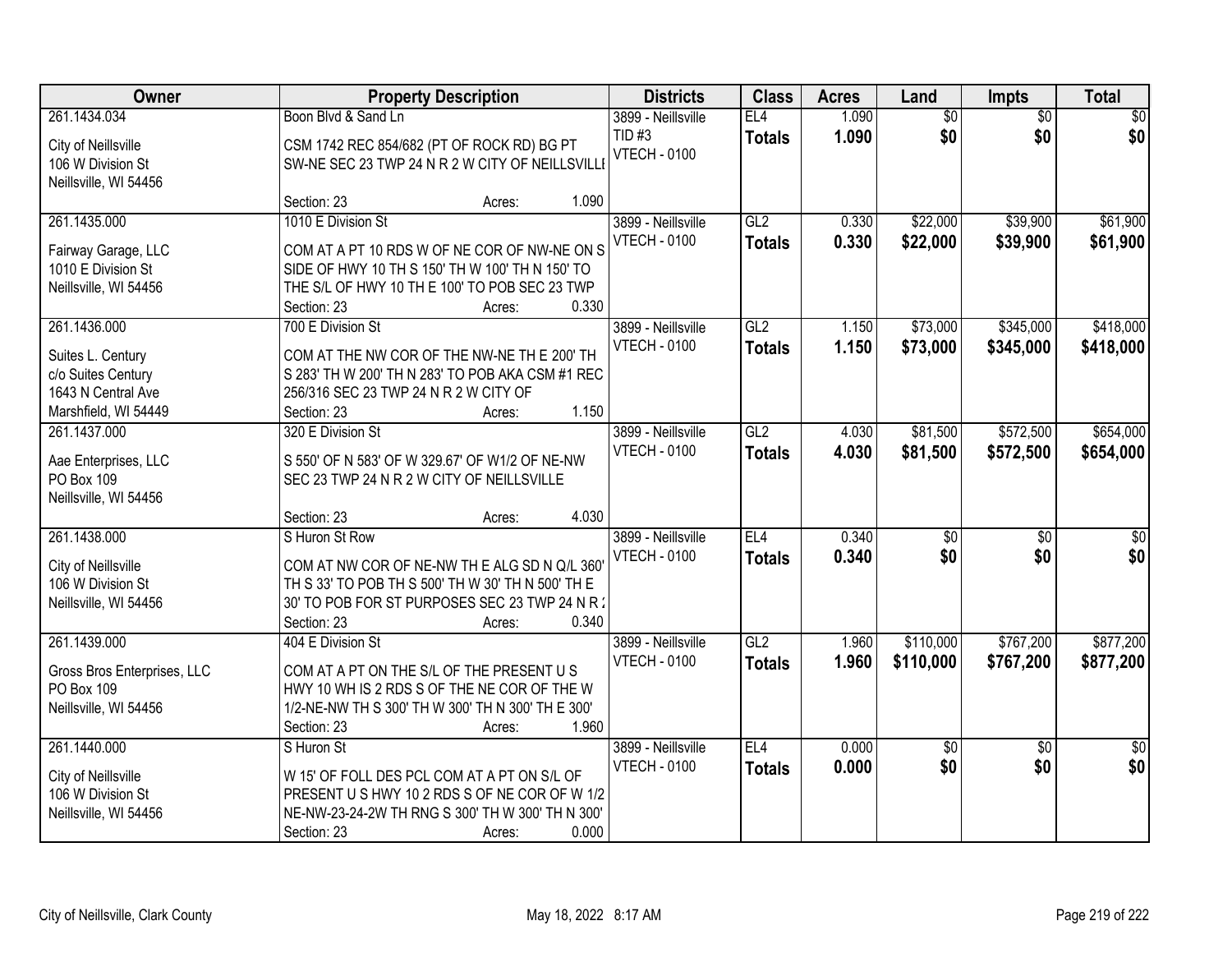| Owner | Property Description | Districts | Class | Acres | Land | Impts | Total |
|---|---|---|---|---|---|---|---|
| 261.1434.034<br><br>City of Neillsville<br>106 W Division St<br>Neillsville, WI 54456 | Boon Blvd & Sand Ln<br><br>CSM 1742 REC 854/682 (PT OF ROCK RD) BG PT SW-NE SEC 23 TWP 24 N R 2 W CITY OF NEILLSVILLI<br><br>Section: 23 Acres: 1.090 | 3899 - Neillsville<br>TID #3<br>VTECH - 0100 | EL4<br>**Totals** | 1.090<br>**1.090** | $0<br>**$0** | $0<br>**$0** | $0<br>**$0** |
| 261.1435.000<br><br>Fairway Garage, LLC<br>1010 E Division St<br>Neillsville, WI 54456 | 1010 E Division St<br><br>COM AT A PT 10 RDS W OF NE COR OF NW-NE ON S SIDE OF HWY 10 TH S 150' TH W 100' TH N 150' TO THE S/L OF HWY 10 TH E 100' TO POB SEC 23 TWP<br>Section: 23 Acres: 0.330 | 3899 - Neillsville<br>VTECH - 0100 | GL2<br>**Totals** | 0.330<br>**0.330** | $22,000<br>**$22,000** | $39,900<br>**$39,900** | $61,900<br>**$61,900** |
| 261.1436.000<br><br>Suites L. Century<br>c/o Suites Century<br>1643 N Central Ave<br>Marshfield, WI 54449 | 700 E Division St<br><br>COM AT THE NW COR OF THE NW-NE TH E 200' TH S 283' TH W 200' TH N 283' TO POB AKA CSM #1 REC 256/316 SEC 23 TWP 24 N R 2 W CITY OF<br>Section: 23 Acres: 1.150 | 3899 - Neillsville<br>VTECH - 0100 | GL2<br>**Totals** | 1.150<br>**1.150** | $73,000<br>**$73,000** | $345,000<br>**$345,000** | $418,000<br>**$418,000** |
| 261.1437.000<br><br>Aae Enterprises, LLC<br>PO Box 109<br>Neillsville, WI 54456 | 320 E Division St<br><br>S 550' OF N 583' OF W 329.67' OF W1/2 OF NE-NW SEC 23 TWP 24 N R 2 W CITY OF NEILLSVILLE<br><br>Section: 23 Acres: 4.030 | 3899 - Neillsville<br>VTECH - 0100 | GL2<br>**Totals** | 4.030<br>**4.030** | $81,500<br>**$81,500** | $572,500<br>**$572,500** | $654,000<br>**$654,000** |
| 261.1438.000<br><br>City of Neillsville<br>106 W Division St<br>Neillsville, WI 54456 | S Huron St Row<br><br>COM AT NW COR OF NE-NW TH E ALG SD N Q/L 360' TH S 33' TO POB TH S 500' TH W 30' TH N 500' TH E 30' TO POB FOR ST PURPOSES SEC 23 TWP 24 N R 2<br>Section: 23 Acres: 0.340 | 3899 - Neillsville<br>VTECH - 0100 | EL4<br>**Totals** | 0.340<br>**0.340** | $0<br>**$0** | $0<br>**$0** | $0<br>**$0** |
| 261.1439.000<br><br>Gross Bros Enterprises, LLC<br>PO Box 109<br>Neillsville, WI 54456 | 404 E Division St<br><br>COM AT A PT ON THE S/L OF THE PRESENT U S HWY 10 WH IS 2 RDS S OF THE NE COR OF THE W 1/2-NE-NW TH S 300' TH W 300' TH N 300' TH E 300'<br>Section: 23 Acres: 1.960 | 3899 - Neillsville<br>VTECH - 0100 | GL2<br>**Totals** | 1.960<br>**1.960** | $110,000<br>**$110,000** | $767,200<br>**$767,200** | $877,200<br>**$877,200** |
| 261.1440.000<br><br>City of Neillsville<br>106 W Division St<br>Neillsville, WI 54456 | S Huron St<br><br>W 15' OF FOLL DES PCL COM AT A PT ON S/L OF PRESENT U S HWY 10 2 RDS S OF NE COR OF W 1/2 NE-NW-23-24-2W TH RNG S 300' TH W 300' TH N 300'<br>Section: 23 Acres: 0.000 | 3899 - Neillsville<br>VTECH - 0100 | EL4<br>**Totals** | 0.000<br>**0.000** | $0<br>**$0** | $0<br>**$0** | $0<br>**$0** |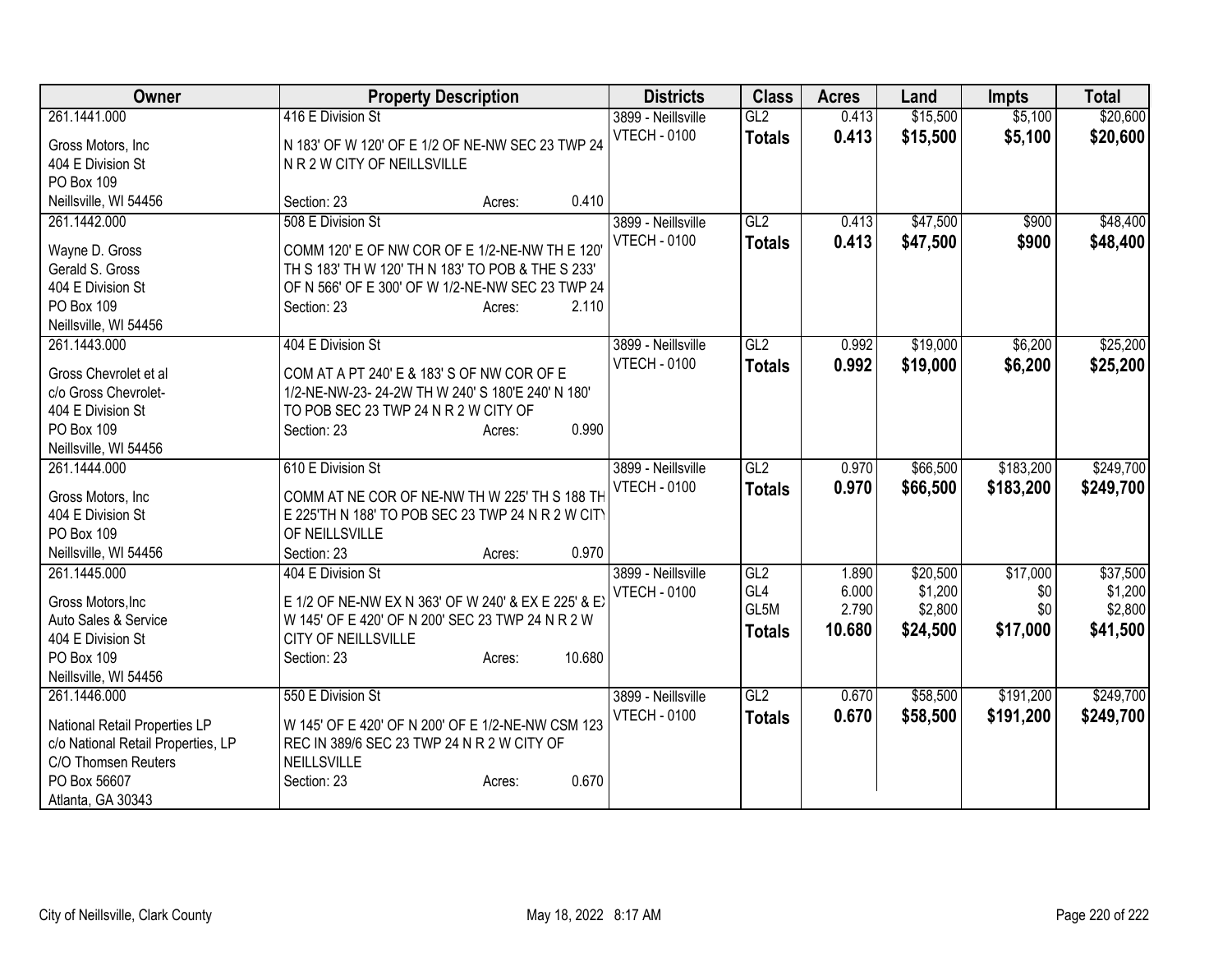| Owner | Property Description | Districts | Class | Acres | Land | Impts | Total |
|---|---|---|---|---|---|---|---|
| 261.1441.000<br><br>Gross Motors, Inc<br>404 E Division St<br>PO Box 109<br>Neillsville, WI 54456 | 416 E Division St<br><br>N 183' OF W 120' OF E 1/2 OF NE-NW SEC 23 TWP 24 N R 2 W CITY OF NEILLSVILLE<br><br>Section: 23 Acres: 0.410 | 3899 - Neillsville<br>VTECH - 0100 | GL2<br>**Totals** | 0.413<br>**0.413** | $15,500<br>**$15,500** | $5,100<br>**$5,100** | $20,600<br>**$20,600** |
| 261.1442.000<br><br>Wayne D. Gross<br>Gerald S. Gross<br>404 E Division St<br>PO Box 109<br>Neillsville, WI 54456 | 508 E Division St<br><br>COMM 120' E OF NW COR OF E 1/2-NE-NW TH E 120' TH S 183' TH W 120' TH N 183' TO POB & THE S 233' OF N 566' OF E 300' OF W 1/2-NE-NW SEC 23 TWP 24<br>Section: 23 Acres: 2.110 | 3899 - Neillsville<br>VTECH - 0100 | GL2<br>**Totals** | 0.413<br>**0.413** | $47,500<br>**$47,500** | $900<br>**$900** | $48,400<br>**$48,400** |
| 261.1443.000<br><br>Gross Chevrolet et al<br>c/o Gross Chevrolet-<br>404 E Division St<br>PO Box 109<br>Neillsville, WI 54456 | 404 E Division St<br><br>COM AT A PT 240' E & 183' S OF NW COR OF E 1/2-NE-NW-23- 24-2W TH W 240' S 180'E 240' N 180' TO POB SEC 23 TWP 24 N R 2 W CITY OF<br>Section: 23 Acres: 0.990 | 3899 - Neillsville<br>VTECH - 0100 | GL2<br>**Totals** | 0.992<br>**0.992** | $19,000<br>**$19,000** | $6,200<br>**$6,200** | $25,200<br>**$25,200** |
| 261.1444.000<br><br>Gross Motors, Inc<br>404 E Division St<br>PO Box 109<br>Neillsville, WI 54456 | 610 E Division St<br><br>COMM AT NE COR OF NE-NW TH W 225' TH S 188 TH E 225'TH N 188' TO POB SEC 23 TWP 24 N R 2 W CITY OF NEILLSVILLE<br>Section: 23 Acres: 0.970 | 3899 - Neillsville<br>VTECH - 0100 | GL2<br>**Totals** | 0.970<br>**0.970** | $66,500<br>**$66,500** | $183,200<br>**$183,200** | $249,700<br>**$249,700** |
| 261.1445.000<br><br>Gross Motors,Inc<br>Auto Sales & Service<br>404 E Division St<br>PO Box 109<br>Neillsville, WI 54456 | 404 E Division St<br><br>E 1/2 OF NE-NW EX N 363' OF W 240' & EX E 225' & EX W 145' OF E 420' OF N 200' SEC 23 TWP 24 N R 2 W CITY OF NEILLSVILLE<br>Section: 23 Acres: 10.680 | 3899 - Neillsville<br>VTECH - 0100 | GL2<br>GL4<br>GL5M<br>**Totals** | 1.890<br>6.000<br>2.790<br>**10.680** | $20,500<br>$1,200<br>$2,800<br>**$24,500** | $17,000<br>$0<br>$0<br>**$17,000** | $37,500<br>$1,200<br>$2,800<br>**$41,500** |
| 261.1446.000<br><br>National Retail Properties LP<br>c/o National Retail Properties, LP<br>C/O Thomsen Reuters<br>PO Box 56607<br>Atlanta, GA 30343 | 550 E Division St<br><br>W 145' OF E 420' OF N 200' OF E 1/2-NE-NW CSM 123 REC IN 389/6 SEC 23 TWP 24 N R 2 W CITY OF NEILLSVILLE<br>Section: 23 Acres: 0.670 | 3899 - Neillsville<br>VTECH - 0100 | GL2<br>**Totals** | 0.670<br>**0.670** | $58,500<br>**$58,500** | $191,200<br>**$191,200** | $249,700<br>**$249,700** |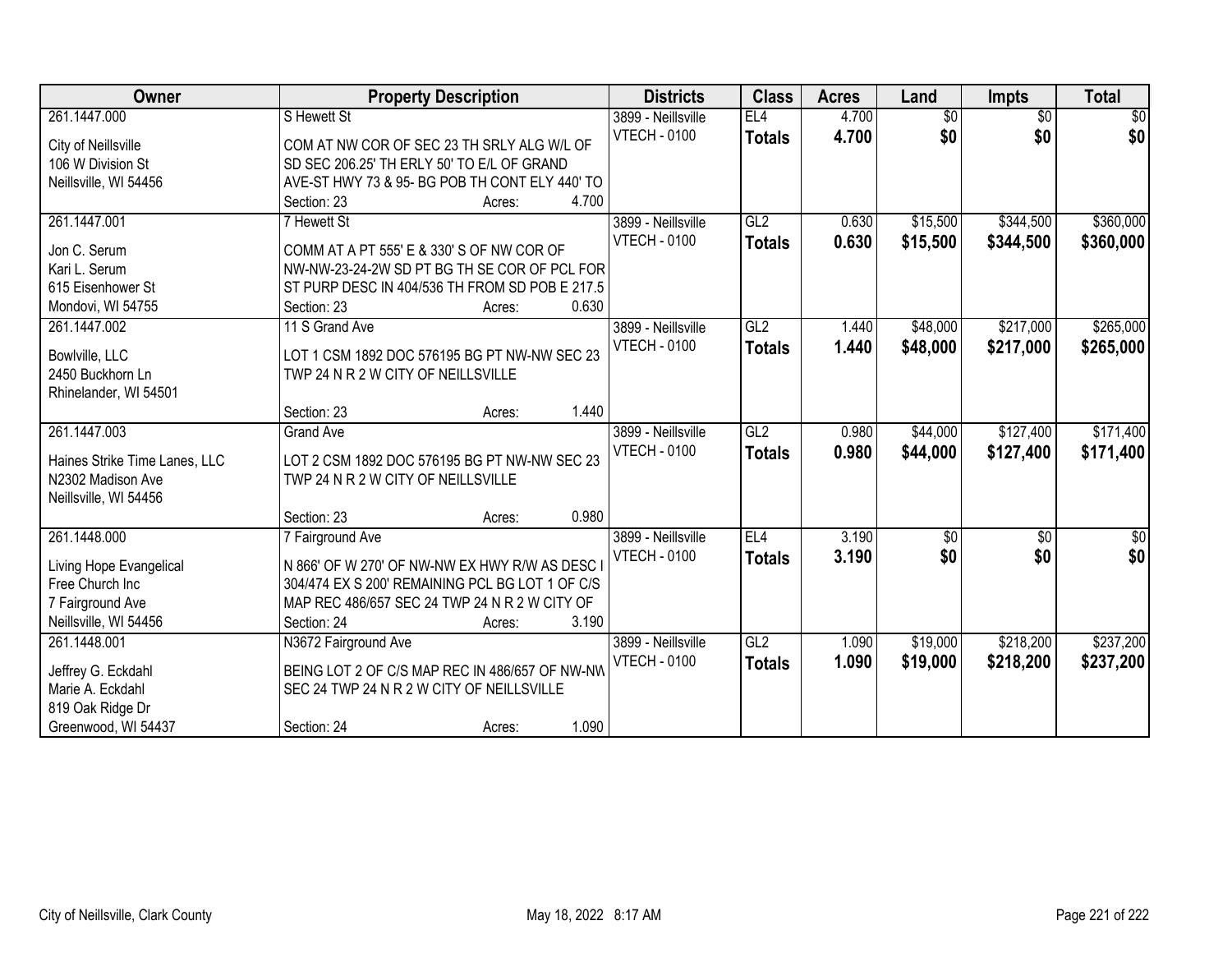| Owner | Property Description | Districts | Class | Acres | Land | Impts | Total |
|---|---|---|---|---|---|---|---|
| 261.1447.000<br>City of Neillsville<br>106 W Division St<br>Neillsville, WI 54456 | S Hewett St<br>COM AT NW COR OF SEC 23 TH SRLY ALG W/L OF SD SEC 206.25' TH ERLY 50' TO E/L OF GRAND AVE-ST HWY 73 & 95- BG POB TH CONT ELY 440' TO<br>Section: 23 Acres: 4.700 | 3899 - Neillsville<br>VTECH - 0100 | EL4<br>**Totals** | 4.700<br>**4.700** | $0<br>**$0** | $0<br>**$0** | $0<br>**$0** |
| 261.1447.001<br>Jon C. Serum<br>Kari L. Serum<br>615 Eisenhower St<br>Mondovi, WI 54755 | 7 Hewett St<br>COMM AT A PT 555' E & 330' S OF NW COR OF NW-NW-23-24-2W SD PT BG TH SE COR OF PCL FOR ST PURP DESC IN 404/536 TH FROM SD POB E 217.5<br>Section: 23 Acres: 0.630 | 3899 - Neillsville<br>VTECH - 0100 | GL2<br>**Totals** | 0.630<br>**0.630** | $15,500<br>**$15,500** | $344,500<br>**$344,500** | $360,000<br>**$360,000** |
| 261.1447.002<br>Bowlville, LLC<br>2450 Buckhorn Ln<br>Rhinelander, WI 54501 | 11 S Grand Ave<br>LOT 1 CSM 1892 DOC 576195 BG PT NW-NW SEC 23 TWP 24 N R 2 W CITY OF NEILLSVILLE<br>Section: 23 Acres: 1.440 | 3899 - Neillsville<br>VTECH - 0100 | GL2<br>**Totals** | 1.440<br>**1.440** | $48,000<br>**$48,000** | $217,000<br>**$217,000** | $265,000<br>**$265,000** |
| 261.1447.003<br>Haines Strike Time Lanes, LLC<br>N2302 Madison Ave<br>Neillsville, WI 54456 | Grand Ave<br>LOT 2 CSM 1892 DOC 576195 BG PT NW-NW SEC 23 TWP 24 N R 2 W CITY OF NEILLSVILLE<br>Section: 23 Acres: 0.980 | 3899 - Neillsville<br>VTECH - 0100 | GL2<br>**Totals** | 0.980<br>**0.980** | $44,000<br>**$44,000** | $127,400<br>**$127,400** | $171,400<br>**$171,400** |
| 261.1448.000<br>Living Hope Evangelical<br>Free Church Inc<br>7 Fairground Ave<br>Neillsville, WI 54456 | 7 Fairground Ave<br>N 866' OF W 270' OF NW-NW EX HWY R/W AS DESC I 304/474 EX S 200' REMAINING PCL BG LOT 1 OF C/S MAP REC 486/657 SEC 24 TWP 24 N R 2 W CITY OF<br>Section: 24 Acres: 3.190 | 3899 - Neillsville<br>VTECH - 0100 | EL4<br>**Totals** | 3.190<br>**3.190** | $0<br>**$0** | $0<br>**$0** | $0<br>**$0** |
| 261.1448.001<br>Jeffrey G. Eckdahl<br>Marie A. Eckdahl<br>819 Oak Ridge Dr<br>Greenwood, WI 54437 | N3672 Fairground Ave<br>BEING LOT 2 OF C/S MAP REC IN 486/657 OF NW-NW SEC 24 TWP 24 N R 2 W CITY OF NEILLSVILLE<br>Section: 24 Acres: 1.090 | 3899 - Neillsville<br>VTECH - 0100 | GL2<br>**Totals** | 1.090<br>**1.090** | $19,000<br>**$19,000** | $218,200<br>**$218,200** | $237,200<br>**$237,200** |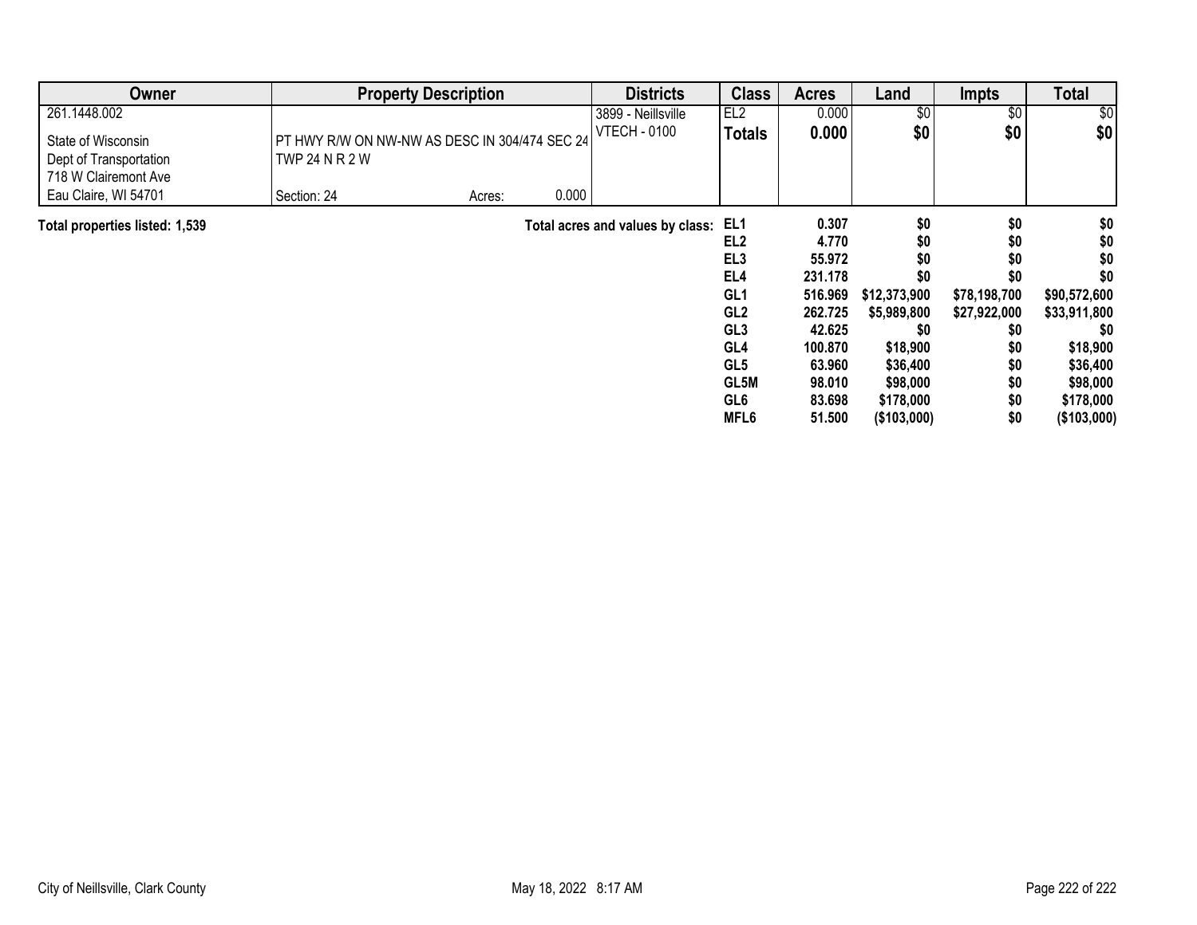| Owner | Property Description | | | Districts | Class | Acres | Land | Impts | Total |
|---|---|---|---|---|---|---|---|---|---|
| 261.1448.002<br>State of Wisconsin<br>Dept of Transportation<br>718 W Clairemont Ave<br>Eau Claire, WI 54701 | PT HWY R/W ON NW-NW AS DESC IN 304/474 SEC 24 TWP 24 N R 2 W | | | 3899 - Neillsville<br>VTECH - 0100 | EL2 | 0.000 | $0 | $0 | $0 |
| | | | | | **Totals** | **0.000** | **$0** | **$0** | **$0** |
| | Section: 24 | Acres: | 0.000 | | | | | | |

**Total properties listed: 1,539**

| Total acres and values by class: | Class | Acres | Land | Impts | Total |
|---|---|---|---|---|---|
| | EL1 | 0.307 | $0 | $0 | $0 |
| | EL2 | 4.770 | $0 | $0 | $0 |
| | EL3 | 55.972 | $0 | $0 | $0 |
| | EL4 | 231.178 | $0 | $0 | $0 |
| | GL1 | 516.969 | $12,373,900 | $78,198,700 | $90,572,600 |
| | GL2 | 262.725 | $5,989,800 | $27,922,000 | $33,911,800 |
| | GL3 | 42.625 | $0 | $0 | $0 |
| | GL4 | 100.870 | $18,900 | $0 | $18,900 |
| | GL5 | 63.960 | $36,400 | $0 | $36,400 |
| | GL5M | 98.010 | $98,000 | $0 | $98,000 |
| | GL6 | 83.698 | $178,000 | $0 | $178,000 |
| | MFL6 | 51.500 | ($103,000) | $0 | ($103,000) |